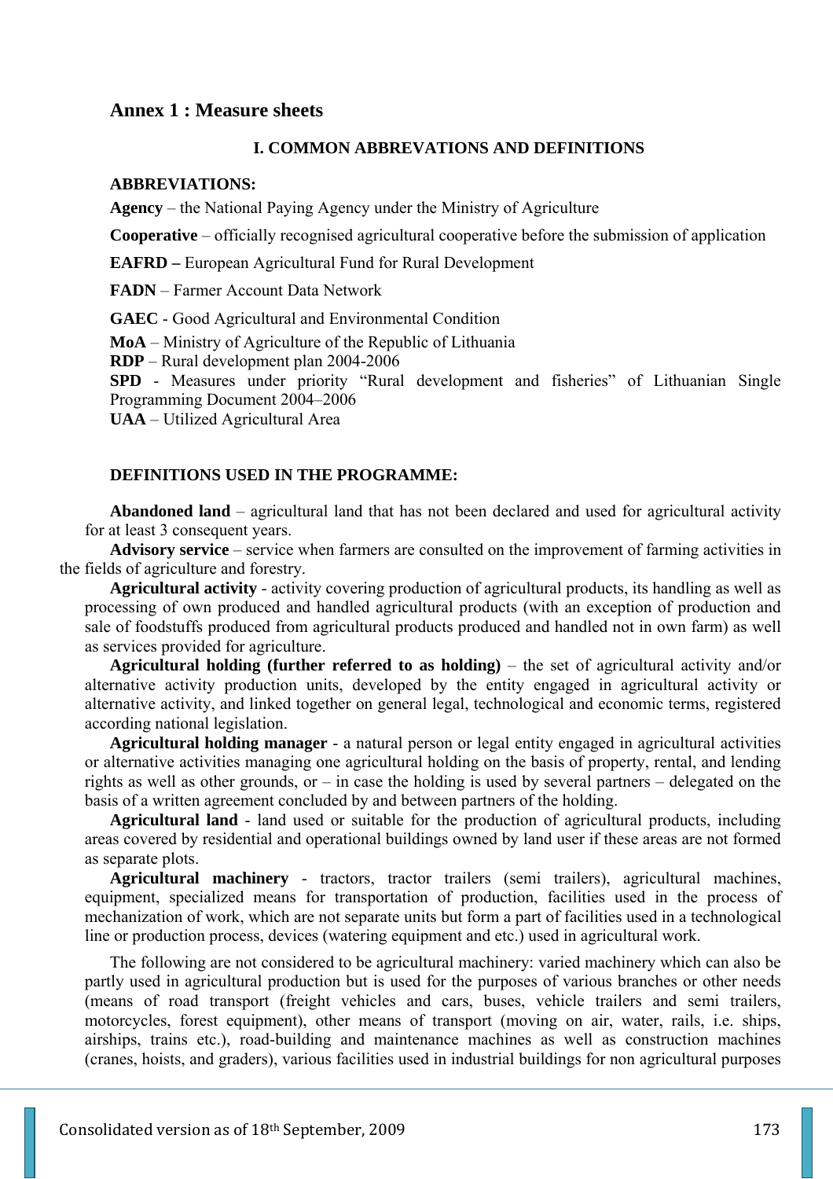# Annex 1 : Measure sheets

## I. COMMON ABBREVATIONS AND DEFINITIONS

### ABBREVIATIONS:

**Agency** – the National Paying Agency under the Ministry of Agriculture

**Cooperative** – officially recognised agricultural cooperative before the submission of application

**EAFRD –** European Agricultural Fund for Rural Development

**FADN** – Farmer Account Data Network

**GAEC** - Good Agricultural and Environmental Condition

**MoA** – Ministry of Agriculture of the Republic of Lithuania

**RDP** – Rural development plan 2004-2006

**SPD** - Measures under priority "Rural development and fisheries" of Lithuanian Single Programming Document 2004–2006

**UAA** – Utilized Agricultural Area

### DEFINITIONS USED IN THE PROGRAMME:

**Abandoned land** – agricultural land that has not been declared and used for agricultural activity for at least 3 consequent years.

**Advisory service** – service when farmers are consulted on the improvement of farming activities in the fields of agriculture and forestry.

**Agricultural activity** - activity covering production of agricultural products, its handling as well as processing of own produced and handled agricultural products (with an exception of production and sale of foodstuffs produced from agricultural products produced and handled not in own farm) as well as services provided for agriculture.

**Agricultural holding (further referred to as holding)** – the set of agricultural activity and/or alternative activity production units, developed by the entity engaged in agricultural activity or alternative activity, and linked together on general legal, technological and economic terms, registered according national legislation.

**Agricultural holding manager** - a natural person or legal entity engaged in agricultural activities or alternative activities managing one agricultural holding on the basis of property, rental, and lending rights as well as other grounds, or – in case the holding is used by several partners – delegated on the basis of a written agreement concluded by and between partners of the holding.

**Agricultural land** - land used or suitable for the production of agricultural products, including areas covered by residential and operational buildings owned by land user if these areas are not formed as separate plots.

**Agricultural machinery** - tractors, tractor trailers (semi trailers), agricultural machines, equipment, specialized means for transportation of production, facilities used in the process of mechanization of work, which are not separate units but form a part of facilities used in a technological line or production process, devices (watering equipment and etc.) used in agricultural work.

The following are not considered to be agricultural machinery: varied machinery which can also be partly used in agricultural production but is used for the purposes of various branches or other needs (means of road transport (freight vehicles and cars, buses, vehicle trailers and semi trailers, motorcycles, forest equipment), other means of transport (moving on air, water, rails, i.e. ships, airships, trains etc.), road-building and maintenance machines as well as construction machines (cranes, hoists, and graders), various facilities used in industrial buildings for non agricultural purposes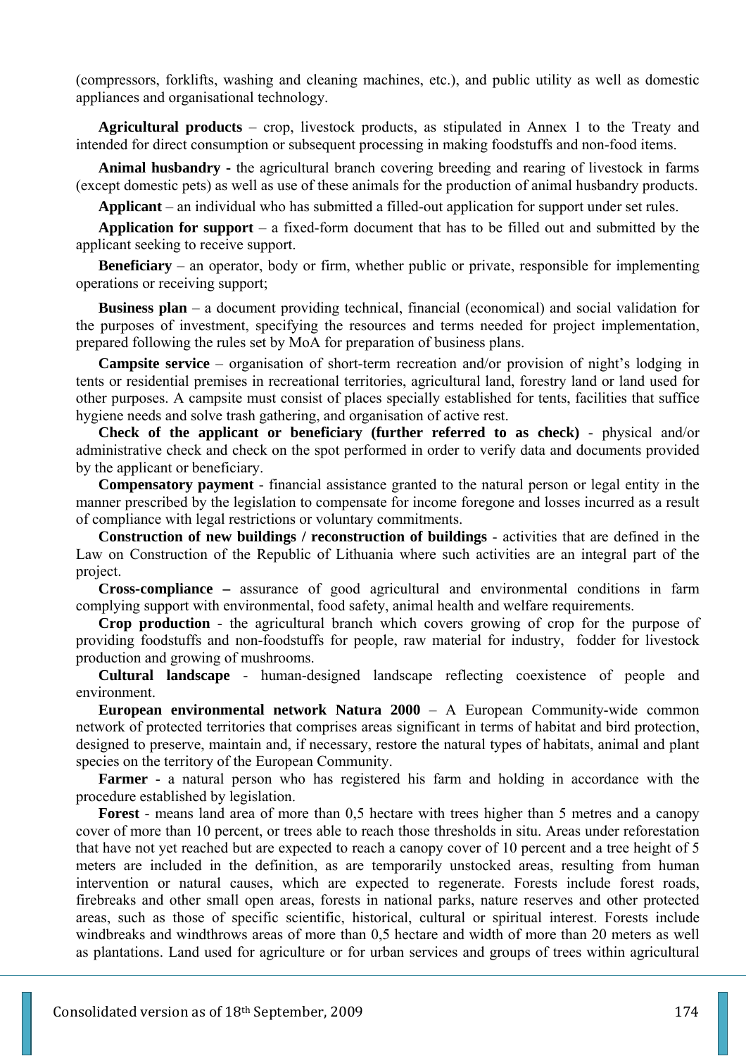(compressors, forklifts, washing and cleaning machines, etc.), and public utility as well as domestic appliances and organisational technology.

**Agricultural products** – crop, livestock products, as stipulated in Annex 1 to the Treaty and intended for direct consumption or subsequent processing in making foodstuffs and non-food items.

**Animal husbandry -** the agricultural branch covering breeding and rearing of livestock in farms (except domestic pets) as well as use of these animals for the production of animal husbandry products.

**Applicant** – an individual who has submitted a filled-out application for support under set rules.

**Application for support** – a fixed-form document that has to be filled out and submitted by the applicant seeking to receive support.

**Beneficiary** – an operator, body or firm, whether public or private, responsible for implementing operations or receiving support;

**Business plan** – a document providing technical, financial (economical) and social validation for the purposes of investment, specifying the resources and terms needed for project implementation, prepared following the rules set by MoA for preparation of business plans.

**Campsite service** – organisation of short-term recreation and/or provision of night's lodging in tents or residential premises in recreational territories, agricultural land, forestry land or land used for other purposes. A campsite must consist of places specially established for tents, facilities that suffice hygiene needs and solve trash gathering, and organisation of active rest.

**Check of the applicant or beneficiary (further referred to as check)** - physical and/or administrative check and check on the spot performed in order to verify data and documents provided by the applicant or beneficiary.

**Compensatory payment** - financial assistance granted to the natural person or legal entity in the manner prescribed by the legislation to compensate for income foregone and losses incurred as a result of compliance with legal restrictions or voluntary commitments.

**Construction of new buildings / reconstruction of buildings** - activities that are defined in the Law on Construction of the Republic of Lithuania where such activities are an integral part of the project.

**Cross-compliance –** assurance of good agricultural and environmental conditions in farm complying support with environmental, food safety, animal health and welfare requirements.

**Crop production** - the agricultural branch which covers growing of crop for the purpose of providing foodstuffs and non-foodstuffs for people, raw material for industry, fodder for livestock production and growing of mushrooms.

**Cultural landscape** - human-designed landscape reflecting coexistence of people and environment.

**European environmental network Natura 2000** – A European Community-wide common network of protected territories that comprises areas significant in terms of habitat and bird protection, designed to preserve, maintain and, if necessary, restore the natural types of habitats, animal and plant species on the territory of the European Community.

**Farmer** - a natural person who has registered his farm and holding in accordance with the procedure established by legislation.

**Forest** - means land area of more than 0,5 hectare with trees higher than 5 metres and a canopy cover of more than 10 percent, or trees able to reach those thresholds in situ. Areas under reforestation that have not yet reached but are expected to reach a canopy cover of 10 percent and a tree height of 5 meters are included in the definition, as are temporarily unstocked areas, resulting from human intervention or natural causes, which are expected to regenerate. Forests include forest roads, firebreaks and other small open areas, forests in national parks, nature reserves and other protected areas, such as those of specific scientific, historical, cultural or spiritual interest. Forests include windbreaks and windthrows areas of more than 0,5 hectare and width of more than 20 meters as well as plantations. Land used for agriculture or for urban services and groups of trees within agricultural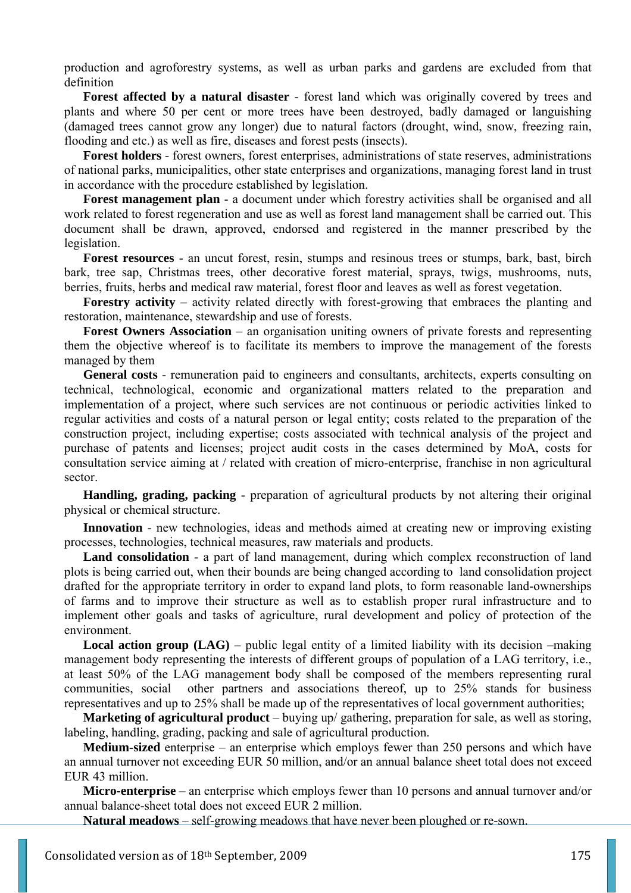production and agroforestry systems, as well as urban parks and gardens are excluded from that definition

**Forest affected by a natural disaster** - forest land which was originally covered by trees and plants and where 50 per cent or more trees have been destroyed, badly damaged or languishing (damaged trees cannot grow any longer) due to natural factors (drought, wind, snow, freezing rain, flooding and etc.) as well as fire, diseases and forest pests (insects).

**Forest holders** - forest owners, forest enterprises, administrations of state reserves, administrations of national parks, municipalities, other state enterprises and organizations, managing forest land in trust in accordance with the procedure established by legislation.

**Forest management plan** - a document under which forestry activities shall be organised and all work related to forest regeneration and use as well as forest land management shall be carried out. This document shall be drawn, approved, endorsed and registered in the manner prescribed by the legislation.

**Forest resources** - an uncut forest, resin, stumps and resinous trees or stumps, bark, bast, birch bark, tree sap, Christmas trees, other decorative forest material, sprays, twigs, mushrooms, nuts, berries, fruits, herbs and medical raw material, forest floor and leaves as well as forest vegetation.

**Forestry activity** – activity related directly with forest-growing that embraces the planting and restoration, maintenance, stewardship and use of forests.

**Forest Owners Association** – an organisation uniting owners of private forests and representing them the objective whereof is to facilitate its members to improve the management of the forests managed by them

**General costs** - remuneration paid to engineers and consultants, architects, experts consulting on technical, technological, economic and organizational matters related to the preparation and implementation of a project, where such services are not continuous or periodic activities linked to regular activities and costs of a natural person or legal entity; costs related to the preparation of the construction project, including expertise; costs associated with technical analysis of the project and purchase of patents and licenses; project audit costs in the cases determined by MoA, costs for consultation service aiming at / related with creation of micro-enterprise, franchise in non agricultural sector.

**Handling, grading, packing** - preparation of agricultural products by not altering their original physical or chemical structure.

**Innovation** - new technologies, ideas and methods aimed at creating new or improving existing processes, technologies, technical measures, raw materials and products.

**Land consolidation** - a part of land management, during which complex reconstruction of land plots is being carried out, when their bounds are being changed according to land consolidation project drafted for the appropriate territory in order to expand land plots, to form reasonable land-ownerships of farms and to improve their structure as well as to establish proper rural infrastructure and to implement other goals and tasks of agriculture, rural development and policy of protection of the environment.

**Local action group (LAG)** – public legal entity of a limited liability with its decision –making management body representing the interests of different groups of population of a LAG territory, i.e., at least 50% of the LAG management body shall be composed of the members representing rural communities, social other partners and associations thereof, up to 25% stands for business representatives and up to 25% shall be made up of the representatives of local government authorities;

**Marketing of agricultural product** – buying up/ gathering, preparation for sale, as well as storing, labeling, handling, grading, packing and sale of agricultural production.

**Medium-sized** enterprise – an enterprise which employs fewer than 250 persons and which have an annual turnover not exceeding EUR 50 million, and/or an annual balance sheet total does not exceed EUR 43 million.

**Micro-enterprise** – an enterprise which employs fewer than 10 persons and annual turnover and/or annual balance-sheet total does not exceed EUR 2 million.

**Natural meadows** – self-growing meadows that have never been ploughed or re-sown.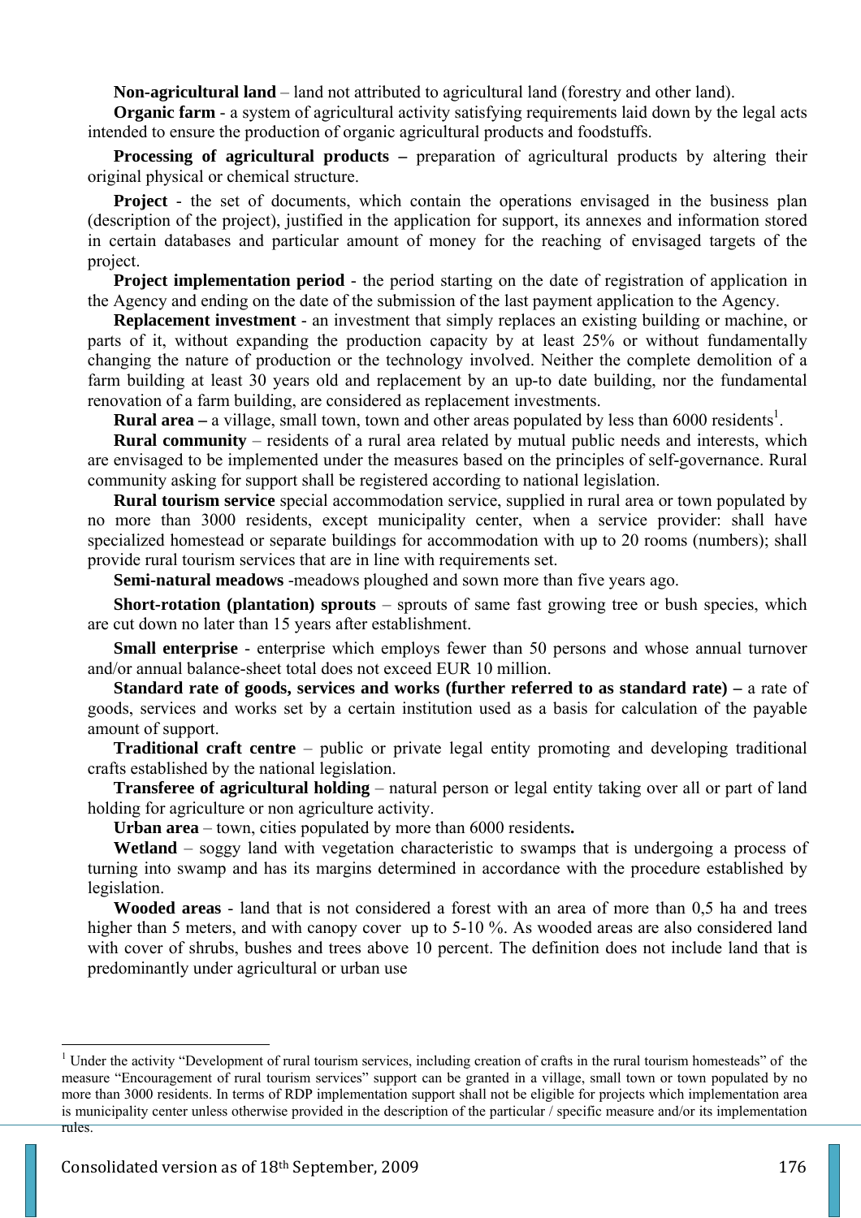**Non-agricultural land** – land not attributed to agricultural land (forestry and other land).

**Organic farm** - a system of agricultural activity satisfying requirements laid down by the legal acts intended to ensure the production of organic agricultural products and foodstuffs.

**Processing of agricultural products –** preparation of agricultural products by altering their original physical or chemical structure.

**Project** - the set of documents, which contain the operations envisaged in the business plan (description of the project), justified in the application for support, its annexes and information stored in certain databases and particular amount of money for the reaching of envisaged targets of the project.

**Project implementation period** - the period starting on the date of registration of application in the Agency and ending on the date of the submission of the last payment application to the Agency.

**Replacement investment** - an investment that simply replaces an existing building or machine, or parts of it, without expanding the production capacity by at least 25% or without fundamentally changing the nature of production or the technology involved. Neither the complete demolition of a farm building at least 30 years old and replacement by an up-to date building, nor the fundamental renovation of a farm building, are considered as replacement investments.

**Rural area –** a village, small town, town and other areas populated by less than 6000 residents[1].

**Rural community** – residents of a rural area related by mutual public needs and interests, which are envisaged to be implemented under the measures based on the principles of self-governance. Rural community asking for support shall be registered according to national legislation.

**Rural tourism service** special accommodation service, supplied in rural area or town populated by no more than 3000 residents, except municipality center, when a service provider: shall have specialized homestead or separate buildings for accommodation with up to 20 rooms (numbers); shall provide rural tourism services that are in line with requirements set.

**Semi-natural meadows** -meadows ploughed and sown more than five years ago.

**Short-rotation (plantation) sprouts** – sprouts of same fast growing tree or bush species, which are cut down no later than 15 years after establishment.

**Small enterprise** - enterprise which employs fewer than 50 persons and whose annual turnover and/or annual balance-sheet total does not exceed EUR 10 million.

**Standard rate of goods, services and works (further referred to as standard rate) –** a rate of goods, services and works set by a certain institution used as a basis for calculation of the payable amount of support.

**Traditional craft centre** – public or private legal entity promoting and developing traditional crafts established by the national legislation.

**Transferee of agricultural holding** – natural person or legal entity taking over all or part of land holding for agriculture or non agriculture activity.

**Urban area** – town, cities populated by more than 6000 residents**.**

**Wetland** – soggy land with vegetation characteristic to swamps that is undergoing a process of turning into swamp and has its margins determined in accordance with the procedure established by legislation.

**Wooded areas** - land that is not considered a forest with an area of more than 0,5 ha and trees higher than 5 meters, and with canopy cover up to 5-10 %. As wooded areas are also considered land with cover of shrubs, bushes and trees above 10 percent. The definition does not include land that is predominantly under agricultural or urban use

---

[1] Under the activity "Development of rural tourism services, including creation of crafts in the rural tourism homesteads" of the measure "Encouragement of rural tourism services" support can be granted in a village, small town or town populated by no more than 3000 residents. In terms of RDP implementation support shall not be eligible for projects which implementation area is municipality center unless otherwise provided in the description of the particular / specific measure and/or its implementation rules.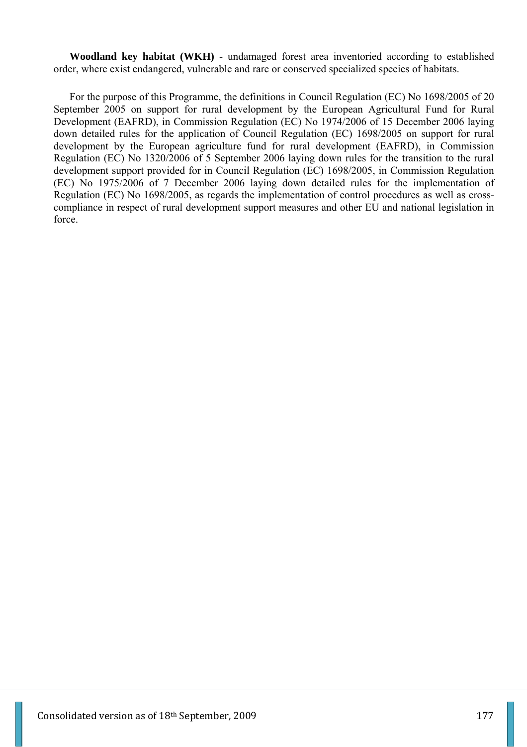**Woodland key habitat (WKH) -** undamaged forest area inventoried according to established order, where exist endangered, vulnerable and rare or conserved specialized species of habitats.

For the purpose of this Programme, the definitions in Council Regulation (EC) No 1698/2005 of 20 September 2005 on support for rural development by the European Agricultural Fund for Rural Development (EAFRD), in Commission Regulation (EC) No 1974/2006 of 15 December 2006 laying down detailed rules for the application of Council Regulation (EC) 1698/2005 on support for rural development by the European agriculture fund for rural development (EAFRD), in Commission Regulation (EC) No 1320/2006 of 5 September 2006 laying down rules for the transition to the rural development support provided for in Council Regulation (EC) 1698/2005, in Commission Regulation (EC) No 1975/2006 of 7 December 2006 laying down detailed rules for the implementation of Regulation (EC) No 1698/2005, as regards the implementation of control procedures as well as cross-compliance in respect of rural development support measures and other EU and national legislation in force.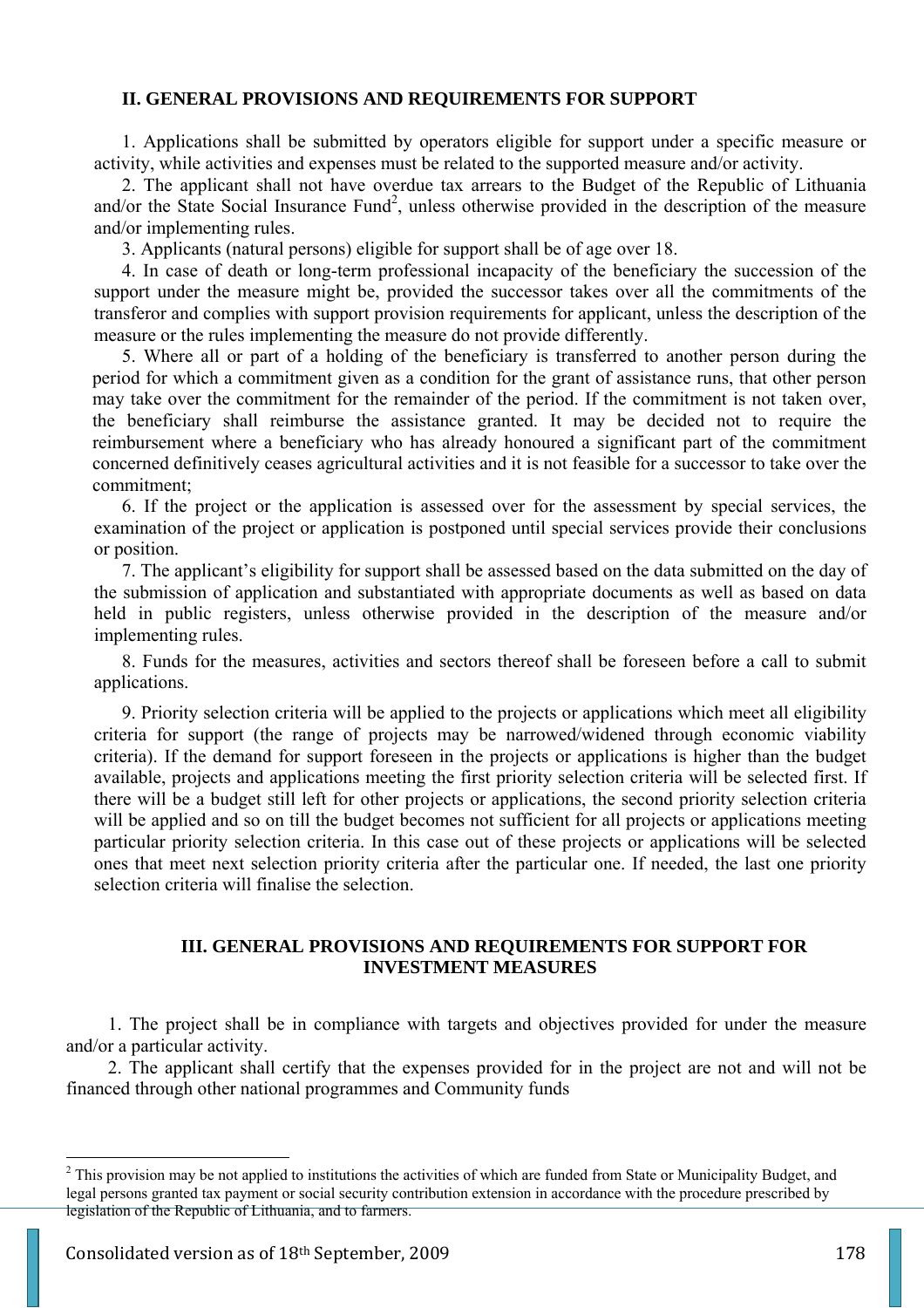## II. GENERAL PROVISIONS AND REQUIREMENTS FOR SUPPORT

1. Applications shall be submitted by operators eligible for support under a specific measure or activity, while activities and expenses must be related to the supported measure and/or activity.

2. The applicant shall not have overdue tax arrears to the Budget of the Republic of Lithuania and/or the State Social Insurance Fund[2], unless otherwise provided in the description of the measure and/or implementing rules.

3. Applicants (natural persons) eligible for support shall be of age over 18.

4. In case of death or long-term professional incapacity of the beneficiary the succession of the support under the measure might be, provided the successor takes over all the commitments of the transferor and complies with support provision requirements for applicant, unless the description of the measure or the rules implementing the measure do not provide differently.

5. Where all or part of a holding of the beneficiary is transferred to another person during the period for which a commitment given as a condition for the grant of assistance runs, that other person may take over the commitment for the remainder of the period. If the commitment is not taken over, the beneficiary shall reimburse the assistance granted. It may be decided not to require the reimbursement where a beneficiary who has already honoured a significant part of the commitment concerned definitively ceases agricultural activities and it is not feasible for a successor to take over the commitment;

6. If the project or the application is assessed over for the assessment by special services, the examination of the project or application is postponed until special services provide their conclusions or position.

7. The applicant's eligibility for support shall be assessed based on the data submitted on the day of the submission of application and substantiated with appropriate documents as well as based on data held in public registers, unless otherwise provided in the description of the measure and/or implementing rules.

8. Funds for the measures, activities and sectors thereof shall be foreseen before a call to submit applications.

9. Priority selection criteria will be applied to the projects or applications which meet all eligibility criteria for support (the range of projects may be narrowed/widened through economic viability criteria). If the demand for support foreseen in the projects or applications is higher than the budget available, projects and applications meeting the first priority selection criteria will be selected first. If there will be a budget still left for other projects or applications, the second priority selection criteria will be applied and so on till the budget becomes not sufficient for all projects or applications meeting particular priority selection criteria. In this case out of these projects or applications will be selected ones that meet next selection priority criteria after the particular one. If needed, the last one priority selection criteria will finalise the selection.

## III. GENERAL PROVISIONS AND REQUIREMENTS FOR SUPPORT FOR INVESTMENT MEASURES

1. The project shall be in compliance with targets and objectives provided for under the measure and/or a particular activity.

2. The applicant shall certify that the expenses provided for in the project are not and will not be financed through other national programmes and Community funds

[2] This provision may be not applied to institutions the activities of which are funded from State or Municipality Budget, and legal persons granted tax payment or social security contribution extension in accordance with the procedure prescribed by legislation of the Republic of Lithuania, and to farmers.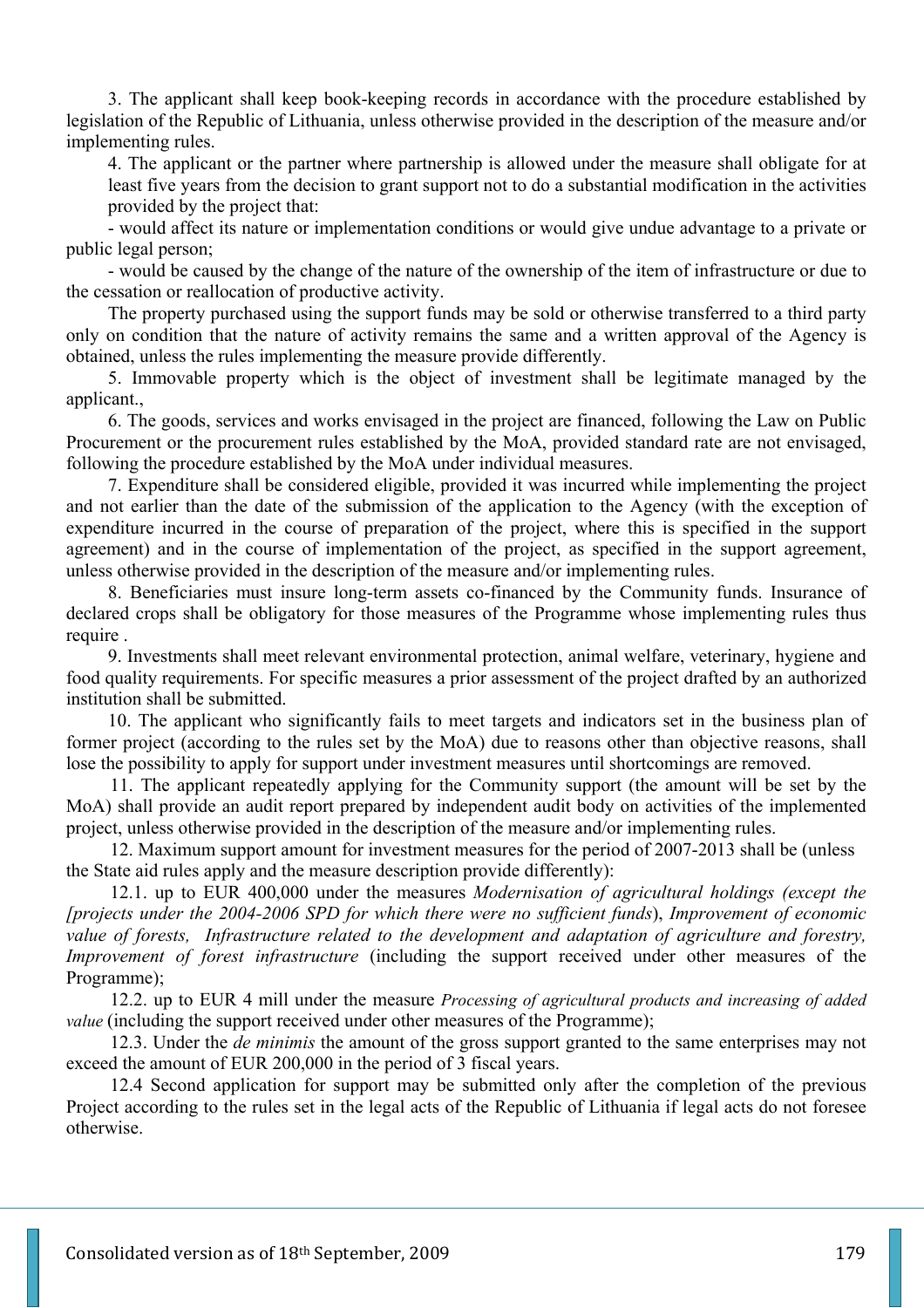3. The applicant shall keep book-keeping records in accordance with the procedure established by legislation of the Republic of Lithuania, unless otherwise provided in the description of the measure and/or implementing rules.

4. The applicant or the partner where partnership is allowed under the measure shall obligate for at least five years from the decision to grant support not to do a substantial modification in the activities provided by the project that:

- would affect its nature or implementation conditions or would give undue advantage to a private or public legal person;
- would be caused by the change of the nature of the ownership of the item of infrastructure or due to the cessation or reallocation of productive activity.

The property purchased using the support funds may be sold or otherwise transferred to a third party only on condition that the nature of activity remains the same and a written approval of the Agency is obtained, unless the rules implementing the measure provide differently.

5. Immovable property which is the object of investment shall be legitimate managed by the applicant.,

6. The goods, services and works envisaged in the project are financed, following the Law on Public Procurement or the procurement rules established by the MoA, provided standard rate are not envisaged, following the procedure established by the MoA under individual measures.

7. Expenditure shall be considered eligible, provided it was incurred while implementing the project and not earlier than the date of the submission of the application to the Agency (with the exception of expenditure incurred in the course of preparation of the project, where this is specified in the support agreement) and in the course of implementation of the project, as specified in the support agreement, unless otherwise provided in the description of the measure and/or implementing rules.

8. Beneficiaries must insure long-term assets co-financed by the Community funds. Insurance of declared crops shall be obligatory for those measures of the Programme whose implementing rules thus require .

9. Investments shall meet relevant environmental protection, animal welfare, veterinary, hygiene and food quality requirements. For specific measures a prior assessment of the project drafted by an authorized institution shall be submitted.

10. The applicant who significantly fails to meet targets and indicators set in the business plan of former project (according to the rules set by the MoA) due to reasons other than objective reasons, shall lose the possibility to apply for support under investment measures until shortcomings are removed.

11. The applicant repeatedly applying for the Community support (the amount will be set by the MoA) shall provide an audit report prepared by independent audit body on activities of the implemented project, unless otherwise provided in the description of the measure and/or implementing rules.

12. Maximum support amount for investment measures for the period of 2007-2013 shall be (unless the State aid rules apply and the measure description provide differently):

12.1. up to EUR 400,000 under the measures *Modernisation of agricultural holdings (except the [projects under the 2004-2006 SPD for which there were no sufficient funds*), *Improvement of economic value of forests, Infrastructure related to the development and adaptation of agriculture and forestry, Improvement of forest infrastructure* (including the support received under other measures of the Programme);

12.2. up to EUR 4 mill under the measure *Processing of agricultural products and increasing of added value* (including the support received under other measures of the Programme);

12.3. Under the *de minimis* the amount of the gross support granted to the same enterprises may not exceed the amount of EUR 200,000 in the period of 3 fiscal years.

12.4 Second application for support may be submitted only after the completion of the previous Project according to the rules set in the legal acts of the Republic of Lithuania if legal acts do not foresee otherwise.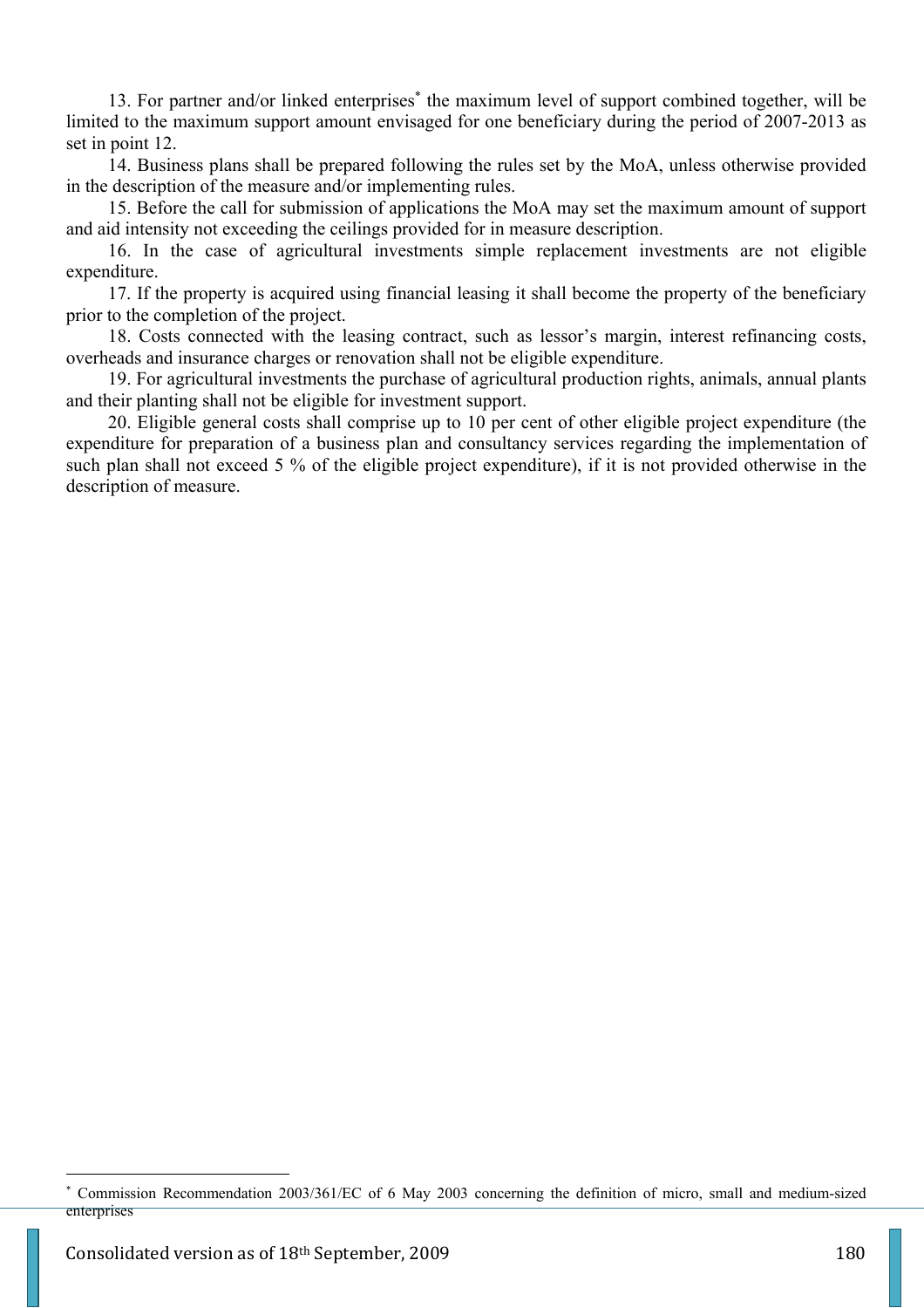13. For partner and/or linked enterprises[*] the maximum level of support combined together, will be limited to the maximum support amount envisaged for one beneficiary during the period of 2007-2013 as set in point 12.

14. Business plans shall be prepared following the rules set by the MoA, unless otherwise provided in the description of the measure and/or implementing rules.

15. Before the call for submission of applications the MoA may set the maximum amount of support and aid intensity not exceeding the ceilings provided for in measure description.

16. In the case of agricultural investments simple replacement investments are not eligible expenditure.

17. If the property is acquired using financial leasing it shall become the property of the beneficiary prior to the completion of the project.

18. Costs connected with the leasing contract, such as lessor's margin, interest refinancing costs, overheads and insurance charges or renovation shall not be eligible expenditure.

19. For agricultural investments the purchase of agricultural production rights, animals, annual plants and their planting shall not be eligible for investment support.

20. Eligible general costs shall comprise up to 10 per cent of other eligible project expenditure (the expenditure for preparation of a business plan and consultancy services regarding the implementation of such plan shall not exceed 5 % of the eligible project expenditure), if it is not provided otherwise in the description of measure.

[*] Commission Recommendation 2003/361/EC of 6 May 2003 concerning the definition of micro, small and medium-sized enterprises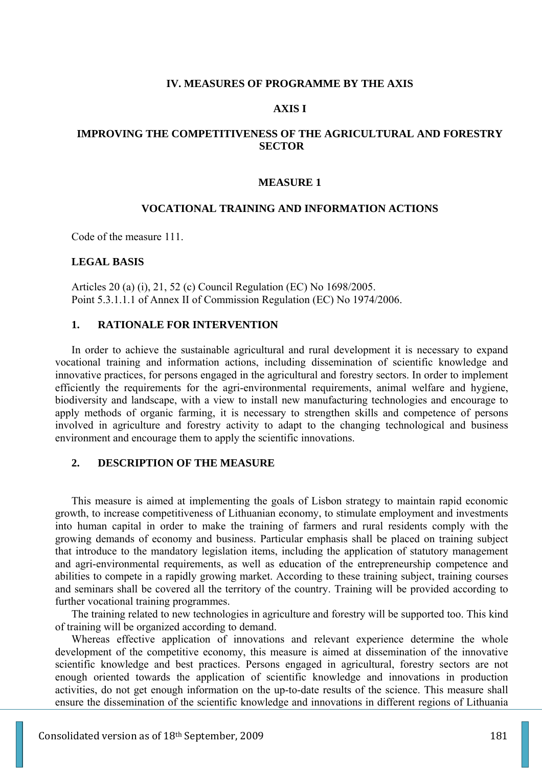# IV. MEASURES OF PROGRAMME BY THE AXIS

## AXIS I

## IMPROVING THE COMPETITIVENESS OF THE AGRICULTURAL AND FORESTRY SECTOR

### MEASURE 1

### VOCATIONAL TRAINING AND INFORMATION ACTIONS

Code of the measure 111.

**LEGAL BASIS**

Articles 20 (a) (i), 21, 52 (c) Council Regulation (EC) No 1698/2005.
Point 5.3.1.1.1 of Annex II of Commission Regulation (EC) No 1974/2006.

#### 1. RATIONALE FOR INTERVENTION

In order to achieve the sustainable agricultural and rural development it is necessary to expand vocational training and information actions, including dissemination of scientific knowledge and innovative practices, for persons engaged in the agricultural and forestry sectors. In order to implement efficiently the requirements for the agri-environmental requirements, animal welfare and hygiene, biodiversity and landscape, with a view to install new manufacturing technologies and encourage to apply methods of organic farming, it is necessary to strengthen skills and competence of persons involved in agriculture and forestry activity to adapt to the changing technological and business environment and encourage them to apply the scientific innovations.

#### 2. DESCRIPTION OF THE MEASURE

This measure is aimed at implementing the goals of Lisbon strategy to maintain rapid economic growth, to increase competitiveness of Lithuanian economy, to stimulate employment and investments into human capital in order to make the training of farmers and rural residents comply with the growing demands of economy and business. Particular emphasis shall be placed on training subject that introduce to the mandatory legislation items, including the application of statutory management and agri-environmental requirements, as well as education of the entrepreneurship competence and abilities to compete in a rapidly growing market. According to these training subject, training courses and seminars shall be covered all the territory of the country. Training will be provided according to further vocational training programmes.

The training related to new technologies in agriculture and forestry will be supported too. This kind of training will be organized according to demand.

Whereas effective application of innovations and relevant experience determine the whole development of the competitive economy, this measure is aimed at dissemination of the innovative scientific knowledge and best practices. Persons engaged in agricultural, forestry sectors are not enough oriented towards the application of scientific knowledge and innovations in production activities, do not get enough information on the up-to-date results of the science. This measure shall ensure the dissemination of the scientific knowledge and innovations in different regions of Lithuania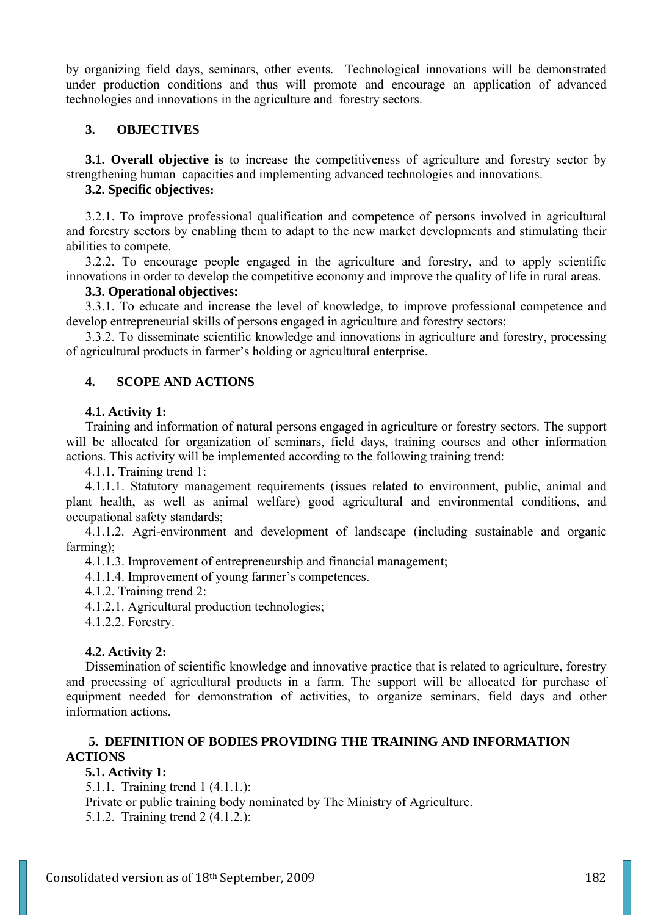by organizing field days, seminars, other events. Technological innovations will be demonstrated under production conditions and thus will promote and encourage an application of advanced technologies and innovations in the agriculture and forestry sectors.

## 3. OBJECTIVES

**3.1. Overall objective is** to increase the competitiveness of agriculture and forestry sector by strengthening human capacities and implementing advanced technologies and innovations.

**3.2. Specific objectives:**

3.2.1. To improve professional qualification and competence of persons involved in agricultural and forestry sectors by enabling them to adapt to the new market developments and stimulating their abilities to compete.

3.2.2. To encourage people engaged in the agriculture and forestry, and to apply scientific innovations in order to develop the competitive economy and improve the quality of life in rural areas.

**3.3. Operational objectives:**

3.3.1. To educate and increase the level of knowledge, to improve professional competence and develop entrepreneurial skills of persons engaged in agriculture and forestry sectors;

3.3.2. To disseminate scientific knowledge and innovations in agriculture and forestry, processing of agricultural products in farmer's holding or agricultural enterprise.

## 4. SCOPE AND ACTIONS

**4.1. Activity 1:**

Training and information of natural persons engaged in agriculture or forestry sectors. The support will be allocated for organization of seminars, field days, training courses and other information actions. This activity will be implemented according to the following training trend:

4.1.1. Training trend 1:

4.1.1.1. Statutory management requirements (issues related to environment, public, animal and plant health, as well as animal welfare) good agricultural and environmental conditions, and occupational safety standards;

4.1.1.2. Agri-environment and development of landscape (including sustainable and organic farming);

4.1.1.3. Improvement of entrepreneurship and financial management;

4.1.1.4. Improvement of young farmer's competences.

4.1.2. Training trend 2:

4.1.2.1. Agricultural production technologies;

4.1.2.2. Forestry.

**4.2. Activity 2:**

Dissemination of scientific knowledge and innovative practice that is related to agriculture, forestry and processing of agricultural products in a farm. The support will be allocated for purchase of equipment needed for demonstration of activities, to organize seminars, field days and other information actions.

## 5. DEFINITION OF BODIES PROVIDING THE TRAINING AND INFORMATION ACTIONS

**5.1. Activity 1:**

5.1.1. Training trend 1 (4.1.1.):

Private or public training body nominated by The Ministry of Agriculture.

5.1.2. Training trend 2 (4.1.2.):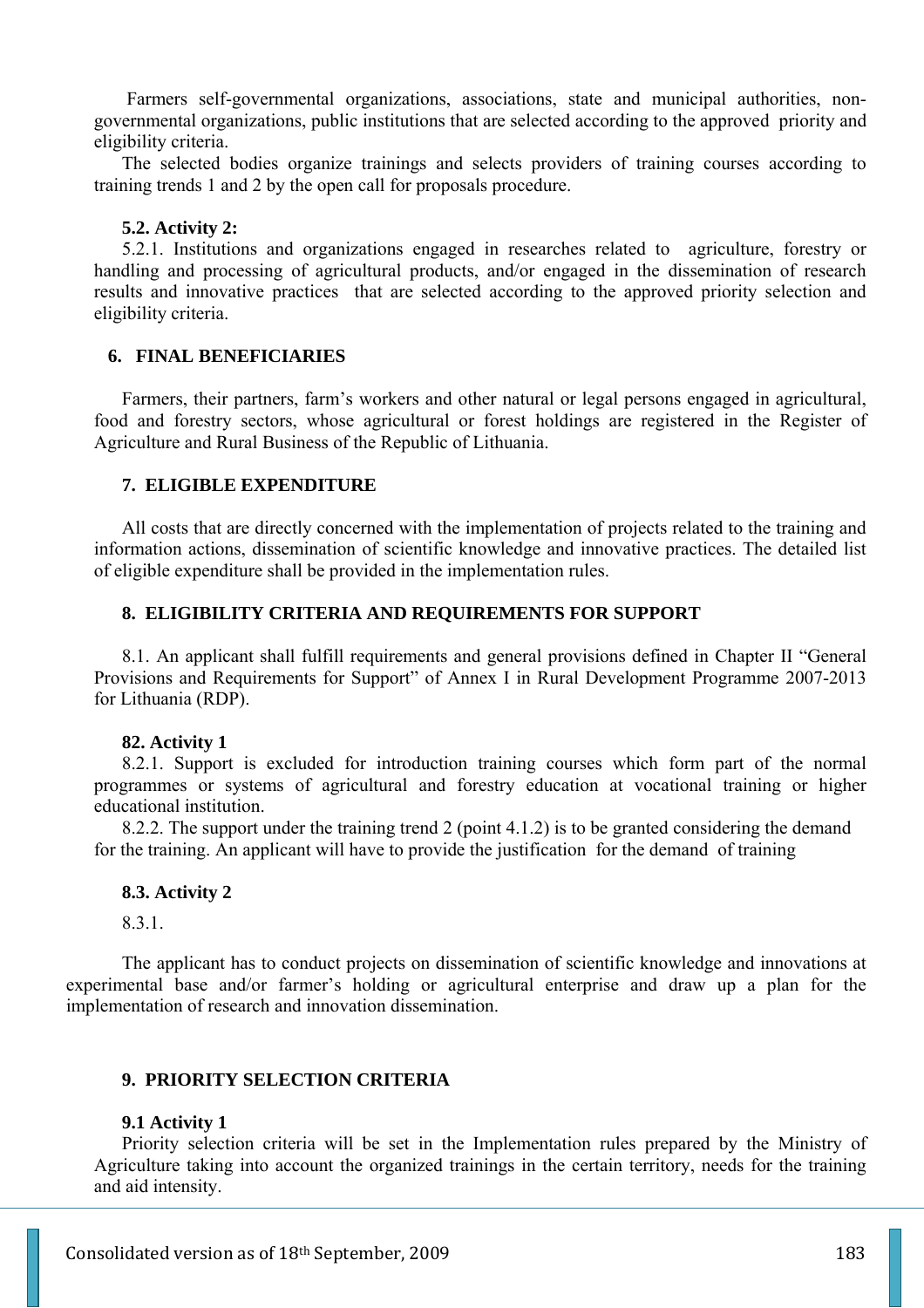Farmers self-governmental organizations, associations, state and municipal authorities, non-governmental organizations, public institutions that are selected according to the approved priority and eligibility criteria.

The selected bodies organize trainings and selects providers of training courses according to training trends 1 and 2 by the open call for proposals procedure.

**5.2. Activity 2:**

5.2.1. Institutions and organizations engaged in researches related to agriculture, forestry or handling and processing of agricultural products, and/or engaged in the dissemination of research results and innovative practices that are selected according to the approved priority selection and eligibility criteria.

## 6. FINAL BENEFICIARIES

Farmers, their partners, farm's workers and other natural or legal persons engaged in agricultural, food and forestry sectors, whose agricultural or forest holdings are registered in the Register of Agriculture and Rural Business of the Republic of Lithuania.

## 7. ELIGIBLE EXPENDITURE

All costs that are directly concerned with the implementation of projects related to the training and information actions, dissemination of scientific knowledge and innovative practices. The detailed list of eligible expenditure shall be provided in the implementation rules.

## 8. ELIGIBILITY CRITERIA AND REQUIREMENTS FOR SUPPORT

8.1. An applicant shall fulfill requirements and general provisions defined in Chapter II "General Provisions and Requirements for Support" of Annex I in Rural Development Programme 2007-2013 for Lithuania (RDP).

**82. Activity 1**

8.2.1. Support is excluded for introduction training courses which form part of the normal programmes or systems of agricultural and forestry education at vocational training or higher educational institution.

8.2.2. The support under the training trend 2 (point 4.1.2) is to be granted considering the demand for the training. An applicant will have to provide the justification for the demand of training

**8.3. Activity 2**

8.3.1.

The applicant has to conduct projects on dissemination of scientific knowledge and innovations at experimental base and/or farmer's holding or agricultural enterprise and draw up a plan for the implementation of research and innovation dissemination.

## 9. PRIORITY SELECTION CRITERIA

**9.1 Activity 1**

Priority selection criteria will be set in the Implementation rules prepared by the Ministry of Agriculture taking into account the organized trainings in the certain territory, needs for the training and aid intensity.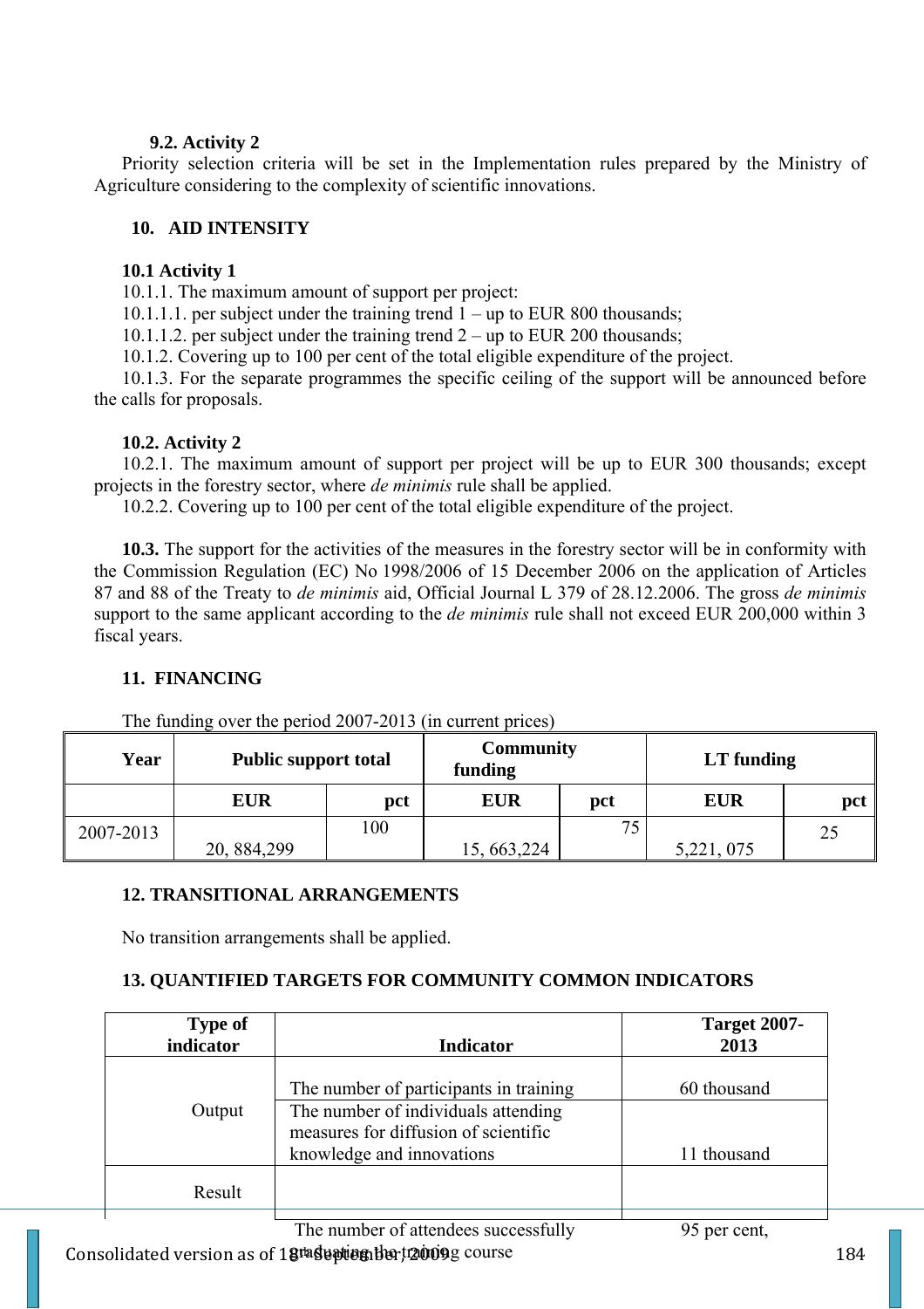**9.2. Activity 2**

Priority selection criteria will be set in the Implementation rules prepared by the Ministry of Agriculture considering to the complexity of scientific innovations.

## 10. AID INTENSITY

**10.1 Activity 1**

10.1.1. The maximum amount of support per project:

10.1.1.1. per subject under the training trend 1 – up to EUR 800 thousands;

10.1.1.2. per subject under the training trend 2 – up to EUR 200 thousands;

10.1.2. Covering up to 100 per cent of the total eligible expenditure of the project.

10.1.3. For the separate programmes the specific ceiling of the support will be announced before the calls for proposals.

**10.2. Activity 2**

10.2.1. The maximum amount of support per project will be up to EUR 300 thousands; except projects in the forestry sector, where *de minimis* rule shall be applied.

10.2.2. Covering up to 100 per cent of the total eligible expenditure of the project.

**10.3.** The support for the activities of the measures in the forestry sector will be in conformity with the Commission Regulation (EC) No 1998/2006 of 15 December 2006 on the application of Articles 87 and 88 of the Treaty to *de minimis* aid, Official Journal L 379 of 28.12.2006. The gross *de minimis* support to the same applicant according to the *de minimis* rule shall not exceed EUR 200,000 within 3 fiscal years.

## 11. FINANCING

The funding over the period 2007-2013 (in current prices)

| Year | Public support total | | Community funding | | LT funding | |
|---|---|---|---|---|---|---|
| | EUR | pct | EUR | pct | EUR | pct |
| 2007-2013 | 20, 884,299 | 100 | 15, 663,224 | 75 | 5,221, 075 | 25 |

## 12. TRANSITIONAL ARRANGEMENTS

No transition arrangements shall be applied.

## 13. QUANTIFIED TARGETS FOR COMMUNITY COMMON INDICATORS

| Type of indicator | Indicator | Target 2007-2013 |
|---|---|---|
| Output | The number of participants in training | 60 thousand |
| | The number of individuals attending measures for diffusion of scientific knowledge and innovations | 11 thousand |
| Result | The number of attendees successfully graduating the training course | 95 per cent, |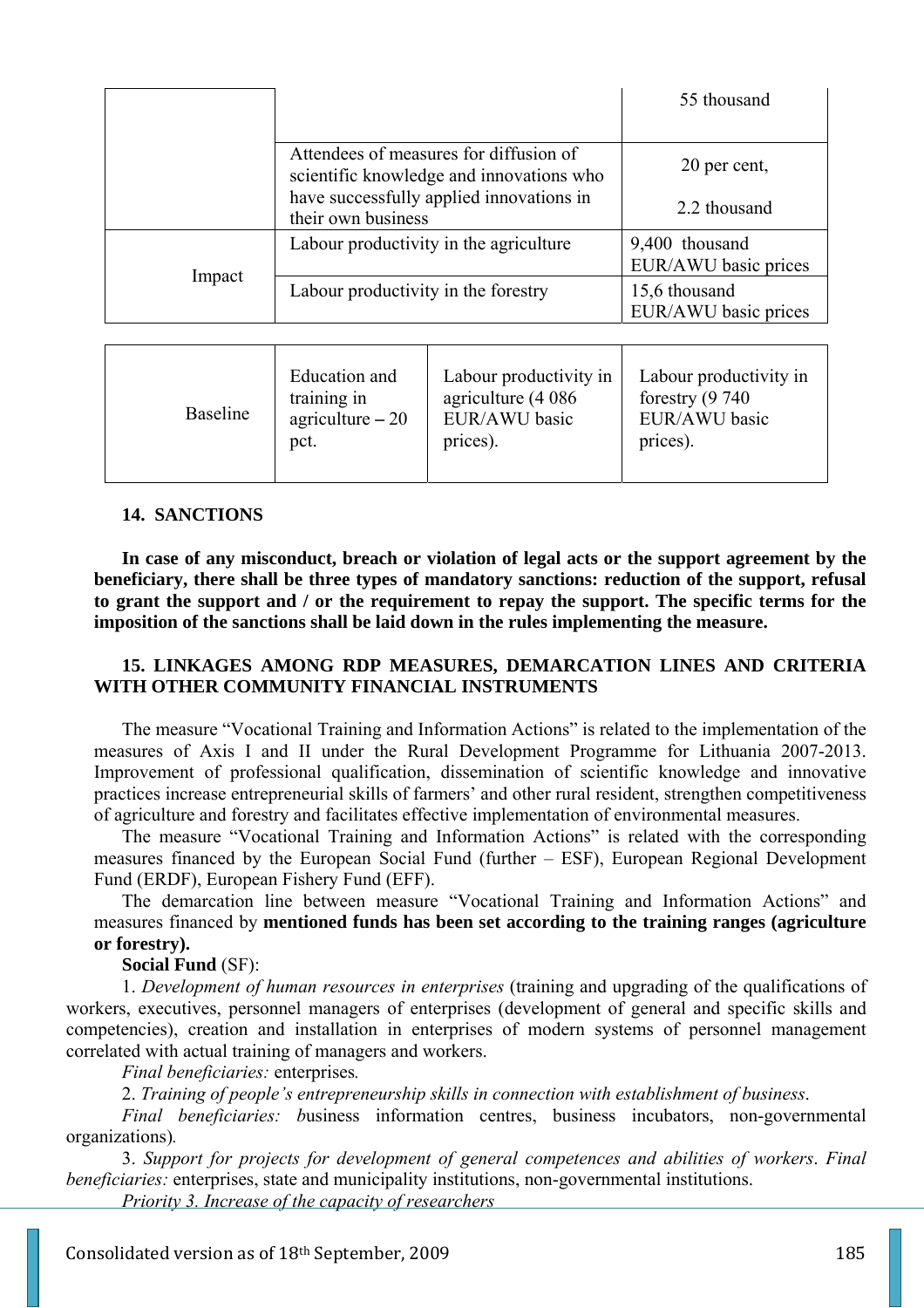| | | |
|---|---|---|
| | | 55 thousand |
| | Attendees of measures for diffusion of scientific knowledge and innovations who have successfully applied innovations in their own business | 20 per cent,<br><br>2.2 thousand |
| Impact | Labour productivity in the agriculture | 9,400 thousand EUR/AWU basic prices |
| | Labour productivity in the forestry | 15,6 thousand EUR/AWU basic prices |

| | | | |
|---|---|---|---|
| Baseline | Education and training in agriculture – 20 pct. | Labour productivity in agriculture (4 086 EUR/AWU basic prices). | Labour productivity in forestry (9 740 EUR/AWU basic prices). |

## 14. SANCTIONS

**In case of any misconduct, breach or violation of legal acts or the support agreement by the beneficiary, there shall be three types of mandatory sanctions: reduction of the support, refusal to grant the support and / or the requirement to repay the support. The specific terms for the imposition of the sanctions shall be laid down in the rules implementing the measure.**

## 15. LINKAGES AMONG RDP MEASURES, DEMARCATION LINES AND CRITERIA WITH OTHER COMMUNITY FINANCIAL INSTRUMENTS

The measure "Vocational Training and Information Actions" is related to the implementation of the measures of Axis I and II under the Rural Development Programme for Lithuania 2007-2013. Improvement of professional qualification, dissemination of scientific knowledge and innovative practices increase entrepreneurial skills of farmers' and other rural resident, strengthen competitiveness of agriculture and forestry and facilitates effective implementation of environmental measures.

The measure "Vocational Training and Information Actions" is related with the corresponding measures financed by the European Social Fund (further – ESF), European Regional Development Fund (ERDF), European Fishery Fund (EFF).

The demarcation line between measure "Vocational Training and Information Actions" and measures financed by **mentioned funds has been set according to the training ranges (agriculture or forestry).**

**Social Fund** (SF):

1. *Development of human resources in enterprises* (training and upgrading of the qualifications of workers, executives, personnel managers of enterprises (development of general and specific skills and competencies), creation and installation in enterprises of modern systems of personnel management correlated with actual training of managers and workers.

*Final beneficiaries:* enterprises.

2. *Training of people's entrepreneurship skills in connection with establishment of business*.

*Final beneficiaries: b*usiness information centres, business incubators, non-governmental organizations).

3. *Support for projects for development of general competences and abilities of workers*. *Final beneficiaries:* enterprises, state and municipality institutions, non-governmental institutions.

*Priority 3. Increase of the capacity of researchers*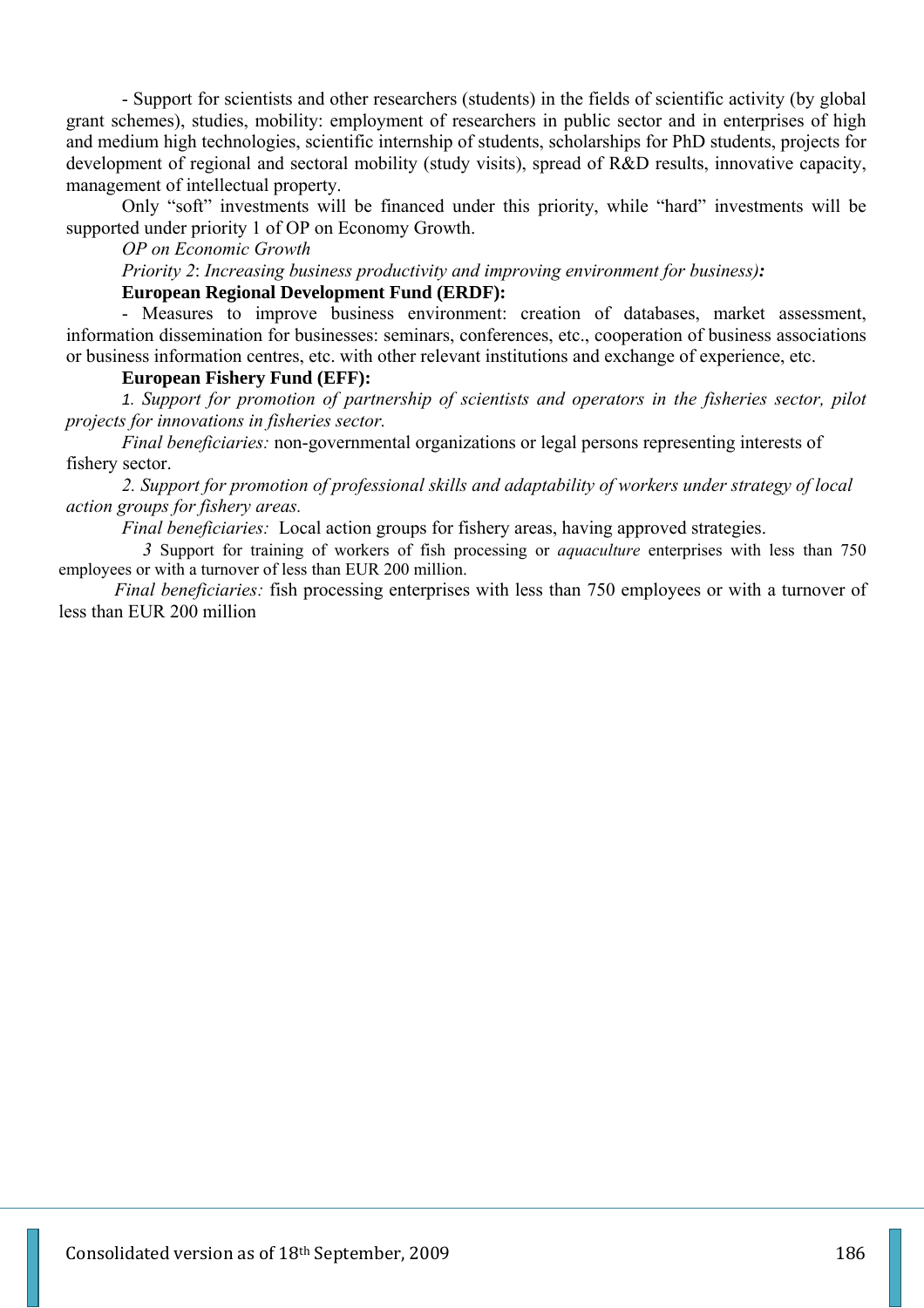- Support for scientists and other researchers (students) in the fields of scientific activity (by global grant schemes), studies, mobility: employment of researchers in public sector and in enterprises of high and medium high technologies, scientific internship of students, scholarships for PhD students, projects for development of regional and sectoral mobility (study visits), spread of R&D results, innovative capacity, management of intellectual property.

Only "soft" investments will be financed under this priority, while "hard" investments will be supported under priority 1 of OP on Economy Growth.

*OP on Economic Growth*

*Priority 2*: *Increasing business productivity and improving environment for business):*

**European Regional Development Fund (ERDF):**

- Measures to improve business environment: creation of databases, market assessment, information dissemination for businesses: seminars, conferences, etc., cooperation of business associations or business information centres, etc. with other relevant institutions and exchange of experience, etc.

**European Fishery Fund (EFF):**

*1. Support for promotion of partnership of scientists and operators in the fisheries sector, pilot projects for innovations in fisheries sector.*

*Final beneficiaries:* non-governmental organizations or legal persons representing interests of fishery sector.

*2. Support for promotion of professional skills and adaptability of workers under strategy of local action groups for fishery areas.*

*Final beneficiaries:* Local action groups for fishery areas, having approved strategies.

*3* Support for training of workers of fish processing or *aquaculture* enterprises with less than 750 employees or with a turnover of less than EUR 200 million.

*Final beneficiaries:* fish processing enterprises with less than 750 employees or with a turnover of less than EUR 200 million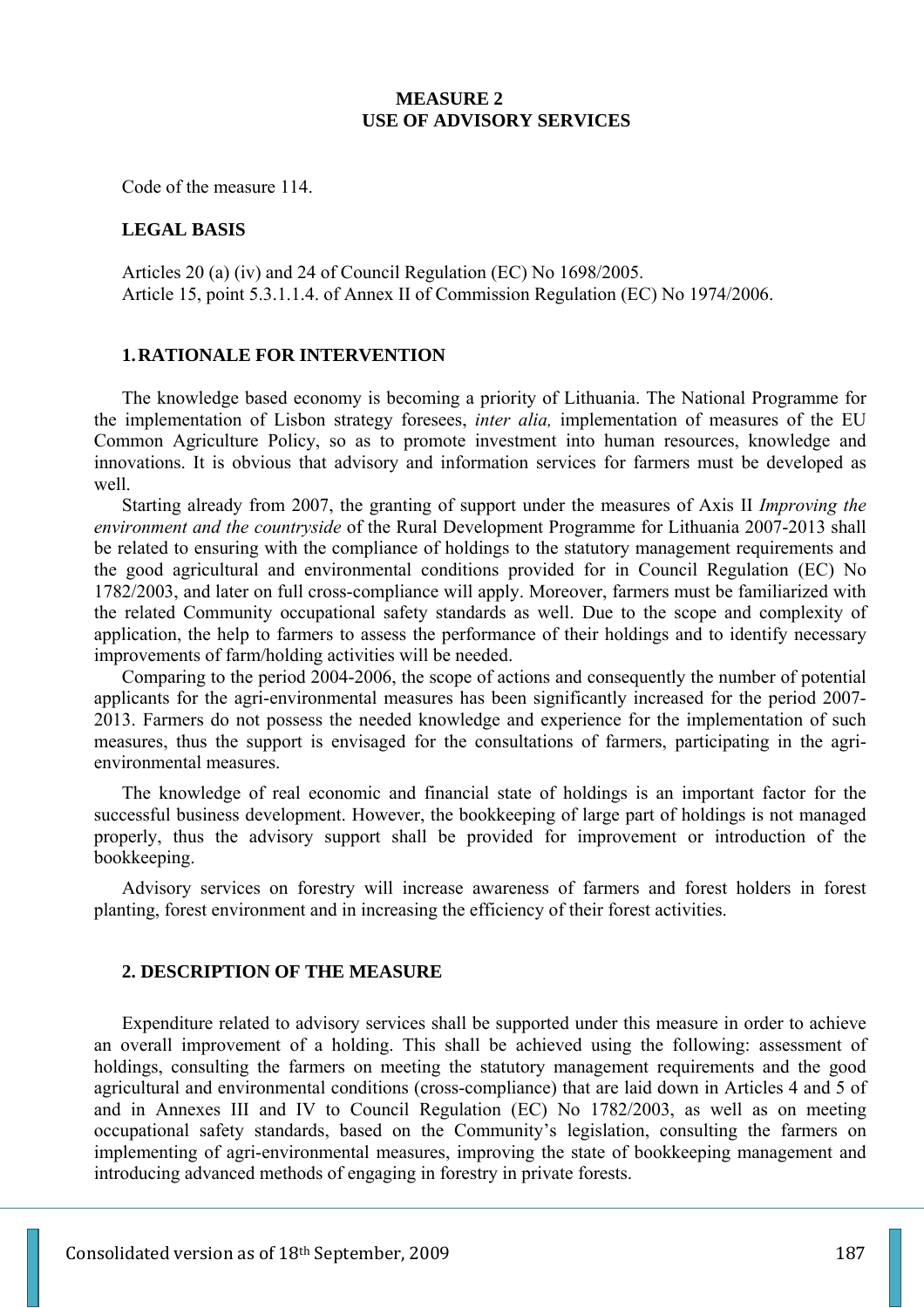# MEASURE 2
# USE OF ADVISORY SERVICES

Code of the measure 114.

**LEGAL BASIS**

Articles 20 (a) (iv) and 24 of Council Regulation (EC) No 1698/2005.
Article 15, point 5.3.1.1.4. of Annex II of Commission Regulation (EC) No 1974/2006.

## 1. RATIONALE FOR INTERVENTION

The knowledge based economy is becoming a priority of Lithuania. The National Programme for the implementation of Lisbon strategy foresees, *inter alia,* implementation of measures of the EU Common Agriculture Policy, so as to promote investment into human resources, knowledge and innovations. It is obvious that advisory and information services for farmers must be developed as well.

Starting already from 2007, the granting of support under the measures of Axis II *Improving the environment and the countryside* of the Rural Development Programme for Lithuania 2007-2013 shall be related to ensuring with the compliance of holdings to the statutory management requirements and the good agricultural and environmental conditions provided for in Council Regulation (EC) No 1782/2003, and later on full cross-compliance will apply. Moreover, farmers must be familiarized with the related Community occupational safety standards as well. Due to the scope and complexity of application, the help to farmers to assess the performance of their holdings and to identify necessary improvements of farm/holding activities will be needed.

Comparing to the period 2004-2006, the scope of actions and consequently the number of potential applicants for the agri-environmental measures has been significantly increased for the period 2007-2013. Farmers do not possess the needed knowledge and experience for the implementation of such measures, thus the support is envisaged for the consultations of farmers, participating in the agri-environmental measures.

The knowledge of real economic and financial state of holdings is an important factor for the successful business development. However, the bookkeeping of large part of holdings is not managed properly, thus the advisory support shall be provided for improvement or introduction of the bookkeeping.

Advisory services on forestry will increase awareness of farmers and forest holders in forest planting, forest environment and in increasing the efficiency of their forest activities.

## 2. DESCRIPTION OF THE MEASURE

Expenditure related to advisory services shall be supported under this measure in order to achieve an overall improvement of a holding. This shall be achieved using the following: assessment of holdings, consulting the farmers on meeting the statutory management requirements and the good agricultural and environmental conditions (cross-compliance) that are laid down in Articles 4 and 5 of and in Annexes III and IV to Council Regulation (EC) No 1782/2003, as well as on meeting occupational safety standards, based on the Community's legislation, consulting the farmers on implementing of agri-environmental measures, improving the state of bookkeeping management and introducing advanced methods of engaging in forestry in private forests.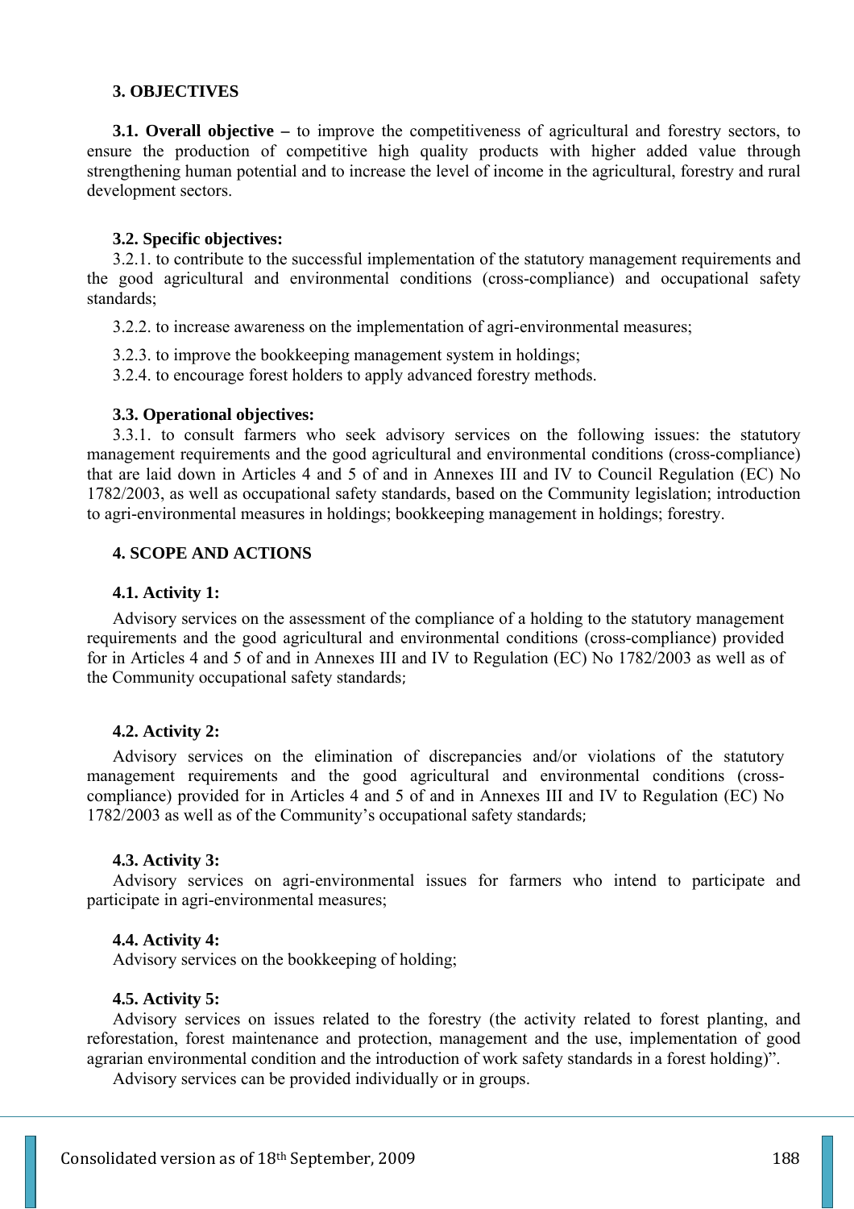## 3. OBJECTIVES

**3.1. Overall objective –** to improve the competitiveness of agricultural and forestry sectors, to ensure the production of competitive high quality products with higher added value through strengthening human potential and to increase the level of income in the agricultural, forestry and rural development sectors.

**3.2. Specific objectives:**

3.2.1. to contribute to the successful implementation of the statutory management requirements and the good agricultural and environmental conditions (cross-compliance) and occupational safety standards;

3.2.2. to increase awareness on the implementation of agri-environmental measures;

3.2.3. to improve the bookkeeping management system in holdings;

3.2.4. to encourage forest holders to apply advanced forestry methods.

**3.3. Operational objectives:**

3.3.1. to consult farmers who seek advisory services on the following issues: the statutory management requirements and the good agricultural and environmental conditions (cross-compliance) that are laid down in Articles 4 and 5 of and in Annexes III and IV to Council Regulation (EC) No 1782/2003, as well as occupational safety standards, based on the Community legislation; introduction to agri-environmental measures in holdings; bookkeeping management in holdings; forestry.

## 4. SCOPE AND ACTIONS

**4.1. Activity 1:**

Advisory services on the assessment of the compliance of a holding to the statutory management requirements and the good agricultural and environmental conditions (cross-compliance) provided for in Articles 4 and 5 of and in Annexes III and IV to Regulation (EC) No 1782/2003 as well as of the Community occupational safety standards;

**4.2. Activity 2:**

Advisory services on the elimination of discrepancies and/or violations of the statutory management requirements and the good agricultural and environmental conditions (cross-compliance) provided for in Articles 4 and 5 of and in Annexes III and IV to Regulation (EC) No 1782/2003 as well as of the Community's occupational safety standards;

**4.3. Activity 3:**

Advisory services on agri-environmental issues for farmers who intend to participate and participate in agri-environmental measures;

**4.4. Activity 4:**

Advisory services on the bookkeeping of holding;

**4.5. Activity 5:**

Advisory services on issues related to the forestry (the activity related to forest planting, and reforestation, forest maintenance and protection, management and the use, implementation of good agrarian environmental condition and the introduction of work safety standards in a forest holding)".

Advisory services can be provided individually or in groups.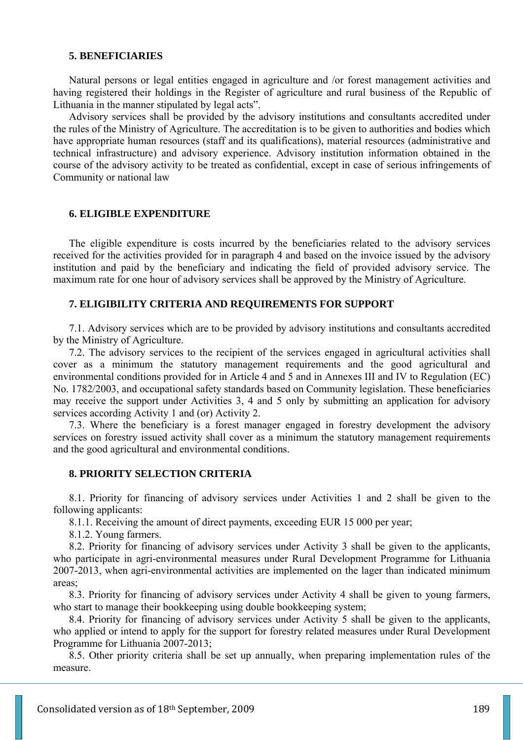### 5. BENEFICIARIES

Natural persons or legal entities engaged in agriculture and /or forest management activities and having registered their holdings in the Register of agriculture and rural business of the Republic of Lithuania in the manner stipulated by legal acts".

Advisory services shall be provided by the advisory institutions and consultants accredited under the rules of the Ministry of Agriculture. The accreditation is to be given to authorities and bodies which have appropriate human resources (staff and its qualifications), material resources (administrative and technical infrastructure) and advisory experience. Advisory institution information obtained in the course of the advisory activity to be treated as confidential, except in case of serious infringements of Community or national law

### 6. ELIGIBLE EXPENDITURE

The eligible expenditure is costs incurred by the beneficiaries related to the advisory services received for the activities provided for in paragraph 4 and based on the invoice issued by the advisory institution and paid by the beneficiary and indicating the field of provided advisory service. The maximum rate for one hour of advisory services shall be approved by the Ministry of Agriculture.

### 7. ELIGIBILITY CRITERIA AND REQUIREMENTS FOR SUPPORT

7.1. Advisory services which are to be provided by advisory institutions and consultants accredited by the Ministry of Agriculture.

7.2. The advisory services to the recipient of the services engaged in agricultural activities shall cover as a minimum the statutory management requirements and the good agricultural and environmental conditions provided for in Article 4 and 5 and in Annexes III and IV to Regulation (EC) No. 1782/2003, and occupational safety standards based on Community legislation. These beneficiaries may receive the support under Activities 3, 4 and 5 only by submitting an application for advisory services according Activity 1 and (or) Activity 2.

7.3. Where the beneficiary is a forest manager engaged in forestry development the advisory services on forestry issued activity shall cover as a minimum the statutory management requirements and the good agricultural and environmental conditions.

### 8. PRIORITY SELECTION CRITERIA

8.1. Priority for financing of advisory services under Activities 1 and 2 shall be given to the following applicants:

8.1.1. Receiving the amount of direct payments, exceeding EUR 15 000 per year;

8.1.2. Young farmers.

8.2. Priority for financing of advisory services under Activity 3 shall be given to the applicants, who participate in agri-environmental measures under Rural Development Programme for Lithuania 2007-2013, when agri-environmental activities are implemented on the lager than indicated minimum areas;

8.3. Priority for financing of advisory services under Activity 4 shall be given to young farmers, who start to manage their bookkeeping using double bookkeeping system;

8.4. Priority for financing of advisory services under Activity 5 shall be given to the applicants, who applied or intend to apply for the support for forestry related measures under Rural Development Programme for Lithuania 2007-2013;

8.5. Other priority criteria shall be set up annually, when preparing implementation rules of the measure.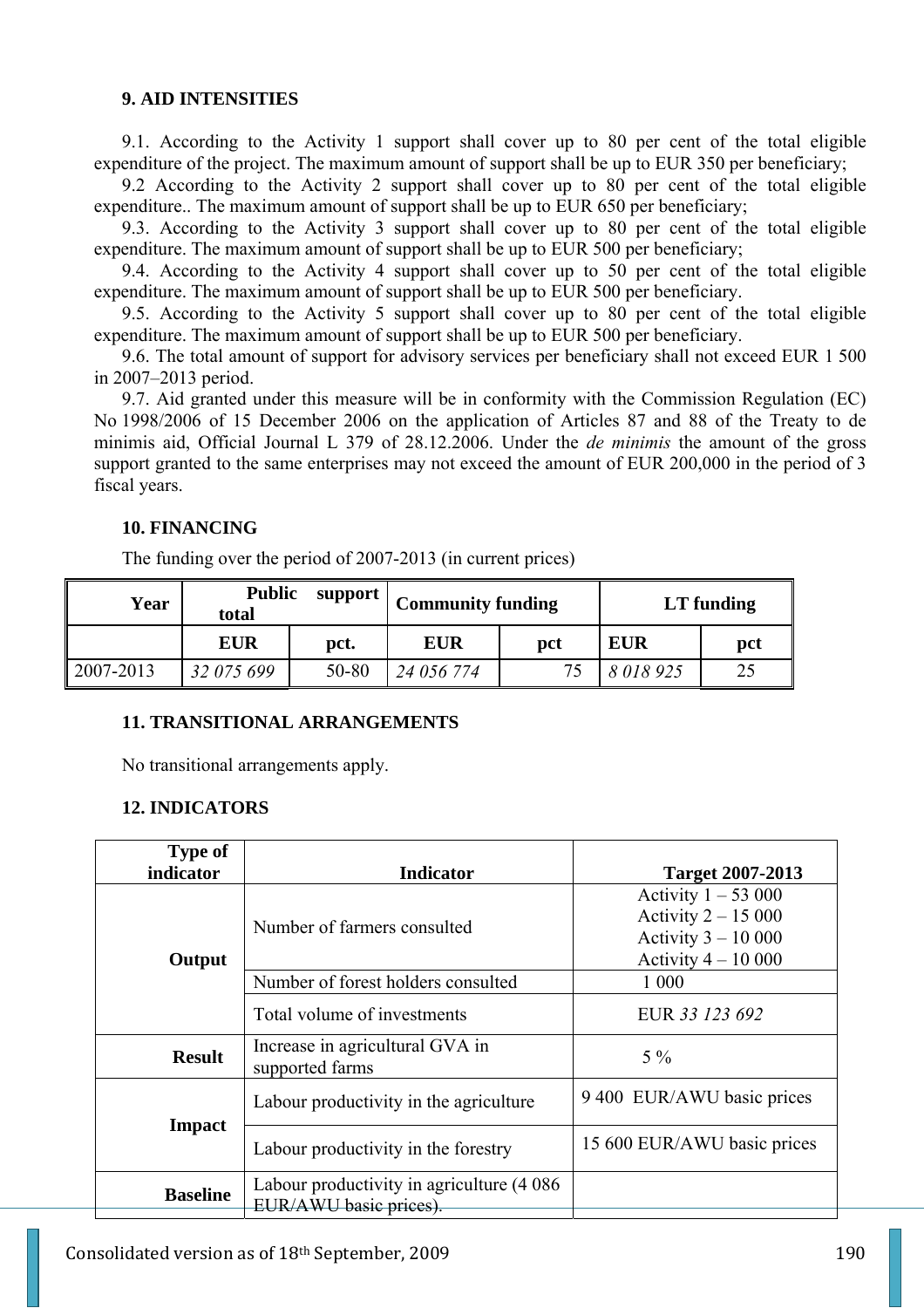## 9. AID INTENSITIES

9.1. According to the Activity 1 support shall cover up to 80 per cent of the total eligible expenditure of the project. The maximum amount of support shall be up to EUR 350 per beneficiary;

9.2 According to the Activity 2 support shall cover up to 80 per cent of the total eligible expenditure.. The maximum amount of support shall be up to EUR 650 per beneficiary;

9.3. According to the Activity 3 support shall cover up to 80 per cent of the total eligible expenditure. The maximum amount of support shall be up to EUR 500 per beneficiary;

9.4. According to the Activity 4 support shall cover up to 50 per cent of the total eligible expenditure. The maximum amount of support shall be up to EUR 500 per beneficiary.

9.5. According to the Activity 5 support shall cover up to 80 per cent of the total eligible expenditure. The maximum amount of support shall be up to EUR 500 per beneficiary.

9.6. The total amount of support for advisory services per beneficiary shall not exceed EUR 1 500 in 2007–2013 period.

9.7. Aid granted under this measure will be in conformity with the Commission Regulation (EC) No 1998/2006 of 15 December 2006 on the application of Articles 87 and 88 of the Treaty to de minimis aid, Official Journal L 379 of 28.12.2006. Under the *de minimis* the amount of the gross support granted to the same enterprises may not exceed the amount of EUR 200,000 in the period of 3 fiscal years.

## 10. FINANCING

The funding over the period of 2007-2013 (in current prices)

| Year | Public support total | | Community funding | | LT funding | |
|---|---|---|---|---|---|---|
| | EUR | pct. | EUR | pct | EUR | pct |
| 2007-2013 | *32 075 699* | 50-80 | *24 056 774* | 75 | *8 018 925* | 25 |

## 11. TRANSITIONAL ARRANGEMENTS

No transitional arrangements apply.

## 12. INDICATORS

| Type of indicator | Indicator | Target 2007-2013 |
|---|---|---|
| Output | Number of farmers consulted | Activity 1 – 53 000<br>Activity 2 – 15 000<br>Activity 3 – 10 000<br>Activity 4 – 10 000 |
| | Number of forest holders consulted | 1 000 |
| | Total volume of investments | EUR *33 123 692* |
| Result | Increase in agricultural GVA in supported farms | 5 % |
| Impact | Labour productivity in the agriculture | 9 400 EUR/AWU basic prices |
| | Labour productivity in the forestry | 15 600 EUR/AWU basic prices |
| Baseline | Labour productivity in agriculture (4 086 EUR/AWU basic prices). | |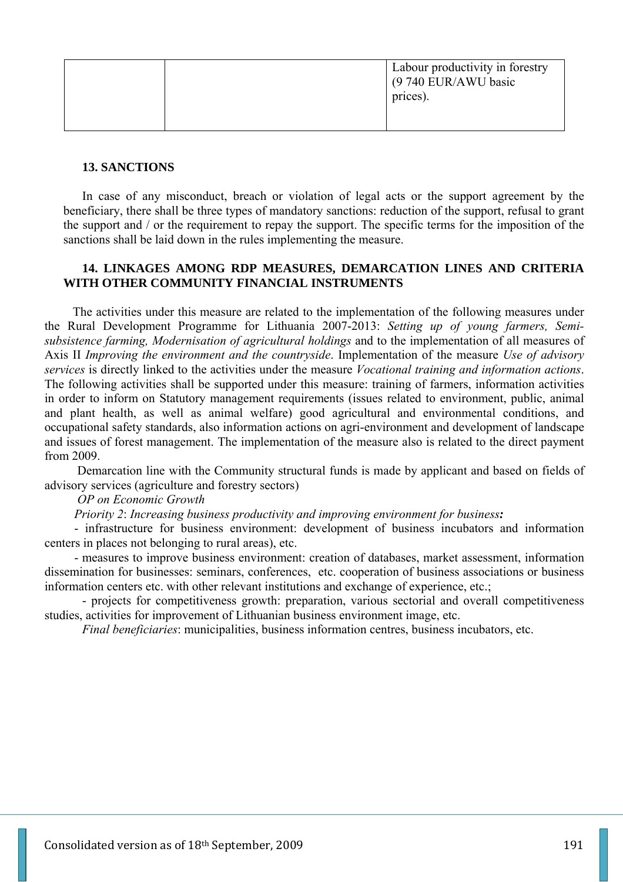| | | |
|---|---|---|
| | | Labour productivity in forestry (9 740 EUR/AWU basic prices). |

**13. SANCTIONS**

In case of any misconduct, breach or violation of legal acts or the support agreement by the beneficiary, there shall be three types of mandatory sanctions: reduction of the support, refusal to grant the support and / or the requirement to repay the support. The specific terms for the imposition of the sanctions shall be laid down in the rules implementing the measure.

**14. LINKAGES AMONG RDP MEASURES, DEMARCATION LINES AND CRITERIA WITH OTHER COMMUNITY FINANCIAL INSTRUMENTS**

The activities under this measure are related to the implementation of the following measures under the Rural Development Programme for Lithuania 2007-2013: *Setting up of young farmers, Semi-subsistence farming, Modernisation of agricultural holdings* and to the implementation of all measures of Axis II *Improving the environment and the countryside*. Implementation of the measure *Use of advisory services* is directly linked to the activities under the measure *Vocational training and information actions*. The following activities shall be supported under this measure: training of farmers, information activities in order to inform on Statutory management requirements (issues related to environment, public, animal and plant health, as well as animal welfare) good agricultural and environmental conditions, and occupational safety standards, also information actions on agri-environment and development of landscape and issues of forest management. The implementation of the measure also is related to the direct payment from 2009.

Demarcation line with the Community structural funds is made by applicant and based on fields of advisory services (agriculture and forestry sectors)

*OP on Economic Growth*

*Priority 2*: *Increasing business productivity and improving environment for business**:***

- infrastructure for business environment: development of business incubators and information centers in places not belonging to rural areas), etc.

- measures to improve business environment: creation of databases, market assessment, information dissemination for businesses: seminars, conferences, etc. cooperation of business associations or business information centers etc. with other relevant institutions and exchange of experience, etc.;

- projects for competitiveness growth: preparation, various sectorial and overall competitiveness studies, activities for improvement of Lithuanian business environment image, etc.

*Final beneficiaries*: municipalities, business information centres, business incubators, etc.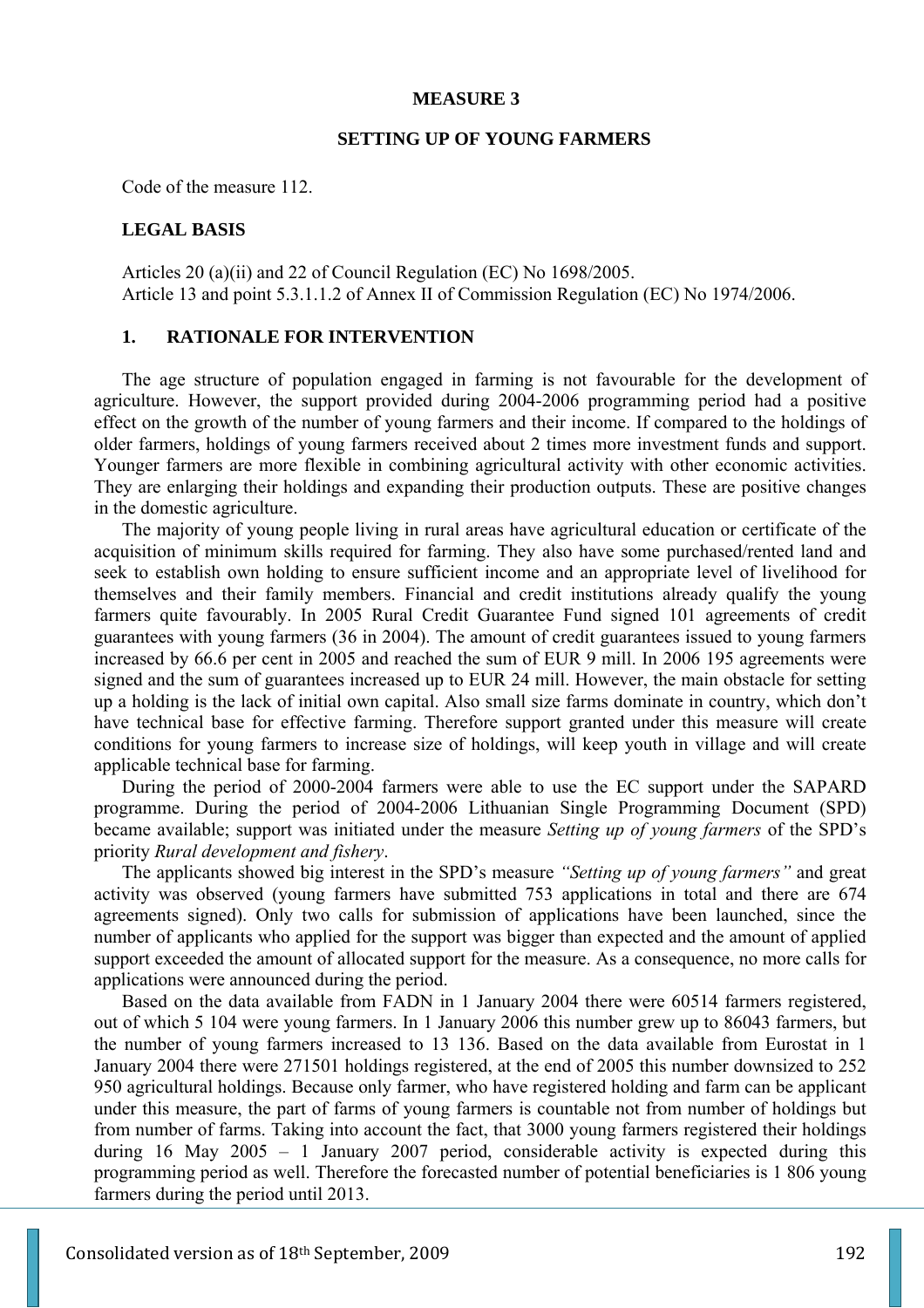**MEASURE 3**

**SETTING UP OF YOUNG FARMERS**

Code of the measure 112.

**LEGAL BASIS**

Articles 20 (a)(ii) and 22 of Council Regulation (EC) No 1698/2005.
Article 13 and point 5.3.1.1.2 of Annex II of Commission Regulation (EC) No 1974/2006.

## 1. RATIONALE FOR INTERVENTION

The age structure of population engaged in farming is not favourable for the development of agriculture. However, the support provided during 2004-2006 programming period had a positive effect on the growth of the number of young farmers and their income. If compared to the holdings of older farmers, holdings of young farmers received about 2 times more investment funds and support. Younger farmers are more flexible in combining agricultural activity with other economic activities. They are enlarging their holdings and expanding their production outputs. These are positive changes in the domestic agriculture.

The majority of young people living in rural areas have agricultural education or certificate of the acquisition of minimum skills required for farming. They also have some purchased/rented land and seek to establish own holding to ensure sufficient income and an appropriate level of livelihood for themselves and their family members. Financial and credit institutions already qualify the young farmers quite favourably. In 2005 Rural Credit Guarantee Fund signed 101 agreements of credit guarantees with young farmers (36 in 2004). The amount of credit guarantees issued to young farmers increased by 66.6 per cent in 2005 and reached the sum of EUR 9 mill. In 2006 195 agreements were signed and the sum of guarantees increased up to EUR 24 mill. However, the main obstacle for setting up a holding is the lack of initial own capital. Also small size farms dominate in country, which don't have technical base for effective farming. Therefore support granted under this measure will create conditions for young farmers to increase size of holdings, will keep youth in village and will create applicable technical base for farming.

During the period of 2000-2004 farmers were able to use the EC support under the SAPARD programme. During the period of 2004-2006 Lithuanian Single Programming Document (SPD) became available; support was initiated under the measure *Setting up of young farmers* of the SPD's priority *Rural development and fishery*.

The applicants showed big interest in the SPD's measure *"Setting up of young farmers"* and great activity was observed (young farmers have submitted 753 applications in total and there are 674 agreements signed). Only two calls for submission of applications have been launched, since the number of applicants who applied for the support was bigger than expected and the amount of applied support exceeded the amount of allocated support for the measure. As a consequence, no more calls for applications were announced during the period.

Based on the data available from FADN in 1 January 2004 there were 60514 farmers registered, out of which 5 104 were young farmers. In 1 January 2006 this number grew up to 86043 farmers, but the number of young farmers increased to 13 136. Based on the data available from Eurostat in 1 January 2004 there were 271501 holdings registered, at the end of 2005 this number downsized to 252 950 agricultural holdings. Because only farmer, who have registered holding and farm can be applicant under this measure, the part of farms of young farmers is countable not from number of holdings but from number of farms. Taking into account the fact, that 3000 young farmers registered their holdings during 16 May 2005 – 1 January 2007 period, considerable activity is expected during this programming period as well. Therefore the forecasted number of potential beneficiaries is 1 806 young farmers during the period until 2013.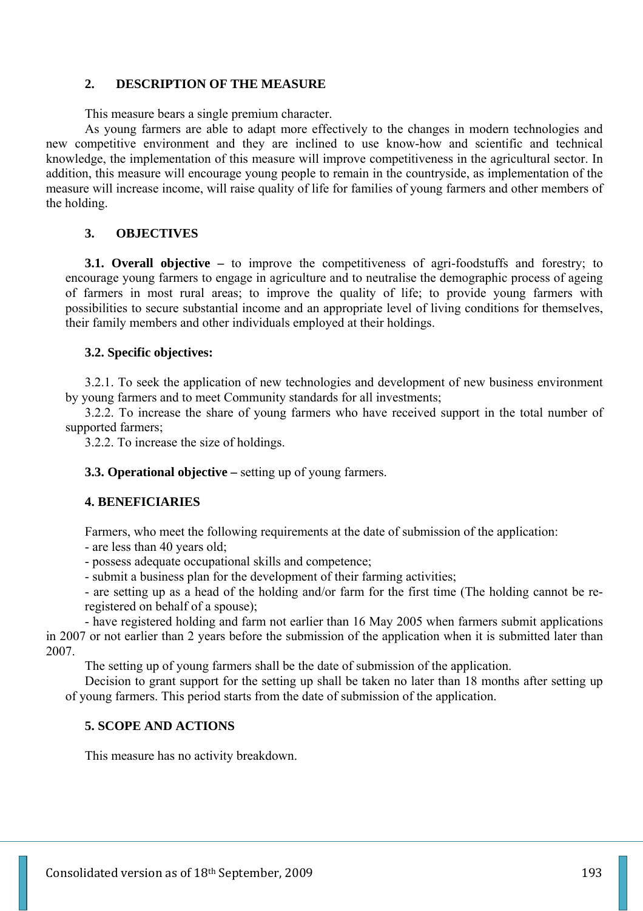## 2. DESCRIPTION OF THE MEASURE

This measure bears a single premium character.

As young farmers are able to adapt more effectively to the changes in modern technologies and new competitive environment and they are inclined to use know-how and scientific and technical knowledge, the implementation of this measure will improve competitiveness in the agricultural sector. In addition, this measure will encourage young people to remain in the countryside, as implementation of the measure will increase income, will raise quality of life for families of young farmers and other members of the holding.

## 3. OBJECTIVES

**3.1. Overall objective –** to improve the competitiveness of agri-foodstuffs and forestry; to encourage young farmers to engage in agriculture and to neutralise the demographic process of ageing of farmers in most rural areas; to improve the quality of life; to provide young farmers with possibilities to secure substantial income and an appropriate level of living conditions for themselves, their family members and other individuals employed at their holdings.

**3.2. Specific objectives:**

3.2.1. To seek the application of new technologies and development of new business environment by young farmers and to meet Community standards for all investments;

3.2.2. To increase the share of young farmers who have received support in the total number of supported farmers;

3.2.2. To increase the size of holdings.

**3.3. Operational objective –** setting up of young farmers.

## 4. BENEFICIARIES

Farmers, who meet the following requirements at the date of submission of the application:

- are less than 40 years old;
- possess adequate occupational skills and competence;
- submit a business plan for the development of their farming activities;
- are setting up as a head of the holding and/or farm for the first time (The holding cannot be re-registered on behalf of a spouse);
- have registered holding and farm not earlier than 16 May 2005 when farmers submit applications in 2007 or not earlier than 2 years before the submission of the application when it is submitted later than 2007.

The setting up of young farmers shall be the date of submission of the application.

Decision to grant support for the setting up shall be taken no later than 18 months after setting up of young farmers. This period starts from the date of submission of the application.

## 5. SCOPE AND ACTIONS

This measure has no activity breakdown.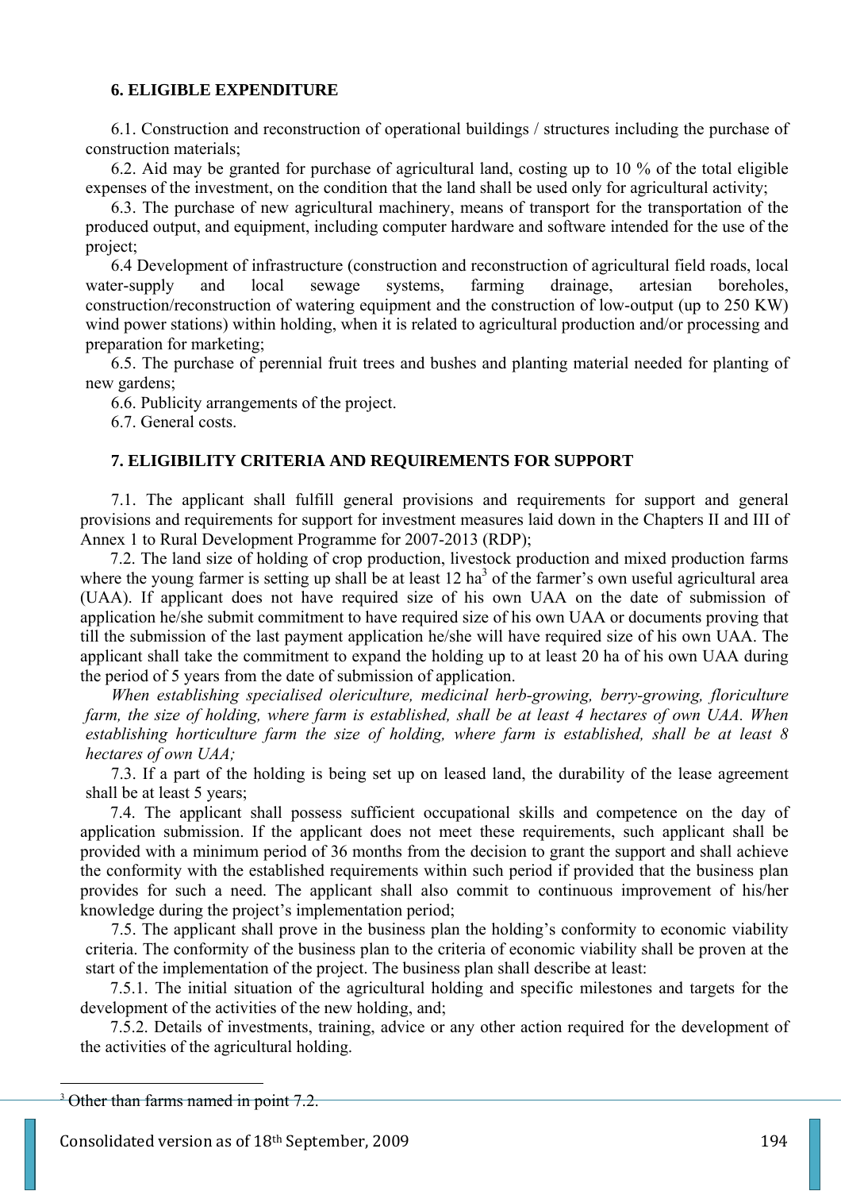## 6. ELIGIBLE EXPENDITURE

6.1. Construction and reconstruction of operational buildings / structures including the purchase of construction materials;

6.2. Aid may be granted for purchase of agricultural land, costing up to 10 % of the total eligible expenses of the investment, on the condition that the land shall be used only for agricultural activity;

6.3. The purchase of new agricultural machinery, means of transport for the transportation of the produced output, and equipment, including computer hardware and software intended for the use of the project;

6.4 Development of infrastructure (construction and reconstruction of agricultural field roads, local water-supply and local sewage systems, farming drainage, artesian boreholes, construction/reconstruction of watering equipment and the construction of low-output (up to 250 KW) wind power stations) within holding, when it is related to agricultural production and/or processing and preparation for marketing;

6.5. The purchase of perennial fruit trees and bushes and planting material needed for planting of new gardens;

6.6. Publicity arrangements of the project.

6.7. General costs.

## 7. ELIGIBILITY CRITERIA AND REQUIREMENTS FOR SUPPORT

7.1. The applicant shall fulfill general provisions and requirements for support and general provisions and requirements for support for investment measures laid down in the Chapters II and III of Annex 1 to Rural Development Programme for 2007-2013 (RDP);

7.2. The land size of holding of crop production, livestock production and mixed production farms where the young farmer is setting up shall be at least 12 ha[3] of the farmer's own useful agricultural area (UAA). If applicant does not have required size of his own UAA on the date of submission of application he/she submit commitment to have required size of his own UAA or documents proving that till the submission of the last payment application he/she will have required size of his own UAA. The applicant shall take the commitment to expand the holding up to at least 20 ha of his own UAA during the period of 5 years from the date of submission of application.

*When establishing specialised olericulture, medicinal herb-growing, berry-growing, floriculture farm, the size of holding, where farm is established, shall be at least 4 hectares of own UAA. When establishing horticulture farm the size of holding, where farm is established, shall be at least 8 hectares of own UAA;*

7.3. If a part of the holding is being set up on leased land, the durability of the lease agreement shall be at least 5 years;

7.4. The applicant shall possess sufficient occupational skills and competence on the day of application submission. If the applicant does not meet these requirements, such applicant shall be provided with a minimum period of 36 months from the decision to grant the support and shall achieve the conformity with the established requirements within such period if provided that the business plan provides for such a need. The applicant shall also commit to continuous improvement of his/her knowledge during the project's implementation period;

7.5. The applicant shall prove in the business plan the holding's conformity to economic viability criteria. The conformity of the business plan to the criteria of economic viability shall be proven at the start of the implementation of the project. The business plan shall describe at least:

7.5.1. The initial situation of the agricultural holding and specific milestones and targets for the development of the activities of the new holding, and;

7.5.2. Details of investments, training, advice or any other action required for the development of the activities of the agricultural holding.

[3] Other than farms named in point 7.2.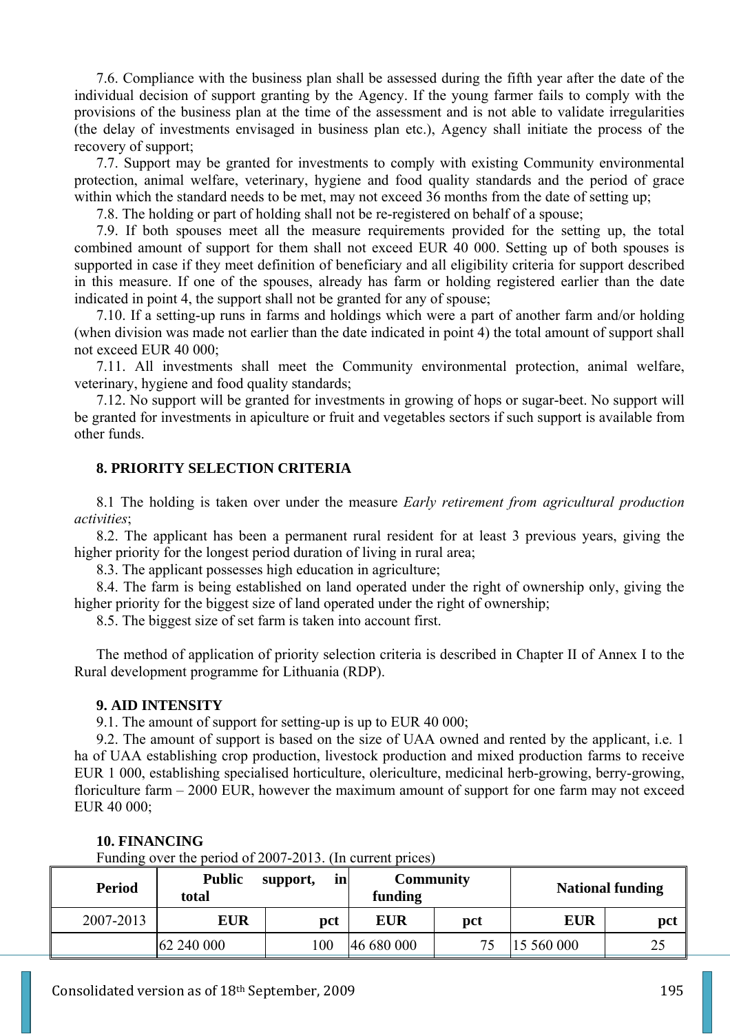7.6. Compliance with the business plan shall be assessed during the fifth year after the date of the individual decision of support granting by the Agency. If the young farmer fails to comply with the provisions of the business plan at the time of the assessment and is not able to validate irregularities (the delay of investments envisaged in business plan etc.), Agency shall initiate the process of the recovery of support;

7.7. Support may be granted for investments to comply with existing Community environmental protection, animal welfare, veterinary, hygiene and food quality standards and the period of grace within which the standard needs to be met, may not exceed 36 months from the date of setting up;

7.8. The holding or part of holding shall not be re-registered on behalf of a spouse;

7.9. If both spouses meet all the measure requirements provided for the setting up, the total combined amount of support for them shall not exceed EUR 40 000. Setting up of both spouses is supported in case if they meet definition of beneficiary and all eligibility criteria for support described in this measure. If one of the spouses, already has farm or holding registered earlier than the date indicated in point 4, the support shall not be granted for any of spouse;

7.10. If a setting-up runs in farms and holdings which were a part of another farm and/or holding (when division was made not earlier than the date indicated in point 4) the total amount of support shall not exceed EUR 40 000;

7.11. All investments shall meet the Community environmental protection, animal welfare, veterinary, hygiene and food quality standards;

7.12. No support will be granted for investments in growing of hops or sugar-beet. No support will be granted for investments in apiculture or fruit and vegetables sectors if such support is available from other funds.

## 8. PRIORITY SELECTION CRITERIA

8.1 The holding is taken over under the measure *Early retirement from agricultural production activities*;

8.2. The applicant has been a permanent rural resident for at least 3 previous years, giving the higher priority for the longest period duration of living in rural area;

8.3. The applicant possesses high education in agriculture;

8.4. The farm is being established on land operated under the right of ownership only, giving the higher priority for the biggest size of land operated under the right of ownership;

8.5. The biggest size of set farm is taken into account first.

The method of application of priority selection criteria is described in Chapter II of Annex I to the Rural development programme for Lithuania (RDP).

## 9. AID INTENSITY

9.1. The amount of support for setting-up is up to EUR 40 000;

9.2. The amount of support is based on the size of UAA owned and rented by the applicant, i.e. 1 ha of UAA establishing crop production, livestock production and mixed production farms to receive EUR 1 000, establishing specialised horticulture, olericulture, medicinal herb-growing, berry-growing, floriculture farm – 2000 EUR, however the maximum amount of support for one farm may not exceed EUR 40 000;

## 10. FINANCING

Funding over the period of 2007-2013. (In current prices)

| Period | Public support, in total | | Community funding | | National funding | |
|---|---|---|---|---|---|---|
| 2007-2013 | EUR | pct | EUR | pct | EUR | pct |
| | 62 240 000 | 100 | 46 680 000 | 75 | 15 560 000 | 25 |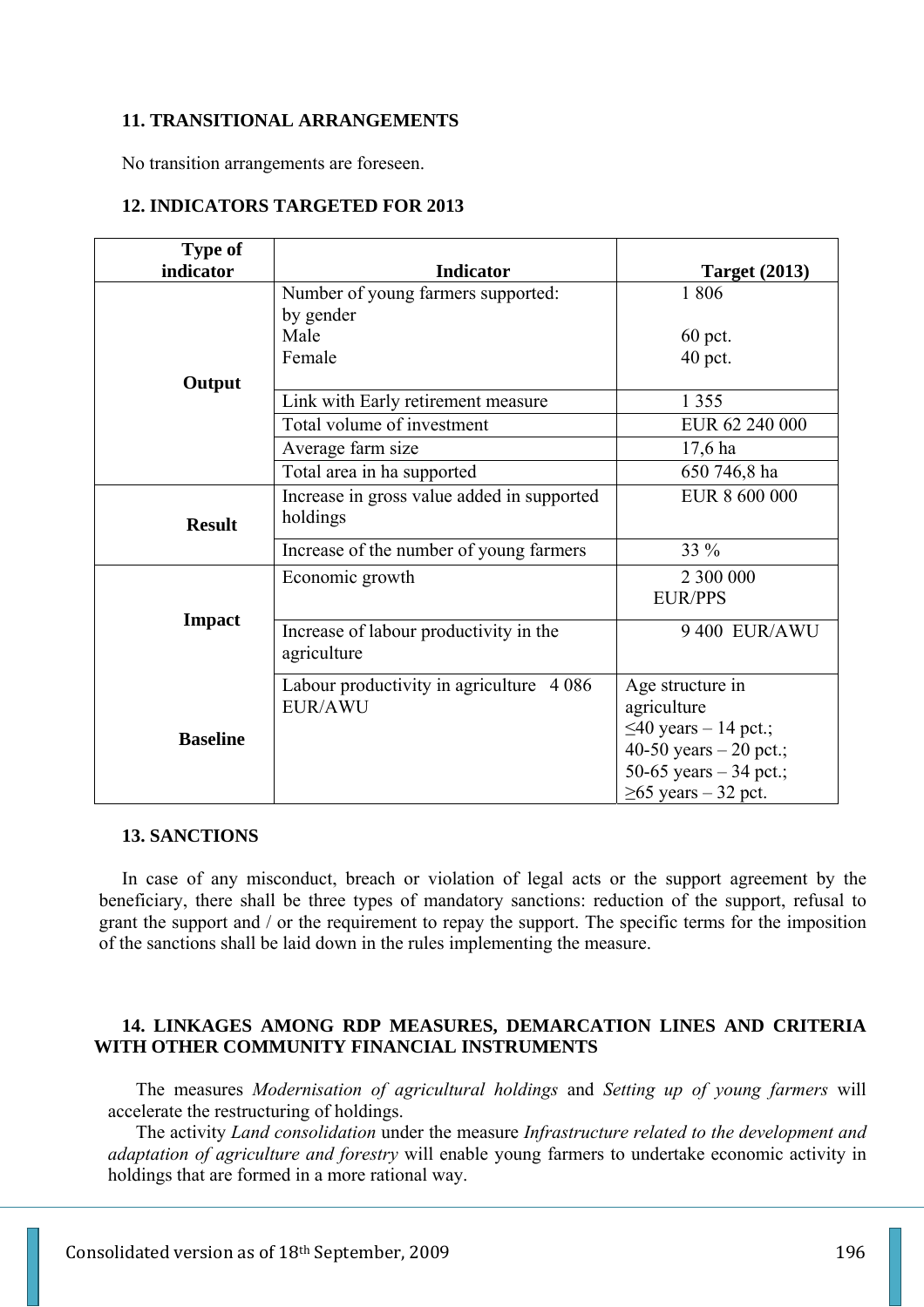## 11. TRANSITIONAL ARRANGEMENTS

No transition arrangements are foreseen.

## 12. INDICATORS TARGETED FOR 2013

| Type of indicator | Indicator | Target (2013) |
|---|---|---|
| Output | Number of young farmers supported:<br>by gender<br>Male<br>Female | 1 806<br><br>60 pct.<br>40 pct. |
| | Link with Early retirement measure | 1 355 |
| | Total volume of investment | EUR 62 240 000 |
| | Average farm size | 17,6 ha |
| | Total area in ha supported | 650 746,8 ha |
| Result | Increase in gross value added in supported holdings | EUR 8 600 000 |
| | Increase of the number of young farmers | 33 % |
| Impact | Economic growth | 2 300 000 EUR/PPS |
| | Increase of labour productivity in the agriculture | 9 400 EUR/AWU |
| Baseline | Labour productivity in agriculture 4 086 EUR/AWU | Age structure in agriculture<br>≤40 years – 14 pct.;<br>40-50 years – 20 pct.;<br>50-65 years – 34 pct.;<br>≥65 years – 32 pct. |

## 13. SANCTIONS

In case of any misconduct, breach or violation of legal acts or the support agreement by the beneficiary, there shall be three types of mandatory sanctions: reduction of the support, refusal to grant the support and / or the requirement to repay the support. The specific terms for the imposition of the sanctions shall be laid down in the rules implementing the measure.

## 14. LINKAGES AMONG RDP MEASURES, DEMARCATION LINES AND CRITERIA WITH OTHER COMMUNITY FINANCIAL INSTRUMENTS

The measures *Modernisation of agricultural holdings* and *Setting up of young farmers* will accelerate the restructuring of holdings.

The activity *Land consolidation* under the measure *Infrastructure related to the development and adaptation of agriculture and forestry* will enable young farmers to undertake economic activity in holdings that are formed in a more rational way.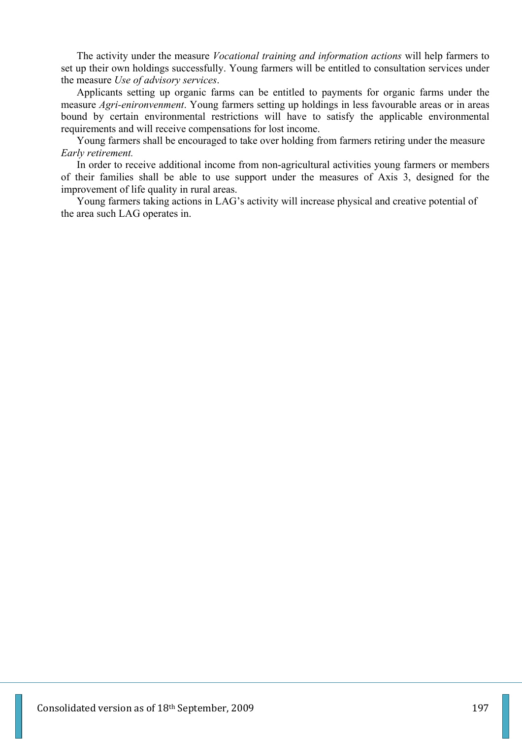The activity under the measure *Vocational training and information actions* will help farmers to set up their own holdings successfully. Young farmers will be entitled to consultation services under the measure *Use of advisory services*.

Applicants setting up organic farms can be entitled to payments for organic farms under the measure *Agri-enironvenment*. Young farmers setting up holdings in less favourable areas or in areas bound by certain environmental restrictions will have to satisfy the applicable environmental requirements and will receive compensations for lost income.

Young farmers shall be encouraged to take over holding from farmers retiring under the measure *Early retirement.*

In order to receive additional income from non-agricultural activities young farmers or members of their families shall be able to use support under the measures of Axis 3, designed for the improvement of life quality in rural areas.

Young farmers taking actions in LAG's activity will increase physical and creative potential of the area such LAG operates in.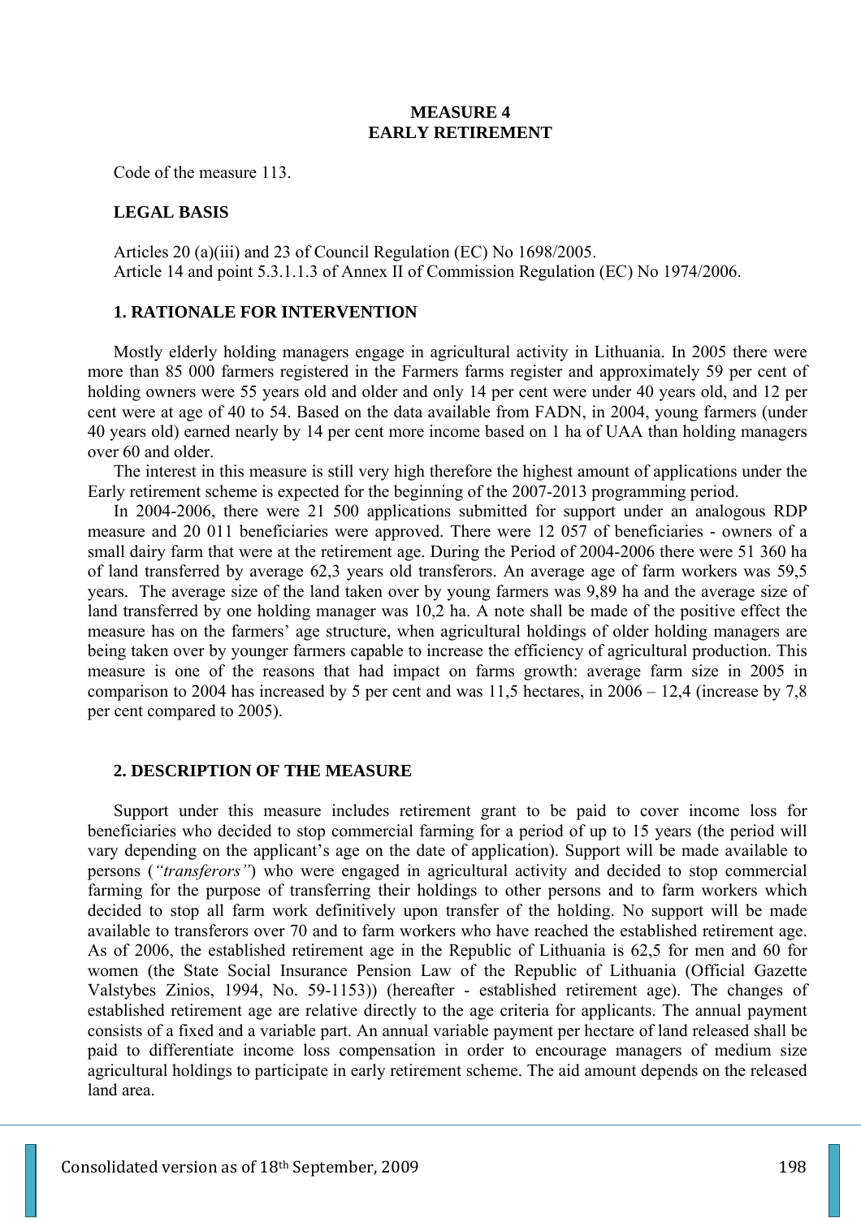# MEASURE 4
# EARLY RETIREMENT

Code of the measure 113.

## LEGAL BASIS

Articles 20 (a)(iii) and 23 of Council Regulation (EC) No 1698/2005.
Article 14 and point 5.3.1.1.3 of Annex II of Commission Regulation (EC) No 1974/2006.

## 1. RATIONALE FOR INTERVENTION

Mostly elderly holding managers engage in agricultural activity in Lithuania. In 2005 there were more than 85 000 farmers registered in the Farmers farms register and approximately 59 per cent of holding owners were 55 years old and older and only 14 per cent were under 40 years old, and 12 per cent were at age of 40 to 54. Based on the data available from FADN, in 2004, young farmers (under 40 years old) earned nearly by 14 per cent more income based on 1 ha of UAA than holding managers over 60 and older.

The interest in this measure is still very high therefore the highest amount of applications under the Early retirement scheme is expected for the beginning of the 2007-2013 programming period.

In 2004-2006, there were 21 500 applications submitted for support under an analogous RDP measure and 20 011 beneficiaries were approved. There were 12 057 of beneficiaries - owners of a small dairy farm that were at the retirement age. During the Period of 2004-2006 there were 51 360 ha of land transferred by average 62,3 years old transferors. An average age of farm workers was 59,5 years. The average size of the land taken over by young farmers was 9,89 ha and the average size of land transferred by one holding manager was 10,2 ha. A note shall be made of the positive effect the measure has on the farmers' age structure, when agricultural holdings of older holding managers are being taken over by younger farmers capable to increase the efficiency of agricultural production. This measure is one of the reasons that had impact on farms growth: average farm size in 2005 in comparison to 2004 has increased by 5 per cent and was 11,5 hectares, in 2006 – 12,4 (increase by 7,8 per cent compared to 2005).

## 2. DESCRIPTION OF THE MEASURE

Support under this measure includes retirement grant to be paid to cover income loss for beneficiaries who decided to stop commercial farming for a period of up to 15 years (the period will vary depending on the applicant's age on the date of application). Support will be made available to persons (*"transferors"*) who were engaged in agricultural activity and decided to stop commercial farming for the purpose of transferring their holdings to other persons and to farm workers which decided to stop all farm work definitively upon transfer of the holding. No support will be made available to transferors over 70 and to farm workers who have reached the established retirement age. As of 2006, the established retirement age in the Republic of Lithuania is 62,5 for men and 60 for women (the State Social Insurance Pension Law of the Republic of Lithuania (Official Gazette Valstybes Zinios, 1994, No. 59-1153)) (hereafter - established retirement age). The changes of established retirement age are relative directly to the age criteria for applicants. The annual payment consists of a fixed and a variable part. An annual variable payment per hectare of land released shall be paid to differentiate income loss compensation in order to encourage managers of medium size agricultural holdings to participate in early retirement scheme. The aid amount depends on the released land area.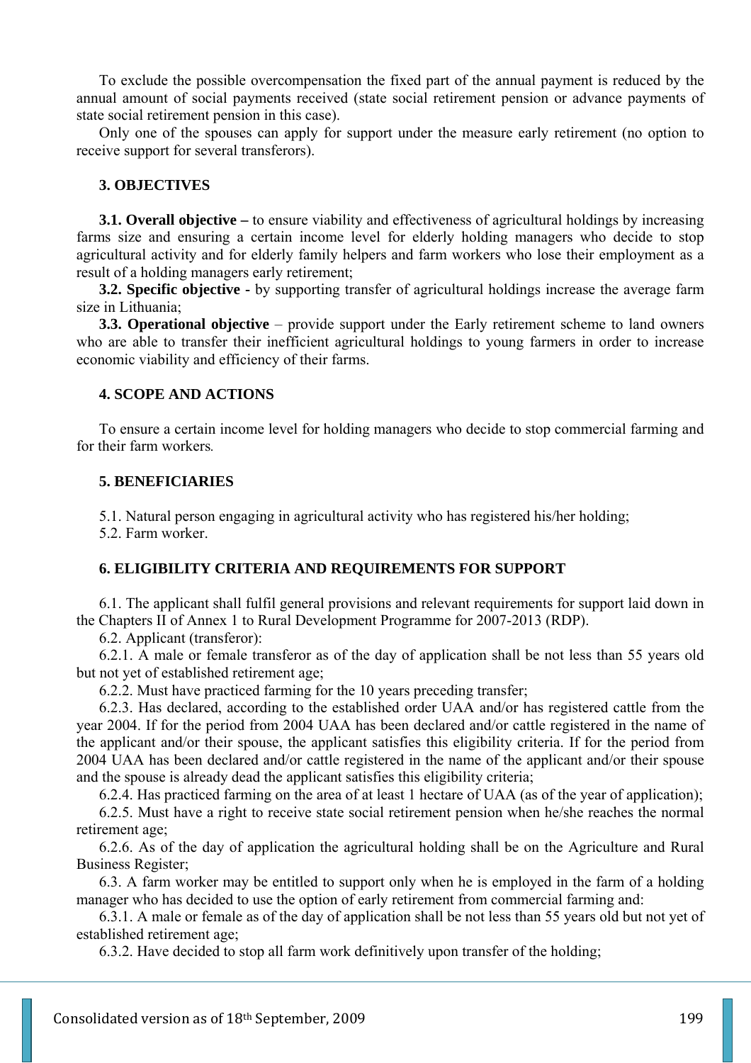To exclude the possible overcompensation the fixed part of the annual payment is reduced by the annual amount of social payments received (state social retirement pension or advance payments of state social retirement pension in this case).

Only one of the spouses can apply for support under the measure early retirement (no option to receive support for several transferors).

## 3. OBJECTIVES

**3.1. Overall objective –** to ensure viability and effectiveness of agricultural holdings by increasing farms size and ensuring a certain income level for elderly holding managers who decide to stop agricultural activity and for elderly family helpers and farm workers who lose their employment as a result of a holding managers early retirement;

**3.2. Specific objective -** by supporting transfer of agricultural holdings increase the average farm size in Lithuania;

**3.3. Operational objective** – provide support under the Early retirement scheme to land owners who are able to transfer their inefficient agricultural holdings to young farmers in order to increase economic viability and efficiency of their farms.

## 4. SCOPE AND ACTIONS

To ensure a certain income level for holding managers who decide to stop commercial farming and for their farm workers.

## 5. BENEFICIARIES

5.1. Natural person engaging in agricultural activity who has registered his/her holding;

5.2. Farm worker.

## 6. ELIGIBILITY CRITERIA AND REQUIREMENTS FOR SUPPORT

6.1. The applicant shall fulfil general provisions and relevant requirements for support laid down in the Chapters II of Annex 1 to Rural Development Programme for 2007-2013 (RDP).

6.2. Applicant (transferor):

6.2.1. A male or female transferor as of the day of application shall be not less than 55 years old but not yet of established retirement age;

6.2.2. Must have practiced farming for the 10 years preceding transfer;

6.2.3. Has declared, according to the established order UAA and/or has registered cattle from the year 2004. If for the period from 2004 UAA has been declared and/or cattle registered in the name of the applicant and/or their spouse, the applicant satisfies this eligibility criteria. If for the period from 2004 UAA has been declared and/or cattle registered in the name of the applicant and/or their spouse and the spouse is already dead the applicant satisfies this eligibility criteria;

6.2.4. Has practiced farming on the area of at least 1 hectare of UAA (as of the year of application);

6.2.5. Must have a right to receive state social retirement pension when he/she reaches the normal retirement age;

6.2.6. As of the day of application the agricultural holding shall be on the Agriculture and Rural Business Register;

6.3. A farm worker may be entitled to support only when he is employed in the farm of a holding manager who has decided to use the option of early retirement from commercial farming and:

6.3.1. A male or female as of the day of application shall be not less than 55 years old but not yet of established retirement age;

6.3.2. Have decided to stop all farm work definitively upon transfer of the holding;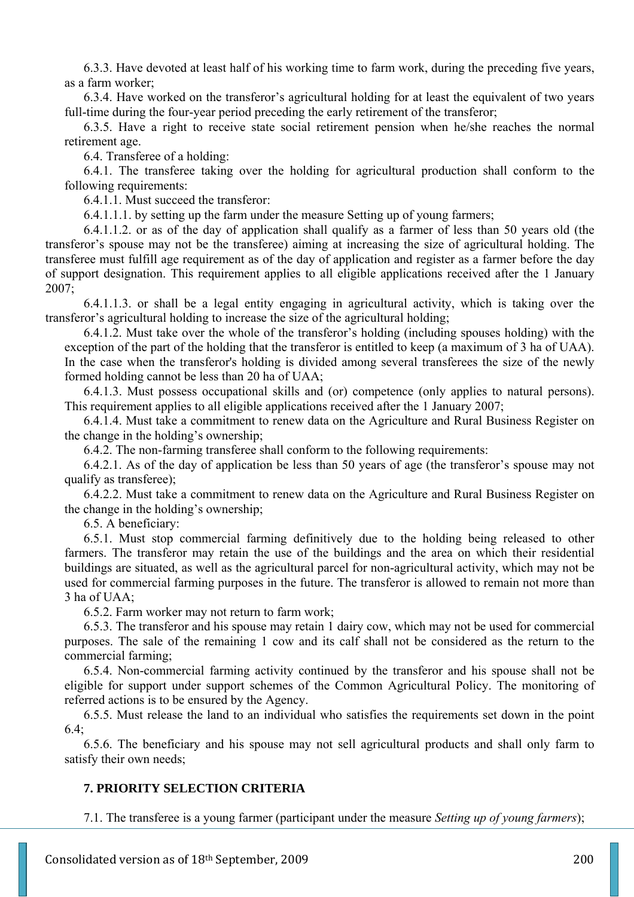6.3.3. Have devoted at least half of his working time to farm work, during the preceding five years, as a farm worker;

6.3.4. Have worked on the transferor's agricultural holding for at least the equivalent of two years full-time during the four-year period preceding the early retirement of the transferor;

6.3.5. Have a right to receive state social retirement pension when he/she reaches the normal retirement age.

6.4. Transferee of a holding:

6.4.1. The transferee taking over the holding for agricultural production shall conform to the following requirements:

6.4.1.1. Must succeed the transferor:

6.4.1.1.1. by setting up the farm under the measure Setting up of young farmers;

6.4.1.1.2. or as of the day of application shall qualify as a farmer of less than 50 years old (the transferor's spouse may not be the transferee) aiming at increasing the size of agricultural holding. The transferee must fulfill age requirement as of the day of application and register as a farmer before the day of support designation. This requirement applies to all eligible applications received after the 1 January 2007;

6.4.1.1.3. or shall be a legal entity engaging in agricultural activity, which is taking over the transferor's agricultural holding to increase the size of the agricultural holding;

6.4.1.2. Must take over the whole of the transferor's holding (including spouses holding) with the exception of the part of the holding that the transferor is entitled to keep (a maximum of 3 ha of UAA). In the case when the transferor's holding is divided among several transferees the size of the newly formed holding cannot be less than 20 ha of UAA;

6.4.1.3. Must possess occupational skills and (or) competence (only applies to natural persons). This requirement applies to all eligible applications received after the 1 January 2007;

6.4.1.4. Must take a commitment to renew data on the Agriculture and Rural Business Register on the change in the holding's ownership;

6.4.2. The non-farming transferee shall conform to the following requirements:

6.4.2.1. As of the day of application be less than 50 years of age (the transferor's spouse may not qualify as transferee);

6.4.2.2. Must take a commitment to renew data on the Agriculture and Rural Business Register on the change in the holding's ownership;

6.5. A beneficiary:

6.5.1. Must stop commercial farming definitively due to the holding being released to other farmers. The transferor may retain the use of the buildings and the area on which their residential buildings are situated, as well as the agricultural parcel for non-agricultural activity, which may not be used for commercial farming purposes in the future. The transferor is allowed to remain not more than 3 ha of UAA;

6.5.2. Farm worker may not return to farm work;

6.5.3. The transferor and his spouse may retain 1 dairy cow, which may not be used for commercial purposes. The sale of the remaining 1 cow and its calf shall not be considered as the return to the commercial farming;

6.5.4. Non-commercial farming activity continued by the transferor and his spouse shall not be eligible for support under support schemes of the Common Agricultural Policy. The monitoring of referred actions is to be ensured by the Agency.

6.5.5. Must release the land to an individual who satisfies the requirements set down in the point 6.4;

6.5.6. The beneficiary and his spouse may not sell agricultural products and shall only farm to satisfy their own needs;

## 7. PRIORITY SELECTION CRITERIA

7.1. The transferee is a young farmer (participant under the measure *Setting up of young farmers*);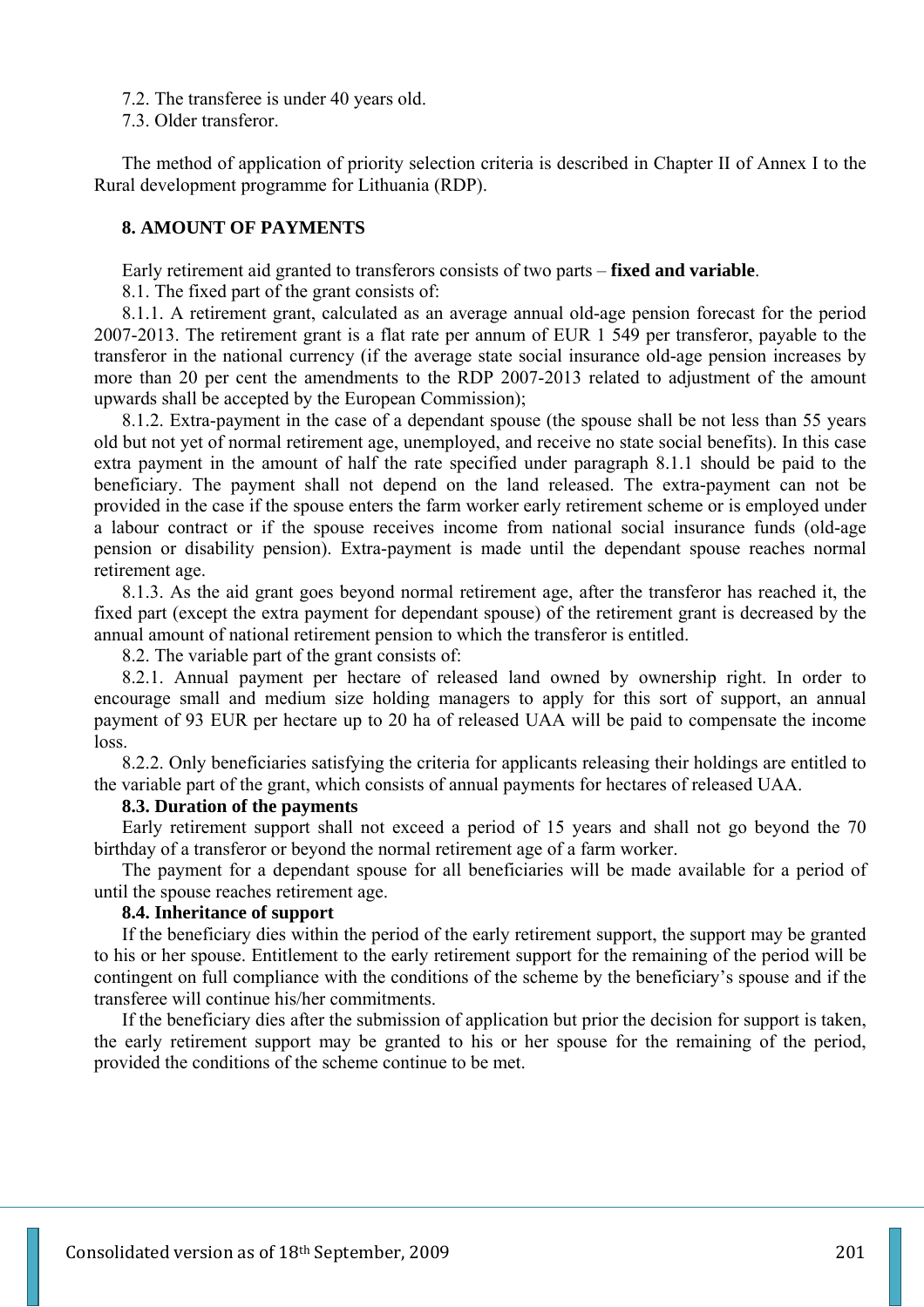7.2. The transferee is under 40 years old.

7.3. Older transferor.

The method of application of priority selection criteria is described in Chapter II of Annex I to the Rural development programme for Lithuania (RDP).

**8. AMOUNT OF PAYMENTS**

Early retirement aid granted to transferors consists of two parts – **fixed and variable**.

8.1. The fixed part of the grant consists of:

8.1.1. A retirement grant, calculated as an average annual old-age pension forecast for the period 2007-2013. The retirement grant is a flat rate per annum of EUR 1 549 per transferor, payable to the transferor in the national currency (if the average state social insurance old-age pension increases by more than 20 per cent the amendments to the RDP 2007-2013 related to adjustment of the amount upwards shall be accepted by the European Commission);

8.1.2. Extra-payment in the case of a dependant spouse (the spouse shall be not less than 55 years old but not yet of normal retirement age, unemployed, and receive no state social benefits). In this case extra payment in the amount of half the rate specified under paragraph 8.1.1 should be paid to the beneficiary. The payment shall not depend on the land released. The extra-payment can not be provided in the case if the spouse enters the farm worker early retirement scheme or is employed under a labour contract or if the spouse receives income from national social insurance funds (old-age pension or disability pension). Extra-payment is made until the dependant spouse reaches normal retirement age.

8.1.3. As the aid grant goes beyond normal retirement age, after the transferor has reached it, the fixed part (except the extra payment for dependant spouse) of the retirement grant is decreased by the annual amount of national retirement pension to which the transferor is entitled.

8.2. The variable part of the grant consists of:

8.2.1. Annual payment per hectare of released land owned by ownership right. In order to encourage small and medium size holding managers to apply for this sort of support, an annual payment of 93 EUR per hectare up to 20 ha of released UAA will be paid to compensate the income loss.

8.2.2. Only beneficiaries satisfying the criteria for applicants releasing their holdings are entitled to the variable part of the grant, which consists of annual payments for hectares of released UAA.

**8.3. Duration of the payments**

Early retirement support shall not exceed a period of 15 years and shall not go beyond the 70 birthday of a transferor or beyond the normal retirement age of a farm worker.

The payment for a dependant spouse for all beneficiaries will be made available for a period of until the spouse reaches retirement age.

**8.4. Inheritance of support**

If the beneficiary dies within the period of the early retirement support, the support may be granted to his or her spouse. Entitlement to the early retirement support for the remaining of the period will be contingent on full compliance with the conditions of the scheme by the beneficiary's spouse and if the transferee will continue his/her commitments.

If the beneficiary dies after the submission of application but prior the decision for support is taken, the early retirement support may be granted to his or her spouse for the remaining of the period, provided the conditions of the scheme continue to be met.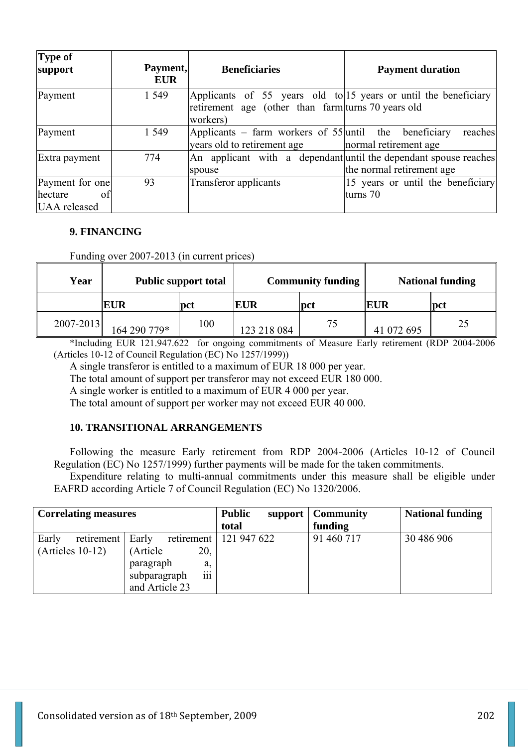| Type of support | Payment, EUR | Beneficiaries | Payment duration |
|---|---|---|---|
| Payment | 1 549 | Applicants of 55 years old to retirement age (other than farm workers) | 15 years or until the beneficiary turns 70 years old |
| Payment | 1 549 | Applicants – farm workers of 55 years old to retirement age | until the beneficiary reaches normal retirement age |
| Extra payment | 774 | An applicant with a dependant spouse | until the dependant spouse reaches the normal retirement age |
| Payment for one hectare of UAA released | 93 | Transferor applicants | 15 years or until the beneficiary turns 70 |

## 9. FINANCING

Funding over 2007-2013 (in current prices)

| Year | Public support total | | Community funding | | National funding | |
|---|---|---|---|---|---|---|
| | EUR | pct | EUR | pct | EUR | pct |
| 2007-2013 | 164 290 779* | 100 | 123 218 084 | 75 | 41 072 695 | 25 |

*Including EUR 121.947.622 for ongoing commitments of Measure Early retirement (RDP 2004-2006 (Articles 10-12 of Council Regulation (EC) No 1257/1999))

A single transferor is entitled to a maximum of EUR 18 000 per year.

The total amount of support per transferor may not exceed EUR 180 000.

A single worker is entitled to a maximum of EUR 4 000 per year.

The total amount of support per worker may not exceed EUR 40 000.

## 10. TRANSITIONAL ARRANGEMENTS

Following the measure Early retirement from RDP 2004-2006 (Articles 10-12 of Council Regulation (EC) No 1257/1999) further payments will be made for the taken commitments.

Expenditure relating to multi-annual commitments under this measure shall be eligible under EAFRD according Article 7 of Council Regulation (EC) No 1320/2006.

| Correlating measures | | Public support total | Community funding | National funding |
|---|---|---|---|---|
| Early retirement (Articles 10-12) | Early retirement (Article 20, paragraph a, subparagraph iii and Article 23 | 121 947 622 | 91 460 717 | 30 486 906 |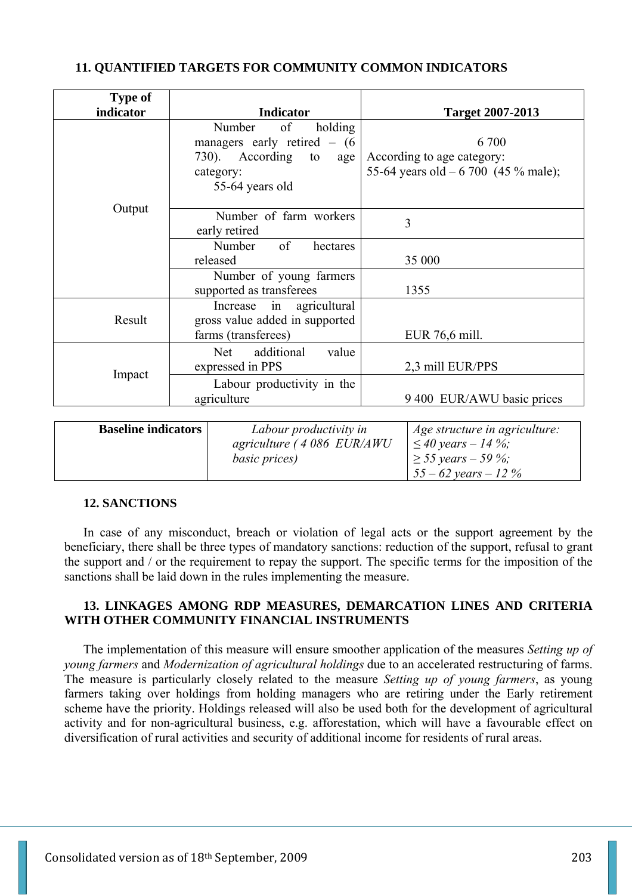### 11. QUANTIFIED TARGETS FOR COMMUNITY COMMON INDICATORS

| Type of indicator | Indicator | Target 2007-2013 |
|---|---|---|
| Output | Number of holding managers early retired – (6 730). According to age category: 55-64 years old | 6 700 According to age category: 55-64 years old – 6 700 (45 % male); |
| | Number of farm workers early retired | 3 |
| | Number of hectares released | 35 000 |
| | Number of young farmers supported as transferees | 1355 |
| Result | Increase in agricultural gross value added in supported farms (transferees) | EUR 76,6 mill. |
| Impact | Net additional value expressed in PPS | 2,3 mill EUR/PPS |
| | Labour productivity in the agriculture | 9 400 EUR/AWU basic prices |

| | | |
|---|---|---|
| **Baseline indicators** | *Labour productivity in agriculture ( 4 086 EUR/AWU basic prices)* | *Age structure in agriculture: ≤ 40 years – 14 %; ≥ 55 years – 59 %; 55 – 62 years – 12 %* |

### 12. SANCTIONS

In case of any misconduct, breach or violation of legal acts or the support agreement by the beneficiary, there shall be three types of mandatory sanctions: reduction of the support, refusal to grant the support and / or the requirement to repay the support. The specific terms for the imposition of the sanctions shall be laid down in the rules implementing the measure.

### 13. LINKAGES AMONG RDP MEASURES, DEMARCATION LINES AND CRITERIA WITH OTHER COMMUNITY FINANCIAL INSTRUMENTS

The implementation of this measure will ensure smoother application of the measures *Setting up of young farmers* and *Modernization of agricultural holdings* due to an accelerated restructuring of farms. The measure is particularly closely related to the measure *Setting up of young farmers*, as young farmers taking over holdings from holding managers who are retiring under the Early retirement scheme have the priority. Holdings released will also be used both for the development of agricultural activity and for non-agricultural business, e.g. afforestation, which will have a favourable effect on diversification of rural activities and security of additional income for residents of rural areas.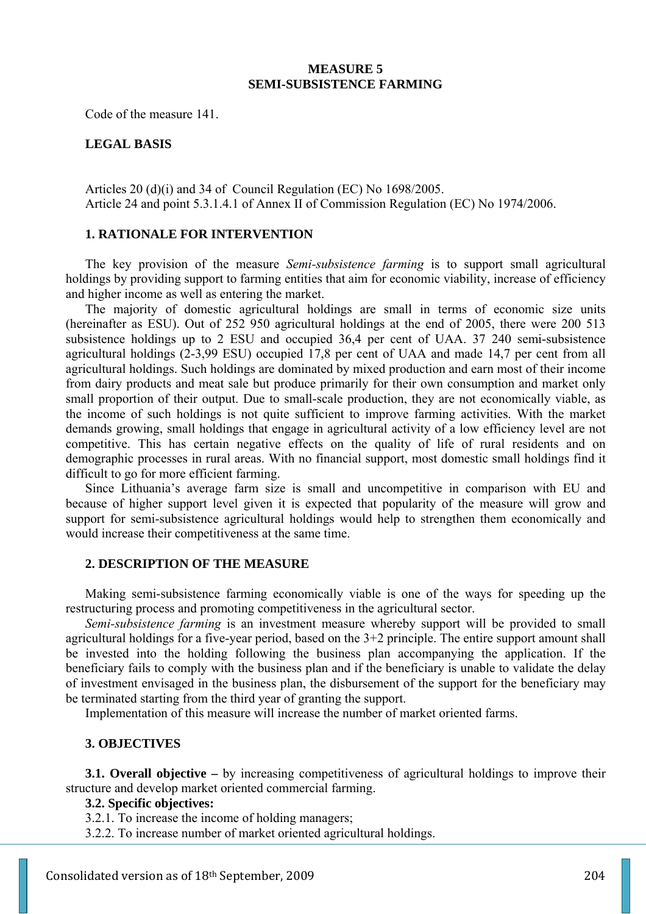# MEASURE 5
# SEMI-SUBSISTENCE FARMING

Code of the measure 141.

**LEGAL BASIS**

Articles 20 (d)(i) and 34 of Council Regulation (EC) No 1698/2005.
Article 24 and point 5.3.1.4.1 of Annex II of Commission Regulation (EC) No 1974/2006.

## 1. RATIONALE FOR INTERVENTION

The key provision of the measure *Semi-subsistence farming* is to support small agricultural holdings by providing support to farming entities that aim for economic viability, increase of efficiency and higher income as well as entering the market.

The majority of domestic agricultural holdings are small in terms of economic size units (hereinafter as ESU). Out of 252 950 agricultural holdings at the end of 2005, there were 200 513 subsistence holdings up to 2 ESU and occupied 36,4 per cent of UAA. 37 240 semi-subsistence agricultural holdings (2-3,99 ESU) occupied 17,8 per cent of UAA and made 14,7 per cent from all agricultural holdings. Such holdings are dominated by mixed production and earn most of their income from dairy products and meat sale but produce primarily for their own consumption and market only small proportion of their output. Due to small-scale production, they are not economically viable, as the income of such holdings is not quite sufficient to improve farming activities. With the market demands growing, small holdings that engage in agricultural activity of a low efficiency level are not competitive. This has certain negative effects on the quality of life of rural residents and on demographic processes in rural areas. With no financial support, most domestic small holdings find it difficult to go for more efficient farming.

Since Lithuania's average farm size is small and uncompetitive in comparison with EU and because of higher support level given it is expected that popularity of the measure will grow and support for semi-subsistence agricultural holdings would help to strengthen them economically and would increase their competitiveness at the same time.

## 2. DESCRIPTION OF THE MEASURE

Making semi-subsistence farming economically viable is one of the ways for speeding up the restructuring process and promoting competitiveness in the agricultural sector.

*Semi-subsistence farming* is an investment measure whereby support will be provided to small agricultural holdings for a five-year period, based on the 3+2 principle. The entire support amount shall be invested into the holding following the business plan accompanying the application. If the beneficiary fails to comply with the business plan and if the beneficiary is unable to validate the delay of investment envisaged in the business plan, the disbursement of the support for the beneficiary may be terminated starting from the third year of granting the support.

Implementation of this measure will increase the number of market oriented farms.

## 3. OBJECTIVES

**3.1. Overall objective –** by increasing competitiveness of agricultural holdings to improve their structure and develop market oriented commercial farming.

**3.2. Specific objectives:**

3.2.1. To increase the income of holding managers;

3.2.2. To increase number of market oriented agricultural holdings.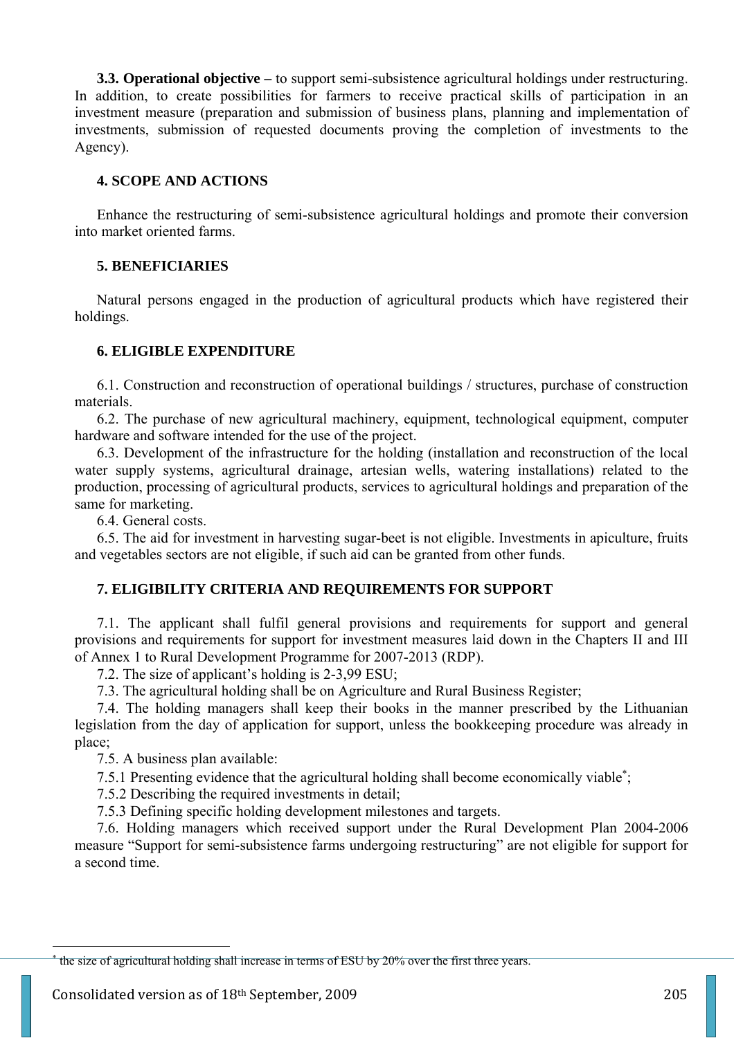**3.3. Operational objective –** to support semi-subsistence agricultural holdings under restructuring. In addition, to create possibilities for farmers to receive practical skills of participation in an investment measure (preparation and submission of business plans, planning and implementation of investments, submission of requested documents proving the completion of investments to the Agency).

**4. SCOPE AND ACTIONS**

Enhance the restructuring of semi-subsistence agricultural holdings and promote their conversion into market oriented farms.

**5. BENEFICIARIES**

Natural persons engaged in the production of agricultural products which have registered their holdings.

**6. ELIGIBLE EXPENDITURE**

6.1. Construction and reconstruction of operational buildings / structures, purchase of construction materials.

6.2. The purchase of new agricultural machinery, equipment, technological equipment, computer hardware and software intended for the use of the project.

6.3. Development of the infrastructure for the holding (installation and reconstruction of the local water supply systems, agricultural drainage, artesian wells, watering installations) related to the production, processing of agricultural products, services to agricultural holdings and preparation of the same for marketing.

6.4. General costs.

6.5. The aid for investment in harvesting sugar-beet is not eligible. Investments in apiculture, fruits and vegetables sectors are not eligible, if such aid can be granted from other funds.

**7. ELIGIBILITY CRITERIA AND REQUIREMENTS FOR SUPPORT**

7.1. The applicant shall fulfil general provisions and requirements for support and general provisions and requirements for support for investment measures laid down in the Chapters II and III of Annex 1 to Rural Development Programme for 2007-2013 (RDP).

7.2. The size of applicant's holding is 2-3,99 ESU;

7.3. The agricultural holding shall be on Agriculture and Rural Business Register;

7.4. The holding managers shall keep their books in the manner prescribed by the Lithuanian legislation from the day of application for support, unless the bookkeeping procedure was already in place;

7.5. A business plan available:

7.5.1 Presenting evidence that the agricultural holding shall become economically viable[*];

7.5.2 Describing the required investments in detail;

7.5.3 Defining specific holding development milestones and targets.

7.6. Holding managers which received support under the Rural Development Plan 2004-2006 measure "Support for semi-subsistence farms undergoing restructuring" are not eligible for support for a second time.

[*] the size of agricultural holding shall increase in terms of ESU by 20% over the first three years.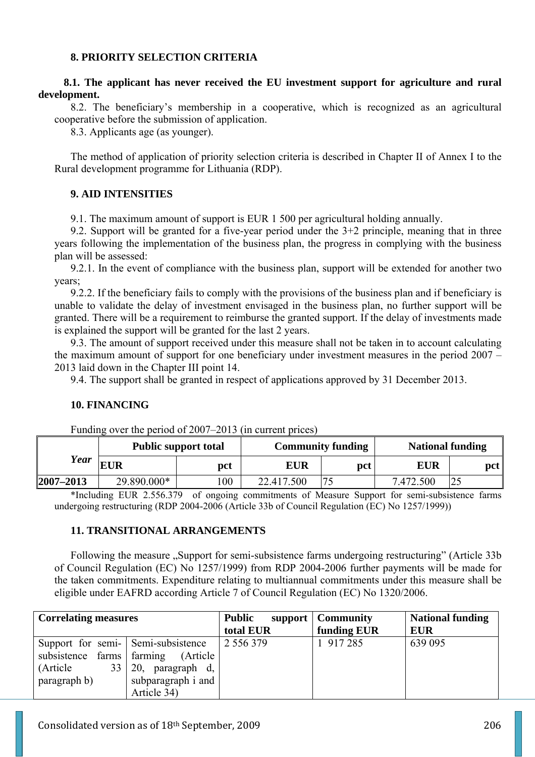## 8. PRIORITY SELECTION CRITERIA

**8.1. The applicant has never received the EU investment support for agriculture and rural development.**

8.2. The beneficiary's membership in a cooperative, which is recognized as an agricultural cooperative before the submission of application.

8.3. Applicants age (as younger).

The method of application of priority selection criteria is described in Chapter II of Annex I to the Rural development programme for Lithuania (RDP).

## 9. AID INTENSITIES

9.1. The maximum amount of support is EUR 1 500 per agricultural holding annually.

9.2. Support will be granted for a five-year period under the 3+2 principle, meaning that in three years following the implementation of the business plan, the progress in complying with the business plan will be assessed:

9.2.1. In the event of compliance with the business plan, support will be extended for another two years;

9.2.2. If the beneficiary fails to comply with the provisions of the business plan and if beneficiary is unable to validate the delay of investment envisaged in the business plan, no further support will be granted. There will be a requirement to reimburse the granted support. If the delay of investments made is explained the support will be granted for the last 2 years.

9.3. The amount of support received under this measure shall not be taken in to account calculating the maximum amount of support for one beneficiary under investment measures in the period 2007 – 2013 laid down in the Chapter III point 14.

9.4. The support shall be granted in respect of applications approved by 31 December 2013.

## 10. FINANCING

Funding over the period of 2007–2013 (in current prices)

| *Year* | **Public support total** | | **Community funding** | | **National funding** | |
|---|---|---|---|---|---|---|
| | **EUR** | **pct** | **EUR** | **pct** | **EUR** | **pct** |
| **2007–2013** | 29.890.000* | 100 | 22.417.500 | 75 | 7.472.500 | 25 |

*Including EUR 2.556.379 of ongoing commitments of Measure Support for semi-subsistence farms undergoing restructuring (RDP 2004-2006 (Article 33b of Council Regulation (EC) No 1257/1999))

## 11. TRANSITIONAL ARRANGEMENTS

Following the measure „Support for semi-subsistence farms undergoing restructuring" (Article 33b of Council Regulation (EC) No 1257/1999) from RDP 2004-2006 further payments will be made for the taken commitments. Expenditure relating to multiannual commitments under this measure shall be eligible under EAFRD according Article 7 of Council Regulation (EC) No 1320/2006.

| **Correlating measures** | | **Public support total EUR** | **Community funding EUR** | **National funding EUR** |
|---|---|---|---|---|
| Support for semi-subsistence farms (Article 33 paragraph b) | Semi-subsistence farming (Article 20, paragraph d, subparagraph i and Article 34) | 2 556 379 | 1 917 285 | 639 095 |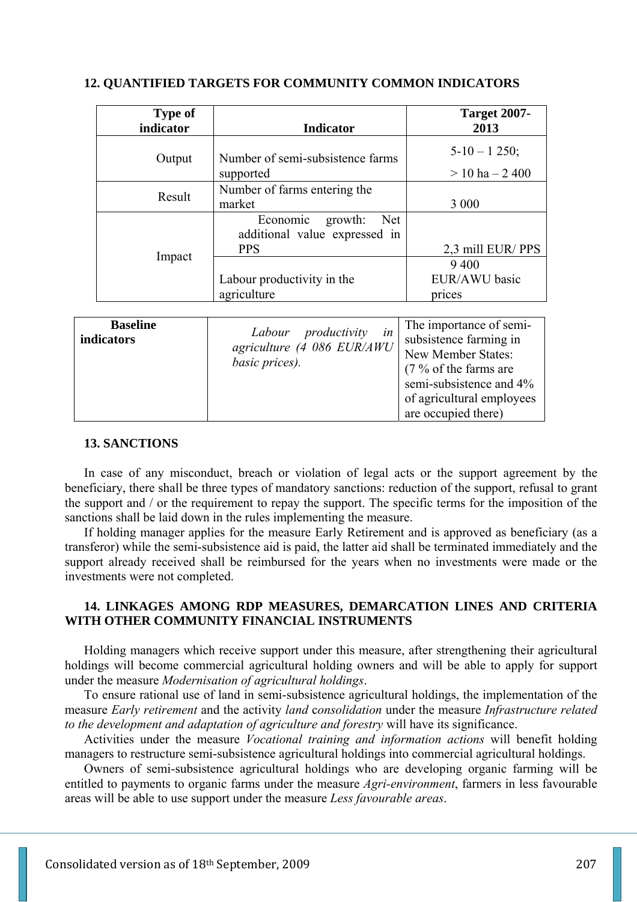## 12. QUANTIFIED TARGETS FOR COMMUNITY COMMON INDICATORS

| Type of indicator | Indicator | Target 2007-2013 |
|---|---|---|
| Output | Number of semi-subsistence farms supported | 5-10 – 1 250; > 10 ha – 2 400 |
| Result | Number of farms entering the market | 3 000 |
| Impact | Economic growth: Net additional value expressed in PPS | 2,3 mill EUR/ PPS |
| | Labour productivity in the agriculture | 9 400 EUR/AWU basic prices |

| | | |
|---|---|---|
| **Baseline indicators** | *Labour productivity in agriculture (4 086 EUR/AWU basic prices).* | The importance of semi-subsistence farming in New Member States: (7 % of the farms are semi-subsistence and 4% of agricultural employees are occupied there) |

## 13. SANCTIONS

In case of any misconduct, breach or violation of legal acts or the support agreement by the beneficiary, there shall be three types of mandatory sanctions: reduction of the support, refusal to grant the support and / or the requirement to repay the support. The specific terms for the imposition of the sanctions shall be laid down in the rules implementing the measure.

If holding manager applies for the measure Early Retirement and is approved as beneficiary (as a transferor) while the semi-subsistence aid is paid, the latter aid shall be terminated immediately and the support already received shall be reimbursed for the years when no investments were made or the investments were not completed.

## 14. LINKAGES AMONG RDP MEASURES, DEMARCATION LINES AND CRITERIA WITH OTHER COMMUNITY FINANCIAL INSTRUMENTS

Holding managers which receive support under this measure, after strengthening their agricultural holdings will become commercial agricultural holding owners and will be able to apply for support under the measure *Modernisation of agricultural holdings*.

To ensure rational use of land in semi-subsistence agricultural holdings, the implementation of the measure *Early retirement* and the activity *land consolidation* under the measure *Infrastructure related to the development and adaptation of agriculture and forestry* will have its significance.

Activities under the measure *Vocational training and information actions* will benefit holding managers to restructure semi-subsistence agricultural holdings into commercial agricultural holdings.

Owners of semi-subsistence agricultural holdings who are developing organic farming will be entitled to payments to organic farms under the measure *Agri-environment*, farmers in less favourable areas will be able to use support under the measure *Less favourable areas*.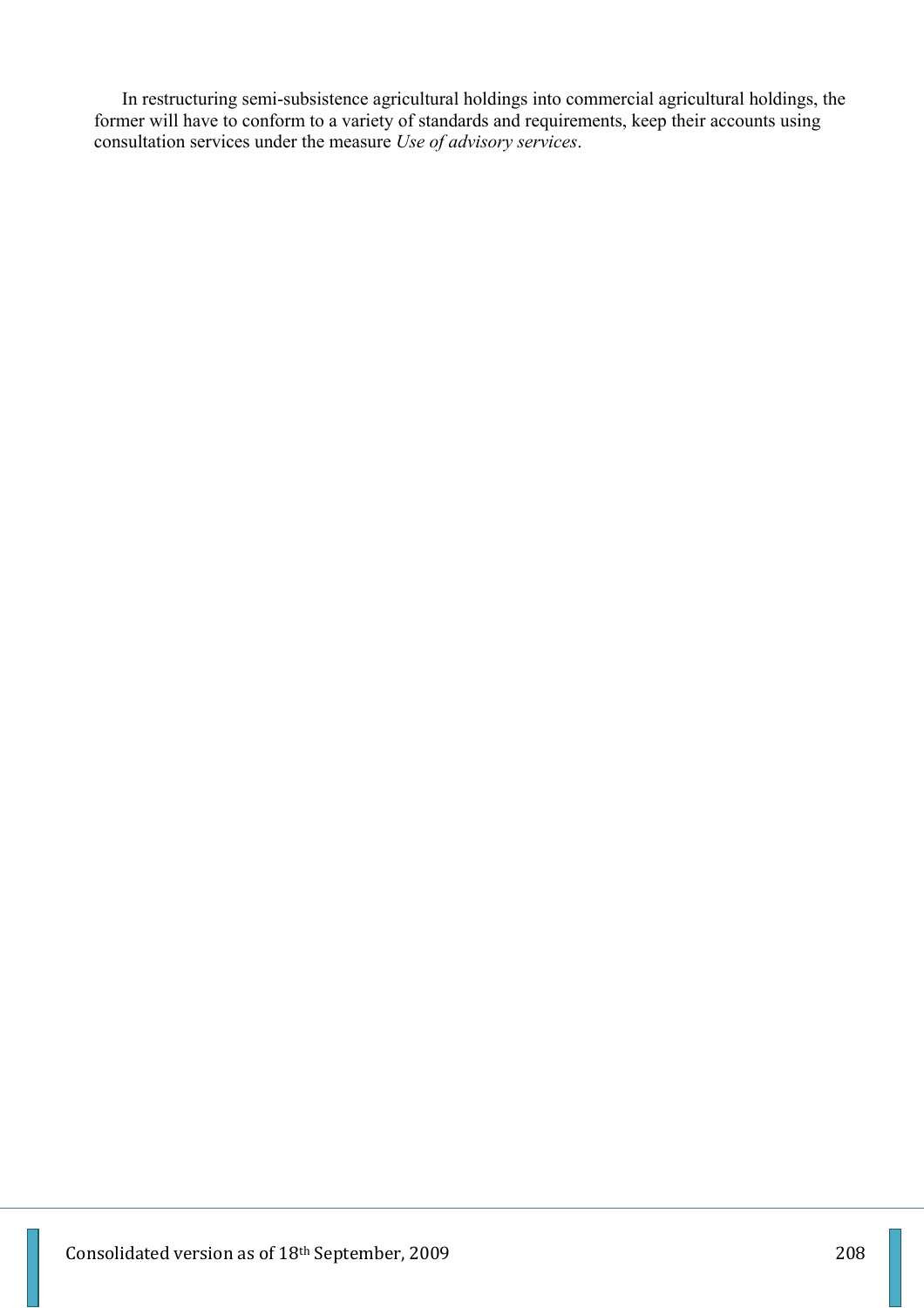In restructuring semi-subsistence agricultural holdings into commercial agricultural holdings, the former will have to conform to a variety of standards and requirements, keep their accounts using consultation services under the measure *Use of advisory services*.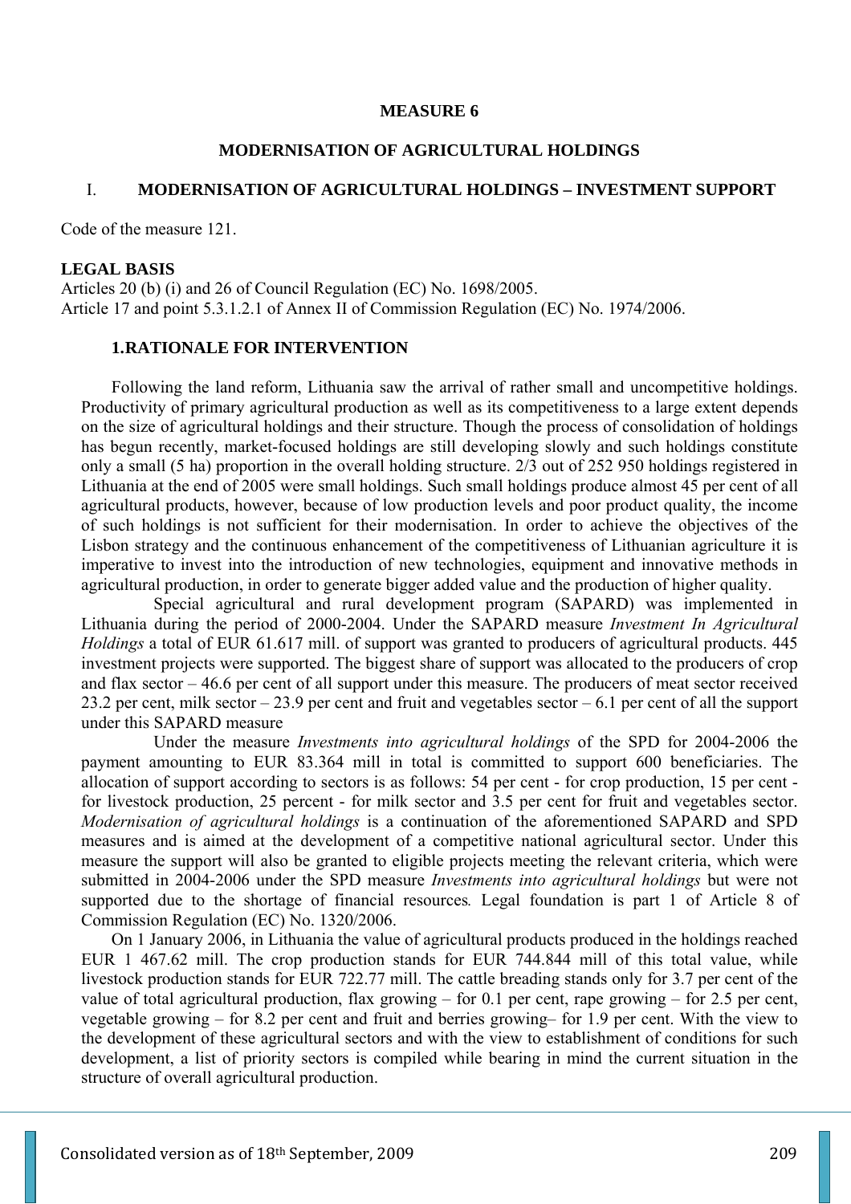**MEASURE 6**

**MODERNISATION OF AGRICULTURAL HOLDINGS**

## I. MODERNISATION OF AGRICULTURAL HOLDINGS – INVESTMENT SUPPORT

Code of the measure 121.

**LEGAL BASIS**

Articles 20 (b) (i) and 26 of Council Regulation (EC) No. 1698/2005.
Article 17 and point 5.3.1.2.1 of Annex II of Commission Regulation (EC) No. 1974/2006.

### 1.RATIONALE FOR INTERVENTION

Following the land reform, Lithuania saw the arrival of rather small and uncompetitive holdings. Productivity of primary agricultural production as well as its competitiveness to a large extent depends on the size of agricultural holdings and their structure. Though the process of consolidation of holdings has begun recently, market-focused holdings are still developing slowly and such holdings constitute only a small (5 ha) proportion in the overall holding structure. 2/3 out of 252 950 holdings registered in Lithuania at the end of 2005 were small holdings. Such small holdings produce almost 45 per cent of all agricultural products, however, because of low production levels and poor product quality, the income of such holdings is not sufficient for their modernisation. In order to achieve the objectives of the Lisbon strategy and the continuous enhancement of the competitiveness of Lithuanian agriculture it is imperative to invest into the introduction of new technologies, equipment and innovative methods in agricultural production, in order to generate bigger added value and the production of higher quality.

Special agricultural and rural development program (SAPARD) was implemented in Lithuania during the period of 2000-2004. Under the SAPARD measure *Investment In Agricultural Holdings* a total of EUR 61.617 mill. of support was granted to producers of agricultural products. 445 investment projects were supported. The biggest share of support was allocated to the producers of crop and flax sector – 46.6 per cent of all support under this measure. The producers of meat sector received 23.2 per cent, milk sector – 23.9 per cent and fruit and vegetables sector – 6.1 per cent of all the support under this SAPARD measure

Under the measure *Investments into agricultural holdings* of the SPD for 2004-2006 the payment amounting to EUR 83.364 mill in total is committed to support 600 beneficiaries. The allocation of support according to sectors is as follows: 54 per cent - for crop production, 15 per cent - for livestock production, 25 percent - for milk sector and 3.5 per cent for fruit and vegetables sector. *Modernisation of agricultural holdings* is a continuation of the aforementioned SAPARD and SPD measures and is aimed at the development of a competitive national agricultural sector. Under this measure the support will also be granted to eligible projects meeting the relevant criteria, which were submitted in 2004-2006 under the SPD measure *Investments into agricultural holdings* but were not supported due to the shortage of financial resources*.* Legal foundation is part 1 of Article 8 of Commission Regulation (EC) No. 1320/2006.

On 1 January 2006, in Lithuania the value of agricultural products produced in the holdings reached EUR 1 467.62 mill. The crop production stands for EUR 744.844 mill of this total value, while livestock production stands for EUR 722.77 mill. The cattle breading stands only for 3.7 per cent of the value of total agricultural production, flax growing – for 0.1 per cent, rape growing – for 2.5 per cent, vegetable growing – for 8.2 per cent and fruit and berries growing– for 1.9 per cent. With the view to the development of these agricultural sectors and with the view to establishment of conditions for such development, a list of priority sectors is compiled while bearing in mind the current situation in the structure of overall agricultural production.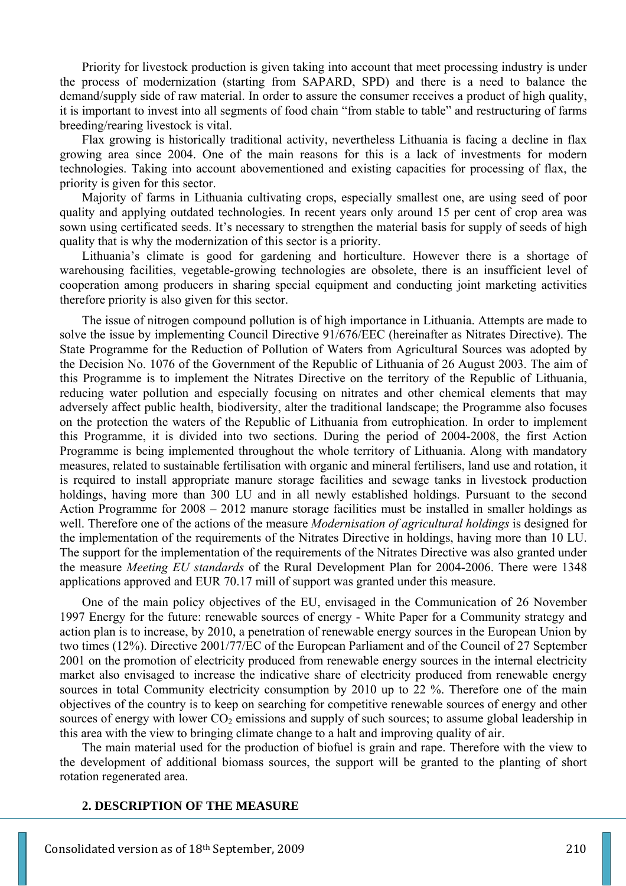Priority for livestock production is given taking into account that meet processing industry is under the process of modernization (starting from SAPARD, SPD) and there is a need to balance the demand/supply side of raw material. In order to assure the consumer receives a product of high quality, it is important to invest into all segments of food chain “from stable to table” and restructuring of farms breeding/rearing livestock is vital.

Flax growing is historically traditional activity, nevertheless Lithuania is facing a decline in flax growing area since 2004. One of the main reasons for this is a lack of investments for modern technologies. Taking into account abovementioned and existing capacities for processing of flax, the priority is given for this sector.

Majority of farms in Lithuania cultivating crops, especially smallest one, are using seed of poor quality and applying outdated technologies. In recent years only around 15 per cent of crop area was sown using certificated seeds. It’s necessary to strengthen the material basis for supply of seeds of high quality that is why the modernization of this sector is a priority.

Lithuania’s climate is good for gardening and horticulture. However there is a shortage of warehousing facilities, vegetable-growing technologies are obsolete, there is an insufficient level of cooperation among producers in sharing special equipment and conducting joint marketing activities therefore priority is also given for this sector.

The issue of nitrogen compound pollution is of high importance in Lithuania. Attempts are made to solve the issue by implementing Council Directive 91/676/EEC (hereinafter as Nitrates Directive). The State Programme for the Reduction of Pollution of Waters from Agricultural Sources was adopted by the Decision No. 1076 of the Government of the Republic of Lithuania of 26 August 2003. The aim of this Programme is to implement the Nitrates Directive on the territory of the Republic of Lithuania, reducing water pollution and especially focusing on nitrates and other chemical elements that may adversely affect public health, biodiversity, alter the traditional landscape; the Programme also focuses on the protection the waters of the Republic of Lithuania from eutrophication. In order to implement this Programme, it is divided into two sections. During the period of 2004-2008, the first Action Programme is being implemented throughout the whole territory of Lithuania. Along with mandatory measures, related to sustainable fertilisation with organic and mineral fertilisers, land use and rotation, it is required to install appropriate manure storage facilities and sewage tanks in livestock production holdings, having more than 300 LU and in all newly established holdings. Pursuant to the second Action Programme for 2008 – 2012 manure storage facilities must be installed in smaller holdings as well. Therefore one of the actions of the measure *Modernisation of agricultural holdings* is designed for the implementation of the requirements of the Nitrates Directive in holdings, having more than 10 LU. The support for the implementation of the requirements of the Nitrates Directive was also granted under the measure *Meeting EU standards* of the Rural Development Plan for 2004-2006. There were 1348 applications approved and EUR 70.17 mill of support was granted under this measure.

One of the main policy objectives of the EU, envisaged in the Communication of 26 November 1997 Energy for the future: renewable sources of energy - White Paper for a Community strategy and action plan is to increase, by 2010, a penetration of renewable energy sources in the European Union by two times (12%). Directive 2001/77/EC of the European Parliament and of the Council of 27 September 2001 on the promotion of electricity produced from renewable energy sources in the internal electricity market also envisaged to increase the indicative share of electricity produced from renewable energy sources in total Community electricity consumption by 2010 up to 22 %. Therefore one of the main objectives of the country is to keep on searching for competitive renewable sources of energy and other sources of energy with lower $CO_2$ emissions and supply of such sources; to assume global leadership in this area with the view to bringing climate change to a halt and improving quality of air.

The main material used for the production of biofuel is grain and rape. Therefore with the view to the development of additional biomass sources, the support will be granted to the planting of short rotation regenerated area.

## 2. DESCRIPTION OF THE MEASURE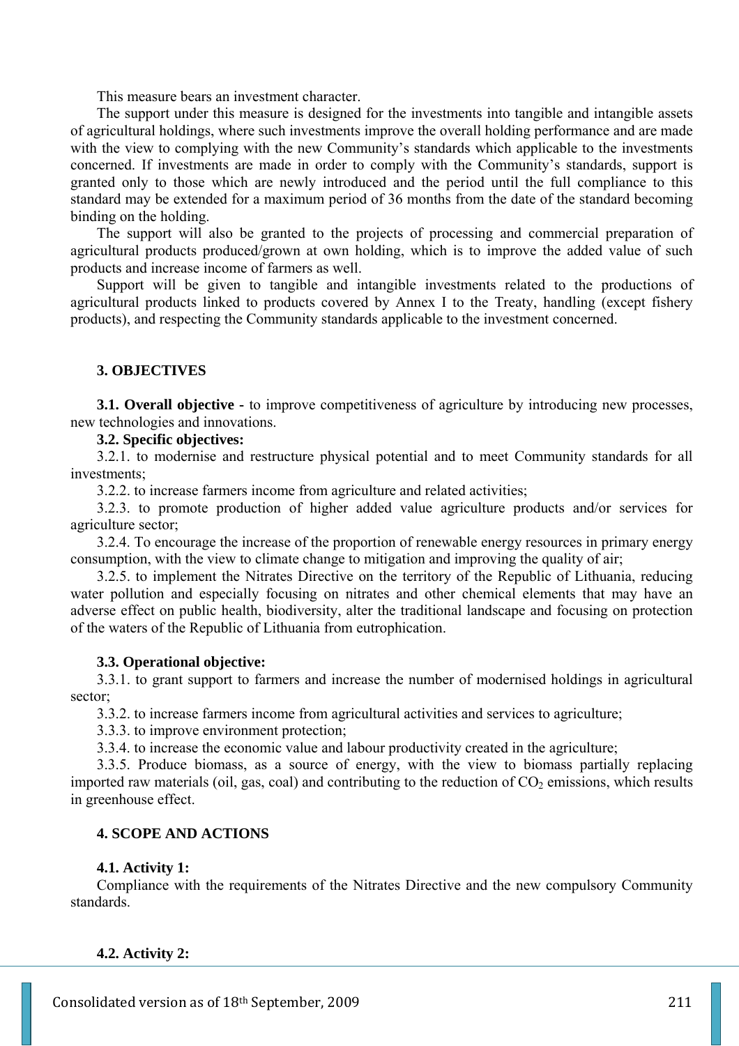This measure bears an investment character.

The support under this measure is designed for the investments into tangible and intangible assets of agricultural holdings, where such investments improve the overall holding performance and are made with the view to complying with the new Community's standards which applicable to the investments concerned. If investments are made in order to comply with the Community's standards, support is granted only to those which are newly introduced and the period until the full compliance to this standard may be extended for a maximum period of 36 months from the date of the standard becoming binding on the holding.

The support will also be granted to the projects of processing and commercial preparation of agricultural products produced/grown at own holding, which is to improve the added value of such products and increase income of farmers as well.

Support will be given to tangible and intangible investments related to the productions of agricultural products linked to products covered by Annex I to the Treaty, handling (except fishery products), and respecting the Community standards applicable to the investment concerned.

## 3. OBJECTIVES

**3.1. Overall objective** - to improve competitiveness of agriculture by introducing new processes, new technologies and innovations.

**3.2. Specific objectives:**

3.2.1. to modernise and restructure physical potential and to meet Community standards for all investments;

3.2.2. to increase farmers income from agriculture and related activities;

3.2.3. to promote production of higher added value agriculture products and/or services for agriculture sector;

3.2.4. To encourage the increase of the proportion of renewable energy resources in primary energy consumption, with the view to climate change to mitigation and improving the quality of air;

3.2.5. to implement the Nitrates Directive on the territory of the Republic of Lithuania, reducing water pollution and especially focusing on nitrates and other chemical elements that may have an adverse effect on public health, biodiversity, alter the traditional landscape and focusing on protection of the waters of the Republic of Lithuania from eutrophication.

**3.3. Operational objective:**

3.3.1. to grant support to farmers and increase the number of modernised holdings in agricultural sector;

3.3.2. to increase farmers income from agricultural activities and services to agriculture;

3.3.3. to improve environment protection;

3.3.4. to increase the economic value and labour productivity created in the agriculture;

3.3.5. Produce biomass, as a source of energy, with the view to biomass partially replacing imported raw materials (oil, gas, coal) and contributing to the reduction of $CO_2$ emissions, which results in greenhouse effect.

## 4. SCOPE AND ACTIONS

**4.1. Activity 1:**

Compliance with the requirements of the Nitrates Directive and the new compulsory Community standards.

**4.2. Activity 2:**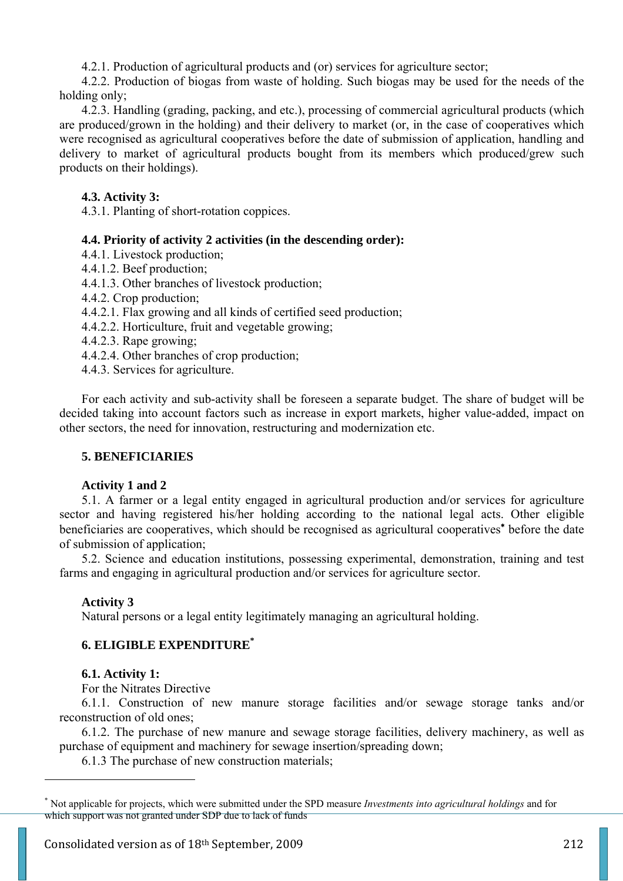4.2.1. Production of agricultural products and (or) services for agriculture sector;

4.2.2. Production of biogas from waste of holding. Such biogas may be used for the needs of the holding only;

4.2.3. Handling (grading, packing, and etc.), processing of commercial agricultural products (which are produced/grown in the holding) and their delivery to market (or, in the case of cooperatives which were recognised as agricultural cooperatives before the date of submission of application, handling and delivery to market of agricultural products bought from its members which produced/grew such products on their holdings).

**4.3. Activity 3:**

4.3.1. Planting of short-rotation coppices.

**4.4. Priority of activity 2 activities (in the descending order):**

4.4.1. Livestock production;

4.4.1.2. Beef production;

4.4.1.3. Other branches of livestock production;

4.4.2. Crop production;

4.4.2.1. Flax growing and all kinds of certified seed production;

4.4.2.2. Horticulture, fruit and vegetable growing;

4.4.2.3. Rape growing;

4.4.2.4. Other branches of crop production;

4.4.3. Services for agriculture.

For each activity and sub-activity shall be foreseen a separate budget. The share of budget will be decided taking into account factors such as increase in export markets, higher value-added, impact on other sectors, the need for innovation, restructuring and modernization etc.

## 5. BENEFICIARIES

**Activity 1 and 2**

5.1. A farmer or a legal entity engaged in agricultural production and/or services for agriculture sector and having registered his/her holding according to the national legal acts. Other eligible beneficiaries are cooperatives, which should be recognised as agricultural cooperatives[*] before the date of submission of application;

5.2. Science and education institutions, possessing experimental, demonstration, training and test farms and engaging in agricultural production and/or services for agriculture sector.

**Activity 3**

Natural persons or a legal entity legitimately managing an agricultural holding.

## 6. ELIGIBLE EXPENDITURE[*]

**6.1. Activity 1:**

For the Nitrates Directive

6.1.1. Construction of new manure storage facilities and/or sewage storage tanks and/or reconstruction of old ones;

6.1.2. The purchase of new manure and sewage storage facilities, delivery machinery, as well as purchase of equipment and machinery for sewage insertion/spreading down;

6.1.3 The purchase of new construction materials;

[*] Not applicable for projects, which were submitted under the SPD measure *Investments into agricultural holdings* and for which support was not granted under SDP due to lack of funds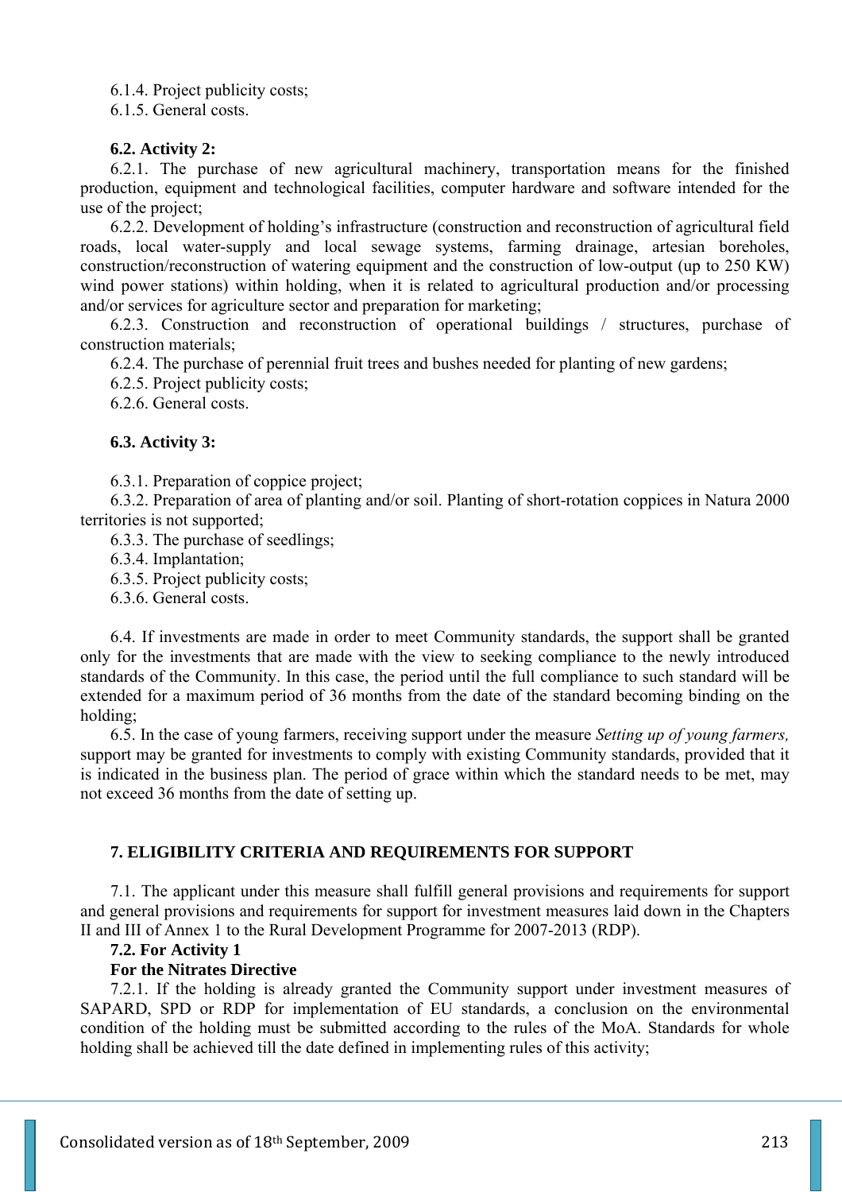6.1.4. Project publicity costs;
6.1.5. General costs.

**6.2. Activity 2:**

6.2.1. The purchase of new agricultural machinery, transportation means for the finished production, equipment and technological facilities, computer hardware and software intended for the use of the project;

6.2.2. Development of holding's infrastructure (construction and reconstruction of agricultural field roads, local water-supply and local sewage systems, farming drainage, artesian boreholes, construction/reconstruction of watering equipment and the construction of low-output (up to 250 KW) wind power stations) within holding, when it is related to agricultural production and/or processing and/or services for agriculture sector and preparation for marketing;

6.2.3. Construction and reconstruction of operational buildings / structures, purchase of construction materials;

6.2.4. The purchase of perennial fruit trees and bushes needed for planting of new gardens;

6.2.5. Project publicity costs;

6.2.6. General costs.

**6.3. Activity 3:**

6.3.1. Preparation of coppice project;

6.3.2. Preparation of area of planting and/or soil. Planting of short-rotation coppices in Natura 2000 territories is not supported;

6.3.3. The purchase of seedlings;

6.3.4. Implantation;

6.3.5. Project publicity costs;

6.3.6. General costs.

6.4. If investments are made in order to meet Community standards, the support shall be granted only for the investments that are made with the view to seeking compliance to the newly introduced standards of the Community. In this case, the period until the full compliance to such standard will be extended for a maximum period of 36 months from the date of the standard becoming binding on the holding;

6.5. In the case of young farmers, receiving support under the measure *Setting up of young farmers,* support may be granted for investments to comply with existing Community standards, provided that it is indicated in the business plan. The period of grace within which the standard needs to be met, may not exceed 36 months from the date of setting up.

## 7. ELIGIBILITY CRITERIA AND REQUIREMENTS FOR SUPPORT

7.1. The applicant under this measure shall fulfill general provisions and requirements for support and general provisions and requirements for support for investment measures laid down in the Chapters II and III of Annex 1 to the Rural Development Programme for 2007-2013 (RDP).

**7.2. For Activity 1**

**For the Nitrates Directive**

7.2.1. If the holding is already granted the Community support under investment measures of SAPARD, SPD or RDP for implementation of EU standards, a conclusion on the environmental condition of the holding must be submitted according to the rules of the MoA. Standards for whole holding shall be achieved till the date defined in implementing rules of this activity;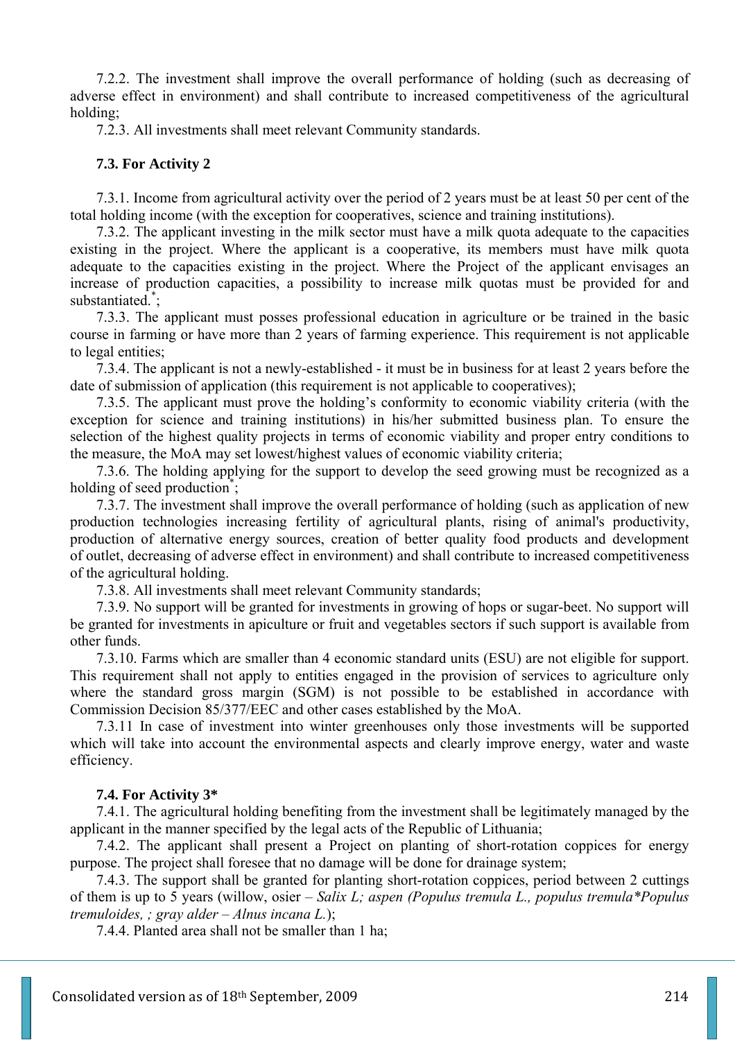7.2.2. The investment shall improve the overall performance of holding (such as decreasing of adverse effect in environment) and shall contribute to increased competitiveness of the agricultural holding;

7.2.3. All investments shall meet relevant Community standards.

**7.3. For Activity 2**

7.3.1. Income from agricultural activity over the period of 2 years must be at least 50 per cent of the total holding income (with the exception for cooperatives, science and training institutions).

7.3.2. The applicant investing in the milk sector must have a milk quota adequate to the capacities existing in the project. Where the applicant is a cooperative, its members must have milk quota adequate to the capacities existing in the project. Where the Project of the applicant envisages an increase of production capacities, a possibility to increase milk quotas must be provided for and substantiated.*;

7.3.3. The applicant must posses professional education in agriculture or be trained in the basic course in farming or have more than 2 years of farming experience. This requirement is not applicable to legal entities;

7.3.4. The applicant is not a newly-established - it must be in business for at least 2 years before the date of submission of application (this requirement is not applicable to cooperatives);

7.3.5. The applicant must prove the holding's conformity to economic viability criteria (with the exception for science and training institutions) in his/her submitted business plan. To ensure the selection of the highest quality projects in terms of economic viability and proper entry conditions to the measure, the MoA may set lowest/highest values of economic viability criteria;

7.3.6. The holding applying for the support to develop the seed growing must be recognized as a holding of seed production*;

7.3.7. The investment shall improve the overall performance of holding (such as application of new production technologies increasing fertility of agricultural plants, rising of animal's productivity, production of alternative energy sources, creation of better quality food products and development of outlet, decreasing of adverse effect in environment) and shall contribute to increased competitiveness of the agricultural holding.

7.3.8. All investments shall meet relevant Community standards;

7.3.9. No support will be granted for investments in growing of hops or sugar-beet. No support will be granted for investments in apiculture or fruit and vegetables sectors if such support is available from other funds.

7.3.10. Farms which are smaller than 4 economic standard units (ESU) are not eligible for support. This requirement shall not apply to entities engaged in the provision of services to agriculture only where the standard gross margin (SGM) is not possible to be established in accordance with Commission Decision 85/377/EEC and other cases established by the MoA.

7.3.11 In case of investment into winter greenhouses only those investments will be supported which will take into account the environmental aspects and clearly improve energy, water and waste efficiency.

**7.4. For Activity 3***

7.4.1. The agricultural holding benefiting from the investment shall be legitimately managed by the applicant in the manner specified by the legal acts of the Republic of Lithuania;

7.4.2. The applicant shall present a Project on planting of short-rotation coppices for energy purpose. The project shall foresee that no damage will be done for drainage system;

7.4.3. The support shall be granted for planting short-rotation coppices, period between 2 cuttings of them is up to 5 years (willow, osier – *Salix L; aspen (Populus tremula L., populus tremula*Populus tremuloides, ; gray alder – Alnus incana L.*);

7.4.4. Planted area shall not be smaller than 1 ha;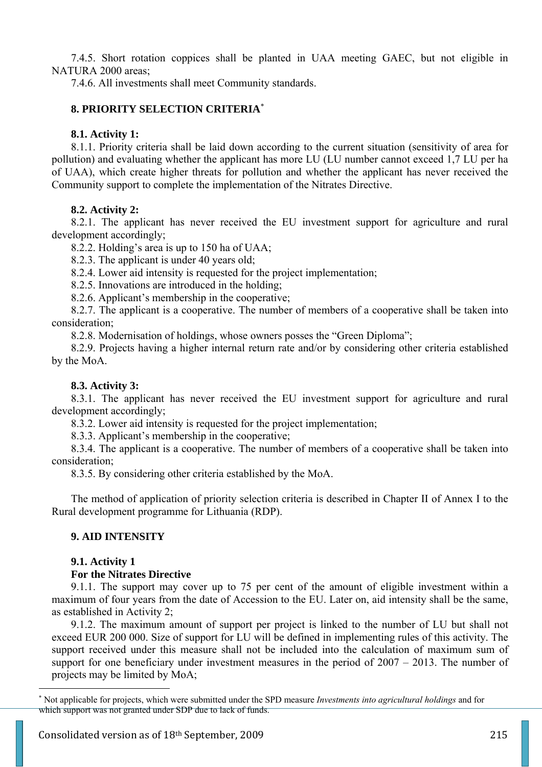7.4.5. Short rotation coppices shall be planted in UAA meeting GAEC, but not eligible in NATURA 2000 areas;

7.4.6. All investments shall meet Community standards.

## 8. PRIORITY SELECTION CRITERIA*

### 8.1. Activity 1:

8.1.1. Priority criteria shall be laid down according to the current situation (sensitivity of area for pollution) and evaluating whether the applicant has more LU (LU number cannot exceed 1,7 LU per ha of UAA), which create higher threats for pollution and whether the applicant has never received the Community support to complete the implementation of the Nitrates Directive.

### 8.2. Activity 2:

8.2.1. The applicant has never received the EU investment support for agriculture and rural development accordingly;

8.2.2. Holding's area is up to 150 ha of UAA;

8.2.3. The applicant is under 40 years old;

8.2.4. Lower aid intensity is requested for the project implementation;

8.2.5. Innovations are introduced in the holding;

8.2.6. Applicant's membership in the cooperative;

8.2.7. The applicant is a cooperative. The number of members of a cooperative shall be taken into consideration;

8.2.8. Modernisation of holdings, whose owners posses the "Green Diploma";

8.2.9. Projects having a higher internal return rate and/or by considering other criteria established by the MoA.

### 8.3. Activity 3:

8.3.1. The applicant has never received the EU investment support for agriculture and rural development accordingly;

8.3.2. Lower aid intensity is requested for the project implementation;

8.3.3. Applicant's membership in the cooperative;

8.3.4. The applicant is a cooperative. The number of members of a cooperative shall be taken into consideration;

8.3.5. By considering other criteria established by the MoA.

The method of application of priority selection criteria is described in Chapter II of Annex I to the Rural development programme for Lithuania (RDP).

## 9. AID INTENSITY

### 9.1. Activity 1

**For the Nitrates Directive**

9.1.1. The support may cover up to 75 per cent of the amount of eligible investment within a maximum of four years from the date of Accession to the EU. Later on, aid intensity shall be the same, as established in Activity 2;

9.1.2. The maximum amount of support per project is linked to the number of LU but shall not exceed EUR 200 000. Size of support for LU will be defined in implementing rules of this activity. The support received under this measure shall not be included into the calculation of maximum sum of support for one beneficiary under investment measures in the period of 2007 – 2013. The number of projects may be limited by MoA;

---

* Not applicable for projects, which were submitted under the SPD measure *Investments into agricultural holdings* and for which support was not granted under SDP due to lack of funds.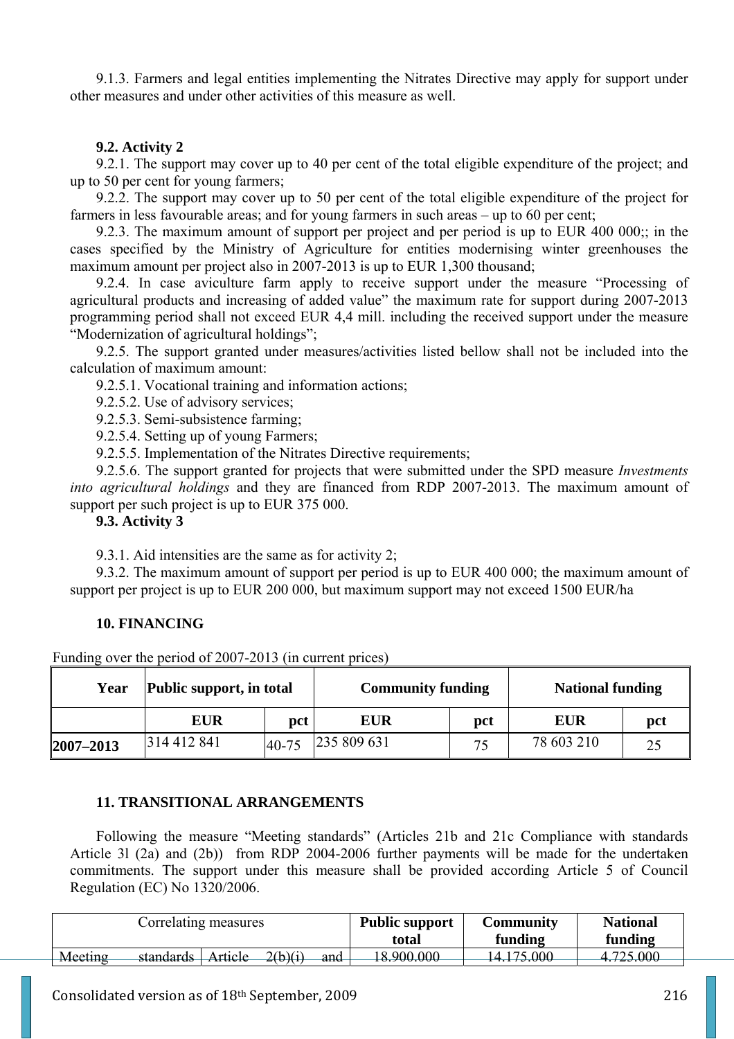9.1.3. Farmers and legal entities implementing the Nitrates Directive may apply for support under other measures and under other activities of this measure as well.

**9.2. Activity 2**

9.2.1. The support may cover up to 40 per cent of the total eligible expenditure of the project; and up to 50 per cent for young farmers;

9.2.2. The support may cover up to 50 per cent of the total eligible expenditure of the project for farmers in less favourable areas; and for young farmers in such areas – up to 60 per cent;

9.2.3. The maximum amount of support per project and per period is up to EUR 400 000;; in the cases specified by the Ministry of Agriculture for entities modernising winter greenhouses the maximum amount per project also in 2007-2013 is up to EUR 1,300 thousand;

9.2.4. In case aviculture farm apply to receive support under the measure "Processing of agricultural products and increasing of added value" the maximum rate for support during 2007-2013 programming period shall not exceed EUR 4,4 mill. including the received support under the measure "Modernization of agricultural holdings";

9.2.5. The support granted under measures/activities listed bellow shall not be included into the calculation of maximum amount:

9.2.5.1. Vocational training and information actions;

9.2.5.2. Use of advisory services;

9.2.5.3. Semi-subsistence farming;

9.2.5.4. Setting up of young Farmers;

9.2.5.5. Implementation of the Nitrates Directive requirements;

9.2.5.6. The support granted for projects that were submitted under the SPD measure *Investments into agricultural holdings* and they are financed from RDP 2007-2013. The maximum amount of support per such project is up to EUR 375 000.

**9.3. Activity 3**

9.3.1. Aid intensities are the same as for activity 2;

9.3.2. The maximum amount of support per period is up to EUR 400 000; the maximum amount of support per project is up to EUR 200 000, but maximum support may not exceed 1500 EUR/ha

**10. FINANCING**

Funding over the period of 2007-2013 (in current prices)

| Year | Public support, in total | | Community funding | | National funding | |
|---|---|---|---|---|---|---|
| | EUR | pct | EUR | pct | EUR | pct |
| **2007–2013** | 314 412 841 | 40-75 | 235 809 631 | 75 | 78 603 210 | 25 |

**11. TRANSITIONAL ARRANGEMENTS**

Following the measure "Meeting standards" (Articles 21b and 21c Compliance with standards Article 31 (2a) and (2b)) from RDP 2004-2006 further payments will be made for the undertaken commitments. The support under this measure shall be provided according Article 5 of Council Regulation (EC) No 1320/2006.

| Correlating measures | | Public support total | Community funding | National funding |
|---|---|---|---|---|
| Meeting standards | Article 2(b)(i) and | 18.900.000 | 14.175.000 | 4.725.000 |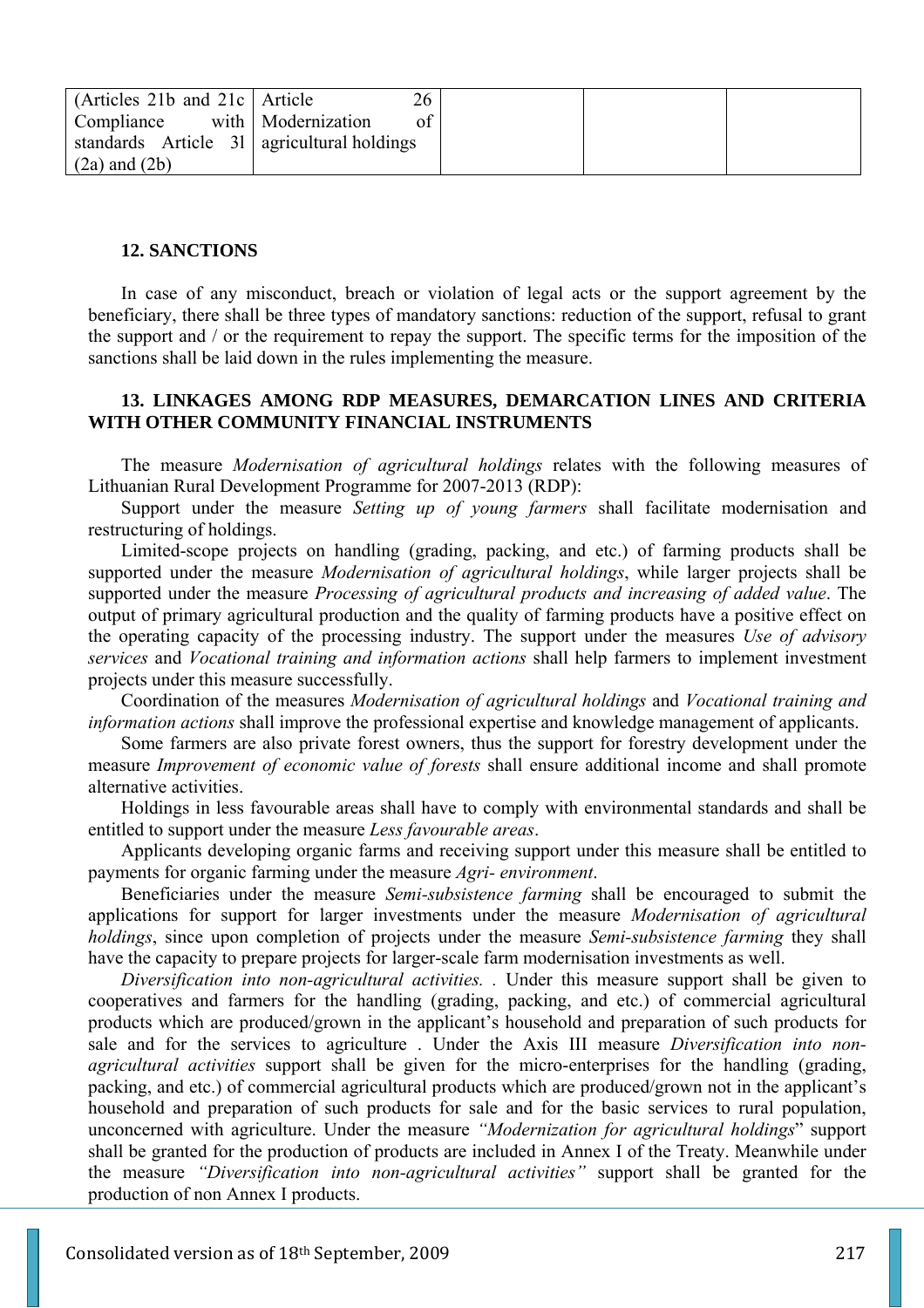| | | | | |
|---|---|---|---|---|
| (Articles 21b and 21c Compliance with standards Article 31 (2a) and (2b) | Article 26 Modernization of agricultural holdings | | | |

**12. SANCTIONS**

In case of any misconduct, breach or violation of legal acts or the support agreement by the beneficiary, there shall be three types of mandatory sanctions: reduction of the support, refusal to grant the support and / or the requirement to repay the support. The specific terms for the imposition of the sanctions shall be laid down in the rules implementing the measure.

**13. LINKAGES AMONG RDP MEASURES, DEMARCATION LINES AND CRITERIA WITH OTHER COMMUNITY FINANCIAL INSTRUMENTS**

The measure *Modernisation of agricultural holdings* relates with the following measures of Lithuanian Rural Development Programme for 2007-2013 (RDP):

Support under the measure *Setting up of young farmers* shall facilitate modernisation and restructuring of holdings.

Limited-scope projects on handling (grading, packing, and etc.) of farming products shall be supported under the measure *Modernisation of agricultural holdings*, while larger projects shall be supported under the measure *Processing of agricultural products and increasing of added value*. The output of primary agricultural production and the quality of farming products have a positive effect on the operating capacity of the processing industry. The support under the measures *Use of advisory services* and *Vocational training and information actions* shall help farmers to implement investment projects under this measure successfully.

Coordination of the measures *Modernisation of agricultural holdings* and *Vocational training and information actions* shall improve the professional expertise and knowledge management of applicants.

Some farmers are also private forest owners, thus the support for forestry development under the measure *Improvement of economic value of forests* shall ensure additional income and shall promote alternative activities.

Holdings in less favourable areas shall have to comply with environmental standards and shall be entitled to support under the measure *Less favourable areas*.

Applicants developing organic farms and receiving support under this measure shall be entitled to payments for organic farming under the measure *Agri- environment*.

Beneficiaries under the measure *Semi-subsistence farming* shall be encouraged to submit the applications for support for larger investments under the measure *Modernisation of agricultural holdings*, since upon completion of projects under the measure *Semi-subsistence farming* they shall have the capacity to prepare projects for larger-scale farm modernisation investments as well.

*Diversification into non-agricultural activities. .* Under this measure support shall be given to cooperatives and farmers for the handling (grading, packing, and etc.) of commercial agricultural products which are produced/grown in the applicant's household and preparation of such products for sale and for the services to agriculture . Under the Axis III measure *Diversification into non-agricultural activities* support shall be given for the micro-enterprises for the handling (grading, packing, and etc.) of commercial agricultural products which are produced/grown not in the applicant's household and preparation of such products for sale and for the basic services to rural population, unconcerned with agriculture. Under the measure *"Modernization for agricultural holdings*" support shall be granted for the production of products are included in Annex I of the Treaty. Meanwhile under the measure *"Diversification into non-agricultural activities"* support shall be granted for the production of non Annex I products.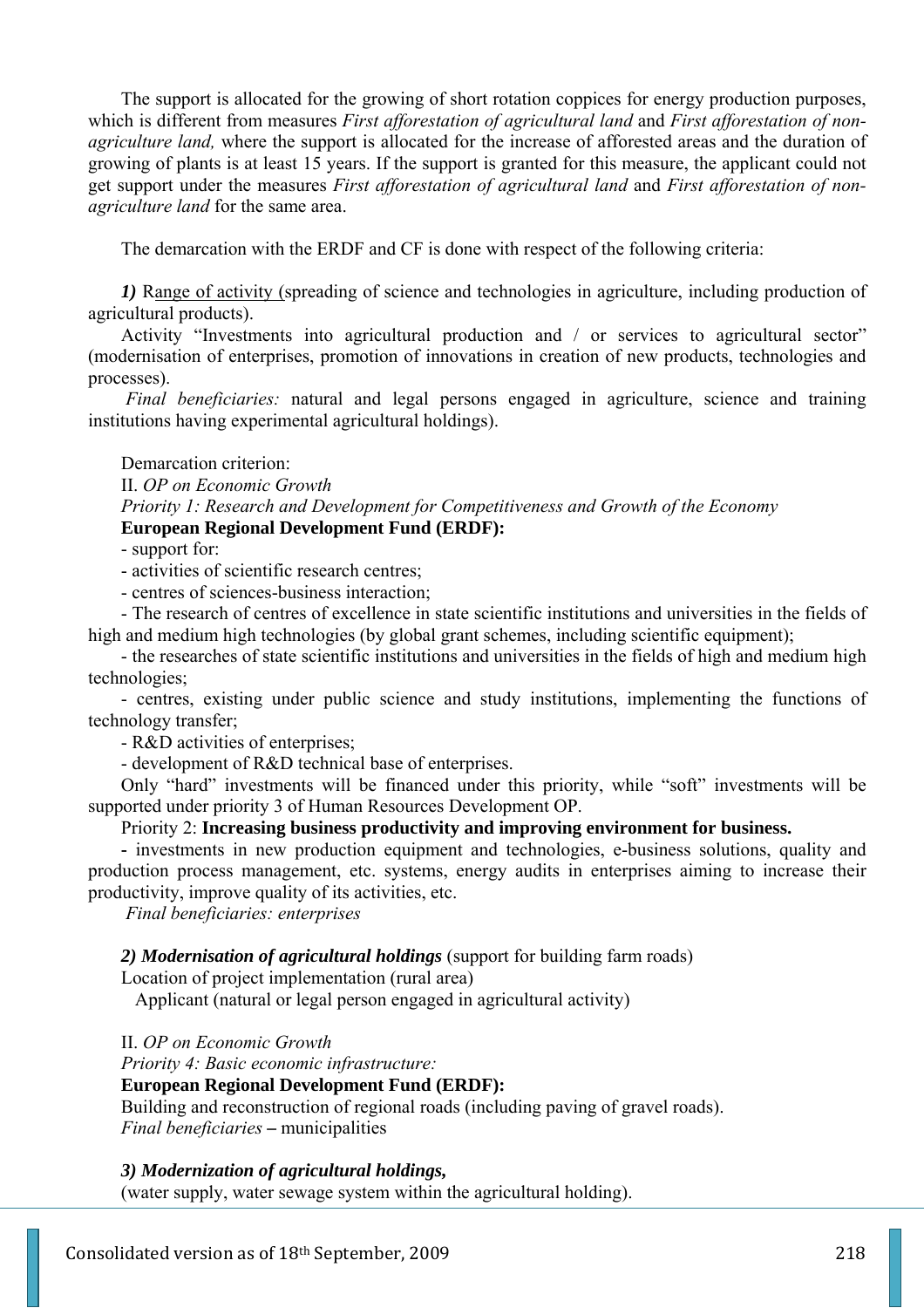The support is allocated for the growing of short rotation coppices for energy production purposes, which is different from measures *First afforestation of agricultural land* and *First afforestation of non-agriculture land,* where the support is allocated for the increase of afforested areas and the duration of growing of plants is at least 15 years. If the support is granted for this measure, the applicant could not get support under the measures *First afforestation of agricultural land* and *First afforestation of non-agriculture land* for the same area.

The demarcation with the ERDF and CF is done with respect of the following criteria:

***1)*** Range of activity (spreading of science and technologies in agriculture, including production of agricultural products).

Activity "Investments into agricultural production and / or services to agricultural sector" (modernisation of enterprises, promotion of innovations in creation of new products, technologies and processes).

*Final beneficiaries:* natural and legal persons engaged in agriculture, science and training institutions having experimental agricultural holdings).

Demarcation criterion:

II. *OP on Economic Growth*

*Priority 1: Research and Development for Competitiveness and Growth of the Economy*

**European Regional Development Fund (ERDF):**

- support for:
- activities of scientific research centres;
- centres of sciences-business interaction;
- The research of centres of excellence in state scientific institutions and universities in the fields of high and medium high technologies (by global grant schemes, including scientific equipment);
- the researches of state scientific institutions and universities in the fields of high and medium high technologies;
- centres, existing under public science and study institutions, implementing the functions of technology transfer;
- R&D activities of enterprises;
- development of R&D technical base of enterprises.

Only "hard" investments will be financed under this priority, while "soft" investments will be supported under priority 3 of Human Resources Development OP.

Priority 2: **Increasing business productivity and improving environment for business.**

- investments in new production equipment and technologies, e-business solutions, quality and production process management, etc. systems, energy audits in enterprises aiming to increase their productivity, improve quality of its activities, etc.

*Final beneficiaries: enterprises*

***2) Modernisation of agricultural holdings*** (support for building farm roads)

Location of project implementation (rural area)

Applicant (natural or legal person engaged in agricultural activity)

II. *OP on Economic Growth*

*Priority 4: Basic economic infrastructure:*

**European Regional Development Fund (ERDF):**

Building and reconstruction of regional roads (including paving of gravel roads).

*Final beneficiaries* **–** municipalities

***3) Modernization of agricultural holdings,***

(water supply, water sewage system within the agricultural holding).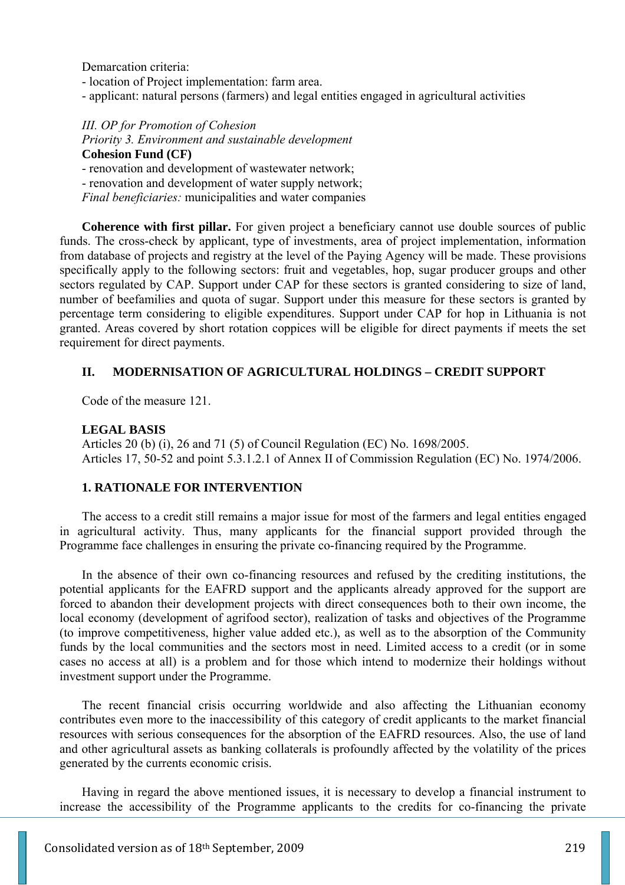Demarcation criteria:
- location of Project implementation: farm area.
- applicant: natural persons (farmers) and legal entities engaged in agricultural activities

*III. OP for Promotion of Cohesion*
*Priority 3. Environment and sustainable development*
**Cohesion Fund (CF)**
- renovation and development of wastewater network;
- renovation and development of water supply network;

*Final beneficiaries:* municipalities and water companies

**Coherence with first pillar.** For given project a beneficiary cannot use double sources of public funds. The cross-check by applicant, type of investments, area of project implementation, information from database of projects and registry at the level of the Paying Agency will be made. These provisions specifically apply to the following sectors: fruit and vegetables, hop, sugar producer groups and other sectors regulated by CAP. Support under CAP for these sectors is granted considering to size of land, number of beefamilies and quota of sugar. Support under this measure for these sectors is granted by percentage term considering to eligible expenditures. Support under CAP for hop in Lithuania is not granted. Areas covered by short rotation coppices will be eligible for direct payments if meets the set requirement for direct payments.

## II. MODERNISATION OF AGRICULTURAL HOLDINGS – CREDIT SUPPORT

Code of the measure 121.

### LEGAL BASIS

Articles 20 (b) (i), 26 and 71 (5) of Council Regulation (EC) No. 1698/2005.
Articles 17, 50-52 and point 5.3.1.2.1 of Annex II of Commission Regulation (EC) No. 1974/2006.

### 1. RATIONALE FOR INTERVENTION

The access to a credit still remains a major issue for most of the farmers and legal entities engaged in agricultural activity. Thus, many applicants for the financial support provided through the Programme face challenges in ensuring the private co-financing required by the Programme.

In the absence of their own co-financing resources and refused by the crediting institutions, the potential applicants for the EAFRD support and the applicants already approved for the support are forced to abandon their development projects with direct consequences both to their own income, the local economy (development of agrifood sector), realization of tasks and objectives of the Programme (to improve competitiveness, higher value added etc.), as well as to the absorption of the Community funds by the local communities and the sectors most in need. Limited access to a credit (or in some cases no access at all) is a problem and for those which intend to modernize their holdings without investment support under the Programme.

The recent financial crisis occurring worldwide and also affecting the Lithuanian economy contributes even more to the inaccessibility of this category of credit applicants to the market financial resources with serious consequences for the absorption of the EAFRD resources. Also, the use of land and other agricultural assets as banking collaterals is profoundly affected by the volatility of the prices generated by the currents economic crisis.

Having in regard the above mentioned issues, it is necessary to develop a financial instrument to increase the accessibility of the Programme applicants to the credits for co-financing the private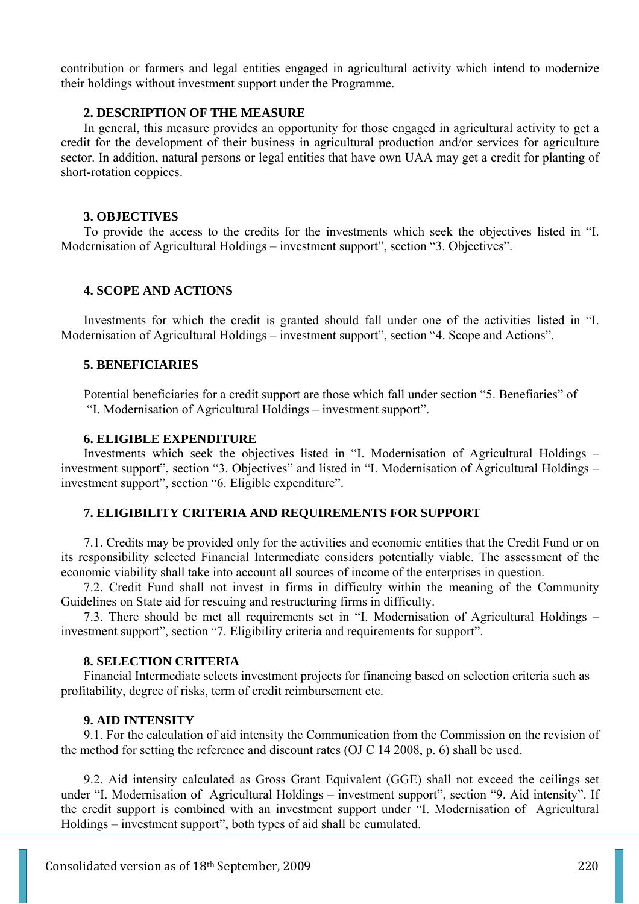contribution or farmers and legal entities engaged in agricultural activity which intend to modernize their holdings without investment support under the Programme.

### 2. DESCRIPTION OF THE MEASURE

In general, this measure provides an opportunity for those engaged in agricultural activity to get a credit for the development of their business in agricultural production and/or services for agriculture sector. In addition, natural persons or legal entities that have own UAA may get a credit for planting of short-rotation coppices.

### 3. OBJECTIVES

To provide the access to the credits for the investments which seek the objectives listed in "I. Modernisation of Agricultural Holdings – investment support", section "3. Objectives".

### 4. SCOPE AND ACTIONS

Investments for which the credit is granted should fall under one of the activities listed in "I. Modernisation of Agricultural Holdings – investment support", section "4. Scope and Actions".

### 5. BENEFICIARIES

Potential beneficiaries for a credit support are those which fall under section "5. Benefiaries" of "I. Modernisation of Agricultural Holdings – investment support".

### 6. ELIGIBLE EXPENDITURE

Investments which seek the objectives listed in "I. Modernisation of Agricultural Holdings – investment support", section "3. Objectives" and listed in "I. Modernisation of Agricultural Holdings – investment support", section "6. Eligible expenditure".

### 7. ELIGIBILITY CRITERIA AND REQUIREMENTS FOR SUPPORT

7.1. Credits may be provided only for the activities and economic entities that the Credit Fund or on its responsibility selected Financial Intermediate considers potentially viable. The assessment of the economic viability shall take into account all sources of income of the enterprises in question.

7.2. Credit Fund shall not invest in firms in difficulty within the meaning of the Community Guidelines on State aid for rescuing and restructuring firms in difficulty.

7.3. There should be met all requirements set in "I. Modernisation of Agricultural Holdings – investment support", section "7. Eligibility criteria and requirements for support".

### 8. SELECTION CRITERIA

Financial Intermediate selects investment projects for financing based on selection criteria such as profitability, degree of risks, term of credit reimbursement etc.

### 9. AID INTENSITY

9.1. For the calculation of aid intensity the Communication from the Commission on the revision of the method for setting the reference and discount rates (OJ C 14 2008, p. 6) shall be used.

9.2. Aid intensity calculated as Gross Grant Equivalent (GGE) shall not exceed the ceilings set under "I. Modernisation of Agricultural Holdings – investment support", section "9. Aid intensity". If the credit support is combined with an investment support under "I. Modernisation of Agricultural Holdings – investment support", both types of aid shall be cumulated.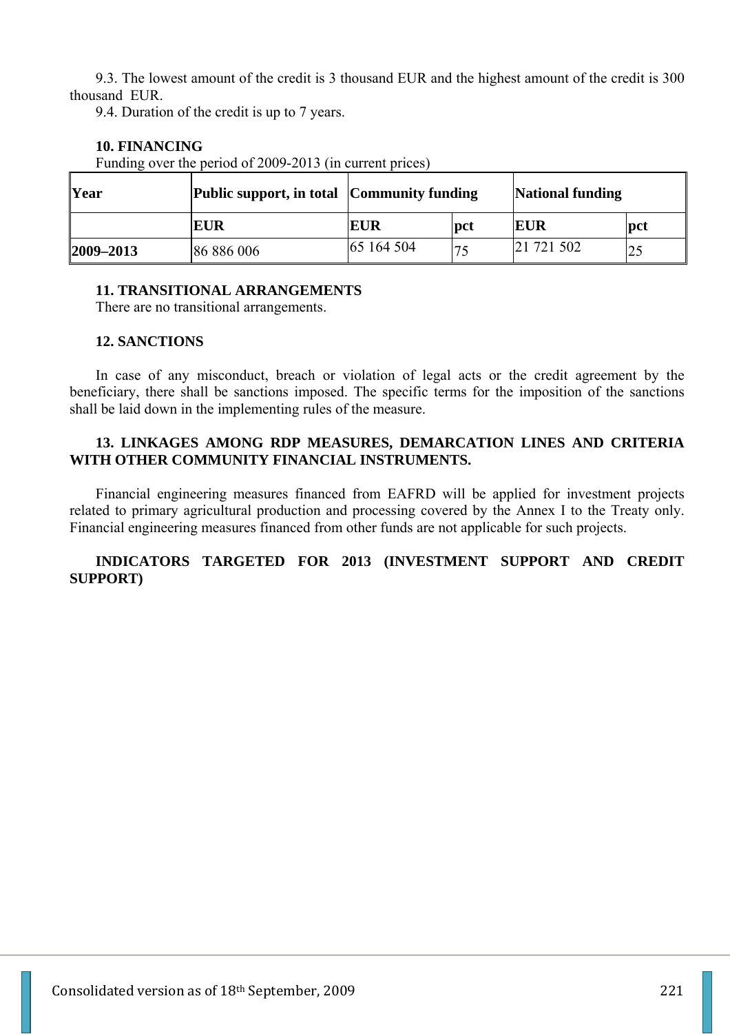9.3. The lowest amount of the credit is 3 thousand EUR and the highest amount of the credit is 300 thousand EUR.

9.4. Duration of the credit is up to 7 years.

**10. FINANCING**

Funding over the period of 2009-2013 (in current prices)

| Year | Public support, in total | Community funding | | National funding | |
|---|---|---|---|---|---|
| | EUR | EUR | pct | EUR | pct |
| 2009–2013 | 86 886 006 | 65 164 504 | 75 | 21 721 502 | 25 |

**11. TRANSITIONAL ARRANGEMENTS**

There are no transitional arrangements.

**12. SANCTIONS**

In case of any misconduct, breach or violation of legal acts or the credit agreement by the beneficiary, there shall be sanctions imposed. The specific terms for the imposition of the sanctions shall be laid down in the implementing rules of the measure.

**13. LINKAGES AMONG RDP MEASURES, DEMARCATION LINES AND CRITERIA WITH OTHER COMMUNITY FINANCIAL INSTRUMENTS.**

Financial engineering measures financed from EAFRD will be applied for investment projects related to primary agricultural production and processing covered by the Annex I to the Treaty only. Financial engineering measures financed from other funds are not applicable for such projects.

**INDICATORS TARGETED FOR 2013 (INVESTMENT SUPPORT AND CREDIT SUPPORT)**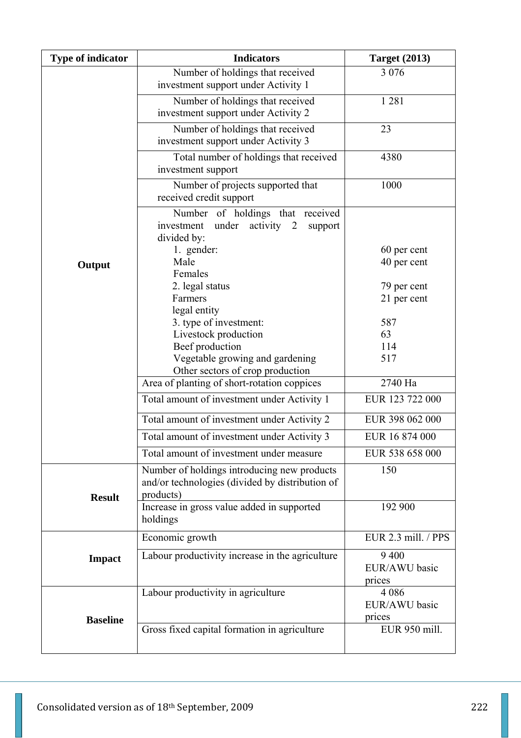| Type of indicator | Indicators | Target (2013) |
|---|---|---|
| Output | Number of holdings that received investment support under Activity 1 | 3 076 |
| | Number of holdings that received investment support under Activity 2 | 1 281 |
| | Number of holdings that received investment support under Activity 3 | 23 |
| | Total number of holdings that received investment support | 4380 |
| | Number of projects supported that received credit support | 1000 |
| | Number of holdings that received investment under activity 2 support divided by:<br>1. gender:<br>Male<br>Females<br>2. legal status<br>Farmers<br>legal entity<br>3. type of investment:<br>Livestock production<br>Beef production<br>Vegetable growing and gardening<br>Other sectors of crop production | <br><br><br>60 per cent<br>40 per cent<br><br>79 per cent<br>21 per cent<br><br>587<br>63<br>114<br>517 |
| | Area of planting of short-rotation coppices | 2740 Ha |
| | Total amount of investment under Activity 1 | EUR 123 722 000 |
| | Total amount of investment under Activity 2 | EUR 398 062 000 |
| | Total amount of investment under Activity 3 | EUR 16 874 000 |
| | Total amount of investment under measure | EUR 538 658 000 |
| Result | Number of holdings introducing new products and/or technologies (divided by distribution of products) | 150 |
| | Increase in gross value added in supported holdings | 192 900 |
| Impact | Economic growth | EUR 2.3 mill. / PPS |
| | Labour productivity increase in the agriculture | 9 400 EUR/AWU basic prices |
| Baseline | Labour productivity in agriculture | 4 086 EUR/AWU basic prices |
| | Gross fixed capital formation in agriculture | EUR 950 mill. |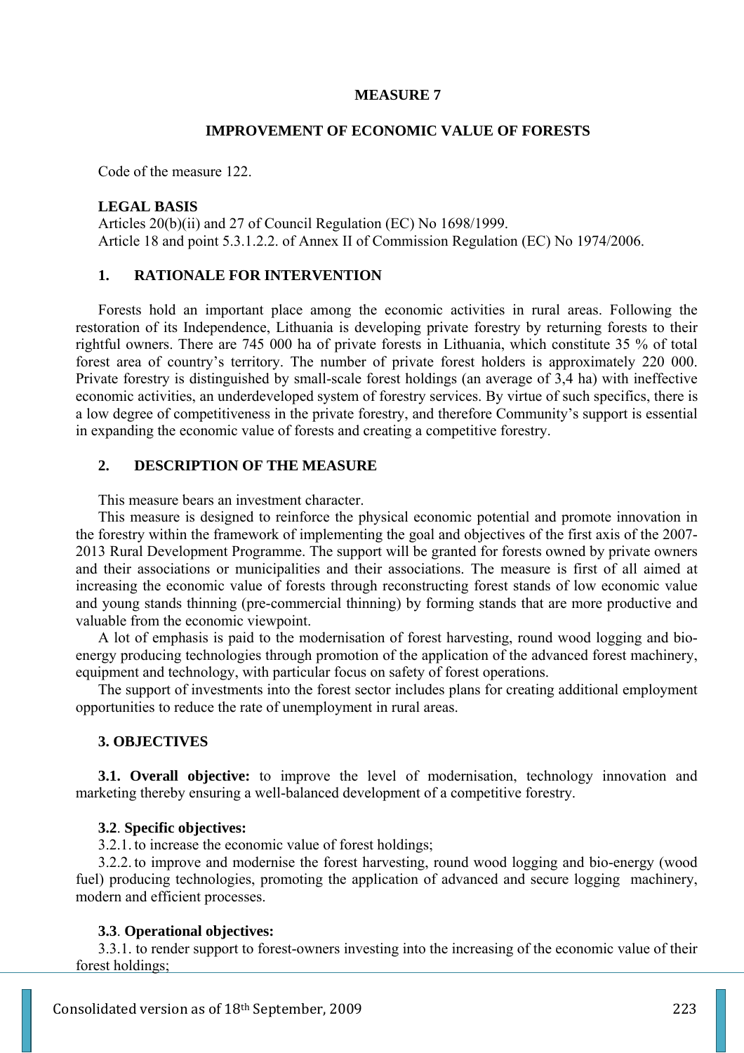# MEASURE 7

## IMPROVEMENT OF ECONOMIC VALUE OF FORESTS

Code of the measure 122.

**LEGAL BASIS**
Articles 20(b)(ii) and 27 of Council Regulation (EC) No 1698/1999.
Article 18 and point 5.3.1.2.2. of Annex II of Commission Regulation (EC) No 1974/2006.

### 1. RATIONALE FOR INTERVENTION

Forests hold an important place among the economic activities in rural areas. Following the restoration of its Independence, Lithuania is developing private forestry by returning forests to their rightful owners. There are 745 000 ha of private forests in Lithuania, which constitute 35 % of total forest area of country's territory. The number of private forest holders is approximately 220 000. Private forestry is distinguished by small-scale forest holdings (an average of 3,4 ha) with ineffective economic activities, an underdeveloped system of forestry services. By virtue of such specifics, there is a low degree of competitiveness in the private forestry, and therefore Community's support is essential in expanding the economic value of forests and creating a competitive forestry.

### 2. DESCRIPTION OF THE MEASURE

This measure bears an investment character.

This measure is designed to reinforce the physical economic potential and promote innovation in the forestry within the framework of implementing the goal and objectives of the first axis of the 2007-2013 Rural Development Programme. The support will be granted for forests owned by private owners and their associations or municipalities and their associations. The measure is first of all aimed at increasing the economic value of forests through reconstructing forest stands of low economic value and young stands thinning (pre-commercial thinning) by forming stands that are more productive and valuable from the economic viewpoint.

A lot of emphasis is paid to the modernisation of forest harvesting, round wood logging and bio-energy producing technologies through promotion of the application of the advanced forest machinery, equipment and technology, with particular focus on safety of forest operations.

The support of investments into the forest sector includes plans for creating additional employment opportunities to reduce the rate of unemployment in rural areas.

### 3. OBJECTIVES

**3.1. Overall objective:** to improve the level of modernisation, technology innovation and marketing thereby ensuring a well-balanced development of a competitive forestry.

**3.2**. **Specific objectives:**

3.2.1. to increase the economic value of forest holdings;

3.2.2. to improve and modernise the forest harvesting, round wood logging and bio-energy (wood fuel) producing technologies, promoting the application of advanced and secure logging machinery, modern and efficient processes.

**3.3**. **Operational objectives:**

3.3.1. to render support to forest-owners investing into the increasing of the economic value of their forest holdings;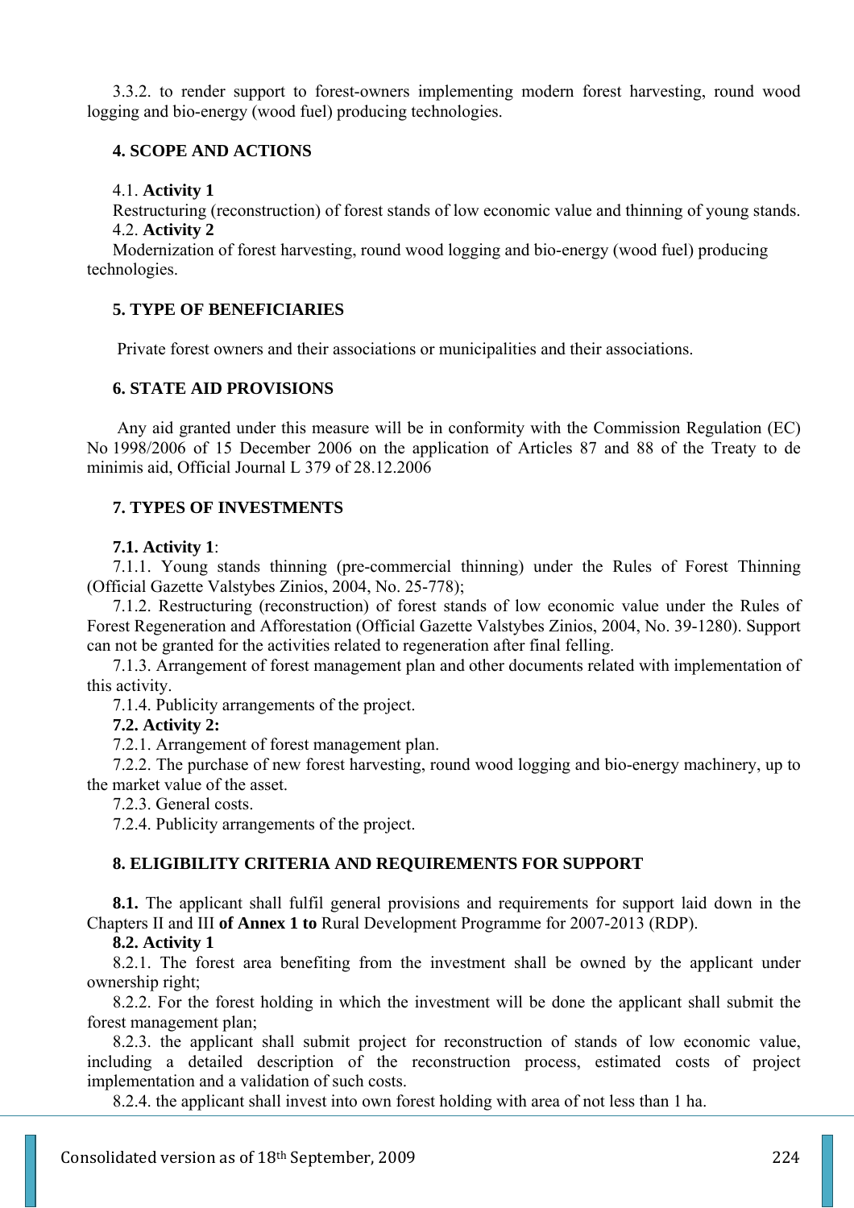3.3.2. to render support to forest-owners implementing modern forest harvesting, round wood logging and bio-energy (wood fuel) producing technologies.

## 4. SCOPE AND ACTIONS

4.1. **Activity 1**

Restructuring (reconstruction) of forest stands of low economic value and thinning of young stands.

4.2. **Activity 2**

Modernization of forest harvesting, round wood logging and bio-energy (wood fuel) producing technologies.

## 5. TYPE OF BENEFICIARIES

Private forest owners and their associations or municipalities and their associations.

## 6. STATE AID PROVISIONS

Any aid granted under this measure will be in conformity with the Commission Regulation (EC) No 1998/2006 of 15 December 2006 on the application of Articles 87 and 88 of the Treaty to de minimis aid, Official Journal L 379 of 28.12.2006

## 7. TYPES OF INVESTMENTS

**7.1. Activity 1**:

7.1.1. Young stands thinning (pre-commercial thinning) under the Rules of Forest Thinning (Official Gazette Valstybes Zinios, 2004, No. 25-778);

7.1.2. Restructuring (reconstruction) of forest stands of low economic value under the Rules of Forest Regeneration and Afforestation (Official Gazette Valstybes Zinios, 2004, No. 39-1280). Support can not be granted for the activities related to regeneration after final felling.

7.1.3. Arrangement of forest management plan and other documents related with implementation of this activity.

7.1.4. Publicity arrangements of the project.

**7.2. Activity 2:**

7.2.1. Arrangement of forest management plan.

7.2.2. The purchase of new forest harvesting, round wood logging and bio-energy machinery, up to the market value of the asset.

7.2.3. General costs.

7.2.4. Publicity arrangements of the project.

## 8. ELIGIBILITY CRITERIA AND REQUIREMENTS FOR SUPPORT

**8.1.** The applicant shall fulfil general provisions and requirements for support laid down in the Chapters II and III **of Annex 1 to** Rural Development Programme for 2007-2013 (RDP).

**8.2. Activity 1**

8.2.1. The forest area benefiting from the investment shall be owned by the applicant under ownership right;

8.2.2. For the forest holding in which the investment will be done the applicant shall submit the forest management plan;

8.2.3. the applicant shall submit project for reconstruction of stands of low economic value, including a detailed description of the reconstruction process, estimated costs of project implementation and a validation of such costs.

8.2.4. the applicant shall invest into own forest holding with area of not less than 1 ha.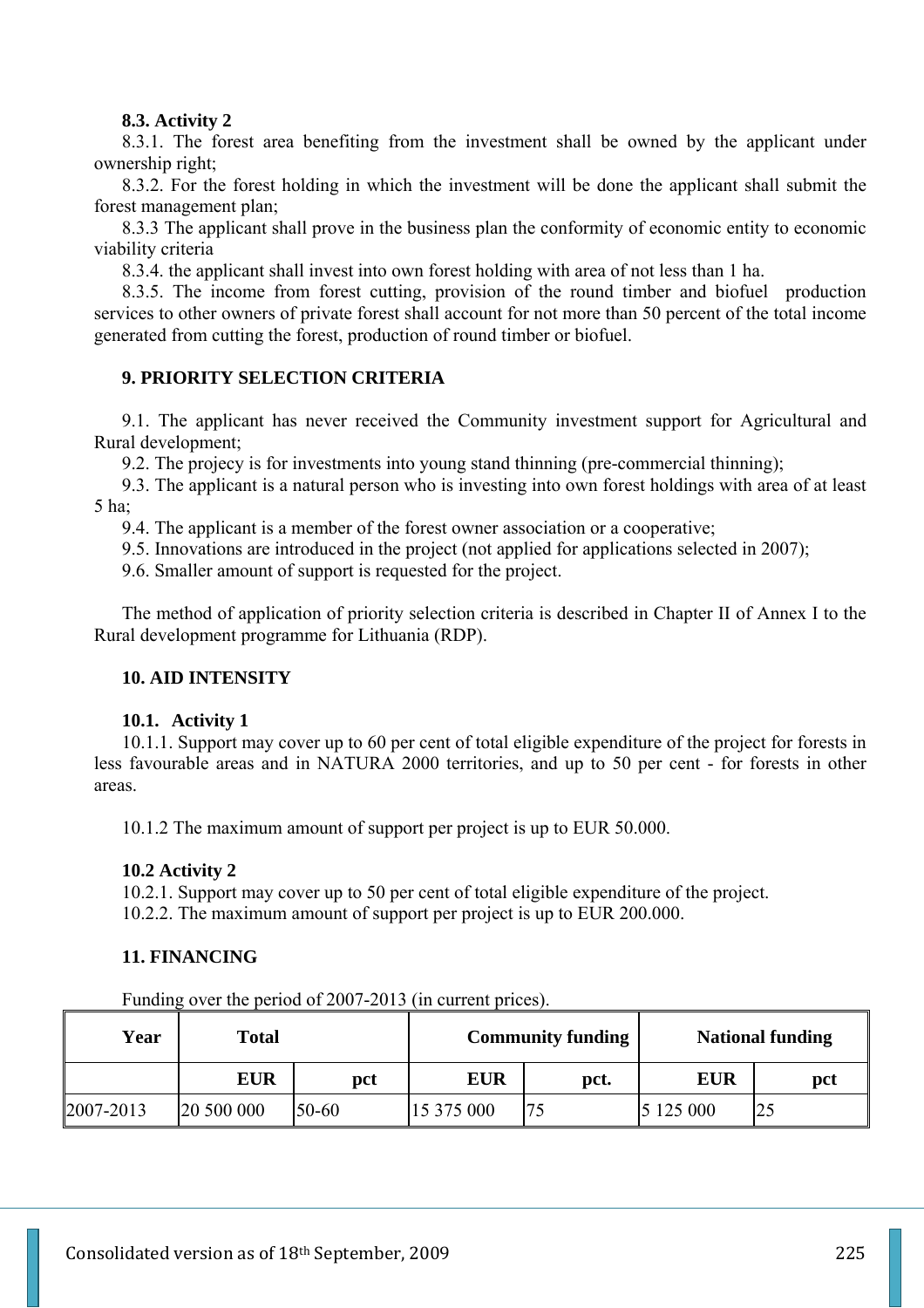**8.3. Activity 2**

8.3.1. The forest area benefiting from the investment shall be owned by the applicant under ownership right;

8.3.2. For the forest holding in which the investment will be done the applicant shall submit the forest management plan;

8.3.3 The applicant shall prove in the business plan the conformity of economic entity to economic viability criteria

8.3.4. the applicant shall invest into own forest holding with area of not less than 1 ha.

8.3.5. The income from forest cutting, provision of the round timber and biofuel production services to other owners of private forest shall account for not more than 50 percent of the total income generated from cutting the forest, production of round timber or biofuel.

## 9. PRIORITY SELECTION CRITERIA

9.1. The applicant has never received the Community investment support for Agricultural and Rural development;

9.2. The projecy is for investments into young stand thinning (pre-commercial thinning);

9.3. The applicant is a natural person who is investing into own forest holdings with area of at least 5 ha;

9.4. The applicant is a member of the forest owner association or a cooperative;

9.5. Innovations are introduced in the project (not applied for applications selected in 2007);

9.6. Smaller amount of support is requested for the project.

The method of application of priority selection criteria is described in Chapter II of Annex I to the Rural development programme for Lithuania (RDP).

## 10. AID INTENSITY

**10.1. Activity 1**

10.1.1. Support may cover up to 60 per cent of total eligible expenditure of the project for forests in less favourable areas and in NATURA 2000 territories, and up to 50 per cent - for forests in other areas.

10.1.2 The maximum amount of support per project is up to EUR 50.000.

**10.2 Activity 2**

10.2.1. Support may cover up to 50 per cent of total eligible expenditure of the project.

10.2.2. The maximum amount of support per project is up to EUR 200.000.

## 11. FINANCING

Funding over the period of 2007-2013 (in current prices).

| Year | Total | | Community funding | | National funding | |
|---|---|---|---|---|---|---|
| | EUR | pct | EUR | pct. | EUR | pct |
| 2007-2013 | 20 500 000 | 50-60 | 15 375 000 | 75 | 5 125 000 | 25 |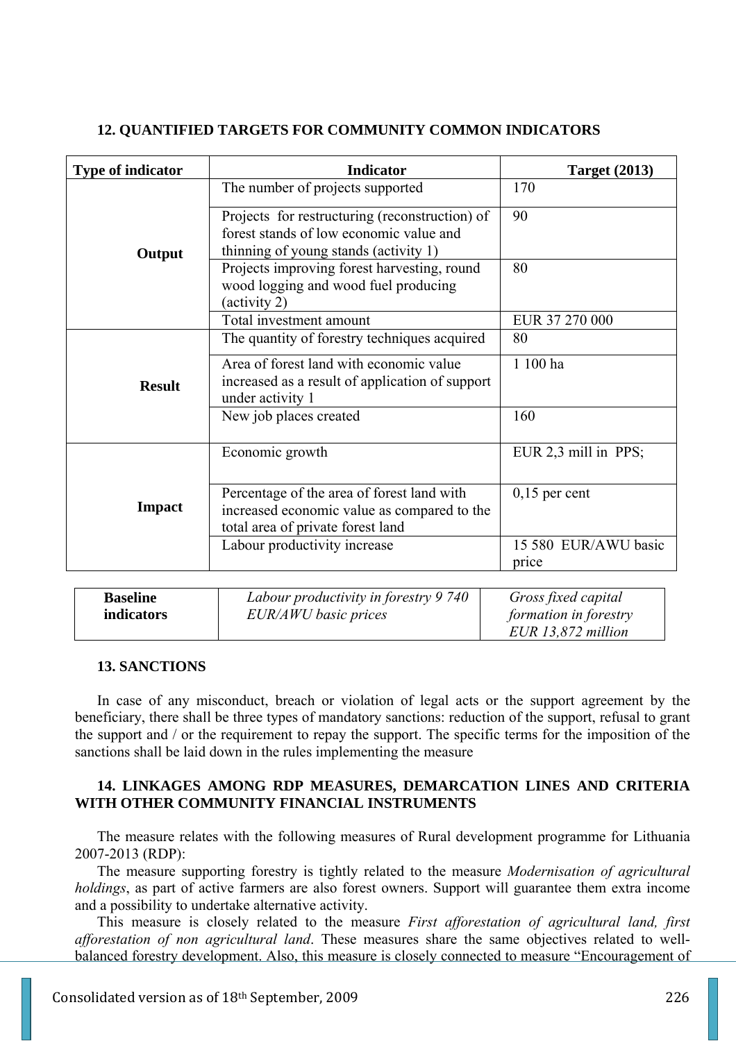## 12. QUANTIFIED TARGETS FOR COMMUNITY COMMON INDICATORS

| Type of indicator | Indicator | Target (2013) |
|---|---|---|
| Output | The number of projects supported | 170 |
| | Projects for restructuring (reconstruction) of forest stands of low economic value and thinning of young stands (activity 1) | 90 |
| | Projects improving forest harvesting, round wood logging and wood fuel producing (activity 2) | 80 |
| | Total investment amount | EUR 37 270 000 |
| Result | The quantity of forestry techniques acquired | 80 |
| | Area of forest land with economic value increased as a result of application of support under activity 1 | 1 100 ha |
| | New job places created | 160 |
| Impact | Economic growth | EUR 2,3 mill in PPS; |
| | Percentage of the area of forest land with increased economic value as compared to the total area of private forest land | 0,15 per cent |
| | Labour productivity increase | 15 580 EUR/AWU basic price |

| | | |
|---|---|---|
| **Baseline indicators** | *Labour productivity in forestry 9 740 EUR/AWU basic prices* | *Gross fixed capital formation in forestry EUR 13,872 million* |

## 13. SANCTIONS

In case of any misconduct, breach or violation of legal acts or the support agreement by the beneficiary, there shall be three types of mandatory sanctions: reduction of the support, refusal to grant the support and / or the requirement to repay the support. The specific terms for the imposition of the sanctions shall be laid down in the rules implementing the measure

## 14. LINKAGES AMONG RDP MEASURES, DEMARCATION LINES AND CRITERIA WITH OTHER COMMUNITY FINANCIAL INSTRUMENTS

The measure relates with the following measures of Rural development programme for Lithuania 2007-2013 (RDP):

The measure supporting forestry is tightly related to the measure *Modernisation of agricultural holdings*, as part of active farmers are also forest owners. Support will guarantee them extra income and a possibility to undertake alternative activity.

This measure is closely related to the measure *First afforestation of agricultural land, first afforestation of non agricultural land*. These measures share the same objectives related to well-balanced forestry development. Also, this measure is closely connected to measure "Encouragement of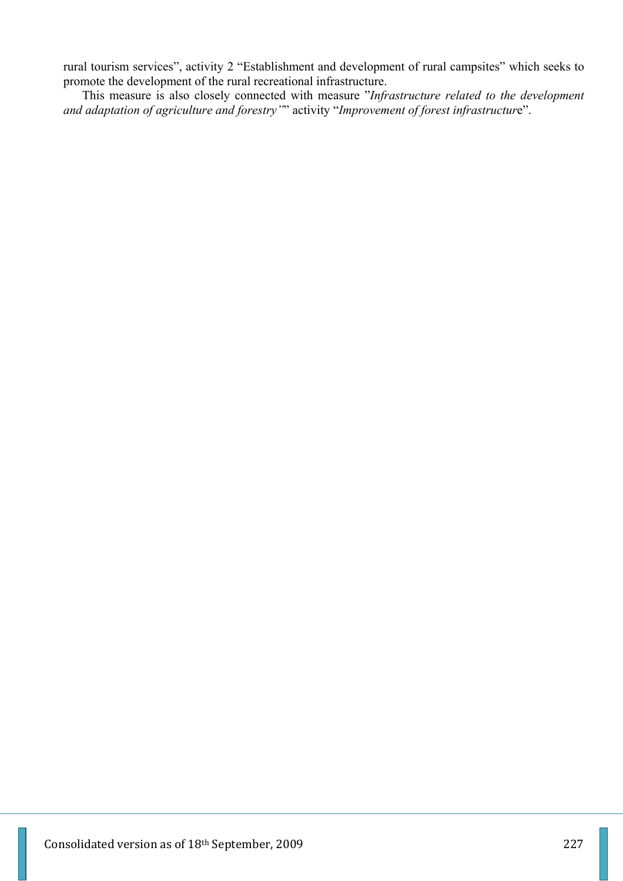rural tourism services", activity 2 "Establishment and development of rural campsites" which seeks to promote the development of the rural recreational infrastructure.

This measure is also closely connected with measure "*Infrastructure related to the development and adaptation of agriculture and forestry'*" activity "*Improvement of forest infrastructur*e".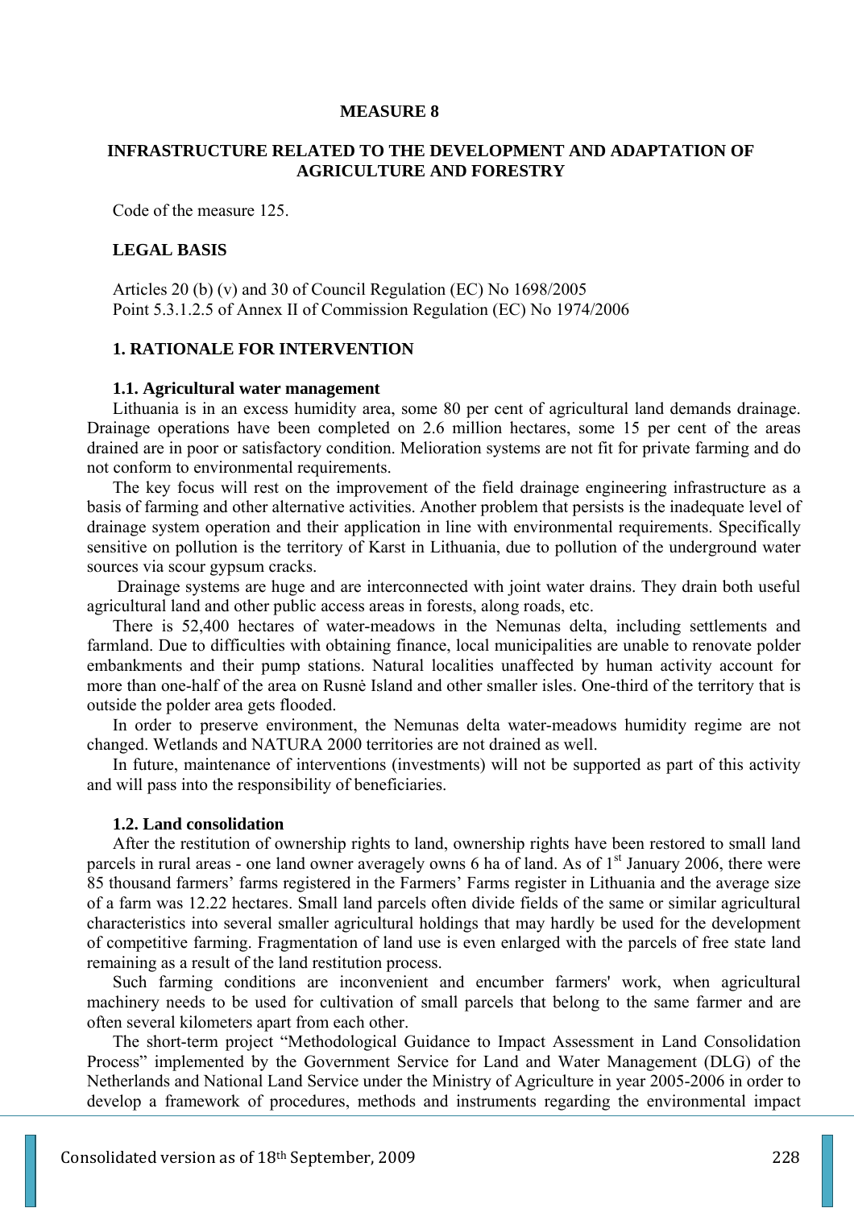**MEASURE 8**

**INFRASTRUCTURE RELATED TO THE DEVELOPMENT AND ADAPTATION OF AGRICULTURE AND FORESTRY**

Code of the measure 125.

**LEGAL BASIS**

Articles 20 (b) (v) and 30 of Council Regulation (EC) No 1698/2005
Point 5.3.1.2.5 of Annex II of Commission Regulation (EC) No 1974/2006

## 1. RATIONALE FOR INTERVENTION

### 1.1. Agricultural water management

Lithuania is in an excess humidity area, some 80 per cent of agricultural land demands drainage. Drainage operations have been completed on 2.6 million hectares, some 15 per cent of the areas drained are in poor or satisfactory condition. Melioration systems are not fit for private farming and do not conform to environmental requirements.

The key focus will rest on the improvement of the field drainage engineering infrastructure as a basis of farming and other alternative activities. Another problem that persists is the inadequate level of drainage system operation and their application in line with environmental requirements. Specifically sensitive on pollution is the territory of Karst in Lithuania, due to pollution of the underground water sources via scour gypsum cracks.

Drainage systems are huge and are interconnected with joint water drains. They drain both useful agricultural land and other public access areas in forests, along roads, etc.

There is 52,400 hectares of water-meadows in the Nemunas delta, including settlements and farmland. Due to difficulties with obtaining finance, local municipalities are unable to renovate polder embankments and their pump stations. Natural localities unaffected by human activity account for more than one-half of the area on Rusnė Island and other smaller isles. One-third of the territory that is outside the polder area gets flooded.

In order to preserve environment, the Nemunas delta water-meadows humidity regime are not changed. Wetlands and NATURA 2000 territories are not drained as well.

In future, maintenance of interventions (investments) will not be supported as part of this activity and will pass into the responsibility of beneficiaries.

### 1.2. Land consolidation

After the restitution of ownership rights to land, ownership rights have been restored to small land parcels in rural areas - one land owner averagely owns 6 ha of land. As of 1st January 2006, there were 85 thousand farmers' farms registered in the Farmers' Farms register in Lithuania and the average size of a farm was 12.22 hectares. Small land parcels often divide fields of the same or similar agricultural characteristics into several smaller agricultural holdings that may hardly be used for the development of competitive farming. Fragmentation of land use is even enlarged with the parcels of free state land remaining as a result of the land restitution process.

Such farming conditions are inconvenient and encumber farmers' work, when agricultural machinery needs to be used for cultivation of small parcels that belong to the same farmer and are often several kilometers apart from each other.

The short-term project "Methodological Guidance to Impact Assessment in Land Consolidation Process" implemented by the Government Service for Land and Water Management (DLG) of the Netherlands and National Land Service under the Ministry of Agriculture in year 2005-2006 in order to develop a framework of procedures, methods and instruments regarding the environmental impact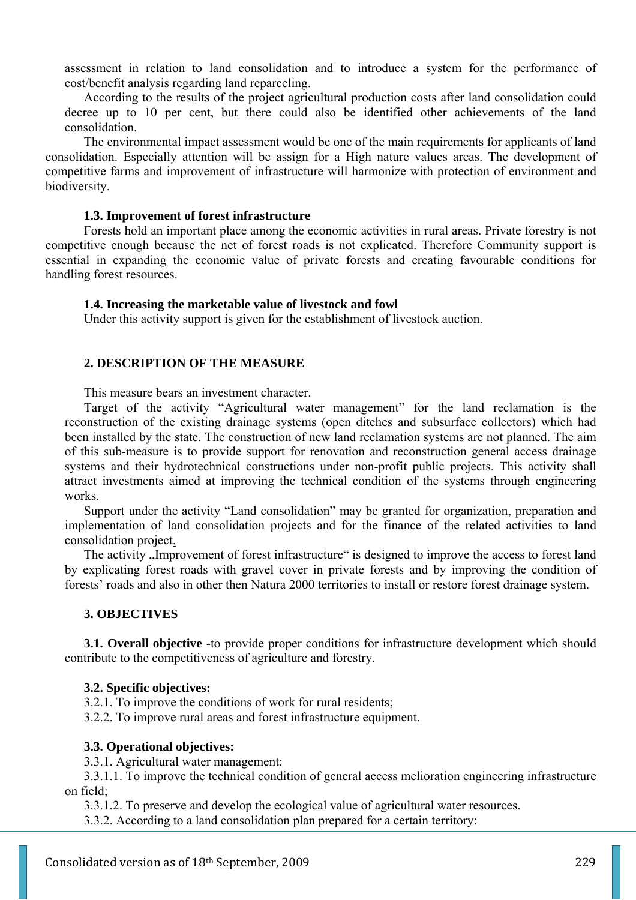assessment in relation to land consolidation and to introduce a system for the performance of cost/benefit analysis regarding land reparceling.

According to the results of the project agricultural production costs after land consolidation could decree up to 10 per cent, but there could also be identified other achievements of the land consolidation.

The environmental impact assessment would be one of the main requirements for applicants of land consolidation. Especially attention will be assign for a High nature values areas. The development of competitive farms and improvement of infrastructure will harmonize with protection of environment and biodiversity.

**1.3. Improvement of forest infrastructure**

Forests hold an important place among the economic activities in rural areas. Private forestry is not competitive enough because the net of forest roads is not explicated. Therefore Community support is essential in expanding the economic value of private forests and creating favourable conditions for handling forest resources.

**1.4. Increasing the marketable value of livestock and fowl**

Under this activity support is given for the establishment of livestock auction.

## 2. DESCRIPTION OF THE MEASURE

This measure bears an investment character.

Target of the activity "Agricultural water management" for the land reclamation is the reconstruction of the existing drainage systems (open ditches and subsurface collectors) which had been installed by the state. The construction of new land reclamation systems are not planned. The aim of this sub-measure is to provide support for renovation and reconstruction general access drainage systems and their hydrotechnical constructions under non-profit public projects. This activity shall attract investments aimed at improving the technical condition of the systems through engineering works.

Support under the activity "Land consolidation" may be granted for organization, preparation and implementation of land consolidation projects and for the finance of the related activities to land consolidation project.

The activity „Improvement of forest infrastructure" is designed to improve the access to forest land by explicating forest roads with gravel cover in private forests and by improving the condition of forests' roads and also in other then Natura 2000 territories to install or restore forest drainage system.

## 3. OBJECTIVES

**3.1. Overall objective** -to provide proper conditions for infrastructure development which should contribute to the competitiveness of agriculture and forestry.

**3.2. Specific objectives:**

3.2.1. To improve the conditions of work for rural residents;

3.2.2. To improve rural areas and forest infrastructure equipment.

**3.3. Operational objectives:**

3.3.1. Agricultural water management:

3.3.1.1. To improve the technical condition of general access melioration engineering infrastructure on field;

3.3.1.2. To preserve and develop the ecological value of agricultural water resources.

3.3.2. According to a land consolidation plan prepared for a certain territory: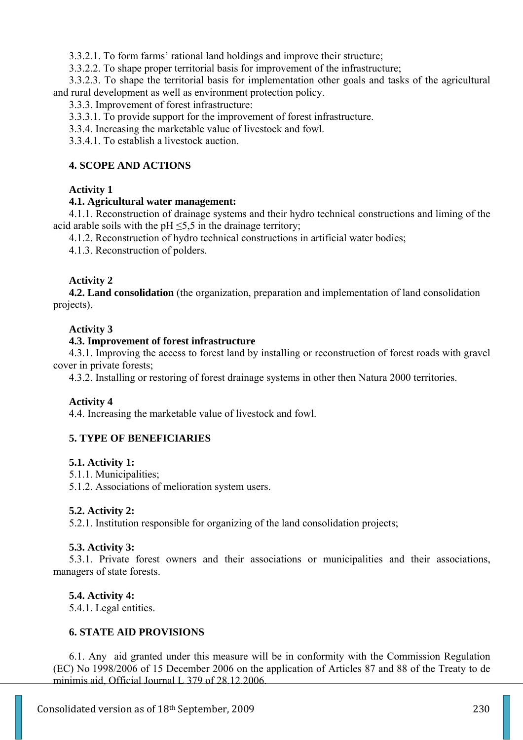3.3.2.1. To form farms' rational land holdings and improve their structure;

3.3.2.2. To shape proper territorial basis for improvement of the infrastructure;

3.3.2.3. To shape the territorial basis for implementation other goals and tasks of the agricultural and rural development as well as environment protection policy.

3.3.3. Improvement of forest infrastructure:

3.3.3.1. To provide support for the improvement of forest infrastructure.

3.3.4. Increasing the marketable value of livestock and fowl.

3.3.4.1. To establish a livestock auction.

## 4. SCOPE AND ACTIONS

**Activity 1**

**4.1. Agricultural water management:**

4.1.1. Reconstruction of drainage systems and their hydro technical constructions and liming of the acid arable soils with the pH $\leq$5,5 in the drainage territory;

4.1.2. Reconstruction of hydro technical constructions in artificial water bodies;

4.1.3. Reconstruction of polders.

**Activity 2**

**4.2. Land consolidation** (the organization, preparation and implementation of land consolidation projects).

**Activity 3**

**4.3. Improvement of forest infrastructure**

4.3.1. Improving the access to forest land by installing or reconstruction of forest roads with gravel cover in private forests;

4.3.2. Installing or restoring of forest drainage systems in other then Natura 2000 territories.

**Activity 4**

4.4. Increasing the marketable value of livestock and fowl.

## 5. TYPE OF BENEFICIARIES

**5.1. Activity 1:**

5.1.1. Municipalities;

5.1.2. Associations of melioration system users.

**5.2. Activity 2:**

5.2.1. Institution responsible for organizing of the land consolidation projects;

**5.3. Activity 3:**

5.3.1. Private forest owners and their associations or municipalities and their associations, managers of state forests.

**5.4. Activity 4:**

5.4.1. Legal entities.

## 6. STATE AID PROVISIONS

6.1. Any aid granted under this measure will be in conformity with the Commission Regulation (EC) No 1998/2006 of 15 December 2006 on the application of Articles 87 and 88 of the Treaty to de minimis aid, Official Journal L 379 of 28.12.2006.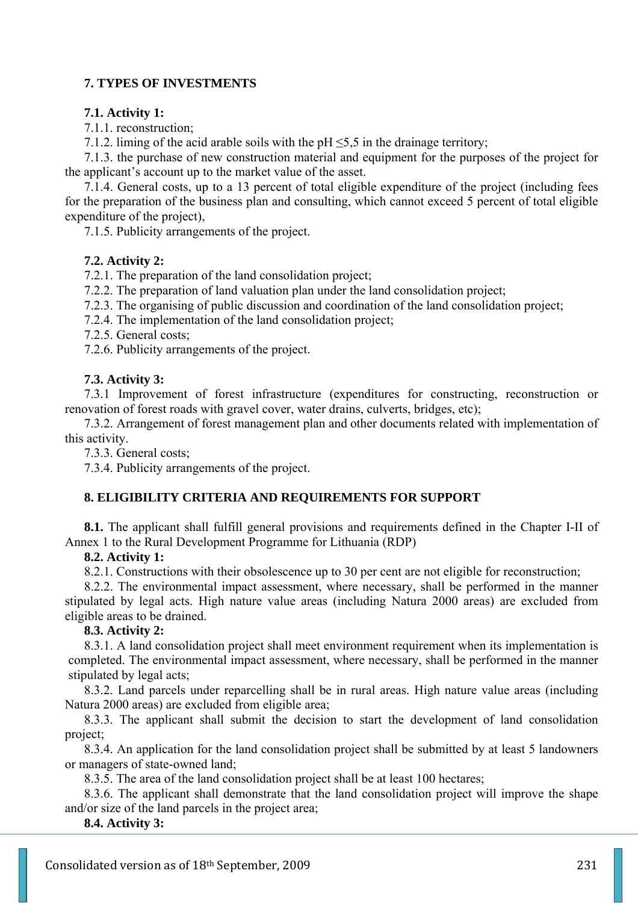## 7. TYPES OF INVESTMENTS

**7.1. Activity 1:**

7.1.1. reconstruction;

7.1.2. liming of the acid arable soils with the pH ≤5,5 in the drainage territory;

7.1.3. the purchase of new construction material and equipment for the purposes of the project for the applicant's account up to the market value of the asset.

7.1.4. General costs, up to a 13 percent of total eligible expenditure of the project (including fees for the preparation of the business plan and consulting, which cannot exceed 5 percent of total eligible expenditure of the project),

7.1.5. Publicity arrangements of the project.

**7.2. Activity 2:**

7.2.1. The preparation of the land consolidation project;

7.2.2. The preparation of land valuation plan under the land consolidation project;

7.2.3. The organising of public discussion and coordination of the land consolidation project;

7.2.4. The implementation of the land consolidation project;

7.2.5. General costs;

7.2.6. Publicity arrangements of the project.

**7.3. Activity 3:**

7.3.1 Improvement of forest infrastructure (expenditures for constructing, reconstruction or renovation of forest roads with gravel cover, water drains, culverts, bridges, etc);

7.3.2. Arrangement of forest management plan and other documents related with implementation of this activity.

7.3.3. General costs;

7.3.4. Publicity arrangements of the project.

## 8. ELIGIBILITY CRITERIA AND REQUIREMENTS FOR SUPPORT

**8.1.** The applicant shall fulfill general provisions and requirements defined in the Chapter I-II of Annex 1 to the Rural Development Programme for Lithuania (RDP)

**8.2. Activity 1:**

8.2.1. Constructions with their obsolescence up to 30 per cent are not eligible for reconstruction;

8.2.2. The environmental impact assessment, where necessary, shall be performed in the manner stipulated by legal acts. High nature value areas (including Natura 2000 areas) are excluded from eligible areas to be drained.

**8.3. Activity 2:**

8.3.1. A land consolidation project shall meet environment requirement when its implementation is completed. The environmental impact assessment, where necessary, shall be performed in the manner stipulated by legal acts;

8.3.2. Land parcels under reparcelling shall be in rural areas. High nature value areas (including Natura 2000 areas) are excluded from eligible area;

8.3.3. The applicant shall submit the decision to start the development of land consolidation project;

8.3.4. An application for the land consolidation project shall be submitted by at least 5 landowners or managers of state-owned land;

8.3.5. The area of the land consolidation project shall be at least 100 hectares;

8.3.6. The applicant shall demonstrate that the land consolidation project will improve the shape and/or size of the land parcels in the project area;

**8.4. Activity 3:**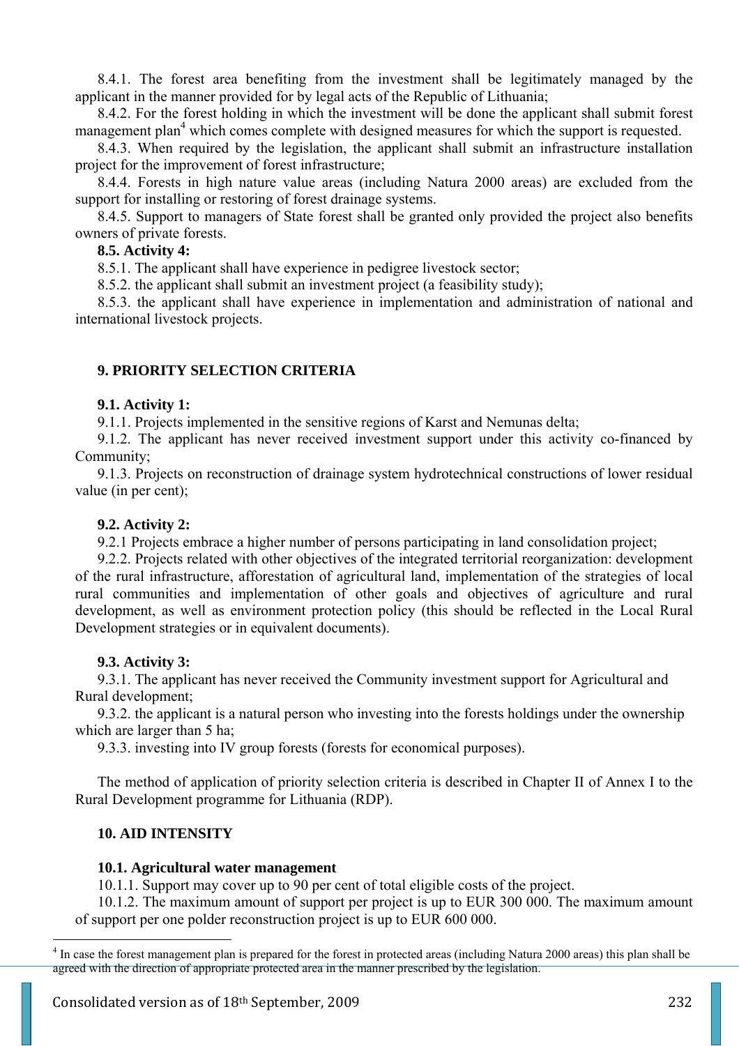8.4.1. The forest area benefiting from the investment shall be legitimately managed by the applicant in the manner provided for by legal acts of the Republic of Lithuania;

8.4.2. For the forest holding in which the investment will be done the applicant shall submit forest management plan[4] which comes complete with designed measures for which the support is requested.

8.4.3. When required by the legislation, the applicant shall submit an infrastructure installation project for the improvement of forest infrastructure;

8.4.4. Forests in high nature value areas (including Natura 2000 areas) are excluded from the support for installing or restoring of forest drainage systems.

8.4.5. Support to managers of State forest shall be granted only provided the project also benefits owners of private forests.

**8.5. Activity 4:**

8.5.1. The applicant shall have experience in pedigree livestock sector;

8.5.2. the applicant shall submit an investment project (a feasibility study);

8.5.3. the applicant shall have experience in implementation and administration of national and international livestock projects.

## 9. PRIORITY SELECTION CRITERIA

**9.1. Activity 1:**

9.1.1. Projects implemented in the sensitive regions of Karst and Nemunas delta;

9.1.2. The applicant has never received investment support under this activity co-financed by Community;

9.1.3. Projects on reconstruction of drainage system hydrotechnical constructions of lower residual value (in per cent);

**9.2. Activity 2:**

9.2.1 Projects embrace a higher number of persons participating in land consolidation project;

9.2.2. Projects related with other objectives of the integrated territorial reorganization: development of the rural infrastructure, afforestation of agricultural land, implementation of the strategies of local rural communities and implementation of other goals and objectives of agriculture and rural development, as well as environment protection policy (this should be reflected in the Local Rural Development strategies or in equivalent documents).

**9.3. Activity 3:**

9.3.1. The applicant has never received the Community investment support for Agricultural and Rural development;

9.3.2. the applicant is a natural person who investing into the forests holdings under the ownership which are larger than 5 ha;

9.3.3. investing into IV group forests (forests for economical purposes).

The method of application of priority selection criteria is described in Chapter II of Annex I to the Rural Development programme for Lithuania (RDP).

## 10. AID INTENSITY

**10.1. Agricultural water management**

10.1.1. Support may cover up to 90 per cent of total eligible costs of the project.

10.1.2. The maximum amount of support per project is up to EUR 300 000. The maximum amount of support per one polder reconstruction project is up to EUR 600 000.

[4] In case the forest management plan is prepared for the forest in protected areas (including Natura 2000 areas) this plan shall be agreed with the direction of appropriate protected area in the manner prescribed by the legislation.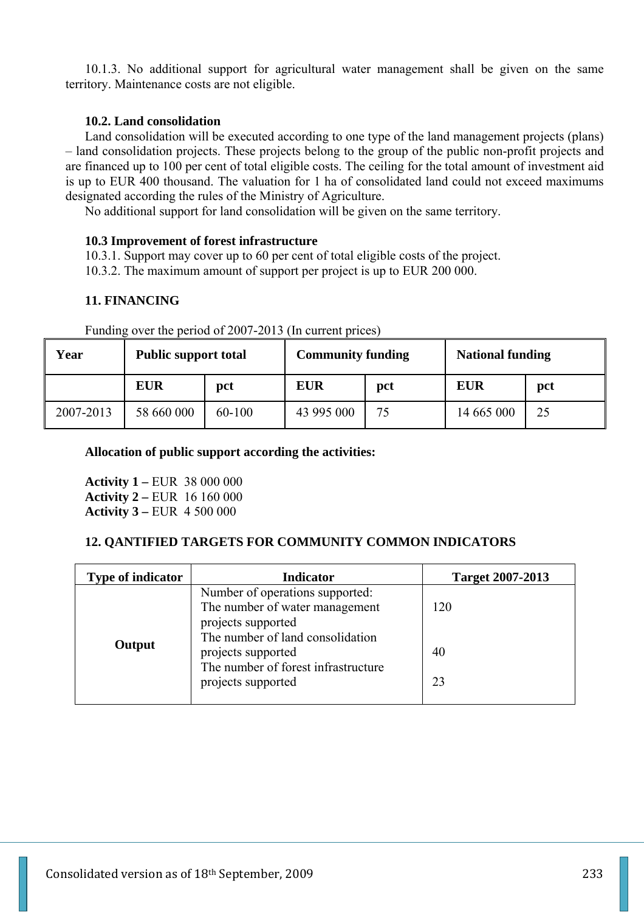10.1.3. No additional support for agricultural water management shall be given on the same territory. Maintenance costs are not eligible.

**10.2. Land consolidation**

Land consolidation will be executed according to one type of the land management projects (plans) – land consolidation projects. These projects belong to the group of the public non-profit projects and are financed up to 100 per cent of total eligible costs. The ceiling for the total amount of investment aid is up to EUR 400 thousand. The valuation for 1 ha of consolidated land could not exceed maximums designated according the rules of the Ministry of Agriculture.

No additional support for land consolidation will be given on the same territory.

**10.3 Improvement of forest infrastructure**

10.3.1. Support may cover up to 60 per cent of total eligible costs of the project.

10.3.2. The maximum amount of support per project is up to EUR 200 000.

**11. FINANCING**

Funding over the period of 2007-2013 (In current prices)

| Year | Public support total | | Community funding | | National funding | |
|---|---|---|---|---|---|---|
| | EUR | pct | EUR | pct | EUR | pct |
| 2007-2013 | 58 660 000 | 60-100 | 43 995 000 | 75 | 14 665 000 | 25 |

**Allocation of public support according the activities:**

**Activity 1 –** EUR 38 000 000
**Activity 2 –** EUR 16 160 000
**Activity 3 –** EUR 4 500 000

**12. QANTIFIED TARGETS FOR COMMUNITY COMMON INDICATORS**

| Type of indicator | Indicator | Target 2007-2013 |
|---|---|---|
| Output | Number of operations supported: | |
| | The number of water management projects supported | 120 |
| | The number of land consolidation projects supported | 40 |
| | The number of forest infrastructure projects supported | 23 |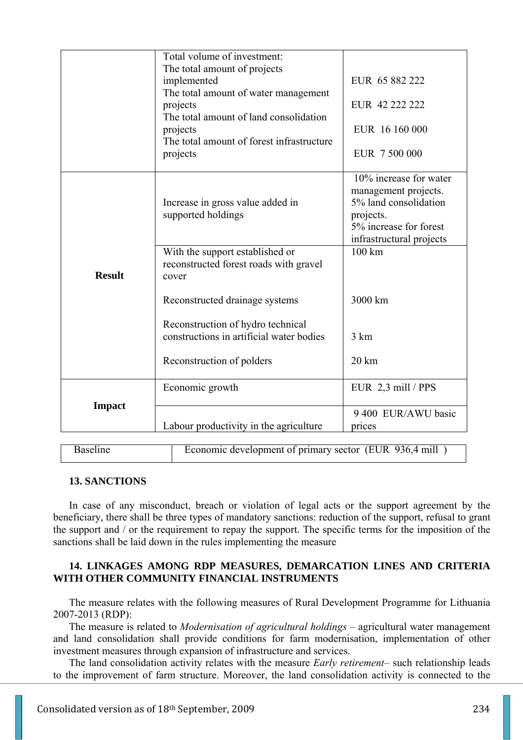| | | |
|---|---|---|
| | Total volume of investment:<br>The total amount of projects implemented<br>The total amount of water management projects<br>The total amount of land consolidation projects<br>The total amount of forest infrastructure projects | <br>EUR 65 882 222<br>EUR 42 222 222<br>EUR 16 160 000<br>EUR 7 500 000 |
| **Result** | Increase in gross value added in supported holdings | 10% increase for water management projects.<br>5% land consolidation projects.<br>5% increase for forest infrastructural projects |
| | With the support established or reconstructed forest roads with gravel cover<br><br>Reconstructed drainage systems<br><br>Reconstruction of hydro technical constructions in artificial water bodies<br><br>Reconstruction of polders | 100 km<br><br>3000 km<br><br>3 km<br><br>20 km |
| **Impact** | Economic growth | EUR 2,3 mill / PPS |
| | Labour productivity in the agriculture | 9 400 EUR/AWU basic prices |

| | |
|---|---|
| Baseline | Economic development of primary sector (EUR 936,4 mill ) |

**13. SANCTIONS**

In case of any misconduct, breach or violation of legal acts or the support agreement by the beneficiary, there shall be three types of mandatory sanctions: reduction of the support, refusal to grant the support and / or the requirement to repay the support. The specific terms for the imposition of the sanctions shall be laid down in the rules implementing the measure

**14. LINKAGES AMONG RDP MEASURES, DEMARCATION LINES AND CRITERIA WITH OTHER COMMUNITY FINANCIAL INSTRUMENTS**

The measure relates with the following measures of Rural Development Programme for Lithuania 2007-2013 (RDP):

The measure is related to *Modernisation of agricultural holdings* – agricultural water management and land consolidation shall provide conditions for farm modernisation, implementation of other investment measures through expansion of infrastructure and services.

The land consolidation activity relates with the measure *Early retirement*– such relationship leads to the improvement of farm structure. Moreover, the land consolidation activity is connected to the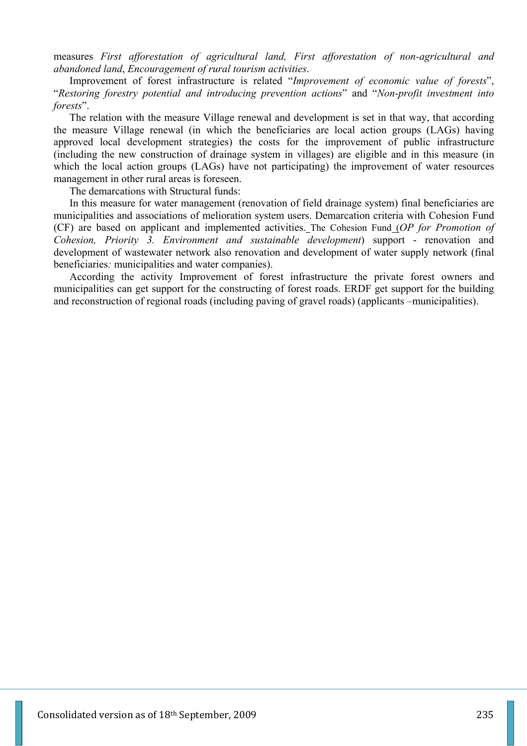measures *First afforestation of agricultural land, First afforestation of non-agricultural and abandoned land*, *Encouragement of rural tourism activities*.

Improvement of forest infrastructure is related "*Improvement of economic value of forests*", "*Restoring forestry potential and introducing prevention actions*" and "*Non-profit investment into forests*".

The relation with the measure Village renewal and development is set in that way, that according the measure Village renewal (in which the beneficiaries are local action groups (LAGs) having approved local development strategies) the costs for the improvement of public infrastructure (including the new construction of drainage system in villages) are eligible and in this measure (in which the local action groups (LAGs) have not participating) the improvement of water resources management in other rural areas is foreseen.

The demarcations with Structural funds:

In this measure for water management (renovation of field drainage system) final beneficiaries are municipalities and associations of melioration system users. Demarcation criteria with Cohesion Fund (CF) are based on applicant and implemented activities. The Cohesion Fund (*OP for Promotion of Cohesion, Priority 3. Environment and sustainable development*) support - renovation and development of wastewater network also renovation and development of water supply network (final beneficiaries*:* municipalities and water companies).

According the activity Improvement of forest infrastructure the private forest owners and municipalities can get support for the constructing of forest roads. ERDF get support for the building and reconstruction of regional roads (including paving of gravel roads) (applicants –municipalities).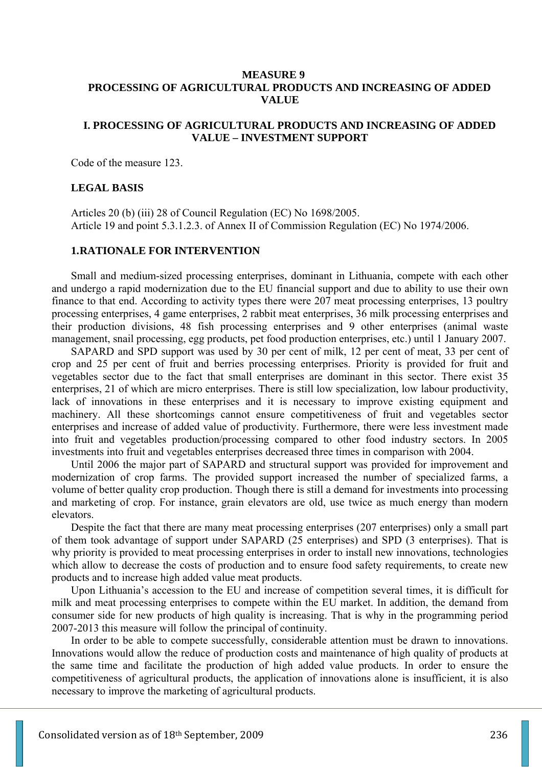# MEASURE 9
# PROCESSING OF AGRICULTURAL PRODUCTS AND INCREASING OF ADDED VALUE

## I. PROCESSING OF AGRICULTURAL PRODUCTS AND INCREASING OF ADDED VALUE – INVESTMENT SUPPORT

Code of the measure 123.

### LEGAL BASIS

Articles 20 (b) (iii) 28 of Council Regulation (EC) No 1698/2005.
Article 19 and point 5.3.1.2.3. of Annex II of Commission Regulation (EC) No 1974/2006.

### 1.RATIONALE FOR INTERVENTION

Small and medium-sized processing enterprises, dominant in Lithuania, compete with each other and undergo a rapid modernization due to the EU financial support and due to ability to use their own finance to that end. According to activity types there were 207 meat processing enterprises, 13 poultry processing enterprises, 4 game enterprises, 2 rabbit meat enterprises, 36 milk processing enterprises and their production divisions, 48 fish processing enterprises and 9 other enterprises (animal waste management, snail processing, egg products, pet food production enterprises, etc.) until 1 January 2007.

SAPARD and SPD support was used by 30 per cent of milk, 12 per cent of meat, 33 per cent of crop and 25 per cent of fruit and berries processing enterprises. Priority is provided for fruit and vegetables sector due to the fact that small enterprises are dominant in this sector. There exist 35 enterprises, 21 of which are micro enterprises. There is still low specialization, low labour productivity, lack of innovations in these enterprises and it is necessary to improve existing equipment and machinery. All these shortcomings cannot ensure competitiveness of fruit and vegetables sector enterprises and increase of added value of productivity. Furthermore, there were less investment made into fruit and vegetables production/processing compared to other food industry sectors. In 2005 investments into fruit and vegetables enterprises decreased three times in comparison with 2004.

Until 2006 the major part of SAPARD and structural support was provided for improvement and modernization of crop farms. The provided support increased the number of specialized farms, a volume of better quality crop production. Though there is still a demand for investments into processing and marketing of crop. For instance, grain elevators are old, use twice as much energy than modern elevators.

Despite the fact that there are many meat processing enterprises (207 enterprises) only a small part of them took advantage of support under SAPARD (25 enterprises) and SPD (3 enterprises). That is why priority is provided to meat processing enterprises in order to install new innovations, technologies which allow to decrease the costs of production and to ensure food safety requirements, to create new products and to increase high added value meat products.

Upon Lithuania's accession to the EU and increase of competition several times, it is difficult for milk and meat processing enterprises to compete within the EU market. In addition, the demand from consumer side for new products of high quality is increasing. That is why in the programming period 2007-2013 this measure will follow the principal of continuity.

In order to be able to compete successfully, considerable attention must be drawn to innovations. Innovations would allow the reduce of production costs and maintenance of high quality of products at the same time and facilitate the production of high added value products. In order to ensure the competitiveness of agricultural products, the application of innovations alone is insufficient, it is also necessary to improve the marketing of agricultural products.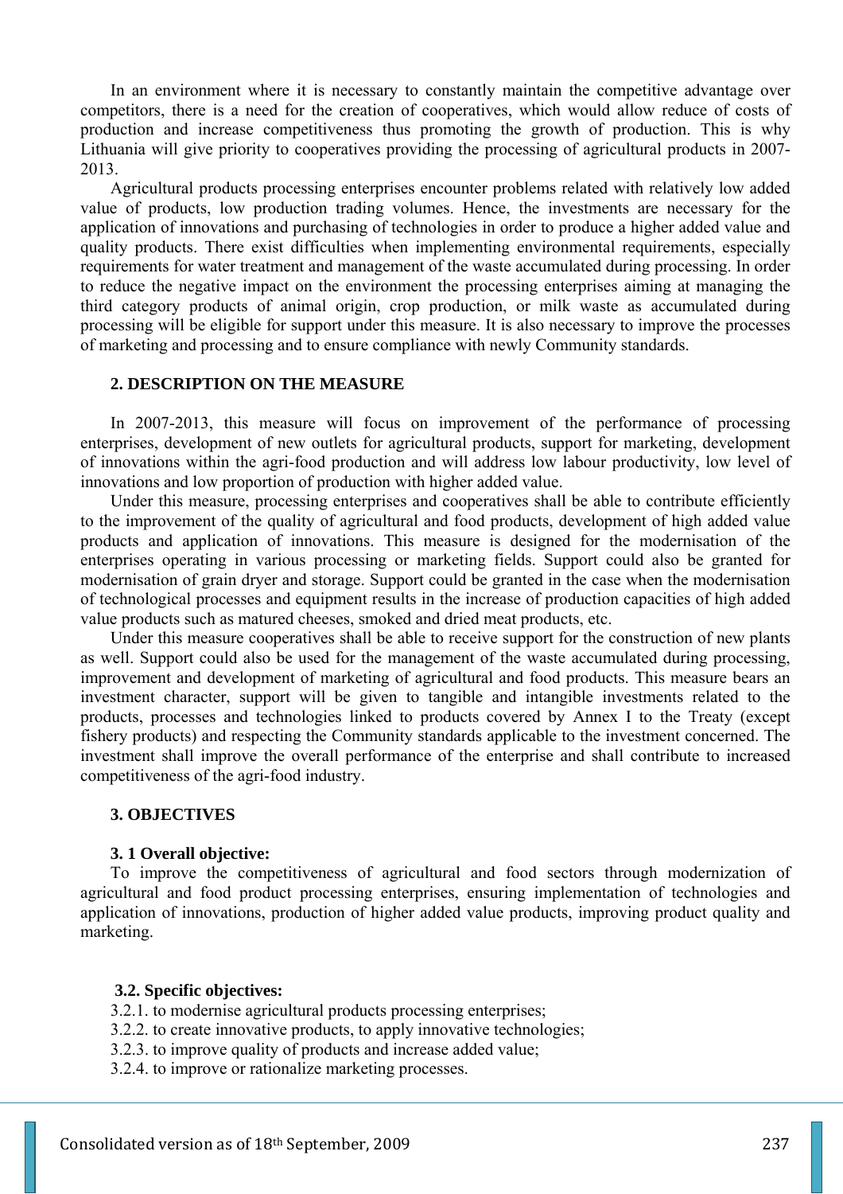In an environment where it is necessary to constantly maintain the competitive advantage over competitors, there is a need for the creation of cooperatives, which would allow reduce of costs of production and increase competitiveness thus promoting the growth of production. This is why Lithuania will give priority to cooperatives providing the processing of agricultural products in 2007-2013.

Agricultural products processing enterprises encounter problems related with relatively low added value of products, low production trading volumes. Hence, the investments are necessary for the application of innovations and purchasing of technologies in order to produce a higher added value and quality products. There exist difficulties when implementing environmental requirements, especially requirements for water treatment and management of the waste accumulated during processing. In order to reduce the negative impact on the environment the processing enterprises aiming at managing the third category products of animal origin, crop production, or milk waste as accumulated during processing will be eligible for support under this measure. It is also necessary to improve the processes of marketing and processing and to ensure compliance with newly Community standards.

## 2. DESCRIPTION ON THE MEASURE

In 2007-2013, this measure will focus on improvement of the performance of processing enterprises, development of new outlets for agricultural products, support for marketing, development of innovations within the agri-food production and will address low labour productivity, low level of innovations and low proportion of production with higher added value.

Under this measure, processing enterprises and cooperatives shall be able to contribute efficiently to the improvement of the quality of agricultural and food products, development of high added value products and application of innovations. This measure is designed for the modernisation of the enterprises operating in various processing or marketing fields. Support could also be granted for modernisation of grain dryer and storage. Support could be granted in the case when the modernisation of technological processes and equipment results in the increase of production capacities of high added value products such as matured cheeses, smoked and dried meat products, etc.

Under this measure cooperatives shall be able to receive support for the construction of new plants as well. Support could also be used for the management of the waste accumulated during processing, improvement and development of marketing of agricultural and food products. This measure bears an investment character, support will be given to tangible and intangible investments related to the products, processes and technologies linked to products covered by Annex I to the Treaty (except fishery products) and respecting the Community standards applicable to the investment concerned. The investment shall improve the overall performance of the enterprise and shall contribute to increased competitiveness of the agri-food industry.

## 3. OBJECTIVES

### 3. 1 Overall objective:

To improve the competitiveness of agricultural and food sectors through modernization of agricultural and food product processing enterprises, ensuring implementation of technologies and application of innovations, production of higher added value products, improving product quality and marketing.

### 3.2. Specific objectives:

3.2.1. to modernise agricultural products processing enterprises;
3.2.2. to create innovative products, to apply innovative technologies;
3.2.3. to improve quality of products and increase added value;
3.2.4. to improve or rationalize marketing processes.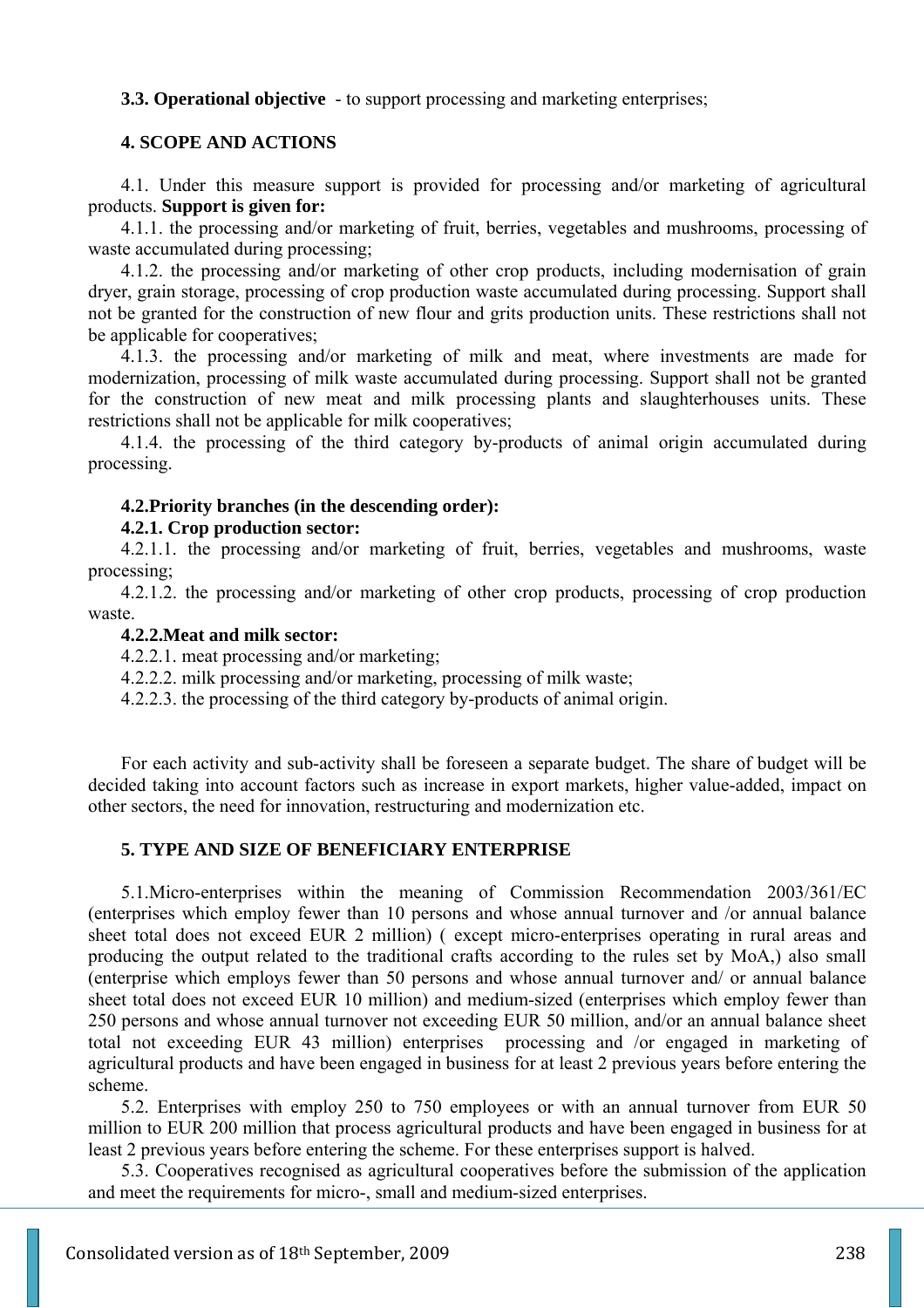**3.3. Operational objective** - to support processing and marketing enterprises;

**4. SCOPE AND ACTIONS**

4.1. Under this measure support is provided for processing and/or marketing of agricultural products. **Support is given for:**

4.1.1. the processing and/or marketing of fruit, berries, vegetables and mushrooms, processing of waste accumulated during processing;

4.1.2. the processing and/or marketing of other crop products, including modernisation of grain dryer, grain storage, processing of crop production waste accumulated during processing. Support shall not be granted for the construction of new flour and grits production units. These restrictions shall not be applicable for cooperatives;

4.1.3. the processing and/or marketing of milk and meat, where investments are made for modernization, processing of milk waste accumulated during processing. Support shall not be granted for the construction of new meat and milk processing plants and slaughterhouses units. These restrictions shall not be applicable for milk cooperatives;

4.1.4. the processing of the third category by-products of animal origin accumulated during processing.

**4.2.Priority branches (in the descending order):**

**4.2.1. Crop production sector:**

4.2.1.1. the processing and/or marketing of fruit, berries, vegetables and mushrooms, waste processing;

4.2.1.2. the processing and/or marketing of other crop products, processing of crop production waste.

**4.2.2.Meat and milk sector:**

4.2.2.1. meat processing and/or marketing;

4.2.2.2. milk processing and/or marketing, processing of milk waste;

4.2.2.3. the processing of the third category by-products of animal origin.

For each activity and sub-activity shall be foreseen a separate budget. The share of budget will be decided taking into account factors such as increase in export markets, higher value-added, impact on other sectors, the need for innovation, restructuring and modernization etc.

**5. TYPE AND SIZE OF BENEFICIARY ENTERPRISE**

5.1.Micro-enterprises within the meaning of Commission Recommendation 2003/361/EC (enterprises which employ fewer than 10 persons and whose annual turnover and /or annual balance sheet total does not exceed EUR 2 million) ( except micro-enterprises operating in rural areas and producing the output related to the traditional crafts according to the rules set by MoA,) also small (enterprise which employs fewer than 50 persons and whose annual turnover and/ or annual balance sheet total does not exceed EUR 10 million) and medium-sized (enterprises which employ fewer than 250 persons and whose annual turnover not exceeding EUR 50 million, and/or an annual balance sheet total not exceeding EUR 43 million) enterprises processing and /or engaged in marketing of agricultural products and have been engaged in business for at least 2 previous years before entering the scheme.

5.2. Enterprises with employ 250 to 750 employees or with an annual turnover from EUR 50 million to EUR 200 million that process agricultural products and have been engaged in business for at least 2 previous years before entering the scheme. For these enterprises support is halved.

5.3. Cooperatives recognised as agricultural cooperatives before the submission of the application and meet the requirements for micro-, small and medium-sized enterprises.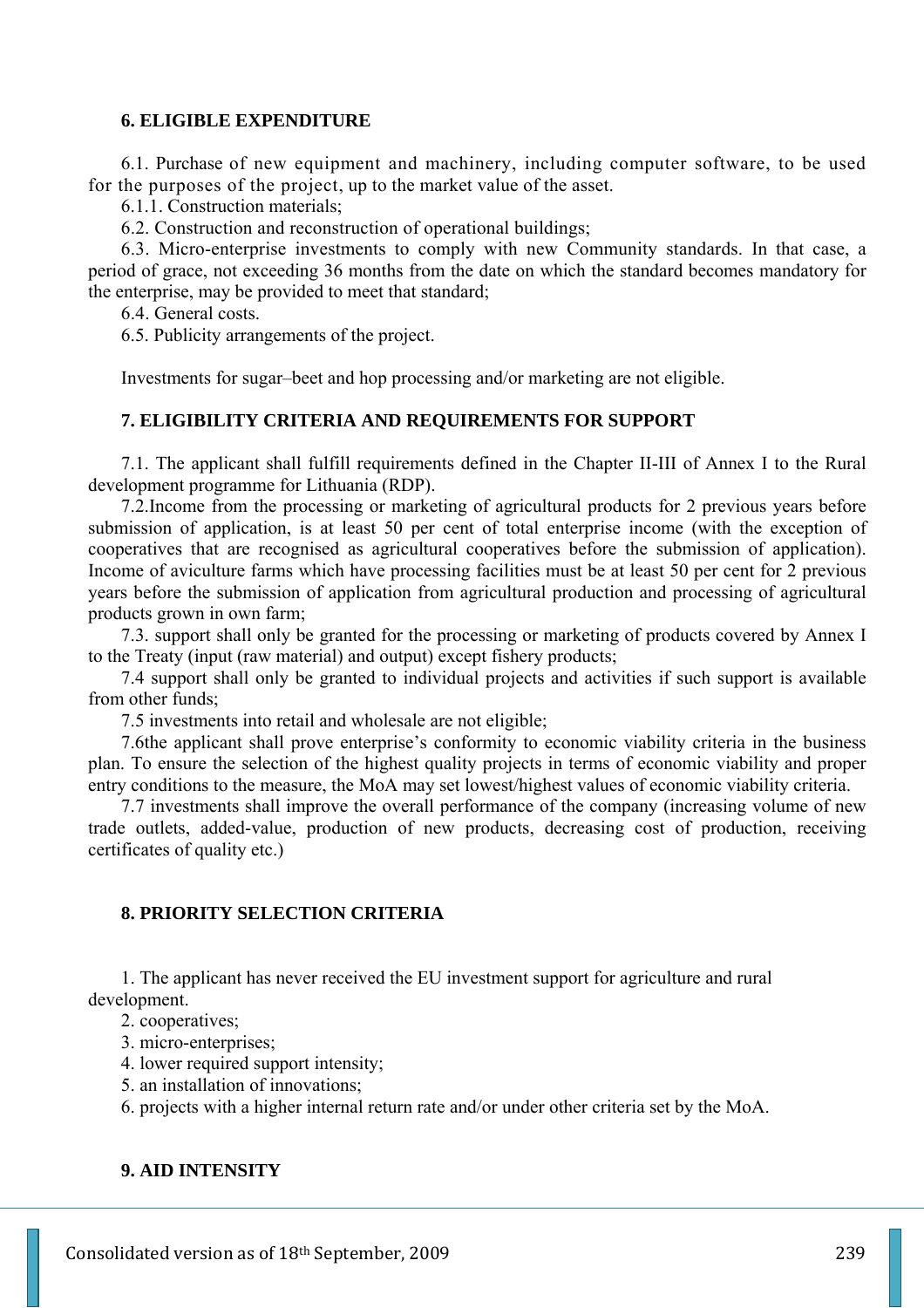## 6. ELIGIBLE EXPENDITURE

6.1. Purchase of new equipment and machinery, including computer software, to be used for the purposes of the project, up to the market value of the asset.

6.1.1. Construction materials;

6.2. Construction and reconstruction of operational buildings;

6.3. Micro-enterprise investments to comply with new Community standards. In that case, a period of grace, not exceeding 36 months from the date on which the standard becomes mandatory for the enterprise, may be provided to meet that standard;

6.4. General costs.

6.5. Publicity arrangements of the project.

Investments for sugar–beet and hop processing and/or marketing are not eligible.

## 7. ELIGIBILITY CRITERIA AND REQUIREMENTS FOR SUPPORT

7.1. The applicant shall fulfill requirements defined in the Chapter II-III of Annex I to the Rural development programme for Lithuania (RDP).

7.2.Income from the processing or marketing of agricultural products for 2 previous years before submission of application, is at least 50 per cent of total enterprise income (with the exception of cooperatives that are recognised as agricultural cooperatives before the submission of application). Income of aviculture farms which have processing facilities must be at least 50 per cent for 2 previous years before the submission of application from agricultural production and processing of agricultural products grown in own farm;

7.3. support shall only be granted for the processing or marketing of products covered by Annex I to the Treaty (input (raw material) and output) except fishery products;

7.4 support shall only be granted to individual projects and activities if such support is available from other funds;

7.5 investments into retail and wholesale are not eligible;

7.6the applicant shall prove enterprise's conformity to economic viability criteria in the business plan. To ensure the selection of the highest quality projects in terms of economic viability and proper entry conditions to the measure, the MoA may set lowest/highest values of economic viability criteria.

7.7 investments shall improve the overall performance of the company (increasing volume of new trade outlets, added-value, production of new products, decreasing cost of production, receiving certificates of quality etc.)

## 8. PRIORITY SELECTION CRITERIA

1. The applicant has never received the EU investment support for agriculture and rural development.
2. cooperatives;
3. micro-enterprises;
4. lower required support intensity;
5. an installation of innovations;
6. projects with a higher internal return rate and/or under other criteria set by the MoA.

## 9. AID INTENSITY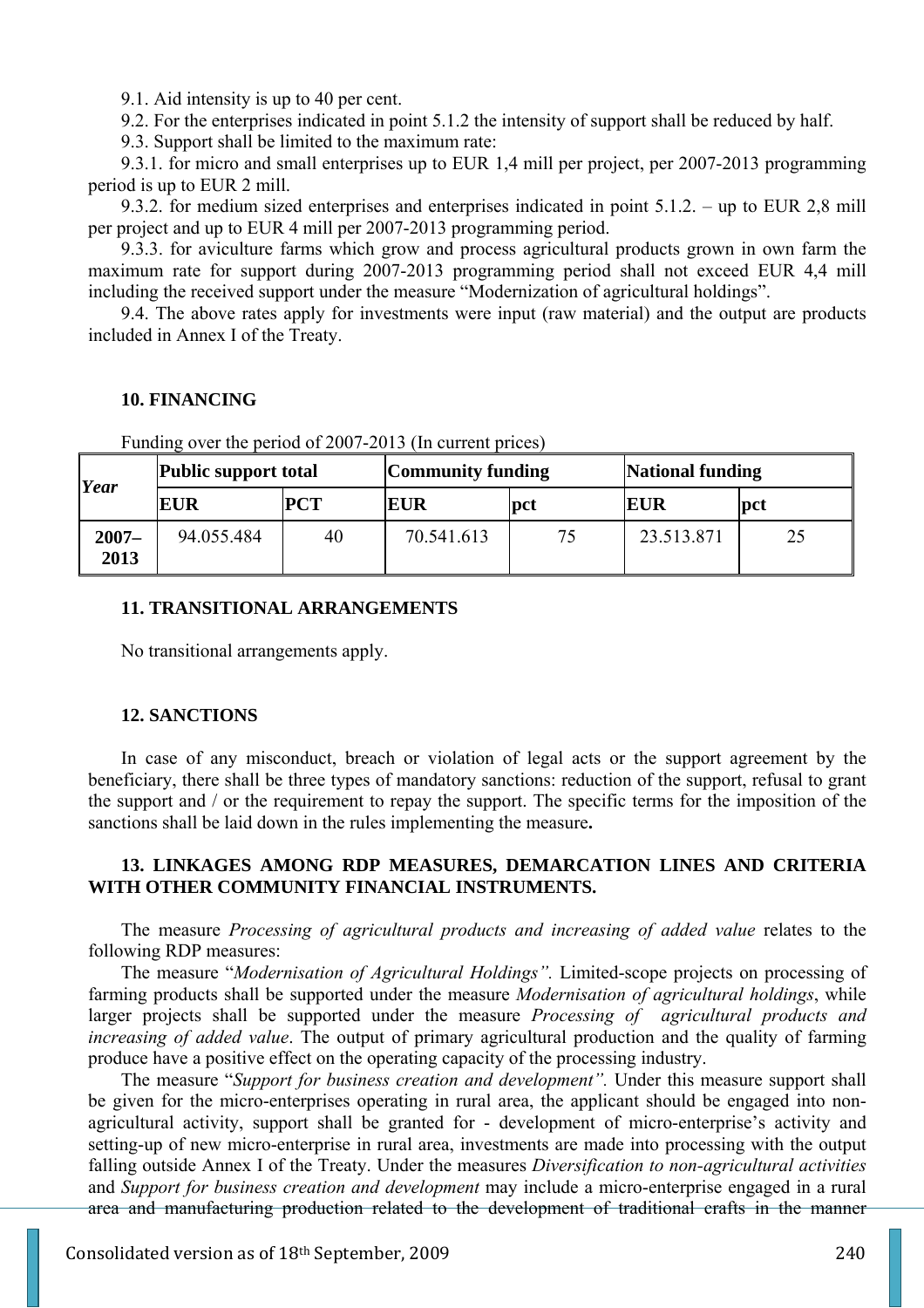9.1. Aid intensity is up to 40 per cent.

9.2. For the enterprises indicated in point 5.1.2 the intensity of support shall be reduced by half.

9.3. Support shall be limited to the maximum rate:

9.3.1. for micro and small enterprises up to EUR 1,4 mill per project, per 2007-2013 programming period is up to EUR 2 mill.

9.3.2. for medium sized enterprises and enterprises indicated in point 5.1.2. – up to EUR 2,8 mill per project and up to EUR 4 mill per 2007-2013 programming period.

9.3.3. for aviculture farms which grow and process agricultural products grown in own farm the maximum rate for support during 2007-2013 programming period shall not exceed EUR 4,4 mill including the received support under the measure "Modernization of agricultural holdings".

9.4. The above rates apply for investments were input (raw material) and the output are products included in Annex I of the Treaty.

## 10. FINANCING

Funding over the period of 2007-2013 (In current prices)

| *Year* | **Public support total** | | **Community funding** | | **National funding** | |
|---|---|---|---|---|---|---|
| | **EUR** | **PCT** | **EUR** | **pct** | **EUR** | **pct** |
| **2007–2013** | 94.055.484 | 40 | 70.541.613 | 75 | 23.513.871 | 25 |

## 11. TRANSITIONAL ARRANGEMENTS

No transitional arrangements apply.

## 12. SANCTIONS

In case of any misconduct, breach or violation of legal acts or the support agreement by the beneficiary, there shall be three types of mandatory sanctions: reduction of the support, refusal to grant the support and / or the requirement to repay the support. The specific terms for the imposition of the sanctions shall be laid down in the rules implementing the measure**.**

## 13. LINKAGES AMONG RDP MEASURES, DEMARCATION LINES AND CRITERIA WITH OTHER COMMUNITY FINANCIAL INSTRUMENTS.

The measure *Processing of agricultural products and increasing of added value* relates to the following RDP measures:

The measure "*Modernisation of Agricultural Holdings".* Limited-scope projects on processing of farming products shall be supported under the measure *Modernisation of agricultural holdings*, while larger projects shall be supported under the measure *Processing of agricultural products and increasing of added value*. The output of primary agricultural production and the quality of farming produce have a positive effect on the operating capacity of the processing industry.

The measure "*Support for business creation and development".* Under this measure support shall be given for the micro-enterprises operating in rural area, the applicant should be engaged into non-agricultural activity, support shall be granted for - development of micro-enterprise's activity and setting-up of new micro-enterprise in rural area, investments are made into processing with the output falling outside Annex I of the Treaty. Under the measures *Diversification to non-agricultural activities* and *Support for business creation and development* may include a micro-enterprise engaged in a rural area and manufacturing production related to the development of traditional crafts in the manner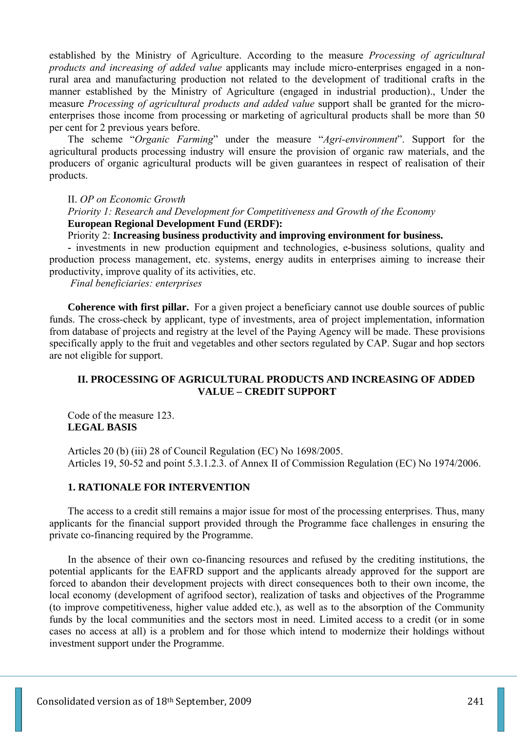established by the Ministry of Agriculture. According to the measure *Processing of agricultural products and increasing of added value* applicants may include micro-enterprises engaged in a non-rural area and manufacturing production not related to the development of traditional crafts in the manner established by the Ministry of Agriculture (engaged in industrial production)., Under the measure *Processing of agricultural products and added value* support shall be granted for the micro-enterprises those income from processing or marketing of agricultural products shall be more than 50 per cent for 2 previous years before.

The scheme "*Organic Farming*" under the measure "*Agri-environment*". Support for the agricultural products processing industry will ensure the provision of organic raw materials, and the producers of organic agricultural products will be given guarantees in respect of realisation of their products.

II. *OP on Economic Growth*

*Priority 1: Research and Development for Competitiveness and Growth of the Economy*

**European Regional Development Fund (ERDF):**

Priority 2: **Increasing business productivity and improving environment for business.**

- investments in new production equipment and technologies, e-business solutions, quality and production process management, etc. systems, energy audits in enterprises aiming to increase their productivity, improve quality of its activities, etc.

*Final beneficiaries: enterprises*

**Coherence with first pillar.** For a given project a beneficiary cannot use double sources of public funds. The cross-check by applicant, type of investments, area of project implementation, information from database of projects and registry at the level of the Paying Agency will be made. These provisions specifically apply to the fruit and vegetables and other sectors regulated by CAP. Sugar and hop sectors are not eligible for support.

## II. PROCESSING OF AGRICULTURAL PRODUCTS AND INCREASING OF ADDED VALUE – CREDIT SUPPORT

Code of the measure 123.

**LEGAL BASIS**

Articles 20 (b) (iii) 28 of Council Regulation (EC) No 1698/2005.

Articles 19, 50-52 and point 5.3.1.2.3. of Annex II of Commission Regulation (EC) No 1974/2006.

### 1. RATIONALE FOR INTERVENTION

The access to a credit still remains a major issue for most of the processing enterprises. Thus, many applicants for the financial support provided through the Programme face challenges in ensuring the private co-financing required by the Programme.

In the absence of their own co-financing resources and refused by the crediting institutions, the potential applicants for the EAFRD support and the applicants already approved for the support are forced to abandon their development projects with direct consequences both to their own income, the local economy (development of agrifood sector), realization of tasks and objectives of the Programme (to improve competitiveness, higher value added etc.), as well as to the absorption of the Community funds by the local communities and the sectors most in need. Limited access to a credit (or in some cases no access at all) is a problem and for those which intend to modernize their holdings without investment support under the Programme.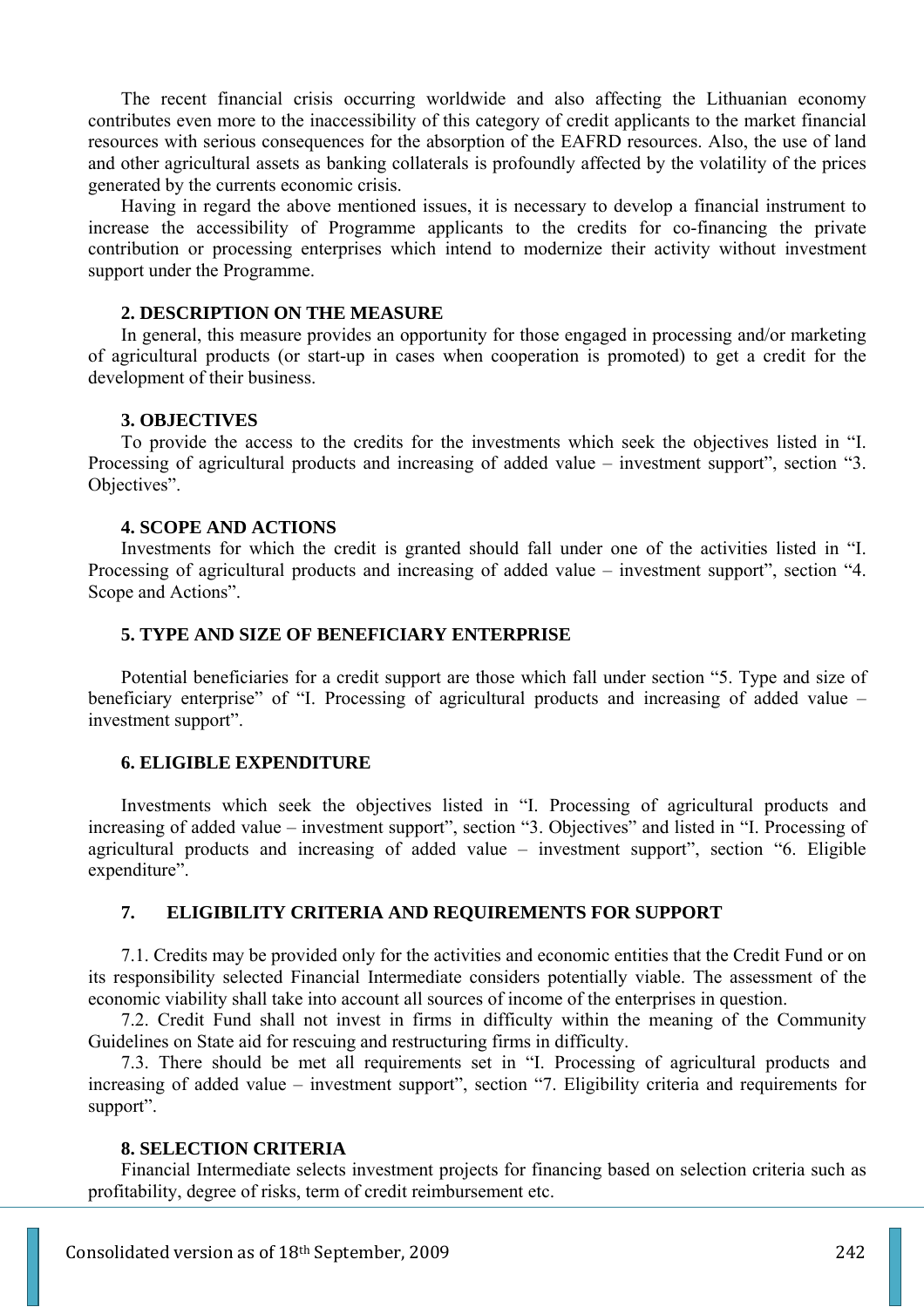The recent financial crisis occurring worldwide and also affecting the Lithuanian economy contributes even more to the inaccessibility of this category of credit applicants to the market financial resources with serious consequences for the absorption of the EAFRD resources. Also, the use of land and other agricultural assets as banking collaterals is profoundly affected by the volatility of the prices generated by the currents economic crisis.

Having in regard the above mentioned issues, it is necessary to develop a financial instrument to increase the accessibility of Programme applicants to the credits for co-financing the private contribution or processing enterprises which intend to modernize their activity without investment support under the Programme.

### 2. DESCRIPTION ON THE MEASURE

In general, this measure provides an opportunity for those engaged in processing and/or marketing of agricultural products (or start-up in cases when cooperation is promoted) to get a credit for the development of their business.

### 3. OBJECTIVES

To provide the access to the credits for the investments which seek the objectives listed in "I. Processing of agricultural products and increasing of added value – investment support", section "3. Objectives".

### 4. SCOPE AND ACTIONS

Investments for which the credit is granted should fall under one of the activities listed in "I. Processing of agricultural products and increasing of added value – investment support", section "4. Scope and Actions".

### 5. TYPE AND SIZE OF BENEFICIARY ENTERPRISE

Potential beneficiaries for a credit support are those which fall under section "5. Type and size of beneficiary enterprise" of "I. Processing of agricultural products and increasing of added value – investment support".

### 6. ELIGIBLE EXPENDITURE

Investments which seek the objectives listed in "I. Processing of agricultural products and increasing of added value – investment support", section "3. Objectives" and listed in "I. Processing of agricultural products and increasing of added value – investment support", section "6. Eligible expenditure".

### 7. ELIGIBILITY CRITERIA AND REQUIREMENTS FOR SUPPORT

7.1. Credits may be provided only for the activities and economic entities that the Credit Fund or on its responsibility selected Financial Intermediate considers potentially viable. The assessment of the economic viability shall take into account all sources of income of the enterprises in question.

7.2. Credit Fund shall not invest in firms in difficulty within the meaning of the Community Guidelines on State aid for rescuing and restructuring firms in difficulty.

7.3. There should be met all requirements set in "I. Processing of agricultural products and increasing of added value – investment support", section "7. Eligibility criteria and requirements for support".

### 8. SELECTION CRITERIA

Financial Intermediate selects investment projects for financing based on selection criteria such as profitability, degree of risks, term of credit reimbursement etc.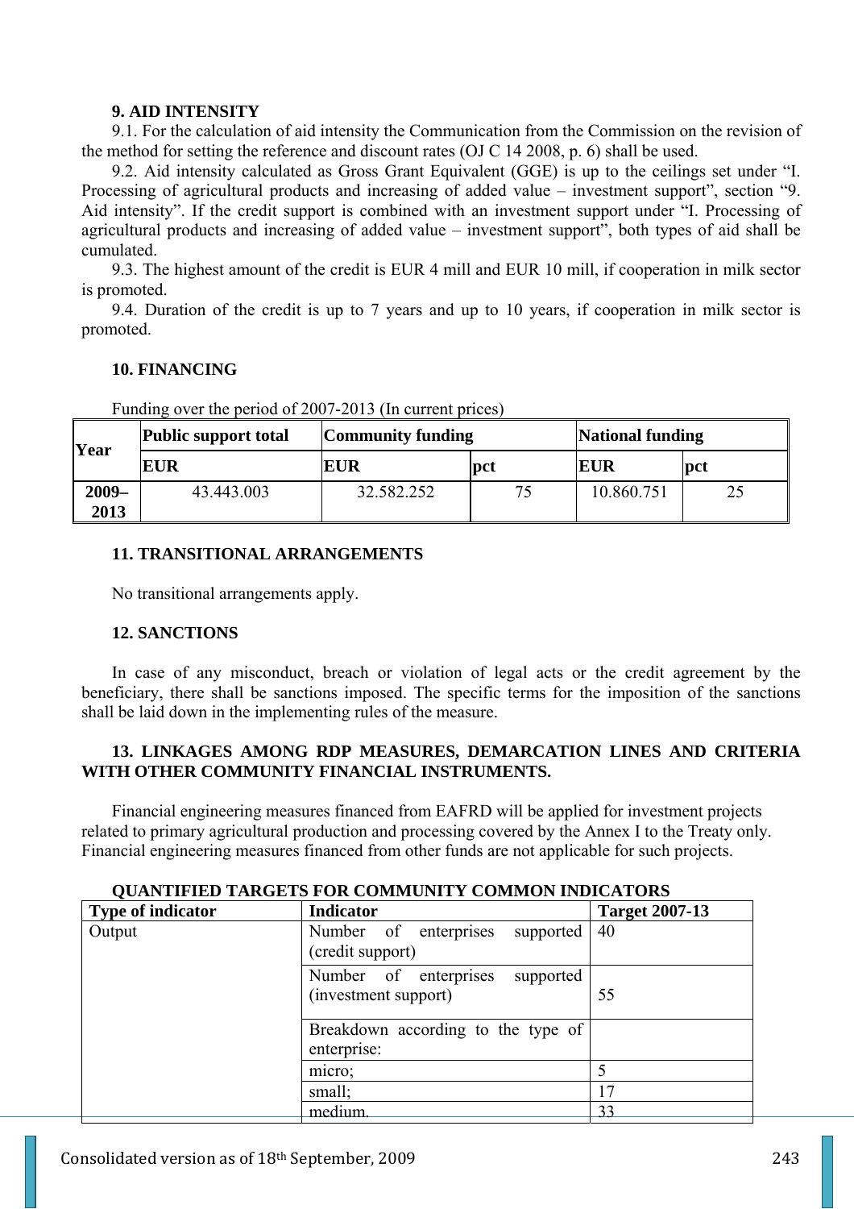**9. AID INTENSITY**

9.1. For the calculation of aid intensity the Communication from the Commission on the revision of the method for setting the reference and discount rates (OJ C 14 2008, p. 6) shall be used.

9.2. Aid intensity calculated as Gross Grant Equivalent (GGE) is up to the ceilings set under "I. Processing of agricultural products and increasing of added value – investment support", section "9. Aid intensity". If the credit support is combined with an investment support under "I. Processing of agricultural products and increasing of added value – investment support", both types of aid shall be cumulated.

9.3. The highest amount of the credit is EUR 4 mill and EUR 10 mill, if cooperation in milk sector is promoted.

9.4. Duration of the credit is up to 7 years and up to 10 years, if cooperation in milk sector is promoted.

**10. FINANCING**

Funding over the period of 2007-2013 (In current prices)

| Year | Public support total | Community funding | | National funding | |
|---|---|---|---|---|---|
| | EUR | EUR | pct | EUR | pct |
| 2009–2013 | 43.443.003 | 32.582.252 | 75 | 10.860.751 | 25 |

**11. TRANSITIONAL ARRANGEMENTS**

No transitional arrangements apply.

**12. SANCTIONS**

In case of any misconduct, breach or violation of legal acts or the credit agreement by the beneficiary, there shall be sanctions imposed. The specific terms for the imposition of the sanctions shall be laid down in the implementing rules of the measure.

**13. LINKAGES AMONG RDP MEASURES, DEMARCATION LINES AND CRITERIA WITH OTHER COMMUNITY FINANCIAL INSTRUMENTS.**

Financial engineering measures financed from EAFRD will be applied for investment projects related to primary agricultural production and processing covered by the Annex I to the Treaty only. Financial engineering measures financed from other funds are not applicable for such projects.

**QUANTIFIED TARGETS FOR COMMUNITY COMMON INDICATORS**

| Type of indicator | Indicator | Target 2007-13 |
|---|---|---|
| Output | Number of enterprises supported (credit support) | 40 |
| | Number of enterprises supported (investment support) | 55 |
| | Breakdown according to the type of enterprise: | |
| | micro; | 5 |
| | small; | 17 |
| | medium. | 33 |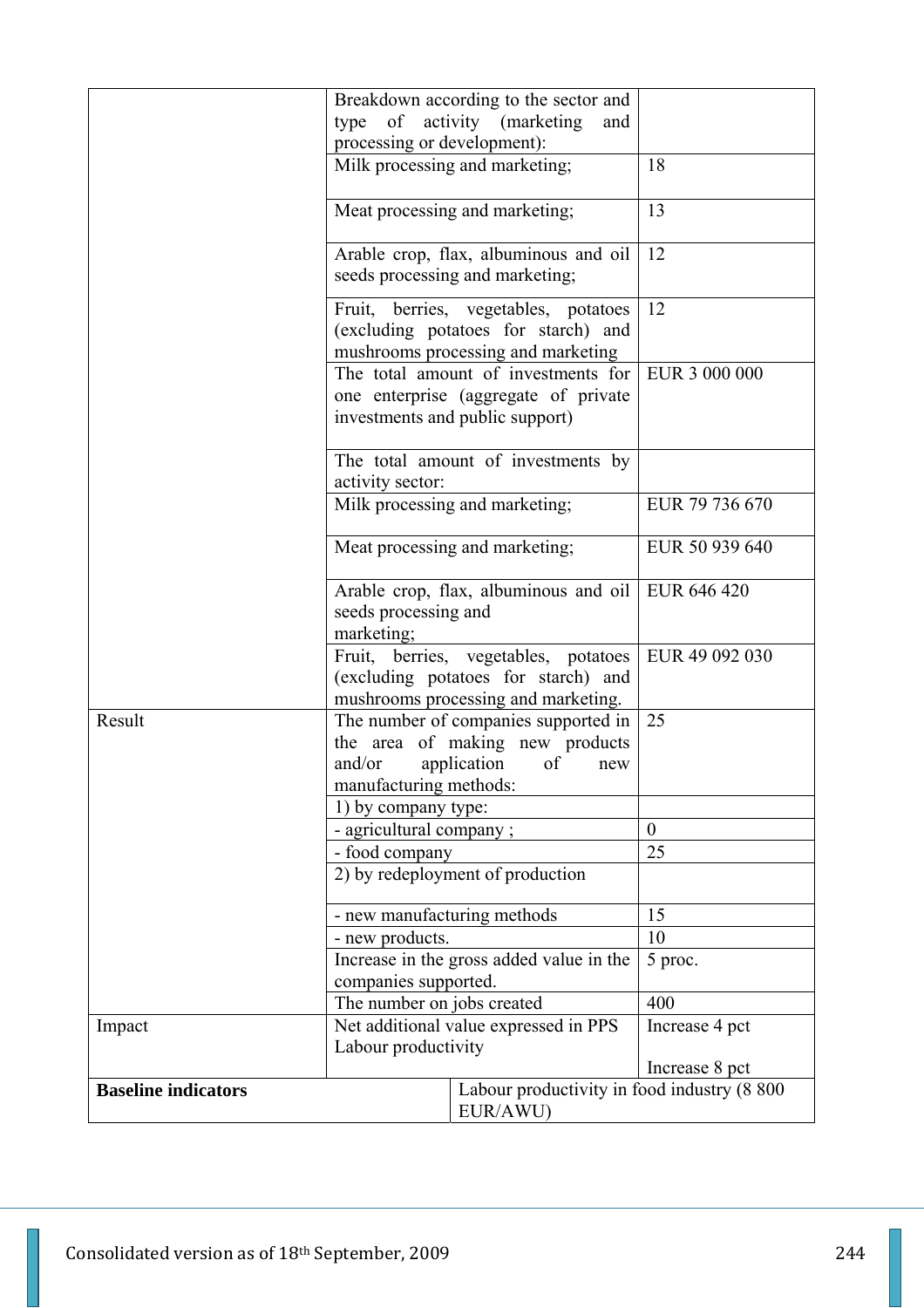| | | |
|---|---|---|
| | Breakdown according to the sector and type of activity (marketing and processing or development): | |
| | Milk processing and marketing; | 18 |
| | Meat processing and marketing; | 13 |
| | Arable crop, flax, albuminous and oil seeds processing and marketing; | 12 |
| | Fruit, berries, vegetables, potatoes (excluding potatoes for starch) and mushrooms processing and marketing | 12 |
| | The total amount of investments for one enterprise (aggregate of private investments and public support) | EUR 3 000 000 |
| | The total amount of investments by activity sector: | |
| | Milk processing and marketing; | EUR 79 736 670 |
| | Meat processing and marketing; | EUR 50 939 640 |
| | Arable crop, flax, albuminous and oil seeds processing and marketing; | EUR 646 420 |
| | Fruit, berries, vegetables, potatoes (excluding potatoes for starch) and mushrooms processing and marketing. | EUR 49 092 030 |
| Result | The number of companies supported in the area of making new products and/or application of new manufacturing methods: | 25 |
| | 1) by company type: | |
| | - agricultural company ; | 0 |
| | - food company | 25 |
| | 2) by redeployment of production | |
| | - new manufacturing methods | 15 |
| | - new products. | 10 |
| | Increase in the gross added value in the companies supported. | 5 proc. |
| | The number on jobs created | 400 |
| Impact | Net additional value expressed in PPS<br>Labour productivity | Increase 4 pct<br><br>Increase 8 pct |
| **Baseline indicators** | Labour productivity in food industry (8 800 EUR/AWU) | |

Consolidated version as of 18th September, 2009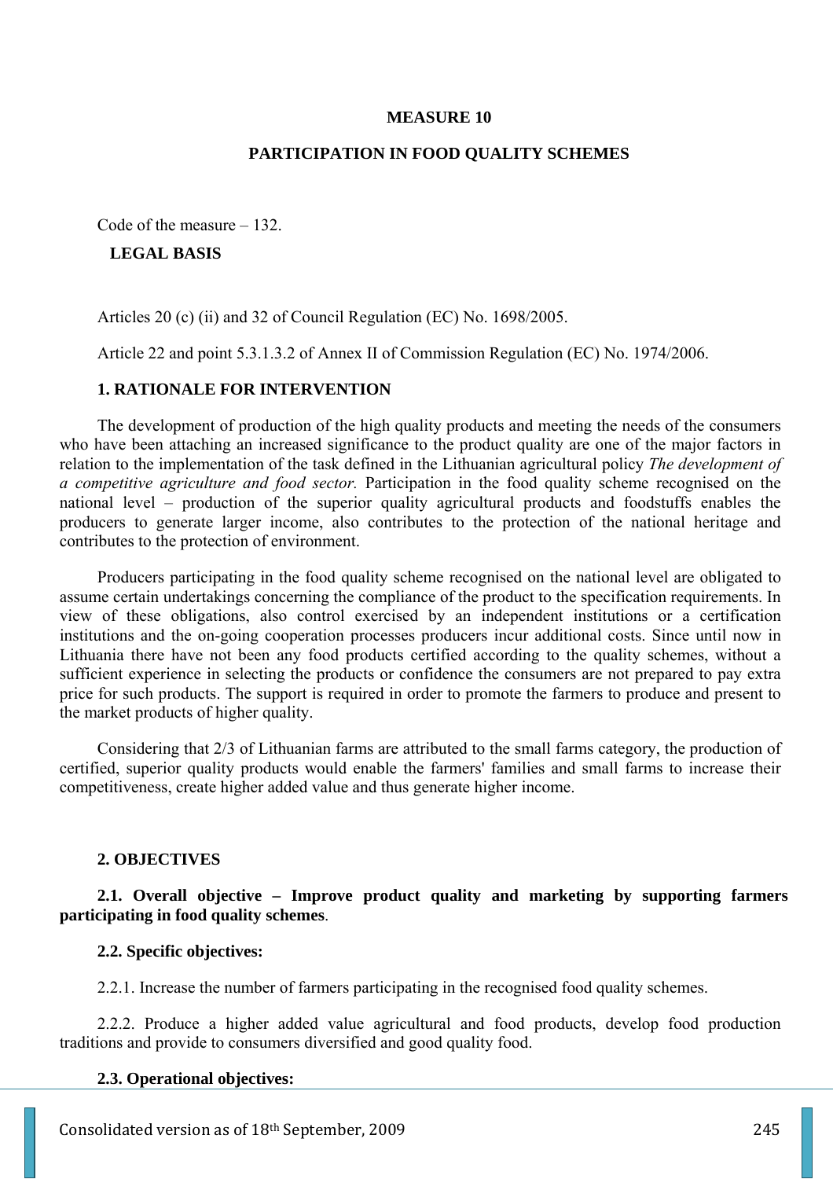# MEASURE 10

## PARTICIPATION IN FOOD QUALITY SCHEMES

Code of the measure – 132.

**LEGAL BASIS**

Articles 20 (c) (ii) and 32 of Council Regulation (EC) No. 1698/2005.

Article 22 and point 5.3.1.3.2 of Annex II of Commission Regulation (EC) No. 1974/2006.

### 1. RATIONALE FOR INTERVENTION

The development of production of the high quality products and meeting the needs of the consumers who have been attaching an increased significance to the product quality are one of the major factors in relation to the implementation of the task defined in the Lithuanian agricultural policy *The development of a competitive agriculture and food sector.* Participation in the food quality scheme recognised on the national level – production of the superior quality agricultural products and foodstuffs enables the producers to generate larger income, also contributes to the protection of the national heritage and contributes to the protection of environment.

Producers participating in the food quality scheme recognised on the national level are obligated to assume certain undertakings concerning the compliance of the product to the specification requirements. In view of these obligations, also control exercised by an independent institutions or a certification institutions and the on-going cooperation processes producers incur additional costs. Since until now in Lithuania there have not been any food products certified according to the quality schemes, without a sufficient experience in selecting the products or confidence the consumers are not prepared to pay extra price for such products. The support is required in order to promote the farmers to produce and present to the market products of higher quality.

Considering that 2/3 of Lithuanian farms are attributed to the small farms category, the production of certified, superior quality products would enable the farmers' families and small farms to increase their competitiveness, create higher added value and thus generate higher income.

### 2. OBJECTIVES

**2.1. Overall objective – Improve product quality and marketing by supporting farmers participating in food quality schemes**.

**2.2. Specific objectives:**

2.2.1. Increase the number of farmers participating in the recognised food quality schemes.

2.2.2. Produce a higher added value agricultural and food products, develop food production traditions and provide to consumers diversified and good quality food.

**2.3. Operational objectives:**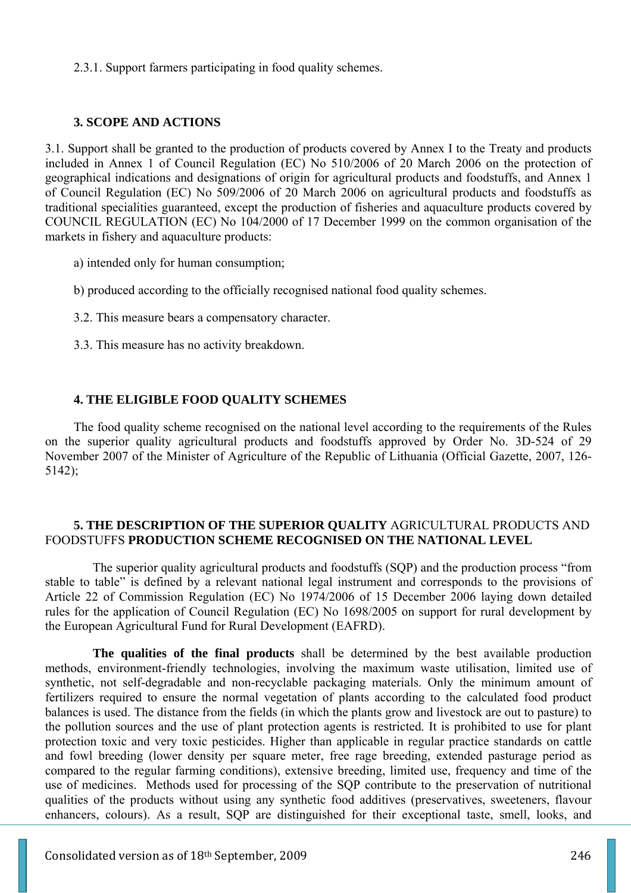2.3.1. Support farmers participating in food quality schemes.

## 3. SCOPE AND ACTIONS

3.1. Support shall be granted to the production of products covered by Annex I to the Treaty and products included in Annex 1 of Council Regulation (EC) No 510/2006 of 20 March 2006 on the protection of geographical indications and designations of origin for agricultural products and foodstuffs, and Annex 1 of Council Regulation (EC) No 509/2006 of 20 March 2006 on agricultural products and foodstuffs as traditional specialities guaranteed, except the production of fisheries and aquaculture products covered by COUNCIL REGULATION (EC) No 104/2000 of 17 December 1999 on the common organisation of the markets in fishery and aquaculture products:

a) intended only for human consumption;

b) produced according to the officially recognised national food quality schemes.

3.2. This measure bears a compensatory character.

3.3. This measure has no activity breakdown.

## 4. THE ELIGIBLE FOOD QUALITY SCHEMES

The food quality scheme recognised on the national level according to the requirements of the Rules on the superior quality agricultural products and foodstuffs approved by Order No. 3D-524 of 29 November 2007 of the Minister of Agriculture of the Republic of Lithuania (Official Gazette, 2007, 126-5142);

## 5. THE DESCRIPTION OF THE SUPERIOR QUALITY AGRICULTURAL PRODUCTS AND FOODSTUFFS PRODUCTION SCHEME RECOGNISED ON THE NATIONAL LEVEL

The superior quality agricultural products and foodstuffs (SQP) and the production process "from stable to table" is defined by a relevant national legal instrument and corresponds to the provisions of Article 22 of Commission Regulation (EC) No 1974/2006 of 15 December 2006 laying down detailed rules for the application of Council Regulation (EC) No 1698/2005 on support for rural development by the European Agricultural Fund for Rural Development (EAFRD).

**The qualities of the final products** shall be determined by the best available production methods, environment-friendly technologies, involving the maximum waste utilisation, limited use of synthetic, not self-degradable and non-recyclable packaging materials. Only the minimum amount of fertilizers required to ensure the normal vegetation of plants according to the calculated food product balances is used. The distance from the fields (in which the plants grow and livestock are out to pasture) to the pollution sources and the use of plant protection agents is restricted. It is prohibited to use for plant protection toxic and very toxic pesticides. Higher than applicable in regular practice standards on cattle and fowl breeding (lower density per square meter, free rage breeding, extended pasturage period as compared to the regular farming conditions), extensive breeding, limited use, frequency and time of the use of medicines. Methods used for processing of the SQP contribute to the preservation of nutritional qualities of the products without using any synthetic food additives (preservatives, sweeteners, flavour enhancers, colours). As a result, SQP are distinguished for their exceptional taste, smell, looks, and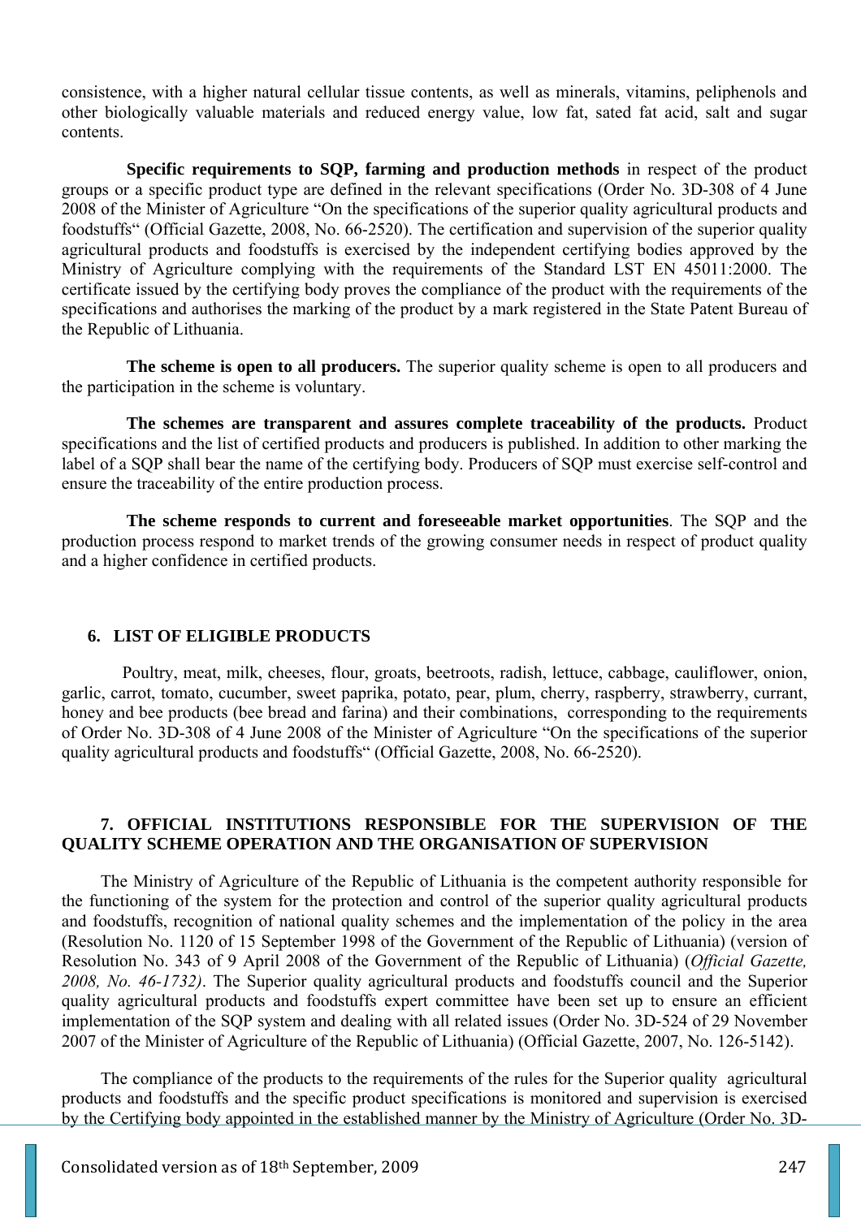consistence, with a higher natural cellular tissue contents, as well as minerals, vitamins, peliphenols and other biologically valuable materials and reduced energy value, low fat, sated fat acid, salt and sugar contents.

**Specific requirements to SQP, farming and production methods** in respect of the product groups or a specific product type are defined in the relevant specifications (Order No. 3D-308 of 4 June 2008 of the Minister of Agriculture "On the specifications of the superior quality agricultural products and foodstuffs" (Official Gazette, 2008, No. 66-2520). The certification and supervision of the superior quality agricultural products and foodstuffs is exercised by the independent certifying bodies approved by the Ministry of Agriculture complying with the requirements of the Standard LST EN 45011:2000. The certificate issued by the certifying body proves the compliance of the product with the requirements of the specifications and authorises the marking of the product by a mark registered in the State Patent Bureau of the Republic of Lithuania.

**The scheme is open to all producers.** The superior quality scheme is open to all producers and the participation in the scheme is voluntary.

**The schemes are transparent and assures complete traceability of the products.** Product specifications and the list of certified products and producers is published. In addition to other marking the label of a SQP shall bear the name of the certifying body. Producers of SQP must exercise self-control and ensure the traceability of the entire production process.

**The scheme responds to current and foreseeable market opportunities**. The SQP and the production process respond to market trends of the growing consumer needs in respect of product quality and a higher confidence in certified products.

## 6. LIST OF ELIGIBLE PRODUCTS

Poultry, meat, milk, cheeses, flour, groats, beetroots, radish, lettuce, cabbage, cauliflower, onion, garlic, carrot, tomato, cucumber, sweet paprika, potato, pear, plum, cherry, raspberry, strawberry, currant, honey and bee products (bee bread and farina) and their combinations, corresponding to the requirements of Order No. 3D-308 of 4 June 2008 of the Minister of Agriculture "On the specifications of the superior quality agricultural products and foodstuffs" (Official Gazette, 2008, No. 66-2520).

## 7. OFFICIAL INSTITUTIONS RESPONSIBLE FOR THE SUPERVISION OF THE QUALITY SCHEME OPERATION AND THE ORGANISATION OF SUPERVISION

The Ministry of Agriculture of the Republic of Lithuania is the competent authority responsible for the functioning of the system for the protection and control of the superior quality agricultural products and foodstuffs, recognition of national quality schemes and the implementation of the policy in the area (Resolution No. 1120 of 15 September 1998 of the Government of the Republic of Lithuania) (version of Resolution No. 343 of 9 April 2008 of the Government of the Republic of Lithuania) (*Official Gazette, 2008, No. 46-1732)*. The Superior quality agricultural products and foodstuffs council and the Superior quality agricultural products and foodstuffs expert committee have been set up to ensure an efficient implementation of the SQP system and dealing with all related issues (Order No. 3D-524 of 29 November 2007 of the Minister of Agriculture of the Republic of Lithuania) (Official Gazette, 2007, No. 126-5142).

The compliance of the products to the requirements of the rules for the Superior quality agricultural products and foodstuffs and the specific product specifications is monitored and supervision is exercised by the Certifying body appointed in the established manner by the Ministry of Agriculture (Order No. 3D-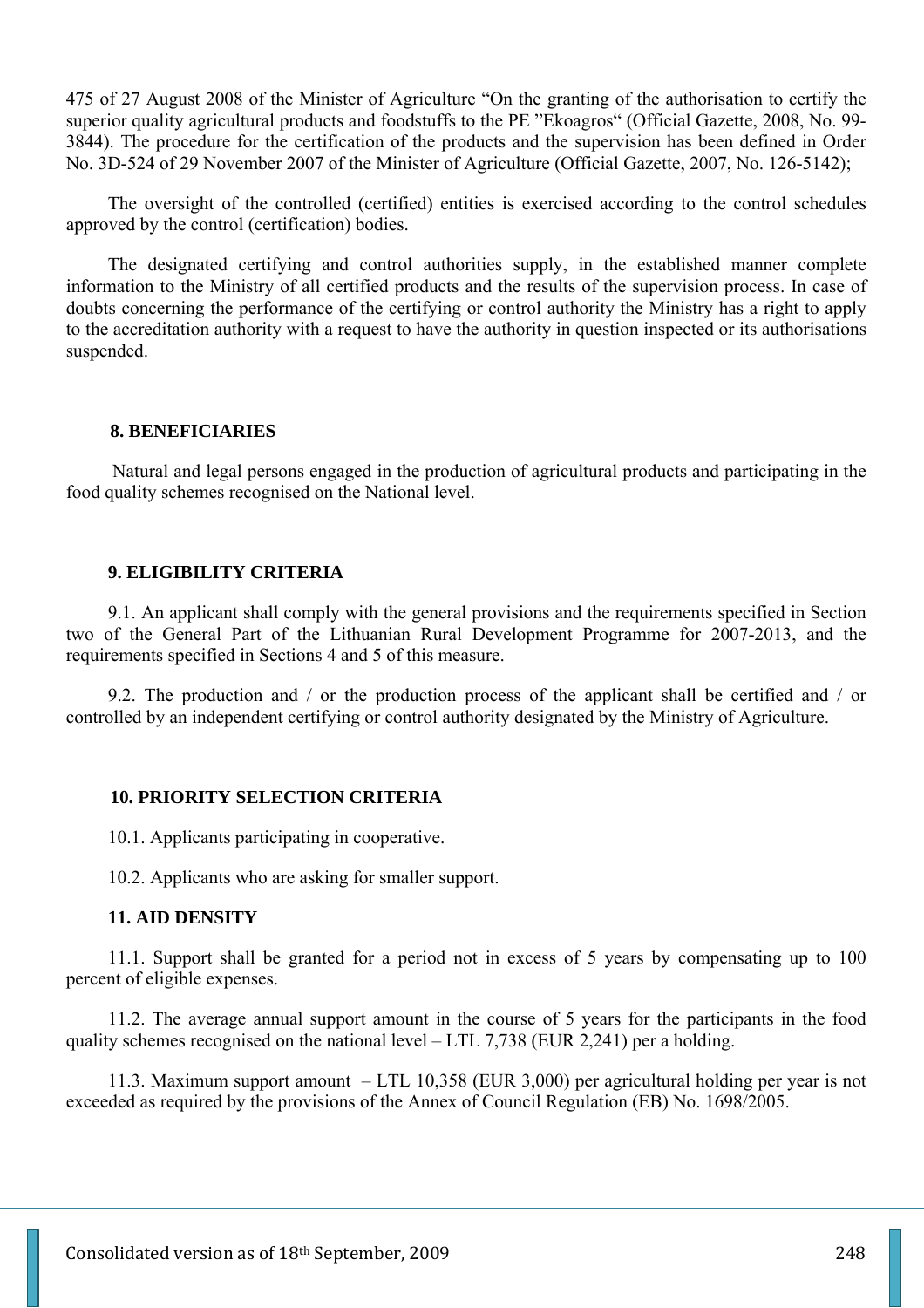475 of 27 August 2008 of the Minister of Agriculture "On the granting of the authorisation to certify the superior quality agricultural products and foodstuffs to the PE "Ekoagros" (Official Gazette, 2008, No. 99-3844). The procedure for the certification of the products and the supervision has been defined in Order No. 3D-524 of 29 November 2007 of the Minister of Agriculture (Official Gazette, 2007, No. 126-5142);

The oversight of the controlled (certified) entities is exercised according to the control schedules approved by the control (certification) bodies.

The designated certifying and control authorities supply, in the established manner complete information to the Ministry of all certified products and the results of the supervision process. In case of doubts concerning the performance of the certifying or control authority the Ministry has a right to apply to the accreditation authority with a request to have the authority in question inspected or its authorisations suspended.

## 8. BENEFICIARIES

Natural and legal persons engaged in the production of agricultural products and participating in the food quality schemes recognised on the National level.

## 9. ELIGIBILITY CRITERIA

9.1. An applicant shall comply with the general provisions and the requirements specified in Section two of the General Part of the Lithuanian Rural Development Programme for 2007-2013, and the requirements specified in Sections 4 and 5 of this measure.

9.2. The production and / or the production process of the applicant shall be certified and / or controlled by an independent certifying or control authority designated by the Ministry of Agriculture.

## 10. PRIORITY SELECTION CRITERIA

10.1. Applicants participating in cooperative.

10.2. Applicants who are asking for smaller support.

## 11. AID DENSITY

11.1. Support shall be granted for a period not in excess of 5 years by compensating up to 100 percent of eligible expenses.

11.2. The average annual support amount in the course of 5 years for the participants in the food quality schemes recognised on the national level – LTL 7,738 (EUR 2,241) per a holding.

11.3. Maximum support amount – LTL 10,358 (EUR 3,000) per agricultural holding per year is not exceeded as required by the provisions of the Annex of Council Regulation (EB) No. 1698/2005.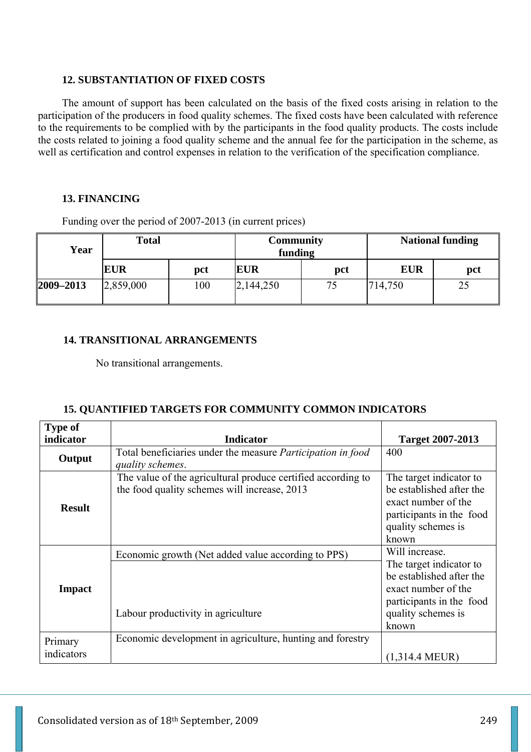## 12. SUBSTANTIATION OF FIXED COSTS

The amount of support has been calculated on the basis of the fixed costs arising in relation to the participation of the producers in food quality schemes. The fixed costs have been calculated with reference to the requirements to be complied with by the participants in the food quality products. The costs include the costs related to joining a food quality scheme and the annual fee for the participation in the scheme, as well as certification and control expenses in relation to the verification of the specification compliance.

## 13. FINANCING

Funding over the period of 2007-2013 (in current prices)

| Year | Total | | Community funding | | National funding | |
|---|---|---|---|---|---|---|
| | EUR | pct | EUR | pct | EUR | pct |
| 2009–2013 | 2,859,000 | 100 | 2,144,250 | 75 | 714,750 | 25 |

## 14. TRANSITIONAL ARRANGEMENTS

No transitional arrangements.

## 15. QUANTIFIED TARGETS FOR COMMUNITY COMMON INDICATORS

| Type of indicator | Indicator | Target 2007-2013 |
|---|---|---|
| **Output** | Total beneficiaries under the measure *Participation in food quality schemes*. | 400 |
| **Result** | The value of the agricultural produce certified according to the food quality schemes will increase, 2013 | The target indicator to be established after the exact number of the participants in the food quality schemes is known |
| **Impact** | Economic growth (Net added value according to PPS) | Will increase. The target indicator to be established after the exact number of the participants in the food quality schemes is known |
| | Labour productivity in agriculture | |
| Primary indicators | Economic development in agriculture, hunting and forestry | (1,314.4 MEUR) |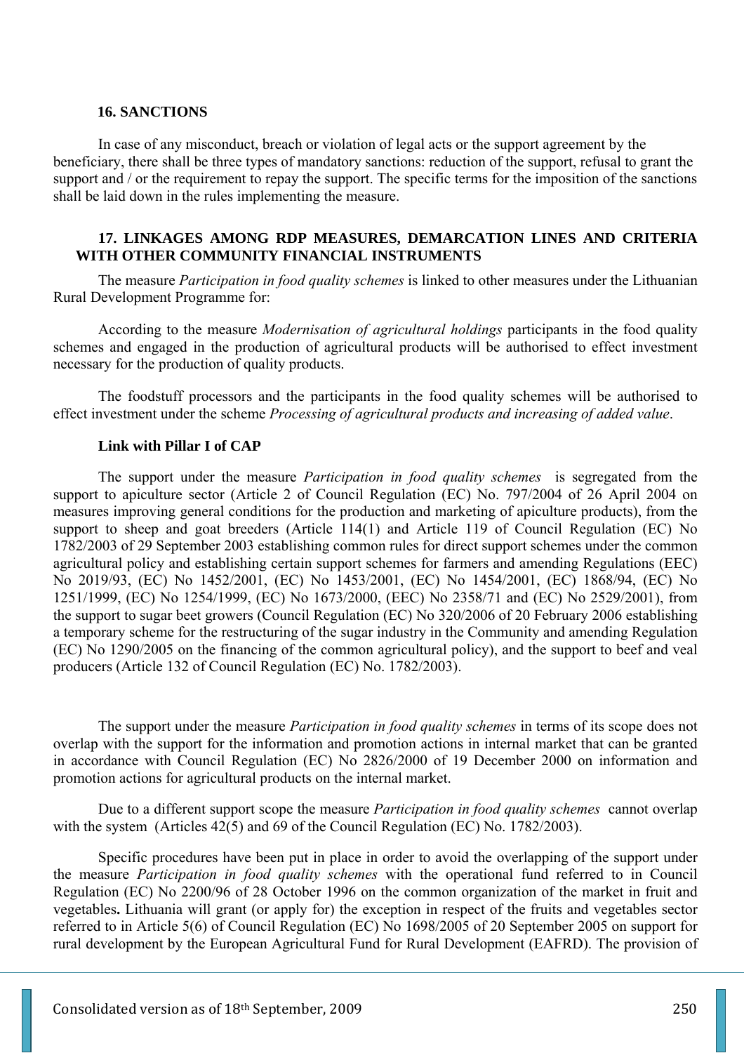## 16. SANCTIONS

In case of any misconduct, breach or violation of legal acts or the support agreement by the beneficiary, there shall be three types of mandatory sanctions: reduction of the support, refusal to grant the support and / or the requirement to repay the support. The specific terms for the imposition of the sanctions shall be laid down in the rules implementing the measure.

## 17. LINKAGES AMONG RDP MEASURES, DEMARCATION LINES AND CRITERIA WITH OTHER COMMUNITY FINANCIAL INSTRUMENTS

The measure *Participation in food quality schemes* is linked to other measures under the Lithuanian Rural Development Programme for:

According to the measure *Modernisation of agricultural holdings* participants in the food quality schemes and engaged in the production of agricultural products will be authorised to effect investment necessary for the production of quality products.

The foodstuff processors and the participants in the food quality schemes will be authorised to effect investment under the scheme *Processing of agricultural products and increasing of added value*.

**Link with Pillar I of CAP**

The support under the measure *Participation in food quality schemes* is segregated from the support to apiculture sector (Article 2 of Council Regulation (EC) No. 797/2004 of 26 April 2004 on measures improving general conditions for the production and marketing of apiculture products), from the support to sheep and goat breeders (Article 114(1) and Article 119 of Council Regulation (EC) No 1782/2003 of 29 September 2003 establishing common rules for direct support schemes under the common agricultural policy and establishing certain support schemes for farmers and amending Regulations (EEC) No 2019/93, (EC) No 1452/2001, (EC) No 1453/2001, (EC) No 1454/2001, (EC) 1868/94, (EC) No 1251/1999, (EC) No 1254/1999, (EC) No 1673/2000, (EEC) No 2358/71 and (EC) No 2529/2001), from the support to sugar beet growers (Council Regulation (EC) No 320/2006 of 20 February 2006 establishing a temporary scheme for the restructuring of the sugar industry in the Community and amending Regulation (EC) No 1290/2005 on the financing of the common agricultural policy), and the support to beef and veal producers (Article 132 of Council Regulation (EC) No. 1782/2003).

The support under the measure *Participation in food quality schemes* in terms of its scope does not overlap with the support for the information and promotion actions in internal market that can be granted in accordance with Council Regulation (EC) No 2826/2000 of 19 December 2000 on information and promotion actions for agricultural products on the internal market.

Due to a different support scope the measure *Participation in food quality schemes* cannot overlap with the system (Articles 42(5) and 69 of the Council Regulation (EC) No. 1782/2003).

Specific procedures have been put in place in order to avoid the overlapping of the support under the measure *Participation in food quality schemes* with the operational fund referred to in Council Regulation (EC) No 2200/96 of 28 October 1996 on the common organization of the market in fruit and vegetables**.** Lithuania will grant (or apply for) the exception in respect of the fruits and vegetables sector referred to in Article 5(6) of Council Regulation (EC) No 1698/2005 of 20 September 2005 on support for rural development by the European Agricultural Fund for Rural Development (EAFRD). The provision of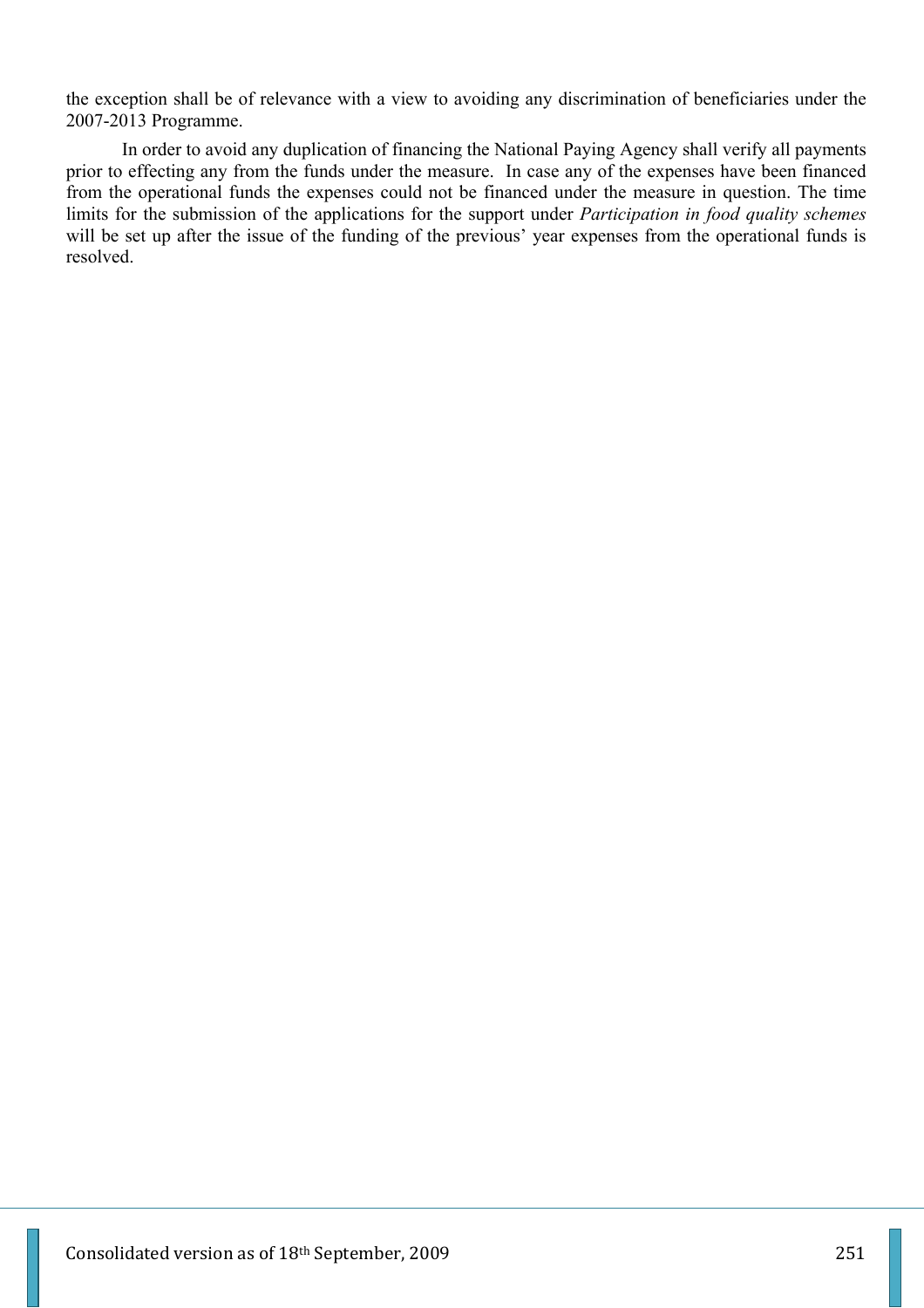the exception shall be of relevance with a view to avoiding any discrimination of beneficiaries under the 2007-2013 Programme.

In order to avoid any duplication of financing the National Paying Agency shall verify all payments prior to effecting any from the funds under the measure. In case any of the expenses have been financed from the operational funds the expenses could not be financed under the measure in question. The time limits for the submission of the applications for the support under *Participation in food quality schemes* will be set up after the issue of the funding of the previous' year expenses from the operational funds is resolved.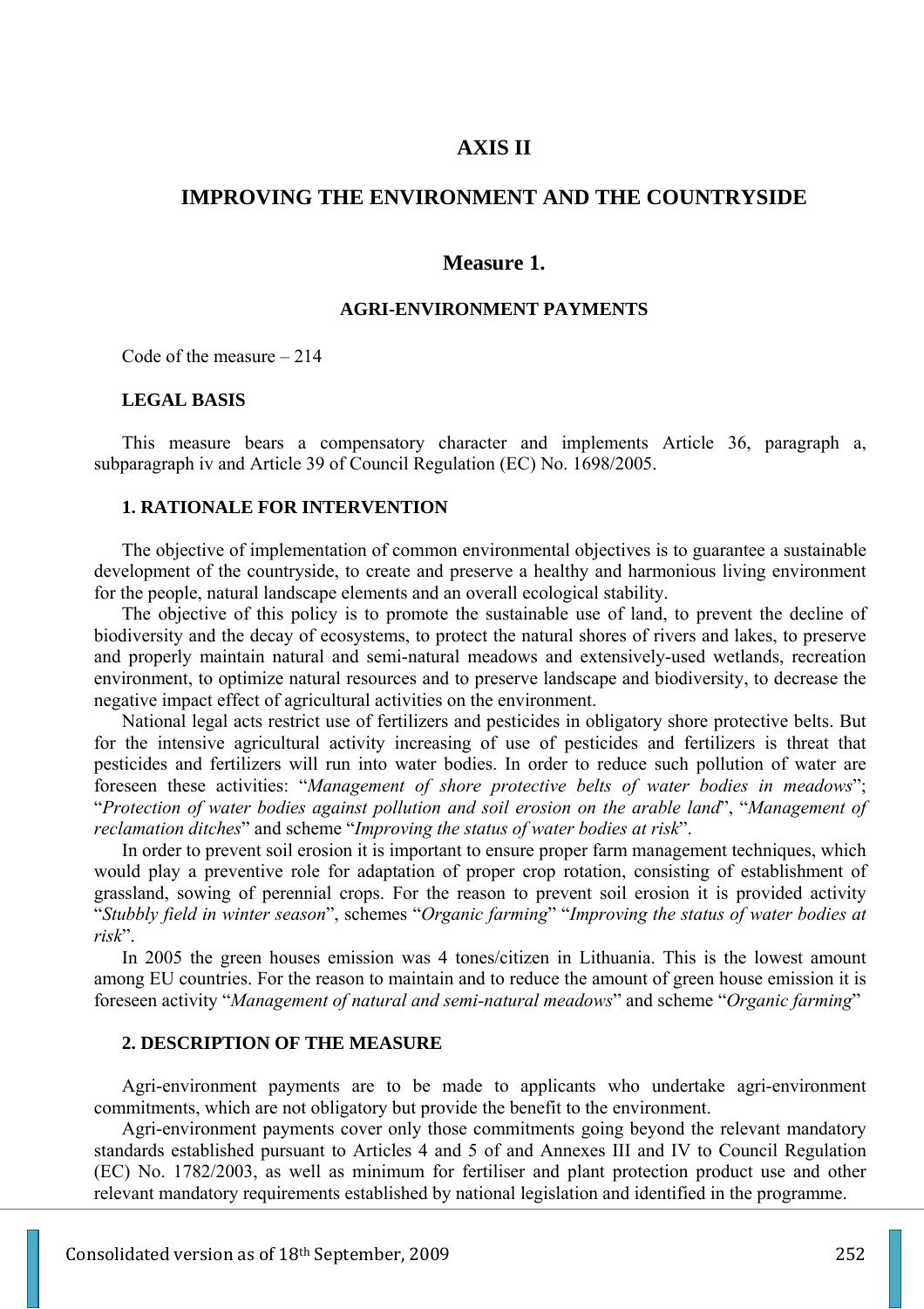# AXIS II

# IMPROVING THE ENVIRONMENT AND THE COUNTRYSIDE

## Measure 1.

### AGRI-ENVIRONMENT PAYMENTS

Code of the measure – 214

**LEGAL BASIS**

This measure bears a compensatory character and implements Article 36, paragraph a, subparagraph iv and Article 39 of Council Regulation (EC) No. 1698/2005.

**1. RATIONALE FOR INTERVENTION**

The objective of implementation of common environmental objectives is to guarantee a sustainable development of the countryside, to create and preserve a healthy and harmonious living environment for the people, natural landscape elements and an overall ecological stability.

The objective of this policy is to promote the sustainable use of land, to prevent the decline of biodiversity and the decay of ecosystems, to protect the natural shores of rivers and lakes, to preserve and properly maintain natural and semi-natural meadows and extensively-used wetlands, recreation environment, to optimize natural resources and to preserve landscape and biodiversity, to decrease the negative impact effect of agricultural activities on the environment.

National legal acts restrict use of fertilizers and pesticides in obligatory shore protective belts. But for the intensive agricultural activity increasing of use of pesticides and fertilizers is threat that pesticides and fertilizers will run into water bodies. In order to reduce such pollution of water are foreseen these activities: "*Management of shore protective belts of water bodies in meadows*"; "*Protection of water bodies against pollution and soil erosion on the arable land*", "*Management of reclamation ditches*" and scheme "*Improving the status of water bodies at risk*".

In order to prevent soil erosion it is important to ensure proper farm management techniques, which would play a preventive role for adaptation of proper crop rotation, consisting of establishment of grassland, sowing of perennial crops. For the reason to prevent soil erosion it is provided activity "*Stubbly field in winter season*", schemes "*Organic farming*" "*Improving the status of water bodies at risk*".

In 2005 the green houses emission was 4 tones/citizen in Lithuania. This is the lowest amount among EU countries. For the reason to maintain and to reduce the amount of green house emission it is foreseen activity "*Management of natural and semi-natural meadows*" and scheme "*Organic farming*"

**2. DESCRIPTION OF THE MEASURE**

Agri-environment payments are to be made to applicants who undertake agri-environment commitments, which are not obligatory but provide the benefit to the environment.

Agri-environment payments cover only those commitments going beyond the relevant mandatory standards established pursuant to Articles 4 and 5 of and Annexes III and IV to Council Regulation (EC) No. 1782/2003, as well as minimum for fertiliser and plant protection product use and other relevant mandatory requirements established by national legislation and identified in the programme.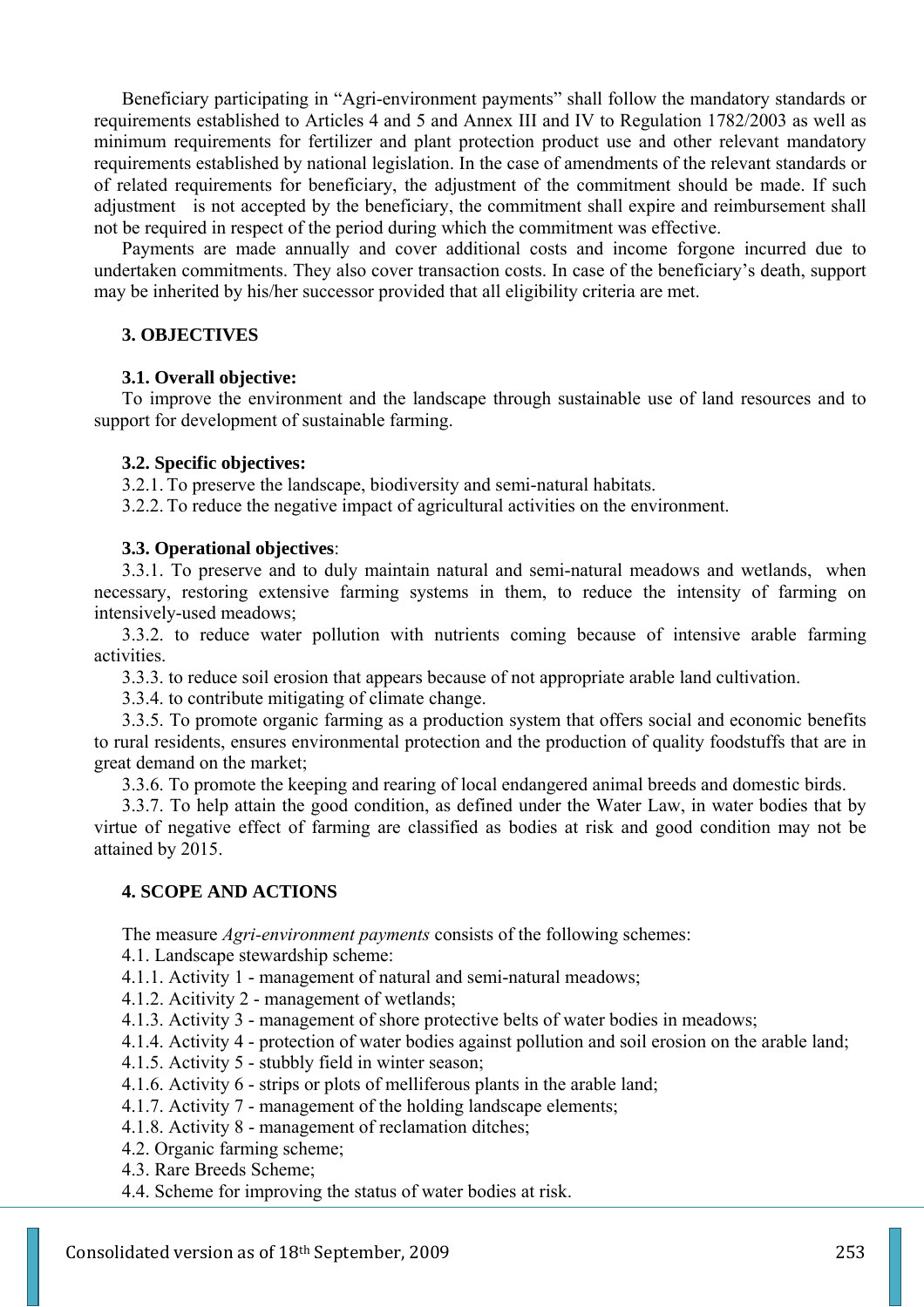Beneficiary participating in "Agri-environment payments" shall follow the mandatory standards or requirements established to Articles 4 and 5 and Annex III and IV to Regulation 1782/2003 as well as minimum requirements for fertilizer and plant protection product use and other relevant mandatory requirements established by national legislation. In the case of amendments of the relevant standards or of related requirements for beneficiary, the adjustment of the commitment should be made. If such adjustment is not accepted by the beneficiary, the commitment shall expire and reimbursement shall not be required in respect of the period during which the commitment was effective.

Payments are made annually and cover additional costs and income forgone incurred due to undertaken commitments. They also cover transaction costs. In case of the beneficiary's death, support may be inherited by his/her successor provided that all eligibility criteria are met.

## 3. OBJECTIVES

### 3.1. Overall objective:

To improve the environment and the landscape through sustainable use of land resources and to support for development of sustainable farming.

### 3.2. Specific objectives:

3.2.1. To preserve the landscape, biodiversity and semi-natural habitats.

3.2.2. To reduce the negative impact of agricultural activities on the environment.

### 3.3. Operational objectives:

3.3.1. To preserve and to duly maintain natural and semi-natural meadows and wetlands, when necessary, restoring extensive farming systems in them, to reduce the intensity of farming on intensively-used meadows;

3.3.2. to reduce water pollution with nutrients coming because of intensive arable farming activities.

3.3.3. to reduce soil erosion that appears because of not appropriate arable land cultivation.

3.3.4. to contribute mitigating of climate change.

3.3.5. To promote organic farming as a production system that offers social and economic benefits to rural residents, ensures environmental protection and the production of quality foodstuffs that are in great demand on the market;

3.3.6. To promote the keeping and rearing of local endangered animal breeds and domestic birds.

3.3.7. To help attain the good condition, as defined under the Water Law, in water bodies that by virtue of negative effect of farming are classified as bodies at risk and good condition may not be attained by 2015.

## 4. SCOPE AND ACTIONS

The measure *Agri-environment payments* consists of the following schemes:

4.1. Landscape stewardship scheme:

4.1.1. Activity 1 - management of natural and semi-natural meadows;

4.1.2. Acitivity 2 - management of wetlands;

4.1.3. Activity 3 - management of shore protective belts of water bodies in meadows;

4.1.4. Activity 4 - protection of water bodies against pollution and soil erosion on the arable land;

4.1.5. Activity 5 - stubbly field in winter season;

4.1.6. Activity 6 - strips or plots of melliferous plants in the arable land;

4.1.7. Activity 7 - management of the holding landscape elements;

4.1.8. Activity 8 - management of reclamation ditches;

4.2. Organic farming scheme;

4.3. Rare Breeds Scheme;

4.4. Scheme for improving the status of water bodies at risk.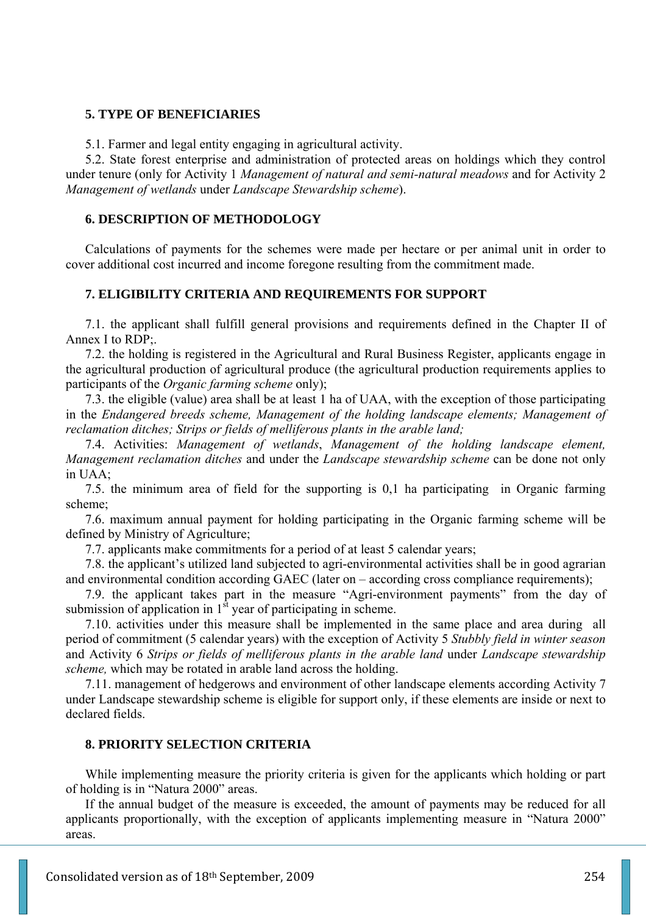**5. TYPE OF BENEFICIARIES**

5.1. Farmer and legal entity engaging in agricultural activity.

5.2. State forest enterprise and administration of protected areas on holdings which they control under tenure (only for Activity 1 *Management of natural and semi-natural meadows* and for Activity 2 *Management of wetlands* under *Landscape Stewardship scheme*).

**6. DESCRIPTION OF METHODOLOGY**

Calculations of payments for the schemes were made per hectare or per animal unit in order to cover additional cost incurred and income foregone resulting from the commitment made.

**7. ELIGIBILITY CRITERIA AND REQUIREMENTS FOR SUPPORT**

7.1. the applicant shall fulfill general provisions and requirements defined in the Chapter II of Annex I to RDP;.

7.2. the holding is registered in the Agricultural and Rural Business Register, applicants engage in the agricultural production of agricultural produce (the agricultural production requirements applies to participants of the *Organic farming scheme* only);

7.3. the eligible (value) area shall be at least 1 ha of UAA, with the exception of those participating in the *Endangered breeds scheme, Management of the holding landscape elements; Management of reclamation ditches; Strips or fields of melliferous plants in the arable land;*

7.4. Activities: *Management of wetlands*, *Management of the holding landscape element, Management reclamation ditches* and under the *Landscape stewardship scheme* can be done not only in UAA;

7.5. the minimum area of field for the supporting is 0,1 ha participating in Organic farming scheme;

7.6. maximum annual payment for holding participating in the Organic farming scheme will be defined by Ministry of Agriculture;

7.7. applicants make commitments for a period of at least 5 calendar years;

7.8. the applicant's utilized land subjected to agri-environmental activities shall be in good agrarian and environmental condition according GAEC (later on – according cross compliance requirements);

7.9. the applicant takes part in the measure "Agri-environment payments" from the day of submission of application in 1st year of participating in scheme.

7.10. activities under this measure shall be implemented in the same place and area during all period of commitment (5 calendar years) with the exception of Activity 5 *Stubbly field in winter season* and Activity 6 *Strips or fields of melliferous plants in the arable land* under *Landscape stewardship scheme,* which may be rotated in arable land across the holding.

7.11. management of hedgerows and environment of other landscape elements according Activity 7 under Landscape stewardship scheme is eligible for support only, if these elements are inside or next to declared fields.

**8. PRIORITY SELECTION CRITERIA**

While implementing measure the priority criteria is given for the applicants which holding or part of holding is in "Natura 2000" areas.

If the annual budget of the measure is exceeded, the amount of payments may be reduced for all applicants proportionally, with the exception of applicants implementing measure in "Natura 2000" areas.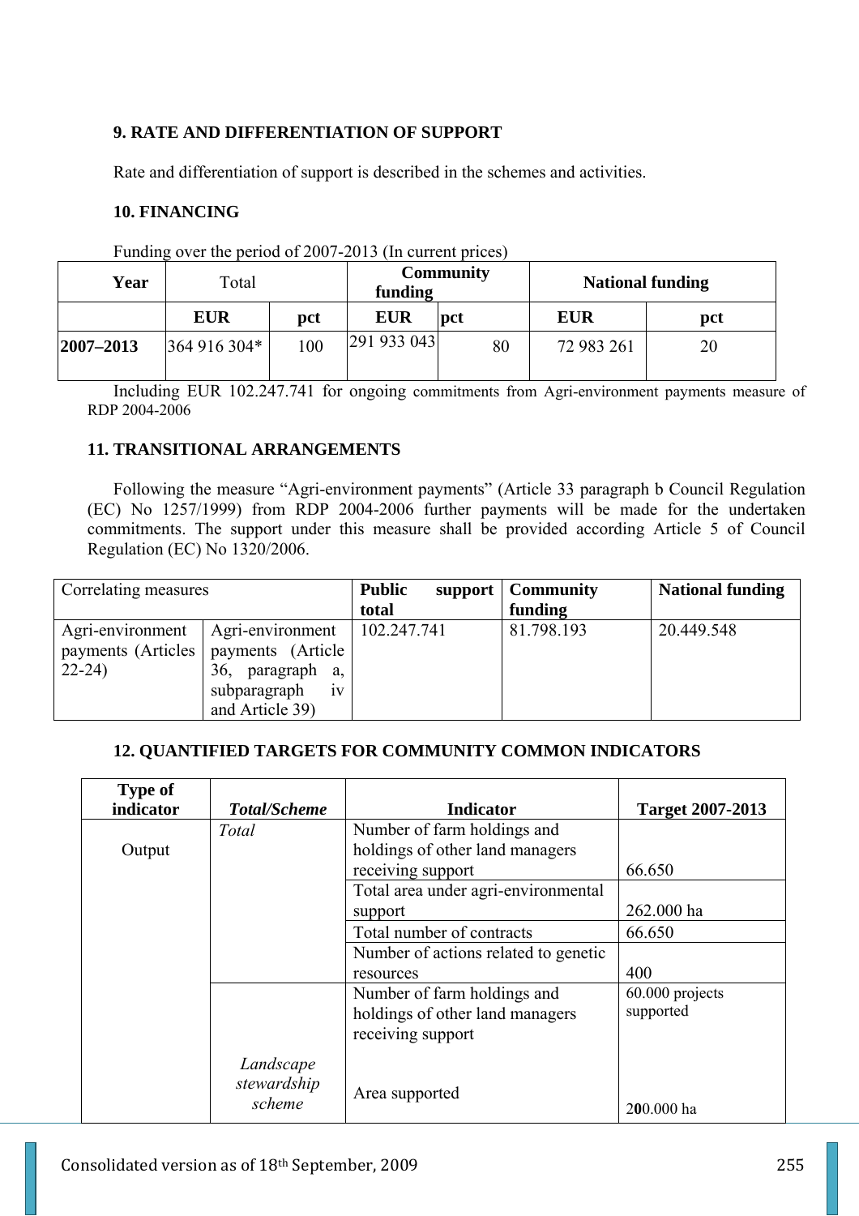**9. RATE AND DIFFERENTIATION OF SUPPORT**

Rate and differentiation of support is described in the schemes and activities.

**10. FINANCING**

Funding over the period of 2007-2013 (In current prices)

| Year | Total | | Community funding | | National funding | |
|---|---|---|---|---|---|---|
| | EUR | pct | EUR | pct | EUR | pct |
| 2007–2013 | 364 916 304* | 100 | 291 933 043 | 80 | 72 983 261 | 20 |

Including EUR 102.247.741 for ongoing commitments from Agri-environment payments measure of RDP 2004-2006

**11. TRANSITIONAL ARRANGEMENTS**

Following the measure "Agri-environment payments" (Article 33 paragraph b Council Regulation (EC) No 1257/1999) from RDP 2004-2006 further payments will be made for the undertaken commitments. The support under this measure shall be provided according Article 5 of Council Regulation (EC) No 1320/2006.

| Correlating measures | | Public support total | Community funding | National funding |
|---|---|---|---|---|
| Agri-environment payments (Articles 22-24) | Agri-environment payments (Article 36, paragraph a, subparagraph iv and Article 39) | 102.247.741 | 81.798.193 | 20.449.548 |

**12. QUANTIFIED TARGETS FOR COMMUNITY COMMON INDICATORS**

| Type of indicator | *Total/Scheme* | Indicator | Target 2007-2013 |
|---|---|---|---|
| Output | *Total* | Number of farm holdings and holdings of other land managers receiving support | 66.650 |
| | | Total area under agri-environmental support | 262.000 ha |
| | | Total number of contracts | 66.650 |
| | | Number of actions related to genetic resources | 400 |
| | *Landscape stewardship scheme* | Number of farm holdings and holdings of other land managers receiving support | 60.000 projects supported |
| | | Area supported | 200.000 ha |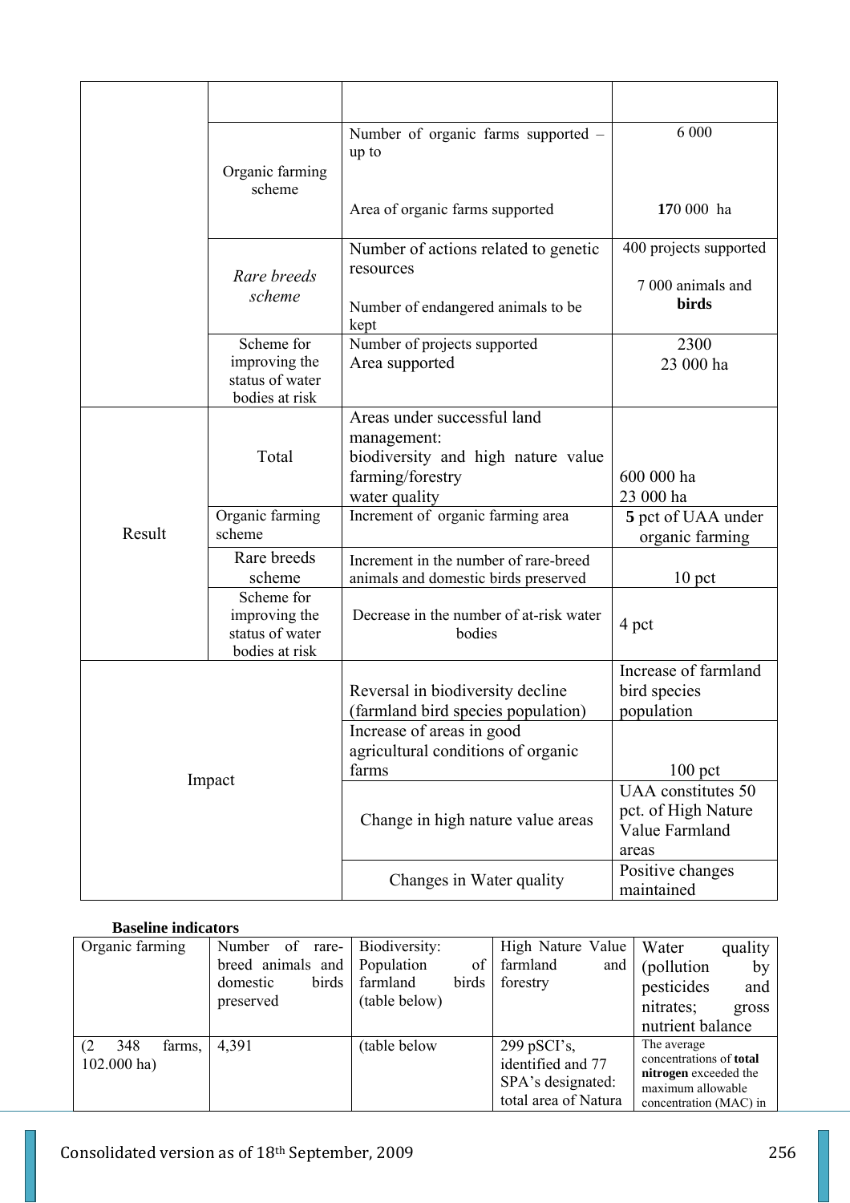| | | | |
|---|---|---|---|
| | | | |
| | Organic farming scheme | Number of organic farms supported – up to<br><br>Area of organic farms supported | 6 000<br><br>**170** 000 ha |
| | *Rare breeds scheme* | Number of actions related to genetic resources<br><br>Number of endangered animals to be kept | 400 projects supported<br><br>7 000 animals and **birds** |
| | Scheme for improving the status of water bodies at risk | Number of projects supported<br>Area supported | 2300<br>23 000 ha |
| Result | Total | Areas under successful land management:<br>biodiversity and high nature value farming/forestry<br>water quality | 600 000 ha<br>23 000 ha |
| | Organic farming scheme | Increment of organic farming area | **5** pct of UAA under organic farming |
| | Rare breeds scheme | Increment in the number of rare-breed animals and domestic birds preserved | 10 pct |
| | Scheme for improving the status of water bodies at risk | Decrease in the number of at-risk water bodies | 4 pct |
| Impact | | Reversal in biodiversity decline (farmland bird species population) | Increase of farmland bird species population |
| | | Increase of areas in good agricultural conditions of organic farms | 100 pct |
| | | Change in high nature value areas | UAA constitutes 50 pct. of High Nature Value Farmland areas |
| | | Changes in Water quality | Positive changes maintained |

**Baseline indicators**

| Organic farming | Number of rare-breed animals and domestic birds preserved | Biodiversity: Population of farmland birds (table below) | High Nature Value farmland and forestry | Water quality (pollution by pesticides and nitrates; gross nutrient balance |
|---|---|---|---|---|
| (2 348 farms, 102.000 ha) | 4,391 | (table below | 299 pSCI's, identified and 77 SPA's designated: total area of Natura | The average concentrations of **total nitrogen** exceeded the maximum allowable concentration (MAC) in |

Consolidated version as of 18th September, 2009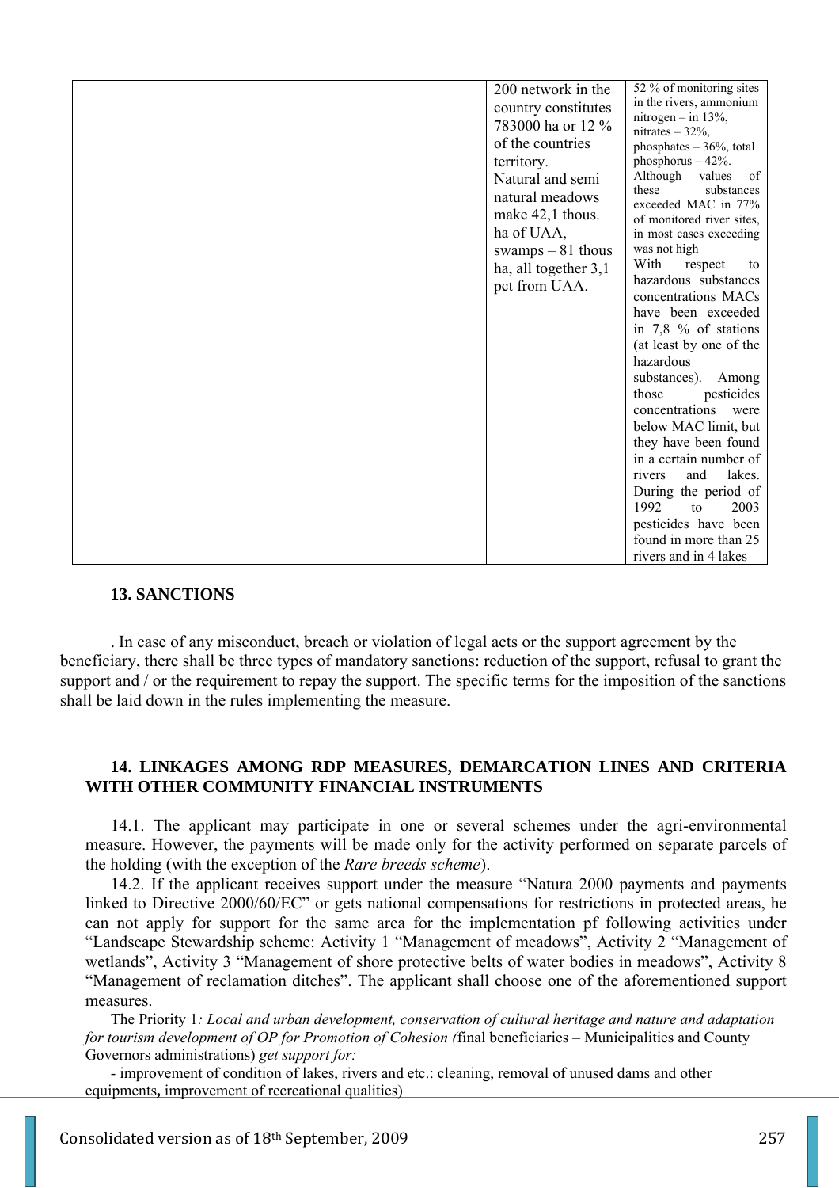| | | | | |
|---|---|---|---|---|
| | | | 200 network in the country constitutes 783000 ha or 12 % of the countries territory. Natural and semi natural meadows make 42,1 thous. ha of UAA, swamps – 81 thous ha, all together 3,1 pct from UAA. | 52 % of monitoring sites in the rivers, ammonium nitrogen – in 13%, nitrates – 32%, phosphates – 36%, total phosphorus – 42%. Although values of these substances exceeded MAC in 77% of monitored river sites, in most cases exceeding was not high With respect to hazardous substances concentrations MACs have been exceeded in 7,8 % of stations (at least by one of the hazardous substances). Among those pesticides concentrations were below MAC limit, but they have been found in a certain number of rivers and lakes. During the period of 1992 to 2003 pesticides have been found in more than 25 rivers and in 4 lakes |

**13. SANCTIONS**

. In case of any misconduct, breach or violation of legal acts or the support agreement by the beneficiary, there shall be three types of mandatory sanctions: reduction of the support, refusal to grant the support and / or the requirement to repay the support. The specific terms for the imposition of the sanctions shall be laid down in the rules implementing the measure.

**14. LINKAGES AMONG RDP MEASURES, DEMARCATION LINES AND CRITERIA WITH OTHER COMMUNITY FINANCIAL INSTRUMENTS**

14.1. The applicant may participate in one or several schemes under the agri-environmental measure. However, the payments will be made only for the activity performed on separate parcels of the holding (with the exception of the *Rare breeds scheme*).

14.2. If the applicant receives support under the measure "Natura 2000 payments and payments linked to Directive 2000/60/EC" or gets national compensations for restrictions in protected areas, he can not apply for support for the same area for the implementation pf following activities under "Landscape Stewardship scheme: Activity 1 "Management of meadows", Activity 2 "Management of wetlands", Activity 3 "Management of shore protective belts of water bodies in meadows", Activity 8 "Management of reclamation ditches". The applicant shall choose one of the aforementioned support measures.

The Priority 1*: Local and urban development, conservation of cultural heritage and nature and adaptation for tourism development of OP for Promotion of Cohesion (*final beneficiaries – Municipalities and County Governors administrations) *get support for:*

- improvement of condition of lakes, rivers and etc.: cleaning, removal of unused dams and other equipments**,** improvement of recreational qualities)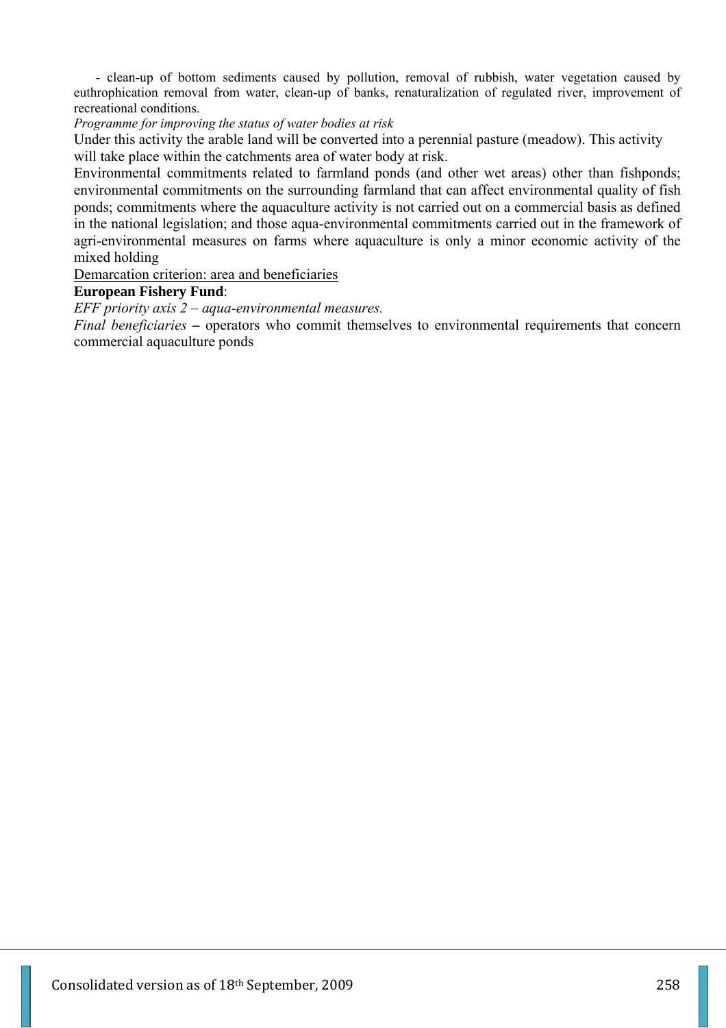- clean-up of bottom sediments caused by pollution, removal of rubbish, water vegetation caused by euthrophication removal from water, clean-up of banks, renaturalization of regulated river, improvement of recreational conditions.

*Programme for improving the status of water bodies at risk*

Under this activity the arable land will be converted into a perennial pasture (meadow). This activity will take place within the catchments area of water body at risk.

Environmental commitments related to farmland ponds (and other wet areas) other than fishponds; environmental commitments on the surrounding farmland that can affect environmental quality of fish ponds; commitments where the aquaculture activity is not carried out on a commercial basis as defined in the national legislation; and those aqua-environmental commitments carried out in the framework of agri-environmental measures on farms where aquaculture is only a minor economic activity of the mixed holding

<u>Demarcation criterion: area and beneficiaries</u>

**European Fishery Fund**:

*EFF priority axis 2 – aqua-environmental measures.*

*Final beneficiaries* **–** operators who commit themselves to environmental requirements that concern commercial aquaculture ponds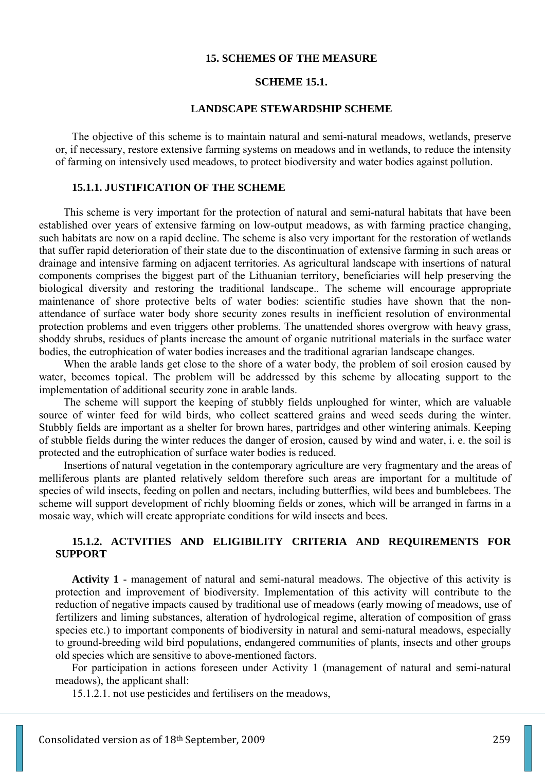# 15. SCHEMES OF THE MEASURE

## SCHEME 15.1.

## LANDSCAPE STEWARDSHIP SCHEME

The objective of this scheme is to maintain natural and semi-natural meadows, wetlands, preserve or, if necessary, restore extensive farming systems on meadows and in wetlands, to reduce the intensity of farming on intensively used meadows, to protect biodiversity and water bodies against pollution.

### 15.1.1. JUSTIFICATION OF THE SCHEME

This scheme is very important for the protection of natural and semi-natural habitats that have been established over years of extensive farming on low-output meadows, as with farming practice changing, such habitats are now on a rapid decline. The scheme is also very important for the restoration of wetlands that suffer rapid deterioration of their state due to the discontinuation of extensive farming in such areas or drainage and intensive farming on adjacent territories. As agricultural landscape with insertions of natural components comprises the biggest part of the Lithuanian territory, beneficiaries will help preserving the biological diversity and restoring the traditional landscape.. The scheme will encourage appropriate maintenance of shore protective belts of water bodies: scientific studies have shown that the non-attendance of surface water body shore security zones results in inefficient resolution of environmental protection problems and even triggers other problems. The unattended shores overgrow with heavy grass, shoddy shrubs, residues of plants increase the amount of organic nutritional materials in the surface water bodies, the eutrophication of water bodies increases and the traditional agrarian landscape changes.

When the arable lands get close to the shore of a water body, the problem of soil erosion caused by water, becomes topical. The problem will be addressed by this scheme by allocating support to the implementation of additional security zone in arable lands.

The scheme will support the keeping of stubbly fields unploughed for winter, which are valuable source of winter feed for wild birds, who collect scattered grains and weed seeds during the winter. Stubbly fields are important as a shelter for brown hares, partridges and other wintering animals. Keeping of stubble fields during the winter reduces the danger of erosion, caused by wind and water, i. e. the soil is protected and the eutrophication of surface water bodies is reduced.

Insertions of natural vegetation in the contemporary agriculture are very fragmentary and the areas of melliferous plants are planted relatively seldom therefore such areas are important for a multitude of species of wild insects, feeding on pollen and nectars, including butterflies, wild bees and bumblebees. The scheme will support development of richly blooming fields or zones, which will be arranged in farms in a mosaic way, which will create appropriate conditions for wild insects and bees.

### 15.1.2. ACTVITIES AND ELIGIBILITY CRITERIA AND REQUIREMENTS FOR SUPPORT

**Activity 1** - management of natural and semi-natural meadows. The objective of this activity is protection and improvement of biodiversity. Implementation of this activity will contribute to the reduction of negative impacts caused by traditional use of meadows (early mowing of meadows, use of fertilizers and liming substances, alteration of hydrological regime, alteration of composition of grass species etc.) to important components of biodiversity in natural and semi-natural meadows, especially to ground-breeding wild bird populations, endangered communities of plants, insects and other groups old species which are sensitive to above-mentioned factors.

For participation in actions foreseen under Activity 1 (management of natural and semi-natural meadows), the applicant shall:

15.1.2.1. not use pesticides and fertilisers on the meadows,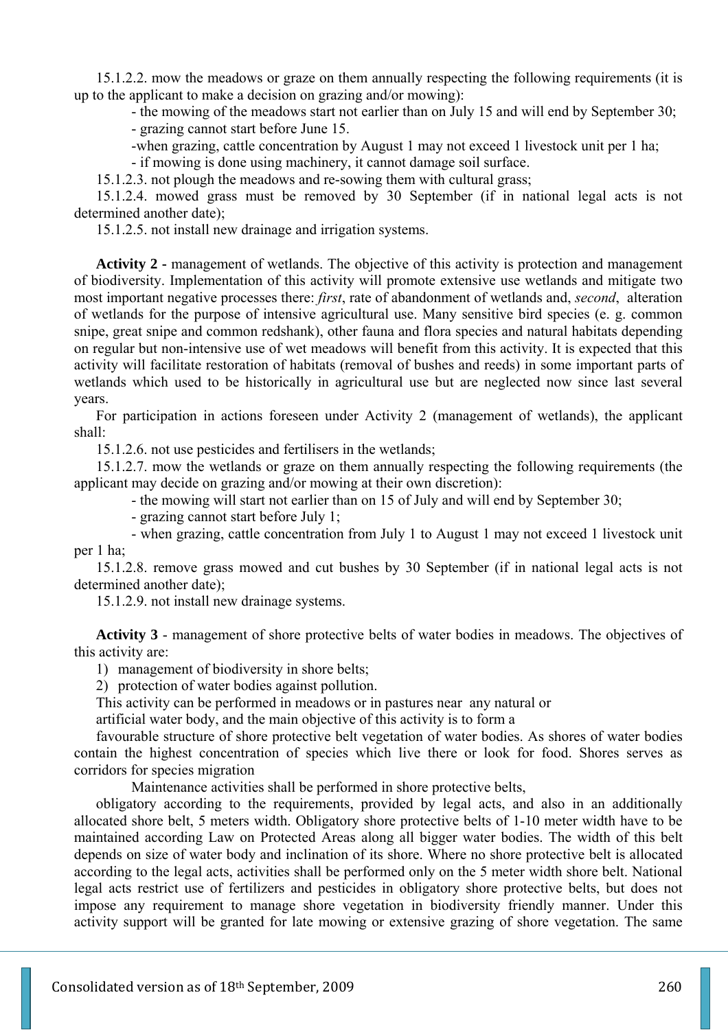15.1.2.2. mow the meadows or graze on them annually respecting the following requirements (it is up to the applicant to make a decision on grazing and/or mowing):

- the mowing of the meadows start not earlier than on July 15 and will end by September 30;
- grazing cannot start before June 15.
- when grazing, cattle concentration by August 1 may not exceed 1 livestock unit per 1 ha;
- if mowing is done using machinery, it cannot damage soil surface.

15.1.2.3. not plough the meadows and re-sowing them with cultural grass;

15.1.2.4. mowed grass must be removed by 30 September (if in national legal acts is not determined another date);

15.1.2.5. not install new drainage and irrigation systems.

**Activity 2 -** management of wetlands. The objective of this activity is protection and management of biodiversity. Implementation of this activity will promote extensive use wetlands and mitigate two most important negative processes there: *first*, rate of abandonment of wetlands and, *second*, alteration of wetlands for the purpose of intensive agricultural use. Many sensitive bird species (e. g. common snipe, great snipe and common redshank), other fauna and flora species and natural habitats depending on regular but non-intensive use of wet meadows will benefit from this activity. It is expected that this activity will facilitate restoration of habitats (removal of bushes and reeds) in some important parts of wetlands which used to be historically in agricultural use but are neglected now since last several years.

For participation in actions foreseen under Activity 2 (management of wetlands), the applicant shall:

15.1.2.6. not use pesticides and fertilisers in the wetlands;

15.1.2.7. mow the wetlands or graze on them annually respecting the following requirements (the applicant may decide on grazing and/or mowing at their own discretion):

- the mowing will start not earlier than on 15 of July and will end by September 30;
- grazing cannot start before July 1;
- when grazing, cattle concentration from July 1 to August 1 may not exceed 1 livestock unit per 1 ha;

15.1.2.8. remove grass mowed and cut bushes by 30 September (if in national legal acts is not determined another date);

15.1.2.9. not install new drainage systems.

**Activity 3** - management of shore protective belts of water bodies in meadows. The objectives of this activity are:

1) management of biodiversity in shore belts;
2) protection of water bodies against pollution.

This activity can be performed in meadows or in pastures near any natural or artificial water body, and the main objective of this activity is to form a favourable structure of shore protective belt vegetation of water bodies. As shores of water bodies contain the highest concentration of species which live there or look for food. Shores serves as corridors for species migration

Maintenance activities shall be performed in shore protective belts, obligatory according to the requirements, provided by legal acts, and also in an additionally allocated shore belt, 5 meters width. Obligatory shore protective belts of 1-10 meter width have to be maintained according Law on Protected Areas along all bigger water bodies. The width of this belt depends on size of water body and inclination of its shore. Where no shore protective belt is allocated according to the legal acts, activities shall be performed only on the 5 meter width shore belt. National legal acts restrict use of fertilizers and pesticides in obligatory shore protective belts, but does not impose any requirement to manage shore vegetation in biodiversity friendly manner. Under this activity support will be granted for late mowing or extensive grazing of shore vegetation. The same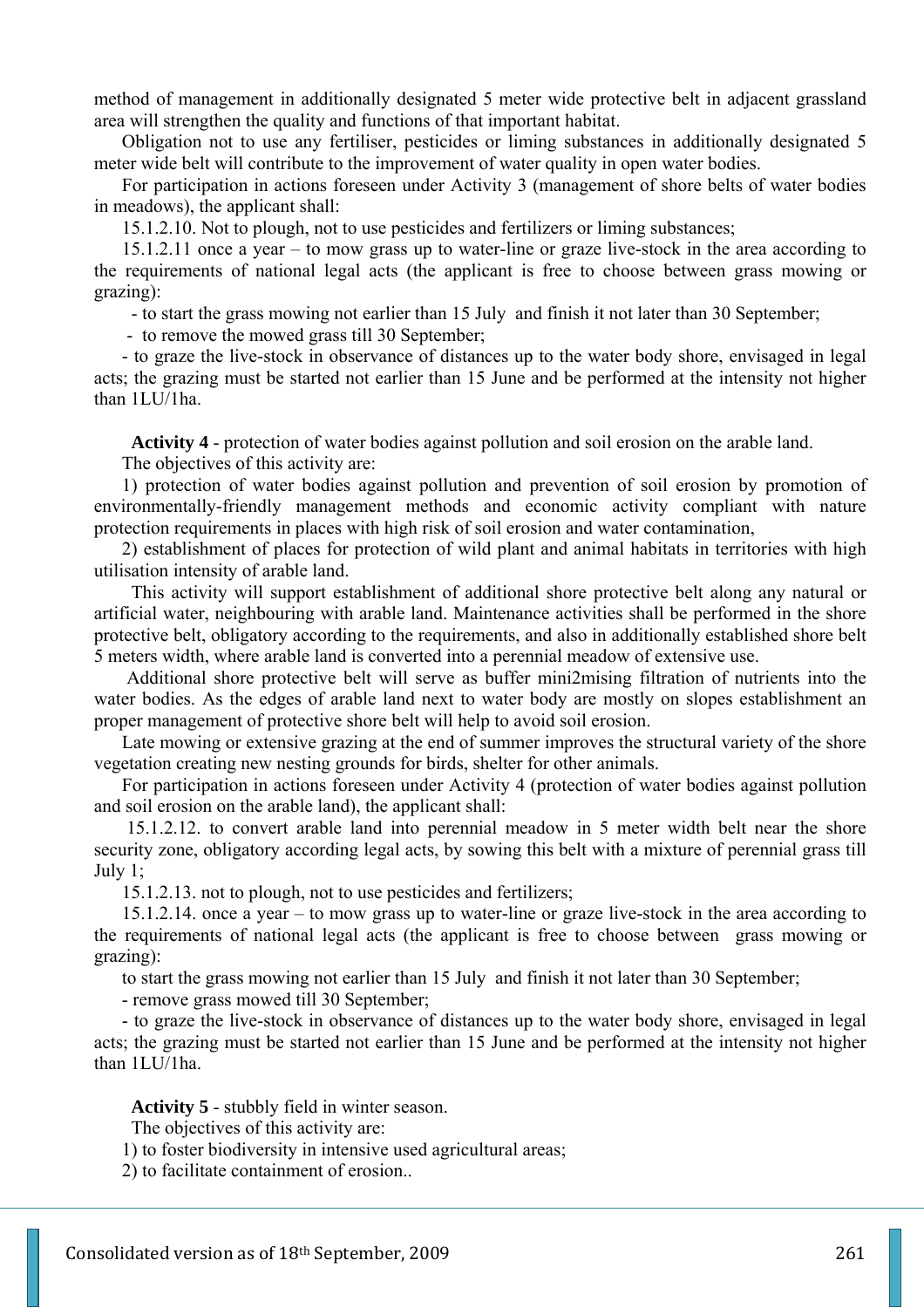method of management in additionally designated 5 meter wide protective belt in adjacent grassland area will strengthen the quality and functions of that important habitat.

Obligation not to use any fertiliser, pesticides or liming substances in additionally designated 5 meter wide belt will contribute to the improvement of water quality in open water bodies.

For participation in actions foreseen under Activity 3 (management of shore belts of water bodies in meadows), the applicant shall:

15.1.2.10. Not to plough, not to use pesticides and fertilizers or liming substances;

15.1.2.11 once a year – to mow grass up to water-line or graze live-stock in the area according to the requirements of national legal acts (the applicant is free to choose between grass mowing or grazing):

- to start the grass mowing not earlier than 15 July and finish it not later than 30 September;
- to remove the mowed grass till 30 September;
- to graze the live-stock in observance of distances up to the water body shore, envisaged in legal acts; the grazing must be started not earlier than 15 June and be performed at the intensity not higher than 1LU/1ha.

**Activity 4** - protection of water bodies against pollution and soil erosion on the arable land.

The objectives of this activity are:

1) protection of water bodies against pollution and prevention of soil erosion by promotion of environmentally-friendly management methods and economic activity compliant with nature protection requirements in places with high risk of soil erosion and water contamination,

2) establishment of places for protection of wild plant and animal habitats in territories with high utilisation intensity of arable land.

This activity will support establishment of additional shore protective belt along any natural or artificial water, neighbouring with arable land. Maintenance activities shall be performed in the shore protective belt, obligatory according to the requirements, and also in additionally established shore belt 5 meters width, where arable land is converted into a perennial meadow of extensive use.

Additional shore protective belt will serve as buffer mini2mising filtration of nutrients into the water bodies. As the edges of arable land next to water body are mostly on slopes establishment an proper management of protective shore belt will help to avoid soil erosion.

Late mowing or extensive grazing at the end of summer improves the structural variety of the shore vegetation creating new nesting grounds for birds, shelter for other animals.

For participation in actions foreseen under Activity 4 (protection of water bodies against pollution and soil erosion on the arable land), the applicant shall:

15.1.2.12. to convert arable land into perennial meadow in 5 meter width belt near the shore security zone, obligatory according legal acts, by sowing this belt with a mixture of perennial grass till July 1;

15.1.2.13. not to plough, not to use pesticides and fertilizers;

15.1.2.14. once a year – to mow grass up to water-line or graze live-stock in the area according to the requirements of national legal acts (the applicant is free to choose between grass mowing or grazing):

to start the grass mowing not earlier than 15 July and finish it not later than 30 September;

- remove grass mowed till 30 September;
- to graze the live-stock in observance of distances up to the water body shore, envisaged in legal acts; the grazing must be started not earlier than 15 June and be performed at the intensity not higher than 1LU/1ha.

**Activity 5** - stubbly field in winter season.

The objectives of this activity are:

1) to foster biodiversity in intensive used agricultural areas;

2) to facilitate containment of erosion..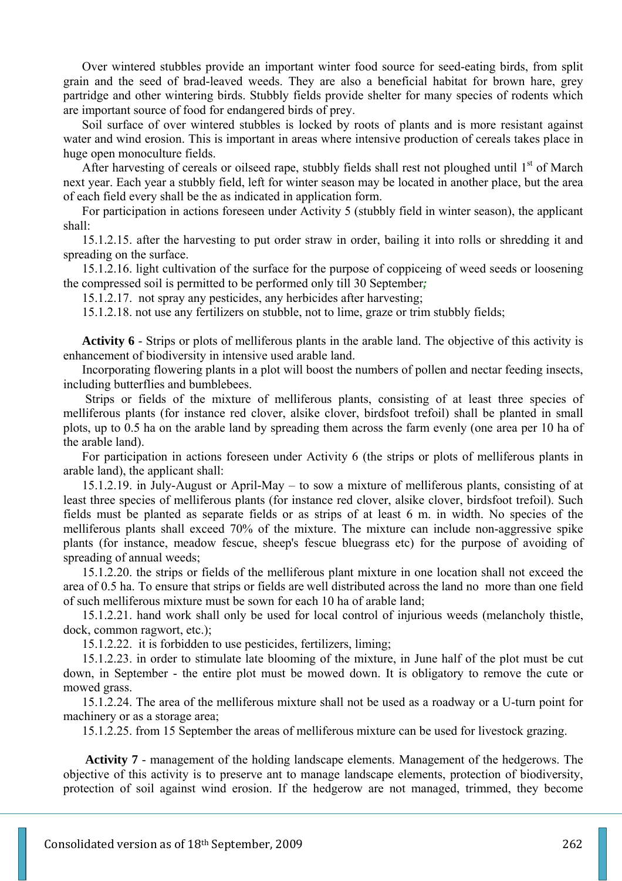Over wintered stubbles provide an important winter food source for seed-eating birds, from split grain and the seed of brad-leaved weeds. They are also a beneficial habitat for brown hare, grey partridge and other wintering birds. Stubbly fields provide shelter for many species of rodents which are important source of food for endangered birds of prey.

Soil surface of over wintered stubbles is locked by roots of plants and is more resistant against water and wind erosion. This is important in areas where intensive production of cereals takes place in huge open monoculture fields.

After harvesting of cereals or oilseed rape, stubbly fields shall rest not ploughed until 1st of March next year. Each year a stubbly field, left for winter season may be located in another place, but the area of each field every shall be the as indicated in application form.

For participation in actions foreseen under Activity 5 (stubbly field in winter season), the applicant shall:

15.1.2.15. after the harvesting to put order straw in order, bailing it into rolls or shredding it and spreading on the surface.

15.1.2.16. light cultivation of the surface for the purpose of coppiceing of weed seeds or loosening the compressed soil is permitted to be performed only till 30 September;

15.1.2.17. not spray any pesticides, any herbicides after harvesting;

15.1.2.18. not use any fertilizers on stubble, not to lime, graze or trim stubbly fields;

**Activity 6** - Strips or plots of melliferous plants in the arable land. The objective of this activity is enhancement of biodiversity in intensive used arable land.

Incorporating flowering plants in a plot will boost the numbers of pollen and nectar feeding insects, including butterflies and bumblebees.

Strips or fields of the mixture of melliferous plants, consisting of at least three species of melliferous plants (for instance red clover, alsike clover, birdsfoot trefoil) shall be planted in small plots, up to 0.5 ha on the arable land by spreading them across the farm evenly (one area per 10 ha of the arable land).

For participation in actions foreseen under Activity 6 (the strips or plots of melliferous plants in arable land), the applicant shall:

15.1.2.19. in July-August or April-May – to sow a mixture of melliferous plants, consisting of at least three species of melliferous plants (for instance red clover, alsike clover, birdsfoot trefoil). Such fields must be planted as separate fields or as strips of at least 6 m. in width. No species of the melliferous plants shall exceed 70% of the mixture. The mixture can include non-aggressive spike plants (for instance, meadow fescue, sheep's fescue bluegrass etc) for the purpose of avoiding of spreading of annual weeds;

15.1.2.20. the strips or fields of the melliferous plant mixture in one location shall not exceed the area of 0.5 ha. To ensure that strips or fields are well distributed across the land no more than one field of such melliferous mixture must be sown for each 10 ha of arable land;

15.1.2.21. hand work shall only be used for local control of injurious weeds (melancholy thistle, dock, common ragwort, etc.);

15.1.2.22. it is forbidden to use pesticides, fertilizers, liming;

15.1.2.23. in order to stimulate late blooming of the mixture, in June half of the plot must be cut down, in September - the entire plot must be mowed down. It is obligatory to remove the cute or mowed grass.

15.1.2.24. The area of the melliferous mixture shall not be used as a roadway or a U-turn point for machinery or as a storage area;

15.1.2.25. from 15 September the areas of melliferous mixture can be used for livestock grazing.

**Activity 7** - management of the holding landscape elements. Management of the hedgerows. The objective of this activity is to preserve ant to manage landscape elements, protection of biodiversity, protection of soil against wind erosion. If the hedgerow are not managed, trimmed, they become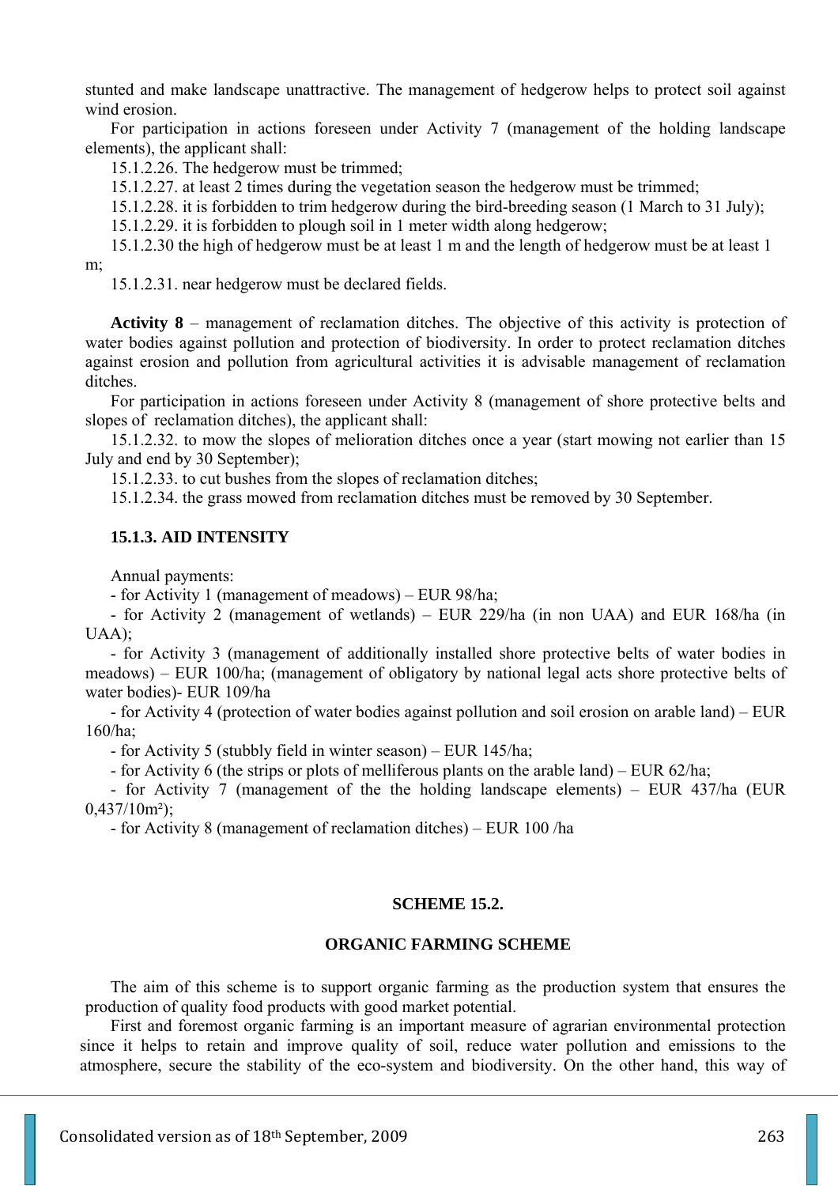stunted and make landscape unattractive. The management of hedgerow helps to protect soil against wind erosion.

For participation in actions foreseen under Activity 7 (management of the holding landscape elements), the applicant shall:

15.1.2.26. The hedgerow must be trimmed;

15.1.2.27. at least 2 times during the vegetation season the hedgerow must be trimmed;

15.1.2.28. it is forbidden to trim hedgerow during the bird-breeding season (1 March to 31 July);

15.1.2.29. it is forbidden to plough soil in 1 meter width along hedgerow;

15.1.2.30 the high of hedgerow must be at least 1 m and the length of hedgerow must be at least 1 m;

15.1.2.31. near hedgerow must be declared fields.

**Activity 8** – management of reclamation ditches. The objective of this activity is protection of water bodies against pollution and protection of biodiversity. In order to protect reclamation ditches against erosion and pollution from agricultural activities it is advisable management of reclamation ditches.

For participation in actions foreseen under Activity 8 (management of shore protective belts and slopes of reclamation ditches), the applicant shall:

15.1.2.32. to mow the slopes of melioration ditches once a year (start mowing not earlier than 15 July and end by 30 September);

15.1.2.33. to cut bushes from the slopes of reclamation ditches;

15.1.2.34. the grass mowed from reclamation ditches must be removed by 30 September.

### 15.1.3. AID INTENSITY

Annual payments:

- for Activity 1 (management of meadows) – EUR 98/ha;
- for Activity 2 (management of wetlands) – EUR 229/ha (in non UAA) and EUR 168/ha (in UAA);
- for Activity 3 (management of additionally installed shore protective belts of water bodies in meadows) – EUR 100/ha; (management of obligatory by national legal acts shore protective belts of water bodies)- EUR 109/ha
- for Activity 4 (protection of water bodies against pollution and soil erosion on arable land) – EUR 160/ha;
- for Activity 5 (stubbly field in winter season) – EUR 145/ha;
- for Activity 6 (the strips or plots of melliferous plants on the arable land) – EUR 62/ha;
- for Activity 7 (management of the the holding landscape elements) – EUR 437/ha (EUR 0,437/10m²);
- for Activity 8 (management of reclamation ditches) – EUR 100 /ha

## SCHEME 15.2.

## ORGANIC FARMING SCHEME

The aim of this scheme is to support organic farming as the production system that ensures the production of quality food products with good market potential.

First and foremost organic farming is an important measure of agrarian environmental protection since it helps to retain and improve quality of soil, reduce water pollution and emissions to the atmosphere, secure the stability of the eco-system and biodiversity. On the other hand, this way of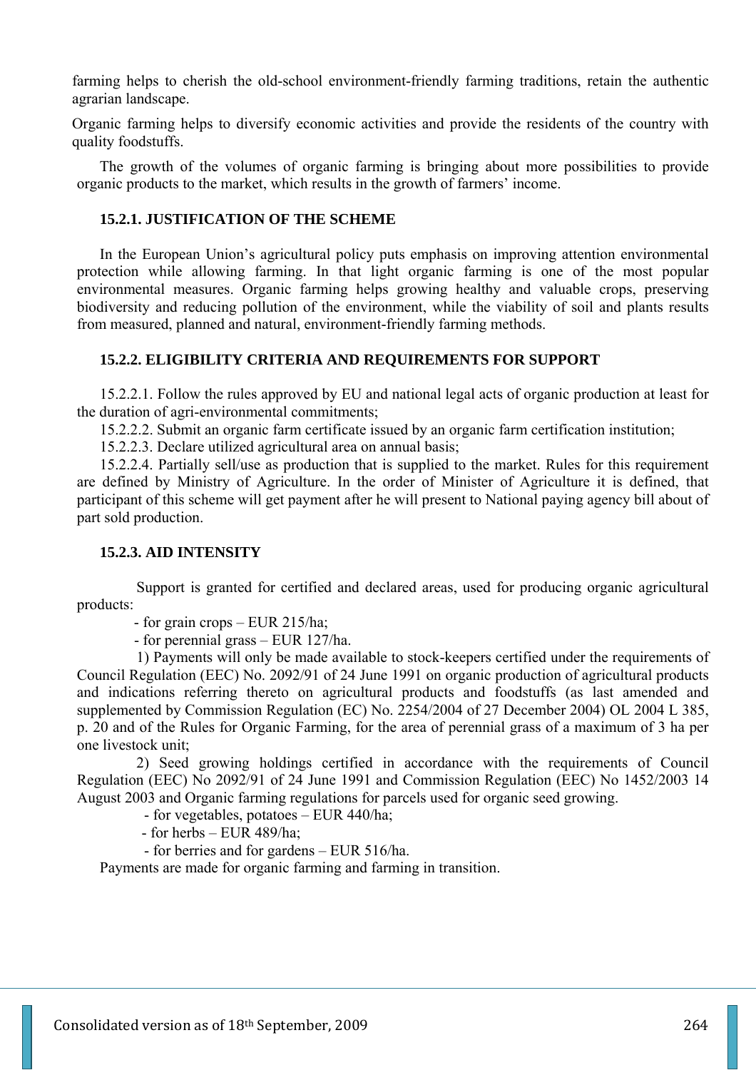farming helps to cherish the old-school environment-friendly farming traditions, retain the authentic agrarian landscape.

Organic farming helps to diversify economic activities and provide the residents of the country with quality foodstuffs.

The growth of the volumes of organic farming is bringing about more possibilities to provide organic products to the market, which results in the growth of farmers' income.

### 15.2.1. JUSTIFICATION OF THE SCHEME

In the European Union's agricultural policy puts emphasis on improving attention environmental protection while allowing farming. In that light organic farming is one of the most popular environmental measures. Organic farming helps growing healthy and valuable crops, preserving biodiversity and reducing pollution of the environment, while the viability of soil and plants results from measured, planned and natural, environment-friendly farming methods.

### 15.2.2. ELIGIBILITY CRITERIA AND REQUIREMENTS FOR SUPPORT

15.2.2.1. Follow the rules approved by EU and national legal acts of organic production at least for the duration of agri-environmental commitments;

15.2.2.2. Submit an organic farm certificate issued by an organic farm certification institution;

15.2.2.3. Declare utilized agricultural area on annual basis;

15.2.2.4. Partially sell/use as production that is supplied to the market. Rules for this requirement are defined by Ministry of Agriculture. In the order of Minister of Agriculture it is defined, that participant of this scheme will get payment after he will present to National paying agency bill about of part sold production.

### 15.2.3. AID INTENSITY

Support is granted for certified and declared areas, used for producing organic agricultural products:

- for grain crops – EUR 215/ha;
- for perennial grass – EUR 127/ha.

1) Payments will only be made available to stock-keepers certified under the requirements of Council Regulation (EEC) No. 2092/91 of 24 June 1991 on organic production of agricultural products and indications referring thereto on agricultural products and foodstuffs (as last amended and supplemented by Commission Regulation (EC) No. 2254/2004 of 27 December 2004) OL 2004 L 385, p. 20 and of the Rules for Organic Farming, for the area of perennial grass of a maximum of 3 ha per one livestock unit;

2) Seed growing holdings certified in accordance with the requirements of Council Regulation (EEC) No 2092/91 of 24 June 1991 and Commission Regulation (EEC) No 1452/2003 14 August 2003 and Organic farming regulations for parcels used for organic seed growing.

- for vegetables, potatoes – EUR 440/ha;
- for herbs – EUR 489/ha;
- for berries and for gardens – EUR 516/ha.

Payments are made for organic farming and farming in transition.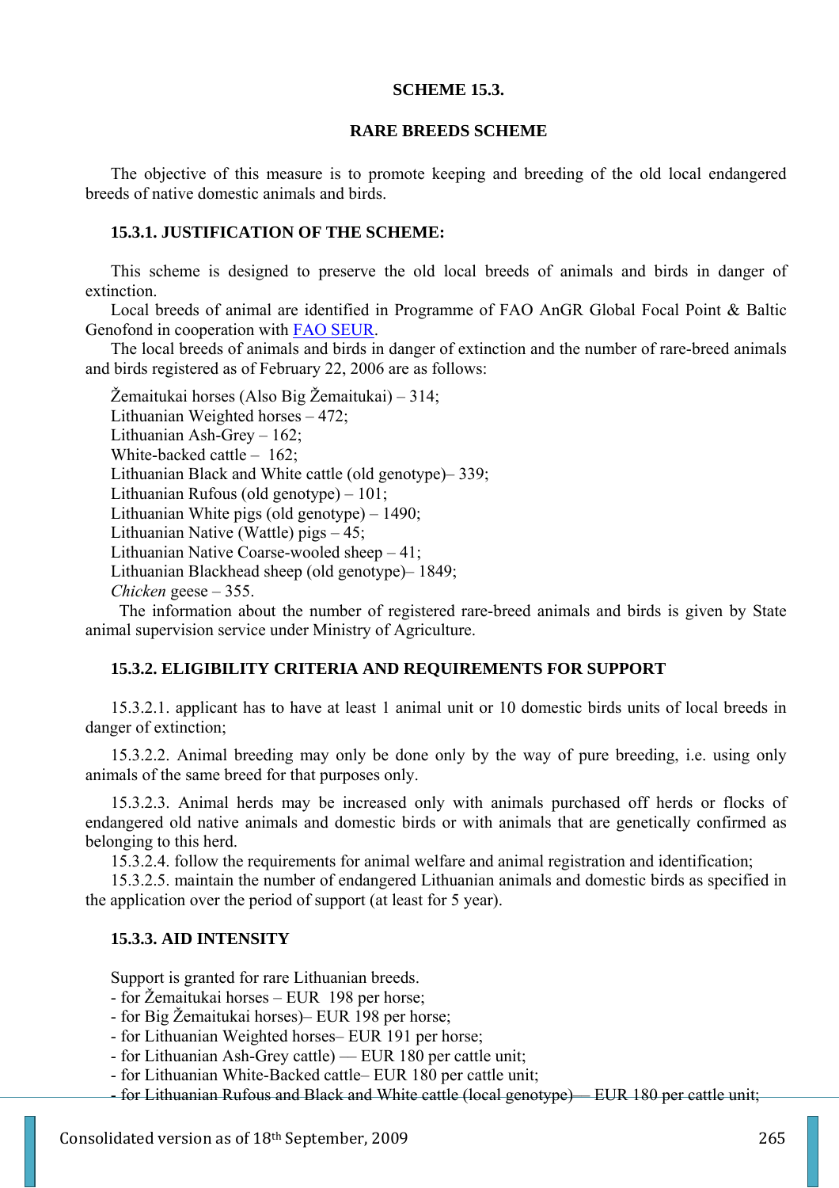**SCHEME 15.3.**

**RARE BREEDS SCHEME**

The objective of this measure is to promote keeping and breeding of the old local endangered breeds of native domestic animals and birds.

**15.3.1. JUSTIFICATION OF THE SCHEME:**

This scheme is designed to preserve the old local breeds of animals and birds in danger of extinction.

Local breeds of animal are identified in Programme of FAO AnGR Global Focal Point & Baltic Genofond in cooperation with FAO SEUR.

The local breeds of animals and birds in danger of extinction and the number of rare-breed animals and birds registered as of February 22, 2006 are as follows:

Žemaitukai horses (Also Big Žemaitukai) – 314;
Lithuanian Weighted horses – 472;
Lithuanian Ash-Grey – 162;
White-backed cattle – 162;
Lithuanian Black and White cattle (old genotype)– 339;
Lithuanian Rufous (old genotype) – 101;
Lithuanian White pigs (old genotype) – 1490;
Lithuanian Native (Wattle) pigs – 45;
Lithuanian Native Coarse-wooled sheep – 41;
Lithuanian Blackhead sheep (old genotype)– 1849;
*Chicken* geese – 355.

The information about the number of registered rare-breed animals and birds is given by State animal supervision service under Ministry of Agriculture.

**15.3.2. ELIGIBILITY CRITERIA AND REQUIREMENTS FOR SUPPORT**

15.3.2.1. applicant has to have at least 1 animal unit or 10 domestic birds units of local breeds in danger of extinction;

15.3.2.2. Animal breeding may only be done only by the way of pure breeding, i.e. using only animals of the same breed for that purposes only.

15.3.2.3. Animal herds may be increased only with animals purchased off herds or flocks of endangered old native animals and domestic birds or with animals that are genetically confirmed as belonging to this herd.

15.3.2.4. follow the requirements for animal welfare and animal registration and identification;

15.3.2.5. maintain the number of endangered Lithuanian animals and domestic birds as specified in the application over the period of support (at least for 5 year).

**15.3.3. AID INTENSITY**

Support is granted for rare Lithuanian breeds.

- for Žemaitukai horses – EUR 198 per horse;
- for Big Žemaitukai horses)– EUR 198 per horse;
- for Lithuanian Weighted horses– EUR 191 per horse;
- for Lithuanian Ash-Grey cattle) –– EUR 180 per cattle unit;
- for Lithuanian White-Backed cattle– EUR 180 per cattle unit;
- for Lithuanian Rufous and Black and White cattle (local genotype)–– EUR 180 per cattle unit;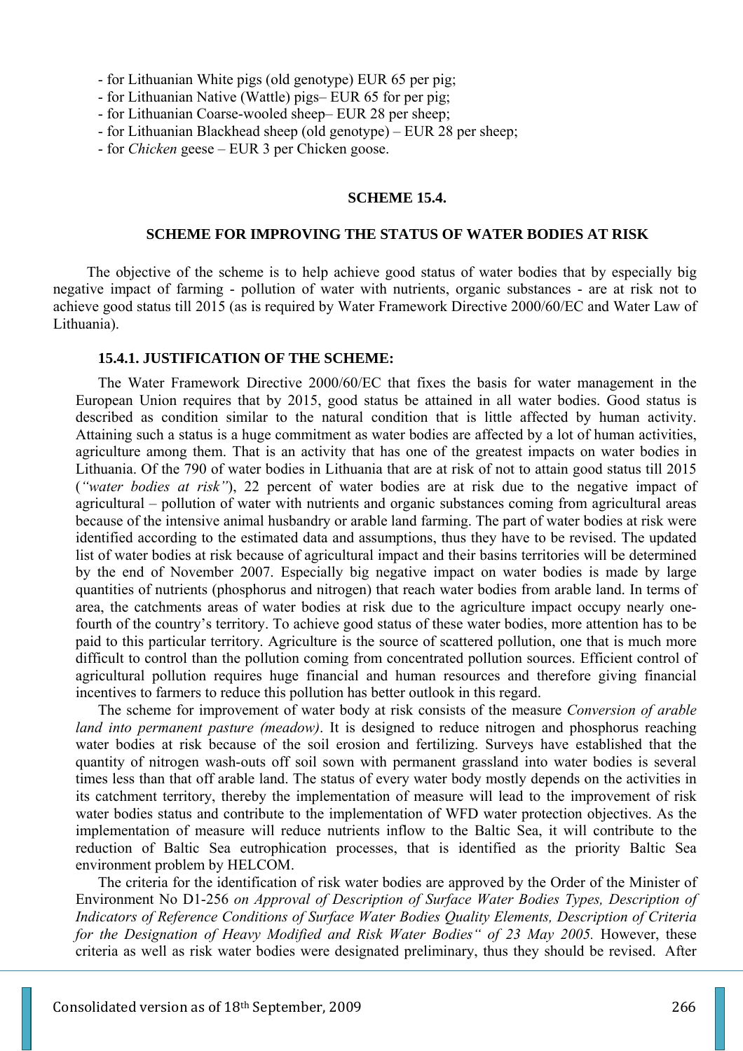- for Lithuanian White pigs (old genotype) EUR 65 per pig;
- for Lithuanian Native (Wattle) pigs– EUR 65 for per pig;
- for Lithuanian Coarse-wooled sheep– EUR 28 per sheep;
- for Lithuanian Blackhead sheep (old genotype) – EUR 28 per sheep;
- for *Chicken* geese – EUR 3 per Chicken goose.

## SCHEME 15.4.

## SCHEME FOR IMPROVING THE STATUS OF WATER BODIES AT RISK

The objective of the scheme is to help achieve good status of water bodies that by especially big negative impact of farming - pollution of water with nutrients, organic substances - are at risk not to achieve good status till 2015 (as is required by Water Framework Directive 2000/60/EC and Water Law of Lithuania).

### 15.4.1. JUSTIFICATION OF THE SCHEME:

The Water Framework Directive 2000/60/EC that fixes the basis for water management in the European Union requires that by 2015, good status be attained in all water bodies. Good status is described as condition similar to the natural condition that is little affected by human activity. Attaining such a status is a huge commitment as water bodies are affected by a lot of human activities, agriculture among them. That is an activity that has one of the greatest impacts on water bodies in Lithuania. Of the 790 of water bodies in Lithuania that are at risk of not to attain good status till 2015 (*"water bodies at risk"*), 22 percent of water bodies are at risk due to the negative impact of agricultural – pollution of water with nutrients and organic substances coming from agricultural areas because of the intensive animal husbandry or arable land farming. The part of water bodies at risk were identified according to the estimated data and assumptions, thus they have to be revised. The updated list of water bodies at risk because of agricultural impact and their basins territories will be determined by the end of November 2007. Especially big negative impact on water bodies is made by large quantities of nutrients (phosphorus and nitrogen) that reach water bodies from arable land. In terms of area, the catchments areas of water bodies at risk due to the agriculture impact occupy nearly one-fourth of the country's territory. To achieve good status of these water bodies, more attention has to be paid to this particular territory. Agriculture is the source of scattered pollution, one that is much more difficult to control than the pollution coming from concentrated pollution sources. Efficient control of agricultural pollution requires huge financial and human resources and therefore giving financial incentives to farmers to reduce this pollution has better outlook in this regard.

The scheme for improvement of water body at risk consists of the measure *Conversion of arable land into permanent pasture (meadow)*. It is designed to reduce nitrogen and phosphorus reaching water bodies at risk because of the soil erosion and fertilizing. Surveys have established that the quantity of nitrogen wash-outs off soil sown with permanent grassland into water bodies is several times less than that off arable land. The status of every water body mostly depends on the activities in its catchment territory, thereby the implementation of measure will lead to the improvement of risk water bodies status and contribute to the implementation of WFD water protection objectives. As the implementation of measure will reduce nutrients inflow to the Baltic Sea, it will contribute to the reduction of Baltic Sea eutrophication processes, that is identified as the priority Baltic Sea environment problem by HELCOM.

The criteria for the identification of risk water bodies are approved by the Order of the Minister of Environment No D1-256 *on Approval of Description of Surface Water Bodies Types, Description of Indicators of Reference Conditions of Surface Water Bodies Quality Elements, Description of Criteria for the Designation of Heavy Modified and Risk Water Bodies"* of 23 May 2005. However, these criteria as well as risk water bodies were designated preliminary, thus they should be revised. After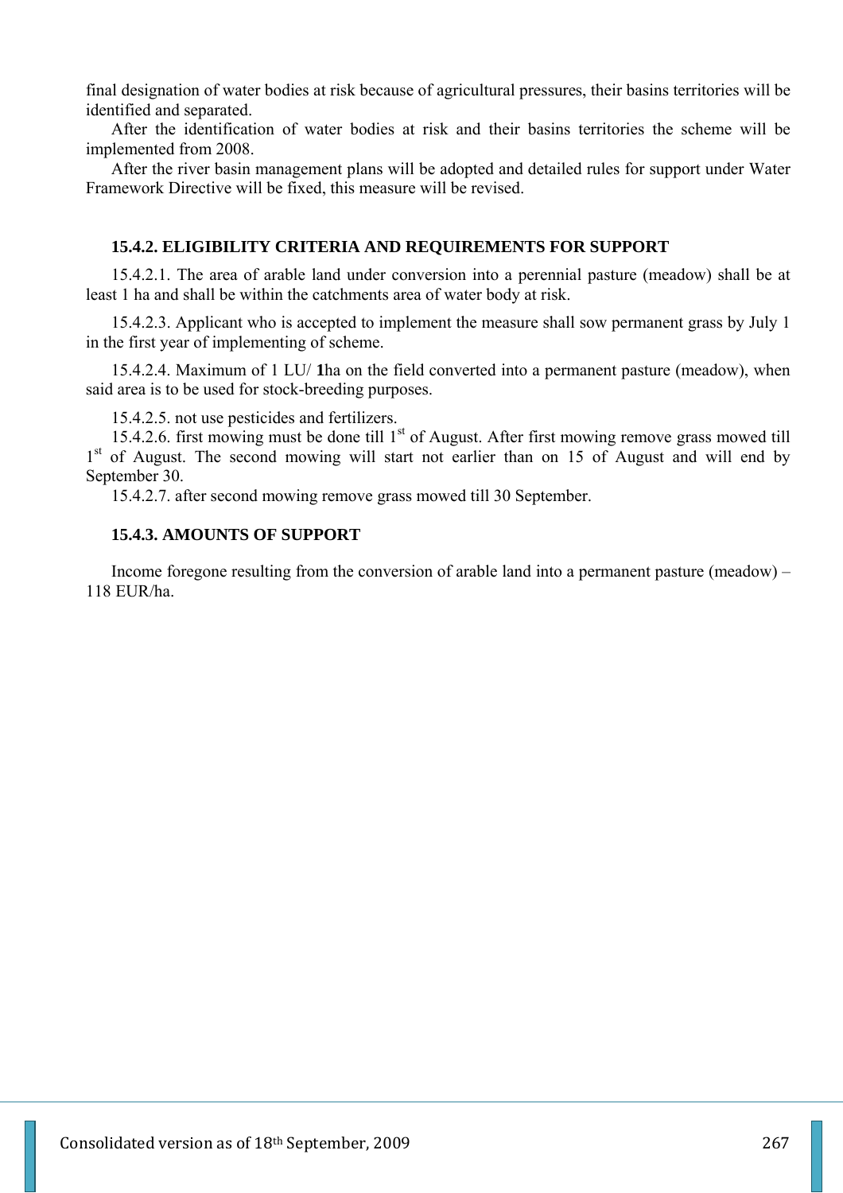final designation of water bodies at risk because of agricultural pressures, their basins territories will be identified and separated.

After the identification of water bodies at risk and their basins territories the scheme will be implemented from 2008.

After the river basin management plans will be adopted and detailed rules for support under Water Framework Directive will be fixed, this measure will be revised.

### 15.4.2. ELIGIBILITY CRITERIA AND REQUIREMENTS FOR SUPPORT

15.4.2.1. The area of arable land under conversion into a perennial pasture (meadow) shall be at least 1 ha and shall be within the catchments area of water body at risk.

15.4.2.3. Applicant who is accepted to implement the measure shall sow permanent grass by July 1 in the first year of implementing of scheme.

15.4.2.4. Maximum of 1 LU/ **1**ha on the field converted into a permanent pasture (meadow), when said area is to be used for stock-breeding purposes.

15.4.2.5. not use pesticides and fertilizers.

15.4.2.6. first mowing must be done till 1st of August. After first mowing remove grass mowed till 1st of August. The second mowing will start not earlier than on 15 of August and will end by September 30.

15.4.2.7. after second mowing remove grass mowed till 30 September.

### 15.4.3. AMOUNTS OF SUPPORT

Income foregone resulting from the conversion of arable land into a permanent pasture (meadow) – 118 EUR/ha.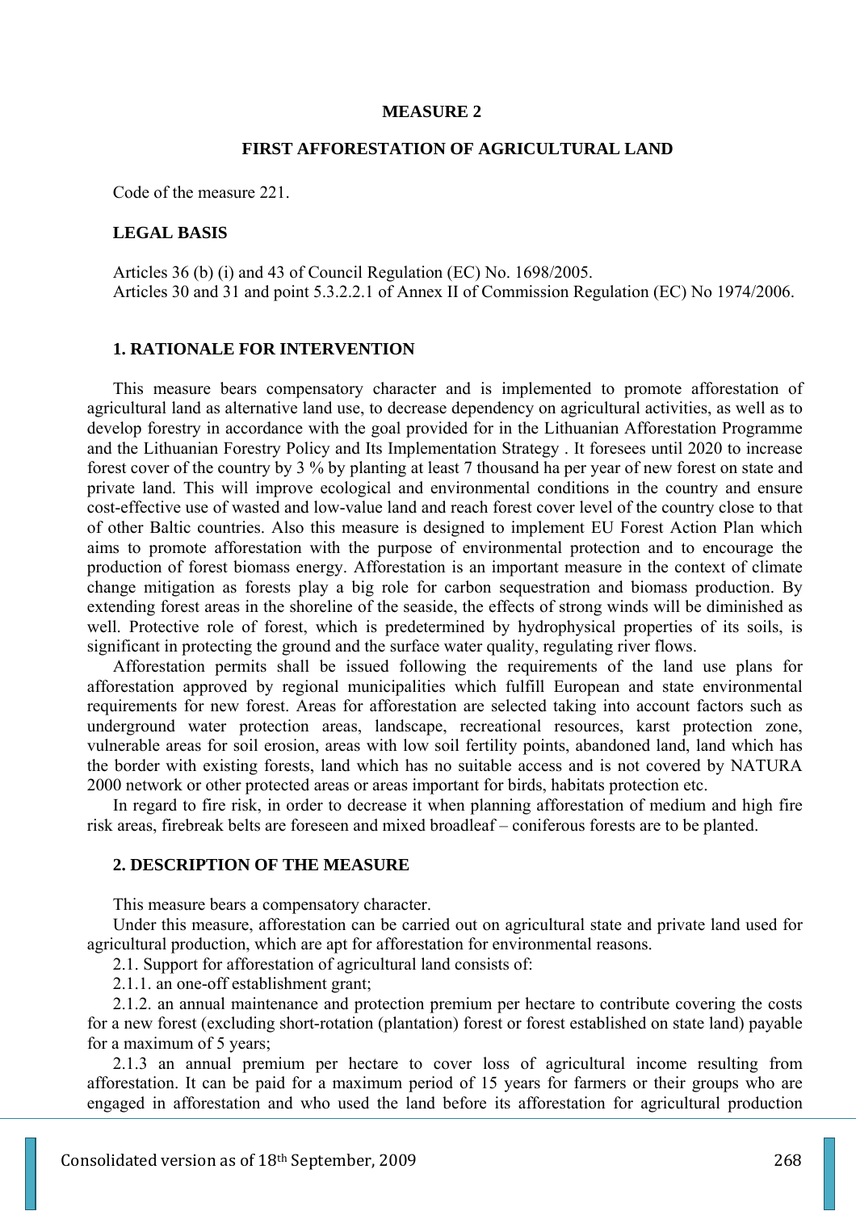**MEASURE 2**

**FIRST AFFORESTATION OF AGRICULTURAL LAND**

Code of the measure 221.

**LEGAL BASIS**

Articles 36 (b) (i) and 43 of Council Regulation (EC) No. 1698/2005.
Articles 30 and 31 and point 5.3.2.2.1 of Annex II of Commission Regulation (EC) No 1974/2006.

**1. RATIONALE FOR INTERVENTION**

This measure bears compensatory character and is implemented to promote afforestation of agricultural land as alternative land use, to decrease dependency on agricultural activities, as well as to develop forestry in accordance with the goal provided for in the Lithuanian Afforestation Programme and the Lithuanian Forestry Policy and Its Implementation Strategy . It foresees until 2020 to increase forest cover of the country by 3 % by planting at least 7 thousand ha per year of new forest on state and private land. This will improve ecological and environmental conditions in the country and ensure cost-effective use of wasted and low-value land and reach forest cover level of the country close to that of other Baltic countries. Also this measure is designed to implement EU Forest Action Plan which aims to promote afforestation with the purpose of environmental protection and to encourage the production of forest biomass energy. Afforestation is an important measure in the context of climate change mitigation as forests play a big role for carbon sequestration and biomass production. By extending forest areas in the shoreline of the seaside, the effects of strong winds will be diminished as well. Protective role of forest, which is predetermined by hydrophysical properties of its soils, is significant in protecting the ground and the surface water quality, regulating river flows.

Afforestation permits shall be issued following the requirements of the land use plans for afforestation approved by regional municipalities which fulfill European and state environmental requirements for new forest. Areas for afforestation are selected taking into account factors such as underground water protection areas, landscape, recreational resources, karst protection zone, vulnerable areas for soil erosion, areas with low soil fertility points, abandoned land, land which has the border with existing forests, land which has no suitable access and is not covered by NATURA 2000 network or other protected areas or areas important for birds, habitats protection etc.

In regard to fire risk, in order to decrease it when planning afforestation of medium and high fire risk areas, firebreak belts are foreseen and mixed broadleaf – coniferous forests are to be planted.

**2. DESCRIPTION OF THE MEASURE**

This measure bears a compensatory character.

Under this measure, afforestation can be carried out on agricultural state and private land used for agricultural production, which are apt for afforestation for environmental reasons.

2.1. Support for afforestation of agricultural land consists of:

2.1.1. an one-off establishment grant;

2.1.2. an annual maintenance and protection premium per hectare to contribute covering the costs for a new forest (excluding short-rotation (plantation) forest or forest established on state land) payable for a maximum of 5 years;

2.1.3 an annual premium per hectare to cover loss of agricultural income resulting from afforestation. It can be paid for a maximum period of 15 years for farmers or their groups who are engaged in afforestation and who used the land before its afforestation for agricultural production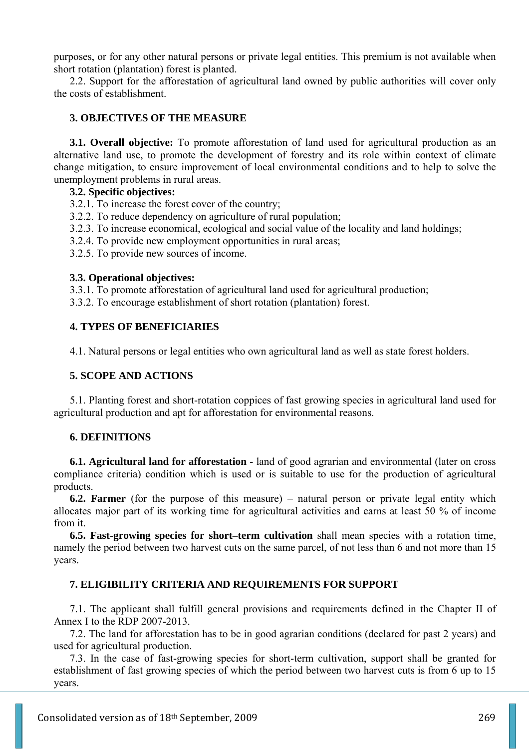purposes, or for any other natural persons or private legal entities. This premium is not available when short rotation (plantation) forest is planted.

2.2. Support for the afforestation of agricultural land owned by public authorities will cover only the costs of establishment.

## 3. OBJECTIVES OF THE MEASURE

**3.1. Overall objective:** To promote afforestation of land used for agricultural production as an alternative land use, to promote the development of forestry and its role within context of climate change mitigation, to ensure improvement of local environmental conditions and to help to solve the unemployment problems in rural areas.

**3.2. Specific objectives:**

3.2.1. To increase the forest cover of the country;
3.2.2. To reduce dependency on agriculture of rural population;
3.2.3. To increase economical, ecological and social value of the locality and land holdings;
3.2.4. To provide new employment opportunities in rural areas;
3.2.5. To provide new sources of income.

**3.3. Operational objectives:**

3.3.1. To promote afforestation of agricultural land used for agricultural production;
3.3.2. To encourage establishment of short rotation (plantation) forest.

## 4. TYPES OF BENEFICIARIES

4.1. Natural persons or legal entities who own agricultural land as well as state forest holders.

## 5. SCOPE AND ACTIONS

5.1. Planting forest and short-rotation coppices of fast growing species in agricultural land used for agricultural production and apt for afforestation for environmental reasons.

## 6. DEFINITIONS

**6.1. Agricultural land for afforestation** - land of good agrarian and environmental (later on cross compliance criteria) condition which is used or is suitable to use for the production of agricultural products.

**6.2. Farmer** (for the purpose of this measure) – natural person or private legal entity which allocates major part of its working time for agricultural activities and earns at least 50 % of income from it.

**6.5. Fast-growing species for short–term cultivation** shall mean species with a rotation time, namely the period between two harvest cuts on the same parcel, of not less than 6 and not more than 15 years.

## 7. ELIGIBILITY CRITERIA AND REQUIREMENTS FOR SUPPORT

7.1. The applicant shall fulfill general provisions and requirements defined in the Chapter II of Annex I to the RDP 2007-2013.

7.2. The land for afforestation has to be in good agrarian conditions (declared for past 2 years) and used for agricultural production.

7.3. In the case of fast-growing species for short-term cultivation, support shall be granted for establishment of fast growing species of which the period between two harvest cuts is from 6 up to 15 years.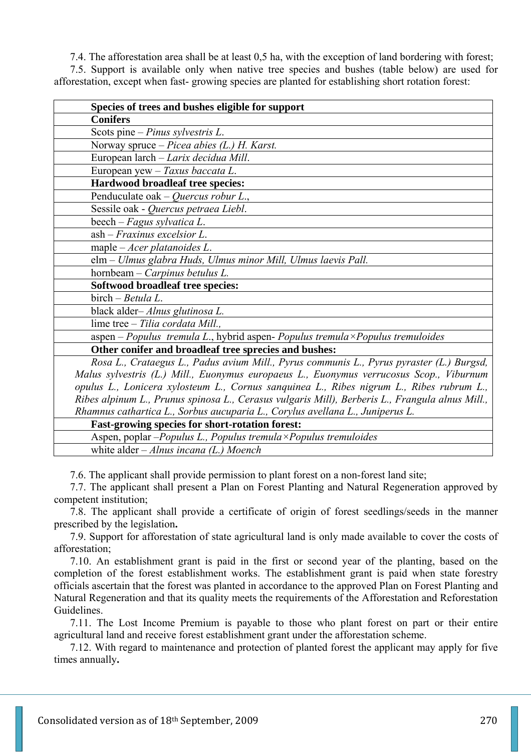7.4. The afforestation area shall be at least 0,5 ha, with the exception of land bordering with forest;

7.5. Support is available only when native tree species and bushes (table below) are used for afforestation, except when fast- growing species are planted for establishing short rotation forest:

| |
|---|
| **Species of trees and bushes eligible for support** |
| **Conifers** |
| Scots pine – *Pinus sylvestris L.* |
| Norway spruce – *Picea abies (L.) H. Karst.* |
| European larch – *Larix decidua Mill.* |
| European yew – *Taxus baccata L.* |
| **Hardwood broadleaf tree species:** |
| Penduculate oak – *Quercus robur L.*, |
| Sessile oak - *Quercus petraea Liebl.* |
| beech – *Fagus sylvatica L.* |
| ash – *Fraxinus excelsior L.* |
| maple – *Acer platanoides L.* |
| elm – *Ulmus glabra Huds, Ulmus minor Mill, Ulmus laevis Pall.* |
| hornbeam – *Carpinus betulus L.* |
| **Softwood broadleaf tree species:** |
| birch – *Betula L.* |
| black alder– *Alnus glutinosa L.* |
| lime tree – *Tilia cordata Mill.,* |
| aspen – *Populus tremula L.*, hybrid aspen- *Populus tremula×Populus tremuloides* |
| **Other conifer and broadleaf tree sprecies and bushes:** |
| *Rosa L., Crataegus L., Padus avium Mill., Pyrus communis L., Pyrus pyraster (L.) Burgsd, Malus sylvestris (L.) Mill., Euonymus europaeus L., Euonymus verrucosus Scop., Viburnum opulus L., Lonicera xylosteum L., Cornus sanquinea L., Ribes nigrum L., Ribes rubrum L., Ribes alpinum L., Prunus spinosa L., Cerasus vulgaris Mill), Berberis L., Frangula alnus Mill., Rhamnus cathartica L., Sorbus aucuparia L., Corylus avellana L., Juniperus L.* |
| **Fast-growing species for short-rotation forest:** |
| Aspen, poplar –*Populus L., Populus tremula×Populus tremuloides* |
| white alder – *Alnus incana (L.) Moench* |

7.6. The applicant shall provide permission to plant forest on a non-forest land site;

7.7. The applicant shall present a Plan on Forest Planting and Natural Regeneration approved by competent institution;

7.8. The applicant shall provide a certificate of origin of forest seedlings/seeds in the manner prescribed by the legislation**.**

7.9. Support for afforestation of state agricultural land is only made available to cover the costs of afforestation;

7.10. An establishment grant is paid in the first or second year of the planting, based on the completion of the forest establishment works. The establishment grant is paid when state forestry officials ascertain that the forest was planted in accordance to the approved Plan on Forest Planting and Natural Regeneration and that its quality meets the requirements of the Afforestation and Reforestation Guidelines.

7.11. The Lost Income Premium is payable to those who plant forest on part or their entire agricultural land and receive forest establishment grant under the afforestation scheme.

7.12. With regard to maintenance and protection of planted forest the applicant may apply for five times annually**.**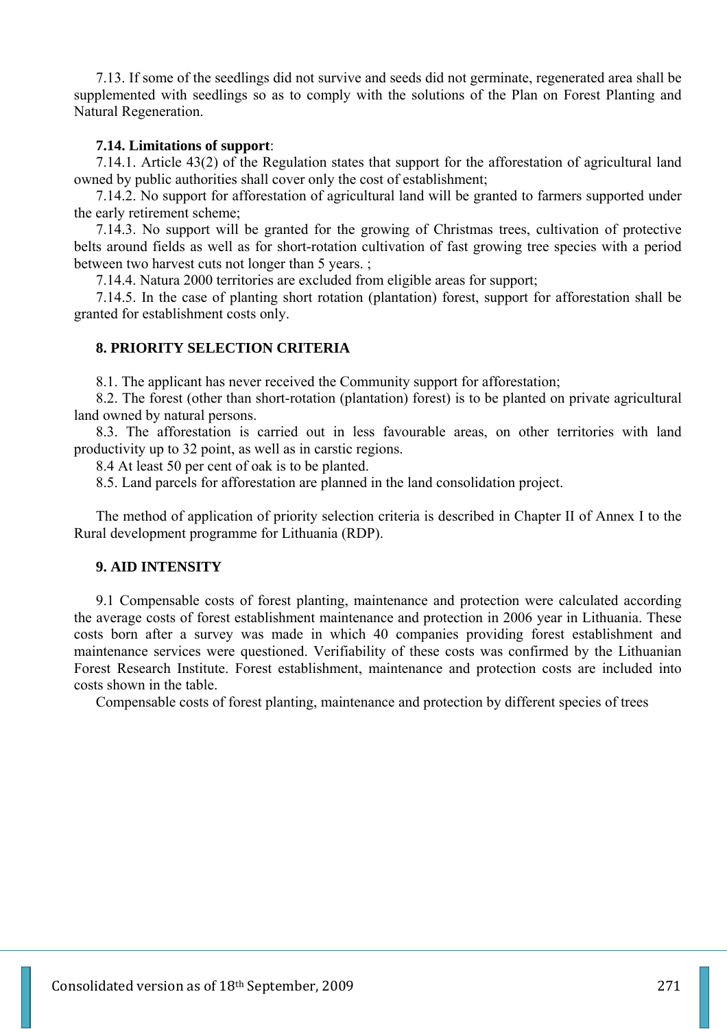7.13. If some of the seedlings did not survive and seeds did not germinate, regenerated area shall be supplemented with seedlings so as to comply with the solutions of the Plan on Forest Planting and Natural Regeneration.

**7.14. Limitations of support**:

7.14.1. Article 43(2) of the Regulation states that support for the afforestation of agricultural land owned by public authorities shall cover only the cost of establishment;

7.14.2. No support for afforestation of agricultural land will be granted to farmers supported under the early retirement scheme;

7.14.3. No support will be granted for the growing of Christmas trees, cultivation of protective belts around fields as well as for short-rotation cultivation of fast growing tree species with a period between two harvest cuts not longer than 5 years. ;

7.14.4. Natura 2000 territories are excluded from eligible areas for support;

7.14.5. In the case of planting short rotation (plantation) forest, support for afforestation shall be granted for establishment costs only.

## 8. PRIORITY SELECTION CRITERIA

8.1. The applicant has never received the Community support for afforestation;

8.2. The forest (other than short-rotation (plantation) forest) is to be planted on private agricultural land owned by natural persons.

8.3. The afforestation is carried out in less favourable areas, on other territories with land productivity up to 32 point, as well as in carstic regions.

8.4 At least 50 per cent of oak is to be planted.

8.5. Land parcels for afforestation are planned in the land consolidation project.

The method of application of priority selection criteria is described in Chapter II of Annex I to the Rural development programme for Lithuania (RDP).

## 9. AID INTENSITY

9.1 Compensable costs of forest planting, maintenance and protection were calculated according the average costs of forest establishment maintenance and protection in 2006 year in Lithuania. These costs born after a survey was made in which 40 companies providing forest establishment and maintenance services were questioned. Verifiability of these costs was confirmed by the Lithuanian Forest Research Institute. Forest establishment, maintenance and protection costs are included into costs shown in the table.

Compensable costs of forest planting, maintenance and protection by different species of trees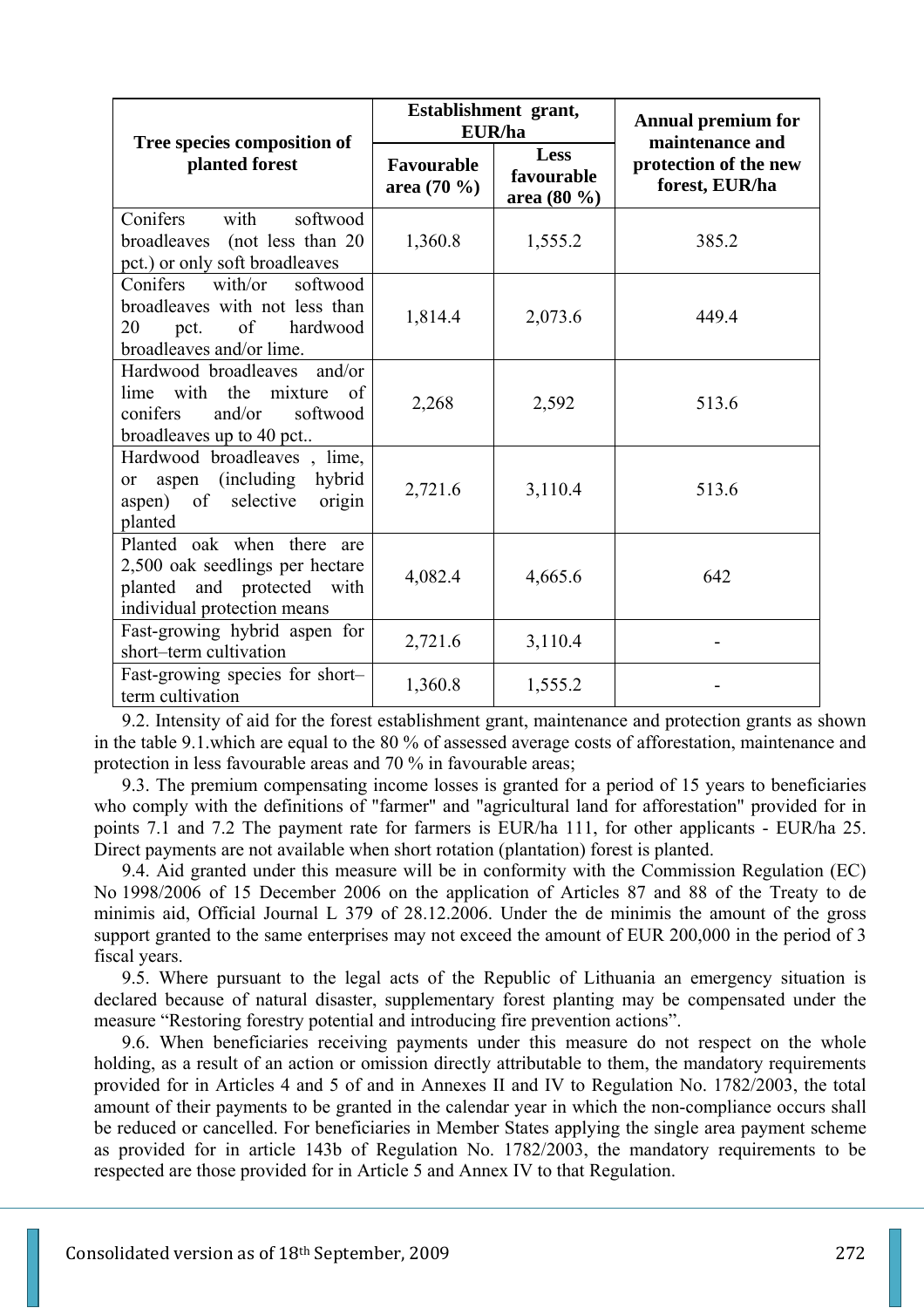| Tree species composition of planted forest | Establishment grant, EUR/ha | | Annual premium for maintenance and protection of the new forest, EUR/ha |
|---|---|---|---|
| | Favourable area (70 %) | Less favourable area (80 %) | |
| Conifers with softwood broadleaves (not less than 20 pct.) or only soft broadleaves | 1,360.8 | 1,555.2 | 385.2 |
| Conifers with/or softwood broadleaves with not less than 20 pct. of hardwood broadleaves and/or lime. | 1,814.4 | 2,073.6 | 449.4 |
| Hardwood broadleaves and/or lime with the mixture of conifers and/or softwood broadleaves up to 40 pct.. | 2,268 | 2,592 | 513.6 |
| Hardwood broadleaves , lime, or aspen (including hybrid aspen) of selective origin planted | 2,721.6 | 3,110.4 | 513.6 |
| Planted oak when there are 2,500 oak seedlings per hectare planted and protected with individual protection means | 4,082.4 | 4,665.6 | 642 |
| Fast-growing hybrid aspen for short–term cultivation | 2,721.6 | 3,110.4 | - |
| Fast-growing species for short–term cultivation | 1,360.8 | 1,555.2 | - |

9.2. Intensity of aid for the forest establishment grant, maintenance and protection grants as shown in the table 9.1.which are equal to the 80 % of assessed average costs of afforestation, maintenance and protection in less favourable areas and 70 % in favourable areas;

9.3. The premium compensating income losses is granted for a period of 15 years to beneficiaries who comply with the definitions of "farmer" and "agricultural land for afforestation" provided for in points 7.1 and 7.2 The payment rate for farmers is EUR/ha 111, for other applicants - EUR/ha 25. Direct payments are not available when short rotation (plantation) forest is planted.

9.4. Aid granted under this measure will be in conformity with the Commission Regulation (EC) No 1998/2006 of 15 December 2006 on the application of Articles 87 and 88 of the Treaty to de minimis aid, Official Journal L 379 of 28.12.2006. Under the de minimis the amount of the gross support granted to the same enterprises may not exceed the amount of EUR 200,000 in the period of 3 fiscal years.

9.5. Where pursuant to the legal acts of the Republic of Lithuania an emergency situation is declared because of natural disaster, supplementary forest planting may be compensated under the measure "Restoring forestry potential and introducing fire prevention actions".

9.6. When beneficiaries receiving payments under this measure do not respect on the whole holding, as a result of an action or omission directly attributable to them, the mandatory requirements provided for in Articles 4 and 5 of and in Annexes II and IV to Regulation No. 1782/2003, the total amount of their payments to be granted in the calendar year in which the non-compliance occurs shall be reduced or cancelled. For beneficiaries in Member States applying the single area payment scheme as provided for in article 143b of Regulation No. 1782/2003, the mandatory requirements to be respected are those provided for in Article 5 and Annex IV to that Regulation.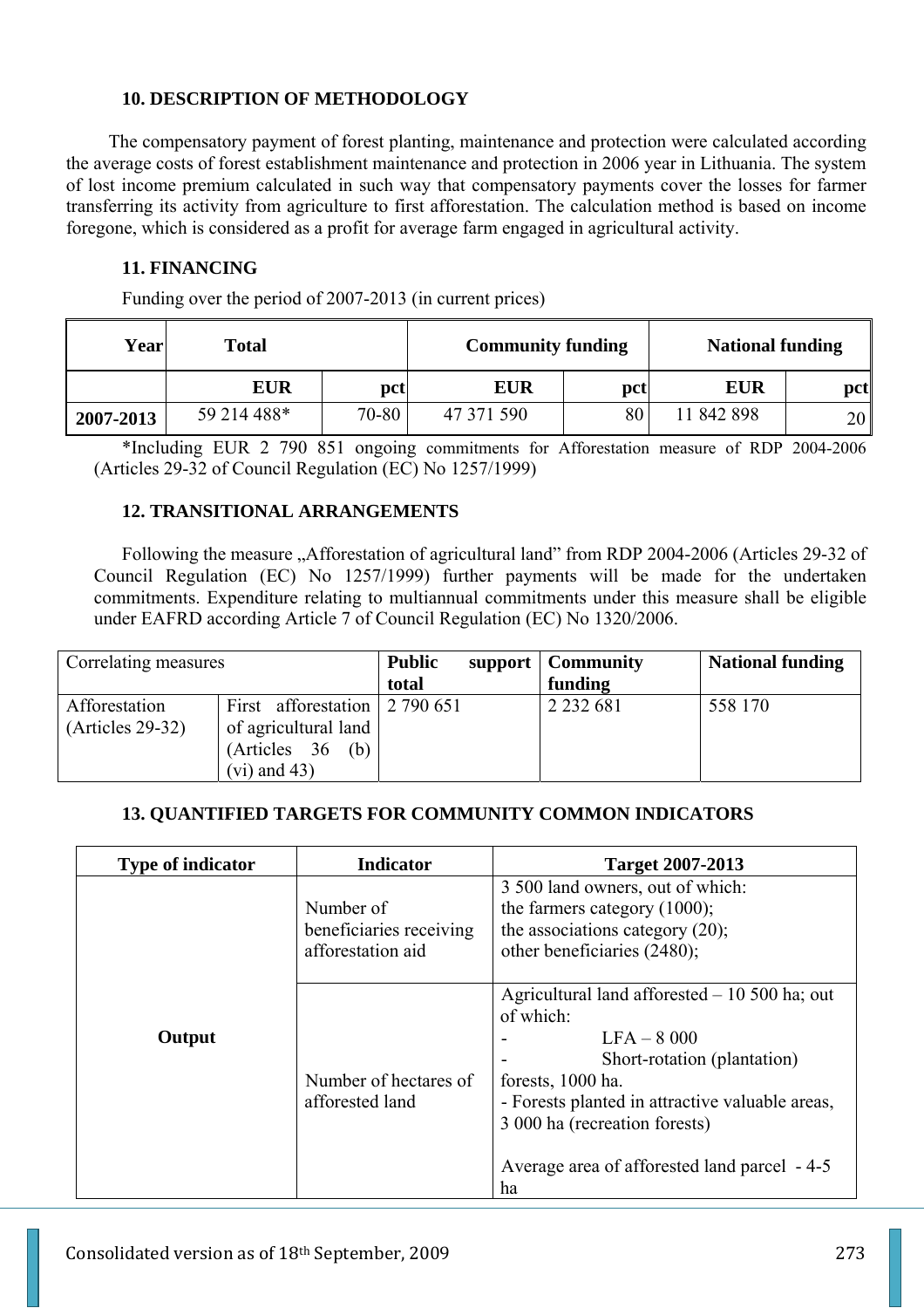## 10. DESCRIPTION OF METHODOLOGY

The compensatory payment of forest planting, maintenance and protection were calculated according the average costs of forest establishment maintenance and protection in 2006 year in Lithuania. The system of lost income premium calculated in such way that compensatory payments cover the losses for farmer transferring its activity from agriculture to first afforestation. The calculation method is based on income foregone, which is considered as a profit for average farm engaged in agricultural activity.

## 11. FINANCING

Funding over the period of 2007-2013 (in current prices)

| Year | Total | | Community funding | | National funding | |
|---|---|---|---|---|---|---|
| | EUR | pct | EUR | pct | EUR | pct |
| 2007-2013 | 59 214 488* | 70-80 | 47 371 590 | 80 | 11 842 898 | 20 |

*Including EUR 2 790 851 ongoing commitments for Afforestation measure of RDP 2004-2006 (Articles 29-32 of Council Regulation (EC) No 1257/1999)

## 12. TRANSITIONAL ARRANGEMENTS

Following the measure „Afforestation of agricultural land" from RDP 2004-2006 (Articles 29-32 of Council Regulation (EC) No 1257/1999) further payments will be made for the undertaken commitments. Expenditure relating to multiannual commitments under this measure shall be eligible under EAFRD according Article 7 of Council Regulation (EC) No 1320/2006.

| Correlating measures | | Public support total | Community funding | National funding |
|---|---|---|---|---|
| Afforestation (Articles 29-32) | First afforestation of agricultural land (Articles 36 (b) (vi) and 43) | 2 790 651 | 2 232 681 | 558 170 |

## 13. QUANTIFIED TARGETS FOR COMMUNITY COMMON INDICATORS

| Type of indicator | Indicator | Target 2007-2013 |
|---|---|---|
| Output | Number of beneficiaries receiving afforestation aid | 3 500 land owners, out of which:<br>the farmers category (1000);<br>the associations category (20);<br>other beneficiaries (2480); |
| | Number of hectares of afforested land | Agricultural land afforested – 10 500 ha; out of which:<br>- LFA – 8 000<br>- Short-rotation (plantation) forests, 1000 ha.<br>- Forests planted in attractive valuable areas, 3 000 ha (recreation forests)<br><br>Average area of afforested land parcel - 4-5 ha |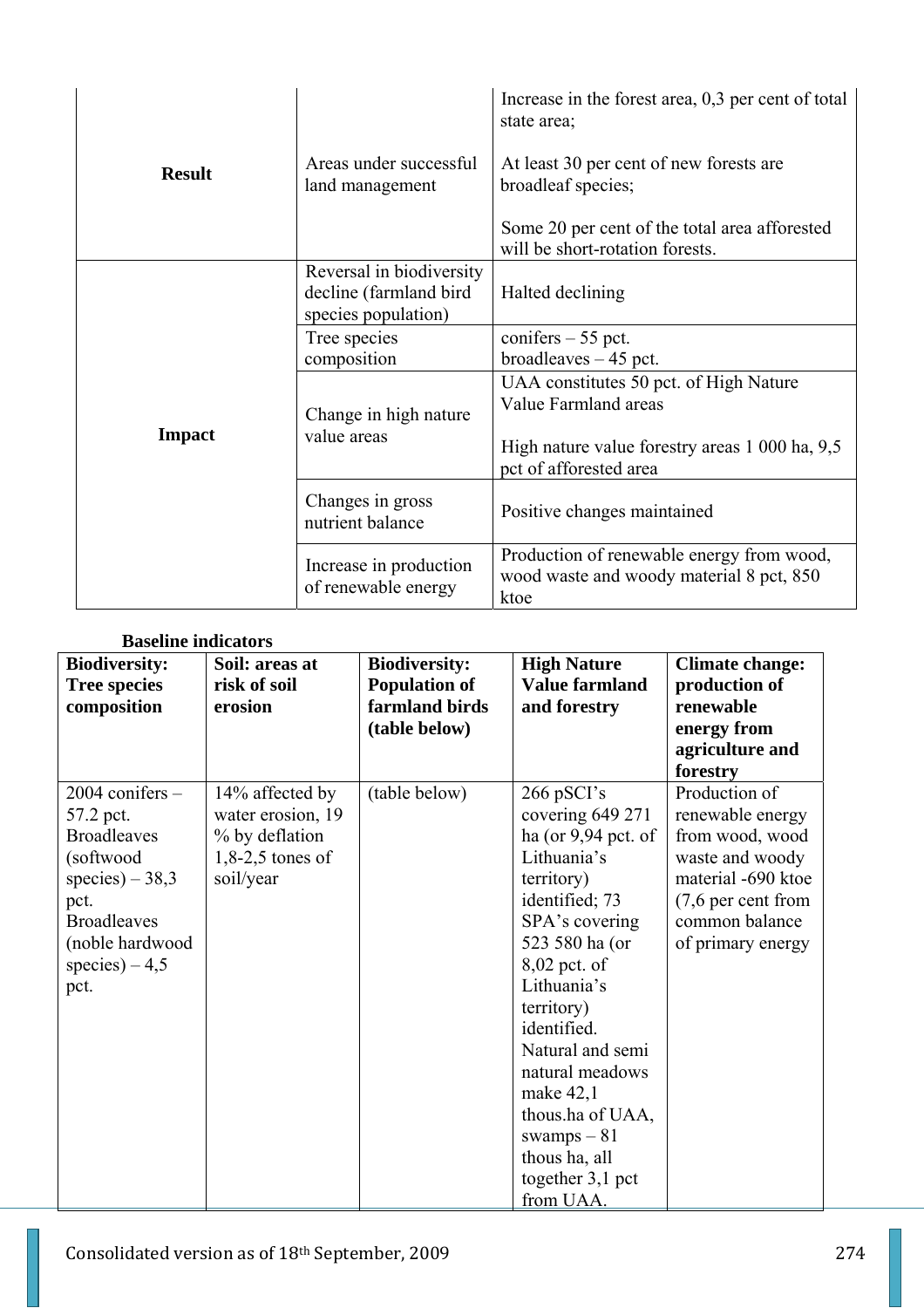| | | |
|---|---|---|
| **Result** | Areas under successful land management | Increase in the forest area, 0,3 per cent of total state area;<br><br>At least 30 per cent of new forests are broadleaf species;<br><br>Some 20 per cent of the total area afforested will be short-rotation forests. |
| **Impact** | Reversal in biodiversity decline (farmland bird species population) | Halted declining |
| | Tree species composition | conifers – 55 pct.<br>broadleaves – 45 pct. |
| | Change in high nature value areas | UAA constitutes 50 pct. of High Nature Value Farmland areas<br><br>High nature value forestry areas 1 000 ha, 9,5 pct of afforested area |
| | Changes in gross nutrient balance | Positive changes maintained |
| | Increase in production of renewable energy | Production of renewable energy from wood, wood waste and woody material 8 pct, 850 ktoe |

**Baseline indicators**

| **Biodiversity: Tree species composition** | **Soil: areas at risk of soil erosion** | **Biodiversity: Population of farmland birds (table below)** | **High Nature Value farmland and forestry** | **Climate change: production of renewable energy from agriculture and forestry** |
|---|---|---|---|---|
| 2004 conifers – 57.2 pct.<br>Broadleaves (softwood species) – 38,3 pct.<br>Broadleaves (noble hardwood species) – 4,5 pct. | 14% affected by water erosion, 19 % by deflation 1,8-2,5 tones of soil/year | (table below) | 266 pSCI's covering 649 271 ha (or 9,94 pct. of Lithuania's territory) identified; 73 SPA's covering 523 580 ha (or 8,02 pct. of Lithuania's territory) identified. Natural and semi natural meadows make 42,1 thous.ha of UAA, swamps – 81 thous ha, all together 3,1 pct from UAA. | Production of renewable energy from wood, wood waste and woody material -690 ktoe (7,6 per cent from common balance of primary energy |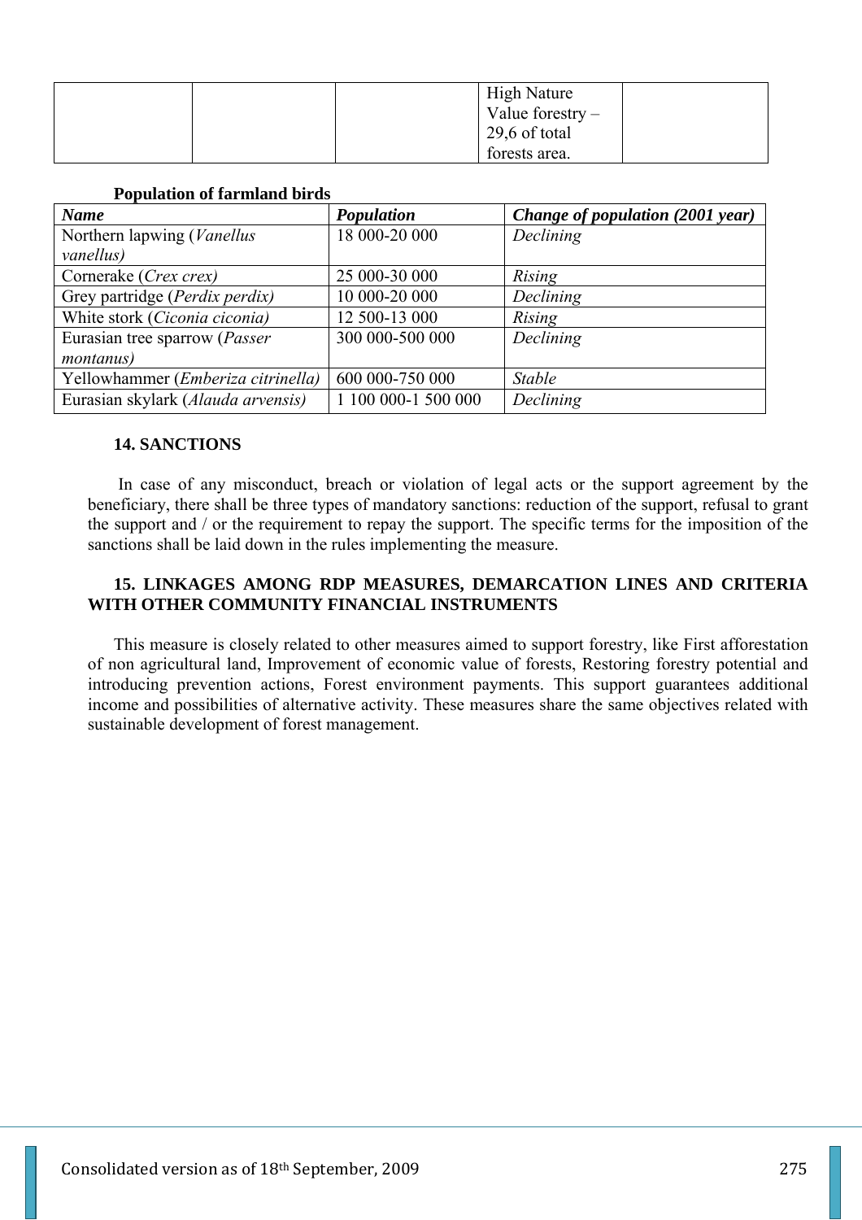| | | | | |
|---|---|---|---|---|
| | | | High Nature Value forestry – 29,6 of total forests area. | |

**Population of farmland birds**

| *Name* | *Population* | *Change of population (2001 year)* |
|---|---|---|
| Northern lapwing (*Vanellus vanellus)* | 18 000-20 000 | *Declining* |
| Cornerake (*Crex crex)* | 25 000-30 000 | *Rising* |
| Grey partridge (*Perdix perdix)* | 10 000-20 000 | *Declining* |
| White stork (*Ciconia ciconia)* | 12 500-13 000 | *Rising* |
| Eurasian tree sparrow (*Passer montanus)* | 300 000-500 000 | *Declining* |
| Yellowhammer (*Emberiza citrinella)* | 600 000-750 000 | *Stable* |
| Eurasian skylark (*Alauda arvensis)* | 1 100 000-1 500 000 | *Declining* |

**14. SANCTIONS**

In case of any misconduct, breach or violation of legal acts or the support agreement by the beneficiary, there shall be three types of mandatory sanctions: reduction of the support, refusal to grant the support and / or the requirement to repay the support. The specific terms for the imposition of the sanctions shall be laid down in the rules implementing the measure.

**15. LINKAGES AMONG RDP MEASURES, DEMARCATION LINES AND CRITERIA WITH OTHER COMMUNITY FINANCIAL INSTRUMENTS**

This measure is closely related to other measures aimed to support forestry, like First afforestation of non agricultural land, Improvement of economic value of forests, Restoring forestry potential and introducing prevention actions, Forest environment payments. This support guarantees additional income and possibilities of alternative activity. These measures share the same objectives related with sustainable development of forest management.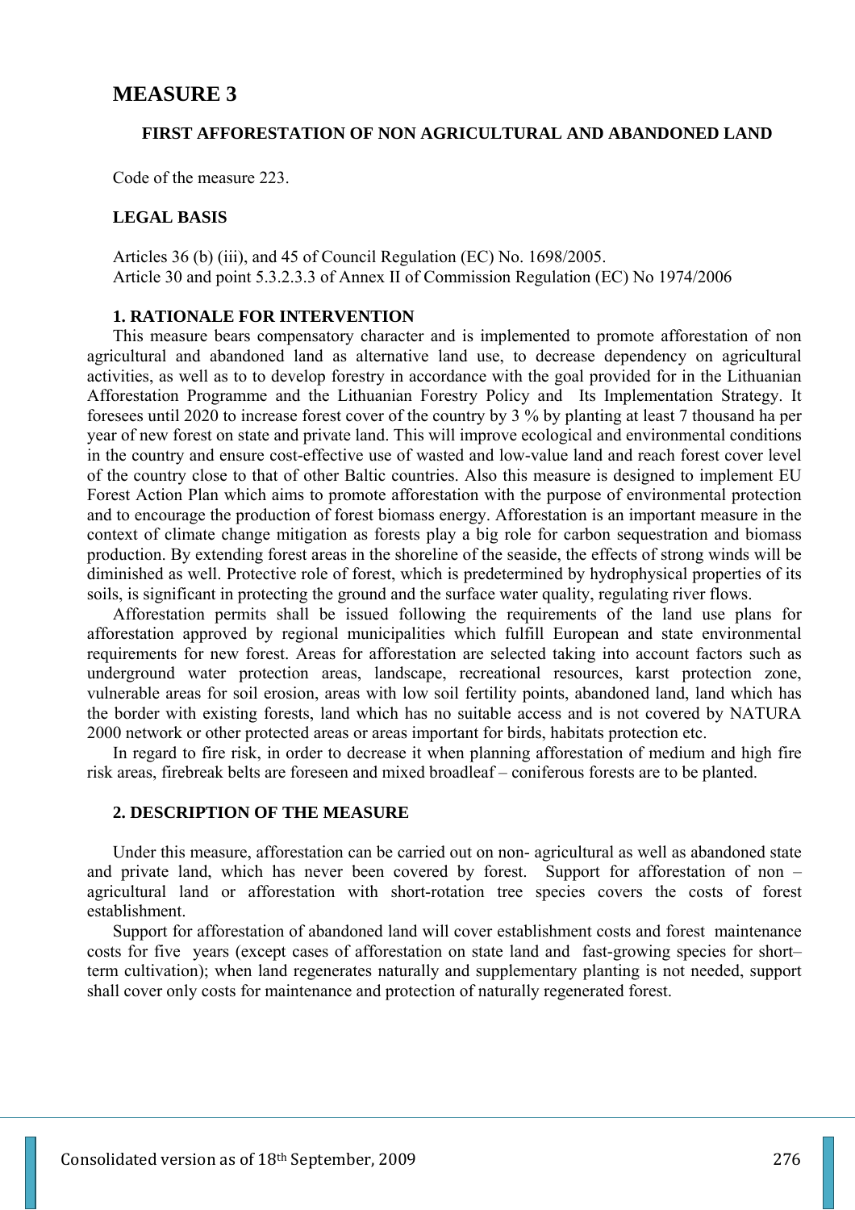# MEASURE 3

**FIRST AFFORESTATION OF NON AGRICULTURAL AND ABANDONED LAND**

Code of the measure 223.

**LEGAL BASIS**

Articles 36 (b) (iii), and 45 of Council Regulation (EC) No. 1698/2005.
Article 30 and point 5.3.2.3.3 of Annex II of Commission Regulation (EC) No 1974/2006

## 1. RATIONALE FOR INTERVENTION

This measure bears compensatory character and is implemented to promote afforestation of non agricultural and abandoned land as alternative land use, to decrease dependency on agricultural activities, as well as to to develop forestry in accordance with the goal provided for in the Lithuanian Afforestation Programme and the Lithuanian Forestry Policy and Its Implementation Strategy. It foresees until 2020 to increase forest cover of the country by 3 % by planting at least 7 thousand ha per year of new forest on state and private land. This will improve ecological and environmental conditions in the country and ensure cost-effective use of wasted and low-value land and reach forest cover level of the country close to that of other Baltic countries. Also this measure is designed to implement EU Forest Action Plan which aims to promote afforestation with the purpose of environmental protection and to encourage the production of forest biomass energy. Afforestation is an important measure in the context of climate change mitigation as forests play a big role for carbon sequestration and biomass production. By extending forest areas in the shoreline of the seaside, the effects of strong winds will be diminished as well. Protective role of forest, which is predetermined by hydrophysical properties of its soils, is significant in protecting the ground and the surface water quality, regulating river flows.

Afforestation permits shall be issued following the requirements of the land use plans for afforestation approved by regional municipalities which fulfill European and state environmental requirements for new forest. Areas for afforestation are selected taking into account factors such as underground water protection areas, landscape, recreational resources, karst protection zone, vulnerable areas for soil erosion, areas with low soil fertility points, abandoned land, land which has the border with existing forests, land which has no suitable access and is not covered by NATURA 2000 network or other protected areas or areas important for birds, habitats protection etc.

In regard to fire risk, in order to decrease it when planning afforestation of medium and high fire risk areas, firebreak belts are foreseen and mixed broadleaf – coniferous forests are to be planted.

## 2. DESCRIPTION OF THE MEASURE

Under this measure, afforestation can be carried out on non- agricultural as well as abandoned state and private land, which has never been covered by forest. Support for afforestation of non – agricultural land or afforestation with short-rotation tree species covers the costs of forest establishment.

Support for afforestation of abandoned land will cover establishment costs and forest maintenance costs for five years (except cases of afforestation on state land and fast-growing species for short–term cultivation); when land regenerates naturally and supplementary planting is not needed, support shall cover only costs for maintenance and protection of naturally regenerated forest.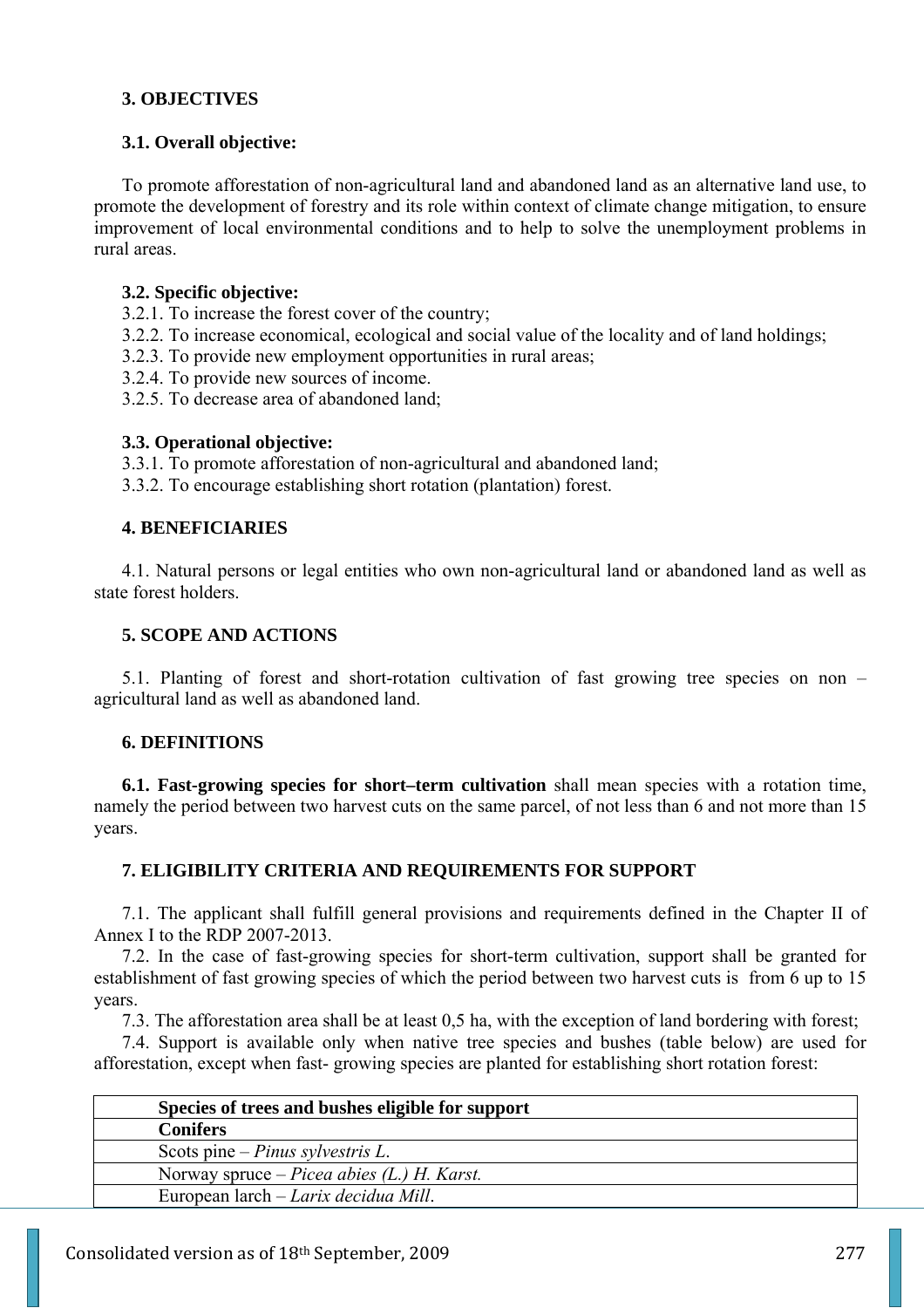### 3. OBJECTIVES

#### 3.1. Overall objective:

To promote afforestation of non-agricultural land and abandoned land as an alternative land use, to promote the development of forestry and its role within context of climate change mitigation, to ensure improvement of local environmental conditions and to help to solve the unemployment problems in rural areas.

#### 3.2. Specific objective:

3.2.1. To increase the forest cover of the country;
3.2.2. To increase economical, ecological and social value of the locality and of land holdings;
3.2.3. To provide new employment opportunities in rural areas;
3.2.4. To provide new sources of income.
3.2.5. To decrease area of abandoned land;

#### 3.3. Operational objective:

3.3.1. To promote afforestation of non-agricultural and abandoned land;
3.3.2. To encourage establishing short rotation (plantation) forest.

### 4. BENEFICIARIES

4.1. Natural persons or legal entities who own non-agricultural land or abandoned land as well as state forest holders.

### 5. SCOPE AND ACTIONS

5.1. Planting of forest and short-rotation cultivation of fast growing tree species on non – agricultural land as well as abandoned land.

### 6. DEFINITIONS

**6.1. Fast-growing species for short–term cultivation** shall mean species with a rotation time, namely the period between two harvest cuts on the same parcel, of not less than 6 and not more than 15 years.

### 7. ELIGIBILITY CRITERIA AND REQUIREMENTS FOR SUPPORT

7.1. The applicant shall fulfill general provisions and requirements defined in the Chapter II of Annex I to the RDP 2007-2013.

7.2. In the case of fast-growing species for short-term cultivation, support shall be granted for establishment of fast growing species of which the period between two harvest cuts is from 6 up to 15 years.

7.3. The afforestation area shall be at least 0,5 ha, with the exception of land bordering with forest;

7.4. Support is available only when native tree species and bushes (table below) are used for afforestation, except when fast- growing species are planted for establishing short rotation forest:

| **Species of trees and bushes eligible for support** |
|---|
| **Conifers** |
| Scots pine – *Pinus sylvestris L.* |
| Norway spruce – *Picea abies (L.) H. Karst.* |
| European larch – *Larix decidua Mill.* |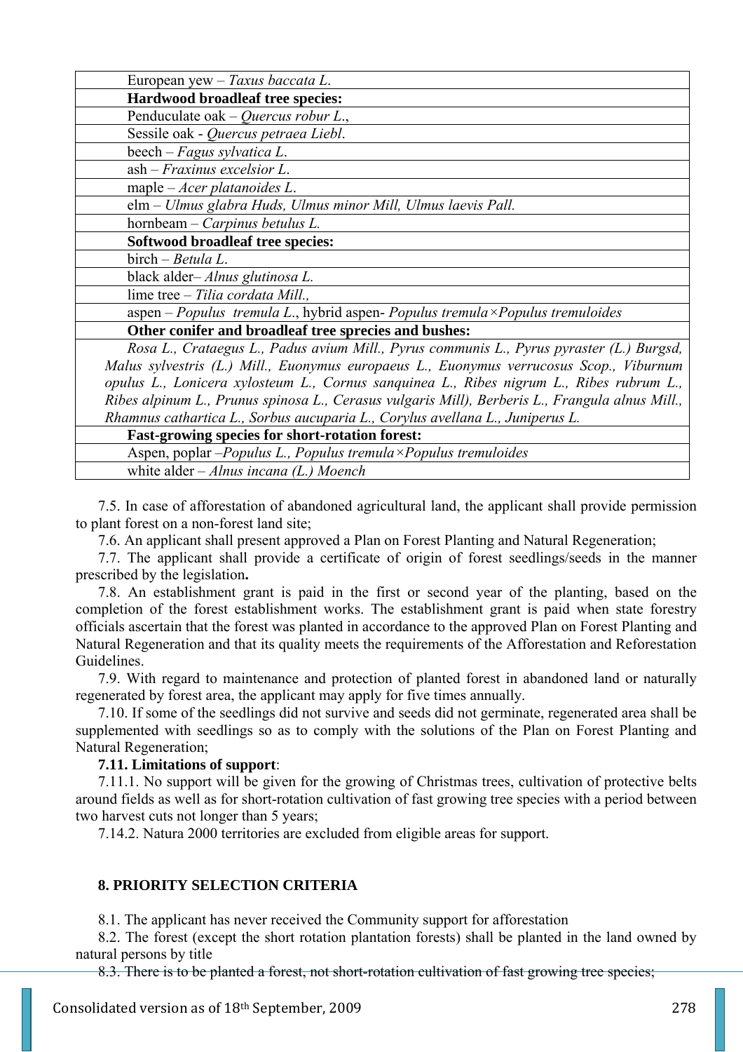| |
|---|
| European yew – *Taxus baccata L.* |
| **Hardwood broadleaf tree species:** |
| Penduculate oak – *Quercus robur L.*, |
| Sessile oak - *Quercus petraea Liebl.* |
| beech – *Fagus sylvatica L.* |
| ash – *Fraxinus excelsior L.* |
| maple – *Acer platanoides L.* |
| elm – *Ulmus glabra Huds, Ulmus minor Mill, Ulmus laevis Pall.* |
| hornbeam – *Carpinus betulus L.* |
| **Softwood broadleaf tree species:** |
| birch – *Betula L.* |
| black alder– *Alnus glutinosa L.* |
| lime tree – *Tilia cordata Mill.,* |
| aspen – *Populus tremula L.*, hybrid aspen- *Populus tremula×Populus tremuloides* |
| **Other conifer and broadleaf tree sprecies and bushes:** |
| *Rosa L., Crataegus L., Padus avium Mill., Pyrus communis L., Pyrus pyraster (L.) Burgsd, Malus sylvestris (L.) Mill., Euonymus europaeus L., Euonymus verrucosus Scop., Viburnum opulus L., Lonicera xylosteum L., Cornus sanquinea L., Ribes nigrum L., Ribes rubrum L., Ribes alpinum L., Prunus spinosa L., Cerasus vulgaris Mill), Berberis L., Frangula alnus Mill., Rhamnus cathartica L., Sorbus aucuparia L., Corylus avellana L., Juniperus L.* |
| **Fast-growing species for short-rotation forest:** |
| Aspen, poplar –*Populus L., Populus tremula×Populus tremuloides* |
| white alder – *Alnus incana (L.) Moench* |

7.5. In case of afforestation of abandoned agricultural land, the applicant shall provide permission to plant forest on a non-forest land site;

7.6. An applicant shall present approved a Plan on Forest Planting and Natural Regeneration;

7.7. The applicant shall provide a certificate of origin of forest seedlings/seeds in the manner prescribed by the legislation**.**

7.8. An establishment grant is paid in the first or second year of the planting, based on the completion of the forest establishment works. The establishment grant is paid when state forestry officials ascertain that the forest was planted in accordance to the approved Plan on Forest Planting and Natural Regeneration and that its quality meets the requirements of the Afforestation and Reforestation Guidelines.

7.9. With regard to maintenance and protection of planted forest in abandoned land or naturally regenerated by forest area, the applicant may apply for five times annually.

7.10. If some of the seedlings did not survive and seeds did not germinate, regenerated area shall be supplemented with seedlings so as to comply with the solutions of the Plan on Forest Planting and Natural Regeneration;

**7.11. Limitations of support**:

7.11.1. No support will be given for the growing of Christmas trees, cultivation of protective belts around fields as well as for short-rotation cultivation of fast growing tree species with a period between two harvest cuts not longer than 5 years;

7.14.2. Natura 2000 territories are excluded from eligible areas for support.

## 8. PRIORITY SELECTION CRITERIA

8.1. The applicant has never received the Community support for afforestation

8.2. The forest (except the short rotation plantation forests) shall be planted in the land owned by natural persons by title

8.3. There is to be planted a forest, not short-rotation cultivation of fast growing tree species;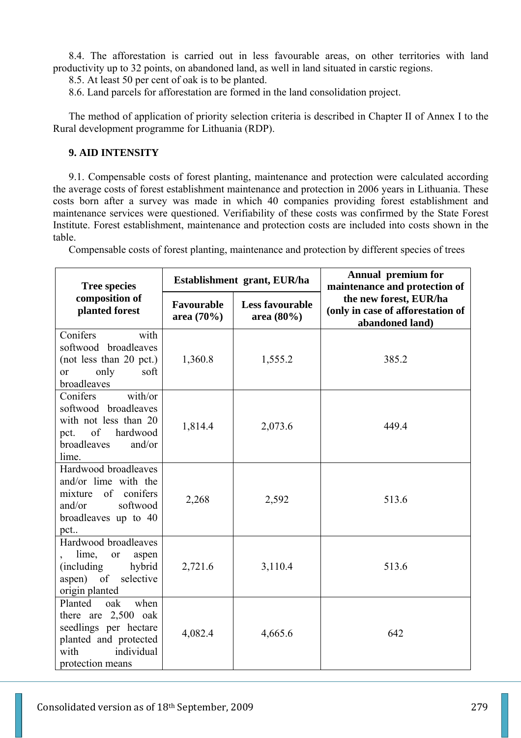8.4. The afforestation is carried out in less favourable areas, on other territories with land productivity up to 32 points, on abandoned land, as well in land situated in carstic regions.
8.5. At least 50 per cent of oak is to be planted.
8.6. Land parcels for afforestation are formed in the land consolidation project.

The method of application of priority selection criteria is described in Chapter II of Annex I to the Rural development programme for Lithuania (RDP).

**9. AID INTENSITY**

9.1. Compensable costs of forest planting, maintenance and protection were calculated according the average costs of forest establishment maintenance and protection in 2006 years in Lithuania. These costs born after a survey was made in which 40 companies providing forest establishment and maintenance services were questioned. Verifiability of these costs was confirmed by the State Forest Institute. Forest establishment, maintenance and protection costs are included into costs shown in the table.

Compensable costs of forest planting, maintenance and protection by different species of trees

| Tree species composition of planted forest | Establishment grant, EUR/ha | | Annual premium for maintenance and protection of the new forest, EUR/ha (only in case of afforestation of abandoned land) |
|---|---|---|---|
| | Favourable area (70%) | Less favourable area (80%) | |
| Conifers with softwood broadleaves (not less than 20 pct.) or only soft broadleaves | 1,360.8 | 1,555.2 | 385.2 |
| Conifers with/or softwood broadleaves with not less than 20 pct. of hardwood broadleaves and/or lime. | 1,814.4 | 2,073.6 | 449.4 |
| Hardwood broadleaves and/or lime with the mixture of conifers and/or softwood broadleaves up to 40 pct.. | 2,268 | 2,592 | 513.6 |
| Hardwood broadleaves, lime, or aspen (including hybrid aspen) of selective origin planted | 2,721.6 | 3,110.4 | 513.6 |
| Planted oak when there are 2,500 oak seedlings per hectare planted and protected with individual protection means | 4,082.4 | 4,665.6 | 642 |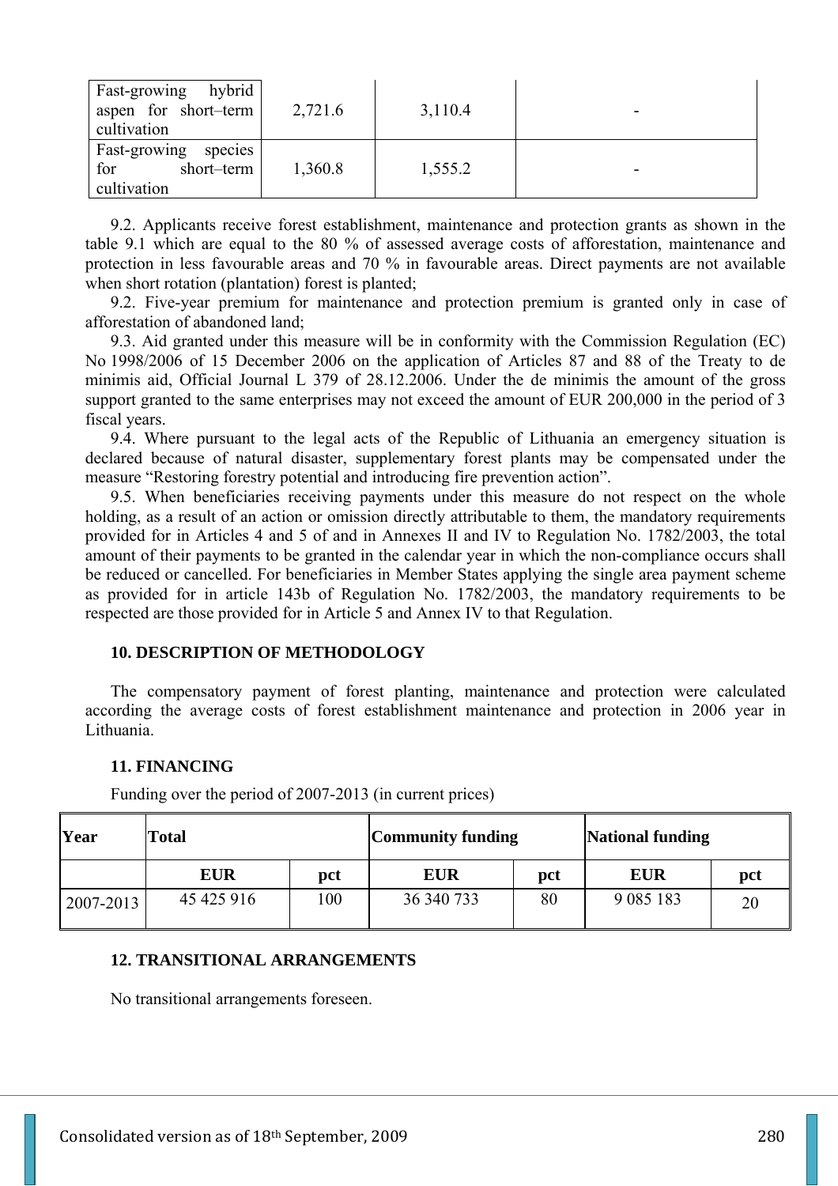| | | | |
|---|---|---|---|
| Fast-growing hybrid aspen for short–term cultivation | 2,721.6 | 3,110.4 | - |
| Fast-growing species for short–term cultivation | 1,360.8 | 1,555.2 | - |

9.2. Applicants receive forest establishment, maintenance and protection grants as shown in the table 9.1 which are equal to the 80 % of assessed average costs of afforestation, maintenance and protection in less favourable areas and 70 % in favourable areas. Direct payments are not available when short rotation (plantation) forest is planted;

9.2. Five-year premium for maintenance and protection premium is granted only in case of afforestation of abandoned land;

9.3. Aid granted under this measure will be in conformity with the Commission Regulation (EC) No 1998/2006 of 15 December 2006 on the application of Articles 87 and 88 of the Treaty to de minimis aid, Official Journal L 379 of 28.12.2006. Under the de minimis the amount of the gross support granted to the same enterprises may not exceed the amount of EUR 200,000 in the period of 3 fiscal years.

9.4. Where pursuant to the legal acts of the Republic of Lithuania an emergency situation is declared because of natural disaster, supplementary forest plants may be compensated under the measure "Restoring forestry potential and introducing fire prevention action".

9.5. When beneficiaries receiving payments under this measure do not respect on the whole holding, as a result of an action or omission directly attributable to them, the mandatory requirements provided for in Articles 4 and 5 of and in Annexes II and IV to Regulation No. 1782/2003, the total amount of their payments to be granted in the calendar year in which the non-compliance occurs shall be reduced or cancelled. For beneficiaries in Member States applying the single area payment scheme as provided for in article 143b of Regulation No. 1782/2003, the mandatory requirements to be respected are those provided for in Article 5 and Annex IV to that Regulation.

## 10. DESCRIPTION OF METHODOLOGY

The compensatory payment of forest planting, maintenance and protection were calculated according the average costs of forest establishment maintenance and protection in 2006 year in Lithuania.

## 11. FINANCING

Funding over the period of 2007-2013 (in current prices)

| **Year** | **Total** | | **Community funding** | | **National funding** | |
|---|---|---|---|---|---|---|
| | **EUR** | **pct** | **EUR** | **pct** | **EUR** | **pct** |
| 2007-2013 | 45 425 916 | 100 | 36 340 733 | 80 | 9 085 183 | 20 |

## 12. TRANSITIONAL ARRANGEMENTS

No transitional arrangements foreseen.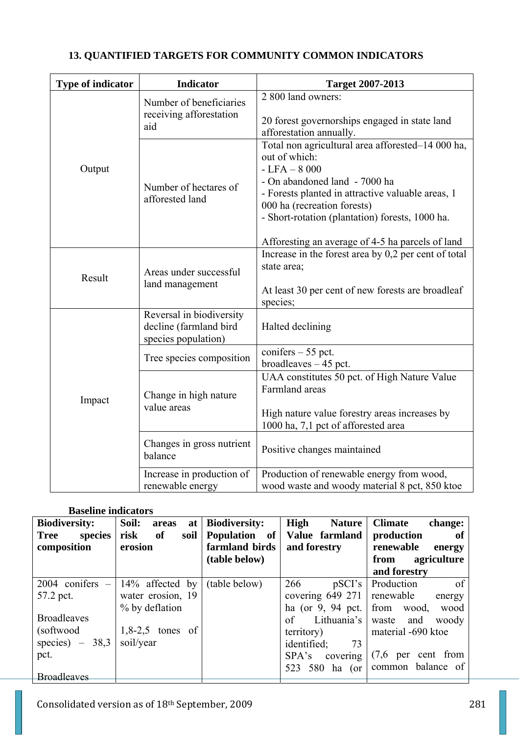### 13. QUANTIFIED TARGETS FOR COMMUNITY COMMON INDICATORS

| Type of indicator | Indicator | Target 2007-2013 |
| --- | --- | --- |
| Output | Number of beneficiaries receiving afforestation aid | 2 800 land owners:<br><br>20 forest governorships engaged in state land afforestation annually. |
| | Number of hectares of afforested land | Total non agricultural area afforested–14 000 ha, out of which:<br>- LFA – 8 000<br>- On abandoned land - 7000 ha<br>- Forests planted in attractive valuable areas, 1 000 ha (recreation forests)<br>- Short-rotation (plantation) forests, 1000 ha.<br><br>Afforesting an average of 4-5 ha parcels of land |
| Result | Areas under successful land management | Increase in the forest area by 0,2 per cent of total state area;<br><br>At least 30 per cent of new forests are broadleaf species; |
| Impact | Reversal in biodiversity decline (farmland bird species population) | Halted declining |
| | Tree species composition | conifers – 55 pct.<br>broadleaves – 45 pct. |
| | Change in high nature value areas | UAA constitutes 50 pct. of High Nature Value Farmland areas<br><br>High nature value forestry areas increases by 1000 ha, 7,1 pct of afforested area |
| | Changes in gross nutrient balance | Positive changes maintained |
| | Increase in production of renewable energy | Production of renewable energy from wood, wood waste and woody material 8 pct, 850 ktoe |

**Baseline indicators**

| **Biodiversity: Tree species composition** | **Soil: areas at risk of soil erosion** | **Biodiversity: Population of farmland birds (table below)** | **High Nature Value farmland and forestry** | **Climate change: production of renewable energy from agriculture and forestry** |
| --- | --- | --- | --- | --- |
| 2004 conifers – 57.2 pct.<br><br>Broadleaves (softwood species) – 38,3 pct.<br><br>Broadleaves | 14% affected by water erosion, 19 % by deflation<br><br>1,8-2,5 tones of soil/year | (table below) | 266 pSCI's covering 649 271 ha (or 9, 94 pct. of Lithuania's territory) identified; 73 SPA's covering 523 580 ha (or | Production of renewable energy from wood, wood waste and woody material -690 ktoe<br><br>(7,6 per cent from common balance of |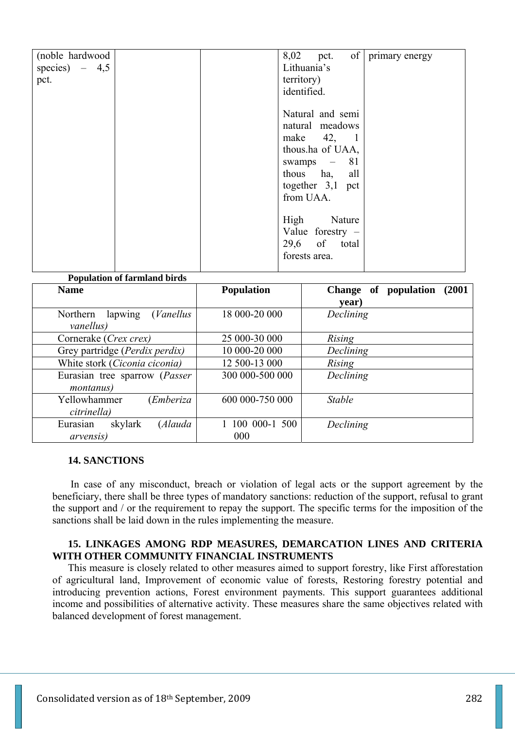| | | | | |
|---|---|---|---|---|
| (noble hardwood species) – 4,5 pct. | | | 8,02 pct. of Lithuania's territory) identified.<br><br>Natural and semi natural meadows make 42, 1 thous.ha of UAA, swamps – 81 thous ha, all together 3,1 pct from UAA.<br><br>High Nature Value forestry – 29,6 of total forests area. | primary energy |

**Population of farmland birds**

| Name | Population | Change of population (2001 year) |
|---|---|---|
| Northern lapwing (*Vanellus vanellus)* | 18 000-20 000 | *Declining* |
| Cornerake (*Crex crex)* | 25 000-30 000 | *Rising* |
| Grey partridge (*Perdix perdix)* | 10 000-20 000 | *Declining* |
| White stork (*Ciconia ciconia)* | 12 500-13 000 | *Rising* |
| Eurasian tree sparrow (*Passer montanus)* | 300 000-500 000 | *Declining* |
| Yellowhammer (*Emberiza citrinella)* | 600 000-750 000 | *Stable* |
| Eurasian skylark (*Alauda arvensis)* | 1 100 000-1 500 000 | *Declining* |

**14. SANCTIONS**

In case of any misconduct, breach or violation of legal acts or the support agreement by the beneficiary, there shall be three types of mandatory sanctions: reduction of the support, refusal to grant the support and / or the requirement to repay the support. The specific terms for the imposition of the sanctions shall be laid down in the rules implementing the measure.

**15. LINKAGES AMONG RDP MEASURES, DEMARCATION LINES AND CRITERIA WITH OTHER COMMUNITY FINANCIAL INSTRUMENTS**

This measure is closely related to other measures aimed to support forestry, like First afforestation of agricultural land, Improvement of economic value of forests, Restoring forestry potential and introducing prevention actions, Forest environment payments. This support guarantees additional income and possibilities of alternative activity. These measures share the same objectives related with balanced development of forest management.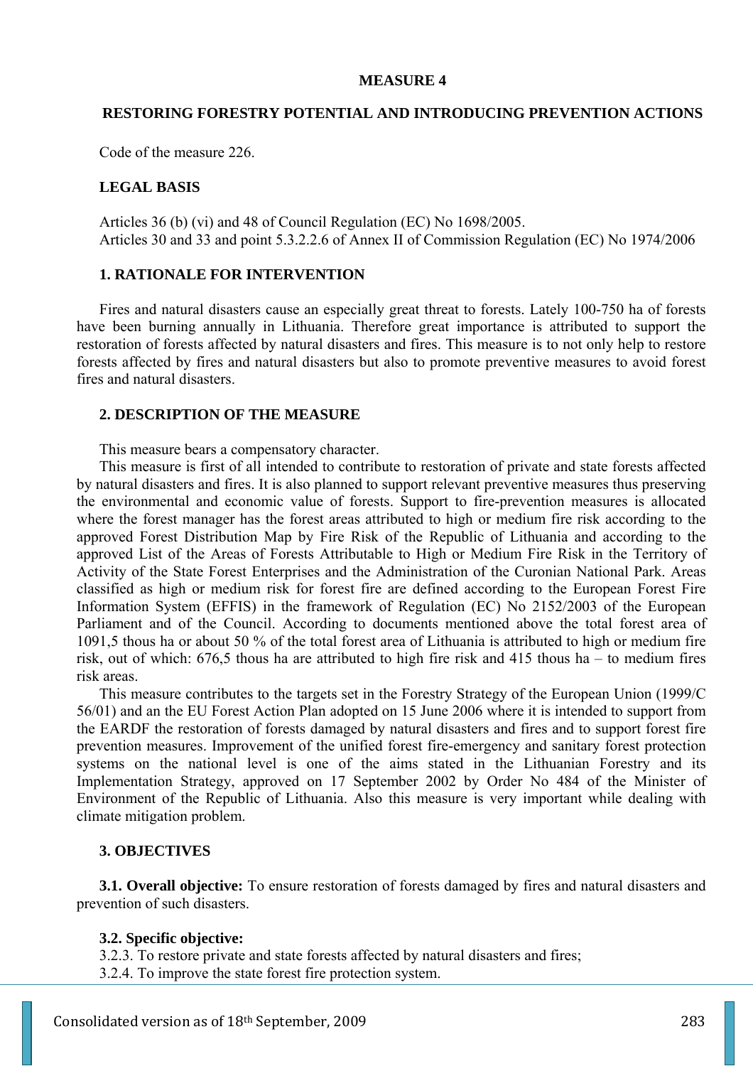# MEASURE 4

## RESTORING FORESTRY POTENTIAL AND INTRODUCING PREVENTION ACTIONS

Code of the measure 226.

### LEGAL BASIS

Articles 36 (b) (vi) and 48 of Council Regulation (EC) No 1698/2005.
Articles 30 and 33 and point 5.3.2.2.6 of Annex II of Commission Regulation (EC) No 1974/2006

### 1. RATIONALE FOR INTERVENTION

Fires and natural disasters cause an especially great threat to forests. Lately 100-750 ha of forests have been burning annually in Lithuania. Therefore great importance is attributed to support the restoration of forests affected by natural disasters and fires. This measure is to not only help to restore forests affected by fires and natural disasters but also to promote preventive measures to avoid forest fires and natural disasters.

### 2. DESCRIPTION OF THE MEASURE

This measure bears a compensatory character.

This measure is first of all intended to contribute to restoration of private and state forests affected by natural disasters and fires. It is also planned to support relevant preventive measures thus preserving the environmental and economic value of forests. Support to fire-prevention measures is allocated where the forest manager has the forest areas attributed to high or medium fire risk according to the approved Forest Distribution Map by Fire Risk of the Republic of Lithuania and according to the approved List of the Areas of Forests Attributable to High or Medium Fire Risk in the Territory of Activity of the State Forest Enterprises and the Administration of the Curonian National Park. Areas classified as high or medium risk for forest fire are defined according to the European Forest Fire Information System (EFFIS) in the framework of Regulation (EC) No 2152/2003 of the European Parliament and of the Council. According to documents mentioned above the total forest area of 1091,5 thous ha or about 50 % of the total forest area of Lithuania is attributed to high or medium fire risk, out of which: 676,5 thous ha are attributed to high fire risk and 415 thous ha – to medium fires risk areas.

This measure contributes to the targets set in the Forestry Strategy of the European Union (1999/C 56/01) and an the EU Forest Action Plan adopted on 15 June 2006 where it is intended to support from the EARDF the restoration of forests damaged by natural disasters and fires and to support forest fire prevention measures. Improvement of the unified forest fire-emergency and sanitary forest protection systems on the national level is one of the aims stated in the Lithuanian Forestry and its Implementation Strategy, approved on 17 September 2002 by Order No 484 of the Minister of Environment of the Republic of Lithuania. Also this measure is very important while dealing with climate mitigation problem.

### 3. OBJECTIVES

**3.1. Overall objective:** To ensure restoration of forests damaged by fires and natural disasters and prevention of such disasters.

**3.2. Specific objective:**

3.2.3. To restore private and state forests affected by natural disasters and fires;
3.2.4. To improve the state forest fire protection system.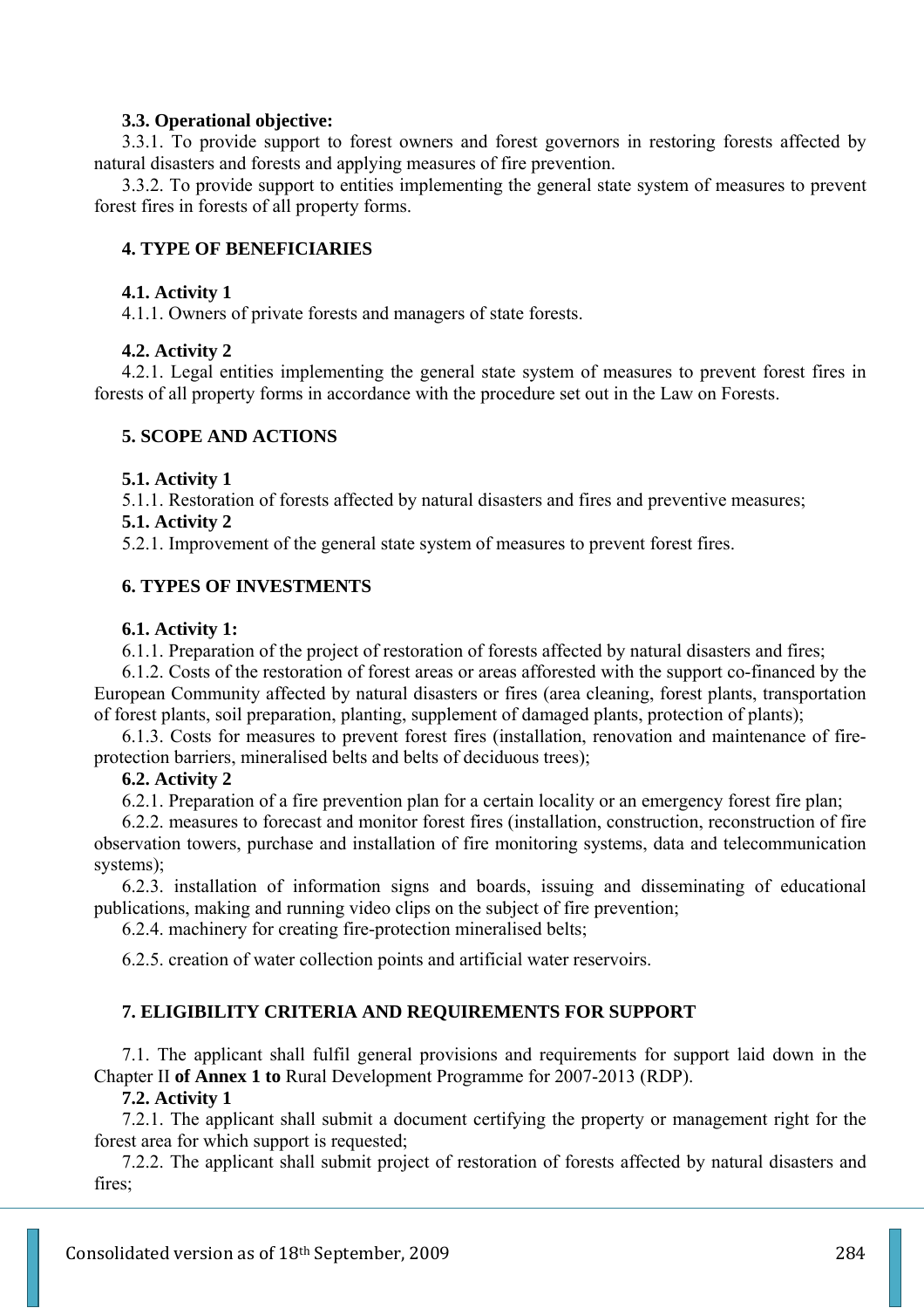**3.3. Operational objective:**

3.3.1. To provide support to forest owners and forest governors in restoring forests affected by natural disasters and forests and applying measures of fire prevention.

3.3.2. To provide support to entities implementing the general state system of measures to prevent forest fires in forests of all property forms.

**4. TYPE OF BENEFICIARIES**

**4.1. Activity 1**

4.1.1. Owners of private forests and managers of state forests.

**4.2. Activity 2**

4.2.1. Legal entities implementing the general state system of measures to prevent forest fires in forests of all property forms in accordance with the procedure set out in the Law on Forests.

**5. SCOPE AND ACTIONS**

**5.1. Activity 1**

5.1.1. Restoration of forests affected by natural disasters and fires and preventive measures;

**5.1. Activity 2**

5.2.1. Improvement of the general state system of measures to prevent forest fires.

**6. TYPES OF INVESTMENTS**

**6.1. Activity 1:**

6.1.1. Preparation of the project of restoration of forests affected by natural disasters and fires;

6.1.2. Costs of the restoration of forest areas or areas afforested with the support co-financed by the European Community affected by natural disasters or fires (area cleaning, forest plants, transportation of forest plants, soil preparation, planting, supplement of damaged plants, protection of plants);

6.1.3. Costs for measures to prevent forest fires (installation, renovation and maintenance of fire-protection barriers, mineralised belts and belts of deciduous trees);

**6.2. Activity 2**

6.2.1. Preparation of a fire prevention plan for a certain locality or an emergency forest fire plan;

6.2.2. measures to forecast and monitor forest fires (installation, construction, reconstruction of fire observation towers, purchase and installation of fire monitoring systems, data and telecommunication systems);

6.2.3. installation of information signs and boards, issuing and disseminating of educational publications, making and running video clips on the subject of fire prevention;

6.2.4. machinery for creating fire-protection mineralised belts;

6.2.5. creation of water collection points and artificial water reservoirs.

**7. ELIGIBILITY CRITERIA AND REQUIREMENTS FOR SUPPORT**

7.1. The applicant shall fulfil general provisions and requirements for support laid down in the Chapter II **of Annex 1 to** Rural Development Programme for 2007-2013 (RDP).

**7.2. Activity 1**

7.2.1. The applicant shall submit a document certifying the property or management right for the forest area for which support is requested;

7.2.2. The applicant shall submit project of restoration of forests affected by natural disasters and fires;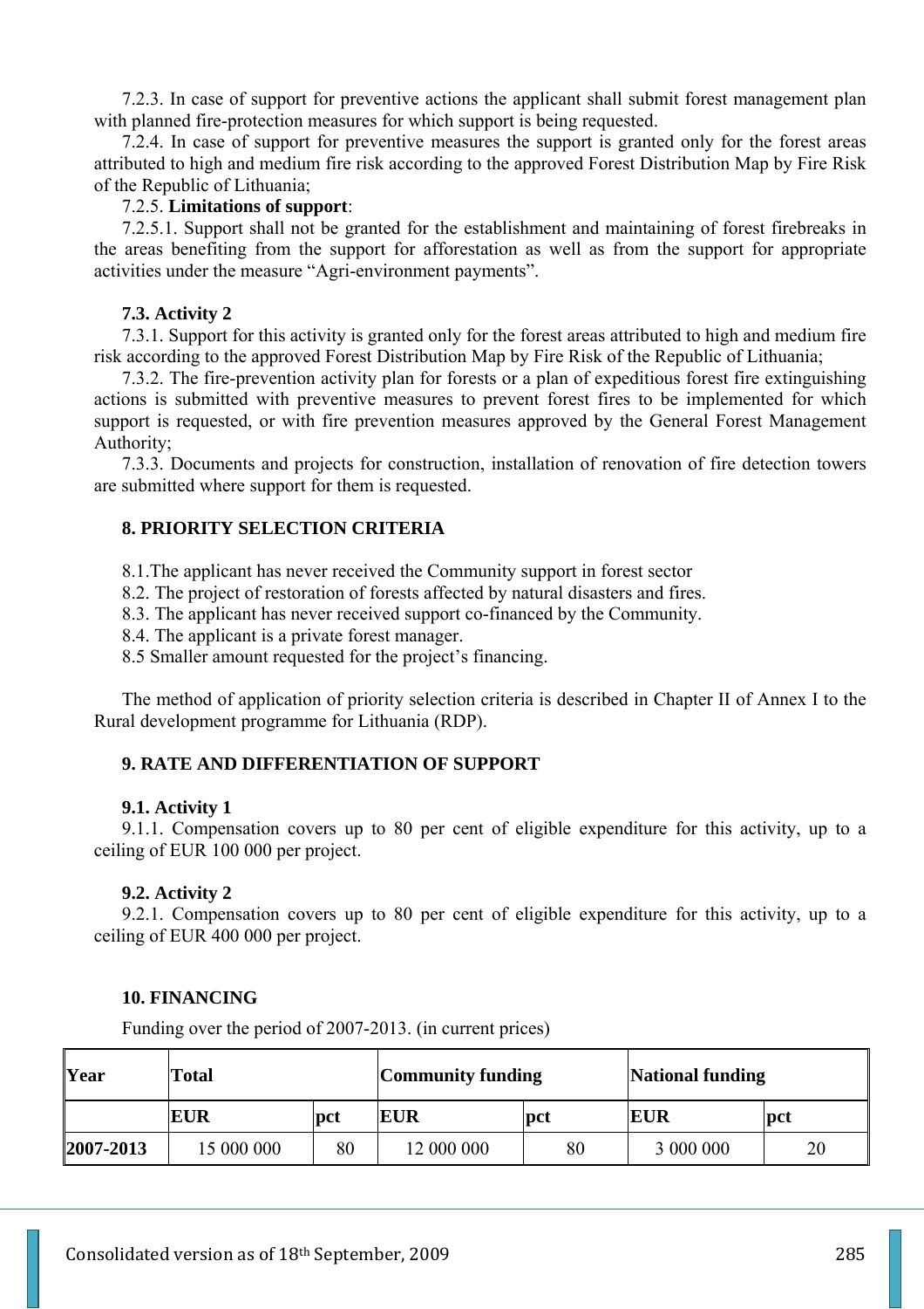7.2.3. In case of support for preventive actions the applicant shall submit forest management plan with planned fire-protection measures for which support is being requested.

7.2.4. In case of support for preventive measures the support is granted only for the forest areas attributed to high and medium fire risk according to the approved Forest Distribution Map by Fire Risk of the Republic of Lithuania;

7.2.5. **Limitations of support**:

7.2.5.1. Support shall not be granted for the establishment and maintaining of forest firebreaks in the areas benefiting from the support for afforestation as well as from the support for appropriate activities under the measure "Agri-environment payments".

**7.3. Activity 2**

7.3.1. Support for this activity is granted only for the forest areas attributed to high and medium fire risk according to the approved Forest Distribution Map by Fire Risk of the Republic of Lithuania;

7.3.2. The fire-prevention activity plan for forests or a plan of expeditious forest fire extinguishing actions is submitted with preventive measures to prevent forest fires to be implemented for which support is requested, or with fire prevention measures approved by the General Forest Management Authority;

7.3.3. Documents and projects for construction, installation of renovation of fire detection towers are submitted where support for them is requested.

## 8. PRIORITY SELECTION CRITERIA

8.1.The applicant has never received the Community support in forest sector

8.2. The project of restoration of forests affected by natural disasters and fires.

8.3. The applicant has never received support co-financed by the Community.

8.4. The applicant is a private forest manager.

8.5 Smaller amount requested for the project's financing.

The method of application of priority selection criteria is described in Chapter II of Annex I to the Rural development programme for Lithuania (RDP).

## 9. RATE AND DIFFERENTIATION OF SUPPORT

**9.1. Activity 1**

9.1.1. Compensation covers up to 80 per cent of eligible expenditure for this activity, up to a ceiling of EUR 100 000 per project.

**9.2. Activity 2**

9.2.1. Compensation covers up to 80 per cent of eligible expenditure for this activity, up to a ceiling of EUR 400 000 per project.

## 10. FINANCING

Funding over the period of 2007-2013. (in current prices)

| Year | Total | | Community funding | | National funding | |
|---|---|---|---|---|---|---|
| | EUR | pct | EUR | pct | EUR | pct |
| 2007-2013 | 15 000 000 | 80 | 12 000 000 | 80 | 3 000 000 | 20 |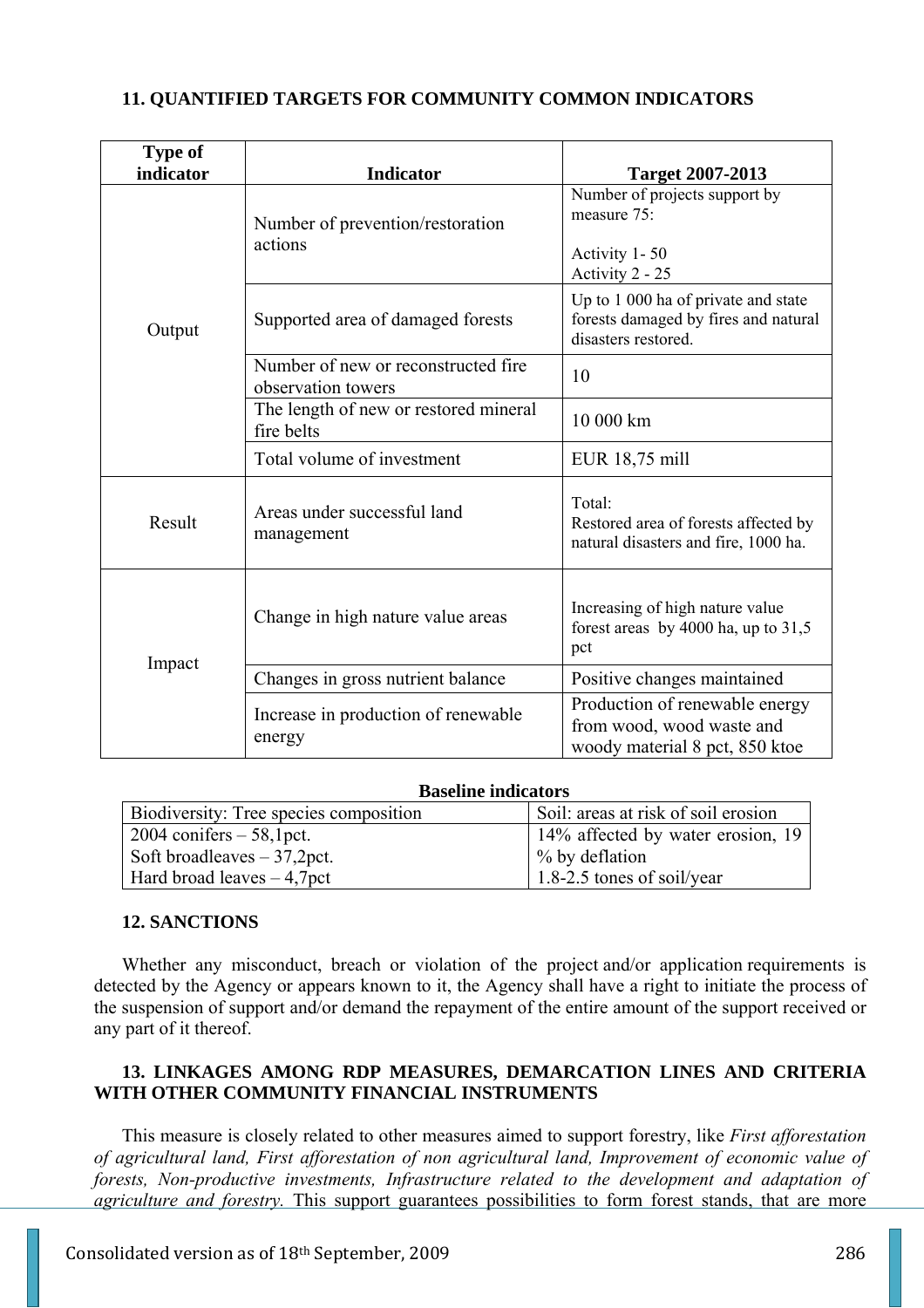### 11. QUANTIFIED TARGETS FOR COMMUNITY COMMON INDICATORS

| Type of indicator | Indicator | Target 2007-2013 |
|---|---|---|
| Output | Number of prevention/restoration actions | Number of projects support by measure 75:<br><br>Activity 1- 50<br>Activity 2 - 25 |
| | Supported area of damaged forests | Up to 1 000 ha of private and state forests damaged by fires and natural disasters restored. |
| | Number of new or reconstructed fire observation towers | 10 |
| | The length of new or restored mineral fire belts | 10 000 km |
| | Total volume of investment | EUR 18,75 mill |
| Result | Areas under successful land management | Total:<br>Restored area of forests affected by natural disasters and fire, 1000 ha. |
| Impact | Change in high nature value areas | Increasing of high nature value forest areas by 4000 ha, up to 31,5 pct |
| | Changes in gross nutrient balance | Positive changes maintained |
| | Increase in production of renewable energy | Production of renewable energy from wood, wood waste and woody material 8 pct, 850 ktoe |

**Baseline indicators**

| Biodiversity: Tree species composition | Soil: areas at risk of soil erosion |
|---|---|
| 2004 conifers – 58,1pct.<br>Soft broadleaves – 37,2pct.<br>Hard broad leaves – 4,7pct | 14% affected by water erosion, 19 % by deflation<br>1.8-2.5 tones of soil/year |

### 12. SANCTIONS

Whether any misconduct, breach or violation of the project and/or application requirements is detected by the Agency or appears known to it, the Agency shall have a right to initiate the process of the suspension of support and/or demand the repayment of the entire amount of the support received or any part of it thereof.

### 13. LINKAGES AMONG RDP MEASURES, DEMARCATION LINES AND CRITERIA WITH OTHER COMMUNITY FINANCIAL INSTRUMENTS

This measure is closely related to other measures aimed to support forestry, like *First afforestation of agricultural land, First afforestation of non agricultural land, Improvement of economic value of forests, Non-productive investments, Infrastructure related to the development and adaptation of agriculture and forestry.* This support guarantees possibilities to form forest stands, that are more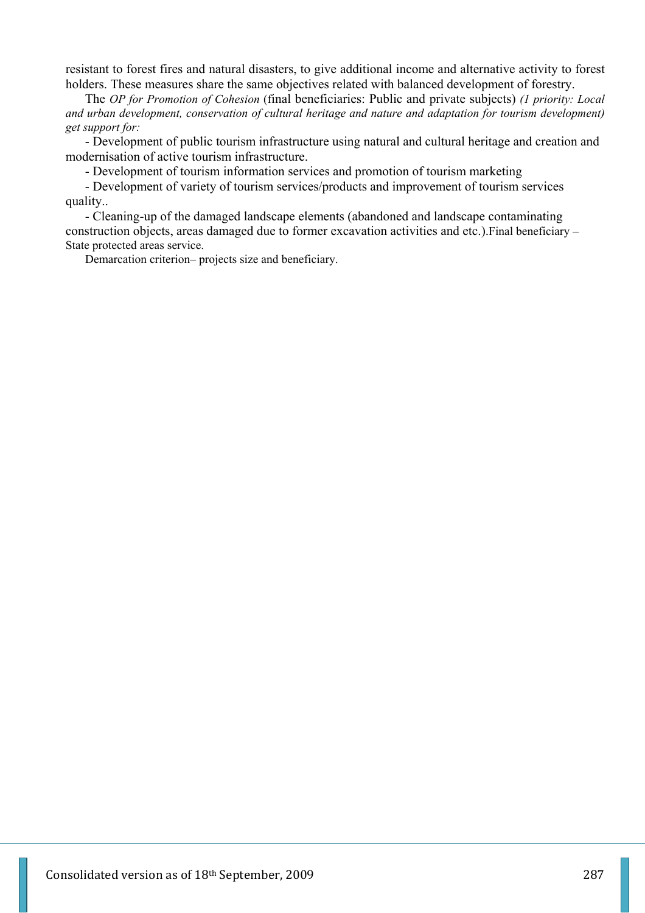resistant to forest fires and natural disasters, to give additional income and alternative activity to forest holders. These measures share the same objectives related with balanced development of forestry.

The *OP for Promotion of Cohesion* (final beneficiaries: Public and private subjects) *(1 priority: Local and urban development, conservation of cultural heritage and nature and adaptation for tourism development) get support for:*

- Development of public tourism infrastructure using natural and cultural heritage and creation and modernisation of active tourism infrastructure.
- Development of tourism information services and promotion of tourism marketing
- Development of variety of tourism services/products and improvement of tourism services quality..
- Cleaning-up of the damaged landscape elements (abandoned and landscape contaminating construction objects, areas damaged due to former excavation activities and etc.).Final beneficiary – State protected areas service.

Demarcation criterion– projects size and beneficiary.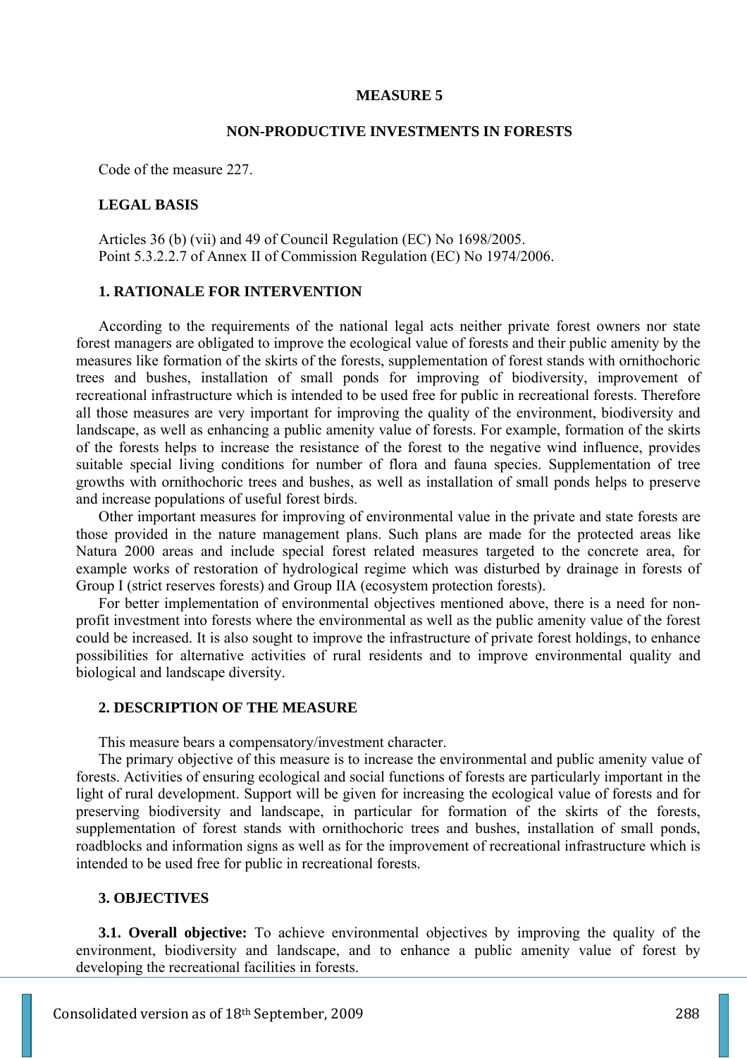# MEASURE 5

## NON-PRODUCTIVE INVESTMENTS IN FORESTS

Code of the measure 227.

### LEGAL BASIS

Articles 36 (b) (vii) and 49 of Council Regulation (EC) No 1698/2005.
Point 5.3.2.2.7 of Annex II of Commission Regulation (EC) No 1974/2006.

### 1. RATIONALE FOR INTERVENTION

According to the requirements of the national legal acts neither private forest owners nor state forest managers are obligated to improve the ecological value of forests and their public amenity by the measures like formation of the skirts of the forests, supplementation of forest stands with ornithochoric trees and bushes, installation of small ponds for improving of biodiversity, improvement of recreational infrastructure which is intended to be used free for public in recreational forests. Therefore all those measures are very important for improving the quality of the environment, biodiversity and landscape, as well as enhancing a public amenity value of forests. For example, formation of the skirts of the forests helps to increase the resistance of the forest to the negative wind influence, provides suitable special living conditions for number of flora and fauna species. Supplementation of tree growths with ornithochoric trees and bushes, as well as installation of small ponds helps to preserve and increase populations of useful forest birds.

Other important measures for improving of environmental value in the private and state forests are those provided in the nature management plans. Such plans are made for the protected areas like Natura 2000 areas and include special forest related measures targeted to the concrete area, for example works of restoration of hydrological regime which was disturbed by drainage in forests of Group I (strict reserves forests) and Group IIA (ecosystem protection forests).

For better implementation of environmental objectives mentioned above, there is a need for non-profit investment into forests where the environmental as well as the public amenity value of the forest could be increased. It is also sought to improve the infrastructure of private forest holdings, to enhance possibilities for alternative activities of rural residents and to improve environmental quality and biological and landscape diversity.

### 2. DESCRIPTION OF THE MEASURE

This measure bears a compensatory/investment character.

The primary objective of this measure is to increase the environmental and public amenity value of forests. Activities of ensuring ecological and social functions of forests are particularly important in the light of rural development. Support will be given for increasing the ecological value of forests and for preserving biodiversity and landscape, in particular for formation of the skirts of the forests, supplementation of forest stands with ornithochoric trees and bushes, installation of small ponds, roadblocks and information signs as well as for the improvement of recreational infrastructure which is intended to be used free for public in recreational forests.

### 3. OBJECTIVES

**3.1. Overall objective:** To achieve environmental objectives by improving the quality of the environment, biodiversity and landscape, and to enhance a public amenity value of forest by developing the recreational facilities in forests.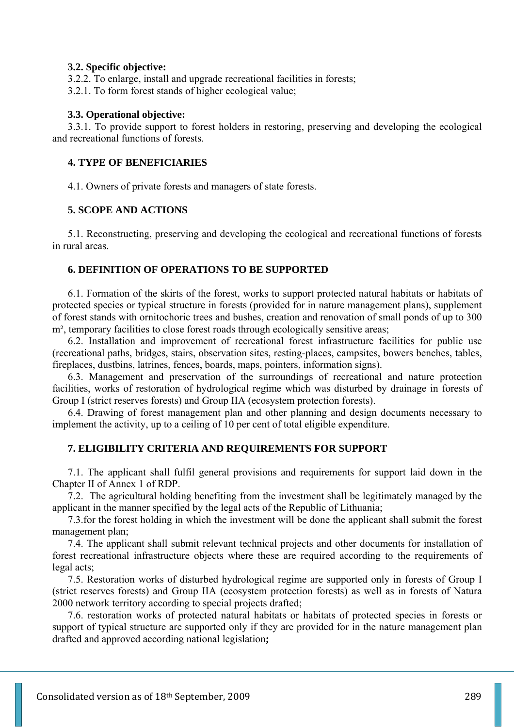**3.2. Specific objective:**

3.2.2. To enlarge, install and upgrade recreational facilities in forests;
3.2.1. To form forest stands of higher ecological value;

**3.3. Operational objective:**

3.3.1. To provide support to forest holders in restoring, preserving and developing the ecological and recreational functions of forests.

**4. TYPE OF BENEFICIARIES**

4.1. Owners of private forests and managers of state forests.

**5. SCOPE AND ACTIONS**

5.1. Reconstructing, preserving and developing the ecological and recreational functions of forests in rural areas.

**6. DEFINITION OF OPERATIONS TO BE SUPPORTED**

6.1. Formation of the skirts of the forest, works to support protected natural habitats or habitats of protected species or typical structure in forests (provided for in nature management plans), supplement of forest stands with ornitochoric trees and bushes, creation and renovation of small ponds of up to 300 m², temporary facilities to close forest roads through ecologically sensitive areas;

6.2. Installation and improvement of recreational forest infrastructure facilities for public use (recreational paths, bridges, stairs, observation sites, resting-places, campsites, bowers benches, tables, fireplaces, dustbins, latrines, fences, boards, maps, pointers, information signs).

6.3. Management and preservation of the surroundings of recreational and nature protection facilities, works of restoration of hydrological regime which was disturbed by drainage in forests of Group I (strict reserves forests) and Group IIA (ecosystem protection forests).

6.4. Drawing of forest management plan and other planning and design documents necessary to implement the activity, up to a ceiling of 10 per cent of total eligible expenditure.

**7. ELIGIBILITY CRITERIA AND REQUIREMENTS FOR SUPPORT**

7.1. The applicant shall fulfil general provisions and requirements for support laid down in the Chapter II of Annex 1 of RDP.

7.2. The agricultural holding benefiting from the investment shall be legitimately managed by the applicant in the manner specified by the legal acts of the Republic of Lithuania;

7.3.for the forest holding in which the investment will be done the applicant shall submit the forest management plan;

7.4. The applicant shall submit relevant technical projects and other documents for installation of forest recreational infrastructure objects where these are required according to the requirements of legal acts;

7.5. Restoration works of disturbed hydrological regime are supported only in forests of Group I (strict reserves forests) and Group IIA (ecosystem protection forests) as well as in forests of Natura 2000 network territory according to special projects drafted;

7.6. restoration works of protected natural habitats or habitats of protected species in forests or support of typical structure are supported only if they are provided for in the nature management plan drafted and approved according national legislation**;**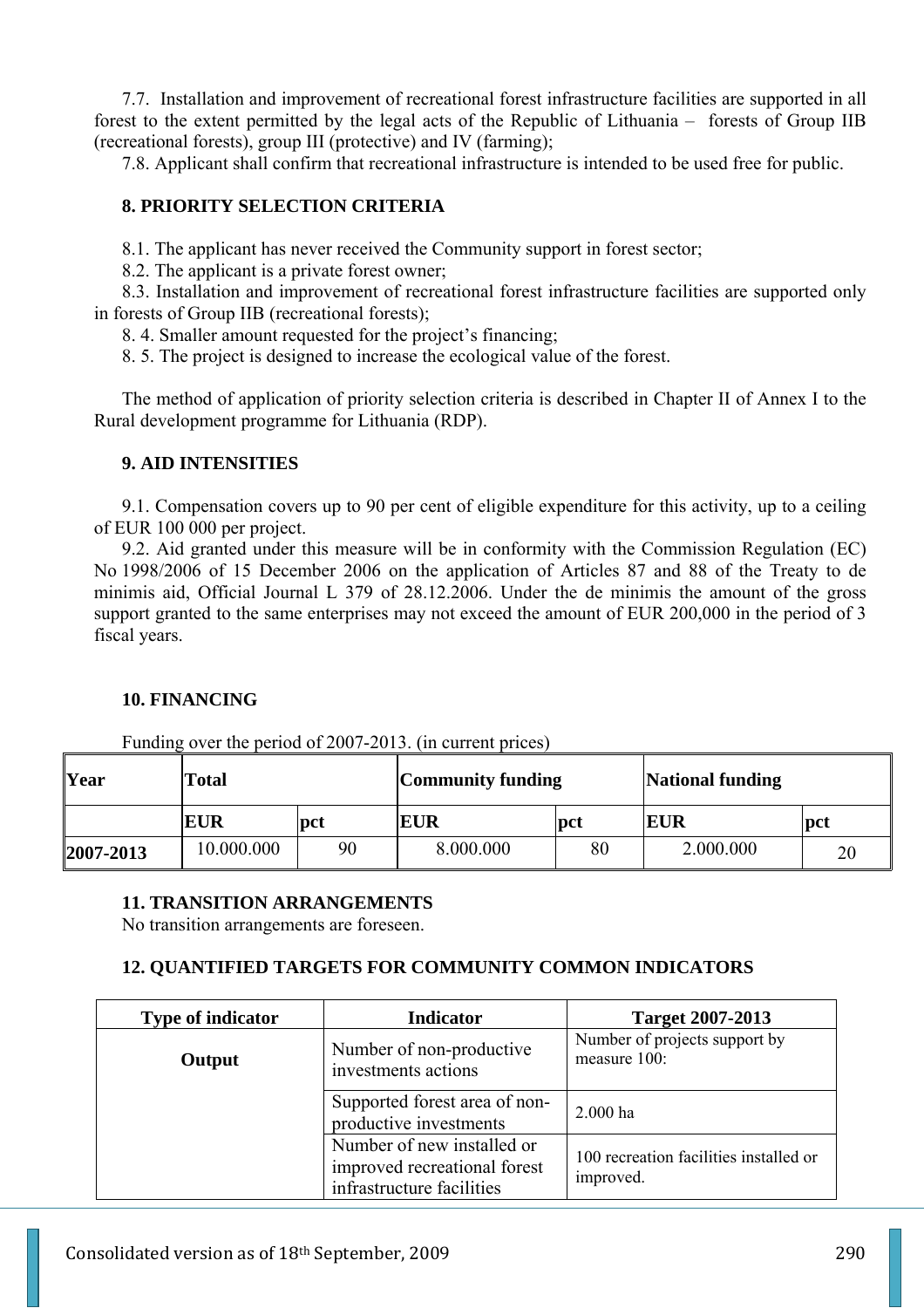7.7. Installation and improvement of recreational forest infrastructure facilities are supported in all forest to the extent permitted by the legal acts of the Republic of Lithuania – forests of Group IIB (recreational forests), group III (protective) and IV (farming);

7.8. Applicant shall confirm that recreational infrastructure is intended to be used free for public.

## 8. PRIORITY SELECTION CRITERIA

8.1. The applicant has never received the Community support in forest sector;

8.2. The applicant is a private forest owner;

8.3. Installation and improvement of recreational forest infrastructure facilities are supported only in forests of Group IIB (recreational forests);

8. 4. Smaller amount requested for the project's financing;

8. 5. The project is designed to increase the ecological value of the forest.

The method of application of priority selection criteria is described in Chapter II of Annex I to the Rural development programme for Lithuania (RDP).

## 9. AID INTENSITIES

9.1. Compensation covers up to 90 per cent of eligible expenditure for this activity, up to a ceiling of EUR 100 000 per project.

9.2. Aid granted under this measure will be in conformity with the Commission Regulation (EC) No 1998/2006 of 15 December 2006 on the application of Articles 87 and 88 of the Treaty to de minimis aid, Official Journal L 379 of 28.12.2006. Under the de minimis the amount of the gross support granted to the same enterprises may not exceed the amount of EUR 200,000 in the period of 3 fiscal years.

## 10. FINANCING

Funding over the period of 2007-2013. (in current prices)

| Year | Total | | Community funding | | National funding | |
|---|---|---|---|---|---|---|
| | EUR | pct | EUR | pct | EUR | pct |
| 2007-2013 | 10.000.000 | 90 | 8.000.000 | 80 | 2.000.000 | 20 |

## 11. TRANSITION ARRANGEMENTS

No transition arrangements are foreseen.

## 12. QUANTIFIED TARGETS FOR COMMUNITY COMMON INDICATORS

| Type of indicator | Indicator | Target 2007-2013 |
|---|---|---|
| Output | Number of non-productive investments actions | Number of projects support by measure 100: |
| | Supported forest area of non-productive investments | 2.000 ha |
| | Number of new installed or improved recreational forest infrastructure facilities | 100 recreation facilities installed or improved. |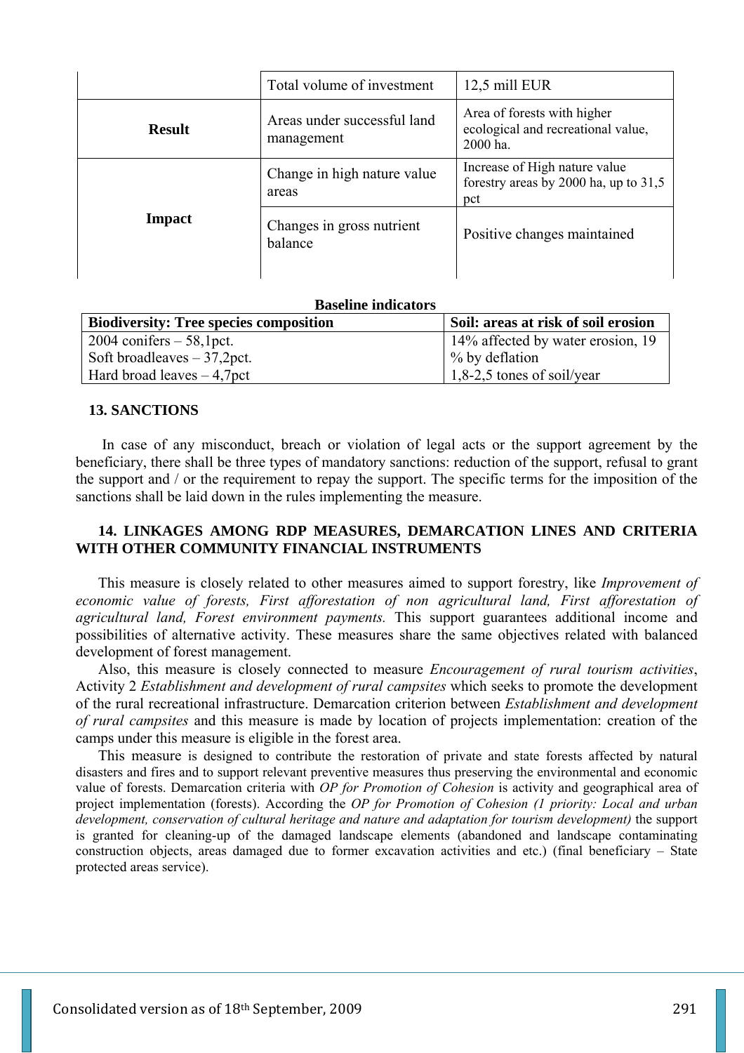| | | |
|---|---|---|
| | Total volume of investment | 12,5 mill EUR |
| **Result** | Areas under successful land management | Area of forests with higher ecological and recreational value, 2000 ha. |
| **Impact** | Change in high nature value areas | Increase of High nature value forestry areas by 2000 ha, up to 31,5 pct |
| | Changes in gross nutrient balance | Positive changes maintained |

**Baseline indicators**

| Biodiversity: Tree species composition | Soil: areas at risk of soil erosion |
|---|---|
| 2004 conifers – 58,1pct.<br>Soft broadleaves – 37,2pct.<br>Hard broad leaves – 4,7pct | 14% affected by water erosion, 19 % by deflation<br>1,8-2,5 tones of soil/year |

## 13. SANCTIONS

In case of any misconduct, breach or violation of legal acts or the support agreement by the beneficiary, there shall be three types of mandatory sanctions: reduction of the support, refusal to grant the support and / or the requirement to repay the support. The specific terms for the imposition of the sanctions shall be laid down in the rules implementing the measure.

## 14. LINKAGES AMONG RDP MEASURES, DEMARCATION LINES AND CRITERIA WITH OTHER COMMUNITY FINANCIAL INSTRUMENTS

This measure is closely related to other measures aimed to support forestry, like *Improvement of economic value of forests, First afforestation of non agricultural land, First afforestation of agricultural land, Forest environment payments.* This support guarantees additional income and possibilities of alternative activity. These measures share the same objectives related with balanced development of forest management.

Also, this measure is closely connected to measure *Encouragement of rural tourism activities*, Activity 2 *Establishment and development of rural campsites* which seeks to promote the development of the rural recreational infrastructure. Demarcation criterion between *Establishment and development of rural campsites* and this measure is made by location of projects implementation: creation of the camps under this measure is eligible in the forest area.

This measure is designed to contribute the restoration of private and state forests affected by natural disasters and fires and to support relevant preventive measures thus preserving the environmental and economic value of forests. Demarcation criteria with *OP for Promotion of Cohesion* is activity and geographical area of project implementation (forests). According the *OP for Promotion of Cohesion (1 priority: Local and urban development, conservation of cultural heritage and nature and adaptation for tourism development)* the support is granted for cleaning-up of the damaged landscape elements (abandoned and landscape contaminating construction objects, areas damaged due to former excavation activities and etc.) (final beneficiary – State protected areas service).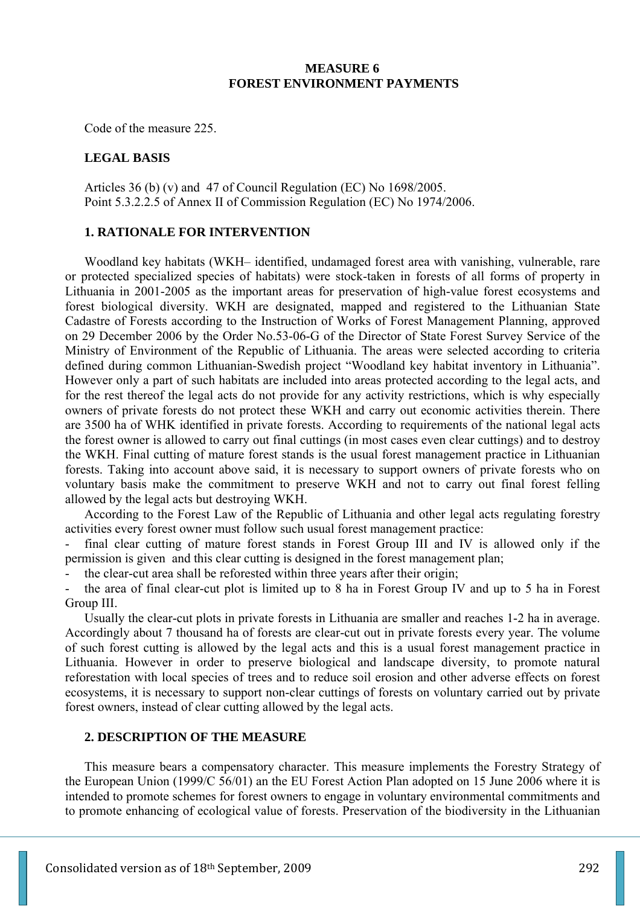## MEASURE 6
## FOREST ENVIRONMENT PAYMENTS

Code of the measure 225.

### LEGAL BASIS

Articles 36 (b) (v) and 47 of Council Regulation (EC) No 1698/2005.
Point 5.3.2.2.5 of Annex II of Commission Regulation (EC) No 1974/2006.

### 1. RATIONALE FOR INTERVENTION

Woodland key habitats (WKH– identified, undamaged forest area with vanishing, vulnerable, rare or protected specialized species of habitats) were stock-taken in forests of all forms of property in Lithuania in 2001-2005 as the important areas for preservation of high-value forest ecosystems and forest biological diversity. WKH are designated, mapped and registered to the Lithuanian State Cadastre of Forests according to the Instruction of Works of Forest Management Planning, approved on 29 December 2006 by the Order No.53-06-G of the Director of State Forest Survey Service of the Ministry of Environment of the Republic of Lithuania. The areas were selected according to criteria defined during common Lithuanian-Swedish project "Woodland key habitat inventory in Lithuania". However only a part of such habitats are included into areas protected according to the legal acts, and for the rest thereof the legal acts do not provide for any activity restrictions, which is why especially owners of private forests do not protect these WKH and carry out economic activities therein. There are 3500 ha of WHK identified in private forests. According to requirements of the national legal acts the forest owner is allowed to carry out final cuttings (in most cases even clear cuttings) and to destroy the WKH. Final cutting of mature forest stands is the usual forest management practice in Lithuanian forests. Taking into account above said, it is necessary to support owners of private forests who on voluntary basis make the commitment to preserve WKH and not to carry out final forest felling allowed by the legal acts but destroying WKH.

According to the Forest Law of the Republic of Lithuania and other legal acts regulating forestry activities every forest owner must follow such usual forest management practice:

- final clear cutting of mature forest stands in Forest Group III and IV is allowed only if the permission is given and this clear cutting is designed in the forest management plan;
- the clear-cut area shall be reforested within three years after their origin;
- the area of final clear-cut plot is limited up to 8 ha in Forest Group IV and up to 5 ha in Forest Group III.

Usually the clear-cut plots in private forests in Lithuania are smaller and reaches 1-2 ha in average. Accordingly about 7 thousand ha of forests are clear-cut out in private forests every year. The volume of such forest cutting is allowed by the legal acts and this is a usual forest management practice in Lithuania. However in order to preserve biological and landscape diversity, to promote natural reforestation with local species of trees and to reduce soil erosion and other adverse effects on forest ecosystems, it is necessary to support non-clear cuttings of forests on voluntary carried out by private forest owners, instead of clear cutting allowed by the legal acts.

### 2. DESCRIPTION OF THE MEASURE

This measure bears a compensatory character. This measure implements the Forestry Strategy of the European Union (1999/C 56/01) an the EU Forest Action Plan adopted on 15 June 2006 where it is intended to promote schemes for forest owners to engage in voluntary environmental commitments and to promote enhancing of ecological value of forests. Preservation of the biodiversity in the Lithuanian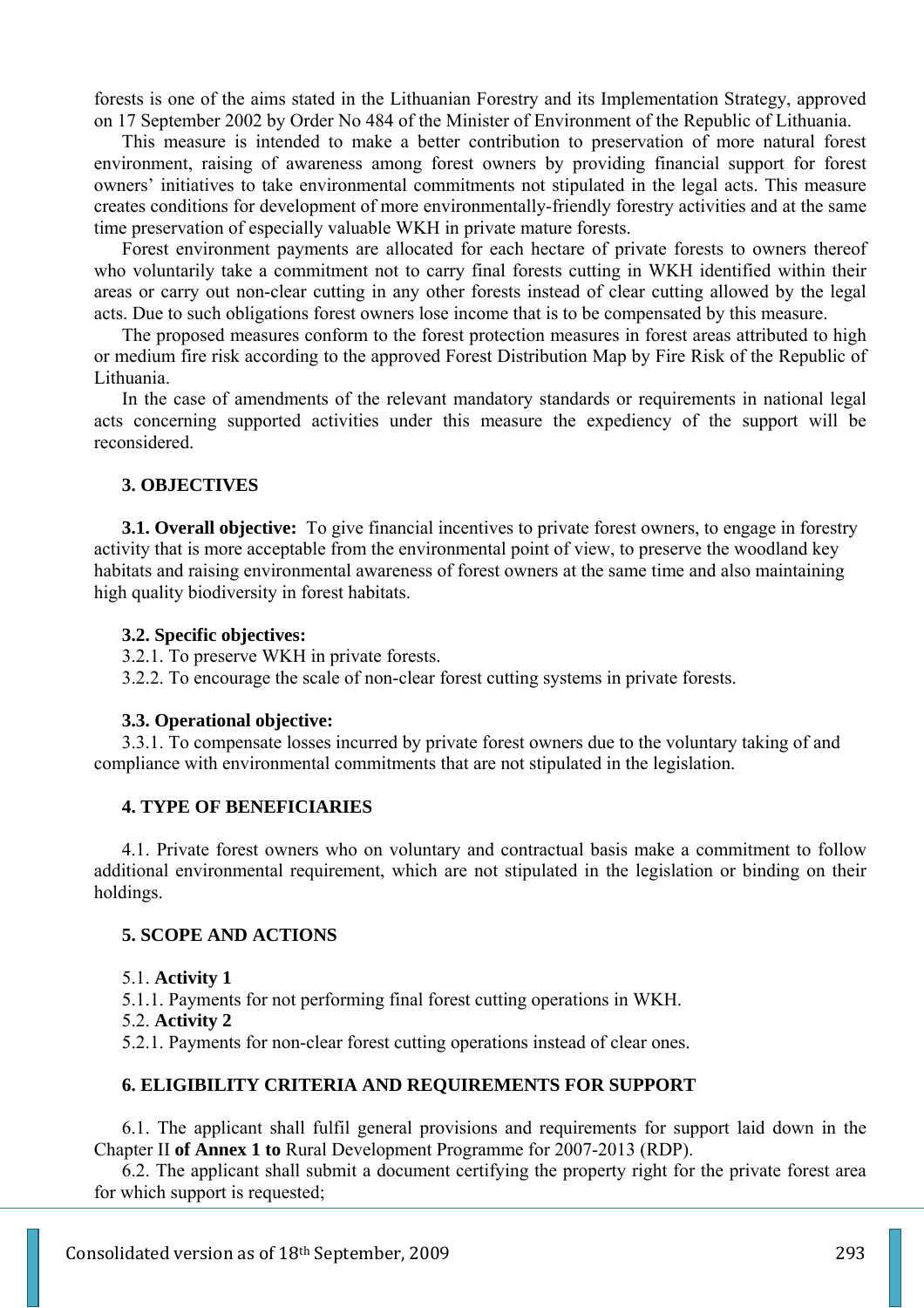forests is one of the aims stated in the Lithuanian Forestry and its Implementation Strategy, approved on 17 September 2002 by Order No 484 of the Minister of Environment of the Republic of Lithuania.

This measure is intended to make a better contribution to preservation of more natural forest environment, raising of awareness among forest owners by providing financial support for forest owners' initiatives to take environmental commitments not stipulated in the legal acts. This measure creates conditions for development of more environmentally-friendly forestry activities and at the same time preservation of especially valuable WKH in private mature forests.

Forest environment payments are allocated for each hectare of private forests to owners thereof who voluntarily take a commitment not to carry final forests cutting in WKH identified within their areas or carry out non-clear cutting in any other forests instead of clear cutting allowed by the legal acts. Due to such obligations forest owners lose income that is to be compensated by this measure.

The proposed measures conform to the forest protection measures in forest areas attributed to high or medium fire risk according to the approved Forest Distribution Map by Fire Risk of the Republic of Lithuania.

In the case of amendments of the relevant mandatory standards or requirements in national legal acts concerning supported activities under this measure the expediency of the support will be reconsidered.

## 3. OBJECTIVES

**3.1. Overall objective:** To give financial incentives to private forest owners, to engage in forestry activity that is more acceptable from the environmental point of view, to preserve the woodland key habitats and raising environmental awareness of forest owners at the same time and also maintaining high quality biodiversity in forest habitats.

**3.2. Specific objectives:**

3.2.1. To preserve WKH in private forests.

3.2.2. To encourage the scale of non-clear forest cutting systems in private forests.

**3.3. Operational objective:**

3.3.1. To compensate losses incurred by private forest owners due to the voluntary taking of and compliance with environmental commitments that are not stipulated in the legislation.

## 4. TYPE OF BENEFICIARIES

4.1. Private forest owners who on voluntary and contractual basis make a commitment to follow additional environmental requirement, which are not stipulated in the legislation or binding on their holdings.

## 5. SCOPE AND ACTIONS

5.1. **Activity 1**

5.1.1. Payments for not performing final forest cutting operations in WKH.

5.2. **Activity 2**

5.2.1. Payments for non-clear forest cutting operations instead of clear ones.

## 6. ELIGIBILITY CRITERIA AND REQUIREMENTS FOR SUPPORT

6.1. The applicant shall fulfil general provisions and requirements for support laid down in the Chapter II **of Annex 1 to** Rural Development Programme for 2007-2013 (RDP).

6.2. The applicant shall submit a document certifying the property right for the private forest area for which support is requested;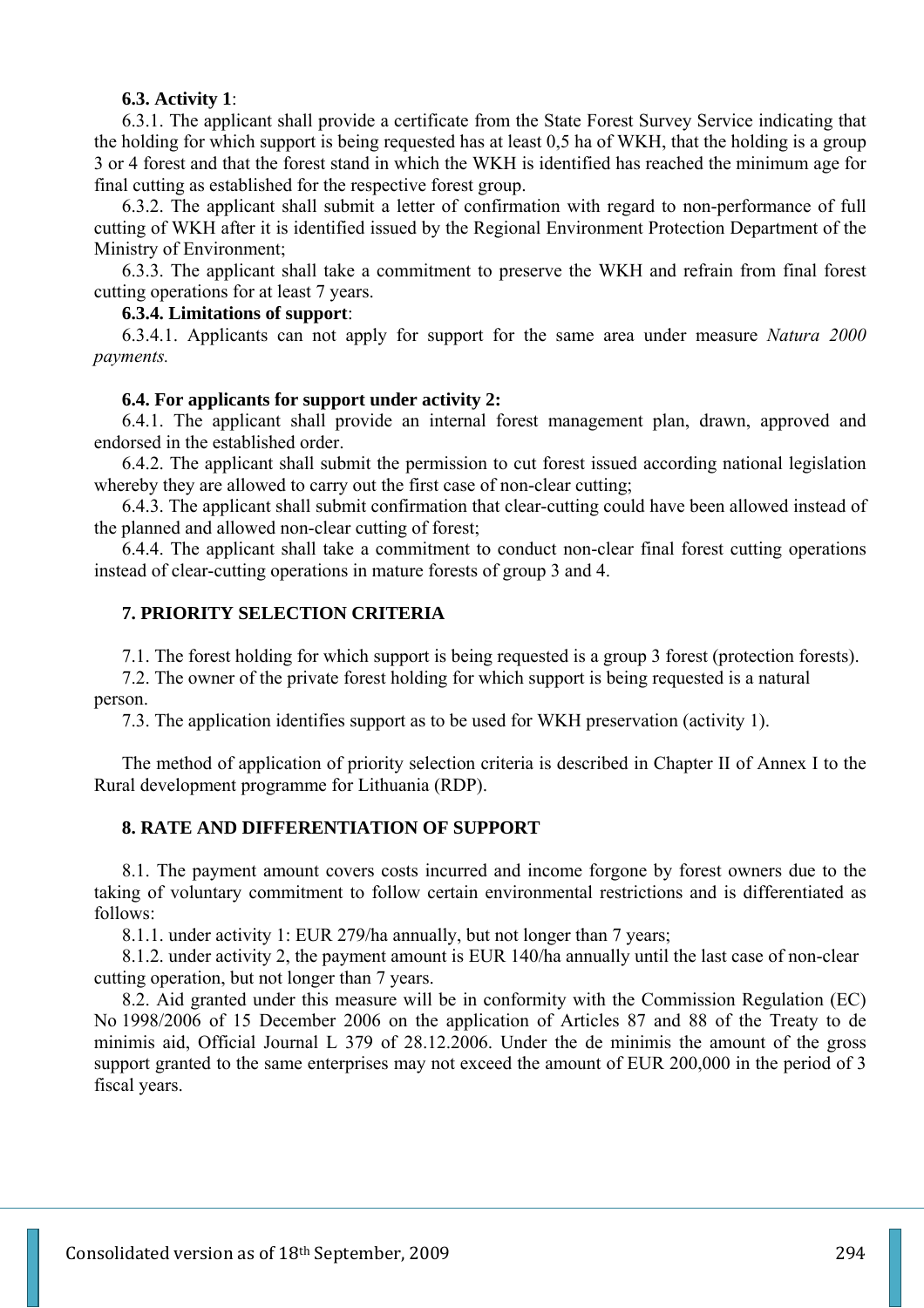**6.3. Activity 1**:

6.3.1. The applicant shall provide a certificate from the State Forest Survey Service indicating that the holding for which support is being requested has at least 0,5 ha of WKH, that the holding is a group 3 or 4 forest and that the forest stand in which the WKH is identified has reached the minimum age for final cutting as established for the respective forest group.

6.3.2. The applicant shall submit a letter of confirmation with regard to non-performance of full cutting of WKH after it is identified issued by the Regional Environment Protection Department of the Ministry of Environment;

6.3.3. The applicant shall take a commitment to preserve the WKH and refrain from final forest cutting operations for at least 7 years.

**6.3.4. Limitations of support**:

6.3.4.1. Applicants can not apply for support for the same area under measure *Natura 2000 payments.*

**6.4. For applicants for support under activity 2:**

6.4.1. The applicant shall provide an internal forest management plan, drawn, approved and endorsed in the established order.

6.4.2. The applicant shall submit the permission to cut forest issued according national legislation whereby they are allowed to carry out the first case of non-clear cutting;

6.4.3. The applicant shall submit confirmation that clear-cutting could have been allowed instead of the planned and allowed non-clear cutting of forest;

6.4.4. The applicant shall take a commitment to conduct non-clear final forest cutting operations instead of clear-cutting operations in mature forests of group 3 and 4.

## 7. PRIORITY SELECTION CRITERIA

7.1. The forest holding for which support is being requested is a group 3 forest (protection forests).

7.2. The owner of the private forest holding for which support is being requested is a natural person.

7.3. The application identifies support as to be used for WKH preservation (activity 1).

The method of application of priority selection criteria is described in Chapter II of Annex I to the Rural development programme for Lithuania (RDP).

## 8. RATE AND DIFFERENTIATION OF SUPPORT

8.1. The payment amount covers costs incurred and income forgone by forest owners due to the taking of voluntary commitment to follow certain environmental restrictions and is differentiated as follows:

8.1.1. under activity 1: EUR 279/ha annually, but not longer than 7 years;

8.1.2. under activity 2, the payment amount is EUR 140/ha annually until the last case of non-clear cutting operation, but not longer than 7 years.

8.2. Aid granted under this measure will be in conformity with the Commission Regulation (EC) No 1998/2006 of 15 December 2006 on the application of Articles 87 and 88 of the Treaty to de minimis aid, Official Journal L 379 of 28.12.2006. Under the de minimis the amount of the gross support granted to the same enterprises may not exceed the amount of EUR 200,000 in the period of 3 fiscal years.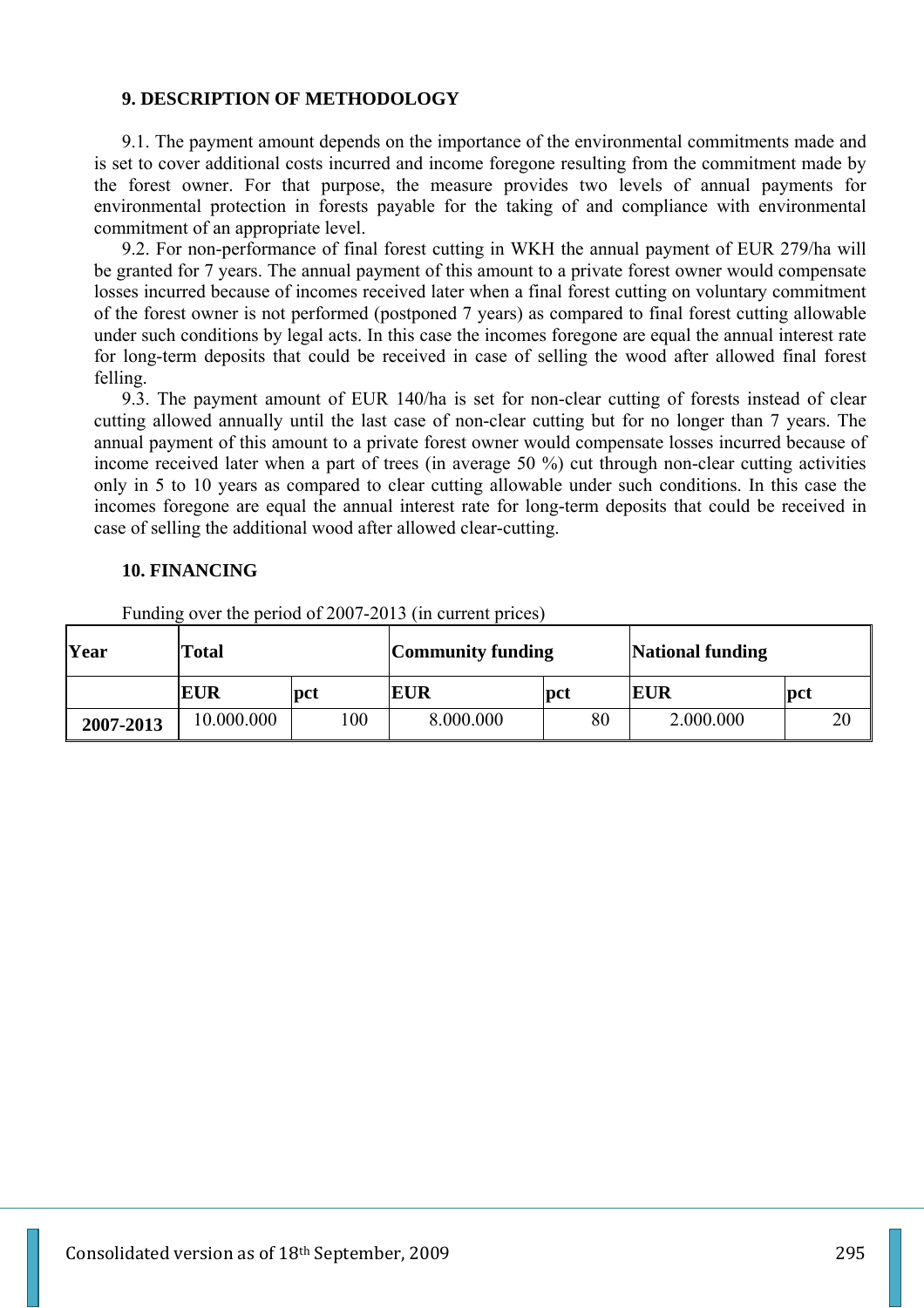## 9. DESCRIPTION OF METHODOLOGY

9.1. The payment amount depends on the importance of the environmental commitments made and is set to cover additional costs incurred and income foregone resulting from the commitment made by the forest owner. For that purpose, the measure provides two levels of annual payments for environmental protection in forests payable for the taking of and compliance with environmental commitment of an appropriate level.

9.2. For non-performance of final forest cutting in WKH the annual payment of EUR 279/ha will be granted for 7 years. The annual payment of this amount to a private forest owner would compensate losses incurred because of incomes received later when a final forest cutting on voluntary commitment of the forest owner is not performed (postponed 7 years) as compared to final forest cutting allowable under such conditions by legal acts. In this case the incomes foregone are equal the annual interest rate for long-term deposits that could be received in case of selling the wood after allowed final forest felling.

9.3. The payment amount of EUR 140/ha is set for non-clear cutting of forests instead of clear cutting allowed annually until the last case of non-clear cutting but for no longer than 7 years. The annual payment of this amount to a private forest owner would compensate losses incurred because of income received later when a part of trees (in average 50 %) cut through non-clear cutting activities only in 5 to 10 years as compared to clear cutting allowable under such conditions. In this case the incomes foregone are equal the annual interest rate for long-term deposits that could be received in case of selling the additional wood after allowed clear-cutting.

## 10. FINANCING

Funding over the period of 2007-2013 (in current prices)

| Year | Total | | Community funding | | National funding | |
|---|---|---|---|---|---|---|
| | EUR | pct | EUR | pct | EUR | pct |
| 2007-2013 | 10.000.000 | 100 | 8.000.000 | 80 | 2.000.000 | 20 |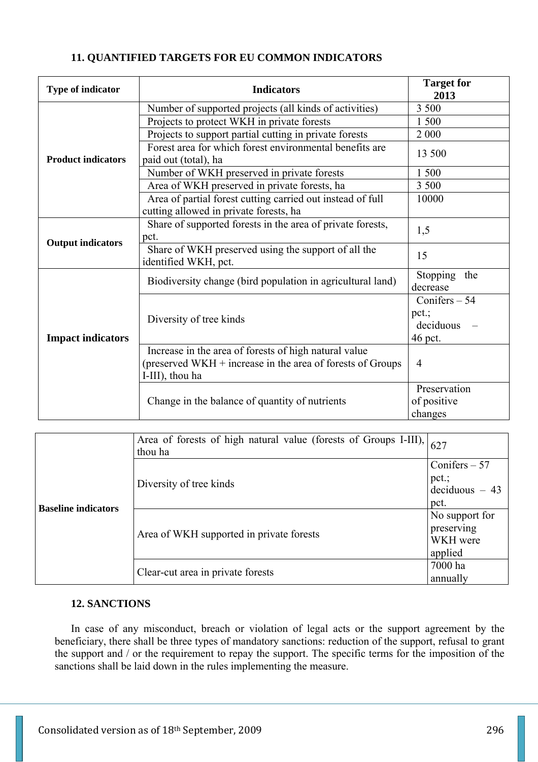## 11. QUANTIFIED TARGETS FOR EU COMMON INDICATORS

| Type of indicator | Indicators | Target for 2013 |
|---|---|---|
| Product indicators | Number of supported projects (all kinds of activities) | 3 500 |
| | Projects to protect WKH in private forests | 1 500 |
| | Projects to support partial cutting in private forests | 2 000 |
| | Forest area for which forest environmental benefits are paid out (total), ha | 13 500 |
| | Number of WKH preserved in private forests | 1 500 |
| | Area of WKH preserved in private forests, ha | 3 500 |
| | Area of partial forest cutting carried out instead of full cutting allowed in private forests, ha | 10000 |
| Output indicators | Share of supported forests in the area of private forests, pct. | 1,5 |
| | Share of WKH preserved using the support of all the identified WKH, pct. | 15 |
| Impact indicators | Biodiversity change (bird population in agricultural land) | Stopping the decrease |
| | Diversity of tree kinds | Conifers – 54 pct.; deciduous – 46 pct. |
| | Increase in the area of forests of high natural value (preserved WKH + increase in the area of forests of Groups I-III), thou ha | 4 |
| | Change in the balance of quantity of nutrients | Preservation of positive changes |

| | | |
|---|---|---|
| Baseline indicators | Area of forests of high natural value (forests of Groups I-III), thou ha | 627 |
| | Diversity of tree kinds | Conifers – 57 pct.; deciduous – 43 pct. |
| | Area of WKH supported in private forests | No support for preserving WKH were applied |
| | Clear-cut area in private forests | 7000 ha annually |

## 12. SANCTIONS

In case of any misconduct, breach or violation of legal acts or the support agreement by the beneficiary, there shall be three types of mandatory sanctions: reduction of the support, refusal to grant the support and / or the requirement to repay the support. The specific terms for the imposition of the sanctions shall be laid down in the rules implementing the measure.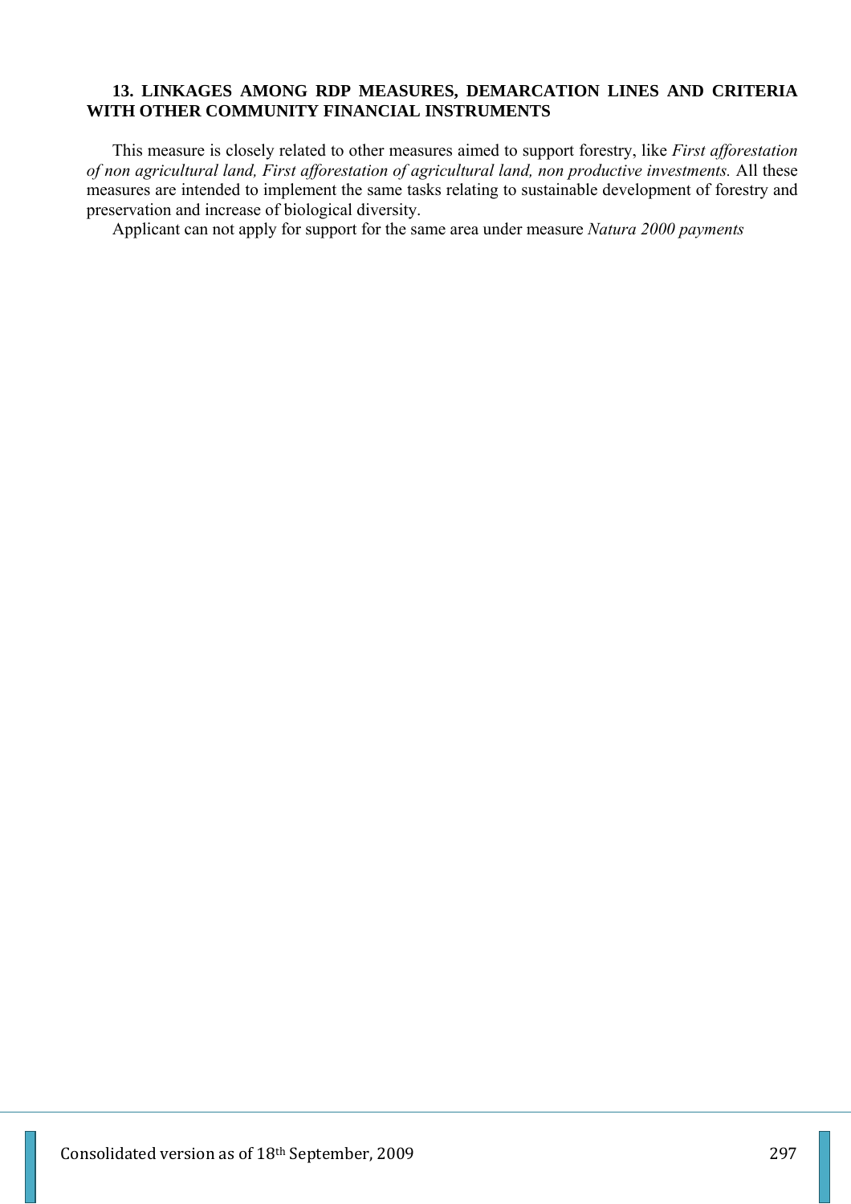**13. LINKAGES AMONG RDP MEASURES, DEMARCATION LINES AND CRITERIA WITH OTHER COMMUNITY FINANCIAL INSTRUMENTS**

This measure is closely related to other measures aimed to support forestry, like *First afforestation of non agricultural land, First afforestation of agricultural land, non productive investments.* All these measures are intended to implement the same tasks relating to sustainable development of forestry and preservation and increase of biological diversity.

Applicant can not apply for support for the same area under measure *Natura 2000 payments*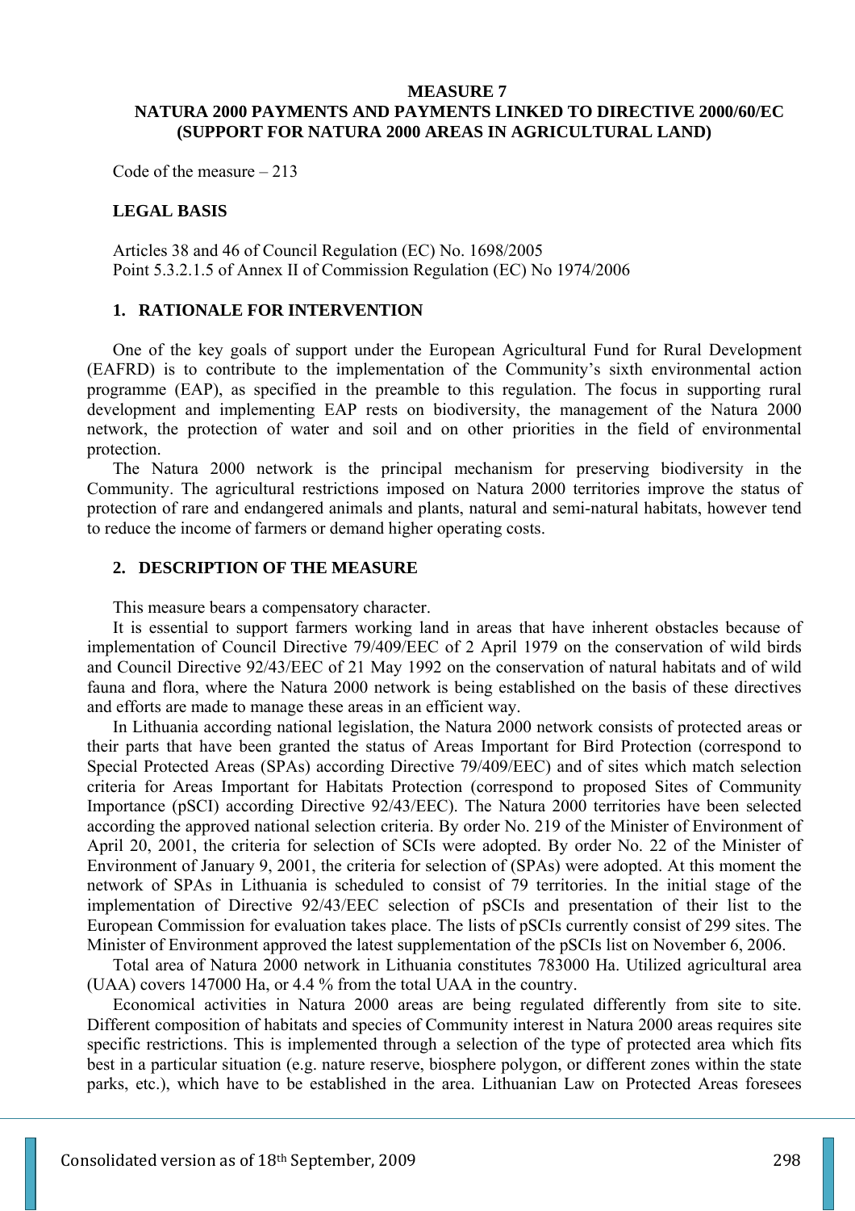# MEASURE 7
# NATURA 2000 PAYMENTS AND PAYMENTS LINKED TO DIRECTIVE 2000/60/EC (SUPPORT FOR NATURA 2000 AREAS IN AGRICULTURAL LAND)

Code of the measure – 213

## LEGAL BASIS

Articles 38 and 46 of Council Regulation (EC) No. 1698/2005
Point 5.3.2.1.5 of Annex II of Commission Regulation (EC) No 1974/2006

## 1. RATIONALE FOR INTERVENTION

One of the key goals of support under the European Agricultural Fund for Rural Development (EAFRD) is to contribute to the implementation of the Community's sixth environmental action programme (EAP), as specified in the preamble to this regulation. The focus in supporting rural development and implementing EAP rests on biodiversity, the management of the Natura 2000 network, the protection of water and soil and on other priorities in the field of environmental protection.

The Natura 2000 network is the principal mechanism for preserving biodiversity in the Community. The agricultural restrictions imposed on Natura 2000 territories improve the status of protection of rare and endangered animals and plants, natural and semi-natural habitats, however tend to reduce the income of farmers or demand higher operating costs.

## 2. DESCRIPTION OF THE MEASURE

This measure bears a compensatory character.

It is essential to support farmers working land in areas that have inherent obstacles because of implementation of Council Directive 79/409/EEC of 2 April 1979 on the conservation of wild birds and Council Directive 92/43/EEC of 21 May 1992 on the conservation of natural habitats and of wild fauna and flora, where the Natura 2000 network is being established on the basis of these directives and efforts are made to manage these areas in an efficient way.

In Lithuania according national legislation, the Natura 2000 network consists of protected areas or their parts that have been granted the status of Areas Important for Bird Protection (correspond to Special Protected Areas (SPAs) according Directive 79/409/EEC) and of sites which match selection criteria for Areas Important for Habitats Protection (correspond to proposed Sites of Community Importance (pSCI) according Directive 92/43/EEC). The Natura 2000 territories have been selected according the approved national selection criteria. By order No. 219 of the Minister of Environment of April 20, 2001, the criteria for selection of SCIs were adopted. By order No. 22 of the Minister of Environment of January 9, 2001, the criteria for selection of (SPAs) were adopted. At this moment the network of SPAs in Lithuania is scheduled to consist of 79 territories. In the initial stage of the implementation of Directive 92/43/EEC selection of pSCIs and presentation of their list to the European Commission for evaluation takes place. The lists of pSCIs currently consist of 299 sites. The Minister of Environment approved the latest supplementation of the pSCIs list on November 6, 2006.

Total area of Natura 2000 network in Lithuania constitutes 783000 Ha. Utilized agricultural area (UAA) covers 147000 Ha, or 4.4 % from the total UAA in the country.

Economical activities in Natura 2000 areas are being regulated differently from site to site. Different composition of habitats and species of Community interest in Natura 2000 areas requires site specific restrictions. This is implemented through a selection of the type of protected area which fits best in a particular situation (e.g. nature reserve, biosphere polygon, or different zones within the state parks, etc.), which have to be established in the area. Lithuanian Law on Protected Areas foresees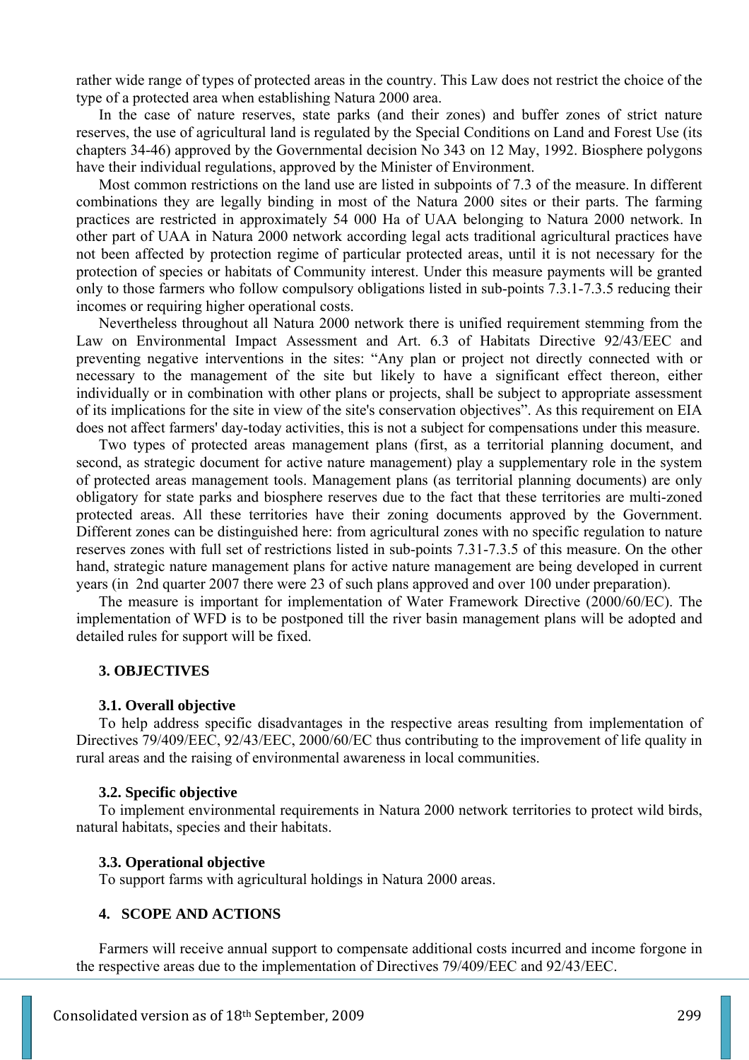rather wide range of types of protected areas in the country. This Law does not restrict the choice of the type of a protected area when establishing Natura 2000 area.

In the case of nature reserves, state parks (and their zones) and buffer zones of strict nature reserves, the use of agricultural land is regulated by the Special Conditions on Land and Forest Use (its chapters 34-46) approved by the Governmental decision No 343 on 12 May, 1992. Biosphere polygons have their individual regulations, approved by the Minister of Environment.

Most common restrictions on the land use are listed in subpoints of 7.3 of the measure. In different combinations they are legally binding in most of the Natura 2000 sites or their parts. The farming practices are restricted in approximately 54 000 Ha of UAA belonging to Natura 2000 network. In other part of UAA in Natura 2000 network according legal acts traditional agricultural practices have not been affected by protection regime of particular protected areas, until it is not necessary for the protection of species or habitats of Community interest. Under this measure payments will be granted only to those farmers who follow compulsory obligations listed in sub-points 7.3.1-7.3.5 reducing their incomes or requiring higher operational costs.

Nevertheless throughout all Natura 2000 network there is unified requirement stemming from the Law on Environmental Impact Assessment and Art. 6.3 of Habitats Directive 92/43/EEC and preventing negative interventions in the sites: "Any plan or project not directly connected with or necessary to the management of the site but likely to have a significant effect thereon, either individually or in combination with other plans or projects, shall be subject to appropriate assessment of its implications for the site in view of the site's conservation objectives". As this requirement on EIA does not affect farmers' day-today activities, this is not a subject for compensations under this measure.

Two types of protected areas management plans (first, as a territorial planning document, and second, as strategic document for active nature management) play a supplementary role in the system of protected areas management tools. Management plans (as territorial planning documents) are only obligatory for state parks and biosphere reserves due to the fact that these territories are multi-zoned protected areas. All these territories have their zoning documents approved by the Government. Different zones can be distinguished here: from agricultural zones with no specific regulation to nature reserves zones with full set of restrictions listed in sub-points 7.31-7.3.5 of this measure. On the other hand, strategic nature management plans for active nature management are being developed in current years (in 2nd quarter 2007 there were 23 of such plans approved and over 100 under preparation).

The measure is important for implementation of Water Framework Directive (2000/60/EC). The implementation of WFD is to be postponed till the river basin management plans will be adopted and detailed rules for support will be fixed.

## 3. OBJECTIVES

### 3.1. Overall objective

To help address specific disadvantages in the respective areas resulting from implementation of Directives 79/409/EEC, 92/43/EEC, 2000/60/EC thus contributing to the improvement of life quality in rural areas and the raising of environmental awareness in local communities.

### 3.2. Specific objective

To implement environmental requirements in Natura 2000 network territories to protect wild birds, natural habitats, species and their habitats.

### 3.3. Operational objective

To support farms with agricultural holdings in Natura 2000 areas.

## 4. SCOPE AND ACTIONS

Farmers will receive annual support to compensate additional costs incurred and income forgone in the respective areas due to the implementation of Directives 79/409/EEC and 92/43/EEC.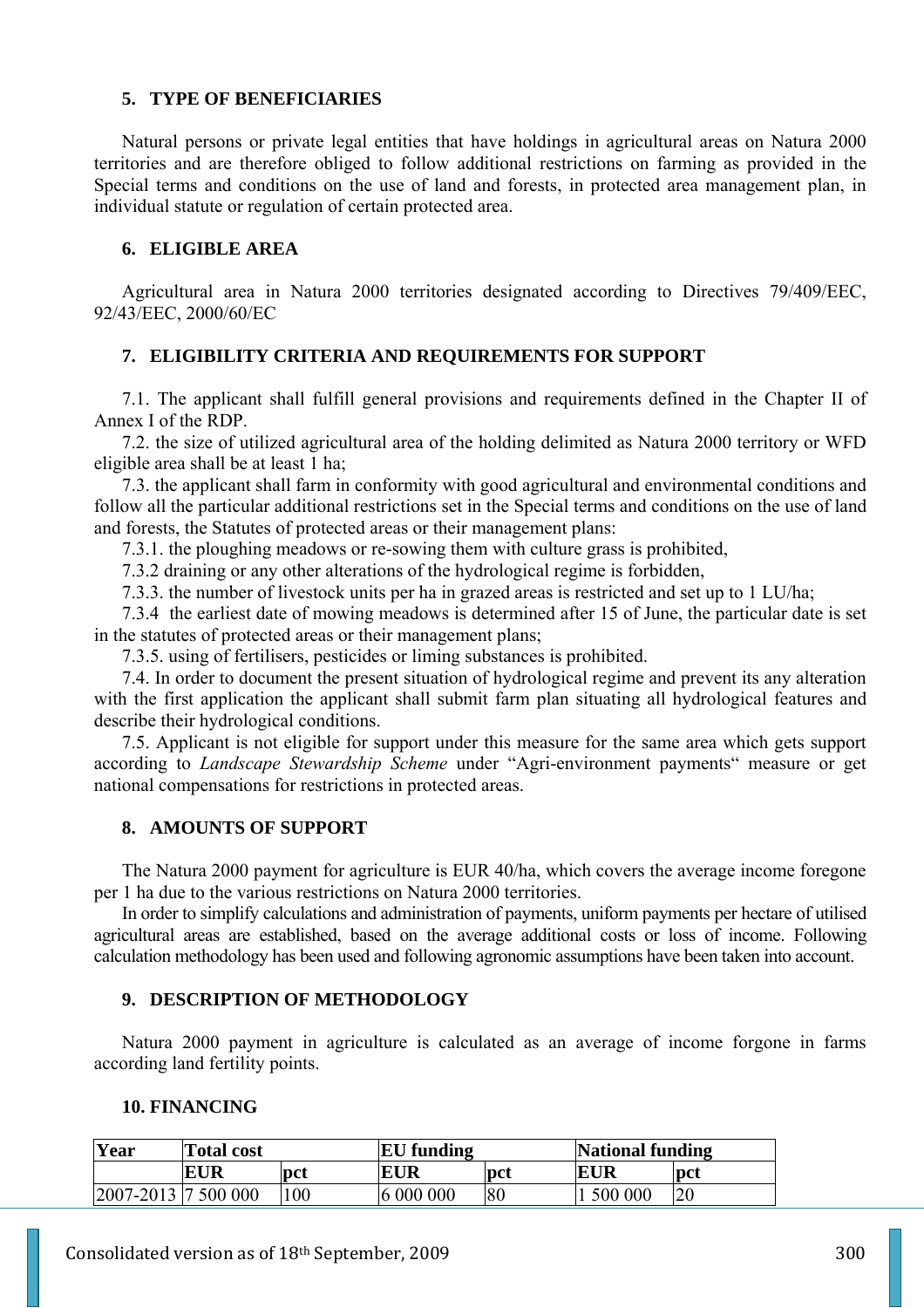### 5. TYPE OF BENEFICIARIES

Natural persons or private legal entities that have holdings in agricultural areas on Natura 2000 territories and are therefore obliged to follow additional restrictions on farming as provided in the Special terms and conditions on the use of land and forests, in protected area management plan, in individual statute or regulation of certain protected area.

### 6. ELIGIBLE AREA

Agricultural area in Natura 2000 territories designated according to Directives 79/409/EEC, 92/43/EEC, 2000/60/EC

### 7. ELIGIBILITY CRITERIA AND REQUIREMENTS FOR SUPPORT

7.1. The applicant shall fulfill general provisions and requirements defined in the Chapter II of Annex I of the RDP.

7.2. the size of utilized agricultural area of the holding delimited as Natura 2000 territory or WFD eligible area shall be at least 1 ha;

7.3. the applicant shall farm in conformity with good agricultural and environmental conditions and follow all the particular additional restrictions set in the Special terms and conditions on the use of land and forests, the Statutes of protected areas or their management plans:

7.3.1. the ploughing meadows or re-sowing them with culture grass is prohibited,

7.3.2 draining or any other alterations of the hydrological regime is forbidden,

7.3.3. the number of livestock units per ha in grazed areas is restricted and set up to 1 LU/ha;

7.3.4 the earliest date of mowing meadows is determined after 15 of June, the particular date is set in the statutes of protected areas or their management plans;

7.3.5. using of fertilisers, pesticides or liming substances is prohibited.

7.4. In order to document the present situation of hydrological regime and prevent its any alteration with the first application the applicant shall submit farm plan situating all hydrological features and describe their hydrological conditions.

7.5. Applicant is not eligible for support under this measure for the same area which gets support according to *Landscape Stewardship Scheme* under "Agri-environment payments" measure or get national compensations for restrictions in protected areas.

### 8. AMOUNTS OF SUPPORT

The Natura 2000 payment for agriculture is EUR 40/ha, which covers the average income foregone per 1 ha due to the various restrictions on Natura 2000 territories.

In order to simplify calculations and administration of payments, uniform payments per hectare of utilised agricultural areas are established, based on the average additional costs or loss of income. Following calculation methodology has been used and following agronomic assumptions have been taken into account.

### 9. DESCRIPTION OF METHODOLOGY

Natura 2000 payment in agriculture is calculated as an average of income forgone in farms according land fertility points.

### 10. FINANCING

| Year | Total cost | | EU funding | | National funding | |
|---|---|---|---|---|---|---|
| | EUR | pct | EUR | pct | EUR | pct |
| 2007-2013 | 7 500 000 | 100 | 6 000 000 | 80 | 1 500 000 | 20 |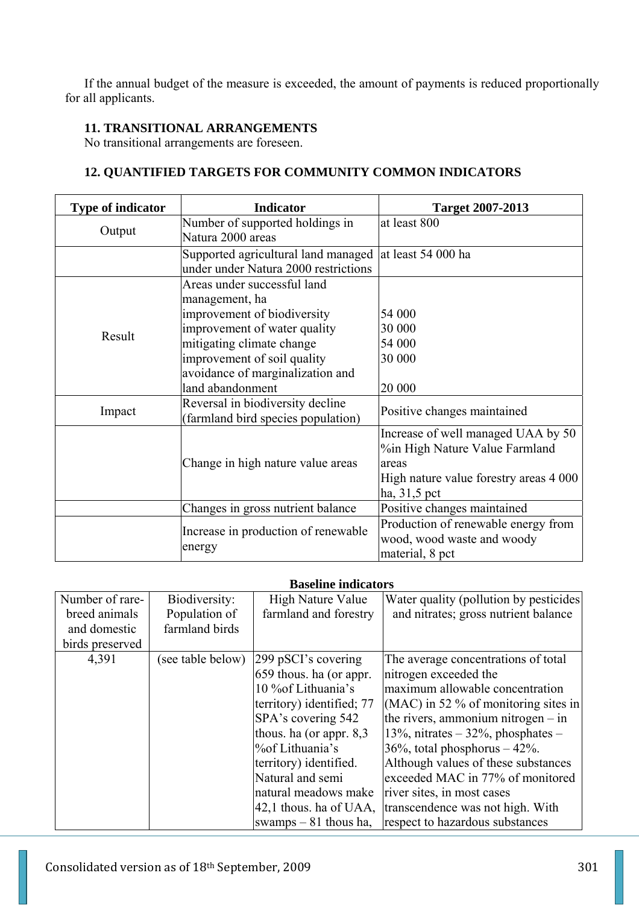If the annual budget of the measure is exceeded, the amount of payments is reduced proportionally for all applicants.

### 11. TRANSITIONAL ARRANGEMENTS

No transitional arrangements are foreseen.

### 12. QUANTIFIED TARGETS FOR COMMUNITY COMMON INDICATORS

| Type of indicator | Indicator | Target 2007-2013 |
|---|---|---|
| Output | Number of supported holdings in Natura 2000 areas | at least 800 |
| | Supported agricultural land managed under under Natura 2000 restrictions | at least 54 000 ha |
| Result | Areas under successful land management, ha<br>improvement of biodiversity<br>improvement of water quality<br>mitigating climate change<br>improvement of soil quality<br>avoidance of marginalization and land abandonment | <br><br>54 000<br>30 000<br>54 000<br>30 000<br><br>20 000 |
| Impact | Reversal in biodiversity decline (farmland bird species population) | Positive changes maintained |
| | Change in high nature value areas | Increase of well managed UAA by 50 %in High Nature Value Farmland areas<br>High nature value forestry areas 4 000 ha, 31,5 pct |
| | Changes in gross nutrient balance | Positive changes maintained |
| | Increase in production of renewable energy | Production of renewable energy from wood, wood waste and woody material, 8 pct |

**Baseline indicators**

| Number of rare-breed animals and domestic birds preserved | Biodiversity: Population of farmland birds | High Nature Value farmland and forestry | Water quality (pollution by pesticides and nitrates; gross nutrient balance |
|---|---|---|---|
| 4,391 | (see table below) | 299 pSCI's covering 659 thous. ha (or appr. 10 %of Lithuania's territory) identified; 77 SPA's covering 542 thous. ha (or appr. 8,3 %of Lithuania's territory) identified. Natural and semi natural meadows make 42,1 thous. ha of UAA, swamps – 81 thous ha, | The average concentrations of total nitrogen exceeded the maximum allowable concentration (MAC) in 52 % of monitoring sites in the rivers, ammonium nitrogen – in 13%, nitrates – 32%, phosphates – 36%, total phosphorus – 42%. Although values of these substances exceeded MAC in 77% of monitored river sites, in most cases transcendence was not high. With respect to hazardous substances |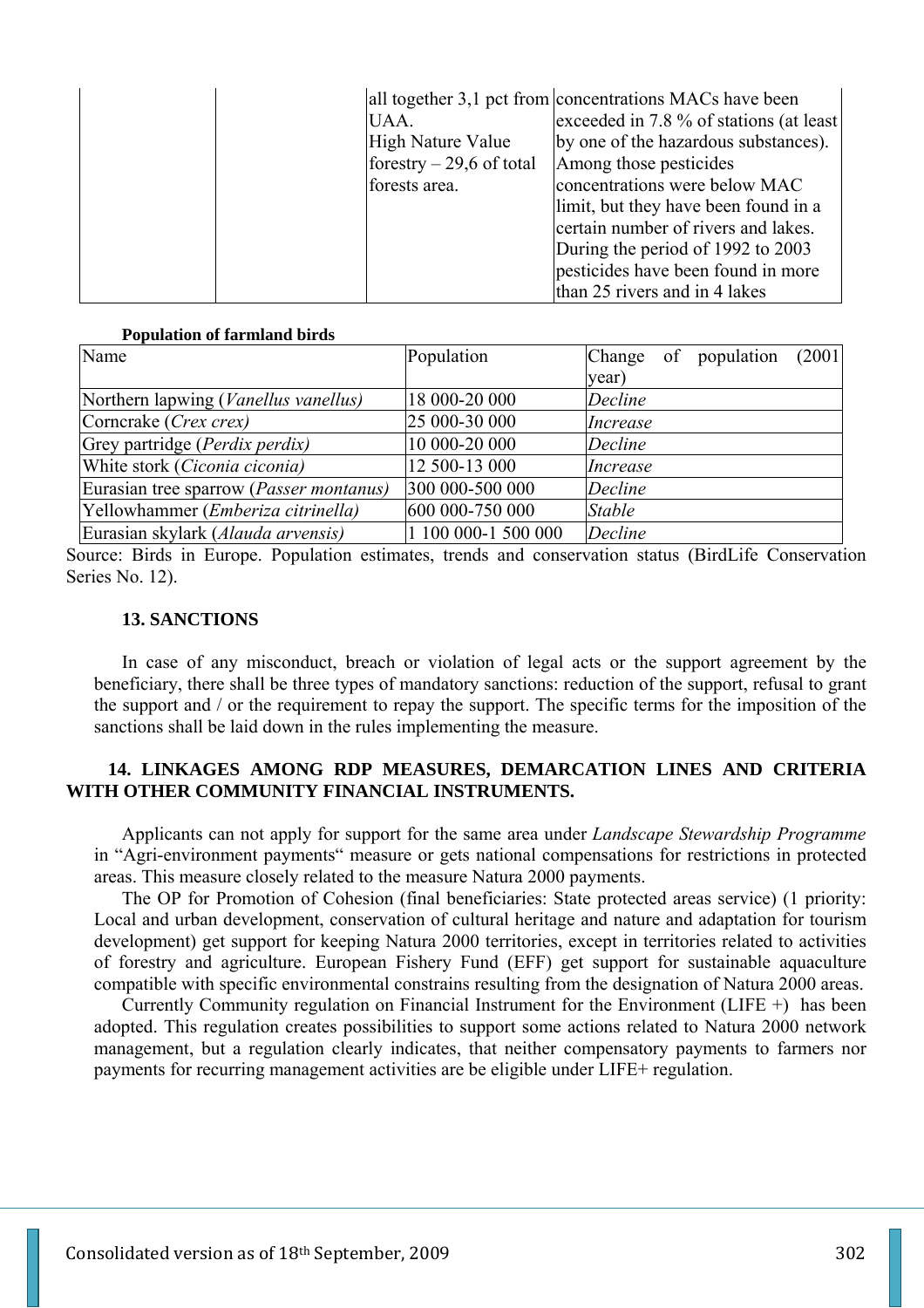| | | | |
|---|---|---|---|
| | | all together 3,1 pct from UAA.<br>High Nature Value forestry – 29,6 of total forests area. | concentrations MACs have been exceeded in 7.8 % of stations (at least by one of the hazardous substances). Among those pesticides concentrations were below MAC limit, but they have been found in a certain number of rivers and lakes. During the period of 1992 to 2003 pesticides have been found in more than 25 rivers and in 4 lakes |

**Population of farmland birds**

| Name | Population | Change of population (2001 year) |
|---|---|---|
| Northern lapwing (*Vanellus vanellus)* | 18 000-20 000 | *Decline* |
| Corncrake (*Crex crex)* | 25 000-30 000 | *Increase* |
| Grey partridge (*Perdix perdix)* | 10 000-20 000 | *Decline* |
| White stork (*Ciconia ciconia)* | 12 500-13 000 | *Increase* |
| Eurasian tree sparrow (*Passer montanus)* | 300 000-500 000 | *Decline* |
| Yellowhammer (*Emberiza citrinella)* | 600 000-750 000 | *Stable* |
| Eurasian skylark (*Alauda arvensis)* | 1 100 000-1 500 000 | *Decline* |

Source: Birds in Europe. Population estimates, trends and conservation status (BirdLife Conservation Series No. 12).

## 13. SANCTIONS

In case of any misconduct, breach or violation of legal acts or the support agreement by the beneficiary, there shall be three types of mandatory sanctions: reduction of the support, refusal to grant the support and / or the requirement to repay the support. The specific terms for the imposition of the sanctions shall be laid down in the rules implementing the measure.

## 14. LINKAGES AMONG RDP MEASURES, DEMARCATION LINES AND CRITERIA WITH OTHER COMMUNITY FINANCIAL INSTRUMENTS.

Applicants can not apply for support for the same area under *Landscape Stewardship Programme* in "Agri-environment payments" measure or gets national compensations for restrictions in protected areas. This measure closely related to the measure Natura 2000 payments.

The OP for Promotion of Cohesion (final beneficiaries: State protected areas service) (1 priority: Local and urban development, conservation of cultural heritage and nature and adaptation for tourism development) get support for keeping Natura 2000 territories, except in territories related to activities of forestry and agriculture. European Fishery Fund (EFF) get support for sustainable aquaculture compatible with specific environmental constrains resulting from the designation of Natura 2000 areas.

Currently Community regulation on Financial Instrument for the Environment (LIFE +) has been adopted. This regulation creates possibilities to support some actions related to Natura 2000 network management, but a regulation clearly indicates, that neither compensatory payments to farmers nor payments for recurring management activities are be eligible under LIFE+ regulation.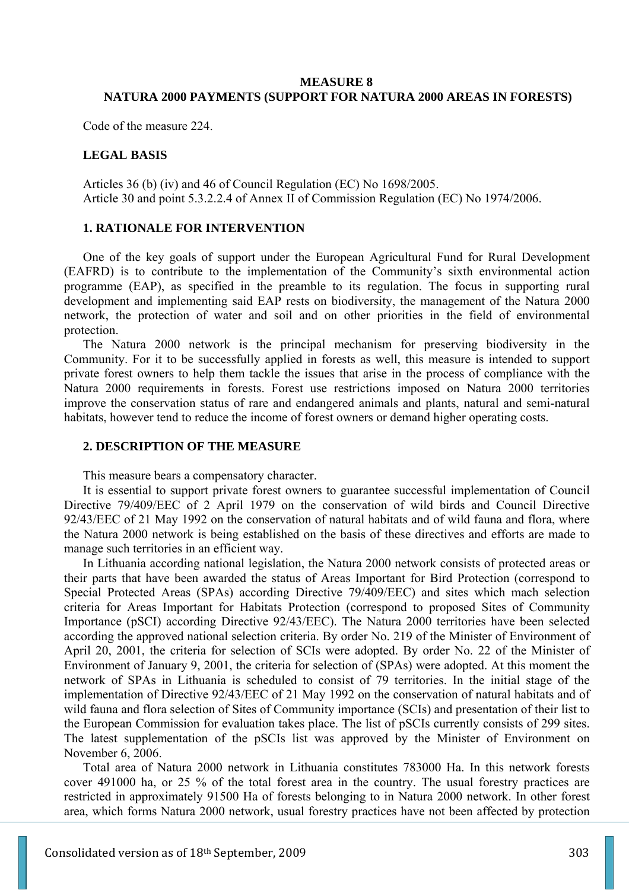## MEASURE 8
## NATURA 2000 PAYMENTS (SUPPORT FOR NATURA 2000 AREAS IN FORESTS)

Code of the measure 224.

### LEGAL BASIS

Articles 36 (b) (iv) and 46 of Council Regulation (EC) No 1698/2005.
Article 30 and point 5.3.2.2.4 of Annex II of Commission Regulation (EC) No 1974/2006.

### 1. RATIONALE FOR INTERVENTION

One of the key goals of support under the European Agricultural Fund for Rural Development (EAFRD) is to contribute to the implementation of the Community's sixth environmental action programme (EAP), as specified in the preamble to its regulation. The focus in supporting rural development and implementing said EAP rests on biodiversity, the management of the Natura 2000 network, the protection of water and soil and on other priorities in the field of environmental protection.

The Natura 2000 network is the principal mechanism for preserving biodiversity in the Community. For it to be successfully applied in forests as well, this measure is intended to support private forest owners to help them tackle the issues that arise in the process of compliance with the Natura 2000 requirements in forests. Forest use restrictions imposed on Natura 2000 territories improve the conservation status of rare and endangered animals and plants, natural and semi-natural habitats, however tend to reduce the income of forest owners or demand higher operating costs.

### 2. DESCRIPTION OF THE MEASURE

This measure bears a compensatory character.

It is essential to support private forest owners to guarantee successful implementation of Council Directive 79/409/EEC of 2 April 1979 on the conservation of wild birds and Council Directive 92/43/EEC of 21 May 1992 on the conservation of natural habitats and of wild fauna and flora, where the Natura 2000 network is being established on the basis of these directives and efforts are made to manage such territories in an efficient way.

In Lithuania according national legislation, the Natura 2000 network consists of protected areas or their parts that have been awarded the status of Areas Important for Bird Protection (correspond to Special Protected Areas (SPAs) according Directive 79/409/EEC) and sites which mach selection criteria for Areas Important for Habitats Protection (correspond to proposed Sites of Community Importance (pSCI) according Directive 92/43/EEC). The Natura 2000 territories have been selected according the approved national selection criteria. By order No. 219 of the Minister of Environment of April 20, 2001, the criteria for selection of SCIs were adopted. By order No. 22 of the Minister of Environment of January 9, 2001, the criteria for selection of (SPAs) were adopted. At this moment the network of SPAs in Lithuania is scheduled to consist of 79 territories. In the initial stage of the implementation of Directive 92/43/EEC of 21 May 1992 on the conservation of natural habitats and of wild fauna and flora selection of Sites of Community importance (SCIs) and presentation of their list to the European Commission for evaluation takes place. The list of pSCIs currently consists of 299 sites. The latest supplementation of the pSCIs list was approved by the Minister of Environment on November 6, 2006.

Total area of Natura 2000 network in Lithuania constitutes 783000 Ha. In this network forests cover 491000 ha, or 25 % of the total forest area in the country. The usual forestry practices are restricted in approximately 91500 Ha of forests belonging to in Natura 2000 network. In other forest area, which forms Natura 2000 network, usual forestry practices have not been affected by protection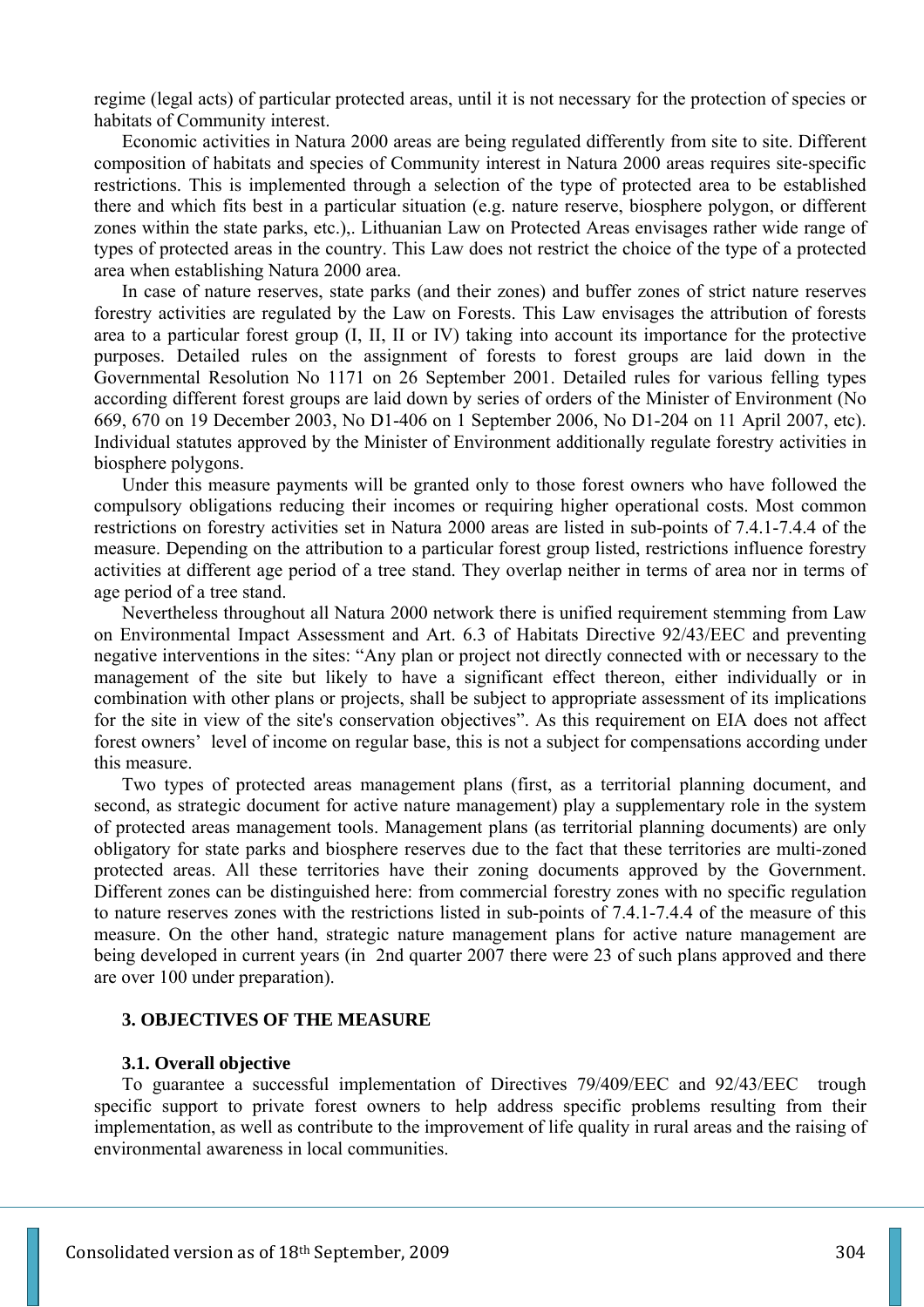regime (legal acts) of particular protected areas, until it is not necessary for the protection of species or habitats of Community interest.

Economic activities in Natura 2000 areas are being regulated differently from site to site. Different composition of habitats and species of Community interest in Natura 2000 areas requires site-specific restrictions. This is implemented through a selection of the type of protected area to be established there and which fits best in a particular situation (e.g. nature reserve, biosphere polygon, or different zones within the state parks, etc.),. Lithuanian Law on Protected Areas envisages rather wide range of types of protected areas in the country. This Law does not restrict the choice of the type of a protected area when establishing Natura 2000 area.

In case of nature reserves, state parks (and their zones) and buffer zones of strict nature reserves forestry activities are regulated by the Law on Forests. This Law envisages the attribution of forests area to a particular forest group (I, II, II or IV) taking into account its importance for the protective purposes. Detailed rules on the assignment of forests to forest groups are laid down in the Governmental Resolution No 1171 on 26 September 2001. Detailed rules for various felling types according different forest groups are laid down by series of orders of the Minister of Environment (No 669, 670 on 19 December 2003, No D1-406 on 1 September 2006, No D1-204 on 11 April 2007, etc). Individual statutes approved by the Minister of Environment additionally regulate forestry activities in biosphere polygons.

Under this measure payments will be granted only to those forest owners who have followed the compulsory obligations reducing their incomes or requiring higher operational costs. Most common restrictions on forestry activities set in Natura 2000 areas are listed in sub-points of 7.4.1-7.4.4 of the measure. Depending on the attribution to a particular forest group listed, restrictions influence forestry activities at different age period of a tree stand. They overlap neither in terms of area nor in terms of age period of a tree stand.

Nevertheless throughout all Natura 2000 network there is unified requirement stemming from Law on Environmental Impact Assessment and Art. 6.3 of Habitats Directive 92/43/EEC and preventing negative interventions in the sites: "Any plan or project not directly connected with or necessary to the management of the site but likely to have a significant effect thereon, either individually or in combination with other plans or projects, shall be subject to appropriate assessment of its implications for the site in view of the site's conservation objectives". As this requirement on EIA does not affect forest owners' level of income on regular base, this is not a subject for compensations according under this measure.

Two types of protected areas management plans (first, as a territorial planning document, and second, as strategic document for active nature management) play a supplementary role in the system of protected areas management tools. Management plans (as territorial planning documents) are only obligatory for state parks and biosphere reserves due to the fact that these territories are multi-zoned protected areas. All these territories have their zoning documents approved by the Government. Different zones can be distinguished here: from commercial forestry zones with no specific regulation to nature reserves zones with the restrictions listed in sub-points of 7.4.1-7.4.4 of the measure of this measure. On the other hand, strategic nature management plans for active nature management are being developed in current years (in 2nd quarter 2007 there were 23 of such plans approved and there are over 100 under preparation).

## 3. OBJECTIVES OF THE MEASURE

### 3.1. Overall objective

To guarantee a successful implementation of Directives 79/409/EEC and 92/43/EEC trough specific support to private forest owners to help address specific problems resulting from their implementation, as well as contribute to the improvement of life quality in rural areas and the raising of environmental awareness in local communities.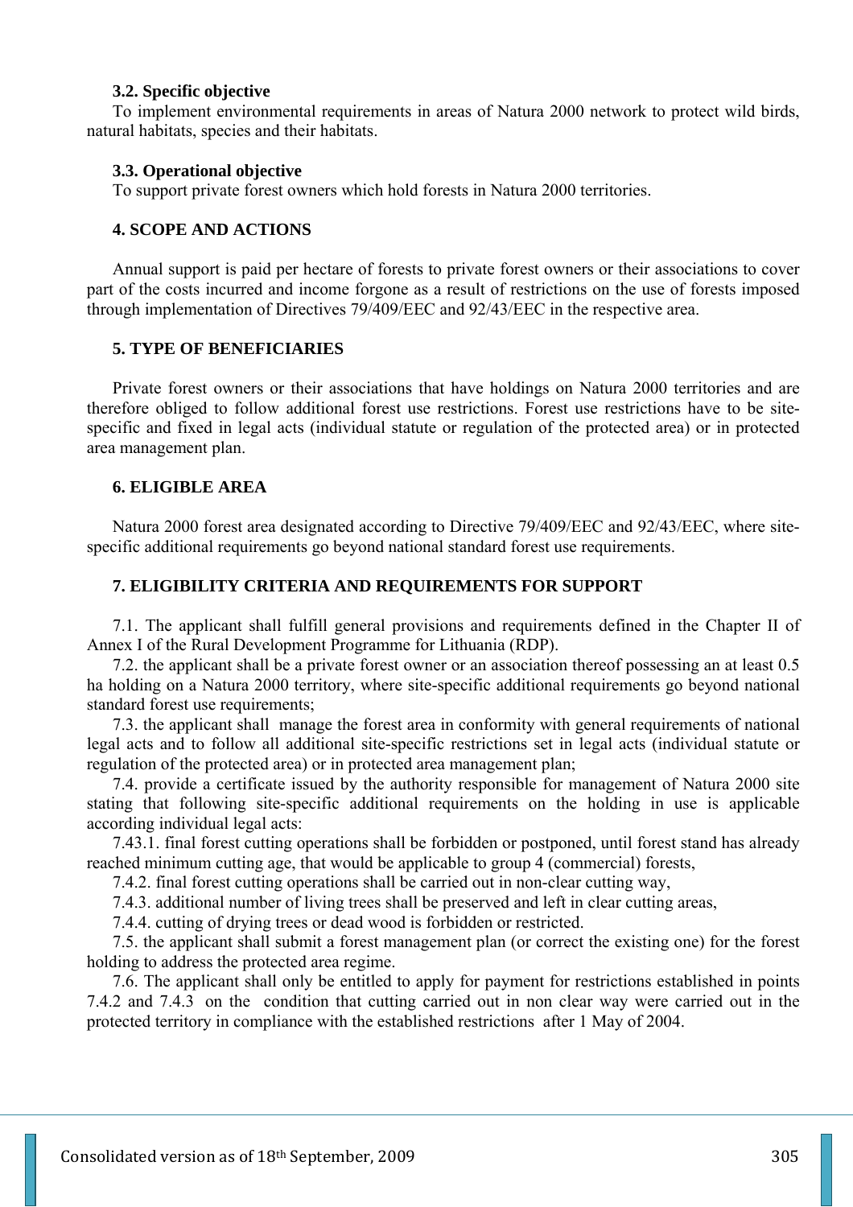### 3.2. Specific objective

To implement environmental requirements in areas of Natura 2000 network to protect wild birds, natural habitats, species and their habitats.

### 3.3. Operational objective

To support private forest owners which hold forests in Natura 2000 territories.

## 4. SCOPE AND ACTIONS

Annual support is paid per hectare of forests to private forest owners or their associations to cover part of the costs incurred and income forgone as a result of restrictions on the use of forests imposed through implementation of Directives 79/409/EEC and 92/43/EEC in the respective area.

## 5. TYPE OF BENEFICIARIES

Private forest owners or their associations that have holdings on Natura 2000 territories and are therefore obliged to follow additional forest use restrictions. Forest use restrictions have to be site-specific and fixed in legal acts (individual statute or regulation of the protected area) or in protected area management plan.

## 6. ELIGIBLE AREA

Natura 2000 forest area designated according to Directive 79/409/EEC and 92/43/EEC, where site-specific additional requirements go beyond national standard forest use requirements.

## 7. ELIGIBILITY CRITERIA AND REQUIREMENTS FOR SUPPORT

7.1. The applicant shall fulfill general provisions and requirements defined in the Chapter II of Annex I of the Rural Development Programme for Lithuania (RDP).

7.2. the applicant shall be a private forest owner or an association thereof possessing an at least 0.5 ha holding on a Natura 2000 territory, where site-specific additional requirements go beyond national standard forest use requirements;

7.3. the applicant shall manage the forest area in conformity with general requirements of national legal acts and to follow all additional site-specific restrictions set in legal acts (individual statute or regulation of the protected area) or in protected area management plan;

7.4. provide a certificate issued by the authority responsible for management of Natura 2000 site stating that following site-specific additional requirements on the holding in use is applicable according individual legal acts:

7.43.1. final forest cutting operations shall be forbidden or postponed, until forest stand has already reached minimum cutting age, that would be applicable to group 4 (commercial) forests,

7.4.2. final forest cutting operations shall be carried out in non-clear cutting way,

7.4.3. additional number of living trees shall be preserved and left in clear cutting areas,

7.4.4. cutting of drying trees or dead wood is forbidden or restricted.

7.5. the applicant shall submit a forest management plan (or correct the existing one) for the forest holding to address the protected area regime.

7.6. The applicant shall only be entitled to apply for payment for restrictions established in points 7.4.2 and 7.4.3 on the condition that cutting carried out in non clear way were carried out in the protected territory in compliance with the established restrictions after 1 May of 2004.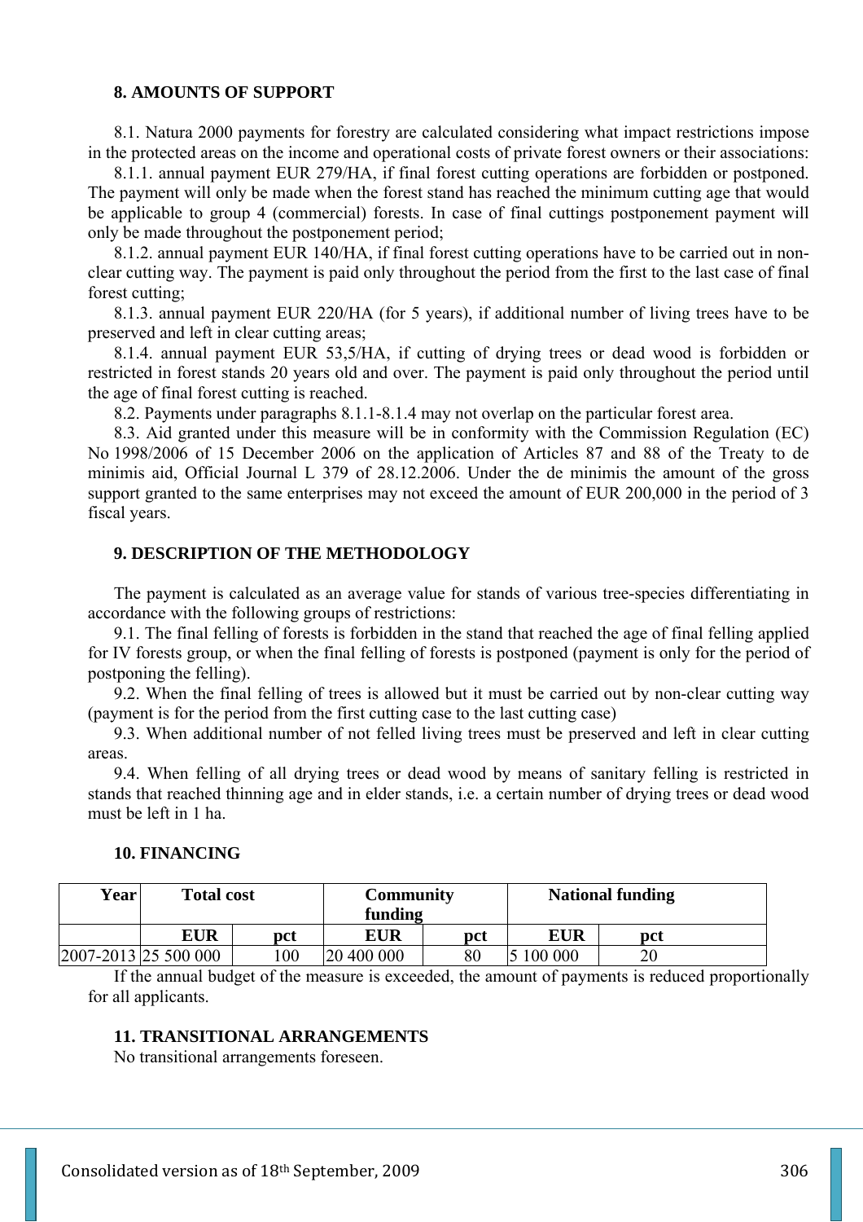## 8. AMOUNTS OF SUPPORT

8.1. Natura 2000 payments for forestry are calculated considering what impact restrictions impose in the protected areas on the income and operational costs of private forest owners or their associations:

8.1.1. annual payment EUR 279/HA, if final forest cutting operations are forbidden or postponed. The payment will only be made when the forest stand has reached the minimum cutting age that would be applicable to group 4 (commercial) forests. In case of final cuttings postponement payment will only be made throughout the postponement period;

8.1.2. annual payment EUR 140/HA, if final forest cutting operations have to be carried out in non-clear cutting way. The payment is paid only throughout the period from the first to the last case of final forest cutting;

8.1.3. annual payment EUR 220/HA (for 5 years), if additional number of living trees have to be preserved and left in clear cutting areas;

8.1.4. annual payment EUR 53,5/HA, if cutting of drying trees or dead wood is forbidden or restricted in forest stands 20 years old and over. The payment is paid only throughout the period until the age of final forest cutting is reached.

8.2. Payments under paragraphs 8.1.1-8.1.4 may not overlap on the particular forest area.

8.3. Aid granted under this measure will be in conformity with the Commission Regulation (EC) No 1998/2006 of 15 December 2006 on the application of Articles 87 and 88 of the Treaty to de minimis aid, Official Journal L 379 of 28.12.2006. Under the de minimis the amount of the gross support granted to the same enterprises may not exceed the amount of EUR 200,000 in the period of 3 fiscal years.

## 9. DESCRIPTION OF THE METHODOLOGY

The payment is calculated as an average value for stands of various tree-species differentiating in accordance with the following groups of restrictions:

9.1. The final felling of forests is forbidden in the stand that reached the age of final felling applied for IV forests group, or when the final felling of forests is postponed (payment is only for the period of postponing the felling).

9.2. When the final felling of trees is allowed but it must be carried out by non-clear cutting way (payment is for the period from the first cutting case to the last cutting case)

9.3. When additional number of not felled living trees must be preserved and left in clear cutting areas.

9.4. When felling of all drying trees or dead wood by means of sanitary felling is restricted in stands that reached thinning age and in elder stands, i.e. a certain number of drying trees or dead wood must be left in 1 ha.

## 10. FINANCING

| Year | Total cost | | Community funding | | National funding | |
|---|---|---|---|---|---|---|
| | EUR | pct | EUR | pct | EUR | pct |
| 2007-2013 | 25 500 000 | 100 | 20 400 000 | 80 | 5 100 000 | 20 |

If the annual budget of the measure is exceeded, the amount of payments is reduced proportionally for all applicants.

## 11. TRANSITIONAL ARRANGEMENTS

No transitional arrangements foreseen.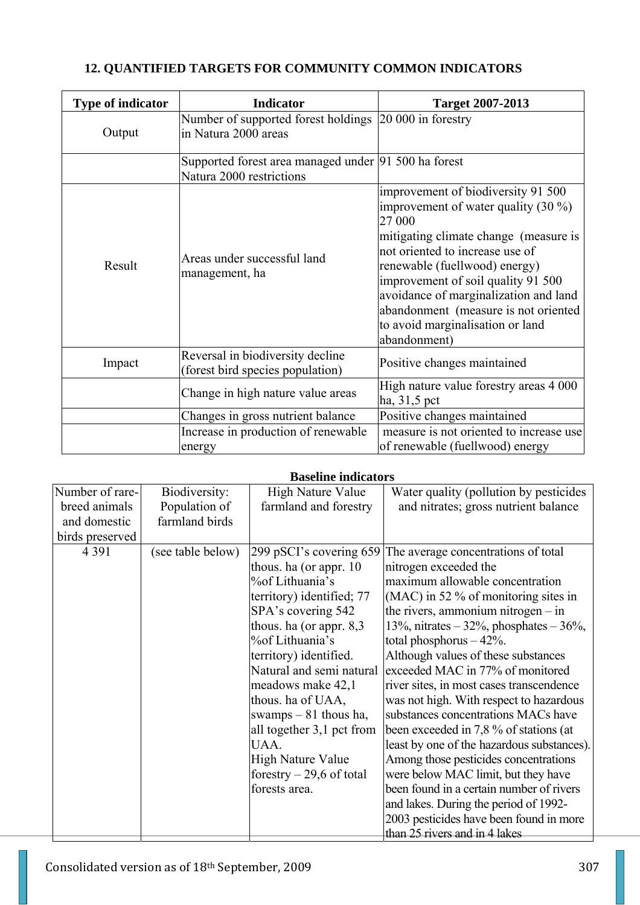## 12. QUANTIFIED TARGETS FOR COMMUNITY COMMON INDICATORS

| Type of indicator | Indicator | Target 2007-2013 |
|---|---|---|
| Output | Number of supported forest holdings in Natura 2000 areas | 20 000 in forestry |
| | Supported forest area managed under Natura 2000 restrictions | 91 500 ha forest |
| Result | Areas under successful land management, ha | improvement of biodiversity 91 500<br>improvement of water quality (30 %) 27 000<br>mitigating climate change (measure is not oriented to increase use of renewable (fuellwood) energy)<br>improvement of soil quality 91 500<br>avoidance of marginalization and land abandonment (measure is not oriented to avoid marginalisation or land abandonment) |
| Impact | Reversal in biodiversity decline (forest bird species population) | Positive changes maintained |
| | Change in high nature value areas | High nature value forestry areas 4 000 ha, 31,5 pct |
| | Changes in gross nutrient balance | Positive changes maintained |
| | Increase in production of renewable energy | measure is not oriented to increase use of renewable (fuellwood) energy |

**Baseline indicators**

| Number of rare-breed animals and domestic birds preserved | Biodiversity: Population of farmland birds | High Nature Value farmland and forestry | Water quality (pollution by pesticides and nitrates; gross nutrient balance |
|---|---|---|---|
| 4 391 | (see table below) | 299 pSCI's covering 659 thous. ha (or appr. 10 %of Lithuania's territory) identified; 77 SPA's covering 542 thous. ha (or appr. 8,3 %of Lithuania's territory) identified.<br>Natural and semi natural meadows make 42,1 thous. ha of UAA, swamps – 81 thous ha, all together 3,1 pct from UAA.<br>High Nature Value forestry – 29,6 of total forests area. | The average concentrations of total nitrogen exceeded the maximum allowable concentration (MAC) in 52 % of monitoring sites in the rivers, ammonium nitrogen – in 13%, nitrates – 32%, phosphates – 36%, total phosphorus – 42%.<br>Although values of these substances exceeded MAC in 77% of monitored river sites, in most cases transcendence was not high. With respect to hazardous substances concentrations MACs have been exceeded in 7,8 % of stations (at least by one of the hazardous substances). Among those pesticides concentrations were below MAC limit, but they have been found in a certain number of rivers and lakes. During the period of 1992-2003 pesticides have been found in more than 25 rivers and in 4 lakes |

Consolidated version as of 18th September, 2009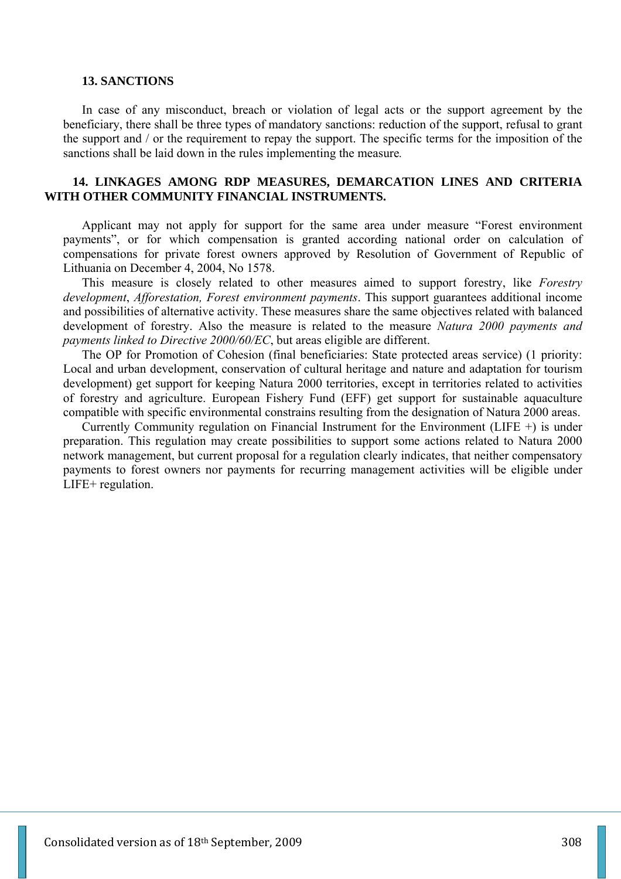## 13. SANCTIONS

In case of any misconduct, breach or violation of legal acts or the support agreement by the beneficiary, there shall be three types of mandatory sanctions: reduction of the support, refusal to grant the support and / or the requirement to repay the support. The specific terms for the imposition of the sanctions shall be laid down in the rules implementing the measure.

## 14. LINKAGES AMONG RDP MEASURES, DEMARCATION LINES AND CRITERIA WITH OTHER COMMUNITY FINANCIAL INSTRUMENTS.

Applicant may not apply for support for the same area under measure "Forest environment payments", or for which compensation is granted according national order on calculation of compensations for private forest owners approved by Resolution of Government of Republic of Lithuania on December 4, 2004, No 1578.

This measure is closely related to other measures aimed to support forestry, like *Forestry development*, *Afforestation, Forest environment payments*. This support guarantees additional income and possibilities of alternative activity. These measures share the same objectives related with balanced development of forestry. Also the measure is related to the measure *Natura 2000 payments and payments linked to Directive 2000/60/EC*, but areas eligible are different.

The OP for Promotion of Cohesion (final beneficiaries: State protected areas service) (1 priority: Local and urban development, conservation of cultural heritage and nature and adaptation for tourism development) get support for keeping Natura 2000 territories, except in territories related to activities of forestry and agriculture. European Fishery Fund (EFF) get support for sustainable aquaculture compatible with specific environmental constrains resulting from the designation of Natura 2000 areas.

Currently Community regulation on Financial Instrument for the Environment (LIFE +) is under preparation. This regulation may create possibilities to support some actions related to Natura 2000 network management, but current proposal for a regulation clearly indicates, that neither compensatory payments to forest owners nor payments for recurring management activities will be eligible under LIFE+ regulation.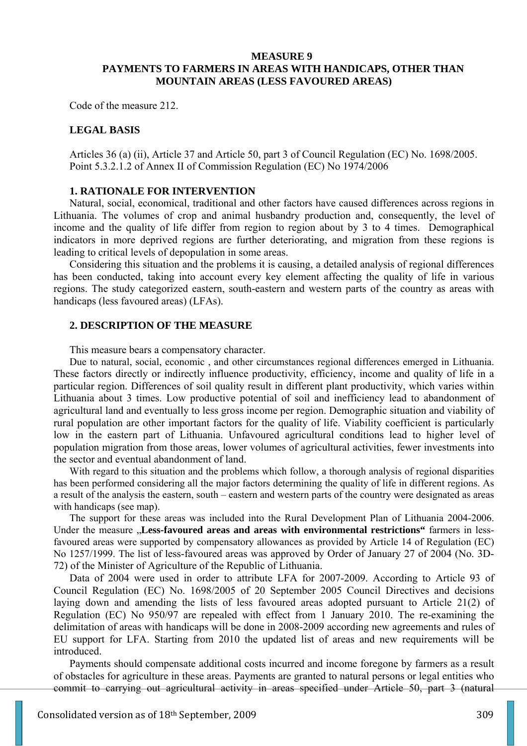# MEASURE 9
# PAYMENTS TO FARMERS IN AREAS WITH HANDICAPS, OTHER THAN MOUNTAIN AREAS (LESS FAVOURED AREAS)

Code of the measure 212.

## LEGAL BASIS

Articles 36 (a) (ii), Article 37 and Article 50, part 3 of Council Regulation (EC) No. 1698/2005. Point 5.3.2.1.2 of Annex II of Commission Regulation (EC) No 1974/2006

## 1. RATIONALE FOR INTERVENTION

Natural, social, economical, traditional and other factors have caused differences across regions in Lithuania. The volumes of crop and animal husbandry production and, consequently, the level of income and the quality of life differ from region to region about by 3 to 4 times. Demographical indicators in more deprived regions are further deteriorating, and migration from these regions is leading to critical levels of depopulation in some areas.

Considering this situation and the problems it is causing, a detailed analysis of regional differences has been conducted, taking into account every key element affecting the quality of life in various regions. The study categorized eastern, south-eastern and western parts of the country as areas with handicaps (less favoured areas) (LFAs).

## 2. DESCRIPTION OF THE MEASURE

This measure bears a compensatory character.

Due to natural, social, economic , and other circumstances regional differences emerged in Lithuania. These factors directly or indirectly influence productivity, efficiency, income and quality of life in a particular region. Differences of soil quality result in different plant productivity, which varies within Lithuania about 3 times. Low productive potential of soil and inefficiency lead to abandonment of agricultural land and eventually to less gross income per region. Demographic situation and viability of rural population are other important factors for the quality of life. Viability coefficient is particularly low in the eastern part of Lithuania. Unfavoured agricultural conditions lead to higher level of population migration from those areas, lower volumes of agricultural activities, fewer investments into the sector and eventual abandonment of land.

With regard to this situation and the problems which follow, a thorough analysis of regional disparities has been performed considering all the major factors determining the quality of life in different regions. As a result of the analysis the eastern, south – eastern and western parts of the country were designated as areas with handicaps (see map).

The support for these areas was included into the Rural Development Plan of Lithuania 2004-2006. Under the measure „**Less-favoured areas and areas with environmental restrictions“** farmers in less-favoured areas were supported by compensatory allowances as provided by Article 14 of Regulation (EC) No 1257/1999. The list of less-favoured areas was approved by Order of January 27 of 2004 (No. 3D-72) of the Minister of Agriculture of the Republic of Lithuania.

Data of 2004 were used in order to attribute LFA for 2007-2009. According to Article 93 of Council Regulation (EC) No. 1698/2005 of 20 September 2005 Council Directives and decisions laying down and amending the lists of less favoured areas adopted pursuant to Article 21(2) of Regulation (EC) No 950/97 are repealed with effect from 1 January 2010. The re-examining the delimitation of areas with handicaps will be done in 2008-2009 according new agreements and rules of EU support for LFA. Starting from 2010 the updated list of areas and new requirements will be introduced.

Payments should compensate additional costs incurred and income foregone by farmers as a result of obstacles for agriculture in these areas. Payments are granted to natural persons or legal entities who commit to carrying out agricultural activity in areas specified under Article 50, part 3 (natural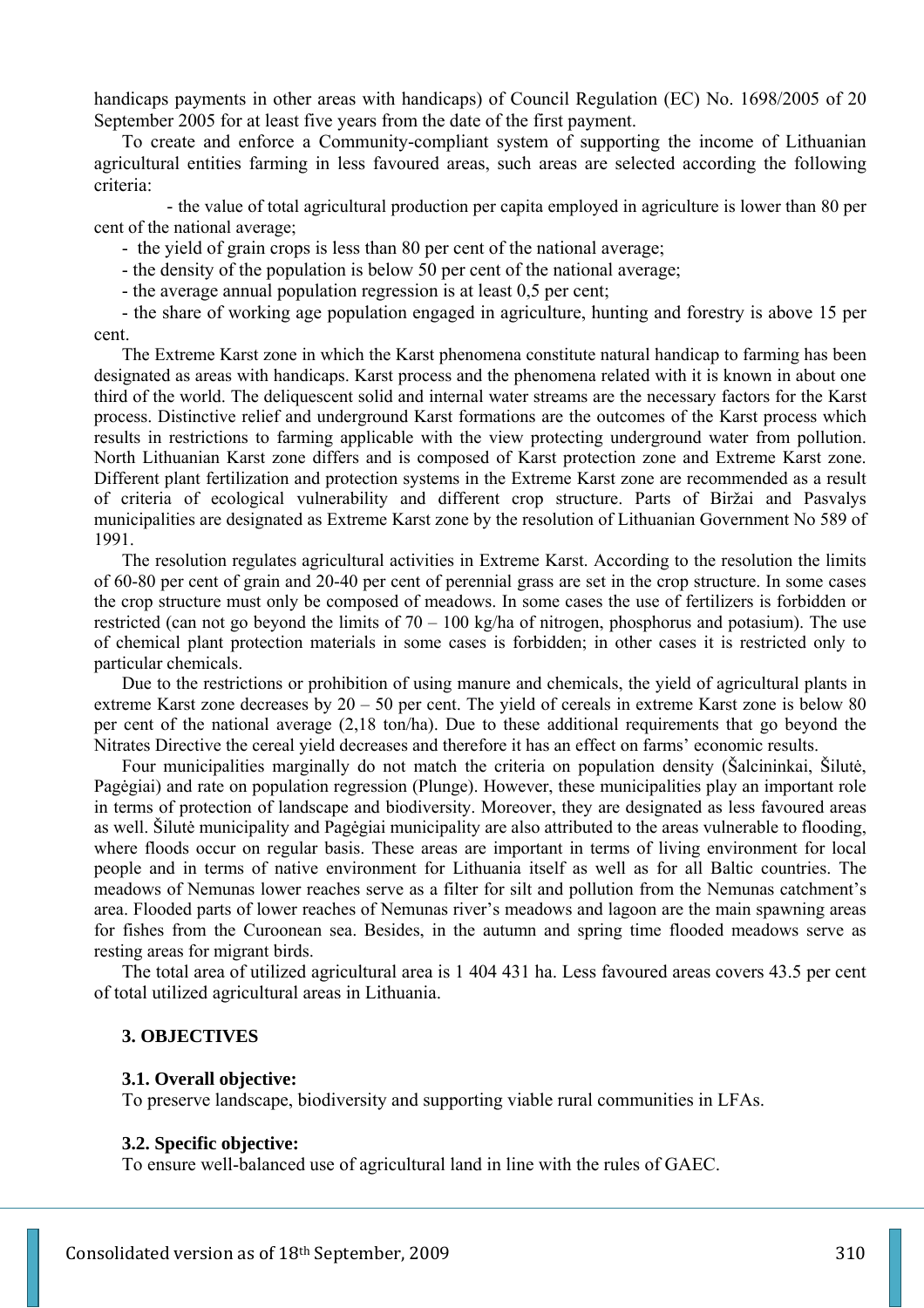handicaps payments in other areas with handicaps) of Council Regulation (EC) No. 1698/2005 of 20 September 2005 for at least five years from the date of the first payment.

To create and enforce a Community-compliant system of supporting the income of Lithuanian agricultural entities farming in less favoured areas, such areas are selected according the following criteria:

- the value of total agricultural production per capita employed in agriculture is lower than 80 per cent of the national average;
- the yield of grain crops is less than 80 per cent of the national average;
- the density of the population is below 50 per cent of the national average;
- the average annual population regression is at least 0,5 per cent;
- the share of working age population engaged in agriculture, hunting and forestry is above 15 per cent.

The Extreme Karst zone in which the Karst phenomena constitute natural handicap to farming has been designated as areas with handicaps. Karst process and the phenomena related with it is known in about one third of the world. The deliquescent solid and internal water streams are the necessary factors for the Karst process. Distinctive relief and underground Karst formations are the outcomes of the Karst process which results in restrictions to farming applicable with the view protecting underground water from pollution. North Lithuanian Karst zone differs and is composed of Karst protection zone and Extreme Karst zone. Different plant fertilization and protection systems in the Extreme Karst zone are recommended as a result of criteria of ecological vulnerability and different crop structure. Parts of Biržai and Pasvalys municipalities are designated as Extreme Karst zone by the resolution of Lithuanian Government No 589 of 1991.

The resolution regulates agricultural activities in Extreme Karst. According to the resolution the limits of 60-80 per cent of grain and 20-40 per cent of perennial grass are set in the crop structure. In some cases the crop structure must only be composed of meadows. In some cases the use of fertilizers is forbidden or restricted (can not go beyond the limits of 70 – 100 kg/ha of nitrogen, phosphorus and potasium). The use of chemical plant protection materials in some cases is forbidden; in other cases it is restricted only to particular chemicals.

Due to the restrictions or prohibition of using manure and chemicals, the yield of agricultural plants in extreme Karst zone decreases by 20 – 50 per cent. The yield of cereals in extreme Karst zone is below 80 per cent of the national average (2,18 ton/ha). Due to these additional requirements that go beyond the Nitrates Directive the cereal yield decreases and therefore it has an effect on farms' economic results.

Four municipalities marginally do not match the criteria on population density (Šalcininkai, Šilutė, Pagėgiai) and rate on population regression (Plunge). However, these municipalities play an important role in terms of protection of landscape and biodiversity. Moreover, they are designated as less favoured areas as well. Šilutė municipality and Pagėgiai municipality are also attributed to the areas vulnerable to flooding, where floods occur on regular basis. These areas are important in terms of living environment for local people and in terms of native environment for Lithuania itself as well as for all Baltic countries. The meadows of Nemunas lower reaches serve as a filter for silt and pollution from the Nemunas catchment's area. Flooded parts of lower reaches of Nemunas river's meadows and lagoon are the main spawning areas for fishes from the Curoonean sea. Besides, in the autumn and spring time flooded meadows serve as resting areas for migrant birds.

The total area of utilized agricultural area is 1 404 431 ha. Less favoured areas covers 43.5 per cent of total utilized agricultural areas in Lithuania.

## 3. OBJECTIVES

### 3.1. Overall objective:

To preserve landscape, biodiversity and supporting viable rural communities in LFAs.

### 3.2. Specific objective:

To ensure well-balanced use of agricultural land in line with the rules of GAEC.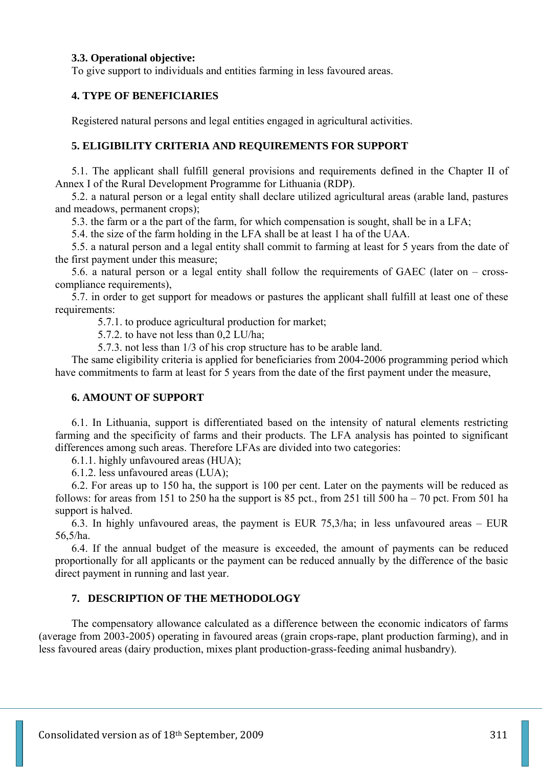**3.3. Operational objective:**

To give support to individuals and entities farming in less favoured areas.

**4. TYPE OF BENEFICIARIES**

Registered natural persons and legal entities engaged in agricultural activities.

**5. ELIGIBILITY CRITERIA AND REQUIREMENTS FOR SUPPORT**

5.1. The applicant shall fulfill general provisions and requirements defined in the Chapter II of Annex I of the Rural Development Programme for Lithuania (RDP).

5.2. a natural person or a legal entity shall declare utilized agricultural areas (arable land, pastures and meadows, permanent crops);

5.3. the farm or a the part of the farm, for which compensation is sought, shall be in a LFA;

5.4. the size of the farm holding in the LFA shall be at least 1 ha of the UAA.

5.5. a natural person and a legal entity shall commit to farming at least for 5 years from the date of the first payment under this measure;

5.6. a natural person or a legal entity shall follow the requirements of GAEC (later on – cross-compliance requirements),

5.7. in order to get support for meadows or pastures the applicant shall fulfill at least one of these requirements:

5.7.1. to produce agricultural production for market;

5.7.2. to have not less than 0,2 LU/ha;

5.7.3. not less than 1/3 of his crop structure has to be arable land.

The same eligibility criteria is applied for beneficiaries from 2004-2006 programming period which have commitments to farm at least for 5 years from the date of the first payment under the measure,

**6. AMOUNT OF SUPPORT**

6.1. In Lithuania, support is differentiated based on the intensity of natural elements restricting farming and the specificity of farms and their products. The LFA analysis has pointed to significant differences among such areas. Therefore LFAs are divided into two categories:

6.1.1. highly unfavoured areas (HUA);

6.1.2. less unfavoured areas (LUA);

6.2. For areas up to 150 ha, the support is 100 per cent. Later on the payments will be reduced as follows: for areas from 151 to 250 ha the support is 85 pct., from 251 till 500 ha – 70 pct. From 501 ha support is halved.

6.3. In highly unfavoured areas, the payment is EUR 75,3/ha; in less unfavoured areas – EUR 56,5/ha.

6.4. If the annual budget of the measure is exceeded, the amount of payments can be reduced proportionally for all applicants or the payment can be reduced annually by the difference of the basic direct payment in running and last year.

**7. DESCRIPTION OF THE METHODOLOGY**

The compensatory allowance calculated as a difference between the economic indicators of farms (average from 2003-2005) operating in favoured areas (grain crops-rape, plant production farming), and in less favoured areas (dairy production, mixes plant production-grass-feeding animal husbandry).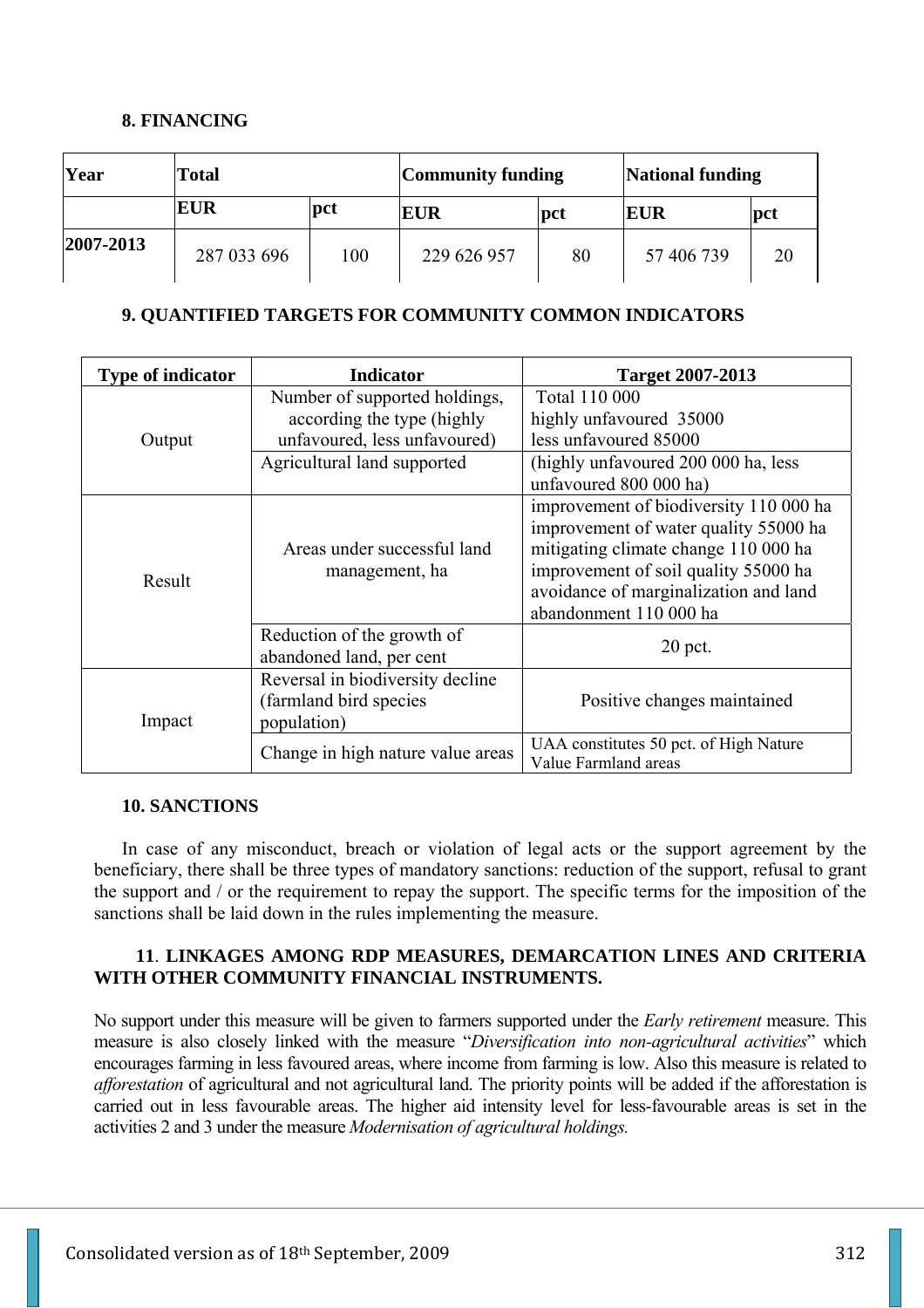### 8. FINANCING

| Year | Total | | Community funding | | National funding | |
|---|---|---|---|---|---|---|
| | EUR | pct | EUR | pct | EUR | pct |
| 2007-2013 | 287 033 696 | 100 | 229 626 957 | 80 | 57 406 739 | 20 |

### 9. QUANTIFIED TARGETS FOR COMMUNITY COMMON INDICATORS

| Type of indicator | Indicator | Target 2007-2013 |
|---|---|---|
| Output | Number of supported holdings, according the type (highly unfavoured, less unfavoured) | Total 110 000<br>highly unfavoured 35000<br>less unfavoured 85000 |
| | Agricultural land supported | (highly unfavoured 200 000 ha, less unfavoured 800 000 ha) |
| Result | Areas under successful land management, ha | improvement of biodiversity 110 000 ha<br>improvement of water quality 55000 ha<br>mitigating climate change 110 000 ha<br>improvement of soil quality 55000 ha<br>avoidance of marginalization and land abandonment 110 000 ha |
| | Reduction of the growth of abandoned land, per cent | 20 pct. |
| Impact | Reversal in biodiversity decline (farmland bird species population) | Positive changes maintained |
| | Change in high nature value areas | UAA constitutes 50 pct. of High Nature Value Farmland areas |

### 10. SANCTIONS

In case of any misconduct, breach or violation of legal acts or the support agreement by the beneficiary, there shall be three types of mandatory sanctions: reduction of the support, refusal to grant the support and / or the requirement to repay the support. The specific terms for the imposition of the sanctions shall be laid down in the rules implementing the measure.

### 11. LINKAGES AMONG RDP MEASURES, DEMARCATION LINES AND CRITERIA WITH OTHER COMMUNITY FINANCIAL INSTRUMENTS.

No support under this measure will be given to farmers supported under the *Early retirement* measure. This measure is also closely linked with the measure "*Diversification into non-agricultural activities*" which encourages farming in less favoured areas, where income from farming is low. Also this measure is related to *afforestation* of agricultural and not agricultural land. The priority points will be added if the afforestation is carried out in less favourable areas. The higher aid intensity level for less-favourable areas is set in the activities 2 and 3 under the measure *Modernisation of agricultural holdings.*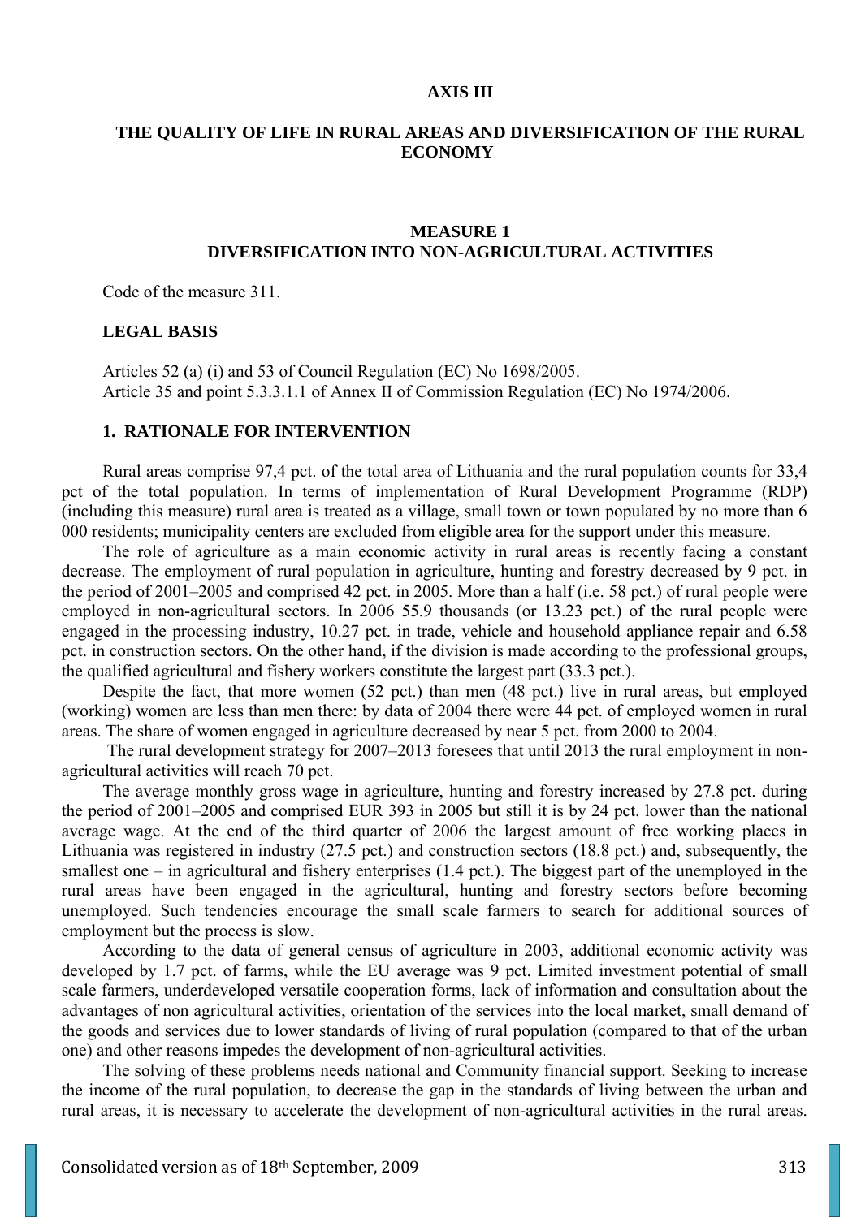# AXIS III

# THE QUALITY OF LIFE IN RURAL AREAS AND DIVERSIFICATION OF THE RURAL ECONOMY

## MEASURE 1
## DIVERSIFICATION INTO NON-AGRICULTURAL ACTIVITIES

Code of the measure 311.

### LEGAL BASIS

Articles 52 (a) (i) and 53 of Council Regulation (EC) No 1698/2005.
Article 35 and point 5.3.3.1.1 of Annex II of Commission Regulation (EC) No 1974/2006.

### 1. RATIONALE FOR INTERVENTION

Rural areas comprise 97,4 pct. of the total area of Lithuania and the rural population counts for 33,4 pct of the total population. In terms of implementation of Rural Development Programme (RDP) (including this measure) rural area is treated as a village, small town or town populated by no more than 6 000 residents; municipality centers are excluded from eligible area for the support under this measure.

The role of agriculture as a main economic activity in rural areas is recently facing a constant decrease. The employment of rural population in agriculture, hunting and forestry decreased by 9 pct. in the period of 2001–2005 and comprised 42 pct. in 2005. More than a half (i.e. 58 pct.) of rural people were employed in non-agricultural sectors. In 2006 55.9 thousands (or 13.23 pct.) of the rural people were engaged in the processing industry, 10.27 pct. in trade, vehicle and household appliance repair and 6.58 pct. in construction sectors. On the other hand, if the division is made according to the professional groups, the qualified agricultural and fishery workers constitute the largest part (33.3 pct.).

Despite the fact, that more women (52 pct.) than men (48 pct.) live in rural areas, but employed (working) women are less than men there: by data of 2004 there were 44 pct. of employed women in rural areas. The share of women engaged in agriculture decreased by near 5 pct. from 2000 to 2004.

The rural development strategy for 2007–2013 foresees that until 2013 the rural employment in non-agricultural activities will reach 70 pct.

The average monthly gross wage in agriculture, hunting and forestry increased by 27.8 pct. during the period of 2001–2005 and comprised EUR 393 in 2005 but still it is by 24 pct. lower than the national average wage. At the end of the third quarter of 2006 the largest amount of free working places in Lithuania was registered in industry (27.5 pct.) and construction sectors (18.8 pct.) and, subsequently, the smallest one – in agricultural and fishery enterprises (1.4 pct.). The biggest part of the unemployed in the rural areas have been engaged in the agricultural, hunting and forestry sectors before becoming unemployed. Such tendencies encourage the small scale farmers to search for additional sources of employment but the process is slow.

According to the data of general census of agriculture in 2003, additional economic activity was developed by 1.7 pct. of farms, while the EU average was 9 pct. Limited investment potential of small scale farmers, underdeveloped versatile cooperation forms, lack of information and consultation about the advantages of non agricultural activities, orientation of the services into the local market, small demand of the goods and services due to lower standards of living of rural population (compared to that of the urban one) and other reasons impedes the development of non-agricultural activities.

The solving of these problems needs national and Community financial support. Seeking to increase the income of the rural population, to decrease the gap in the standards of living between the urban and rural areas, it is necessary to accelerate the development of non-agricultural activities in the rural areas.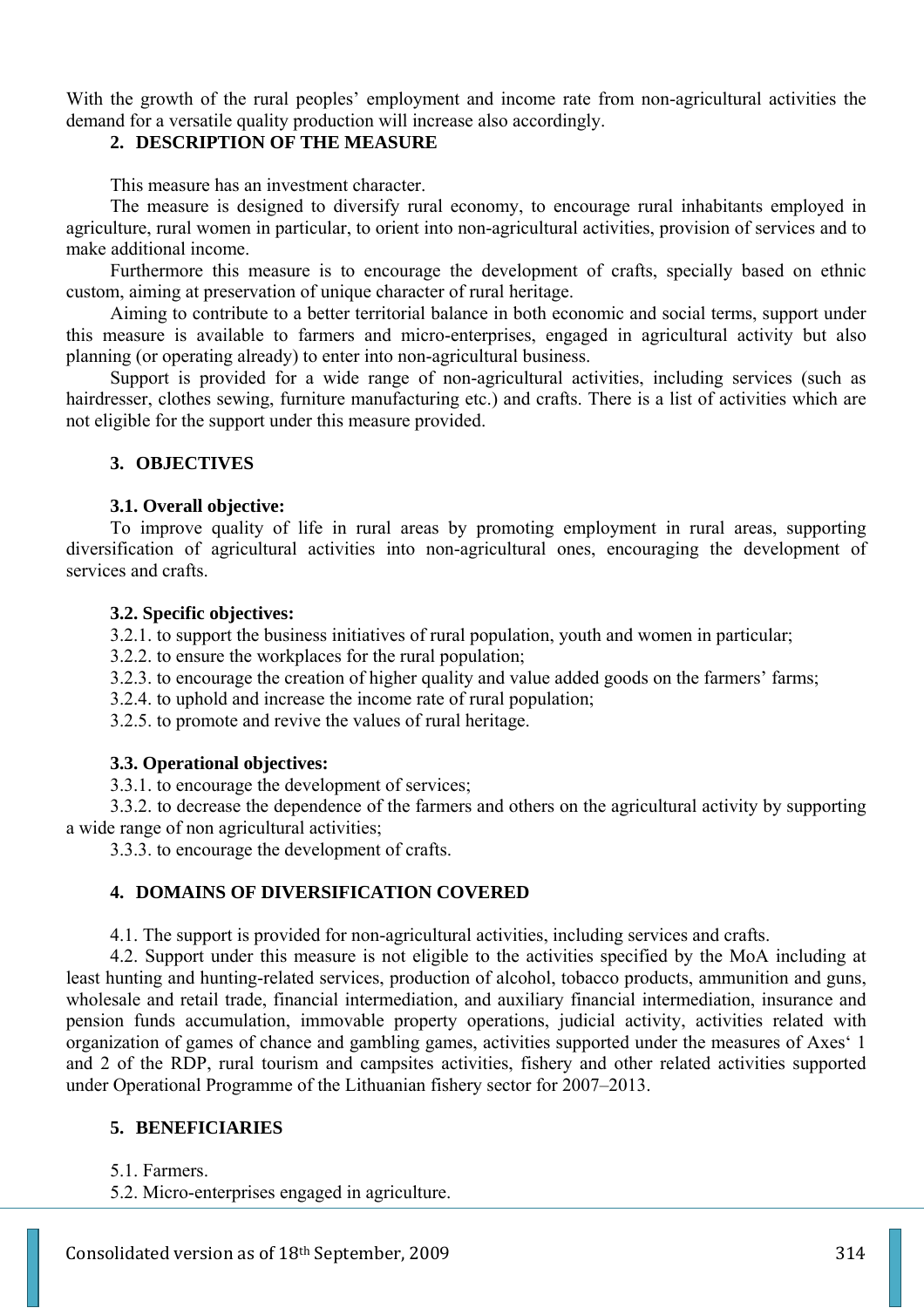With the growth of the rural peoples' employment and income rate from non-agricultural activities the demand for a versatile quality production will increase also accordingly.

## 2. DESCRIPTION OF THE MEASURE

This measure has an investment character.

The measure is designed to diversify rural economy, to encourage rural inhabitants employed in agriculture, rural women in particular, to orient into non-agricultural activities, provision of services and to make additional income.

Furthermore this measure is to encourage the development of crafts, specially based on ethnic custom, aiming at preservation of unique character of rural heritage.

Aiming to contribute to a better territorial balance in both economic and social terms, support under this measure is available to farmers and micro-enterprises, engaged in agricultural activity but also planning (or operating already) to enter into non-agricultural business.

Support is provided for a wide range of non-agricultural activities, including services (such as hairdresser, clothes sewing, furniture manufacturing etc.) and crafts. There is a list of activities which are not eligible for the support under this measure provided.

## 3. OBJECTIVES

### 3.1. Overall objective:

To improve quality of life in rural areas by promoting employment in rural areas, supporting diversification of agricultural activities into non-agricultural ones, encouraging the development of services and crafts.

### 3.2. Specific objectives:

3.2.1. to support the business initiatives of rural population, youth and women in particular;

3.2.2. to ensure the workplaces for the rural population;

3.2.3. to encourage the creation of higher quality and value added goods on the farmers' farms;

3.2.4. to uphold and increase the income rate of rural population;

3.2.5. to promote and revive the values of rural heritage.

### 3.3. Operational objectives:

3.3.1. to encourage the development of services;

3.3.2. to decrease the dependence of the farmers and others on the agricultural activity by supporting a wide range of non agricultural activities;

3.3.3. to encourage the development of crafts.

## 4. DOMAINS OF DIVERSIFICATION COVERED

4.1. The support is provided for non-agricultural activities, including services and crafts.

4.2. Support under this measure is not eligible to the activities specified by the MoA including at least hunting and hunting-related services, production of alcohol, tobacco products, ammunition and guns, wholesale and retail trade, financial intermediation, and auxiliary financial intermediation, insurance and pension funds accumulation, immovable property operations, judicial activity, activities related with organization of games of chance and gambling games, activities supported under the measures of Axes' 1 and 2 of the RDP, rural tourism and campsites activities, fishery and other related activities supported under Operational Programme of the Lithuanian fishery sector for 2007–2013.

## 5. BENEFICIARIES

5.1. Farmers.

5.2. Micro-enterprises engaged in agriculture.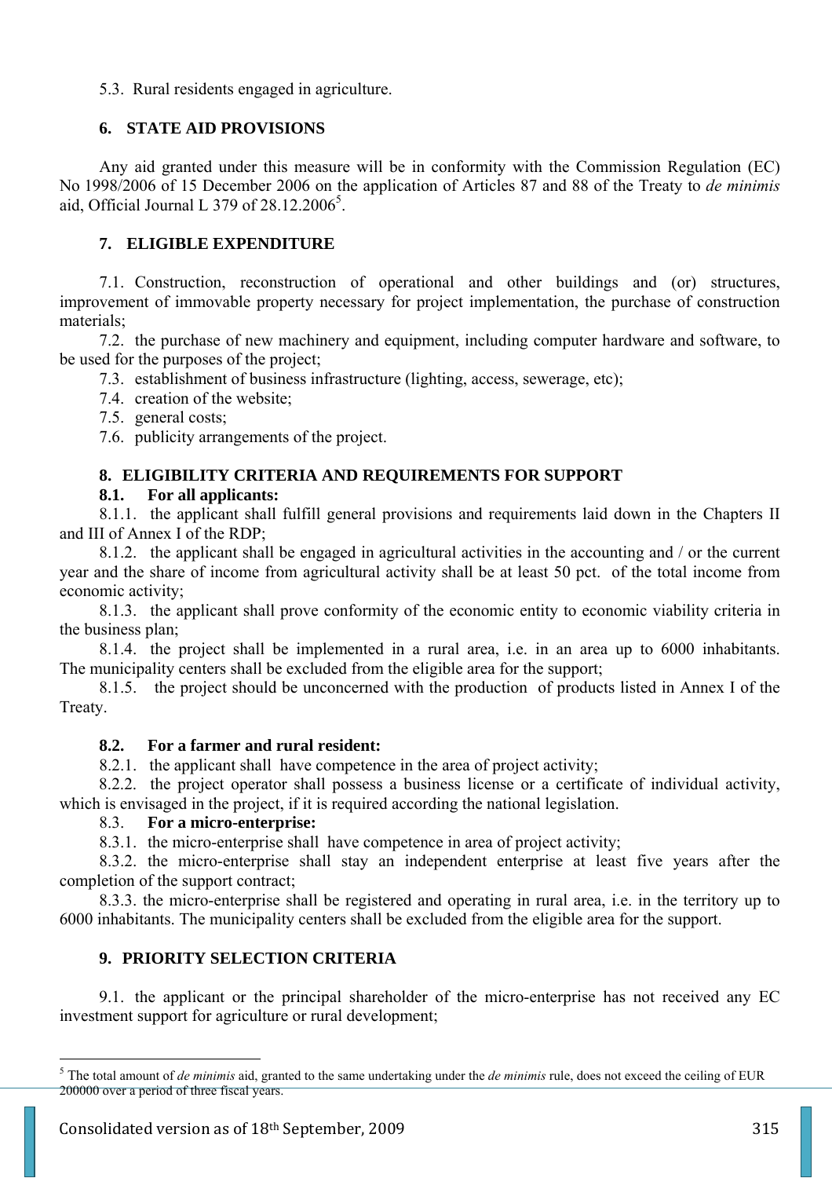5.3. Rural residents engaged in agriculture.

## 6. STATE AID PROVISIONS

Any aid granted under this measure will be in conformity with the Commission Regulation (EC) No 1998/2006 of 15 December 2006 on the application of Articles 87 and 88 of the Treaty to *de minimis* aid, Official Journal L 379 of 28.12.2006[5].

## 7. ELIGIBLE EXPENDITURE

7.1. Construction, reconstruction of operational and other buildings and (or) structures, improvement of immovable property necessary for project implementation, the purchase of construction materials;

7.2. the purchase of new machinery and equipment, including computer hardware and software, to be used for the purposes of the project;

7.3. establishment of business infrastructure (lighting, access, sewerage, etc);

7.4. creation of the website;

7.5. general costs;

7.6. publicity arrangements of the project.

## 8. ELIGIBILITY CRITERIA AND REQUIREMENTS FOR SUPPORT

**8.1. For all applicants:**

8.1.1. the applicant shall fulfill general provisions and requirements laid down in the Chapters II and III of Annex I of the RDP;

8.1.2. the applicant shall be engaged in agricultural activities in the accounting and / or the current year and the share of income from agricultural activity shall be at least 50 pct. of the total income from economic activity;

8.1.3. the applicant shall prove conformity of the economic entity to economic viability criteria in the business plan;

8.1.4. the project shall be implemented in a rural area, i.e. in an area up to 6000 inhabitants. The municipality centers shall be excluded from the eligible area for the support;

8.1.5. the project should be unconcerned with the production of products listed in Annex I of the Treaty.

**8.2. For a farmer and rural resident:**

8.2.1. the applicant shall have competence in the area of project activity;

8.2.2. the project operator shall possess a business license or a certificate of individual activity, which is envisaged in the project, if it is required according the national legislation.

**8.3. For a micro-enterprise:**

8.3.1. the micro-enterprise shall have competence in area of project activity;

8.3.2. the micro-enterprise shall stay an independent enterprise at least five years after the completion of the support contract;

8.3.3. the micro-enterprise shall be registered and operating in rural area, i.e. in the territory up to 6000 inhabitants. The municipality centers shall be excluded from the eligible area for the support.

## 9. PRIORITY SELECTION CRITERIA

9.1. the applicant or the principal shareholder of the micro-enterprise has not received any EC investment support for agriculture or rural development;

[5] The total amount of *de minimis* aid, granted to the same undertaking under the *de minimis* rule, does not exceed the ceiling of EUR 200000 over a period of three fiscal years.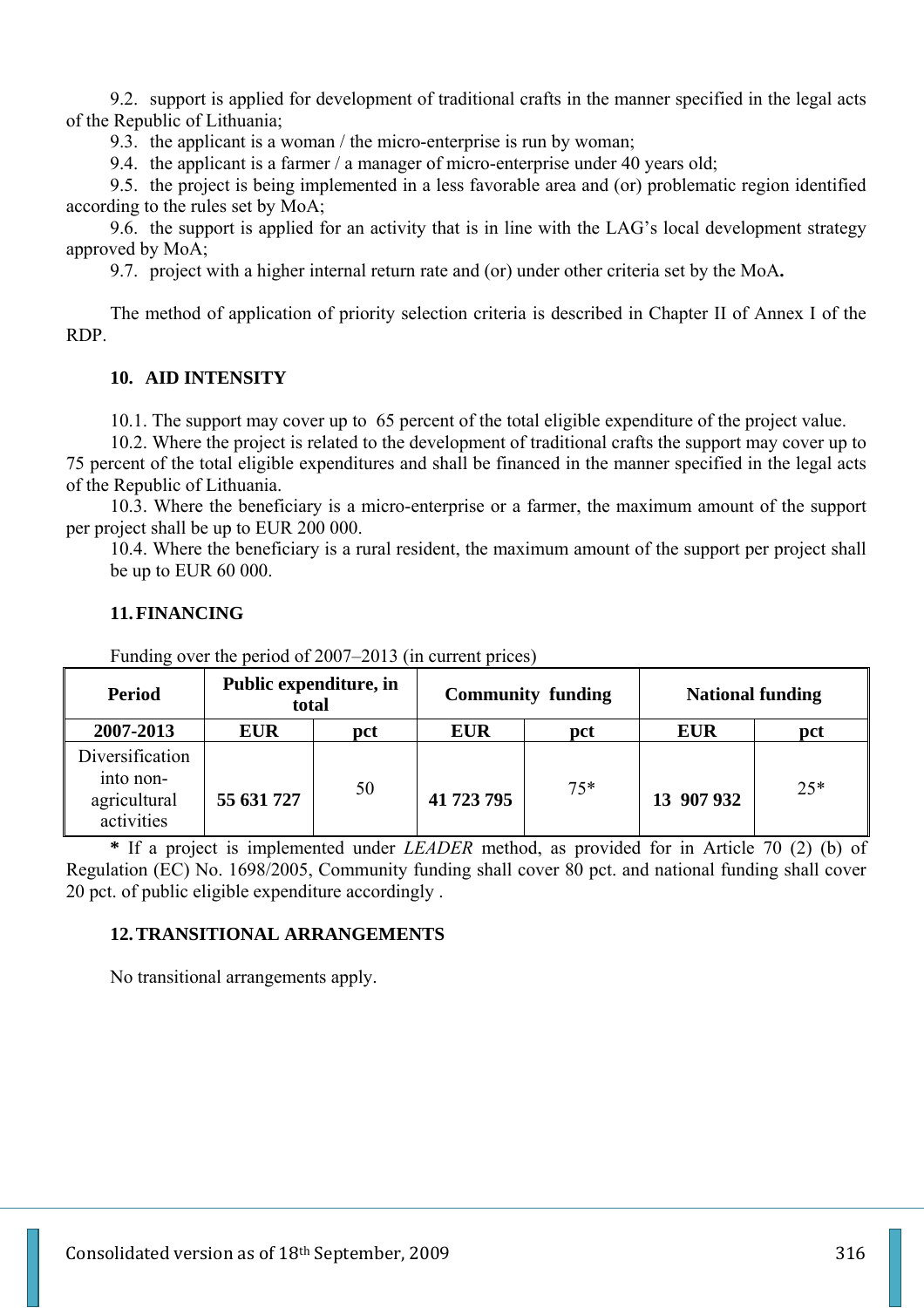9.2. support is applied for development of traditional crafts in the manner specified in the legal acts of the Republic of Lithuania;

9.3. the applicant is a woman / the micro-enterprise is run by woman;

9.4. the applicant is a farmer / a manager of micro-enterprise under 40 years old;

9.5. the project is being implemented in a less favorable area and (or) problematic region identified according to the rules set by MoA;

9.6. the support is applied for an activity that is in line with the LAG's local development strategy approved by MoA;

9.7. project with a higher internal return rate and (or) under other criteria set by the MoA**.**

The method of application of priority selection criteria is described in Chapter II of Annex I of the RDP.

## 10. AID INTENSITY

10.1. The support may cover up to 65 percent of the total eligible expenditure of the project value.

10.2. Where the project is related to the development of traditional crafts the support may cover up to 75 percent of the total eligible expenditures and shall be financed in the manner specified in the legal acts of the Republic of Lithuania.

10.3. Where the beneficiary is a micro-enterprise or a farmer, the maximum amount of the support per project shall be up to EUR 200 000.

10.4. Where the beneficiary is a rural resident, the maximum amount of the support per project shall be up to EUR 60 000.

## 11. FINANCING

Funding over the period of 2007–2013 (in current prices)

| Period | Public expenditure, in total | | Community funding | | National funding | |
|---|---|---|---|---|---|---|
| 2007-2013 | EUR | pct | EUR | pct | EUR | pct |
| Diversification into non-agricultural activities | **55 631 727** | 50 | **41 723 795** | 75* | **13 907 932** | 25* |

**\*** If a project is implemented under *LEADER* method, as provided for in Article 70 (2) (b) of Regulation (EC) No. 1698/2005, Community funding shall cover 80 pct. and national funding shall cover 20 pct. of public eligible expenditure accordingly .

## 12. TRANSITIONAL ARRANGEMENTS

No transitional arrangements apply.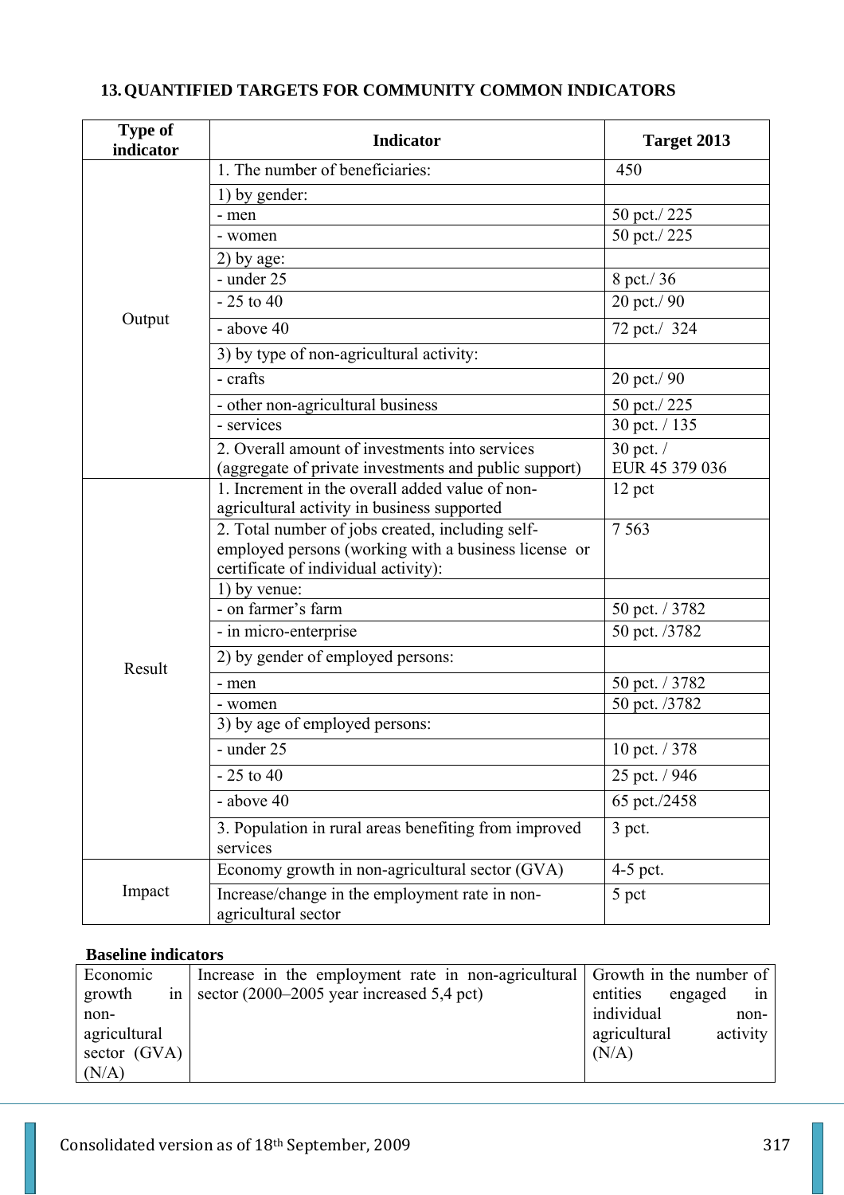## 13. QUANTIFIED TARGETS FOR COMMUNITY COMMON INDICATORS

| Type of indicator | Indicator | Target 2013 |
|---|---|---|
| Output | 1. The number of beneficiaries: | 450 |
| | 1) by gender: | |
| | - men | 50 pct./ 225 |
| | - women | 50 pct./ 225 |
| | 2) by age: | |
| | - under 25 | 8 pct./ 36 |
| | - 25 to 40 | 20 pct./ 90 |
| | - above 40 | 72 pct./ 324 |
| | 3) by type of non-agricultural activity: | |
| | - crafts | 20 pct./ 90 |
| | - other non-agricultural business | 50 pct./ 225 |
| | - services | 30 pct. / 135 |
| | 2. Overall amount of investments into services (aggregate of private investments and public support) | 30 pct. / EUR 45 379 036 |
| Result | 1. Increment in the overall added value of non-agricultural activity in business supported | 12 pct |
| | 2. Total number of jobs created, including self-employed persons (working with a business license or certificate of individual activity): | 7 563 |
| | 1) by venue: | |
| | - on farmer's farm | 50 pct. / 3782 |
| | - in micro-enterprise | 50 pct. /3782 |
| | 2) by gender of employed persons: | |
| | - men | 50 pct. / 3782 |
| | - women | 50 pct. /3782 |
| | 3) by age of employed persons: | |
| | - under 25 | 10 pct. / 378 |
| | - 25 to 40 | 25 pct. / 946 |
| | - above 40 | 65 pct./2458 |
| | 3. Population in rural areas benefiting from improved services | 3 pct. |
| Impact | Economy growth in non-agricultural sector (GVA) | 4-5 pct. |
| | Increase/change in the employment rate in non-agricultural sector | 5 pct |

**Baseline indicators**

| | | |
|---|---|---|
| Economic growth in non-agricultural sector (GVA) (N/A) | Increase in the employment rate in non-agricultural sector (2000–2005 year increased 5,4 pct) | Growth in the number of entities engaged in individual non-agricultural activity (N/A) |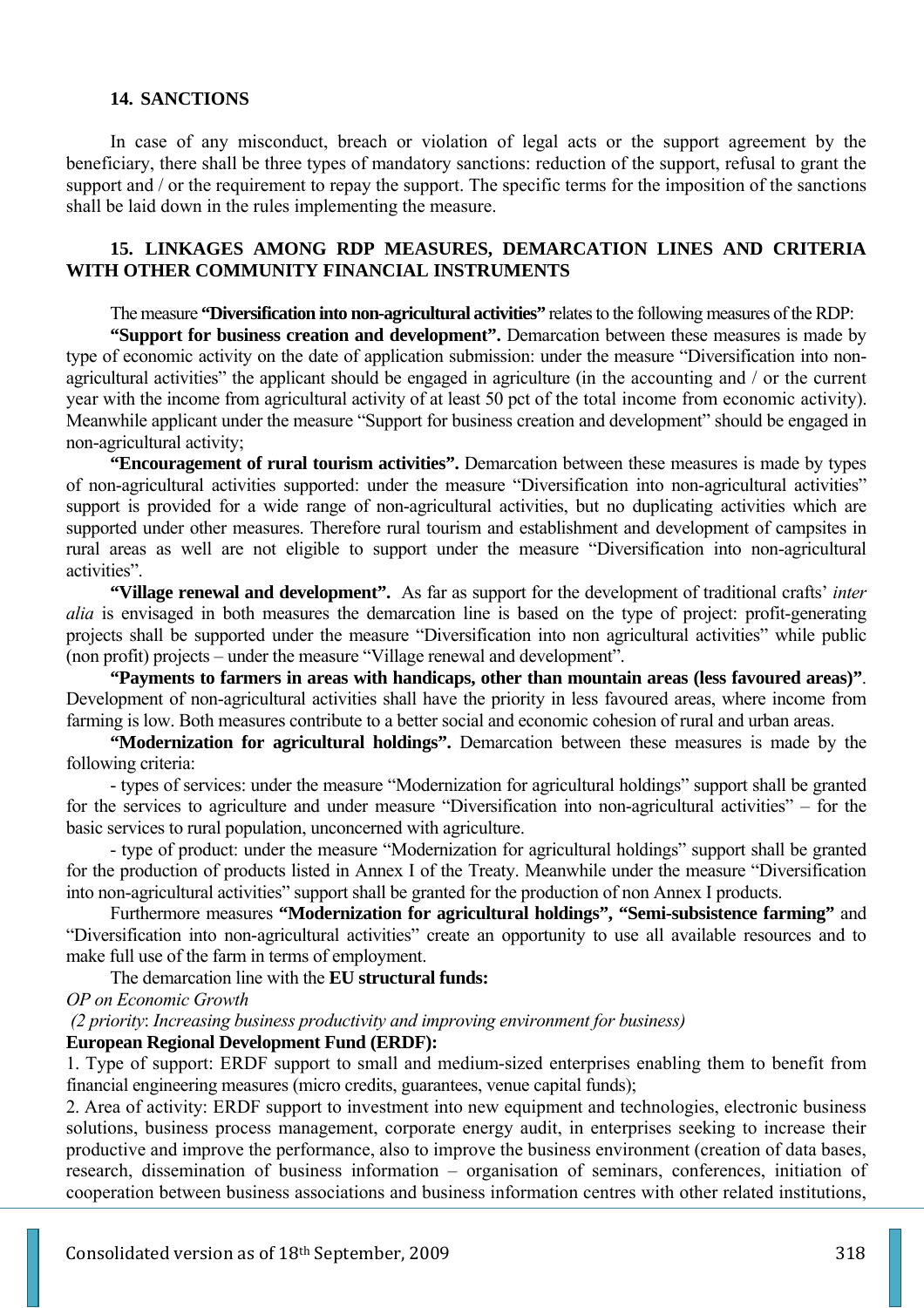## 14. SANCTIONS

In case of any misconduct, breach or violation of legal acts or the support agreement by the beneficiary, there shall be three types of mandatory sanctions: reduction of the support, refusal to grant the support and / or the requirement to repay the support. The specific terms for the imposition of the sanctions shall be laid down in the rules implementing the measure.

## 15. LINKAGES AMONG RDP MEASURES, DEMARCATION LINES AND CRITERIA WITH OTHER COMMUNITY FINANCIAL INSTRUMENTS

The measure **"Diversification into non-agricultural activities"** relates to the following measures of the RDP:

**"Support for business creation and development".** Demarcation between these measures is made by type of economic activity on the date of application submission: under the measure "Diversification into non-agricultural activities" the applicant should be engaged in agriculture (in the accounting and / or the current year with the income from agricultural activity of at least 50 pct of the total income from economic activity). Meanwhile applicant under the measure "Support for business creation and development" should be engaged in non-agricultural activity;

**"Encouragement of rural tourism activities".** Demarcation between these measures is made by types of non-agricultural activities supported: under the measure "Diversification into non-agricultural activities" support is provided for a wide range of non-agricultural activities, but no duplicating activities which are supported under other measures. Therefore rural tourism and establishment and development of campsites in rural areas as well are not eligible to support under the measure "Diversification into non-agricultural activities".

**"Village renewal and development".** As far as support for the development of traditional crafts' *inter alia* is envisaged in both measures the demarcation line is based on the type of project: profit-generating projects shall be supported under the measure "Diversification into non agricultural activities" while public (non profit) projects – under the measure "Village renewal and development".

**"Payments to farmers in areas with handicaps, other than mountain areas (less favoured areas)"**. Development of non-agricultural activities shall have the priority in less favoured areas, where income from farming is low. Both measures contribute to a better social and economic cohesion of rural and urban areas.

**"Modernization for agricultural holdings".** Demarcation between these measures is made by the following criteria:

- types of services: under the measure "Modernization for agricultural holdings" support shall be granted for the services to agriculture and under measure "Diversification into non-agricultural activities" – for the basic services to rural population, unconcerned with agriculture.
- type of product: under the measure "Modernization for agricultural holdings" support shall be granted for the production of products listed in Annex I of the Treaty. Meanwhile under the measure "Diversification into non-agricultural activities" support shall be granted for the production of non Annex I products.

Furthermore measures **"Modernization for agricultural holdings", "Semi-subsistence farming"** and "Diversification into non-agricultural activities" create an opportunity to use all available resources and to make full use of the farm in terms of employment.

The demarcation line with the **EU structural funds:**

*OP on Economic Growth*

*(2 priority: Increasing business productivity and improving environment for business)*

**European Regional Development Fund (ERDF):**

1. Type of support: ERDF support to small and medium-sized enterprises enabling them to benefit from financial engineering measures (micro credits, guarantees, venue capital funds);
2. Area of activity: ERDF support to investment into new equipment and technologies, electronic business solutions, business process management, corporate energy audit, in enterprises seeking to increase their productive and improve the performance, also to improve the business environment (creation of data bases, research, dissemination of business information – organisation of seminars, conferences, initiation of cooperation between business associations and business information centres with other related institutions,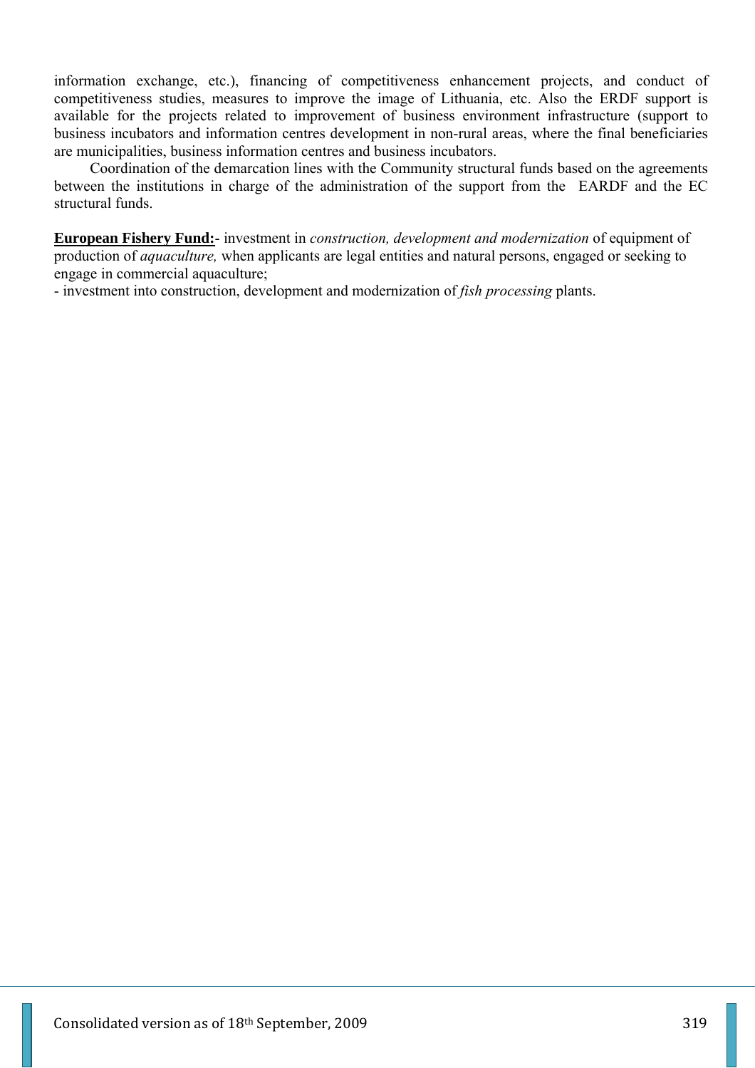information exchange, etc.), financing of competitiveness enhancement projects, and conduct of competitiveness studies, measures to improve the image of Lithuania, etc. Also the ERDF support is available for the projects related to improvement of business environment infrastructure (support to business incubators and information centres development in non-rural areas, where the final beneficiaries are municipalities, business information centres and business incubators.

Coordination of the demarcation lines with the Community structural funds based on the agreements between the institutions in charge of the administration of the support from the EARDF and the EC structural funds.

**European Fishery Fund:**- investment in *construction, development and modernization* of equipment of production of *aquaculture,* when applicants are legal entities and natural persons, engaged or seeking to engage in commercial aquaculture;

- investment into construction, development and modernization of *fish processing* plants.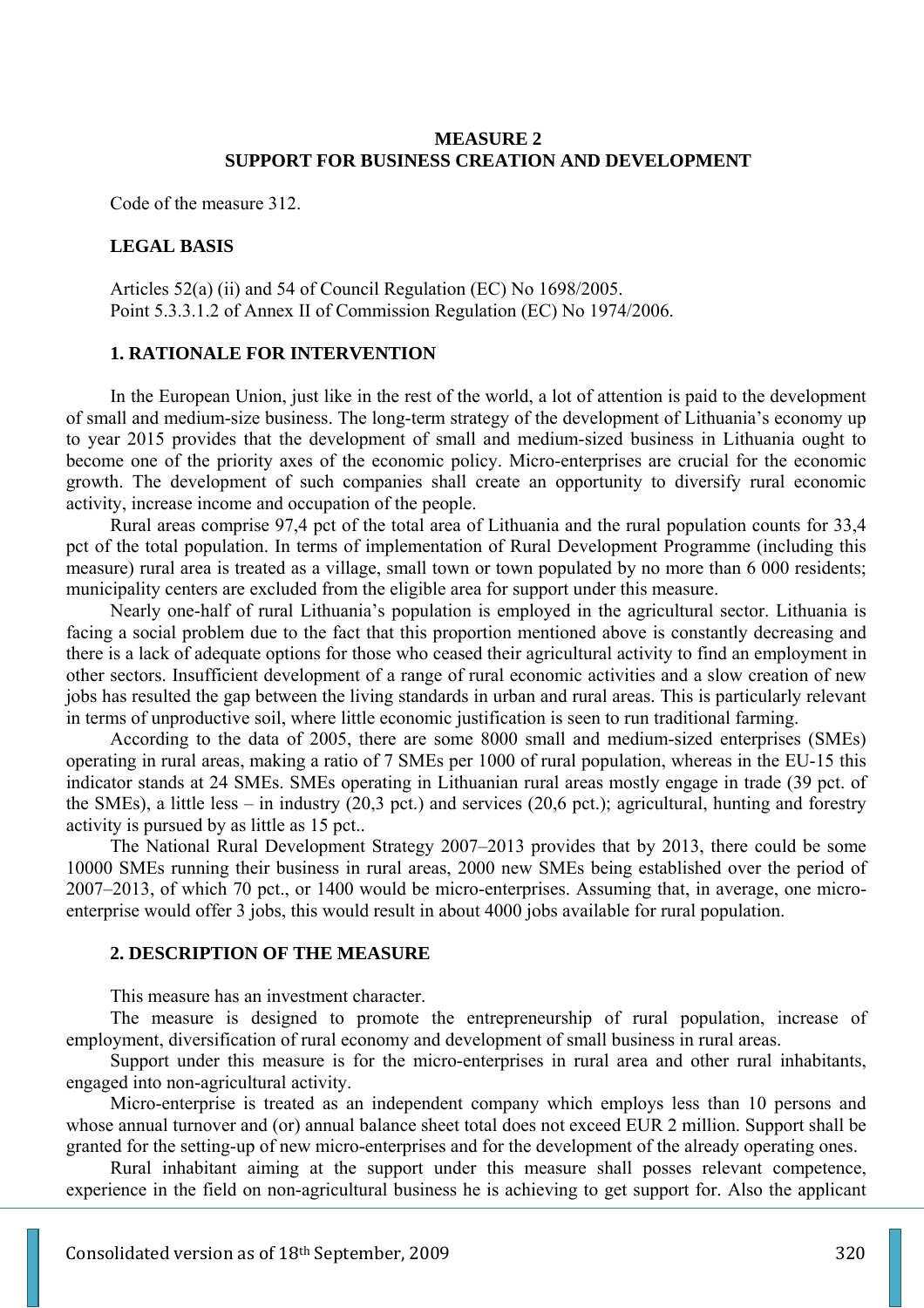**MEASURE 2**
**SUPPORT FOR BUSINESS CREATION AND DEVELOPMENT**

Code of the measure 312.

**LEGAL BASIS**

Articles 52(a) (ii) and 54 of Council Regulation (EC) No 1698/2005.
Point 5.3.3.1.2 of Annex II of Commission Regulation (EC) No 1974/2006.

**1. RATIONALE FOR INTERVENTION**

In the European Union, just like in the rest of the world, a lot of attention is paid to the development of small and medium-size business. The long-term strategy of the development of Lithuania's economy up to year 2015 provides that the development of small and medium-sized business in Lithuania ought to become one of the priority axes of the economic policy. Micro-enterprises are crucial for the economic growth. The development of such companies shall create an opportunity to diversify rural economic activity, increase income and occupation of the people.

Rural areas comprise 97,4 pct of the total area of Lithuania and the rural population counts for 33,4 pct of the total population. In terms of implementation of Rural Development Programme (including this measure) rural area is treated as a village, small town or town populated by no more than 6 000 residents; municipality centers are excluded from the eligible area for support under this measure.

Nearly one-half of rural Lithuania's population is employed in the agricultural sector. Lithuania is facing a social problem due to the fact that this proportion mentioned above is constantly decreasing and there is a lack of adequate options for those who ceased their agricultural activity to find an employment in other sectors. Insufficient development of a range of rural economic activities and a slow creation of new jobs has resulted the gap between the living standards in urban and rural areas. This is particularly relevant in terms of unproductive soil, where little economic justification is seen to run traditional farming.

According to the data of 2005, there are some 8000 small and medium-sized enterprises (SMEs) operating in rural areas, making a ratio of 7 SMEs per 1000 of rural population, whereas in the EU-15 this indicator stands at 24 SMEs. SMEs operating in Lithuanian rural areas mostly engage in trade (39 pct. of the SMEs), a little less – in industry (20,3 pct.) and services (20,6 pct.); agricultural, hunting and forestry activity is pursued by as little as 15 pct..

The National Rural Development Strategy 2007–2013 provides that by 2013, there could be some 10000 SMEs running their business in rural areas, 2000 new SMEs being established over the period of 2007–2013, of which 70 pct., or 1400 would be micro-enterprises. Assuming that, in average, one micro-enterprise would offer 3 jobs, this would result in about 4000 jobs available for rural population.

**2. DESCRIPTION OF THE MEASURE**

This measure has an investment character.

The measure is designed to promote the entrepreneurship of rural population, increase of employment, diversification of rural economy and development of small business in rural areas.

Support under this measure is for the micro-enterprises in rural area and other rural inhabitants, engaged into non-agricultural activity.

Micro-enterprise is treated as an independent company which employs less than 10 persons and whose annual turnover and (or) annual balance sheet total does not exceed EUR 2 million. Support shall be granted for the setting-up of new micro-enterprises and for the development of the already operating ones.

Rural inhabitant aiming at the support under this measure shall posses relevant competence, experience in the field on non-agricultural business he is achieving to get support for. Also the applicant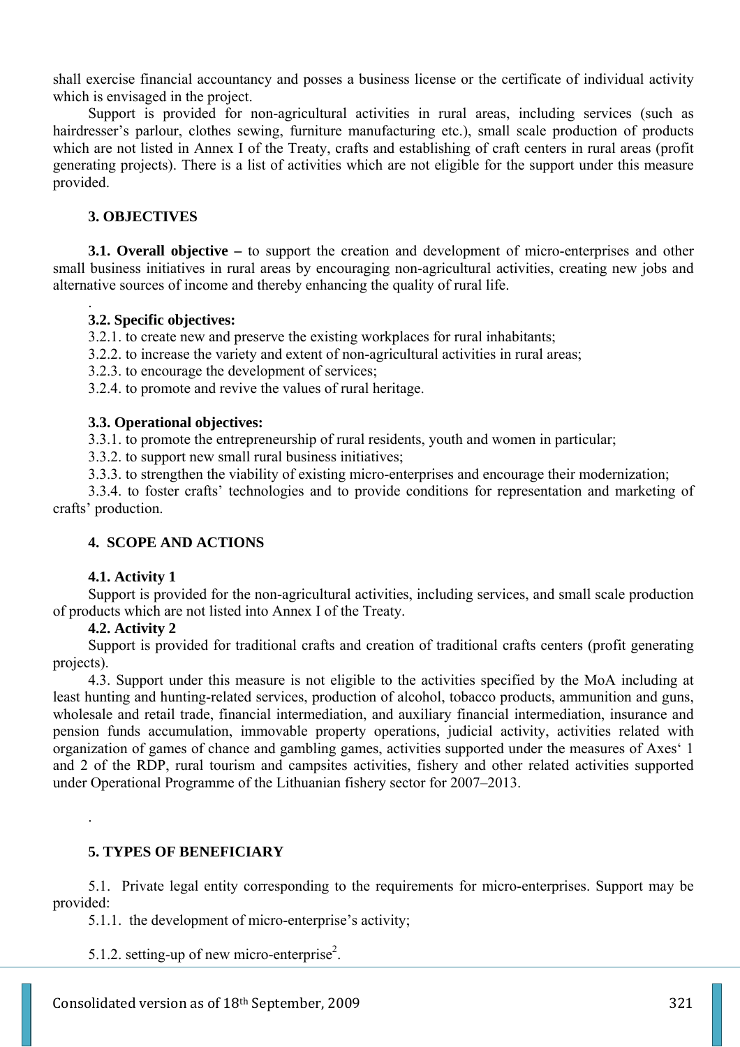shall exercise financial accountancy and posses a business license or the certificate of individual activity which is envisaged in the project.

Support is provided for non-agricultural activities in rural areas, including services (such as hairdresser's parlour, clothes sewing, furniture manufacturing etc.), small scale production of products which are not listed in Annex I of the Treaty, crafts and establishing of craft centers in rural areas (profit generating projects). There is a list of activities which are not eligible for the support under this measure provided.

### 3. OBJECTIVES

**3.1. Overall objective –** to support the creation and development of micro-enterprises and other small business initiatives in rural areas by encouraging non-agricultural activities, creating new jobs and alternative sources of income and thereby enhancing the quality of rural life.

**3.2. Specific objectives:**

3.2.1. to create new and preserve the existing workplaces for rural inhabitants;
3.2.2. to increase the variety and extent of non-agricultural activities in rural areas;
3.2.3. to encourage the development of services;
3.2.4. to promote and revive the values of rural heritage.

**3.3. Operational objectives:**

3.3.1. to promote the entrepreneurship of rural residents, youth and women in particular;
3.3.2. to support new small rural business initiatives;
3.3.3. to strengthen the viability of existing micro-enterprises and encourage their modernization;
3.3.4. to foster crafts' technologies and to provide conditions for representation and marketing of crafts' production.

### 4. SCOPE AND ACTIONS

**4.1. Activity 1**

Support is provided for the non-agricultural activities, including services, and small scale production of products which are not listed into Annex I of the Treaty.

**4.2. Activity 2**

Support is provided for traditional crafts and creation of traditional crafts centers (profit generating projects).

4.3. Support under this measure is not eligible to the activities specified by the MoA including at least hunting and hunting-related services, production of alcohol, tobacco products, ammunition and guns, wholesale and retail trade, financial intermediation, and auxiliary financial intermediation, insurance and pension funds accumulation, immovable property operations, judicial activity, activities related with organization of games of chance and gambling games, activities supported under the measures of Axes' 1 and 2 of the RDP, rural tourism and campsites activities, fishery and other related activities supported under Operational Programme of the Lithuanian fishery sector for 2007–2013.

### 5. TYPES OF BENEFICIARY

5.1. Private legal entity corresponding to the requirements for micro-enterprises. Support may be provided:

5.1.1. the development of micro-enterprise's activity;

5.1.2. setting-up of new micro-enterprise[2].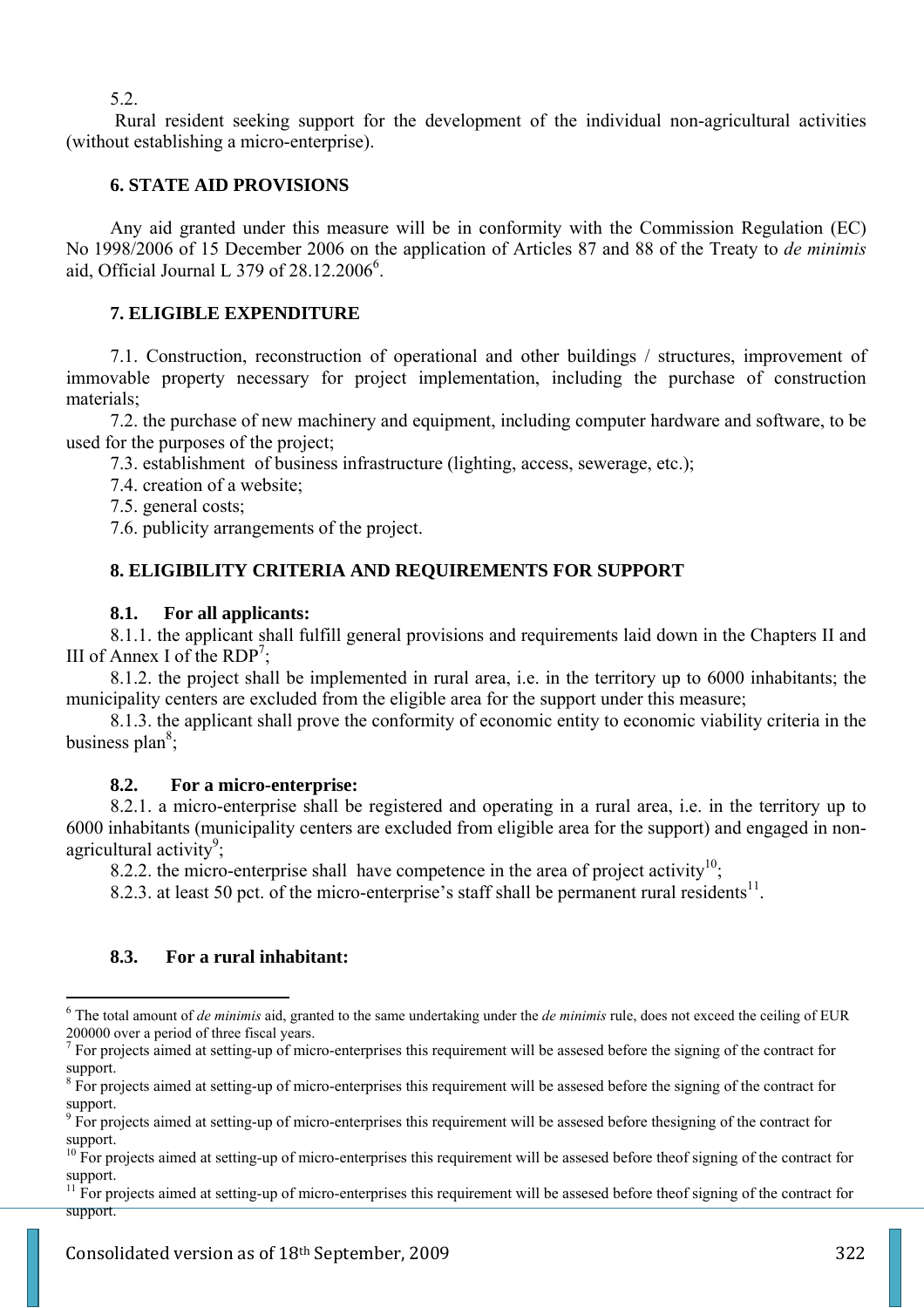5.2.

Rural resident seeking support for the development of the individual non-agricultural activities (without establishing a micro-enterprise).

## 6. STATE AID PROVISIONS

Any aid granted under this measure will be in conformity with the Commission Regulation (EC) No 1998/2006 of 15 December 2006 on the application of Articles 87 and 88 of the Treaty to *de minimis* aid, Official Journal L 379 of 28.12.2006[6].

## 7. ELIGIBLE EXPENDITURE

7.1. Construction, reconstruction of operational and other buildings / structures, improvement of immovable property necessary for project implementation, including the purchase of construction materials;

7.2. the purchase of new machinery and equipment, including computer hardware and software, to be used for the purposes of the project;

7.3. establishment of business infrastructure (lighting, access, sewerage, etc.);

7.4. creation of a website;

7.5. general costs;

7.6. publicity arrangements of the project.

## 8. ELIGIBILITY CRITERIA AND REQUIREMENTS FOR SUPPORT

### 8.1. For all applicants:

8.1.1. the applicant shall fulfill general provisions and requirements laid down in the Chapters II and III of Annex I of the RDP[7];

8.1.2. the project shall be implemented in rural area, i.e. in the territory up to 6000 inhabitants; the municipality centers are excluded from the eligible area for the support under this measure;

8.1.3. the applicant shall prove the conformity of economic entity to economic viability criteria in the business plan[8];

### 8.2. For a micro-enterprise:

8.2.1. a micro-enterprise shall be registered and operating in a rural area, i.e. in the territory up to 6000 inhabitants (municipality centers are excluded from eligible area for the support) and engaged in non-agricultural activity[9];

8.2.2. the micro-enterprise shall have competence in the area of project activity[10];

8.2.3. at least 50 pct. of the micro-enterprise's staff shall be permanent rural residents[11].

### 8.3. For a rural inhabitant:

---

[6] The total amount of *de minimis* aid, granted to the same undertaking under the *de minimis* rule, does not exceed the ceiling of EUR 200000 over a period of three fiscal years.

[7] For projects aimed at setting-up of micro-enterprises this requirement will be assesed before the signing of the contract for support.

[8] For projects aimed at setting-up of micro-enterprises this requirement will be assesed before the signing of the contract for support.

[9] For projects aimed at setting-up of micro-enterprises this requirement will be assesed before thesigning of the contract for support.

[10] For projects aimed at setting-up of micro-enterprises this requirement will be assesed before theof signing of the contract for support.

[11] For projects aimed at setting-up of micro-enterprises this requirement will be assesed before theof signing of the contract for support.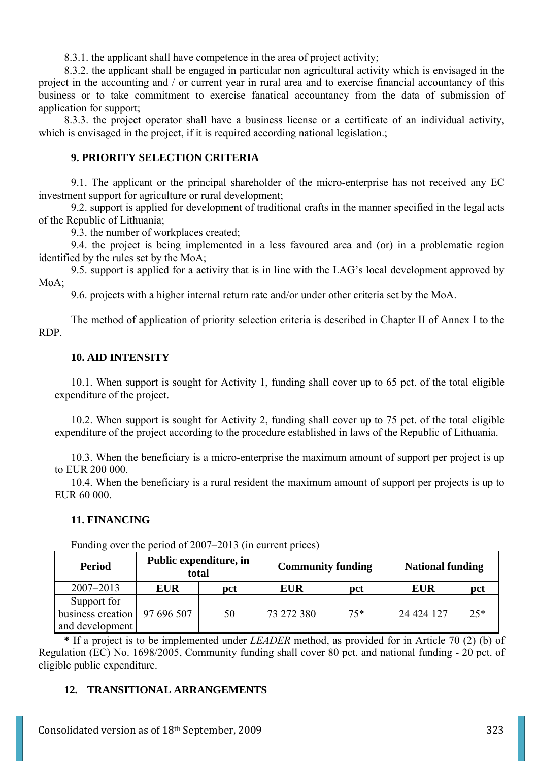8.3.1. the applicant shall have competence in the area of project activity;

8.3.2. the applicant shall be engaged in particular non agricultural activity which is envisaged in the project in the accounting and / or current year in rural area and to exercise financial accountancy of this business or to take commitment to exercise fanatical accountancy from the data of submission of application for support;

8.3.3. the project operator shall have a business license or a certificate of an individual activity, which is envisaged in the project, if it is required according national legislation.;

### 9. PRIORITY SELECTION CRITERIA

9.1. The applicant or the principal shareholder of the micro-enterprise has not received any EC investment support for agriculture or rural development;

9.2. support is applied for development of traditional crafts in the manner specified in the legal acts of the Republic of Lithuania;

9.3. the number of workplaces created;

9.4. the project is being implemented in a less favoured area and (or) in a problematic region identified by the rules set by the MoA;

9.5. support is applied for a activity that is in line with the LAG's local development approved by MoA;

9.6. projects with a higher internal return rate and/or under other criteria set by the MoA.

The method of application of priority selection criteria is described in Chapter II of Annex I to the RDP.

### 10. AID INTENSITY

10.1. When support is sought for Activity 1, funding shall cover up to 65 pct. of the total eligible expenditure of the project.

10.2. When support is sought for Activity 2, funding shall cover up to 75 pct. of the total eligible expenditure of the project according to the procedure established in laws of the Republic of Lithuania.

10.3. When the beneficiary is a micro-enterprise the maximum amount of support per project is up to EUR 200 000.

10.4. When the beneficiary is a rural resident the maximum amount of support per projects is up to EUR 60 000.

### 11. FINANCING

Funding over the period of 2007–2013 (in current prices)

| Period | Public expenditure, in total | | Community funding | | National funding | |
|---|---|---|---|---|---|---|
| 2007–2013 | EUR | pct | EUR | pct | EUR | pct |
| Support for business creation and development | 97 696 507 | 50 | 73 272 380 | 75* | 24 424 127 | 25* |

**\*** If a project is to be implemented under *LEADER* method, as provided for in Article 70 (2) (b) of Regulation (EC) No. 1698/2005, Community funding shall cover 80 pct. and national funding - 20 pct. of eligible public expenditure.

### 12. TRANSITIONAL ARRANGEMENTS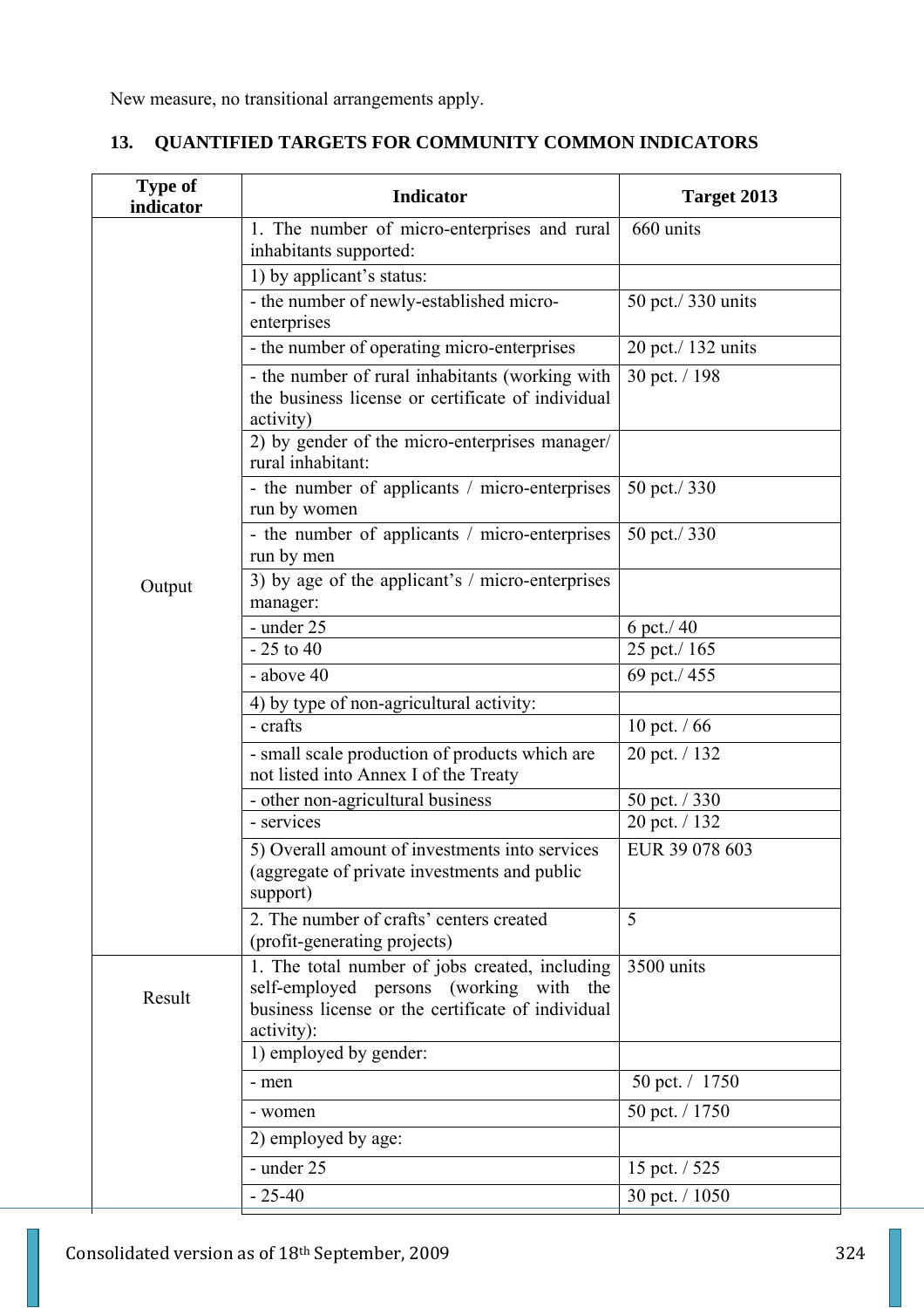New measure, no transitional arrangements apply.

## 13. QUANTIFIED TARGETS FOR COMMUNITY COMMON INDICATORS

| Type of indicator | Indicator | Target 2013 |
|---|---|---|
| Output | 1. The number of micro-enterprises and rural inhabitants supported: | 660 units |
| | 1) by applicant's status: | |
| | - the number of newly-established micro-enterprises | 50 pct./ 330 units |
| | - the number of operating micro-enterprises | 20 pct./ 132 units |
| | - the number of rural inhabitants (working with the business license or certificate of individual activity) | 30 pct. / 198 |
| | 2) by gender of the micro-enterprises manager/ rural inhabitant: | |
| | - the number of applicants / micro-enterprises run by women | 50 pct./ 330 |
| | - the number of applicants / micro-enterprises run by men | 50 pct./ 330 |
| | 3) by age of the applicant's / micro-enterprises manager: | |
| | - under 25 | 6 pct./ 40 |
| | - 25 to 40 | 25 pct./ 165 |
| | - above 40 | 69 pct./ 455 |
| | 4) by type of non-agricultural activity: | |
| | - crafts | 10 pct. / 66 |
| | - small scale production of products which are not listed into Annex I of the Treaty | 20 pct. / 132 |
| | - other non-agricultural business | 50 pct. / 330 |
| | - services | 20 pct. / 132 |
| | 5) Overall amount of investments into services (aggregate of private investments and public support) | EUR 39 078 603 |
| | 2. The number of crafts' centers created (profit-generating projects) | 5 |
| Result | 1. The total number of jobs created, including self-employed persons (working with the business license or the certificate of individual activity): | 3500 units |
| | 1) employed by gender: | |
| | - men | 50 pct. / 1750 |
| | - women | 50 pct. / 1750 |
| | 2) employed by age: | |
| | - under 25 | 15 pct. / 525 |
| | - 25-40 | 30 pct. / 1050 |

Consolidated version as of 18th September, 2009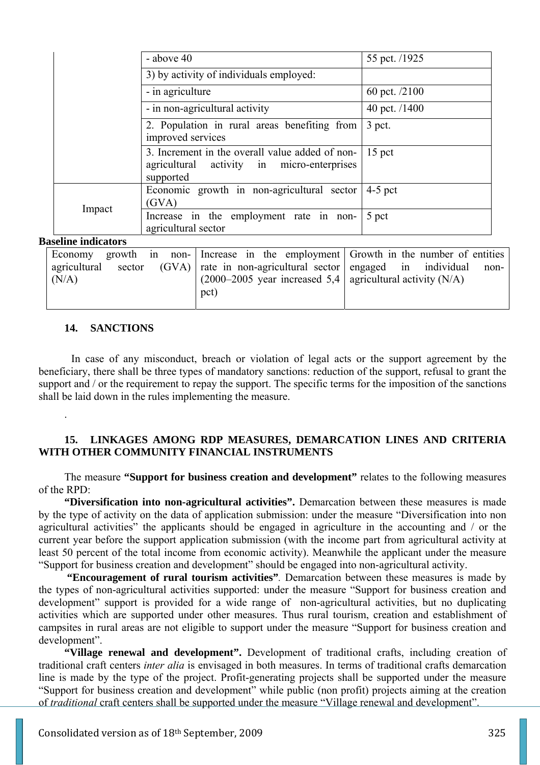| | | |
|---|---|---|
| | - above 40 | 55 pct. /1925 |
| | 3) by activity of individuals employed: | |
| | - in agriculture | 60 pct. /2100 |
| | - in non-agricultural activity | 40 pct. /1400 |
| | 2. Population in rural areas benefiting from improved services | 3 pct. |
| | 3. Increment in the overall value added of non-agricultural activity in micro-enterprises supported | 15 pct |
| Impact | Economic growth in non-agricultural sector (GVA) | 4-5 pct |
| | Increase in the employment rate in non-agricultural sector | 5 pct |

**Baseline indicators**

| | | |
|---|---|---|
| Economy growth in non-agricultural sector (GVA) (N/A) | Increase in the employment rate in non-agricultural sector (2000–2005 year increased 5,4 pct) | Growth in the number of entities engaged in individual non-agricultural activity (N/A) |

## 14. SANCTIONS

In case of any misconduct, breach or violation of legal acts or the support agreement by the beneficiary, there shall be three types of mandatory sanctions: reduction of the support, refusal to grant the support and / or the requirement to repay the support. The specific terms for the imposition of the sanctions shall be laid down in the rules implementing the measure.

.

## 15. LINKAGES AMONG RDP MEASURES, DEMARCATION LINES AND CRITERIA WITH OTHER COMMUNITY FINANCIAL INSTRUMENTS

The measure **"Support for business creation and development"** relates to the following measures of the RPD:

**"Diversification into non-agricultural activities".** Demarcation between these measures is made by the type of activity on the data of application submission: under the measure "Diversification into non agricultural activities" the applicants should be engaged in agriculture in the accounting and / or the current year before the support application submission (with the income part from agricultural activity at least 50 percent of the total income from economic activity). Meanwhile the applicant under the measure "Support for business creation and development" should be engaged into non-agricultural activity.

**"Encouragement of rural tourism activities"**. Demarcation between these measures is made by the types of non-agricultural activities supported: under the measure "Support for business creation and development" support is provided for a wide range of non-agricultural activities, but no duplicating activities which are supported under other measures. Thus rural tourism, creation and establishment of campsites in rural areas are not eligible to support under the measure "Support for business creation and development".

**"Village renewal and development".** Development of traditional crafts, including creation of traditional craft centers *inter alia* is envisaged in both measures. In terms of traditional crafts demarcation line is made by the type of the project. Profit-generating projects shall be supported under the measure "Support for business creation and development" while public (non profit) projects aiming at the creation of *traditional* craft centers shall be supported under the measure "Village renewal and development".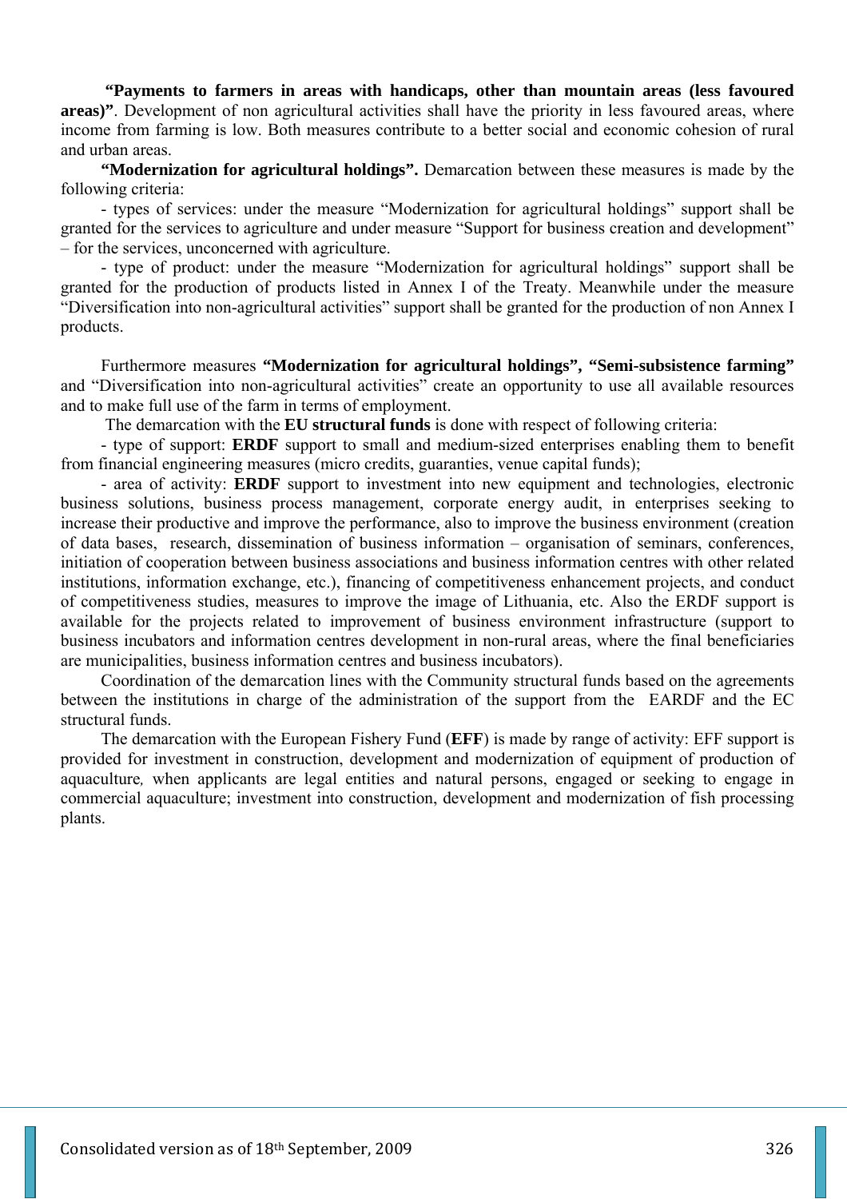**"Payments to farmers in areas with handicaps, other than mountain areas (less favoured areas)"**. Development of non agricultural activities shall have the priority in less favoured areas, where income from farming is low. Both measures contribute to a better social and economic cohesion of rural and urban areas.

**"Modernization for agricultural holdings".** Demarcation between these measures is made by the following criteria:

- types of services: under the measure "Modernization for agricultural holdings" support shall be granted for the services to agriculture and under measure "Support for business creation and development" – for the services, unconcerned with agriculture.
- type of product: under the measure "Modernization for agricultural holdings" support shall be granted for the production of products listed in Annex I of the Treaty. Meanwhile under the measure "Diversification into non-agricultural activities" support shall be granted for the production of non Annex I products.

Furthermore measures **"Modernization for agricultural holdings", "Semi-subsistence farming"** and "Diversification into non-agricultural activities" create an opportunity to use all available resources and to make full use of the farm in terms of employment.

The demarcation with the **EU structural funds** is done with respect of following criteria:

- type of support: **ERDF** support to small and medium-sized enterprises enabling them to benefit from financial engineering measures (micro credits, guaranties, venue capital funds);
- area of activity: **ERDF** support to investment into new equipment and technologies, electronic business solutions, business process management, corporate energy audit, in enterprises seeking to increase their productive and improve the performance, also to improve the business environment (creation of data bases, research, dissemination of business information – organisation of seminars, conferences, initiation of cooperation between business associations and business information centres with other related institutions, information exchange, etc.), financing of competitiveness enhancement projects, and conduct of competitiveness studies, measures to improve the image of Lithuania, etc. Also the ERDF support is available for the projects related to improvement of business environment infrastructure (support to business incubators and information centres development in non-rural areas, where the final beneficiaries are municipalities, business information centres and business incubators).

Coordination of the demarcation lines with the Community structural funds based on the agreements between the institutions in charge of the administration of the support from the EARDF and the EC structural funds.

The demarcation with the European Fishery Fund (**EFF**) is made by range of activity: EFF support is provided for investment in construction, development and modernization of equipment of production of aquaculture, when applicants are legal entities and natural persons, engaged or seeking to engage in commercial aquaculture; investment into construction, development and modernization of fish processing plants.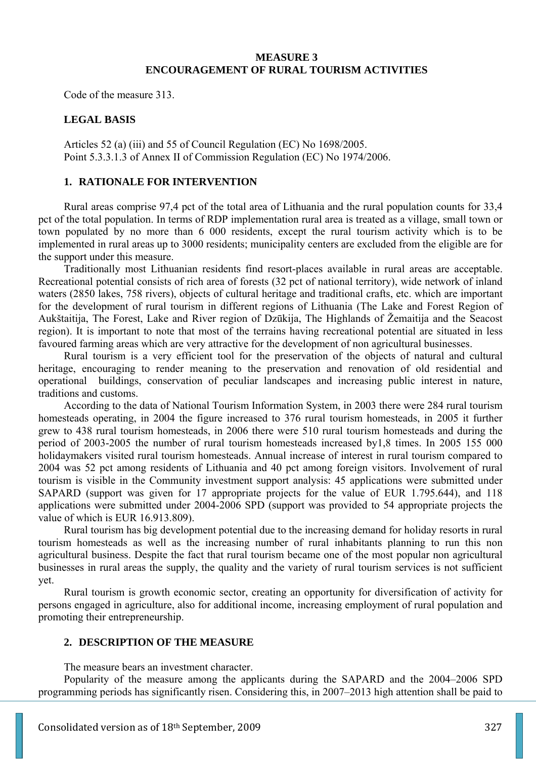# MEASURE 3
# ENCOURAGEMENT OF RURAL TOURISM ACTIVITIES

Code of the measure 313.

## LEGAL BASIS

Articles 52 (a) (iii) and 55 of Council Regulation (EC) No 1698/2005.
Point 5.3.3.1.3 of Annex II of Commission Regulation (EC) No 1974/2006.

## 1. RATIONALE FOR INTERVENTION

Rural areas comprise 97,4 pct of the total area of Lithuania and the rural population counts for 33,4 pct of the total population. In terms of RDP implementation rural area is treated as a village, small town or town populated by no more than 6 000 residents, except the rural tourism activity which is to be implemented in rural areas up to 3000 residents; municipality centers are excluded from the eligible are for the support under this measure.

Traditionally most Lithuanian residents find resort-places available in rural areas are acceptable. Recreational potential consists of rich area of forests (32 pct of national territory), wide network of inland waters (2850 lakes, 758 rivers), objects of cultural heritage and traditional crafts, etc. which are important for the development of rural tourism in different regions of Lithuania (The Lake and Forest Region of Aukštaitija, The Forest, Lake and River region of Dzūkija, The Highlands of Žemaitija and the Seacost region). It is important to note that most of the terrains having recreational potential are situated in less favoured farming areas which are very attractive for the development of non agricultural businesses.

Rural tourism is a very efficient tool for the preservation of the objects of natural and cultural heritage, encouraging to render meaning to the preservation and renovation of old residential and operational buildings, conservation of peculiar landscapes and increasing public interest in nature, traditions and customs.

According to the data of National Tourism Information System, in 2003 there were 284 rural tourism homesteads operating, in 2004 the figure increased to 376 rural tourism homesteads, in 2005 it further grew to 438 rural tourism homesteads, in 2006 there were 510 rural tourism homesteads and during the period of 2003-2005 the number of rural tourism homesteads increased by1,8 times. In 2005 155 000 holidaymakers visited rural tourism homesteads. Annual increase of interest in rural tourism compared to 2004 was 52 pct among residents of Lithuania and 40 pct among foreign visitors. Involvement of rural tourism is visible in the Community investment support analysis: 45 applications were submitted under SAPARD (support was given for 17 appropriate projects for the value of EUR 1.795.644), and 118 applications were submitted under 2004-2006 SPD (support was provided to 54 appropriate projects the value of which is EUR 16.913.809).

Rural tourism has big development potential due to the increasing demand for holiday resorts in rural tourism homesteads as well as the increasing number of rural inhabitants planning to run this non agricultural business. Despite the fact that rural tourism became one of the most popular non agricultural businesses in rural areas the supply, the quality and the variety of rural tourism services is not sufficient yet.

Rural tourism is growth economic sector, creating an opportunity for diversification of activity for persons engaged in agriculture, also for additional income, increasing employment of rural population and promoting their entrepreneurship.

## 2. DESCRIPTION OF THE MEASURE

The measure bears an investment character.

Popularity of the measure among the applicants during the SAPARD and the 2004–2006 SPD programming periods has significantly risen. Considering this, in 2007–2013 high attention shall be paid to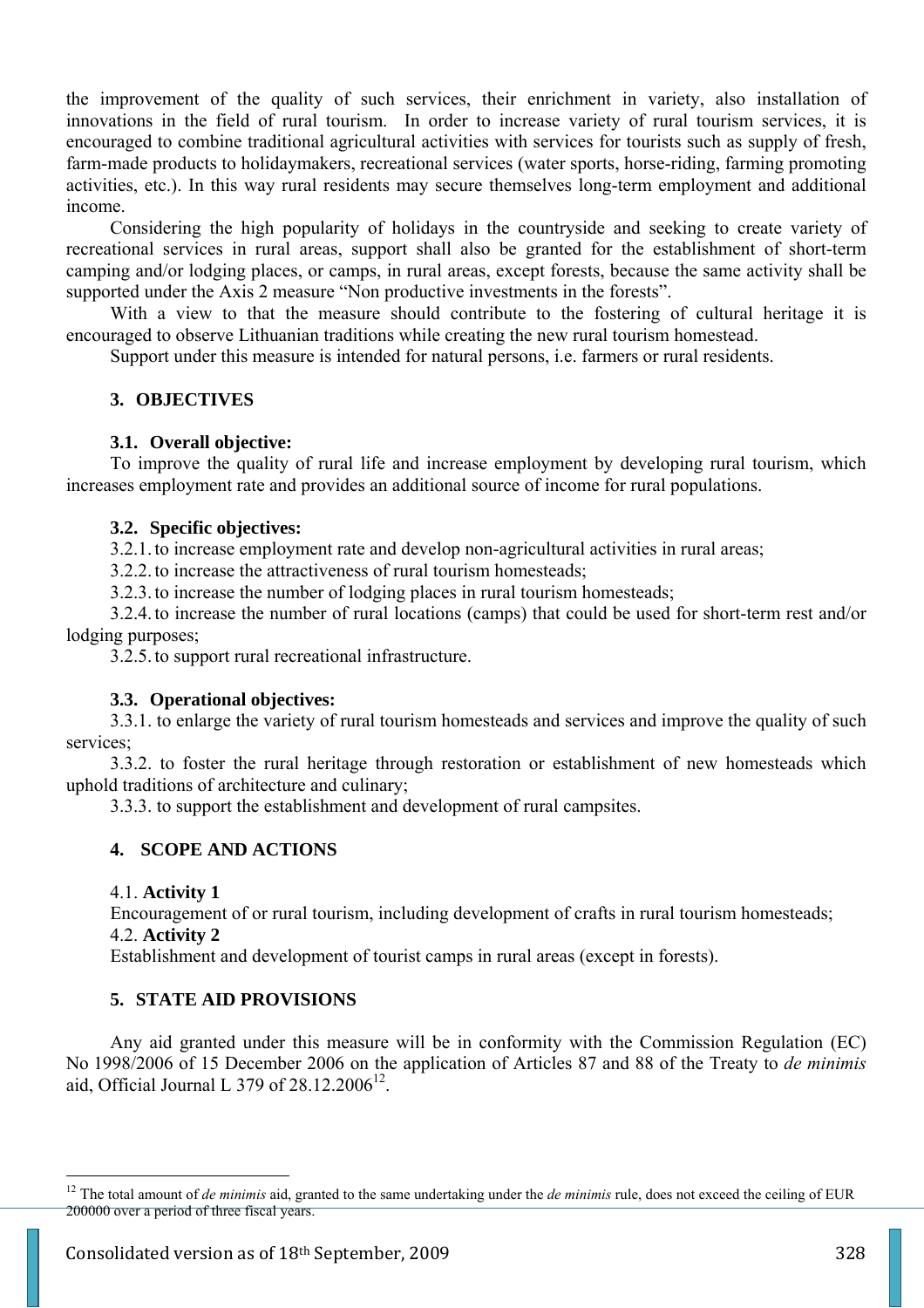the improvement of the quality of such services, their enrichment in variety, also installation of innovations in the field of rural tourism. In order to increase variety of rural tourism services, it is encouraged to combine traditional agricultural activities with services for tourists such as supply of fresh, farm-made products to holidaymakers, recreational services (water sports, horse-riding, farming promoting activities, etc.). In this way rural residents may secure themselves long-term employment and additional income.

Considering the high popularity of holidays in the countryside and seeking to create variety of recreational services in rural areas, support shall also be granted for the establishment of short-term camping and/or lodging places, or camps, in rural areas, except forests, because the same activity shall be supported under the Axis 2 measure "Non productive investments in the forests".

With a view to that the measure should contribute to the fostering of cultural heritage it is encouraged to observe Lithuanian traditions while creating the new rural tourism homestead.

Support under this measure is intended for natural persons, i.e. farmers or rural residents.

## 3. OBJECTIVES

### 3.1. Overall objective:

To improve the quality of rural life and increase employment by developing rural tourism, which increases employment rate and provides an additional source of income for rural populations.

### 3.2. Specific objectives:

3.2.1. to increase employment rate and develop non-agricultural activities in rural areas;

3.2.2. to increase the attractiveness of rural tourism homesteads;

3.2.3. to increase the number of lodging places in rural tourism homesteads;

3.2.4. to increase the number of rural locations (camps) that could be used for short-term rest and/or lodging purposes;

3.2.5. to support rural recreational infrastructure.

### 3.3. Operational objectives:

3.3.1. to enlarge the variety of rural tourism homesteads and services and improve the quality of such services;

3.3.2. to foster the rural heritage through restoration or establishment of new homesteads which uphold traditions of architecture and culinary;

3.3.3. to support the establishment and development of rural campsites.

## 4. SCOPE AND ACTIONS

4.1. **Activity 1**

Encouragement of or rural tourism, including development of crafts in rural tourism homesteads;

4.2. **Activity 2**

Establishment and development of tourist camps in rural areas (except in forests).

## 5. STATE AID PROVISIONS

Any aid granted under this measure will be in conformity with the Commission Regulation (EC) No 1998/2006 of 15 December 2006 on the application of Articles 87 and 88 of the Treaty to *de minimis* aid, Official Journal L 379 of 28.12.2006[12].

[12] The total amount of *de minimis* aid, granted to the same undertaking under the *de minimis* rule, does not exceed the ceiling of EUR 200000 over a period of three fiscal years.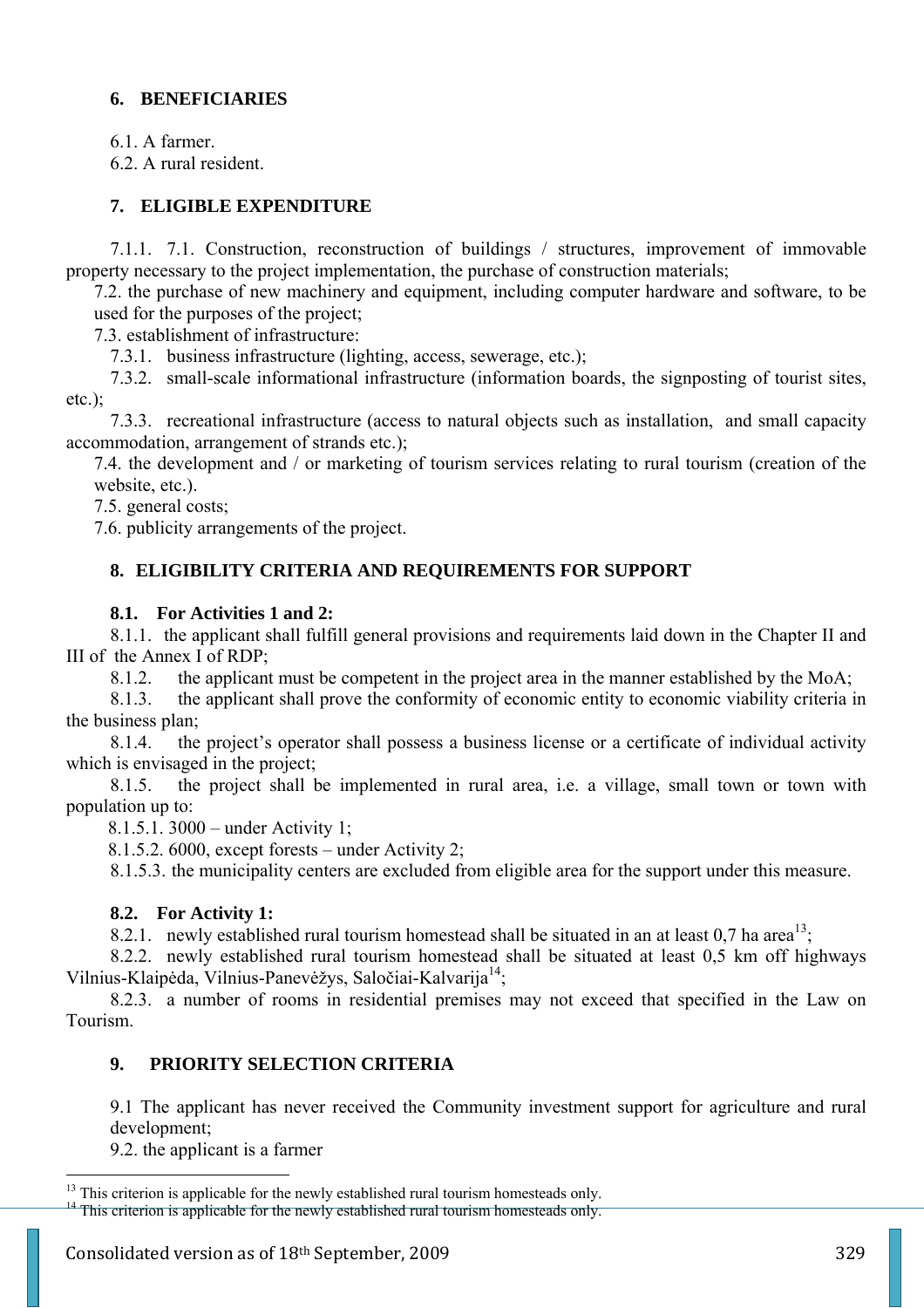## 6. BENEFICIARIES

6.1. A farmer.
6.2. A rural resident.

## 7. ELIGIBLE EXPENDITURE

7.1.1. 7.1. Construction, reconstruction of buildings / structures, improvement of immovable property necessary to the project implementation, the purchase of construction materials;

7.2. the purchase of new machinery and equipment, including computer hardware and software, to be used for the purposes of the project;

7.3. establishment of infrastructure:

7.3.1. business infrastructure (lighting, access, sewerage, etc.);

7.3.2. small-scale informational infrastructure (information boards, the signposting of tourist sites, etc.);

7.3.3. recreational infrastructure (access to natural objects such as installation, and small capacity accommodation, arrangement of strands etc.);

7.4. the development and / or marketing of tourism services relating to rural tourism (creation of the website, etc.).

7.5. general costs;

7.6. publicity arrangements of the project.

## 8. ELIGIBILITY CRITERIA AND REQUIREMENTS FOR SUPPORT

### 8.1. For Activities 1 and 2:

8.1.1. the applicant shall fulfill general provisions and requirements laid down in the Chapter II and III of the Annex I of RDP;

8.1.2. the applicant must be competent in the project area in the manner established by the MoA;

8.1.3. the applicant shall prove the conformity of economic entity to economic viability criteria in the business plan;

8.1.4. the project's operator shall possess a business license or a certificate of individual activity which is envisaged in the project;

8.1.5. the project shall be implemented in rural area, i.e. a village, small town or town with population up to:

8.1.5.1. 3000 – under Activity 1;

8.1.5.2. 6000, except forests – under Activity 2;

8.1.5.3. the municipality centers are excluded from eligible area for the support under this measure.

### 8.2. For Activity 1:

8.2.1. newly established rural tourism homestead shall be situated in an at least 0,7 ha area[13];

8.2.2. newly established rural tourism homestead shall be situated at least 0,5 km off highways Vilnius-Klaipėda, Vilnius-Panevėžys, Saločiai-Kalvarija[14];

8.2.3. a number of rooms in residential premises may not exceed that specified in the Law on Tourism.

## 9. PRIORITY SELECTION CRITERIA

9.1 The applicant has never received the Community investment support for agriculture and rural development;

9.2. the applicant is a farmer

---

[13] This criterion is applicable for the newly established rural tourism homesteads only.

[14] This criterion is applicable for the newly established rural tourism homesteads only.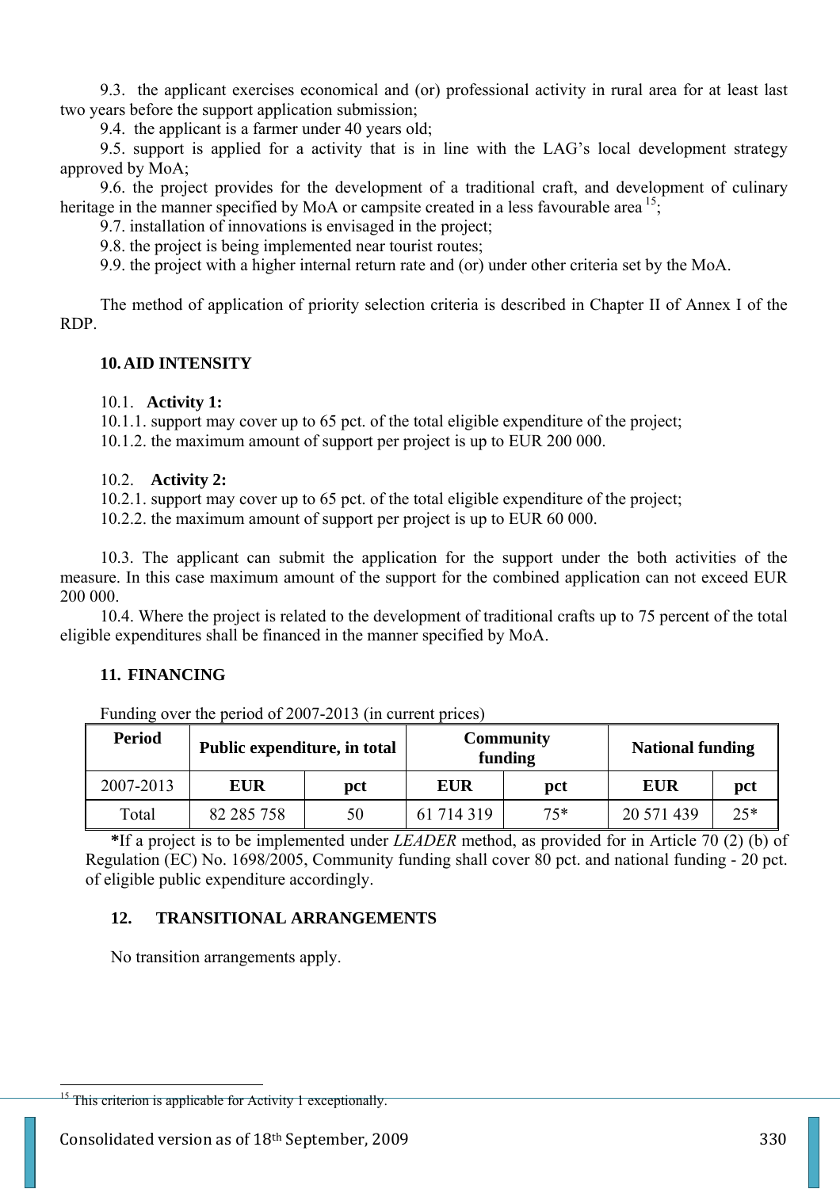9.3. the applicant exercises economical and (or) professional activity in rural area for at least last two years before the support application submission;

9.4. the applicant is a farmer under 40 years old;

9.5. support is applied for a activity that is in line with the LAG's local development strategy approved by MoA;

9.6. the project provides for the development of a traditional craft, and development of culinary heritage in the manner specified by MoA or campsite created in a less favourable area [15];

9.7. installation of innovations is envisaged in the project;

9.8. the project is being implemented near tourist routes;

9.9. the project with a higher internal return rate and (or) under other criteria set by the MoA.

The method of application of priority selection criteria is described in Chapter II of Annex I of the RDP.

## 10. AID INTENSITY

10.1. **Activity 1:**

10.1.1. support may cover up to 65 pct. of the total eligible expenditure of the project;

10.1.2. the maximum amount of support per project is up to EUR 200 000.

10.2. **Activity 2:**

10.2.1. support may cover up to 65 pct. of the total eligible expenditure of the project;

10.2.2. the maximum amount of support per project is up to EUR 60 000.

10.3. The applicant can submit the application for the support under the both activities of the measure. In this case maximum amount of the support for the combined application can not exceed EUR 200 000.

10.4. Where the project is related to the development of traditional crafts up to 75 percent of the total eligible expenditures shall be financed in the manner specified by MoA.

## 11. FINANCING

Funding over the period of 2007-2013 (in current prices)

| Period | Public expenditure, in total | | Community funding | | National funding | |
|---|---|---|---|---|---|---|
| 2007-2013 | **EUR** | **pct** | **EUR** | **pct** | **EUR** | **pct** |
| Total | 82 285 758 | 50 | 61 714 319 | 75* | 20 571 439 | 25* |

**\***If a project is to be implemented under *LEADER* method, as provided for in Article 70 (2) (b) of Regulation (EC) No. 1698/2005, Community funding shall cover 80 pct. and national funding - 20 pct. of eligible public expenditure accordingly.

## 12. TRANSITIONAL ARRANGEMENTS

No transition arrangements apply.

[15] This criterion is applicable for Activity 1 exceptionally.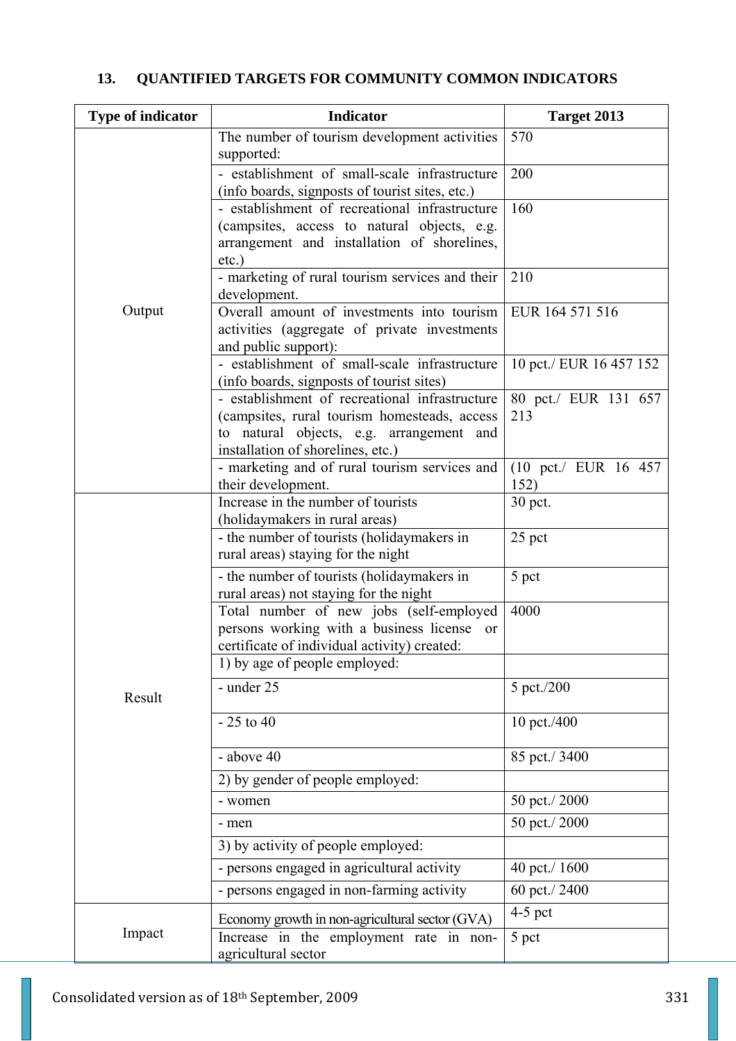## 13. QUANTIFIED TARGETS FOR COMMUNITY COMMON INDICATORS

| Type of indicator | Indicator | Target 2013 |
|---|---|---|
| Output | The number of tourism development activities supported: | 570 |
| | - establishment of small-scale infrastructure (info boards, signposts of tourist sites, etc.) | 200 |
| | - establishment of recreational infrastructure (campsites, access to natural objects, e.g. arrangement and installation of shorelines, etc.) | 160 |
| | - marketing of rural tourism services and their development. | 210 |
| | Overall amount of investments into tourism activities (aggregate of private investments and public support): | EUR 164 571 516 |
| | - establishment of small-scale infrastructure (info boards, signposts of tourist sites) | 10 pct./ EUR 16 457 152 |
| | - establishment of recreational infrastructure (campsites, rural tourism homesteads, access to natural objects, e.g. arrangement and installation of shorelines, etc.) | 80 pct./ EUR 131 657 213 |
| | - marketing and of rural tourism services and their development. | (10 pct./ EUR 16 457 152) |
| Result | Increase in the number of tourists (holidaymakers in rural areas) | 30 pct. |
| | - the number of tourists (holidaymakers in rural areas) staying for the night | 25 pct |
| | - the number of tourists (holidaymakers in rural areas) not staying for the night | 5 pct |
| | Total number of new jobs (self-employed persons working with a business license or certificate of individual activity) created: | 4000 |
| | 1) by age of people employed: | |
| | - under 25 | 5 pct./200 |
| | - 25 to 40 | 10 pct./400 |
| | - above 40 | 85 pct./ 3400 |
| | 2) by gender of people employed: | |
| | - women | 50 pct./ 2000 |
| | - men | 50 pct./ 2000 |
| | 3) by activity of people employed: | |
| | - persons engaged in agricultural activity | 40 pct./ 1600 |
| | - persons engaged in non-farming activity | 60 pct./ 2400 |
| Impact | Economy growth in non-agricultural sector (GVA) | 4-5 pct |
| | Increase in the employment rate in non-agricultural sector | 5 pct |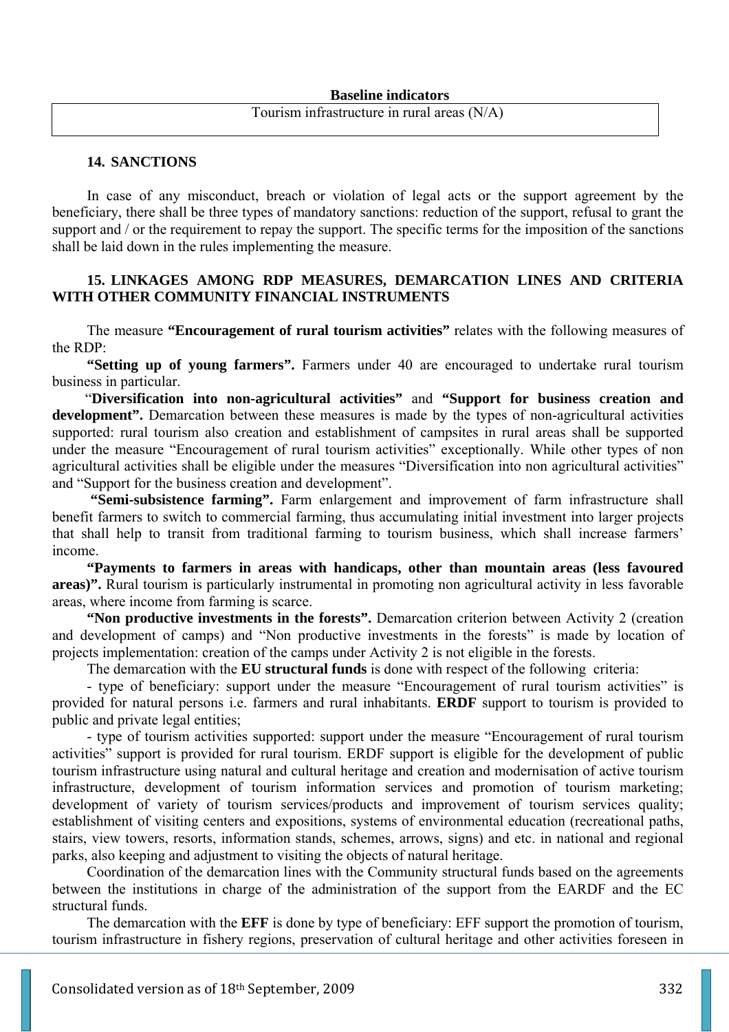**Baseline indicators**

| |
|---|
| Tourism infrastructure in rural areas (N/A) |

## 14. SANCTIONS

In case of any misconduct, breach or violation of legal acts or the support agreement by the beneficiary, there shall be three types of mandatory sanctions: reduction of the support, refusal to grant the support and / or the requirement to repay the support. The specific terms for the imposition of the sanctions shall be laid down in the rules implementing the measure.

## 15. LINKAGES AMONG RDP MEASURES, DEMARCATION LINES AND CRITERIA WITH OTHER COMMUNITY FINANCIAL INSTRUMENTS

The measure **"Encouragement of rural tourism activities"** relates with the following measures of the RDP:

**"Setting up of young farmers".** Farmers under 40 are encouraged to undertake rural tourism business in particular.

"**Diversification into non-agricultural activities"** and **"Support for business creation and development".** Demarcation between these measures is made by the types of non-agricultural activities supported: rural tourism also creation and establishment of campsites in rural areas shall be supported under the measure "Encouragement of rural tourism activities" exceptionally. While other types of non agricultural activities shall be eligible under the measures "Diversification into non agricultural activities" and "Support for the business creation and development".

**"Semi-subsistence farming".** Farm enlargement and improvement of farm infrastructure shall benefit farmers to switch to commercial farming, thus accumulating initial investment into larger projects that shall help to transit from traditional farming to tourism business, which shall increase farmers' income.

**"Payments to farmers in areas with handicaps, other than mountain areas (less favoured areas)".** Rural tourism is particularly instrumental in promoting non agricultural activity in less favorable areas, where income from farming is scarce.

**"Non productive investments in the forests".** Demarcation criterion between Activity 2 (creation and development of camps) and "Non productive investments in the forests" is made by location of projects implementation: creation of the camps under Activity 2 is not eligible in the forests.

The demarcation with the **EU structural funds** is done with respect of the following criteria:

- type of beneficiary: support under the measure "Encouragement of rural tourism activities" is provided for natural persons i.e. farmers and rural inhabitants. **ERDF** support to tourism is provided to public and private legal entities;

- type of tourism activities supported: support under the measure "Encouragement of rural tourism activities" support is provided for rural tourism. ERDF support is eligible for the development of public tourism infrastructure using natural and cultural heritage and creation and modernisation of active tourism infrastructure, development of tourism information services and promotion of tourism marketing; development of variety of tourism services/products and improvement of tourism services quality; establishment of visiting centers and expositions, systems of environmental education (recreational paths, stairs, view towers, resorts, information stands, schemes, arrows, signs) and etc. in national and regional parks, also keeping and adjustment to visiting the objects of natural heritage.

Coordination of the demarcation lines with the Community structural funds based on the agreements between the institutions in charge of the administration of the support from the EARDF and the EC structural funds.

The demarcation with the **EFF** is done by type of beneficiary: EFF support the promotion of tourism, tourism infrastructure in fishery regions, preservation of cultural heritage and other activities foreseen in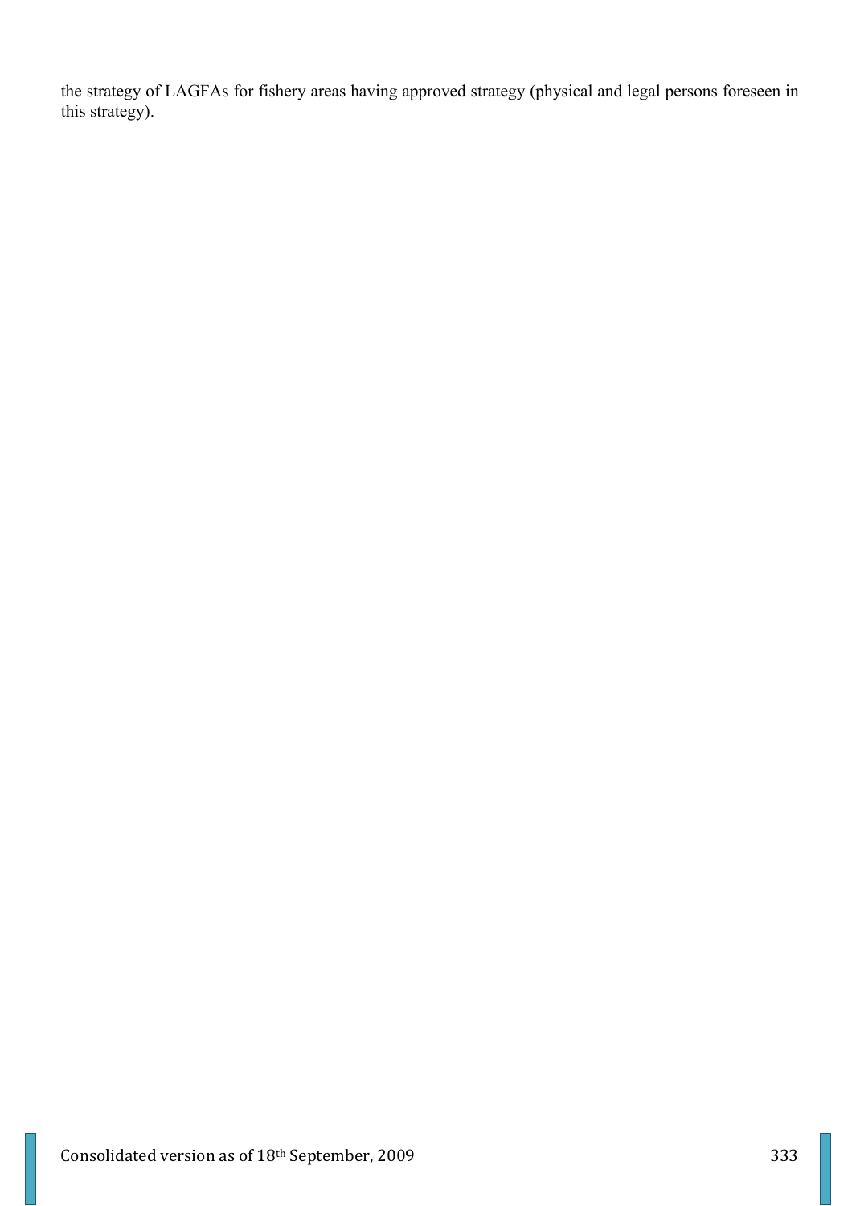the strategy of LAGFAs for fishery areas having approved strategy (physical and legal persons foreseen in this strategy).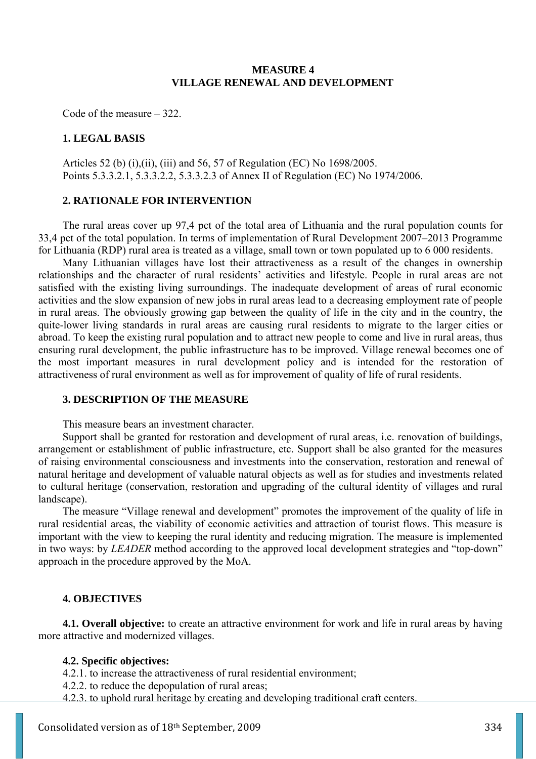## MEASURE 4
## VILLAGE RENEWAL AND DEVELOPMENT

Code of the measure – 322.

### 1. LEGAL BASIS

Articles 52 (b) (i),(ii), (iii) and 56, 57 of Regulation (EC) No 1698/2005.
Points 5.3.3.2.1, 5.3.3.2.2, 5.3.3.2.3 of Annex II of Regulation (EC) No 1974/2006.

### 2. RATIONALE FOR INTERVENTION

The rural areas cover up 97,4 pct of the total area of Lithuania and the rural population counts for 33,4 pct of the total population. In terms of implementation of Rural Development 2007–2013 Programme for Lithuania (RDP) rural area is treated as a village, small town or town populated up to 6 000 residents.

Many Lithuanian villages have lost their attractiveness as a result of the changes in ownership relationships and the character of rural residents' activities and lifestyle. People in rural areas are not satisfied with the existing living surroundings. The inadequate development of areas of rural economic activities and the slow expansion of new jobs in rural areas lead to a decreasing employment rate of people in rural areas. The obviously growing gap between the quality of life in the city and in the country, the quite-lower living standards in rural areas are causing rural residents to migrate to the larger cities or abroad. To keep the existing rural population and to attract new people to come and live in rural areas, thus ensuring rural development, the public infrastructure has to be improved. Village renewal becomes one of the most important measures in rural development policy and is intended for the restoration of attractiveness of rural environment as well as for improvement of quality of life of rural residents.

### 3. DESCRIPTION OF THE MEASURE

This measure bears an investment character.

Support shall be granted for restoration and development of rural areas, i.e. renovation of buildings, arrangement or establishment of public infrastructure, etc. Support shall be also granted for the measures of raising environmental consciousness and investments into the conservation, restoration and renewal of natural heritage and development of valuable natural objects as well as for studies and investments related to cultural heritage (conservation, restoration and upgrading of the cultural identity of villages and rural landscape).

The measure "Village renewal and development" promotes the improvement of the quality of life in rural residential areas, the viability of economic activities and attraction of tourist flows. This measure is important with the view to keeping the rural identity and reducing migration. The measure is implemented in two ways: by *LEADER* method according to the approved local development strategies and "top-down" approach in the procedure approved by the MoA.

### 4. OBJECTIVES

**4.1. Overall objective:** to create an attractive environment for work and life in rural areas by having more attractive and modernized villages.

**4.2. Specific objectives:**

4.2.1. to increase the attractiveness of rural residential environment;

4.2.2. to reduce the depopulation of rural areas;

4.2.3. to uphold rural heritage by creating and developing traditional craft centers.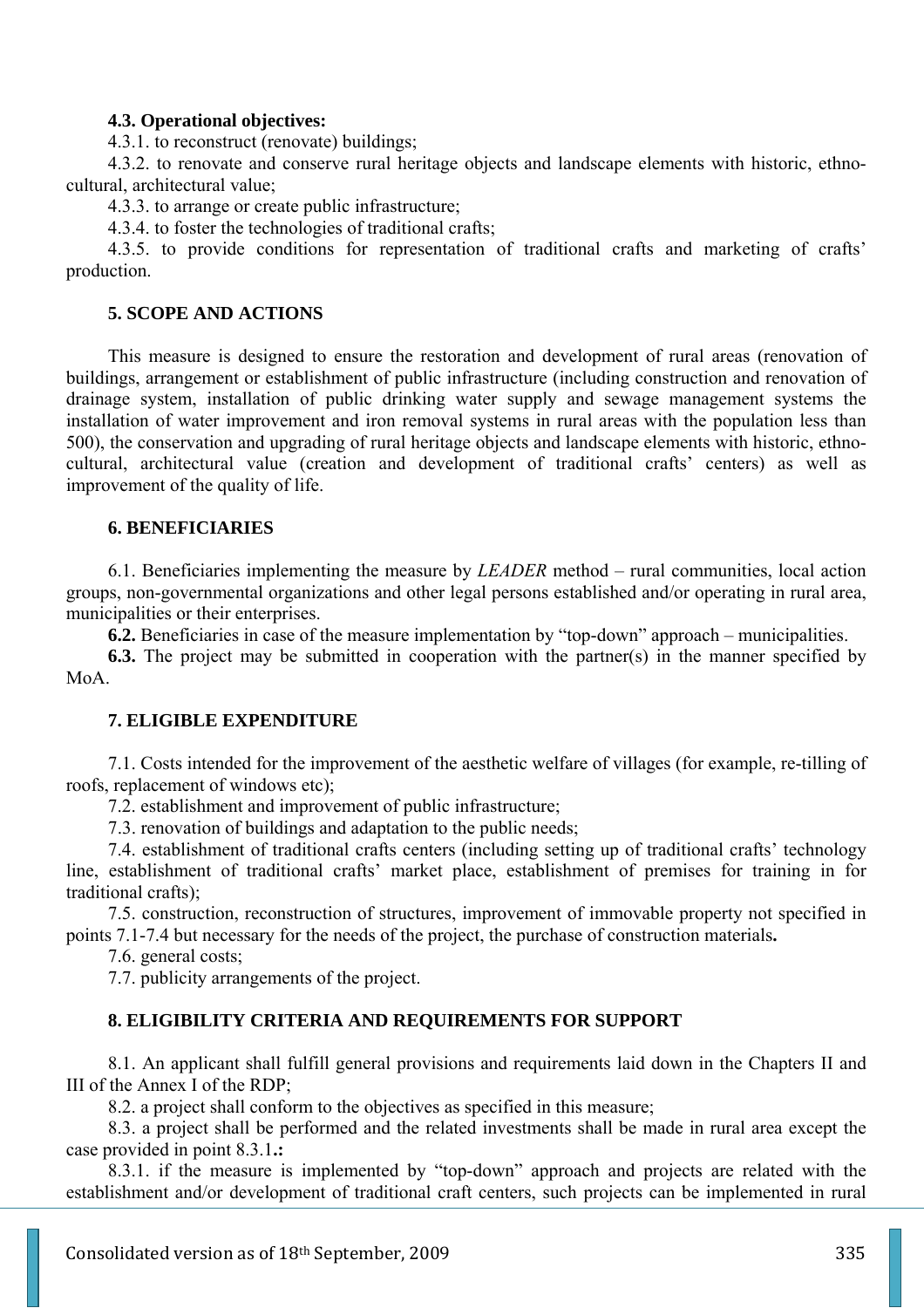**4.3. Operational objectives:**

4.3.1. to reconstruct (renovate) buildings;

4.3.2. to renovate and conserve rural heritage objects and landscape elements with historic, ethno-cultural, architectural value;

4.3.3. to arrange or create public infrastructure;

4.3.4. to foster the technologies of traditional crafts;

4.3.5. to provide conditions for representation of traditional crafts and marketing of crafts' production.

## 5. SCOPE AND ACTIONS

This measure is designed to ensure the restoration and development of rural areas (renovation of buildings, arrangement or establishment of public infrastructure (including construction and renovation of drainage system, installation of public drinking water supply and sewage management systems the installation of water improvement and iron removal systems in rural areas with the population less than 500), the conservation and upgrading of rural heritage objects and landscape elements with historic, ethno-cultural, architectural value (creation and development of traditional crafts' centers) as well as improvement of the quality of life.

## 6. BENEFICIARIES

6.1. Beneficiaries implementing the measure by *LEADER* method – rural communities, local action groups, non-governmental organizations and other legal persons established and/or operating in rural area, municipalities or their enterprises.

**6.2.** Beneficiaries in case of the measure implementation by "top-down" approach – municipalities.

**6.3.** The project may be submitted in cooperation with the partner(s) in the manner specified by MoA.

## 7. ELIGIBLE EXPENDITURE

7.1. Costs intended for the improvement of the aesthetic welfare of villages (for example, re-tilling of roofs, replacement of windows etc);

7.2. establishment and improvement of public infrastructure;

7.3. renovation of buildings and adaptation to the public needs;

7.4. establishment of traditional crafts centers (including setting up of traditional crafts' technology line, establishment of traditional crafts' market place, establishment of premises for training in for traditional crafts);

7.5. construction, reconstruction of structures, improvement of immovable property not specified in points 7.1-7.4 but necessary for the needs of the project, the purchase of construction materials**.**

7.6. general costs;

7.7. publicity arrangements of the project.

## 8. ELIGIBILITY CRITERIA AND REQUIREMENTS FOR SUPPORT

8.1. An applicant shall fulfill general provisions and requirements laid down in the Chapters II and III of the Annex I of the RDP;

8.2. a project shall conform to the objectives as specified in this measure;

8.3. a project shall be performed and the related investments shall be made in rural area except the case provided in point 8.3.1**.:**

8.3.1. if the measure is implemented by "top-down" approach and projects are related with the establishment and/or development of traditional craft centers, such projects can be implemented in rural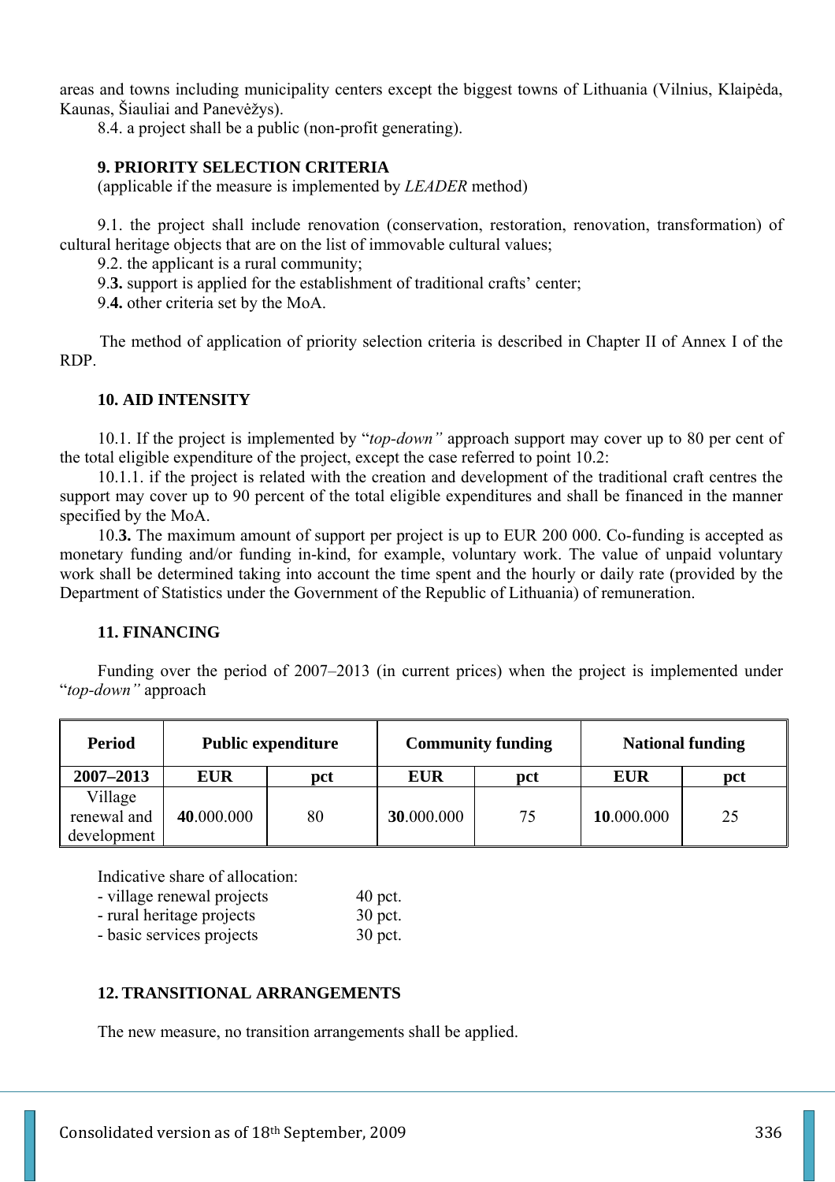areas and towns including municipality centers except the biggest towns of Lithuania (Vilnius, Klaipėda, Kaunas, Šiauliai and Panevėžys).

8.4. a project shall be a public (non-profit generating).

## 9. PRIORITY SELECTION CRITERIA

(applicable if the measure is implemented by *LEADER* method)

9.1. the project shall include renovation (conservation, restoration, renovation, transformation) of cultural heritage objects that are on the list of immovable cultural values;

9.2. the applicant is a rural community;

9.**3.** support is applied for the establishment of traditional crafts' center;

9.**4.** other criteria set by the MoA.

The method of application of priority selection criteria is described in Chapter II of Annex I of the RDP.

## 10. AID INTENSITY

10.1. If the project is implemented by "*top-down"* approach support may cover up to 80 per cent of the total eligible expenditure of the project, except the case referred to point 10.2:

10.1.1. if the project is related with the creation and development of the traditional craft centres the support may cover up to 90 percent of the total eligible expenditures and shall be financed in the manner specified by the MoA.

10.**3.** The maximum amount of support per project is up to EUR 200 000. Co-funding is accepted as monetary funding and/or funding in-kind, for example, voluntary work. The value of unpaid voluntary work shall be determined taking into account the time spent and the hourly or daily rate (provided by the Department of Statistics under the Government of the Republic of Lithuania) of remuneration.

## 11. FINANCING

Funding over the period of 2007–2013 (in current prices) when the project is implemented under "*top-down"* approach

| Period | Public expenditure | | Community funding | | National funding | |
|---|---|---|---|---|---|---|
| 2007–2013 | EUR | pct | EUR | pct | EUR | pct |
| Village renewal and development | **40**.000.000 | 80 | **30**.000.000 | 75 | **10**.000.000 | 25 |

Indicative share of allocation:

- village renewal projects 40 pct.
- rural heritage projects 30 pct.
- basic services projects 30 pct.

## 12. TRANSITIONAL ARRANGEMENTS

The new measure, no transition arrangements shall be applied.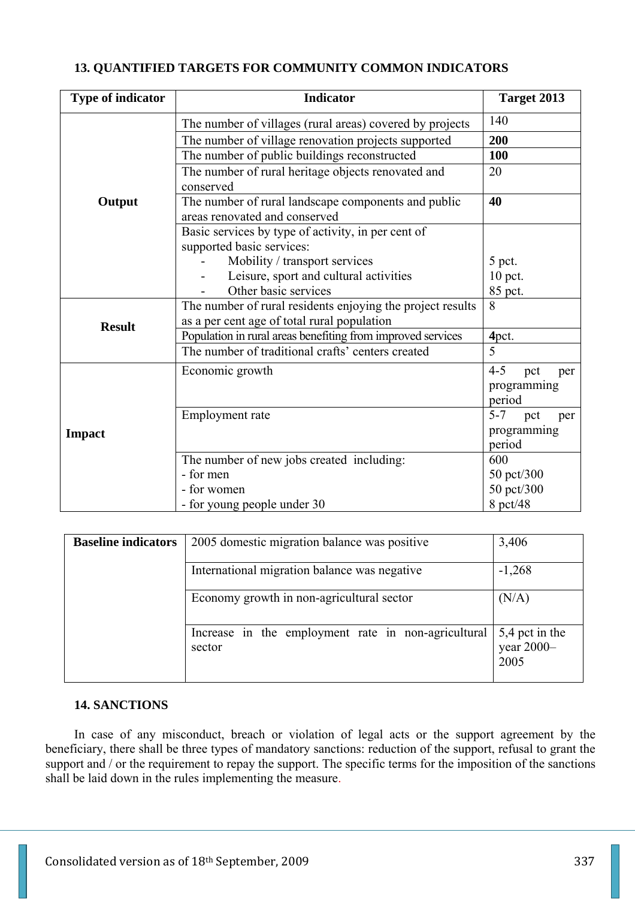## 13. QUANTIFIED TARGETS FOR COMMUNITY COMMON INDICATORS

| Type of indicator | Indicator | Target 2013 |
|---|---|---|
| **Output** | The number of villages (rural areas) covered by projects | 140 |
| | The number of village renovation projects supported | **200** |
| | The number of public buildings reconstructed | **100** |
| | The number of rural heritage objects renovated and conserved | 20 |
| | The number of rural landscape components and public areas renovated and conserved | **40** |
| | Basic services by type of activity, in per cent of supported basic services:<br>- Mobility / transport services<br>- Leisure, sport and cultural activities<br>- Other basic services | <br><br>5 pct.<br>10 pct.<br>85 pct. |
| **Result** | The number of rural residents enjoying the project results as a per cent age of total rural population | 8 |
| | Population in rural areas benefiting from improved services | **4**pct. |
| | The number of traditional crafts' centers created | 5 |
| **Impact** | Economic growth | 4-5 pct per programming period |
| | Employment rate | 5-7 pct per programming period |
| | The number of new jobs created including:<br>- for men<br>- for women<br>- for young people under 30 | 600<br>50 pct/300<br>50 pct/300<br>8 pct/48 |

| | | |
|---|---|---|
| **Baseline indicators** | 2005 domestic migration balance was positive | 3,406 |
| | International migration balance was negative | -1,268 |
| | Economy growth in non-agricultural sector | (N/A) |
| | Increase in the employment rate in non-agricultural sector | 5,4 pct in the year 2000–2005 |

## 14. SANCTIONS

In case of any misconduct, breach or violation of legal acts or the support agreement by the beneficiary, there shall be three types of mandatory sanctions: reduction of the support, refusal to grant the support and / or the requirement to repay the support. The specific terms for the imposition of the sanctions shall be laid down in the rules implementing the measure.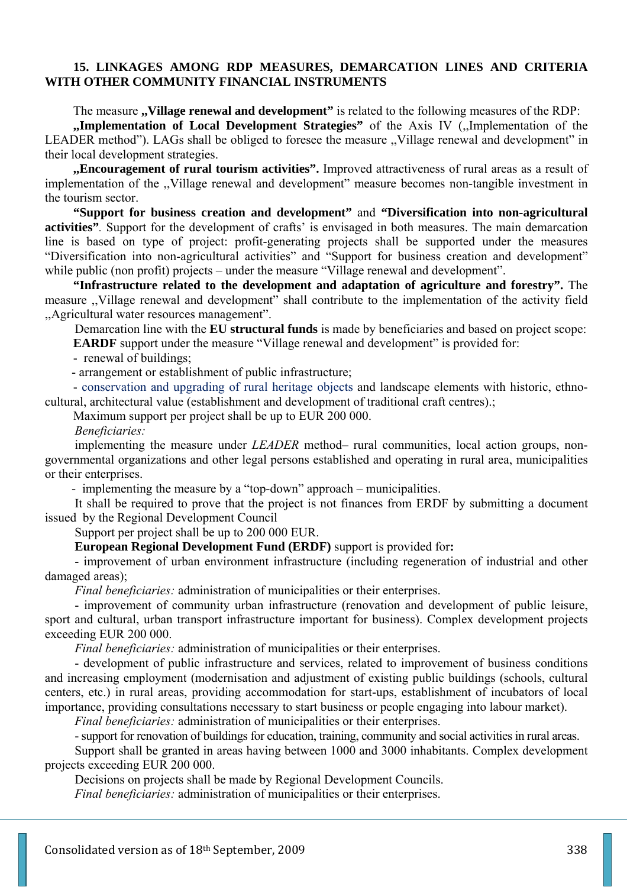## 15. LINKAGES AMONG RDP MEASURES, DEMARCATION LINES AND CRITERIA WITH OTHER COMMUNITY FINANCIAL INSTRUMENTS

The measure **„Village renewal and development"** is related to the following measures of the RDP:

**„Implementation of Local Development Strategies"** of the Axis IV („Implementation of the LEADER method"). LAGs shall be obliged to foresee the measure „Village renewal and development" in their local development strategies.

**„Encouragement of rural tourism activities".** Improved attractiveness of rural areas as a result of implementation of the „Village renewal and development" measure becomes non-tangible investment in the tourism sector.

**"Support for business creation and development"** and **"Diversification into non-agricultural activities"**. Support for the development of crafts' is envisaged in both measures. The main demarcation line is based on type of project: profit-generating projects shall be supported under the measures "Diversification into non-agricultural activities" and "Support for business creation and development" while public (non profit) projects – under the measure "Village renewal and development".

**"Infrastructure related to the development and adaptation of agriculture and forestry".** The measure „Village renewal and development" shall contribute to the implementation of the activity field „Agricultural water resources management".

Demarcation line with the **EU structural funds** is made by beneficiaries and based on project scope:

**EARDF** support under the measure "Village renewal and development" is provided for:

- renewal of buildings;
- arrangement or establishment of public infrastructure;
- conservation and upgrading of rural heritage objects and landscape elements with historic, ethno-cultural, architectural value (establishment and development of traditional craft centres).;

Maximum support per project shall be up to EUR 200 000.

*Beneficiaries:*

implementing the measure under *LEADER* method– rural communities, local action groups, non-governmental organizations and other legal persons established and operating in rural area, municipalities or their enterprises.

- implementing the measure by a "top-down" approach – municipalities.

It shall be required to prove that the project is not finances from ERDF by submitting a document issued by the Regional Development Council

Support per project shall be up to 200 000 EUR.

**European Regional Development Fund (ERDF)** support is provided for**:**

- improvement of urban environment infrastructure (including regeneration of industrial and other damaged areas);

*Final beneficiaries:* administration of municipalities or their enterprises.

- improvement of community urban infrastructure (renovation and development of public leisure, sport and cultural, urban transport infrastructure important for business). Complex development projects exceeding EUR 200 000.

*Final beneficiaries:* administration of municipalities or their enterprises.

- development of public infrastructure and services, related to improvement of business conditions and increasing employment (modernisation and adjustment of existing public buildings (schools, cultural centers, etc.) in rural areas, providing accommodation for start-ups, establishment of incubators of local importance, providing consultations necessary to start business or people engaging into labour market).

*Final beneficiaries:* administration of municipalities or their enterprises.

- support for renovation of buildings for education, training, community and social activities in rural areas.

Support shall be granted in areas having between 1000 and 3000 inhabitants. Complex development projects exceeding EUR 200 000.

Decisions on projects shall be made by Regional Development Councils.

*Final beneficiaries:* administration of municipalities or their enterprises.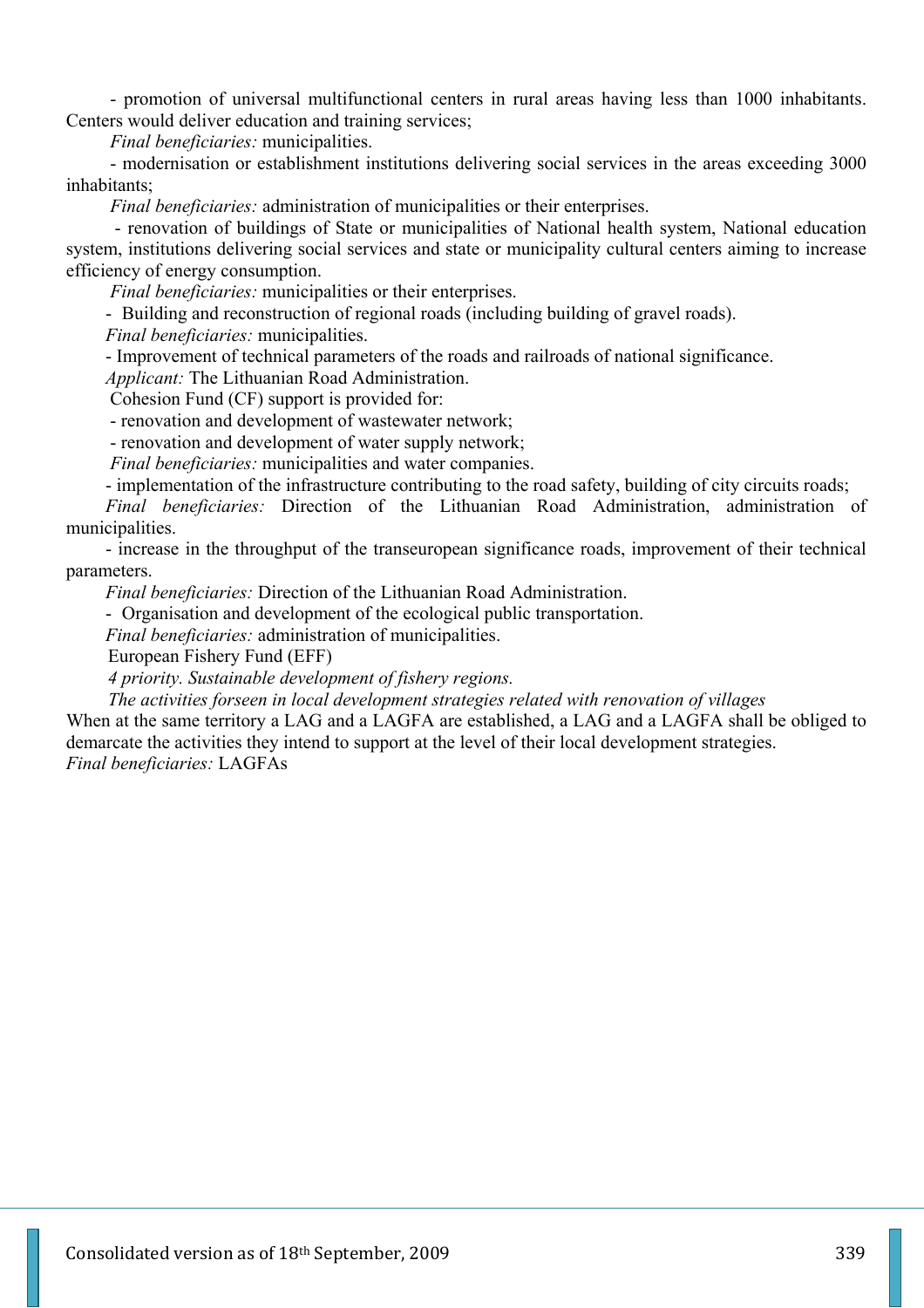- promotion of universal multifunctional centers in rural areas having less than 1000 inhabitants. Centers would deliver education and training services;

*Final beneficiaries:* municipalities.

- modernisation or establishment institutions delivering social services in the areas exceeding 3000 inhabitants;

*Final beneficiaries:* administration of municipalities or their enterprises.

- renovation of buildings of State or municipalities of National health system, National education system, institutions delivering social services and state or municipality cultural centers aiming to increase efficiency of energy consumption.

*Final beneficiaries:* municipalities or their enterprises.

- Building and reconstruction of regional roads (including building of gravel roads).

*Final beneficiaries:* municipalities.

- Improvement of technical parameters of the roads and railroads of national significance.

*Applicant:* The Lithuanian Road Administration.

Cohesion Fund (CF) support is provided for:

- renovation and development of wastewater network;
- renovation and development of water supply network;

*Final beneficiaries:* municipalities and water companies.

- implementation of the infrastructure contributing to the road safety, building of city circuits roads;

*Final beneficiaries:* Direction of the Lithuanian Road Administration, administration of municipalities.

- increase in the throughput of the transeuropean significance roads, improvement of their technical parameters.

*Final beneficiaries:* Direction of the Lithuanian Road Administration.

- Organisation and development of the ecological public transportation.

*Final beneficiaries:* administration of municipalities.

European Fishery Fund (EFF)

*4 priority. Sustainable development of fishery regions.*

*The activities forseen in local development strategies related with renovation of villages*

When at the same territory a LAG and a LAGFA are established, a LAG and a LAGFA shall be obliged to demarcate the activities they intend to support at the level of their local development strategies.

*Final beneficiaries:* LAGFAs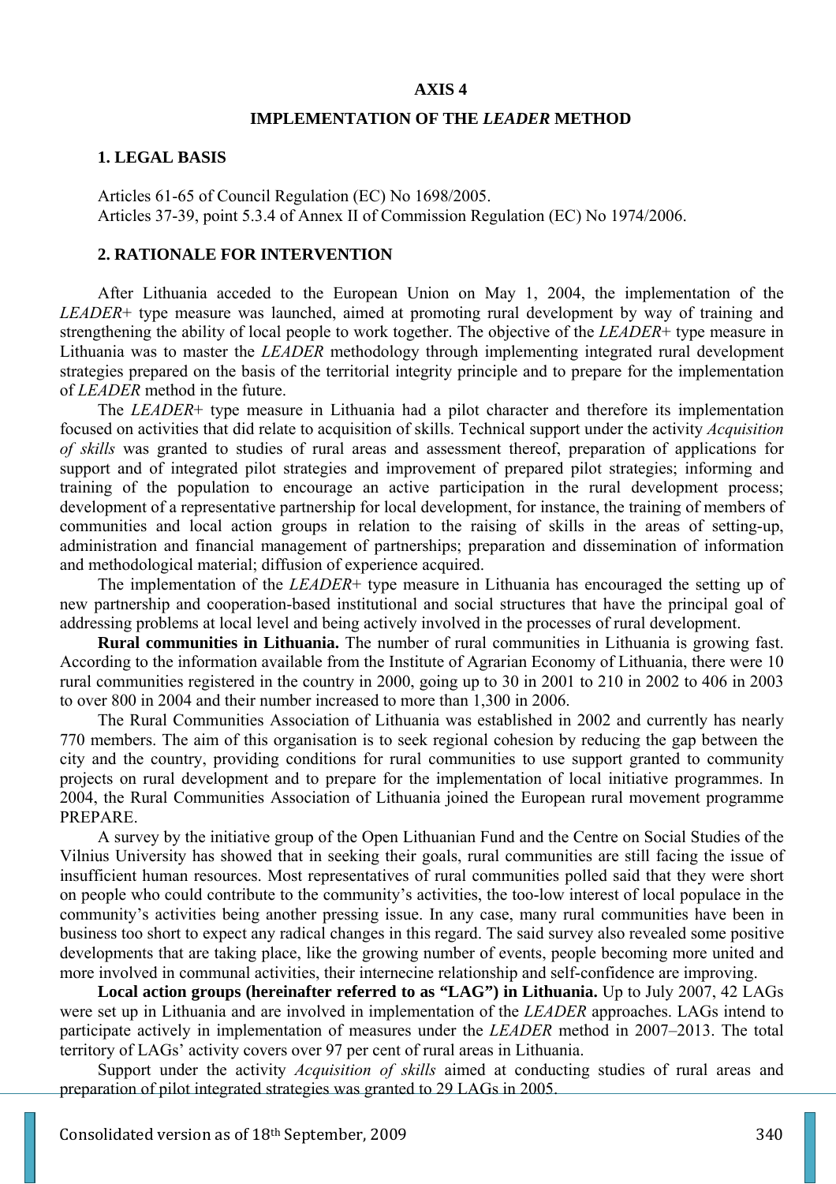## AXIS 4

## IMPLEMENTATION OF THE *LEADER* METHOD

### 1. LEGAL BASIS

Articles 61-65 of Council Regulation (EC) No 1698/2005.
Articles 37-39, point 5.3.4 of Annex II of Commission Regulation (EC) No 1974/2006.

### 2. RATIONALE FOR INTERVENTION

After Lithuania acceded to the European Union on May 1, 2004, the implementation of the *LEADER*+ type measure was launched, aimed at promoting rural development by way of training and strengthening the ability of local people to work together. The objective of the *LEADER*+ type measure in Lithuania was to master the *LEADER* methodology through implementing integrated rural development strategies prepared on the basis of the territorial integrity principle and to prepare for the implementation of *LEADER* method in the future.

The *LEADER*+ type measure in Lithuania had a pilot character and therefore its implementation focused on activities that did relate to acquisition of skills. Technical support under the activity *Acquisition of skills* was granted to studies of rural areas and assessment thereof, preparation of applications for support and of integrated pilot strategies and improvement of prepared pilot strategies; informing and training of the population to encourage an active participation in the rural development process; development of a representative partnership for local development, for instance, the training of members of communities and local action groups in relation to the raising of skills in the areas of setting-up, administration and financial management of partnerships; preparation and dissemination of information and methodological material; diffusion of experience acquired.

The implementation of the *LEADER*+ type measure in Lithuania has encouraged the setting up of new partnership and cooperation-based institutional and social structures that have the principal goal of addressing problems at local level and being actively involved in the processes of rural development.

**Rural communities in Lithuania.** The number of rural communities in Lithuania is growing fast. According to the information available from the Institute of Agrarian Economy of Lithuania, there were 10 rural communities registered in the country in 2000, going up to 30 in 2001 to 210 in 2002 to 406 in 2003 to over 800 in 2004 and their number increased to more than 1,300 in 2006.

The Rural Communities Association of Lithuania was established in 2002 and currently has nearly 770 members. The aim of this organisation is to seek regional cohesion by reducing the gap between the city and the country, providing conditions for rural communities to use support granted to community projects on rural development and to prepare for the implementation of local initiative programmes. In 2004, the Rural Communities Association of Lithuania joined the European rural movement programme PREPARE.

A survey by the initiative group of the Open Lithuanian Fund and the Centre on Social Studies of the Vilnius University has showed that in seeking their goals, rural communities are still facing the issue of insufficient human resources. Most representatives of rural communities polled said that they were short on people who could contribute to the community's activities, the too-low interest of local populace in the community's activities being another pressing issue. In any case, many rural communities have been in business too short to expect any radical changes in this regard. The said survey also revealed some positive developments that are taking place, like the growing number of events, people becoming more united and more involved in communal activities, their internecine relationship and self-confidence are improving.

**Local action groups (hereinafter referred to as "LAG") in Lithuania.** Up to July 2007, 42 LAGs were set up in Lithuania and are involved in implementation of the *LEADER* approaches. LAGs intend to participate actively in implementation of measures under the *LEADER* method in 2007–2013. The total territory of LAGs' activity covers over 97 per cent of rural areas in Lithuania.

Support under the activity *Acquisition of skills* aimed at conducting studies of rural areas and preparation of pilot integrated strategies was granted to 29 LAGs in 2005.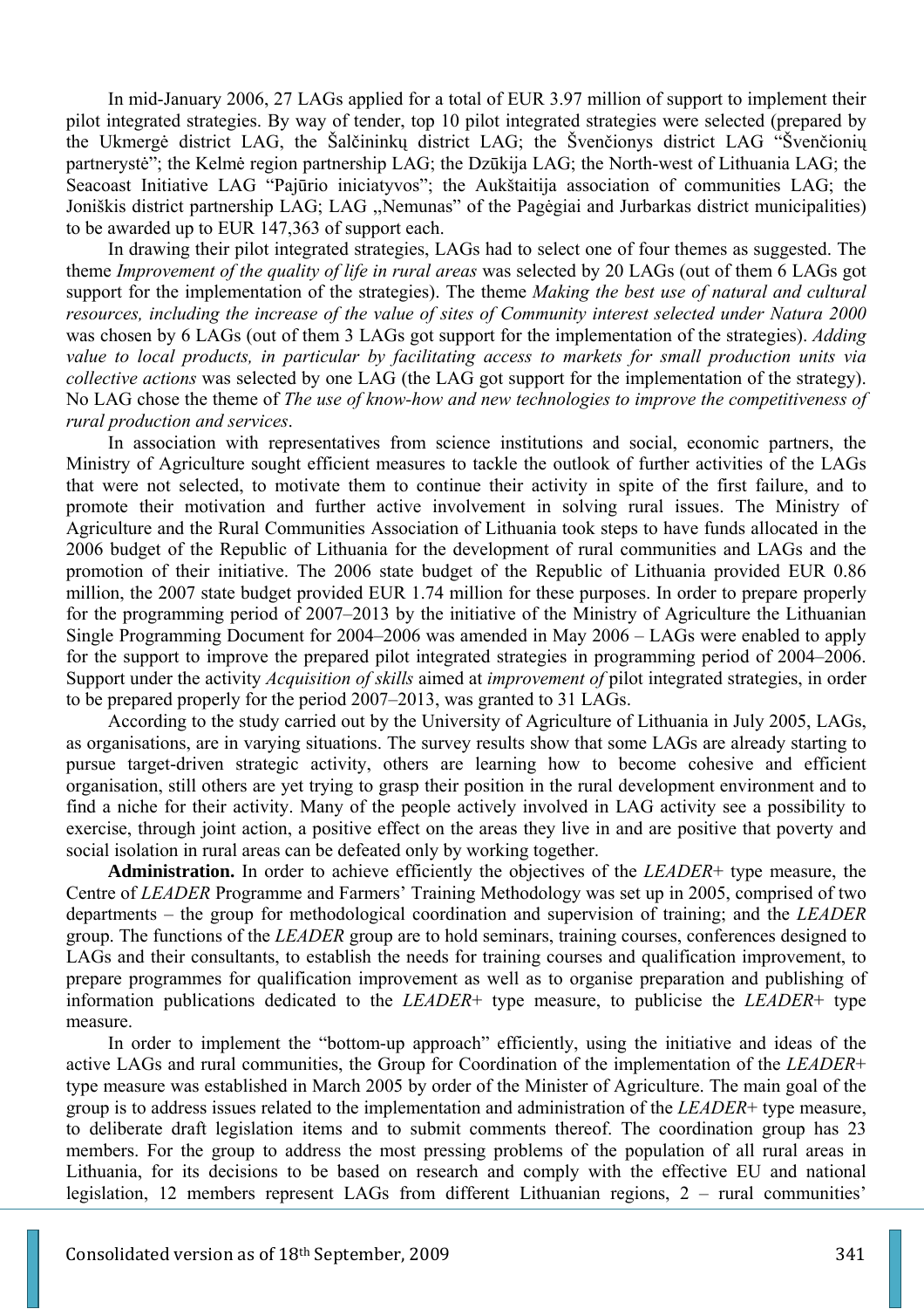In mid-January 2006, 27 LAGs applied for a total of EUR 3.97 million of support to implement their pilot integrated strategies. By way of tender, top 10 pilot integrated strategies were selected (prepared by the Ukmergė district LAG, the Šalčininkų district LAG; the Švenčionys district LAG "Švenčionių partnerystė"; the Kelmė region partnership LAG; the Dzūkija LAG; the North-west of Lithuania LAG; the Seacoast Initiative LAG "Pajūrio iniciatyvos"; the Aukštaitija association of communities LAG; the Joniškis district partnership LAG; LAG „Nemunas" of the Pagėgiai and Jurbarkas district municipalities) to be awarded up to EUR 147,363 of support each.

In drawing their pilot integrated strategies, LAGs had to select one of four themes as suggested. The theme *Improvement of the quality of life in rural areas* was selected by 20 LAGs (out of them 6 LAGs got support for the implementation of the strategies). The theme *Making the best use of natural and cultural resources, including the increase of the value of sites of Community interest selected under Natura 2000* was chosen by 6 LAGs (out of them 3 LAGs got support for the implementation of the strategies). *Adding value to local products, in particular by facilitating access to markets for small production units via collective actions* was selected by one LAG (the LAG got support for the implementation of the strategy). No LAG chose the theme of *The use of know-how and new technologies to improve the competitiveness of rural production and services*.

In association with representatives from science institutions and social, economic partners, the Ministry of Agriculture sought efficient measures to tackle the outlook of further activities of the LAGs that were not selected, to motivate them to continue their activity in spite of the first failure, and to promote their motivation and further active involvement in solving rural issues. The Ministry of Agriculture and the Rural Communities Association of Lithuania took steps to have funds allocated in the 2006 budget of the Republic of Lithuania for the development of rural communities and LAGs and the promotion of their initiative. The 2006 state budget of the Republic of Lithuania provided EUR 0.86 million, the 2007 state budget provided EUR 1.74 million for these purposes. In order to prepare properly for the programming period of 2007–2013 by the initiative of the Ministry of Agriculture the Lithuanian Single Programming Document for 2004–2006 was amended in May 2006 – LAGs were enabled to apply for the support to improve the prepared pilot integrated strategies in programming period of 2004–2006. Support under the activity *Acquisition of skills* aimed at *improvement of* pilot integrated strategies, in order to be prepared properly for the period 2007–2013, was granted to 31 LAGs.

According to the study carried out by the University of Agriculture of Lithuania in July 2005, LAGs, as organisations, are in varying situations. The survey results show that some LAGs are already starting to pursue target-driven strategic activity, others are learning how to become cohesive and efficient organisation, still others are yet trying to grasp their position in the rural development environment and to find a niche for their activity. Many of the people actively involved in LAG activity see a possibility to exercise, through joint action, a positive effect on the areas they live in and are positive that poverty and social isolation in rural areas can be defeated only by working together.

**Administration.** In order to achieve efficiently the objectives of the *LEADER+* type measure, the Centre of *LEADER* Programme and Farmers' Training Methodology was set up in 2005, comprised of two departments – the group for methodological coordination and supervision of training; and the *LEADER* group. The functions of the *LEADER* group are to hold seminars, training courses, conferences designed to LAGs and their consultants, to establish the needs for training courses and qualification improvement, to prepare programmes for qualification improvement as well as to organise preparation and publishing of information publications dedicated to the *LEADER+* type measure, to publicise the *LEADER+* type measure.

In order to implement the "bottom-up approach" efficiently, using the initiative and ideas of the active LAGs and rural communities, the Group for Coordination of the implementation of the *LEADER+* type measure was established in March 2005 by order of the Minister of Agriculture. The main goal of the group is to address issues related to the implementation and administration of the *LEADER+* type measure, to deliberate draft legislation items and to submit comments thereof. The coordination group has 23 members. For the group to address the most pressing problems of the population of all rural areas in Lithuania, for its decisions to be based on research and comply with the effective EU and national legislation, 12 members represent LAGs from different Lithuanian regions, 2 – rural communities'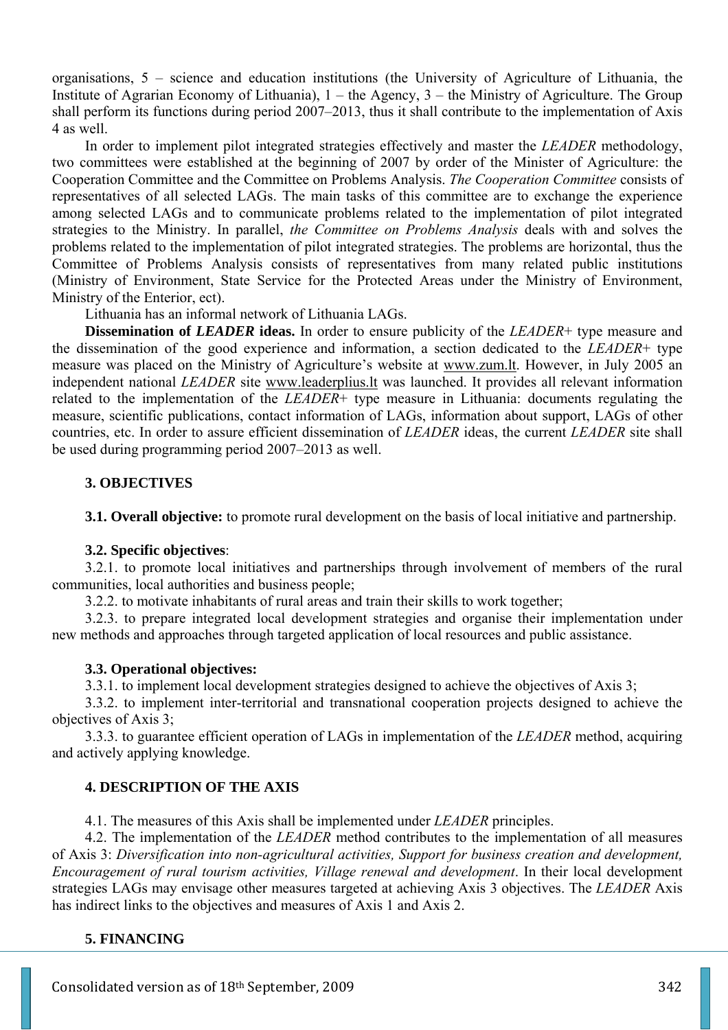organisations, 5 – science and education institutions (the University of Agriculture of Lithuania, the Institute of Agrarian Economy of Lithuania), 1 – the Agency, 3 – the Ministry of Agriculture. The Group shall perform its functions during period 2007–2013, thus it shall contribute to the implementation of Axis 4 as well.

In order to implement pilot integrated strategies effectively and master the *LEADER* methodology, two committees were established at the beginning of 2007 by order of the Minister of Agriculture: the Cooperation Committee and the Committee on Problems Analysis. *The Cooperation Committee* consists of representatives of all selected LAGs. The main tasks of this committee are to exchange the experience among selected LAGs and to communicate problems related to the implementation of pilot integrated strategies to the Ministry. In parallel, *the Committee on Problems Analysis* deals with and solves the problems related to the implementation of pilot integrated strategies. The problems are horizontal, thus the Committee of Problems Analysis consists of representatives from many related public institutions (Ministry of Environment, State Service for the Protected Areas under the Ministry of Environment, Ministry of the Enterior, ect).

Lithuania has an informal network of Lithuania LAGs.

**Dissemination of *LEADER* ideas.** In order to ensure publicity of the *LEADER*+ type measure and the dissemination of the good experience and information, a section dedicated to the *LEADER*+ type measure was placed on the Ministry of Agriculture's website at www.zum.lt. However, in July 2005 an independent national *LEADER* site www.leaderplius.lt was launched. It provides all relevant information related to the implementation of the *LEADER*+ type measure in Lithuania: documents regulating the measure, scientific publications, contact information of LAGs, information about support, LAGs of other countries, etc. In order to assure efficient dissemination of *LEADER* ideas, the current *LEADER* site shall be used during programming period 2007–2013 as well.

## 3. OBJECTIVES

**3.1. Overall objective:** to promote rural development on the basis of local initiative and partnership.

**3.2. Specific objectives**:

3.2.1. to promote local initiatives and partnerships through involvement of members of the rural communities, local authorities and business people;

3.2.2. to motivate inhabitants of rural areas and train their skills to work together;

3.2.3. to prepare integrated local development strategies and organise their implementation under new methods and approaches through targeted application of local resources and public assistance.

**3.3. Operational objectives:**

3.3.1. to implement local development strategies designed to achieve the objectives of Axis 3;

3.3.2. to implement inter-territorial and transnational cooperation projects designed to achieve the objectives of Axis 3;

3.3.3. to guarantee efficient operation of LAGs in implementation of the *LEADER* method, acquiring and actively applying knowledge.

## 4. DESCRIPTION OF THE AXIS

4.1. The measures of this Axis shall be implemented under *LEADER* principles.

4.2. The implementation of the *LEADER* method contributes to the implementation of all measures of Axis 3: *Diversification into non-agricultural activities, Support for business creation and development, Encouragement of rural tourism activities, Village renewal and development*. In their local development strategies LAGs may envisage other measures targeted at achieving Axis 3 objectives. The *LEADER* Axis has indirect links to the objectives and measures of Axis 1 and Axis 2.

## 5. FINANCING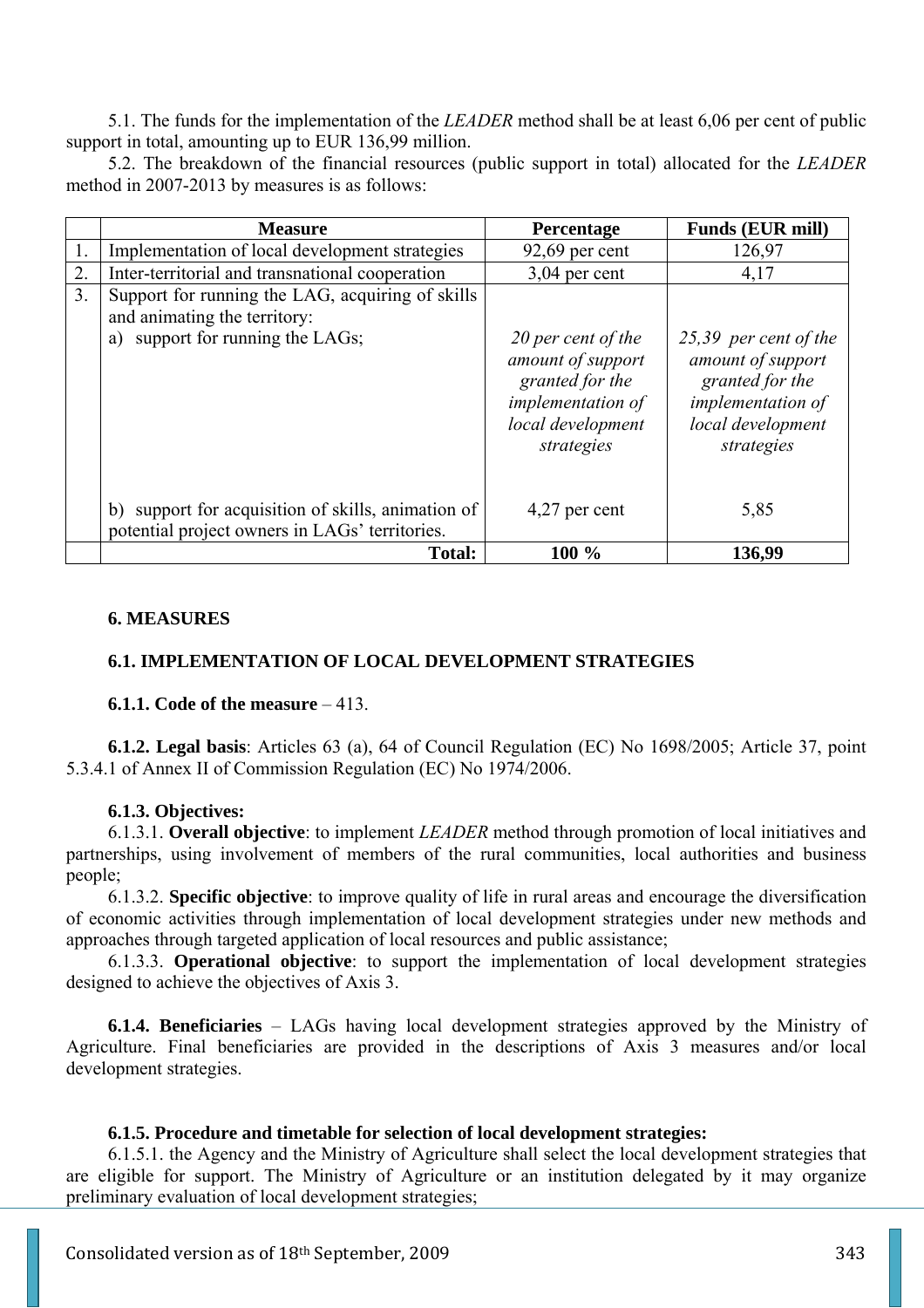5.1. The funds for the implementation of the *LEADER* method shall be at least 6,06 per cent of public support in total, amounting up to EUR 136,99 million.

5.2. The breakdown of the financial resources (public support in total) allocated for the *LEADER* method in 2007-2013 by measures is as follows:

| | Measure | Percentage | Funds (EUR mill) |
|---|---|---|---|
| 1. | Implementation of local development strategies | 92,69 per cent | 126,97 |
| 2. | Inter-territorial and transnational cooperation | 3,04 per cent | 4,17 |
| 3. | Support for running the LAG, acquiring of skills and animating the territory:<br>a) support for running the LAGs; | *20 per cent of the amount of support granted for the implementation of local development strategies* | *25,39 per cent of the amount of support granted for the implementation of local development strategies* |
| | b) support for acquisition of skills, animation of potential project owners in LAGs' territories. | 4,27 per cent | 5,85 |
| | **Total:** | **100 %** | **136,99** |

## 6. MEASURES

### 6.1. IMPLEMENTATION OF LOCAL DEVELOPMENT STRATEGIES

**6.1.1. Code of the measure** – 413.

**6.1.2. Legal basis**: Articles 63 (a), 64 of Council Regulation (EC) No 1698/2005; Article 37, point 5.3.4.1 of Annex II of Commission Regulation (EC) No 1974/2006.

**6.1.3. Objectives:**

6.1.3.1. **Overall objective**: to implement *LEADER* method through promotion of local initiatives and partnerships, using involvement of members of the rural communities, local authorities and business people;

6.1.3.2. **Specific objective**: to improve quality of life in rural areas and encourage the diversification of economic activities through implementation of local development strategies under new methods and approaches through targeted application of local resources and public assistance;

6.1.3.3. **Operational objective**: to support the implementation of local development strategies designed to achieve the objectives of Axis 3.

**6.1.4. Beneficiaries** – LAGs having local development strategies approved by the Ministry of Agriculture. Final beneficiaries are provided in the descriptions of Axis 3 measures and/or local development strategies.

**6.1.5. Procedure and timetable for selection of local development strategies:**

6.1.5.1. the Agency and the Ministry of Agriculture shall select the local development strategies that are eligible for support. The Ministry of Agriculture or an institution delegated by it may organize preliminary evaluation of local development strategies;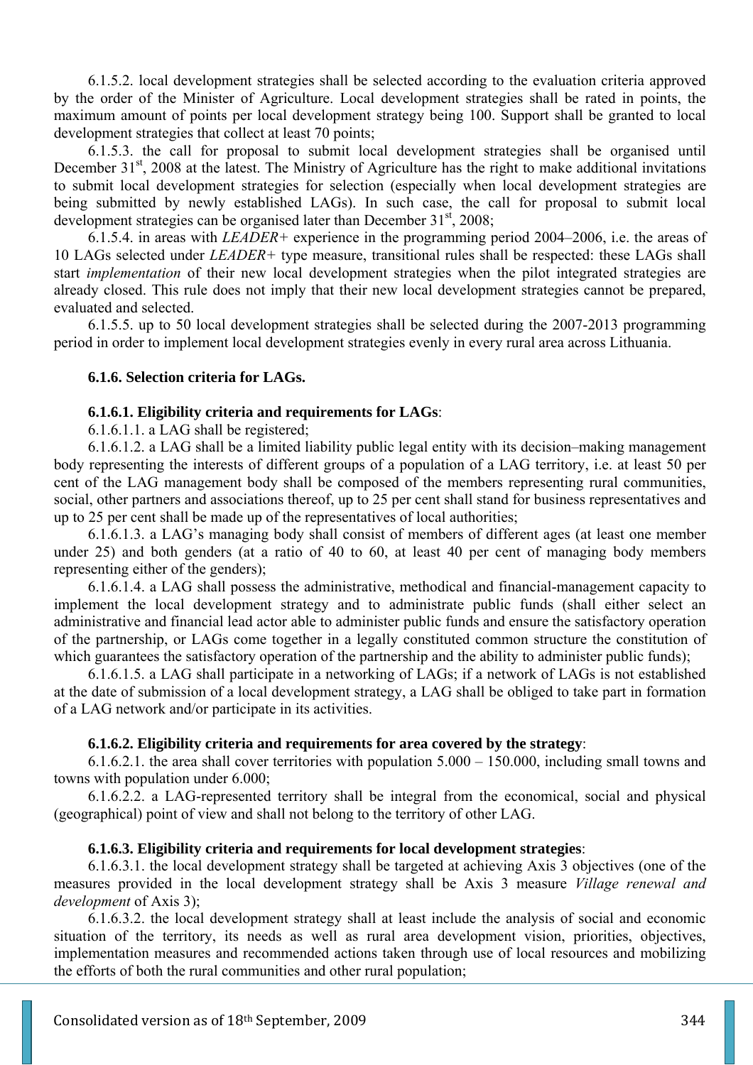6.1.5.2. local development strategies shall be selected according to the evaluation criteria approved by the order of the Minister of Agriculture. Local development strategies shall be rated in points, the maximum amount of points per local development strategy being 100. Support shall be granted to local development strategies that collect at least 70 points;

6.1.5.3. the call for proposal to submit local development strategies shall be organised until December 31st, 2008 at the latest. The Ministry of Agriculture has the right to make additional invitations to submit local development strategies for selection (especially when local development strategies are being submitted by newly established LAGs). In such case, the call for proposal to submit local development strategies can be organised later than December 31st, 2008;

6.1.5.4. in areas with *LEADER+* experience in the programming period 2004–2006, i.e. the areas of 10 LAGs selected under *LEADER+* type measure, transitional rules shall be respected: these LAGs shall start *implementation* of their new local development strategies when the pilot integrated strategies are already closed. This rule does not imply that their new local development strategies cannot be prepared, evaluated and selected.

6.1.5.5. up to 50 local development strategies shall be selected during the 2007-2013 programming period in order to implement local development strategies evenly in every rural area across Lithuania.

**6.1.6. Selection criteria for LAGs.**

**6.1.6.1. Eligibility criteria and requirements for LAGs**:

6.1.6.1.1. a LAG shall be registered;

6.1.6.1.2. a LAG shall be a limited liability public legal entity with its decision–making management body representing the interests of different groups of a population of a LAG territory, i.e. at least 50 per cent of the LAG management body shall be composed of the members representing rural communities, social, other partners and associations thereof, up to 25 per cent shall stand for business representatives and up to 25 per cent shall be made up of the representatives of local authorities;

6.1.6.1.3. a LAG's managing body shall consist of members of different ages (at least one member under 25) and both genders (at a ratio of 40 to 60, at least 40 per cent of managing body members representing either of the genders);

6.1.6.1.4. a LAG shall possess the administrative, methodical and financial-management capacity to implement the local development strategy and to administrate public funds (shall either select an administrative and financial lead actor able to administer public funds and ensure the satisfactory operation of the partnership, or LAGs come together in a legally constituted common structure the constitution of which guarantees the satisfactory operation of the partnership and the ability to administer public funds);

6.1.6.1.5. a LAG shall participate in a networking of LAGs; if a network of LAGs is not established at the date of submission of a local development strategy, a LAG shall be obliged to take part in formation of a LAG network and/or participate in its activities.

**6.1.6.2. Eligibility criteria and requirements for area covered by the strategy**:

6.1.6.2.1. the area shall cover territories with population 5.000 – 150.000, including small towns and towns with population under 6.000;

6.1.6.2.2. a LAG-represented territory shall be integral from the economical, social and physical (geographical) point of view and shall not belong to the territory of other LAG.

**6.1.6.3. Eligibility criteria and requirements for local development strategies**:

6.1.6.3.1. the local development strategy shall be targeted at achieving Axis 3 objectives (one of the measures provided in the local development strategy shall be Axis 3 measure *Village renewal and development* of Axis 3);

6.1.6.3.2. the local development strategy shall at least include the analysis of social and economic situation of the territory, its needs as well as rural area development vision, priorities, objectives, implementation measures and recommended actions taken through use of local resources and mobilizing the efforts of both the rural communities and other rural population;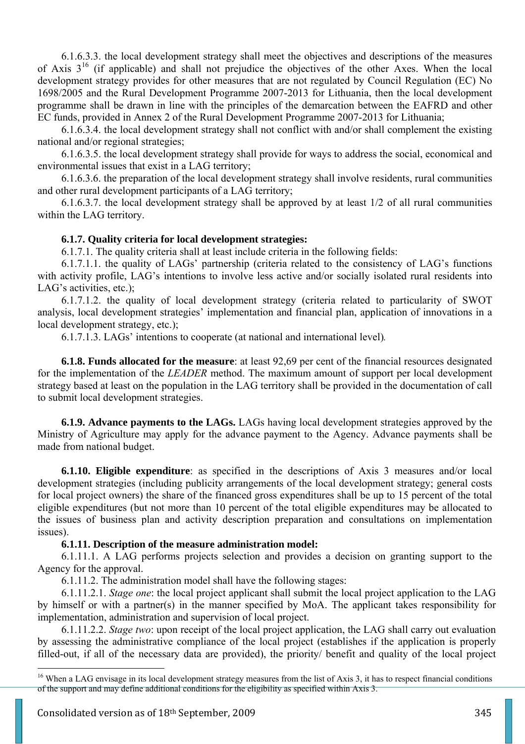6.1.6.3.3. the local development strategy shall meet the objectives and descriptions of the measures of Axis 3[16] (if applicable) and shall not prejudice the objectives of the other Axes. When the local development strategy provides for other measures that are not regulated by Council Regulation (EC) No 1698/2005 and the Rural Development Programme 2007-2013 for Lithuania, then the local development programme shall be drawn in line with the principles of the demarcation between the EAFRD and other EC funds, provided in Annex 2 of the Rural Development Programme 2007-2013 for Lithuania;

6.1.6.3.4. the local development strategy shall not conflict with and/or shall complement the existing national and/or regional strategies;

6.1.6.3.5. the local development strategy shall provide for ways to address the social, economical and environmental issues that exist in a LAG territory;

6.1.6.3.6. the preparation of the local development strategy shall involve residents, rural communities and other rural development participants of a LAG territory;

6.1.6.3.7. the local development strategy shall be approved by at least 1/2 of all rural communities within the LAG territory.

**6.1.7. Quality criteria for local development strategies:**

6.1.7.1. The quality criteria shall at least include criteria in the following fields:

6.1.7.1.1. the quality of LAGs' partnership (criteria related to the consistency of LAG's functions with activity profile, LAG's intentions to involve less active and/or socially isolated rural residents into LAG's activities, etc.);

6.1.7.1.2. the quality of local development strategy (criteria related to particularity of SWOT analysis, local development strategies' implementation and financial plan, application of innovations in a local development strategy, etc.);

6.1.7.1.3. LAGs' intentions to cooperate (at national and international level).

**6.1.8. Funds allocated for the measure**: at least 92,69 per cent of the financial resources designated for the implementation of the *LEADER* method. The maximum amount of support per local development strategy based at least on the population in the LAG territory shall be provided in the documentation of call to submit local development strategies.

**6.1.9. Advance payments to the LAGs.** LAGs having local development strategies approved by the Ministry of Agriculture may apply for the advance payment to the Agency. Advance payments shall be made from national budget.

**6.1.10. Eligible expenditure**: as specified in the descriptions of Axis 3 measures and/or local development strategies (including publicity arrangements of the local development strategy; general costs for local project owners) the share of the financed gross expenditures shall be up to 15 percent of the total eligible expenditures (but not more than 10 percent of the total eligible expenditures may be allocated to the issues of business plan and activity description preparation and consultations on implementation issues).

**6.1.11. Description of the measure administration model:**

6.1.11.1. A LAG performs projects selection and provides a decision on granting support to the Agency for the approval.

6.1.11.2. The administration model shall have the following stages:

6.1.11.2.1. *Stage one*: the local project applicant shall submit the local project application to the LAG by himself or with a partner(s) in the manner specified by MoA. The applicant takes responsibility for implementation, administration and supervision of local project.

6.1.11.2.2. *Stage two*: upon receipt of the local project application, the LAG shall carry out evaluation by assessing the administrative compliance of the local project (establishes if the application is properly filled-out, if all of the necessary data are provided), the priority/ benefit and quality of the local project

[16] When a LAG envisage in its local development strategy measures from the list of Axis 3, it has to respect financial conditions of the support and may define additional conditions for the eligibility as specified within Axis 3.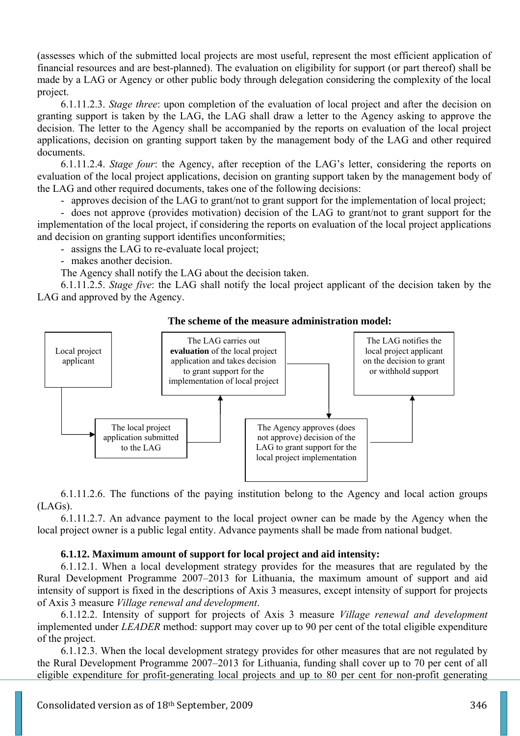(assesses which of the submitted local projects are most useful, represent the most efficient application of financial resources and are best-planned). The evaluation on eligibility for support (or part thereof) shall be made by a LAG or Agency or other public body through delegation considering the complexity of the local project.

6.1.11.2.3. *Stage three*: upon completion of the evaluation of local project and after the decision on granting support is taken by the LAG, the LAG shall draw a letter to the Agency asking to approve the decision. The letter to the Agency shall be accompanied by the reports on evaluation of the local project applications, decision on granting support taken by the management body of the LAG and other required documents.

6.1.11.2.4. *Stage four*: the Agency, after reception of the LAG's letter, considering the reports on evaluation of the local project applications, decision on granting support taken by the management body of the LAG and other required documents, takes one of the following decisions:

- approves decision of the LAG to grant/not to grant support for the implementation of local project;
- does not approve (provides motivation) decision of the LAG to grant/not to grant support for the implementation of the local project, if considering the reports on evaluation of the local project applications and decision on granting support identifies unconformities;
- assigns the LAG to re-evaluate local project;
- makes another decision.

The Agency shall notify the LAG about the decision taken.

6.1.11.2.5. *Stage five*: the LAG shall notify the local project applicant of the decision taken by the LAG and approved by the Agency.

**The scheme of the measure administration model:**

Local project applicant

The local project application submitted to the LAG

The LAG carries out **evaluation** of the local project application and takes decision to grant support for the implementation of local project

The Agency approves (does not approve) decision of the LAG to grant support for the local project implementation

The LAG notifies the local project applicant on the decision to grant or withhold support

6.1.11.2.6. The functions of the paying institution belong to the Agency and local action groups (LAGs).

6.1.11.2.7. An advance payment to the local project owner can be made by the Agency when the local project owner is a public legal entity. Advance payments shall be made from national budget.

**6.1.12. Maximum amount of support for local project and aid intensity:**

6.1.12.1. When a local development strategy provides for the measures that are regulated by the Rural Development Programme 2007–2013 for Lithuania, the maximum amount of support and aid intensity of support is fixed in the descriptions of Axis 3 measures, except intensity of support for projects of Axis 3 measure *Village renewal and development*.

6.1.12.2. Intensity of support for projects of Axis 3 measure *Village renewal and development* implemented under *LEADER* method: support may cover up to 90 per cent of the total eligible expenditure of the project.

6.1.12.3. When the local development strategy provides for other measures that are not regulated by the Rural Development Programme 2007–2013 for Lithuania, funding shall cover up to 70 per cent of all eligible expenditure for profit-generating local projects and up to 80 per cent for non-profit generating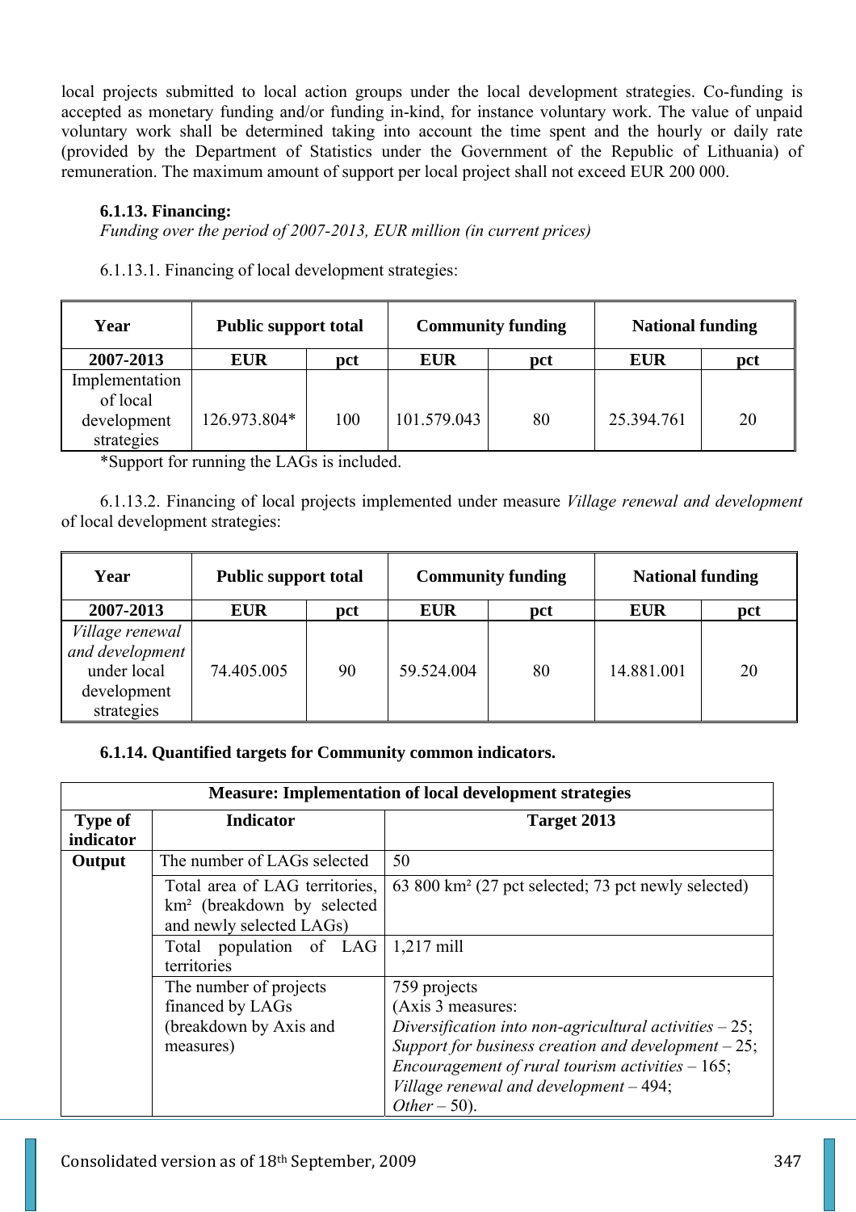local projects submitted to local action groups under the local development strategies. Co-funding is accepted as monetary funding and/or funding in-kind, for instance voluntary work. The value of unpaid voluntary work shall be determined taking into account the time spent and the hourly or daily rate (provided by the Department of Statistics under the Government of the Republic of Lithuania) of remuneration. The maximum amount of support per local project shall not exceed EUR 200 000.

**6.1.13. Financing:**

*Funding over the period of 2007-2013, EUR million (in current prices)*

6.1.13.1. Financing of local development strategies:

| Year | Public support total | | Community funding | | National funding | |
|---|---|---|---|---|---|---|
| **2007-2013** | **EUR** | **pct** | **EUR** | **pct** | **EUR** | **pct** |
| Implementation of local development strategies | 126.973.804* | 100 | 101.579.043 | 80 | 25.394.761 | 20 |

*Support for running the LAGs is included.

6.1.13.2. Financing of local projects implemented under measure *Village renewal and development* of local development strategies:

| Year | Public support total | | Community funding | | National funding | |
|---|---|---|---|---|---|---|
| **2007-2013** | **EUR** | **pct** | **EUR** | **pct** | **EUR** | **pct** |
| *Village renewal and development* under local development strategies | 74.405.005 | 90 | 59.524.004 | 80 | 14.881.001 | 20 |

**6.1.14. Quantified targets for Community common indicators.**

| Measure: Implementation of local development strategies | | |
|---|---|---|
| **Type of indicator** | **Indicator** | **Target 2013** |
| **Output** | The number of LAGs selected | 50 |
| | Total area of LAG territories, km² (breakdown by selected and newly selected LAGs) | 63 800 km² (27 pct selected; 73 pct newly selected) |
| | Total population of LAG territories | 1,217 mill |
| | The number of projects financed by LAGs (breakdown by Axis and measures) | 759 projects (Axis 3 measures: *Diversification into non-agricultural activities* – 25; *Support for business creation and development* – 25; *Encouragement of rural tourism activities* – 165; *Village renewal and development* – 494; *Other* – 50). |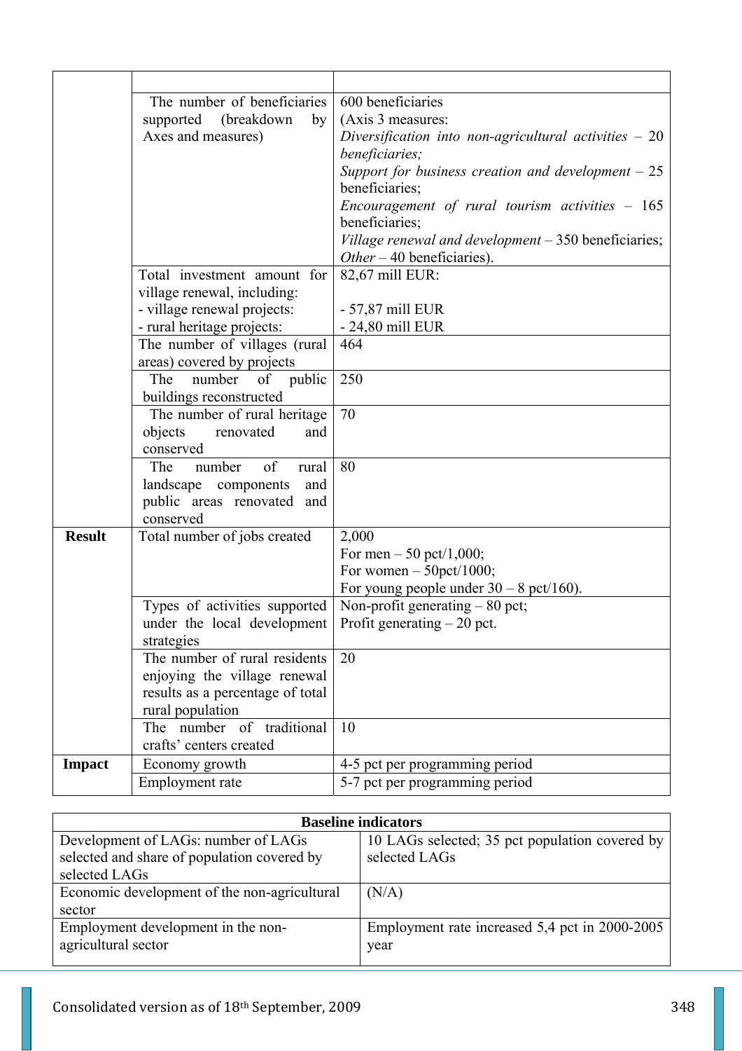| | | |
|---|---|---|
| | | |
| | The number of beneficiaries supported (breakdown by Axes and measures) | 600 beneficiaries<br>(Axis 3 measures:<br>*Diversification into non-agricultural activities* – 20 *beneficiaries;*<br>*Support for business creation and development* – 25 beneficiaries;<br>*Encouragement of rural tourism activities* – 165 beneficiaries;<br>*Village renewal and development* – 350 beneficiaries;<br>*Other* – 40 beneficiaries). |
| | Total investment amount for village renewal, including:<br>- village renewal projects:<br>- rural heritage projects: | 82,67 mill EUR:<br><br>- 57,87 mill EUR<br>- 24,80 mill EUR |
| | The number of villages (rural areas) covered by projects | 464 |
| | The number of public buildings reconstructed | 250 |
| | The number of rural heritage objects renovated and conserved | 70 |
| | The number of rural landscape components and public areas renovated and conserved | 80 |
| **Result** | Total number of jobs created | 2,000<br>For men – 50 pct/1,000;<br>For women – 50pct/1000;<br>For young people under 30 – 8 pct/160). |
| | Types of activities supported under the local development strategies | Non-profit generating – 80 pct;<br>Profit generating – 20 pct. |
| | The number of rural residents enjoying the village renewal results as a percentage of total rural population | 20 |
| | The number of traditional crafts' centers created | 10 |
| **Impact** | Economy growth | 4-5 pct per programming period |
| | Employment rate | 5-7 pct per programming period |

| **Baseline indicators** | |
|---|---|
| Development of LAGs: number of LAGs selected and share of population covered by selected LAGs | 10 LAGs selected; 35 pct population covered by selected LAGs |
| Economic development of the non-agricultural sector | (N/A) |
| Employment development in the non-agricultural sector | Employment rate increased 5,4 pct in 2000-2005 year |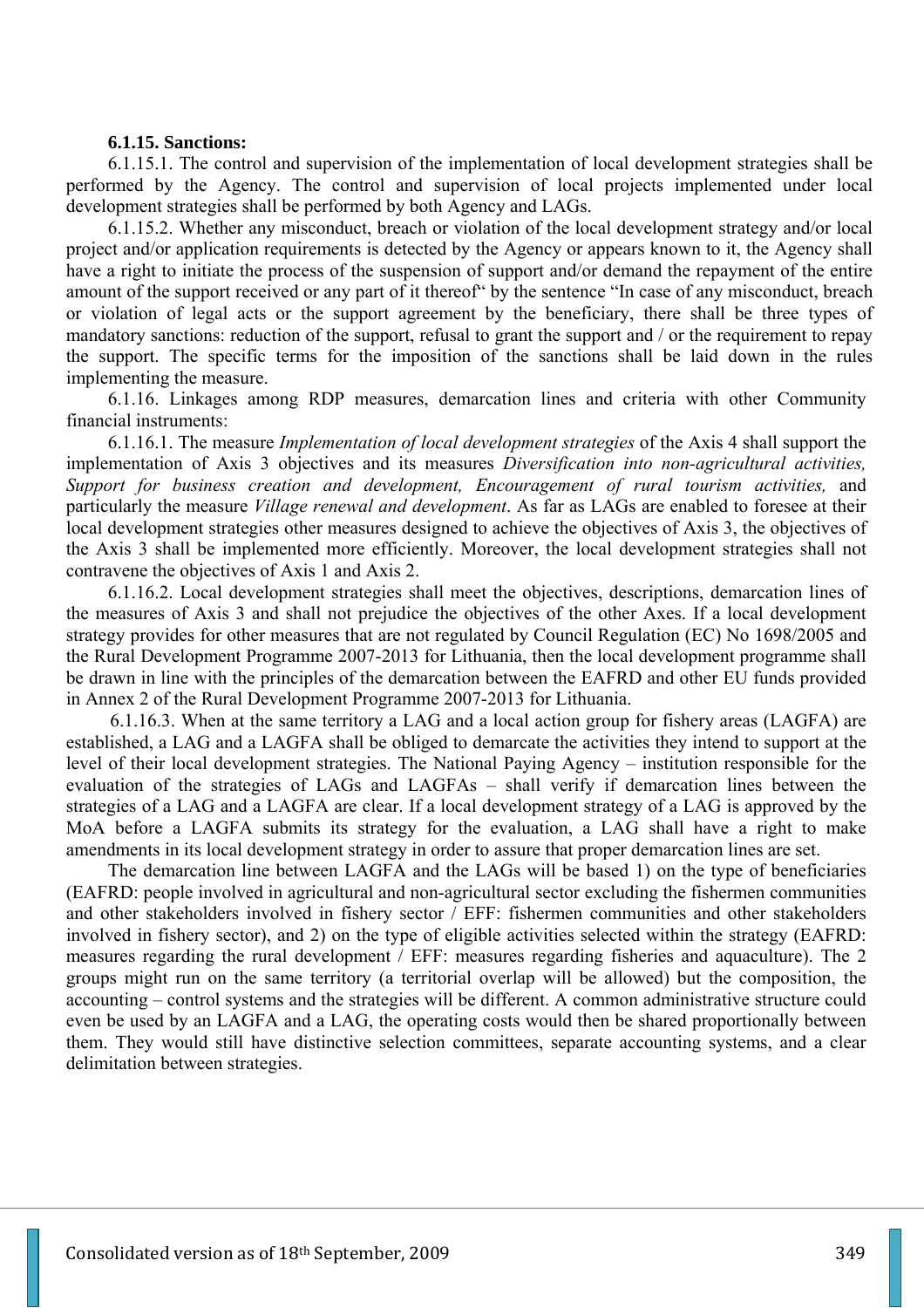**6.1.15. Sanctions:**

6.1.15.1. The control and supervision of the implementation of local development strategies shall be performed by the Agency. The control and supervision of local projects implemented under local development strategies shall be performed by both Agency and LAGs.

6.1.15.2. Whether any misconduct, breach or violation of the local development strategy and/or local project and/or application requirements is detected by the Agency or appears known to it, the Agency shall have a right to initiate the process of the suspension of support and/or demand the repayment of the entire amount of the support received or any part of it thereof" by the sentence "In case of any misconduct, breach or violation of legal acts or the support agreement by the beneficiary, there shall be three types of mandatory sanctions: reduction of the support, refusal to grant the support and / or the requirement to repay the support. The specific terms for the imposition of the sanctions shall be laid down in the rules implementing the measure.

6.1.16. Linkages among RDP measures, demarcation lines and criteria with other Community financial instruments:

6.1.16.1. The measure *Implementation of local development strategies* of the Axis 4 shall support the implementation of Axis 3 objectives and its measures *Diversification into non-agricultural activities, Support for business creation and development, Encouragement of rural tourism activities,* and particularly the measure *Village renewal and development*. As far as LAGs are enabled to foresee at their local development strategies other measures designed to achieve the objectives of Axis 3, the objectives of the Axis 3 shall be implemented more efficiently. Moreover, the local development strategies shall not contravene the objectives of Axis 1 and Axis 2.

6.1.16.2. Local development strategies shall meet the objectives, descriptions, demarcation lines of the measures of Axis 3 and shall not prejudice the objectives of the other Axes. If a local development strategy provides for other measures that are not regulated by Council Regulation (EC) No 1698/2005 and the Rural Development Programme 2007-2013 for Lithuania, then the local development programme shall be drawn in line with the principles of the demarcation between the EAFRD and other EU funds provided in Annex 2 of the Rural Development Programme 2007-2013 for Lithuania.

6.1.16.3. When at the same territory a LAG and a local action group for fishery areas (LAGFA) are established, a LAG and a LAGFA shall be obliged to demarcate the activities they intend to support at the level of their local development strategies. The National Paying Agency – institution responsible for the evaluation of the strategies of LAGs and LAGFAs – shall verify if demarcation lines between the strategies of a LAG and a LAGFA are clear. If a local development strategy of a LAG is approved by the MoA before a LAGFA submits its strategy for the evaluation, a LAG shall have a right to make amendments in its local development strategy in order to assure that proper demarcation lines are set.

The demarcation line between LAGFA and the LAGs will be based 1) on the type of beneficiaries (EAFRD: people involved in agricultural and non-agricultural sector excluding the fishermen communities and other stakeholders involved in fishery sector / EFF: fishermen communities and other stakeholders involved in fishery sector), and 2) on the type of eligible activities selected within the strategy (EAFRD: measures regarding the rural development / EFF: measures regarding fisheries and aquaculture). The 2 groups might run on the same territory (a territorial overlap will be allowed) but the composition, the accounting – control systems and the strategies will be different. A common administrative structure could even be used by an LAGFA and a LAG, the operating costs would then be shared proportionally between them. They would still have distinctive selection committees, separate accounting systems, and a clear delimitation between strategies.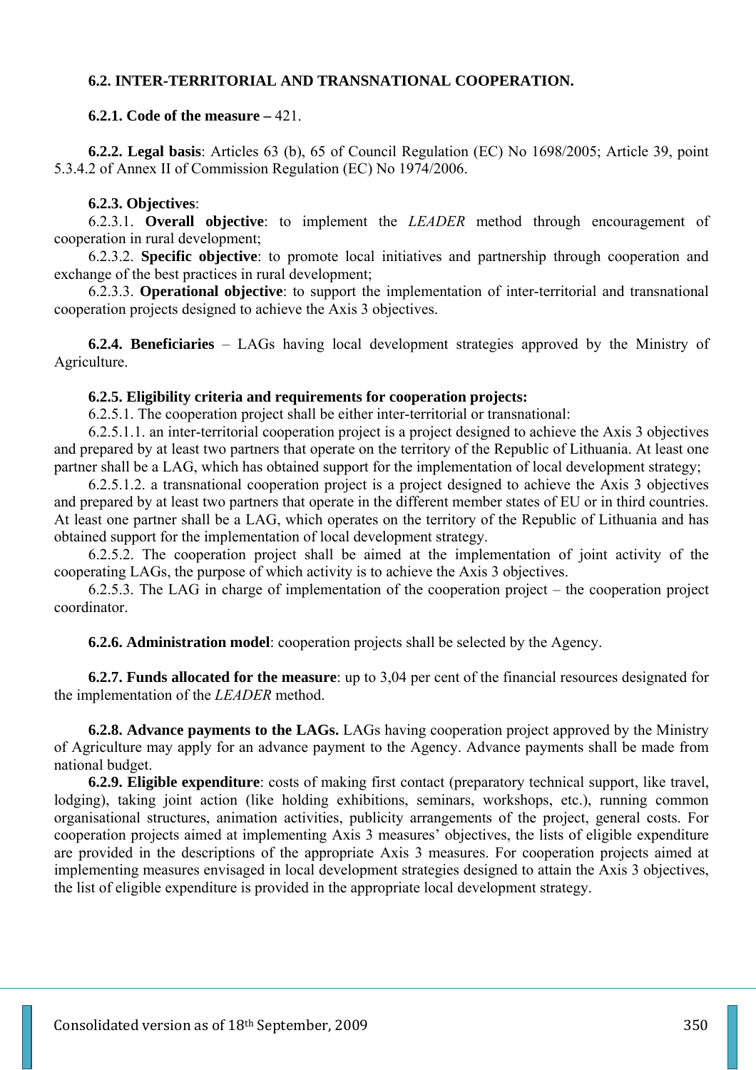## 6.2. INTER-TERRITORIAL AND TRANSNATIONAL COOPERATION.

**6.2.1. Code of the measure –** 421.

**6.2.2. Legal basis**: Articles 63 (b), 65 of Council Regulation (EC) No 1698/2005; Article 39, point 5.3.4.2 of Annex II of Commission Regulation (EC) No 1974/2006.

**6.2.3. Objectives**:

6.2.3.1. **Overall objective**: to implement the *LEADER* method through encouragement of cooperation in rural development;

6.2.3.2. **Specific objective**: to promote local initiatives and partnership through cooperation and exchange of the best practices in rural development;

6.2.3.3. **Operational objective**: to support the implementation of inter-territorial and transnational cooperation projects designed to achieve the Axis 3 objectives.

**6.2.4. Beneficiaries** – LAGs having local development strategies approved by the Ministry of Agriculture.

**6.2.5. Eligibility criteria and requirements for cooperation projects:**

6.2.5.1. The cooperation project shall be either inter-territorial or transnational:

6.2.5.1.1. an inter-territorial cooperation project is a project designed to achieve the Axis 3 objectives and prepared by at least two partners that operate on the territory of the Republic of Lithuania. At least one partner shall be a LAG, which has obtained support for the implementation of local development strategy;

6.2.5.1.2. a transnational cooperation project is a project designed to achieve the Axis 3 objectives and prepared by at least two partners that operate in the different member states of EU or in third countries. At least one partner shall be a LAG, which operates on the territory of the Republic of Lithuania and has obtained support for the implementation of local development strategy.

6.2.5.2. The cooperation project shall be aimed at the implementation of joint activity of the cooperating LAGs, the purpose of which activity is to achieve the Axis 3 objectives.

6.2.5.3. The LAG in charge of implementation of the cooperation project – the cooperation project coordinator.

**6.2.6. Administration model**: cooperation projects shall be selected by the Agency.

**6.2.7. Funds allocated for the measure**: up to 3,04 per cent of the financial resources designated for the implementation of the *LEADER* method.

**6.2.8. Advance payments to the LAGs.** LAGs having cooperation project approved by the Ministry of Agriculture may apply for an advance payment to the Agency. Advance payments shall be made from national budget.

**6.2.9. Eligible expenditure**: costs of making first contact (preparatory technical support, like travel, lodging), taking joint action (like holding exhibitions, seminars, workshops, etc.), running common organisational structures, animation activities, publicity arrangements of the project, general costs. For cooperation projects aimed at implementing Axis 3 measures' objectives, the lists of eligible expenditure are provided in the descriptions of the appropriate Axis 3 measures. For cooperation projects aimed at implementing measures envisaged in local development strategies designed to attain the Axis 3 objectives, the list of eligible expenditure is provided in the appropriate local development strategy.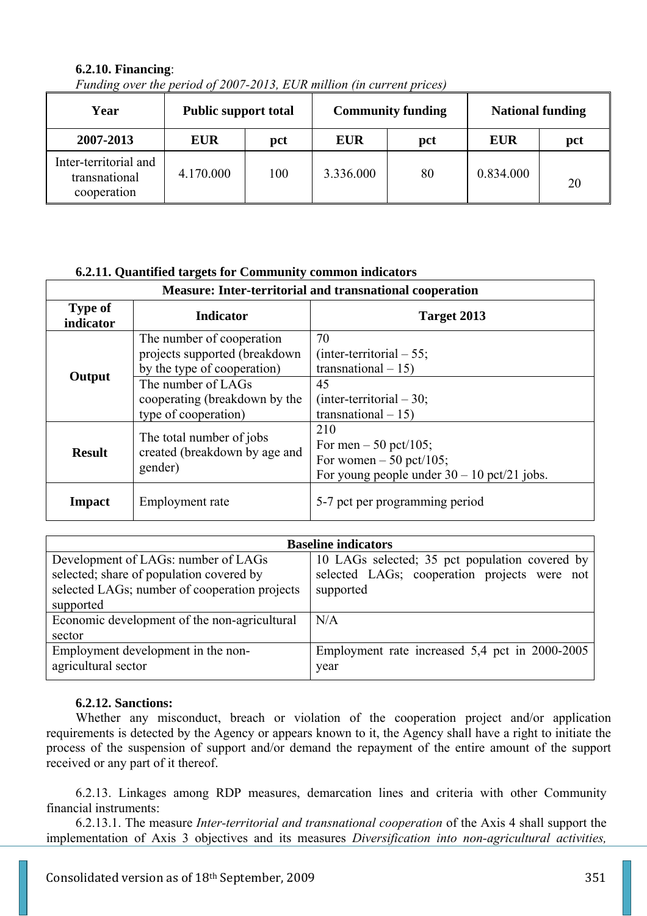**6.2.10. Financing**:

*Funding over the period of 2007-2013, EUR million (in current prices)*

| Year | Public support total | | Community funding | | National funding | |
|---|---|---|---|---|---|---|
| 2007-2013 | EUR | pct | EUR | pct | EUR | pct |
| Inter-territorial and transnational cooperation | 4.170.000 | 100 | 3.336.000 | 80 | 0.834.000 | 20 |

**6.2.11. Quantified targets for Community common indicators**

| Measure: Inter-territorial and transnational cooperation | | |
|---|---|---|
| **Type of indicator** | **Indicator** | **Target 2013** |
| **Output** | The number of cooperation projects supported (breakdown by the type of cooperation) | 70 (inter-territorial – 55; transnational – 15) |
| | The number of LAGs cooperating (breakdown by the type of cooperation) | 45 (inter-territorial – 30; transnational – 15) |
| **Result** | The total number of jobs created (breakdown by age and gender) | 210<br>For men – 50 pct/105;<br>For women – 50 pct/105;<br>For young people under 30 – 10 pct/21 jobs. |
| **Impact** | Employment rate | 5-7 pct per programming period |

| Baseline indicators | |
|---|---|
| Development of LAGs: number of LAGs selected; share of population covered by selected LAGs; number of cooperation projects supported | 10 LAGs selected; 35 pct population covered by selected LAGs; cooperation projects were not supported |
| Economic development of the non-agricultural sector | N/A |
| Employment development in the non-agricultural sector | Employment rate increased 5,4 pct in 2000-2005 year |

**6.2.12. Sanctions:**

Whether any misconduct, breach or violation of the cooperation project and/or application requirements is detected by the Agency or appears known to it, the Agency shall have a right to initiate the process of the suspension of support and/or demand the repayment of the entire amount of the support received or any part of it thereof.

6.2.13. Linkages among RDP measures, demarcation lines and criteria with other Community financial instruments:

6.2.13.1. The measure *Inter-territorial and transnational cooperation* of the Axis 4 shall support the implementation of Axis 3 objectives and its measures *Diversification into non-agricultural activities,*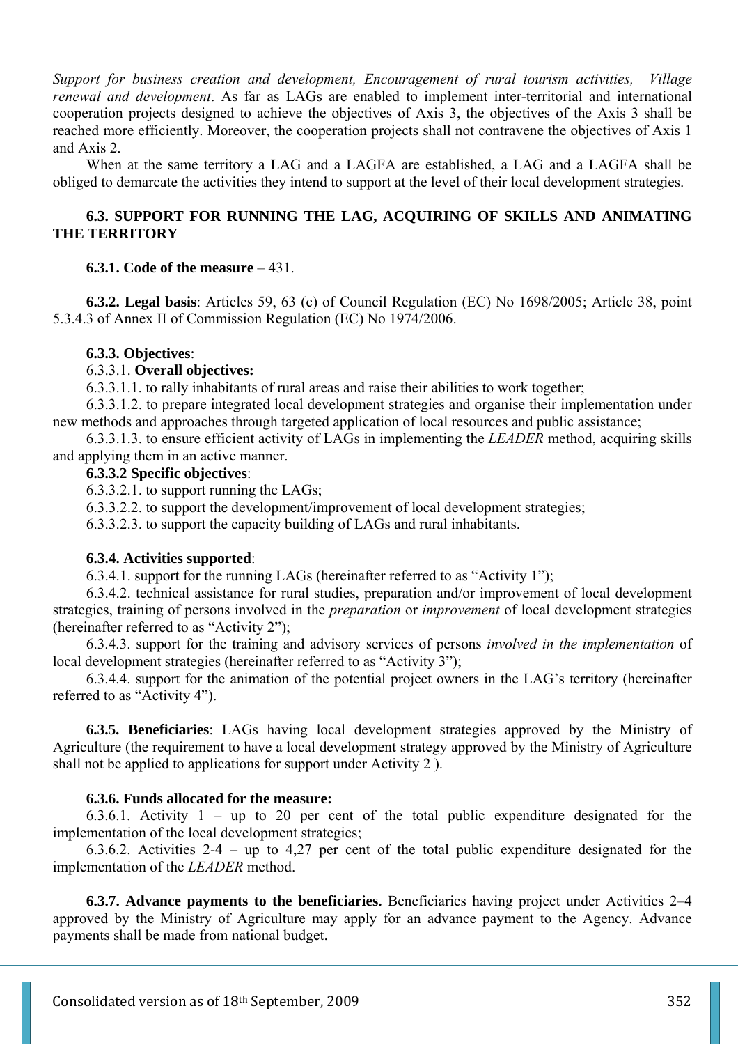*Support for business creation and development, Encouragement of rural tourism activities, Village renewal and development*. As far as LAGs are enabled to implement inter-territorial and international cooperation projects designed to achieve the objectives of Axis 3, the objectives of the Axis 3 shall be reached more efficiently. Moreover, the cooperation projects shall not contravene the objectives of Axis 1 and Axis 2.

When at the same territory a LAG and a LAGFA are established, a LAG and a LAGFA shall be obliged to demarcate the activities they intend to support at the level of their local development strategies.

### 6.3. SUPPORT FOR RUNNING THE LAG, ACQUIRING OF SKILLS AND ANIMATING THE TERRITORY

**6.3.1. Code of the measure** – 431.

**6.3.2. Legal basis**: Articles 59, 63 (c) of Council Regulation (EC) No 1698/2005; Article 38, point 5.3.4.3 of Annex II of Commission Regulation (EC) No 1974/2006.

**6.3.3. Objectives**:

6.3.3.1. **Overall objectives:**

6.3.3.1.1. to rally inhabitants of rural areas and raise their abilities to work together;

6.3.3.1.2. to prepare integrated local development strategies and organise their implementation under new methods and approaches through targeted application of local resources and public assistance;

6.3.3.1.3. to ensure efficient activity of LAGs in implementing the *LEADER* method, acquiring skills and applying them in an active manner.

**6.3.3.2 Specific objectives**:

6.3.3.2.1. to support running the LAGs;

6.3.3.2.2. to support the development/improvement of local development strategies;

6.3.3.2.3. to support the capacity building of LAGs and rural inhabitants.

**6.3.4. Activities supported**:

6.3.4.1. support for the running LAGs (hereinafter referred to as "Activity 1");

6.3.4.2. technical assistance for rural studies, preparation and/or improvement of local development strategies, training of persons involved in the *preparation* or *improvement* of local development strategies (hereinafter referred to as "Activity 2");

6.3.4.3. support for the training and advisory services of persons *involved in the implementation* of local development strategies (hereinafter referred to as "Activity 3");

6.3.4.4. support for the animation of the potential project owners in the LAG's territory (hereinafter referred to as "Activity 4").

**6.3.5. Beneficiaries**: LAGs having local development strategies approved by the Ministry of Agriculture (the requirement to have a local development strategy approved by the Ministry of Agriculture shall not be applied to applications for support under Activity 2 ).

**6.3.6. Funds allocated for the measure:**

6.3.6.1. Activity 1 – up to 20 per cent of the total public expenditure designated for the implementation of the local development strategies;

6.3.6.2. Activities 2-4 – up to 4,27 per cent of the total public expenditure designated for the implementation of the *LEADER* method.

**6.3.7. Advance payments to the beneficiaries.** Beneficiaries having project under Activities 2–4 approved by the Ministry of Agriculture may apply for an advance payment to the Agency. Advance payments shall be made from national budget.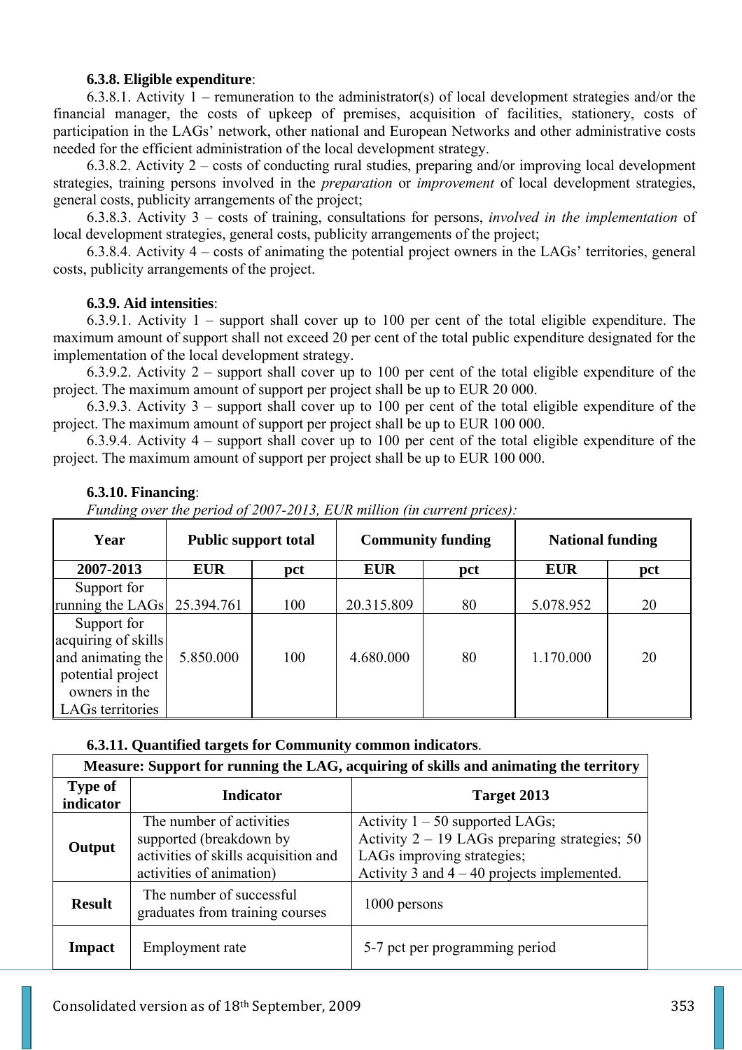**6.3.8. Eligible expenditure**:

6.3.8.1. Activity 1 – remuneration to the administrator(s) of local development strategies and/or the financial manager, the costs of upkeep of premises, acquisition of facilities, stationery, costs of participation in the LAGs' network, other national and European Networks and other administrative costs needed for the efficient administration of the local development strategy.

6.3.8.2. Activity 2 – costs of conducting rural studies, preparing and/or improving local development strategies, training persons involved in the *preparation* or *improvement* of local development strategies, general costs, publicity arrangements of the project;

6.3.8.3. Activity 3 – costs of training, consultations for persons, *involved in the implementation* of local development strategies, general costs, publicity arrangements of the project;

6.3.8.4. Activity 4 – costs of animating the potential project owners in the LAGs' territories, general costs, publicity arrangements of the project.

**6.3.9. Aid intensities**:

6.3.9.1. Activity 1 – support shall cover up to 100 per cent of the total eligible expenditure. The maximum amount of support shall not exceed 20 per cent of the total public expenditure designated for the implementation of the local development strategy.

6.3.9.2. Activity 2 – support shall cover up to 100 per cent of the total eligible expenditure of the project. The maximum amount of support per project shall be up to EUR 20 000.

6.3.9.3. Activity 3 – support shall cover up to 100 per cent of the total eligible expenditure of the project. The maximum amount of support per project shall be up to EUR 100 000.

6.3.9.4. Activity 4 – support shall cover up to 100 per cent of the total eligible expenditure of the project. The maximum amount of support per project shall be up to EUR 100 000.

**6.3.10. Financing**:

*Funding over the period of 2007-2013, EUR million (in current prices):*

| Year | Public support total | | Community funding | | National funding | |
|---|---|---|---|---|---|---|
| 2007-2013 | EUR | pct | EUR | pct | EUR | pct |
| Support for running the LAGs | 25.394.761 | 100 | 20.315.809 | 80 | 5.078.952 | 20 |
| Support for acquiring of skills and animating the potential project owners in the LAGs territories | 5.850.000 | 100 | 4.680.000 | 80 | 1.170.000 | 20 |

**6.3.11. Quantified targets for Community common indicators**.

| Measure: Support for running the LAG, acquiring of skills and animating the territory | | |
|---|---|---|
| **Type of indicator** | **Indicator** | **Target 2013** |
| **Output** | The number of activities supported (breakdown by activities of skills acquisition and activities of animation) | Activity 1 – 50 supported LAGs;<br>Activity 2 – 19 LAGs preparing strategies; 50 LAGs improving strategies;<br>Activity 3 and 4 – 40 projects implemented. |
| **Result** | The number of successful graduates from training courses | 1000 persons |
| **Impact** | Employment rate | 5-7 pct per programming period |

Consolidated version as of 18th September, 2009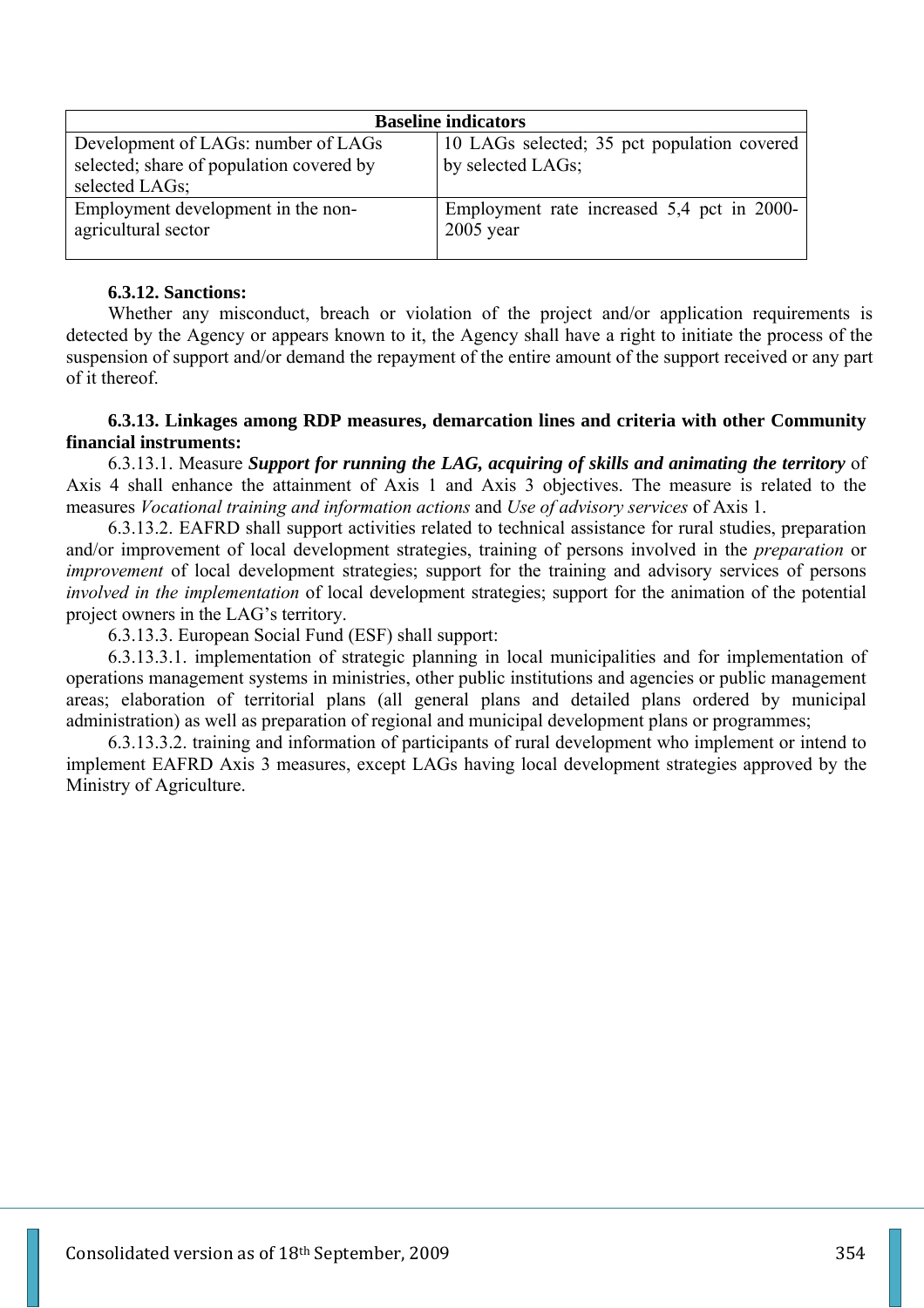| Baseline indicators | |
|---|---|
| Development of LAGs: number of LAGs selected; share of population covered by selected LAGs; | 10 LAGs selected; 35 pct population covered by selected LAGs; |
| Employment development in the non-agricultural sector | Employment rate increased 5,4 pct in 2000-2005 year |

**6.3.12. Sanctions:**

Whether any misconduct, breach or violation of the project and/or application requirements is detected by the Agency or appears known to it, the Agency shall have a right to initiate the process of the suspension of support and/or demand the repayment of the entire amount of the support received or any part of it thereof.

**6.3.13. Linkages among RDP measures, demarcation lines and criteria with other Community financial instruments:**

6.3.13.1. Measure ***Support for running the LAG, acquiring of skills and animating the territory*** of Axis 4 shall enhance the attainment of Axis 1 and Axis 3 objectives. The measure is related to the measures *Vocational training and information actions* and *Use of advisory services* of Axis 1.

6.3.13.2. EAFRD shall support activities related to technical assistance for rural studies, preparation and/or improvement of local development strategies, training of persons involved in the *preparation* or *improvement* of local development strategies; support for the training and advisory services of persons *involved in the implementation* of local development strategies; support for the animation of the potential project owners in the LAG's territory.

6.3.13.3. European Social Fund (ESF) shall support:

6.3.13.3.1. implementation of strategic planning in local municipalities and for implementation of operations management systems in ministries, other public institutions and agencies or public management areas; elaboration of territorial plans (all general plans and detailed plans ordered by municipal administration) as well as preparation of regional and municipal development plans or programmes;

6.3.13.3.2. training and information of participants of rural development who implement or intend to implement EAFRD Axis 3 measures, except LAGs having local development strategies approved by the Ministry of Agriculture.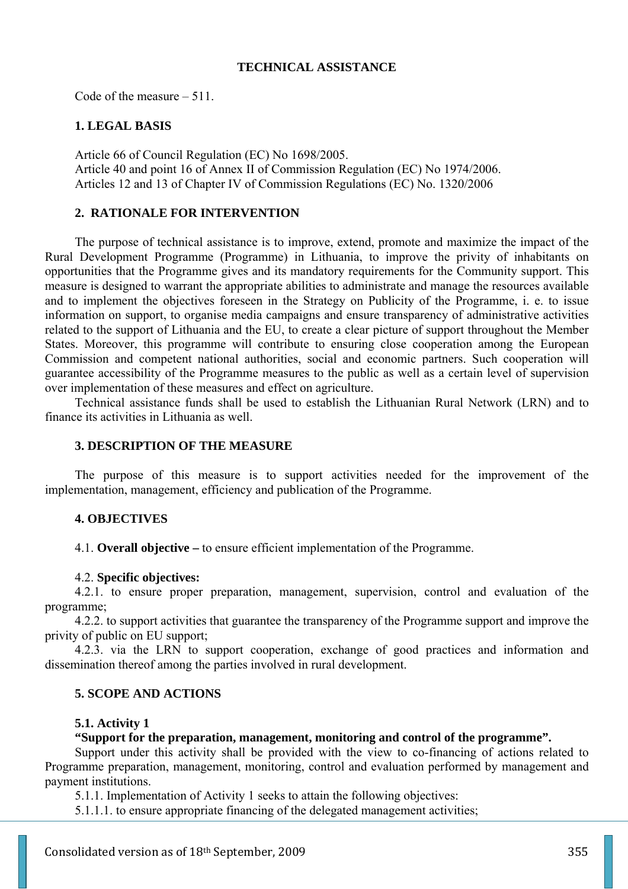# TECHNICAL ASSISTANCE

Code of the measure – 511.

## 1. LEGAL BASIS

Article 66 of Council Regulation (EC) No 1698/2005.
Article 40 and point 16 of Annex II of Commission Regulation (EC) No 1974/2006.
Articles 12 and 13 of Chapter IV of Commission Regulations (EC) No. 1320/2006

## 2. RATIONALE FOR INTERVENTION

The purpose of technical assistance is to improve, extend, promote and maximize the impact of the Rural Development Programme (Programme) in Lithuania, to improve the privity of inhabitants on opportunities that the Programme gives and its mandatory requirements for the Community support. This measure is designed to warrant the appropriate abilities to administrate and manage the resources available and to implement the objectives foreseen in the Strategy on Publicity of the Programme, i. e. to issue information on support, to organise media campaigns and ensure transparency of administrative activities related to the support of Lithuania and the EU, to create a clear picture of support throughout the Member States. Moreover, this programme will contribute to ensuring close cooperation among the European Commission and competent national authorities, social and economic partners. Such cooperation will guarantee accessibility of the Programme measures to the public as well as a certain level of supervision over implementation of these measures and effect on agriculture.

Technical assistance funds shall be used to establish the Lithuanian Rural Network (LRN) and to finance its activities in Lithuania as well.

## 3. DESCRIPTION OF THE MEASURE

The purpose of this measure is to support activities needed for the improvement of the implementation, management, efficiency and publication of the Programme.

## 4. OBJECTIVES

4.1. **Overall objective –** to ensure efficient implementation of the Programme.

4.2. **Specific objectives:**

4.2.1. to ensure proper preparation, management, supervision, control and evaluation of the programme;

4.2.2. to support activities that guarantee the transparency of the Programme support and improve the privity of public on EU support;

4.2.3. via the LRN to support cooperation, exchange of good practices and information and dissemination thereof among the parties involved in rural development.

## 5. SCOPE AND ACTIONS

### 5.1. Activity 1

**“Support for the preparation, management, monitoring and control of the programme”.**

Support under this activity shall be provided with the view to co-financing of actions related to Programme preparation, management, monitoring, control and evaluation performed by management and payment institutions.

5.1.1. Implementation of Activity 1 seeks to attain the following objectives:

5.1.1.1. to ensure appropriate financing of the delegated management activities;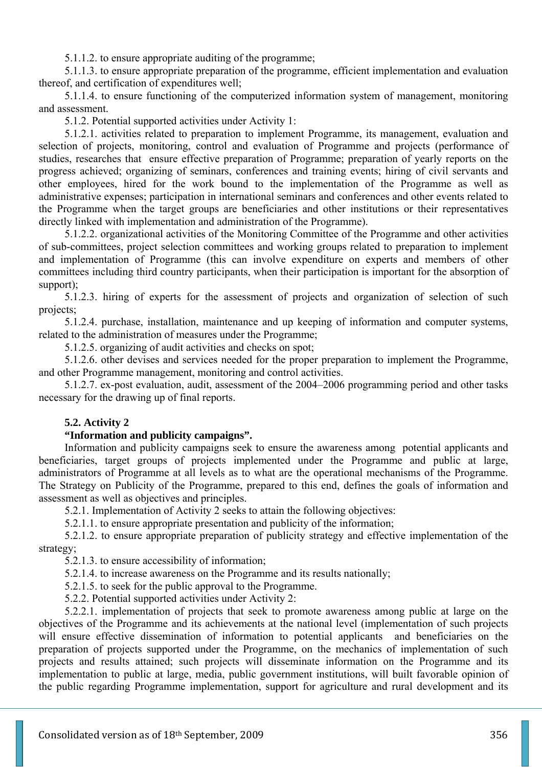5.1.1.2. to ensure appropriate auditing of the programme;

5.1.1.3. to ensure appropriate preparation of the programme, efficient implementation and evaluation thereof, and certification of expenditures well;

5.1.1.4. to ensure functioning of the computerized information system of management, monitoring and assessment.

5.1.2. Potential supported activities under Activity 1:

5.1.2.1. activities related to preparation to implement Programme, its management, evaluation and selection of projects, monitoring, control and evaluation of Programme and projects (performance of studies, researches that ensure effective preparation of Programme; preparation of yearly reports on the progress achieved; organizing of seminars, conferences and training events; hiring of civil servants and other employees, hired for the work bound to the implementation of the Programme as well as administrative expenses; participation in international seminars and conferences and other events related to the Programme when the target groups are beneficiaries and other institutions or their representatives directly linked with implementation and administration of the Programme).

5.1.2.2. organizational activities of the Monitoring Committee of the Programme and other activities of sub-committees, project selection committees and working groups related to preparation to implement and implementation of Programme (this can involve expenditure on experts and members of other committees including third country participants, when their participation is important for the absorption of support);

5.1.2.3. hiring of experts for the assessment of projects and organization of selection of such projects;

5.1.2.4. purchase, installation, maintenance and up keeping of information and computer systems, related to the administration of measures under the Programme;

5.1.2.5. organizing of audit activities and checks on spot;

5.1.2.6. other devises and services needed for the proper preparation to implement the Programme, and other Programme management, monitoring and control activities.

5.1.2.7. ex-post evaluation, audit, assessment of the 2004–2006 programming period and other tasks necessary for the drawing up of final reports.

**5.2. Activity 2**

**“Information and publicity campaigns”.**

Information and publicity campaigns seek to ensure the awareness among potential applicants and beneficiaries, target groups of projects implemented under the Programme and public at large, administrators of Programme at all levels as to what are the operational mechanisms of the Programme. The Strategy on Publicity of the Programme, prepared to this end, defines the goals of information and assessment as well as objectives and principles.

5.2.1. Implementation of Activity 2 seeks to attain the following objectives:

5.2.1.1. to ensure appropriate presentation and publicity of the information;

5.2.1.2. to ensure appropriate preparation of publicity strategy and effective implementation of the strategy;

5.2.1.3. to ensure accessibility of information;

5.2.1.4. to increase awareness on the Programme and its results nationally;

5.2.1.5. to seek for the public approval to the Programme.

5.2.2. Potential supported activities under Activity 2:

5.2.2.1. implementation of projects that seek to promote awareness among public at large on the objectives of the Programme and its achievements at the national level (implementation of such projects will ensure effective dissemination of information to potential applicants and beneficiaries on the preparation of projects supported under the Programme, on the mechanics of implementation of such projects and results attained; such projects will disseminate information on the Programme and its implementation to public at large, media, public government institutions, will built favorable opinion of the public regarding Programme implementation, support for agriculture and rural development and its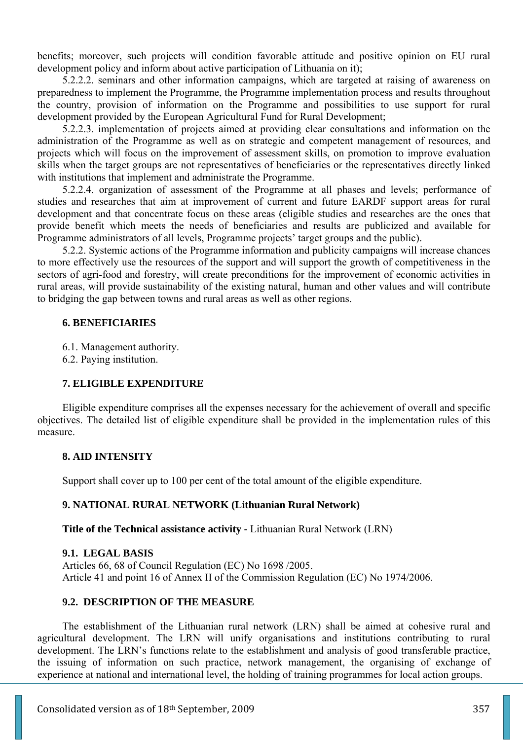benefits; moreover, such projects will condition favorable attitude and positive opinion on EU rural development policy and inform about active participation of Lithuania on it);

5.2.2.2. seminars and other information campaigns, which are targeted at raising of awareness on preparedness to implement the Programme, the Programme implementation process and results throughout the country, provision of information on the Programme and possibilities to use support for rural development provided by the European Agricultural Fund for Rural Development;

5.2.2.3. implementation of projects aimed at providing clear consultations and information on the administration of the Programme as well as on strategic and competent management of resources, and projects which will focus on the improvement of assessment skills, on promotion to improve evaluation skills when the target groups are not representatives of beneficiaries or the representatives directly linked with institutions that implement and administrate the Programme.

5.2.2.4. organization of assessment of the Programme at all phases and levels; performance of studies and researches that aim at improvement of current and future EARDF support areas for rural development and that concentrate focus on these areas (eligible studies and researches are the ones that provide benefit which meets the needs of beneficiaries and results are publicized and available for Programme administrators of all levels, Programme projects' target groups and the public).

5.2.2. Systemic actions of the Programme information and publicity campaigns will increase chances to more effectively use the resources of the support and will support the growth of competitiveness in the sectors of agri-food and forestry, will create preconditions for the improvement of economic activities in rural areas, will provide sustainability of the existing natural, human and other values and will contribute to bridging the gap between towns and rural areas as well as other regions.

### 6. BENEFICIARIES

6.1. Management authority.
6.2. Paying institution.

### 7. ELIGIBLE EXPENDITURE

Eligible expenditure comprises all the expenses necessary for the achievement of overall and specific objectives. The detailed list of eligible expenditure shall be provided in the implementation rules of this measure.

### 8. AID INTENSITY

Support shall cover up to 100 per cent of the total amount of the eligible expenditure.

### 9. NATIONAL RURAL NETWORK (Lithuanian Rural Network)

**Title of the Technical assistance activity -** Lithuanian Rural Network (LRN)

#### 9.1. LEGAL BASIS

Articles 66, 68 of Council Regulation (EC) No 1698 /2005.
Article 41 and point 16 of Annex II of the Commission Regulation (EC) No 1974/2006.

#### 9.2. DESCRIPTION OF THE MEASURE

The establishment of the Lithuanian rural network (LRN) shall be aimed at cohesive rural and agricultural development. The LRN will unify organisations and institutions contributing to rural development. The LRN's functions relate to the establishment and analysis of good transferable practice, the issuing of information on such practice, network management, the organising of exchange of experience at national and international level, the holding of training programmes for local action groups.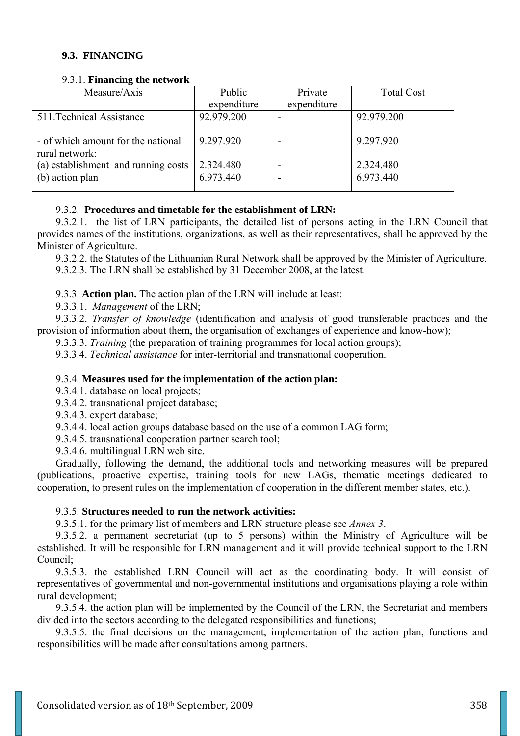### 9.3. FINANCING

9.3.1. **Financing the network**

| Measure/Axis | Public expenditure | Private expenditure | Total Cost |
|---|---|---|---|
| 511.Technical Assistance | 92.979.200 | - | 92.979.200 |
| - of which amount for the national rural network: | 9.297.920 | - | 9.297.920 |
| (a) establishment and running costs | 2.324.480 | - | 2.324.480 |
| (b) action plan | 6.973.440 | - | 6.973.440 |

9.3.2. **Procedures and timetable for the establishment of LRN:**

9.3.2.1. the list of LRN participants, the detailed list of persons acting in the LRN Council that provides names of the institutions, organizations, as well as their representatives, shall be approved by the Minister of Agriculture.

9.3.2.2. the Statutes of the Lithuanian Rural Network shall be approved by the Minister of Agriculture.

9.3.2.3. The LRN shall be established by 31 December 2008, at the latest.

9.3.3. **Action plan.** The action plan of the LRN will include at least:

9.3.3.1. *Management* of the LRN;

9.3.3.2. *Transfer of knowledge* (identification and analysis of good transferable practices and the provision of information about them, the organisation of exchanges of experience and know-how);

9.3.3.3. *Training* (the preparation of training programmes for local action groups);

9.3.3.4. *Technical assistance* for inter-territorial and transnational cooperation.

9.3.4. **Measures used for the implementation of the action plan:**

9.3.4.1. database on local projects;

9.3.4.2. transnational project database;

9.3.4.3. expert database;

9.3.4.4. local action groups database based on the use of a common LAG form;

9.3.4.5. transnational cooperation partner search tool;

9.3.4.6. multilingual LRN web site.

Gradually, following the demand, the additional tools and networking measures will be prepared (publications, proactive expertise, training tools for new LAGs, thematic meetings dedicated to cooperation, to present rules on the implementation of cooperation in the different member states, etc.).

9.3.5. **Structures needed to run the network activities:**

9.3.5.1. for the primary list of members and LRN structure please see *Annex 3*.

9.3.5.2. a permanent secretariat (up to 5 persons) within the Ministry of Agriculture will be established. It will be responsible for LRN management and it will provide technical support to the LRN Council;

9.3.5.3. the established LRN Council will act as the coordinating body. It will consist of representatives of governmental and non-governmental institutions and organisations playing a role within rural development;

9.3.5.4. the action plan will be implemented by the Council of the LRN, the Secretariat and members divided into the sectors according to the delegated responsibilities and functions;

9.3.5.5. the final decisions on the management, implementation of the action plan, functions and responsibilities will be made after consultations among partners.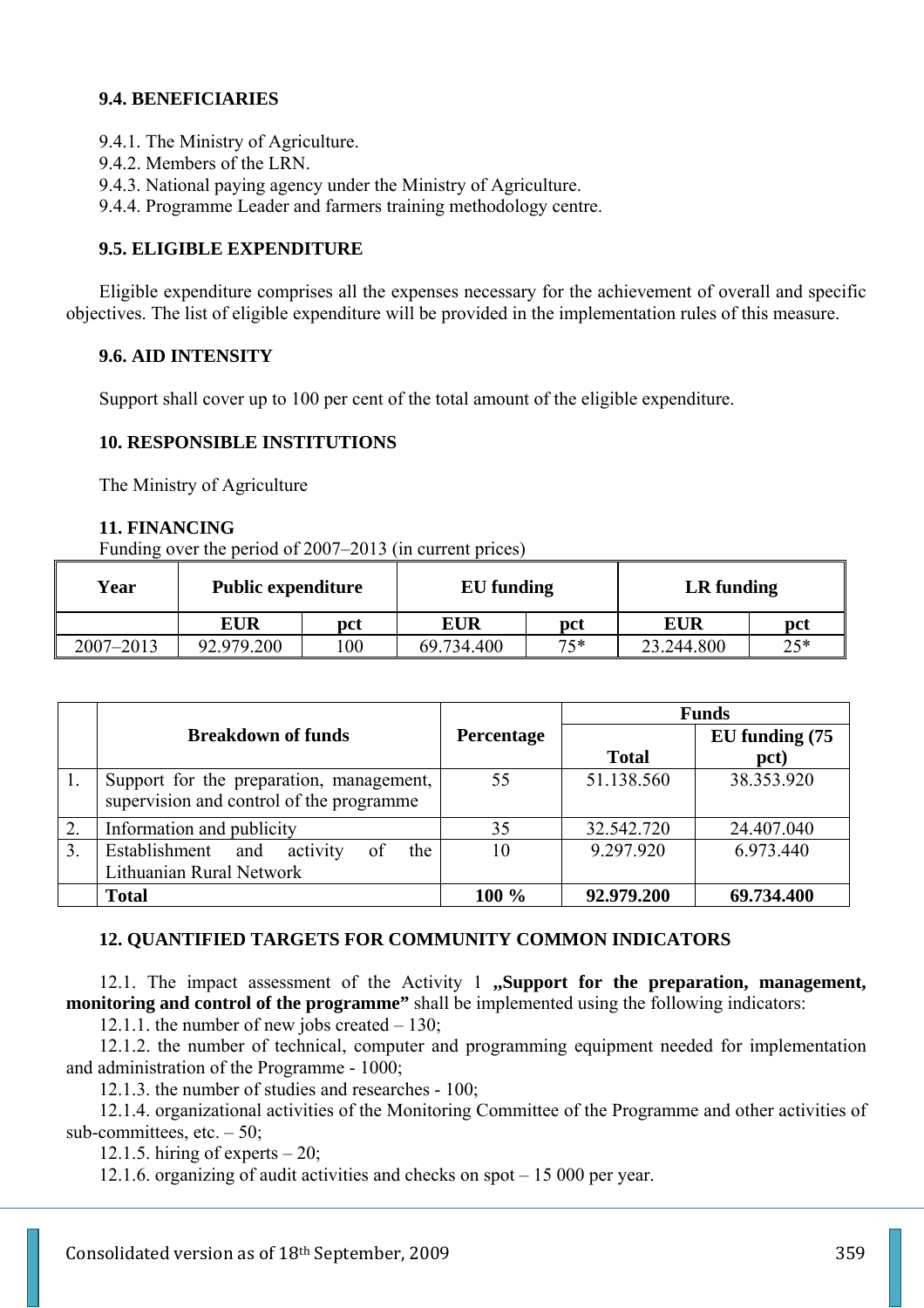### 9.4. BENEFICIARIES

9.4.1. The Ministry of Agriculture.
9.4.2. Members of the LRN.
9.4.3. National paying agency under the Ministry of Agriculture.
9.4.4. Programme Leader and farmers training methodology centre.

### 9.5. ELIGIBLE EXPENDITURE

Eligible expenditure comprises all the expenses necessary for the achievement of overall and specific objectives. The list of eligible expenditure will be provided in the implementation rules of this measure.

### 9.6. AID INTENSITY

Support shall cover up to 100 per cent of the total amount of the eligible expenditure.

## 10. RESPONSIBLE INSTITUTIONS

The Ministry of Agriculture

## 11. FINANCING

Funding over the period of 2007–2013 (in current prices)

| Year | Public expenditure | | EU funding | | LR funding | |
|---|---|---|---|---|---|---|
| | EUR | pct | EUR | pct | EUR | pct |
| 2007–2013 | 92.979.200 | 100 | 69.734.400 | 75* | 23.244.800 | 25* |

| | Breakdown of funds | Percentage | Funds | |
|---|---|---|---|---|
| | | | Total | EU funding (75 pct) |
| 1. | Support for the preparation, management, supervision and control of the programme | 55 | 51.138.560 | 38.353.920 |
| 2. | Information and publicity | 35 | 32.542.720 | 24.407.040 |
| 3. | Establishment and activity of the Lithuanian Rural Network | 10 | 9.297.920 | 6.973.440 |
| | **Total** | **100 %** | **92.979.200** | **69.734.400** |

## 12. QUANTIFIED TARGETS FOR COMMUNITY COMMON INDICATORS

12.1. The impact assessment of the Activity 1 **„Support for the preparation, management, monitoring and control of the programme"** shall be implemented using the following indicators:

12.1.1. the number of new jobs created – 130;
12.1.2. the number of technical, computer and programming equipment needed for implementation and administration of the Programme - 1000;
12.1.3. the number of studies and researches - 100;
12.1.4. organizational activities of the Monitoring Committee of the Programme and other activities of sub-committees, etc. – 50;
12.1.5. hiring of experts – 20;
12.1.6. organizing of audit activities and checks on spot – 15 000 per year.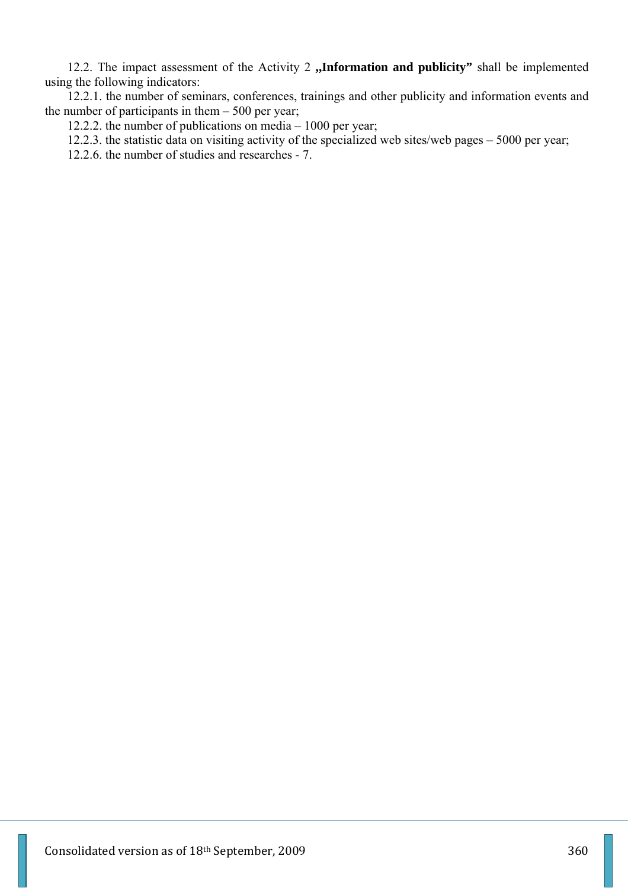12.2. The impact assessment of the Activity 2 **„Information and publicity"** shall be implemented using the following indicators:

12.2.1. the number of seminars, conferences, trainings and other publicity and information events and the number of participants in them – 500 per year;

12.2.2. the number of publications on media – 1000 per year;

12.2.3. the statistic data on visiting activity of the specialized web sites/web pages – 5000 per year;

12.2.6. the number of studies and researches - 7.